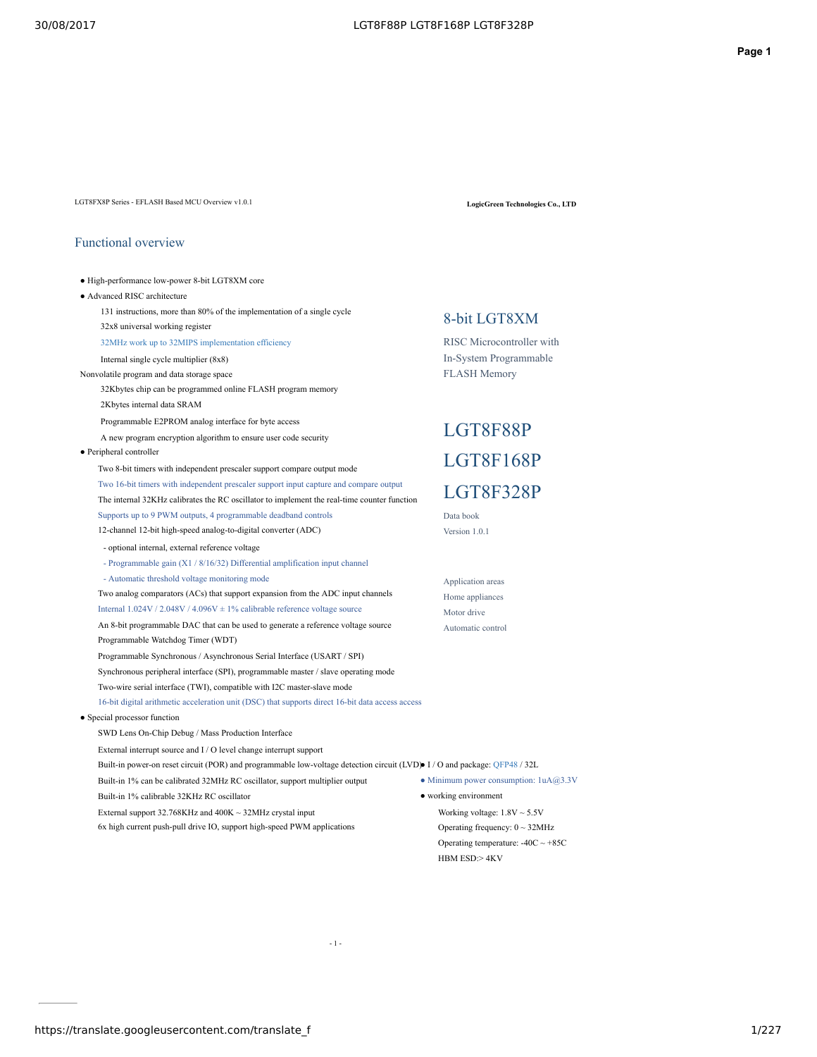LGT8FX8P Series - EFLASH Based MCU Overview v1.0.1

**LogicGreen Technologies Co., LTD**

## Functional overview

- High-performance low-power 8-bit LGT8XM core
- Advanced RISC architecture
  - 131 instructions, more than 80% of the implementation of a single cycle
  - 32x8 universal working register
  - 32MHz work up to 32MIPS implementation efficiency
  - Internal single cycle multiplier (8x8)

Nonvolatile program and data storage space
  - 32Kbytes chip can be programmed online FLASH program memory
  - 2Kbytes internal data SRAM
  - Programmable E2PROM analog interface for byte access
  - A new program encryption algorithm to ensure user code security
- Peripheral controller
  - Two 8-bit timers with independent prescaler support compare output mode
  - Two 16-bit timers with independent prescaler support input capture and compare output
  - The internal 32KHz calibrates the RC oscillator to implement the real-time counter function
  - Supports up to 9 PWM outputs, 4 programmable deadband controls
  - 12-channel 12-bit high-speed analog-to-digital converter (ADC)
    - optional internal, external reference voltage
    - Programmable gain (X1 / 8/16/32) Differential amplification input channel
    - Automatic threshold voltage monitoring mode
  - Two analog comparators (ACs) that support expansion from the ADC input channels
  - Internal 1.024V / 2.048V / 4.096V ± 1% calibrable reference voltage source
  - An 8-bit programmable DAC that can be used to generate a reference voltage source
  - Programmable Watchdog Timer (WDT)
  - Programmable Synchronous / Asynchronous Serial Interface (USART / SPI)
  - Synchronous peripheral interface (SPI), programmable master / slave operating mode
  - Two-wire serial interface (TWI), compatible with I2C master-slave mode
  - 16-bit digital arithmetic acceleration unit (DSC) that supports direct 16-bit data access access
- Special processor function
  - SWD Lens On-Chip Debug / Mass Production Interface
  - External interrupt source and I / O level change interrupt support
  - Built-in power-on reset circuit (POR) and programmable low-voltage detection circuit (LVD)
  - Built-in 1% can be calibrated 32MHz RC oscillator, support multiplier output
  - Built-in 1% calibrable 32KHz RC oscillator
  - External support 32.768KHz and 400K ~ 32MHz crystal input
  - 6x high current push-pull drive IO, support high-speed PWM applications

## 8-bit LGT8XM

RISC Microcontroller with In-System Programmable FLASH Memory

# LGT8F88P
# LGT8F168P
# LGT8F328P

Data book

Version 1.0.1

Application areas

Home appliances

Motor drive

Automatic control

- I / O and package: QFP48 / 32L
- Minimum power consumption: 1uA@3.3V
- working environment
  - Working voltage: 1.8V ~ 5.5V
  - Operating frequency: 0 ~ 32MHz
  - Operating temperature: -40C ~ +85C
  - HBM ESD:> 4KV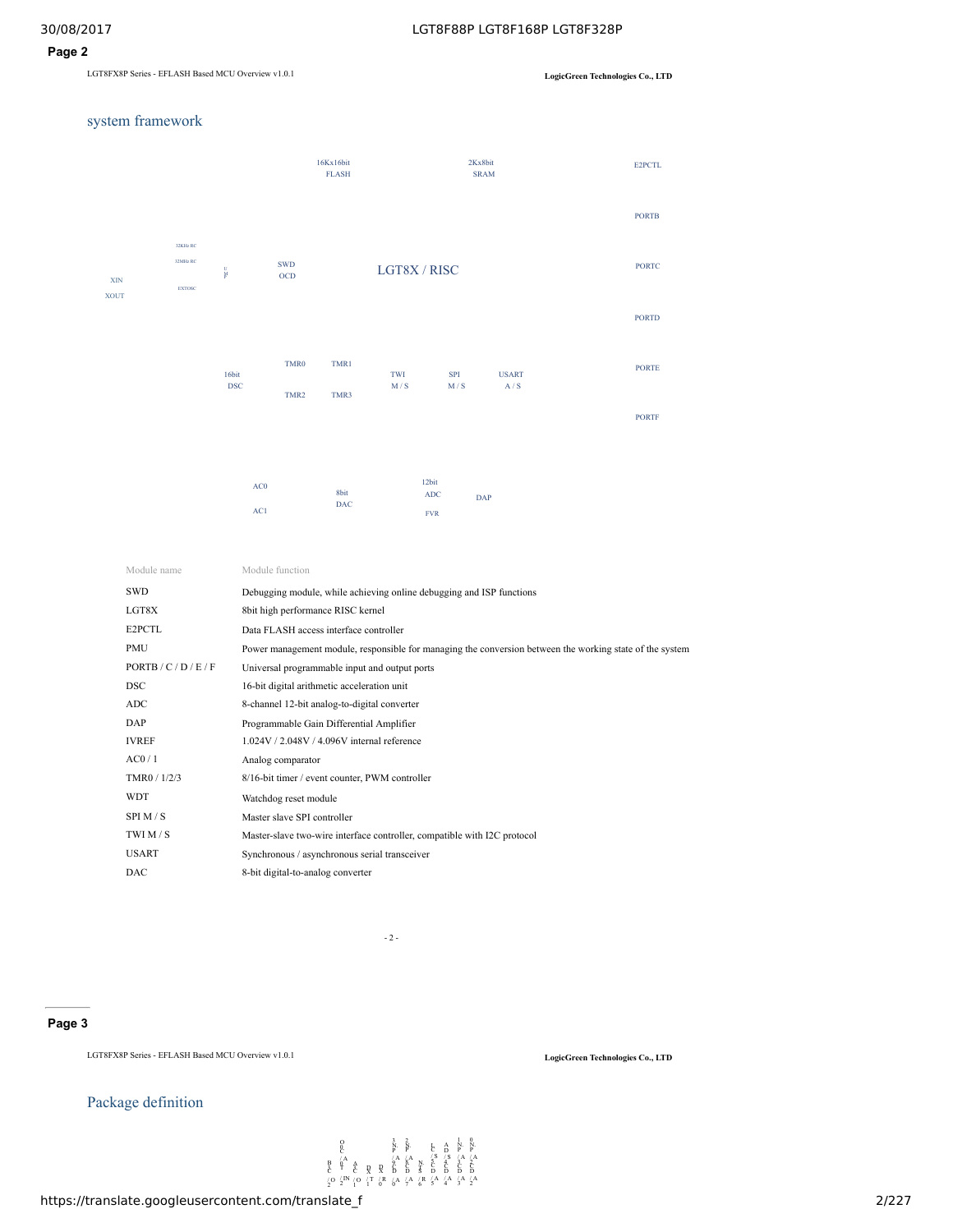## system framework

16Kx16bit FLASH

2Kx8bit SRAM

E2PCTL

PORTB

32KHz RC

32MHz RC

EXTOSC

XIN

XOUT

PMU

SWD OCD

LGT8X / RISC

PORTC

PORTD

16bit DSC

TMR0

TMR1

TMR2

TMR3

TWI M / S

SPI M / S

USART A / S

PORTE

PORTF

AC0

AC1

8bit DAC

12bit ADC

FVR

DAP

| Module name | Module function |
|---|---|
| SWD | Debugging module, while achieving online debugging and ISP functions |
| LGT8X | 8bit high performance RISC kernel |
| E2PCTL | Data FLASH access interface controller |
| PMU | Power management module, responsible for managing the conversion between the working state of the system |
| PORTB / C / D / E / F | Universal programmable input and output ports |
| DSC | 16-bit digital arithmetic acceleration unit |
| ADC | 8-channel 12-bit analog-to-digital converter |
| DAP | Programmable Gain Differential Amplifier |
| IVREF | 1.024V / 2.048V / 4.096V internal reference |
| AC0 / 1 | Analog comparator |
| TMR0 / 1/2/3 | 8/16-bit timer / event counter, PWM controller |
| WDT | Watchdog reset module |
| SPI M / S | Master slave SPI controller |
| TWI M / S | Master-slave two-wire interface controller, compatible with I2C protocol |
| USART | Synchronous / asynchronous serial transceiver |
| DAC | 8-bit digital-to-analog converter |

## Package definition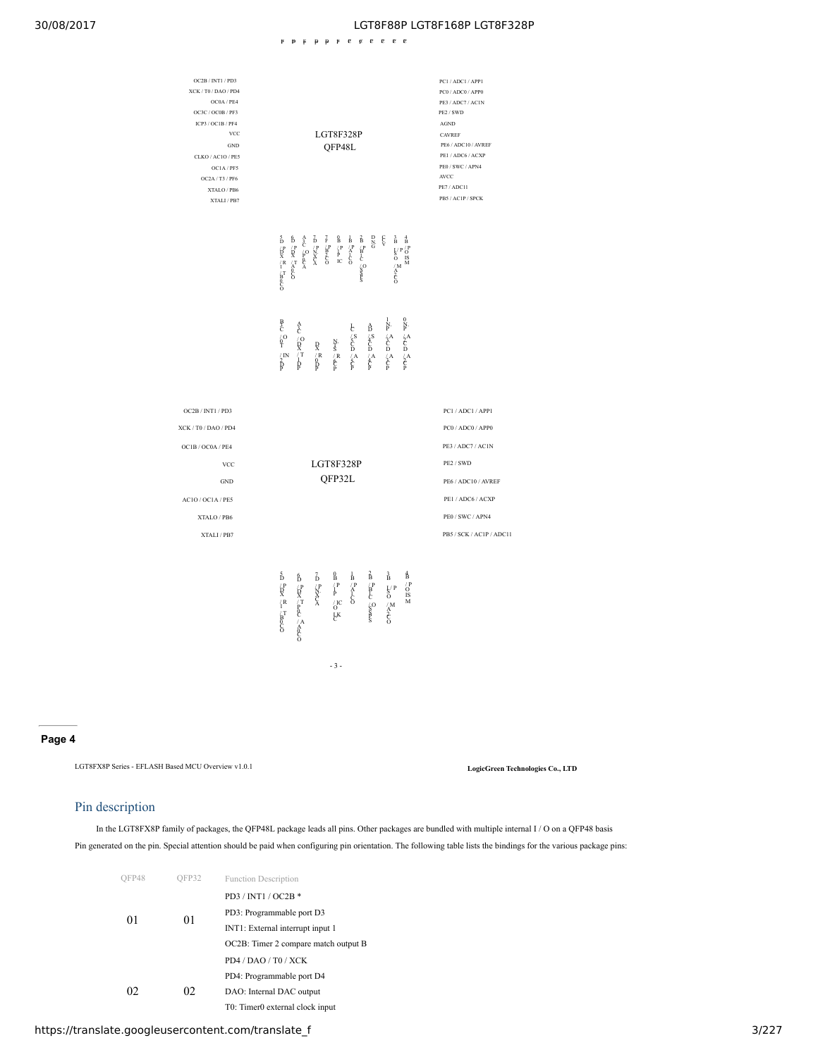LGT8F328P
QFP48L

| Left side | Right side |
|---|---|
| OC2B / INT1 / PD3 | PC1 / ADC1 / APP1 |
| XCK / T0 / DAO / PD4 | PC0 / ADC0 / APP0 |
| OC0A / PE4 | PE3 / ADC7 / AC1N |
| OC3C / OC0B / PF3 | PE2 / SWD |
| ICP3 / OC1B / PF4 | AGND |
| VCC | CAVREF |
| GND | PE6 / ADC10 / AVREF |
| CLKO / AC1O / PE5 | PE1 / ADC6 / ACXP |
| OC1A / PF5 | PE0 / SWC / APN4 |
| OC2A / T3 / PF6 | AVCC |
| XTALO / PB6 | PE7 / ADC11 |
| XTALI / PB7 | PB5 / AC1P / SPCK |

LGT8F328P
QFP32L

| Left side | Right side |
|---|---|
| OC2B / INT1 / PD3 | PC1 / ADC1 / APP1 |
| XCK / T0 / DAO / PD4 | PC0 / ADC0 / APP0 |
| OC1B / OC0A / PE4 | PE3 / ADC7 / AC1N |
| VCC | PE2 / SWD |
| GND | PE6 / ADC10 / AVREF |
| AC1O / OC1A / PE5 | PE1 / ADC6 / ACXP |
| XTALO / PB6 | PE0 / SWC / APN4 |
| XTALI / PB7 | PB5 / SCK / AC1P / ADC11 |

LGT8FX8P Series - EFLASH Based MCU Overview v1.0.1

**LogicGreen Technologies Co., LTD**

## Pin description

In the LGT8FX8P family of packages, the QFP48L package leads all pins. Other packages are bundled with multiple internal I / O on a QFP48 basis Pin generated on the pin. Special attention should be paid when configuring pin orientation. The following table lists the bindings for the various package pins:

| QFP48 | QFP32 | Function Description |
|---|---|---|
| 01 | 01 | PD3 / INT1 / OC2B * |
| | | PD3: Programmable port D3 |
| | | INT1: External interrupt input 1 |
| | | OC2B: Timer 2 compare match output B |
| 02 | 02 | PD4 / DAO / T0 / XCK |
| | | PD4: Programmable port D4 |
| | | DAO: Internal DAC output |
| | | T0: Timer0 external clock input |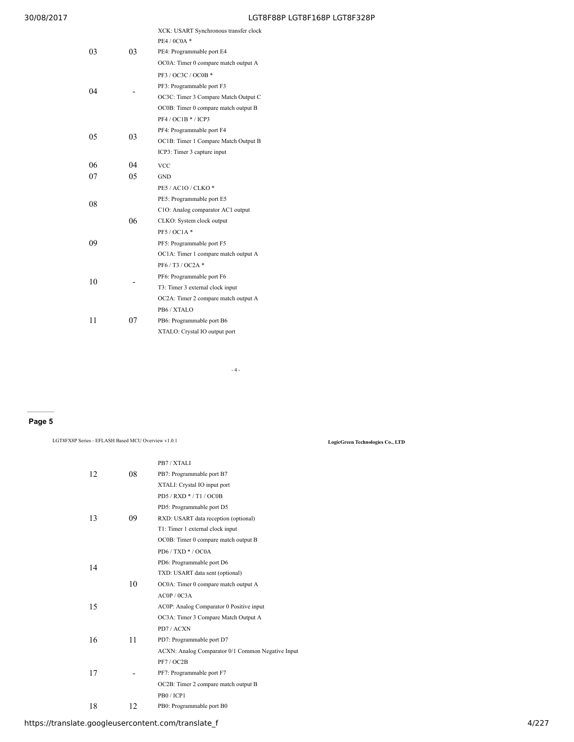| | | XCK: USART Synchronous transfer clock |
|---|---|---|
| 03 | 03 | PE4 / 0C0A *<br>PE4: Programmable port E4<br>OC0A: Timer 0 compare match output A |
| 04 | - | PF3 / OC3C / OC0B *<br>PF3: Programmable port F3<br>OC3C: Timer 3 Compare Match Output C<br>OC0B: Timer 0 compare match output B |
| 05 | 03 | PF4 / OC1B * / ICP3<br>PF4: Programmable port F4<br>OC1B: Timer 1 Compare Match Output B<br>ICP3: Timer 3 capture input |
| 06 | 04 | VCC |
| 07 | 05 | GND |
| 08 | | PE5 / AC1O / CLKO *<br>PE5: Programmable port E5<br>C1O: Analog comparator AC1 output |
| | 06 | CLKO: System clock output |
| 09 | | PF5 / OC1A *<br>PF5: Programmable port F5<br>OC1A: Timer 1 compare match output A |
| 10 | - | PF6 / T3 / OC2A *<br>PF6: Programmable port F6<br>T3: Timer 3 external clock input<br>OC2A: Timer 2 compare match output A |
| 11 | 07 | PB6 / XTALO<br>PB6: Programmable port B6<br>XTALO: Crystal IO output port |
| 12 | 08 | PB7 / XTALI<br>PB7: Programmable port B7<br>XTALI: Crystal IO input port |
| 13 | 09 | PD5 / RXD * / T1 / OC0B<br>PD5: Programmable port D5<br>RXD: USART data reception (optional)<br>T1: Timer 1 external clock input<br>OC0B: Timer 0 compare match output B |
| 14 | | PD6 / TXD * / OC0A<br>PD6: Programmable port D6<br>TXD: USART data sent (optional) |
| | 10 | OC0A: Timer 0 compare match output A |
| 15 | | AC0P / 0C3A<br>AC0P: Analog Comparator 0 Positive input<br>OC3A: Timer 3 Compare Match Output A |
| 16 | 11 | PD7 / ACXN<br>PD7: Programmable port D7<br>ACXN: Analog Comparator 0/1 Common Negative Input |
| 17 | - | PF7 / OC2B<br>PF7: Programmable port F7<br>OC2B: Timer 2 compare match output B |
| 18 | 12 | PB0 / ICP1<br>PB0: Programmable port B0 |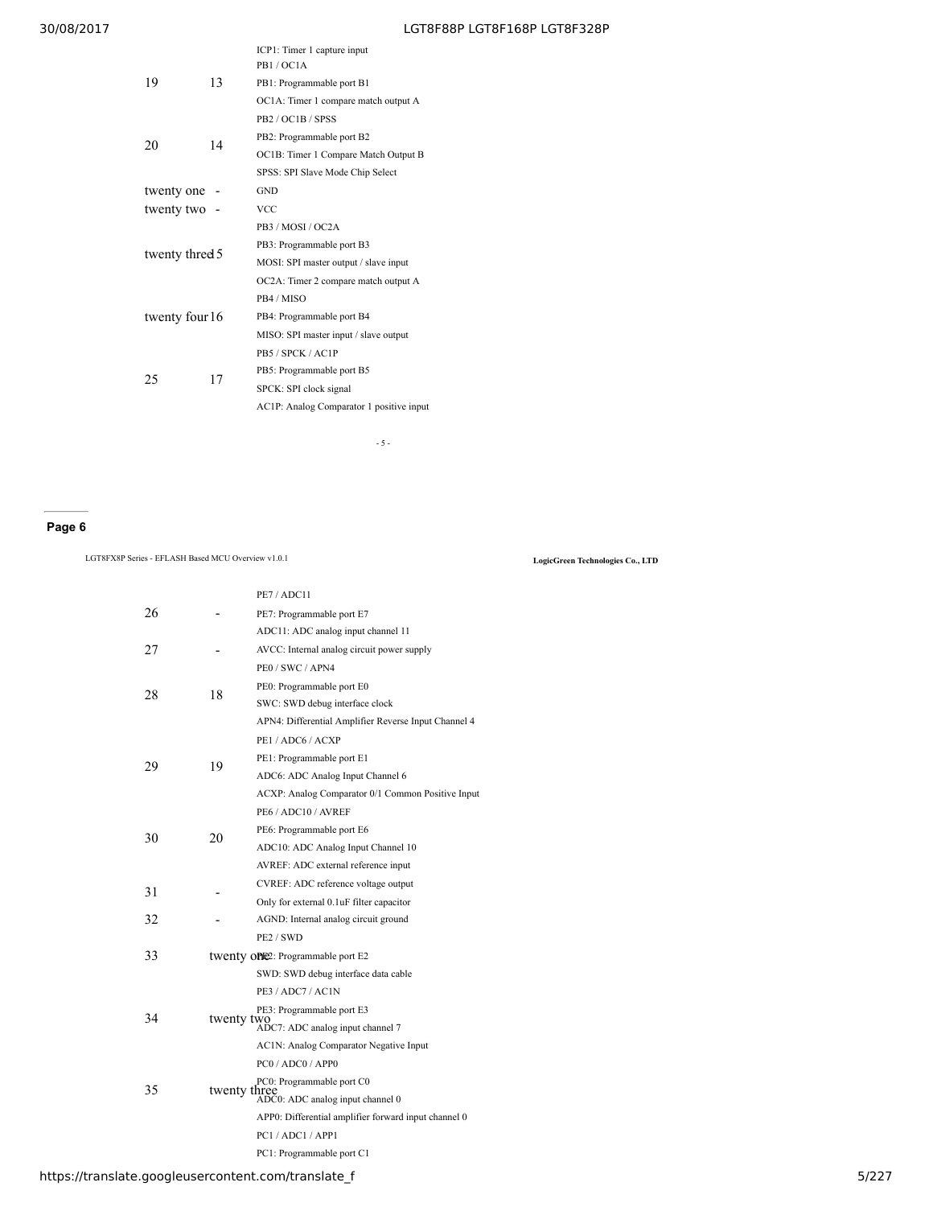| | | |
|---|---|---|
| | | ICP1: Timer 1 capture input |
| 19 | 13 | PB1 / OC1A<br>PB1: Programmable port B1<br>OC1A: Timer 1 compare match output A |
| 20 | 14 | PB2 / OC1B / SPSS<br>PB2: Programmable port B2<br>OC1B: Timer 1 Compare Match Output B<br>SPSS: SPI Slave Mode Chip Select |
| twenty one | - | GND |
| twenty two | - | VCC |
| twenty three | 15 | PB3 / MOSI / OC2A<br>PB3: Programmable port B3<br>MOSI: SPI master output / slave input<br>OC2A: Timer 2 compare match output A |
| twenty four | 16 | PB4 / MISO<br>PB4: Programmable port B4<br>MISO: SPI master input / slave output |
| 25 | 17 | PB5 / SPCK / AC1P<br>PB5: Programmable port B5<br>SPCK: SPI clock signal<br>AC1P: Analog Comparator 1 positive input |

## Page 6

LGT8FX8P Series - EFLASH Based MCU Overview v1.0.1 — LogicGreen Technologies Co., LTD

| | | |
|---|---|---|
| 26 | - | PE7 / ADC11<br>PE7: Programmable port E7<br>ADC11: ADC analog input channel 11 |
| 27 | - | AVCC: Internal analog circuit power supply |
| 28 | 18 | PE0 / SWC / APN4<br>PE0: Programmable port E0<br>SWC: SWD debug interface clock<br>APN4: Differential Amplifier Reverse Input Channel 4 |
| 29 | 19 | PE1 / ADC6 / ACXP<br>PE1: Programmable port E1<br>ADC6: ADC Analog Input Channel 6<br>ACXP: Analog Comparator 0/1 Common Positive Input |
| 30 | 20 | PE6 / ADC10 / AVREF<br>PE6: Programmable port E6<br>ADC10: ADC Analog Input Channel 10<br>AVREF: ADC external reference input |
| 31 | - | CVREF: ADC reference voltage output<br>Only for external 0.1uF filter capacitor |
| 32 | - | AGND: Internal analog circuit ground |
| 33 | twenty one | PE2 / SWD<br>PE2: Programmable port E2<br>SWD: SWD debug interface data cable |
| 34 | twenty two | PE3 / ADC7 / AC1N<br>PE3: Programmable port E3<br>ADC7: ADC analog input channel 7<br>AC1N: Analog Comparator Negative Input |
| 35 | twenty three | PC0 / ADC0 / APP0<br>PC0: Programmable port C0<br>ADC0: ADC analog input channel 0<br>APP0: Differential amplifier forward input channel 0 |
| | | PC1 / ADC1 / APP1<br>PC1: Programmable port C1 |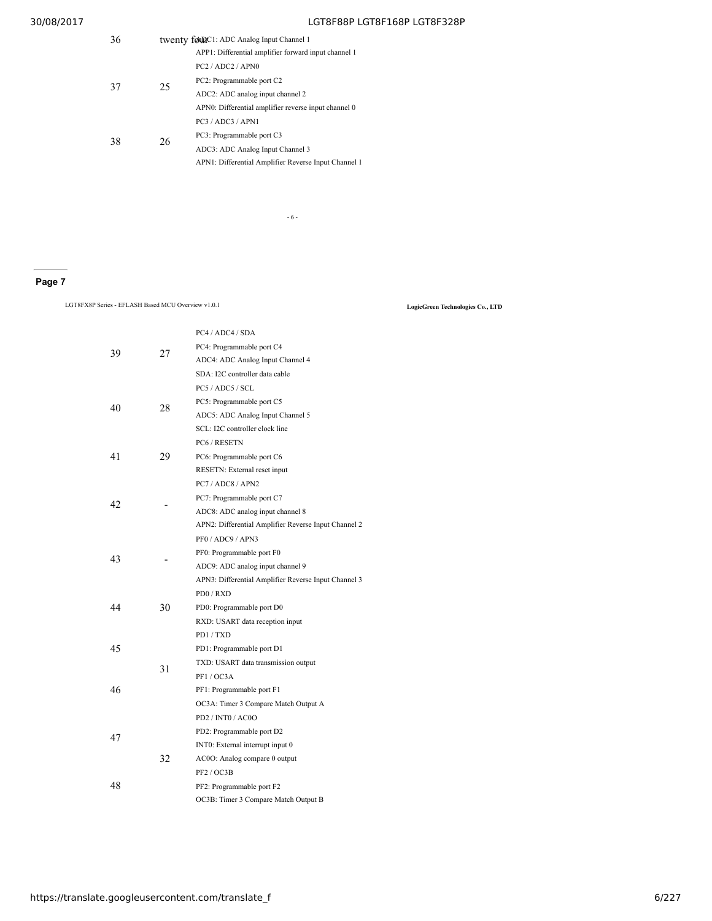| | | |
|---|---|---|
| 36 | twenty four | ADC1: ADC Analog Input Channel 1<br>APP1: Differential amplifier forward input channel 1 |
| 37 | 25 | PC2 / ADC2 / APN0<br>PC2: Programmable port C2<br>ADC2: ADC analog input channel 2<br>APN0: Differential amplifier reverse input channel 0 |
| 38 | 26 | PC3 / ADC3 / APN1<br>PC3: Programmable port C3<br>ADC3: ADC Analog Input Channel 3<br>APN1: Differential Amplifier Reverse Input Channel 1 |

- 6 -

## Page 7

LGT8FX8P Series - EFLASH Based MCU Overview v1.0.1 **LogicGreen Technologies Co., LTD**

| | | |
|---|---|---|
| 39 | 27 | PC4 / ADC4 / SDA<br>PC4: Programmable port C4<br>ADC4: ADC Analog Input Channel 4<br>SDA: I2C controller data cable |
| 40 | 28 | PC5 / ADC5 / SCL<br>PC5: Programmable port C5<br>ADC5: ADC Analog Input Channel 5<br>SCL: I2C controller clock line |
| 41 | 29 | PC6 / RESETN<br>PC6: Programmable port C6<br>RESETN: External reset input |
| 42 | - | PC7 / ADC8 / APN2<br>PC7: Programmable port C7<br>ADC8: ADC analog input channel 8<br>APN2: Differential Amplifier Reverse Input Channel 2 |
| 43 | - | PF0 / ADC9 / APN3<br>PF0: Programmable port F0<br>ADC9: ADC analog input channel 9<br>APN3: Differential Amplifier Reverse Input Channel 3 |
| 44 | 30 | PD0 / RXD<br>PD0: Programmable port D0<br>RXD: USART data reception input |
| 45 | 31 | PD1 / TXD<br>PD1: Programmable port D1<br>TXD: USART data transmission output |
| 46 | | PF1 / OC3A<br>PF1: Programmable port F1<br>OC3A: Timer 3 Compare Match Output A |
| 47 | 32 | PD2 / INT0 / AC0O<br>PD2: Programmable port D2<br>INT0: External interrupt input 0<br>AC0O: Analog compare 0 output |
| 48 | | PF2 / OC3B<br>PF2: Programmable port F2<br>OC3B: Timer 3 Compare Match Output B |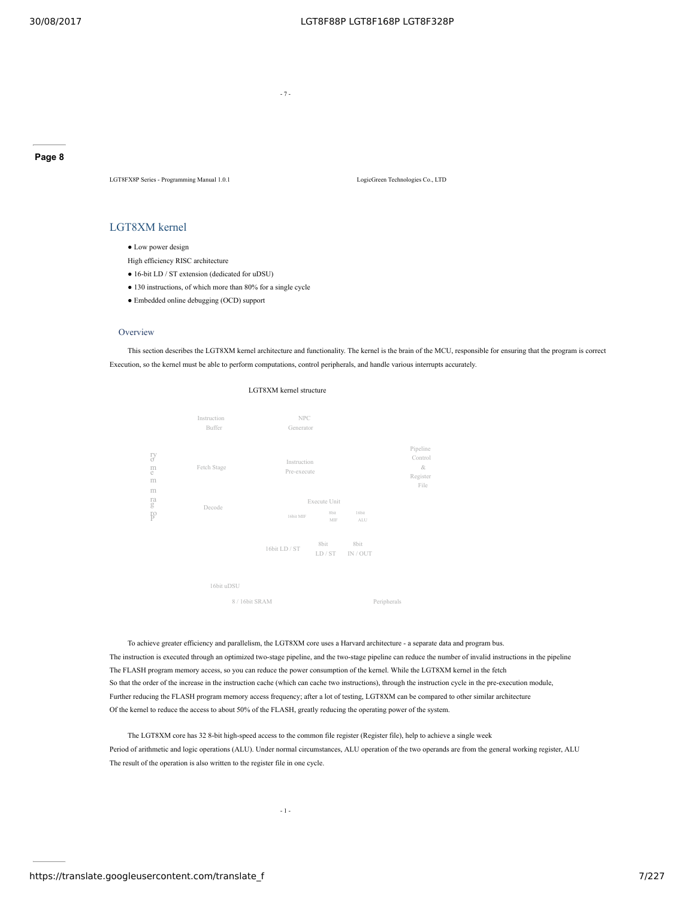## LGT8XM kernel

- Low power design

High efficiency RISC architecture

- 16-bit LD / ST extension (dedicated for uDSU)
- 130 instructions, of which more than 80% for a single cycle
- Embedded online debugging (OCD) support

### Overview

This section describes the LGT8XM kernel architecture and functionality. The kernel is the brain of the MCU, responsible for ensuring that the program is correct Execution, so the kernel must be able to perform computations, control peripherals, and handle various interrupts accurately.

LGT8XM kernel structure

Instruction Buffer

NPC Generator

Pipeline Control & Register File

program memory

Fetch Stage

Instruction Pre-execute

Decode

Execute Unit

16bit MIF

8bit MIF

16bit ALU

16bit LD / ST

8bit LD / ST

8bit IN / OUT

16bit uDSU

8 / 16bit SRAM

Peripherals

To achieve greater efficiency and parallelism, the LGT8XM core uses a Harvard architecture - a separate data and program bus. The instruction is executed through an optimized two-stage pipeline, and the two-stage pipeline can reduce the number of invalid instructions in the pipeline The FLASH program memory access, so you can reduce the power consumption of the kernel. While the LGT8XM kernel in the fetch So that the order of the increase in the instruction cache (which can cache two instructions), through the instruction cycle in the pre-execution module, Further reducing the FLASH program memory access frequency; after a lot of testing, LGT8XM can be compared to other similar architecture Of the kernel to reduce the access to about 50% of the FLASH, greatly reducing the operating power of the system.

The LGT8XM core has 32 8-bit high-speed access to the common file register (Register file), help to achieve a single week Period of arithmetic and logic operations (ALU). Under normal circumstances, ALU operation of the two operands are from the general working register, ALU The result of the operation is also written to the register file in one cycle.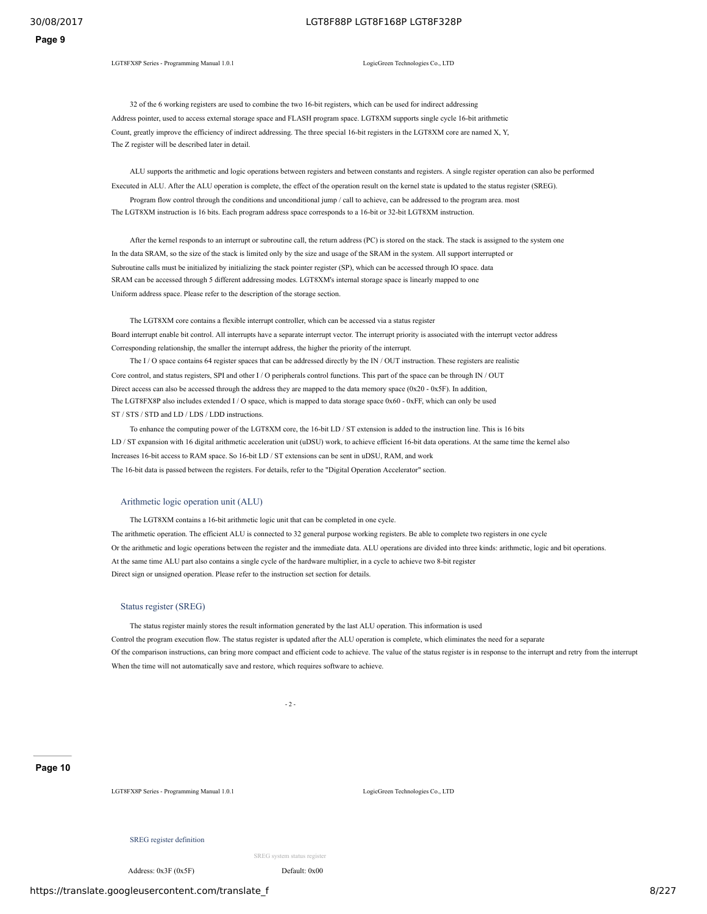32 of the 6 working registers are used to combine the two 16-bit registers, which can be used for indirect addressing
Address pointer, used to access external storage space and FLASH program space. LGT8XM supports single cycle 16-bit arithmetic
Count, greatly improve the efficiency of indirect addressing. The three special 16-bit registers in the LGT8XM core are named X, Y,
The Z register will be described later in detail.

ALU supports the arithmetic and logic operations between registers and between constants and registers. A single register operation can also be performed
Executed in ALU. After the ALU operation is complete, the effect of the operation result on the kernel state is updated to the status register (SREG).

Program flow control through the conditions and unconditional jump / call to achieve, can be addressed to the program area. most
The LGT8XM instruction is 16 bits. Each program address space corresponds to a 16-bit or 32-bit LGT8XM instruction.

After the kernel responds to an interrupt or subroutine call, the return address (PC) is stored on the stack. The stack is assigned to the system one
In the data SRAM, so the size of the stack is limited only by the size and usage of the SRAM in the system. All support interrupted or
Subroutine calls must be initialized by initializing the stack pointer register (SP), which can be accessed through IO space. data
SRAM can be accessed through 5 different addressing modes. LGT8XM's internal storage space is linearly mapped to one
Uniform address space. Please refer to the description of the storage section.

The LGT8XM core contains a flexible interrupt controller, which can be accessed via a status register
Board interrupt enable bit control. All interrupts have a separate interrupt vector. The interrupt priority is associated with the interrupt vector address
Corresponding relationship, the smaller the interrupt address, the higher the priority of the interrupt.

The I / O space contains 64 register spaces that can be addressed directly by the IN / OUT instruction. These registers are realistic
Core control, and status registers, SPI and other I / O peripherals control functions. This part of the space can be through IN / OUT
Direct access can also be accessed through the address they are mapped to the data memory space (0x20 - 0x5F). In addition,
The LGT8FX8P also includes extended I / O space, which is mapped to data storage space 0x60 - 0xFF, which can only be used
ST / STS / STD and LD / LDS / LDD instructions.

To enhance the computing power of the LGT8XM core, the 16-bit LD / ST extension is added to the instruction line. This is 16 bits
LD / ST expansion with 16 digital arithmetic acceleration unit (uDSU) work, to achieve efficient 16-bit data operations. At the same time the kernel also
Increases 16-bit access to RAM space. So 16-bit LD / ST extensions can be sent in uDSU, RAM, and work
The 16-bit data is passed between the registers. For details, refer to the "Digital Operation Accelerator" section.

## Arithmetic logic operation unit (ALU)

The LGT8XM contains a 16-bit arithmetic logic unit that can be completed in one cycle.
The arithmetic operation. The efficient ALU is connected to 32 general purpose working registers. Be able to complete two registers in one cycle
Or the arithmetic and logic operations between the register and the immediate data. ALU operations are divided into three kinds: arithmetic, logic and bit operations.
At the same time ALU part also contains a single cycle of the hardware multiplier, in a cycle to achieve two 8-bit register
Direct sign or unsigned operation. Please refer to the instruction set section for details.

## Status register (SREG)

The status register mainly stores the result information generated by the last ALU operation. This information is used
Control the program execution flow. The status register is updated after the ALU operation is complete, which eliminates the need for a separate
Of the comparison instructions, can bring more compact and efficient code to achieve. The value of the status register is in response to the interrupt and retry from the interrupt
When the time will not automatically save and restore, which requires software to achieve.

### SREG register definition

SREG system status register

Address: 0x3F (0x5F) Default: 0x00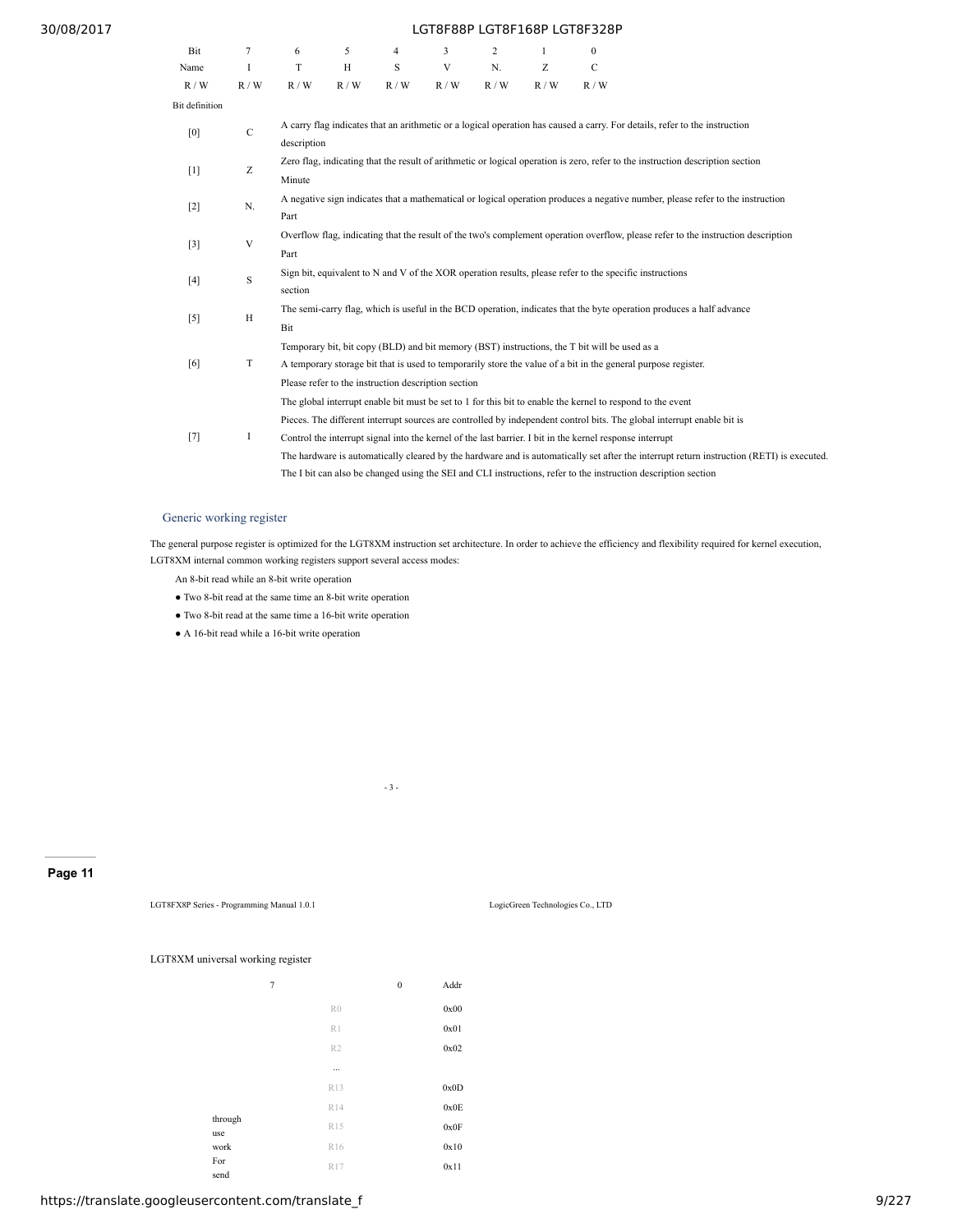| Bit | 7 | 6 | 5 | 4 | 3 | 2 | 1 | 0 |
|---|---|---|---|---|---|---|---|---|
| Name | I | T | H | S | V | N. | Z | C |
| R / W | R / W | R / W | R / W | R / W | R / W | R / W | R / W | R / W |

Bit definition

| | | |
|---|---|---|
| [0] | C | A carry flag indicates that an arithmetic or a logical operation has caused a carry. For details, refer to the instruction description |
| [1] | Z | Zero flag, indicating that the result of arithmetic or logical operation is zero, refer to the instruction description section Minute |
| [2] | N. | A negative sign indicates that a mathematical or logical operation produces a negative number, please refer to the instruction Part |
| [3] | V | Overflow flag, indicating that the result of the two's complement operation overflow, please refer to the instruction description Part |
| [4] | S | Sign bit, equivalent to N and V of the XOR operation results, please refer to the specific instructions section |
| [5] | H | The semi-carry flag, which is useful in the BCD operation, indicates that the byte operation produces a half advance Bit |
| [6] | T | Temporary bit, bit copy (BLD) and bit memory (BST) instructions, the T bit will be used as a A temporary storage bit that is used to temporarily store the value of a bit in the general purpose register. Please refer to the instruction description section |
| [7] | I | The global interrupt enable bit must be set to 1 for this bit to enable the kernel to respond to the event Pieces. The different interrupt sources are controlled by independent control bits. The global interrupt enable bit is Control the interrupt signal into the kernel of the last barrier. I bit in the kernel response interrupt The hardware is automatically cleared by the hardware and is automatically set after the interrupt return instruction (RETI) is executed. The I bit can also be changed using the SEI and CLI instructions, refer to the instruction description section |

### Generic working register

The general purpose register is optimized for the LGT8XM instruction set architecture. In order to achieve the efficiency and flexibility required for kernel execution, LGT8XM internal common working registers support several access modes:

An 8-bit read while an 8-bit write operation

- Two 8-bit read at the same time an 8-bit write operation
- Two 8-bit read at the same time a 16-bit write operation
- A 16-bit read while a 16-bit write operation

- 3 -

LGT8FX8P Series - Programming Manual 1.0.1 LogicGreen Technologies Co., LTD

LGT8XM universal working register

| | 7 ... 0 | Addr |
|---|---|---|
| | R0 | 0x00 |
| | R1 | 0x01 |
| | R2 | 0x02 |
| | ... | |
| | R13 | 0x0D |
| | R14 | 0x0E |
| through use | R15 | 0x0F |
| work | R16 | 0x10 |
| For send | R17 | 0x11 |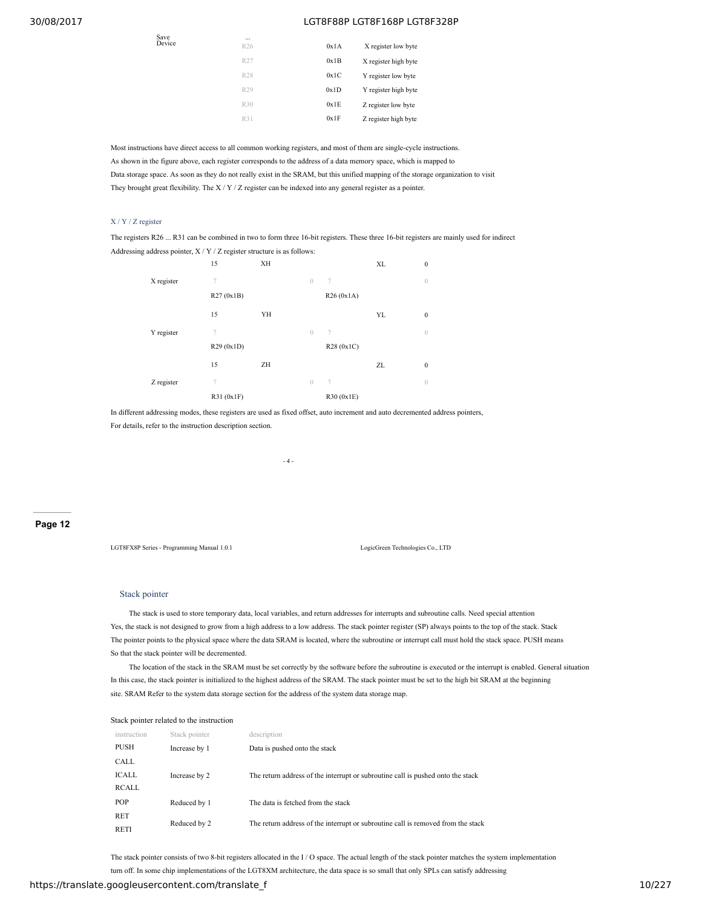| Save Device | ... | | |
|---|---|---|---|
| | R26 | 0x1A | X register low byte |
| | R27 | 0x1B | X register high byte |
| | R28 | 0x1C | Y register low byte |
| | R29 | 0x1D | Y register high byte |
| | R30 | 0x1E | Z register low byte |
| | R31 | 0x1F | Z register high byte |

Most instructions have direct access to all common working registers, and most of them are single-cycle instructions.
As shown in the figure above, each register corresponds to the address of a data memory space, which is mapped to
Data storage space. As soon as they do not really exist in the SRAM, but this unified mapping of the storage organization to visit
They brought great flexibility. The X / Y / Z register can be indexed into any general register as a pointer.

### X / Y / Z register

The registers R26 ... R31 can be combined in two to form three 16-bit registers. These three 16-bit registers are mainly used for indirect
Addressing address pointer, X / Y / Z register structure is as follows:

| | 15 | XH | | | XL | 0 |
|---|---|---|---|---|---|---|
| X register | 7 | | 0 | 7 | | 0 |
| | R27 (0x1B) | | | R26 (0x1A) | | |
| | 15 | YH | | | YL | 0 |
| Y register | 7 | | 0 | 7 | | 0 |
| | R29 (0x1D) | | | R28 (0x1C) | | |
| | 15 | ZH | | | ZL | 0 |
| Z register | 7 | | 0 | 7 | | 0 |
| | R31 (0x1F) | | | R30 (0x1E) | | |

In different addressing modes, these registers are used as fixed offset, auto increment and auto decremented address pointers,
For details, refer to the instruction description section.

### Stack pointer

The stack is used to store temporary data, local variables, and return addresses for interrupts and subroutine calls. Need special attention
Yes, the stack is not designed to grow from a high address to a low address. The stack pointer register (SP) always points to the top of the stack. Stack
The pointer points to the physical space where the data SRAM is located, where the subroutine or interrupt call must hold the stack space. PUSH means
So that the stack pointer will be decremented.

The location of the stack in the SRAM must be set correctly by the software before the subroutine is executed or the interrupt is enabled. General situation
In this case, the stack pointer is initialized to the highest address of the SRAM. The stack pointer must be set to the high bit SRAM at the beginning
site. SRAM Refer to the system data storage section for the address of the system data storage map.

Stack pointer related to the instruction

| instruction | Stack pointer | description |
|---|---|---|
| PUSH | Increase by 1 | Data is pushed onto the stack |
| CALL<br>ICALL<br>RCALL | Increase by 2 | The return address of the interrupt or subroutine call is pushed onto the stack |
| POP | Reduced by 1 | The data is fetched from the stack |
| RET<br>RETI | Reduced by 2 | The return address of the interrupt or subroutine call is removed from the stack |

The stack pointer consists of two 8-bit registers allocated in the I / O space. The actual length of the stack pointer matches the system implementation
turn off. In some chip implementations of the LGT8XM architecture, the data space is so small that only SPLs can satisfy addressing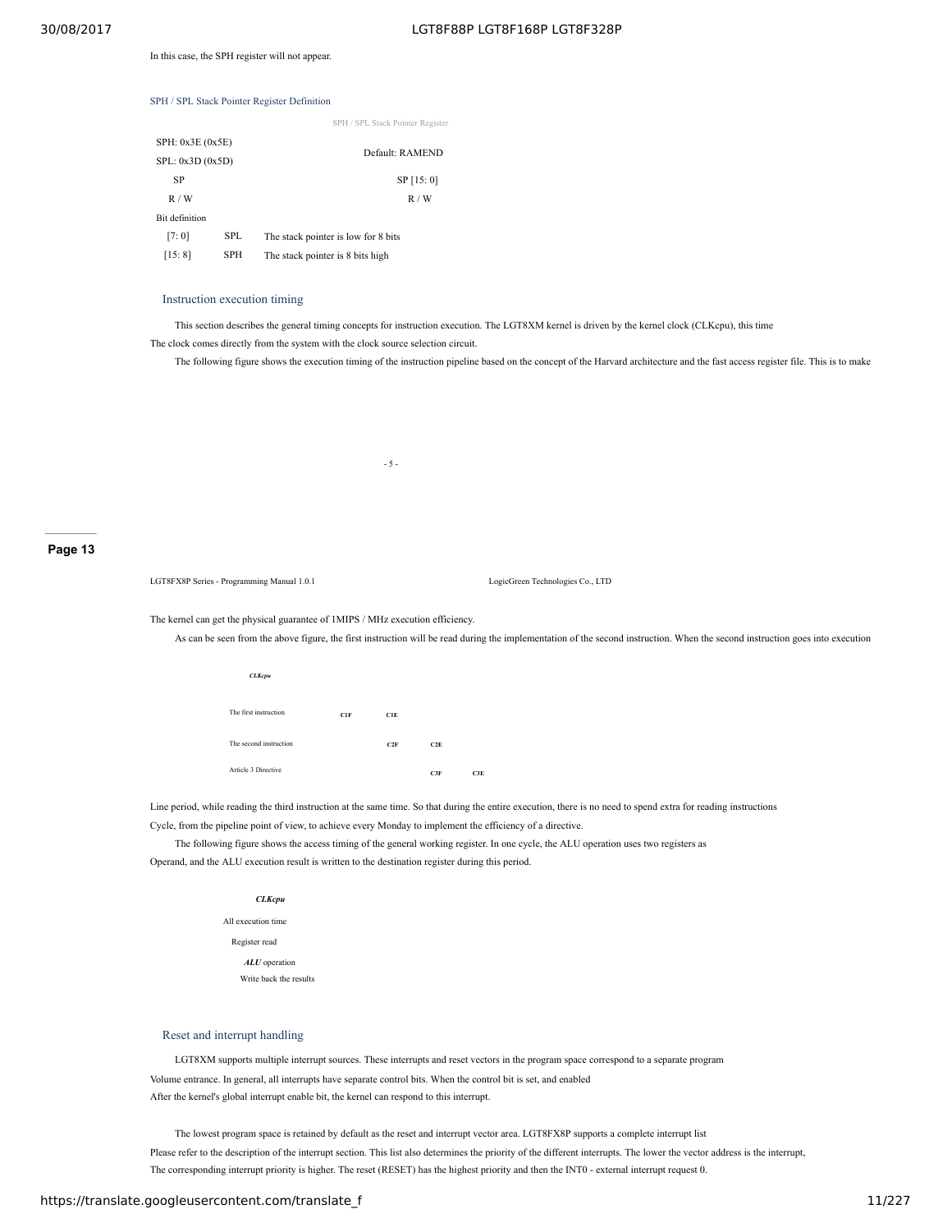In this case, the SPH register will not appear.

SPH / SPL Stack Pointer Register Definition

SPH / SPL Stack Pointer Register

| SPH: 0x3E (0x5E) SPL: 0x3D (0x5D) | | Default: RAMEND |
|---|---|---|
| SP | | SP [15: 0] |
| R / W | | R / W |
| Bit definition | | |
| [7: 0] | SPL | The stack pointer is low for 8 bits |
| [15: 8] | SPH | The stack pointer is 8 bits high |

## Instruction execution timing

This section describes the general timing concepts for instruction execution. The LGT8XM kernel is driven by the kernel clock (CLKcpu), this time The clock comes directly from the system with the clock source selection circuit.

The following figure shows the execution timing of the instruction pipeline based on the concept of the Harvard architecture and the fast access register file. This is to make

The kernel can get the physical guarantee of 1MIPS / MHz execution efficiency.

As can be seen from the above figure, the first instruction will be read during the implementation of the second instruction. When the second instruction goes into execution

*CLKcpu*

| | | | | |
|---|---|---|---|---|
| The first instruction | C1F | C1E | | |
| The second instruction | | C2F | C2E | |
| Article 3 Directive | | | C3F | C3E |

Line period, while reading the third instruction at the same time. So that during the entire execution, there is no need to spend extra for reading instructions Cycle, from the pipeline point of view, to achieve every Monday to implement the efficiency of a directive.

The following figure shows the access timing of the general working register. In one cycle, the ALU operation uses two registers as Operand, and the ALU execution result is written to the destination register during this period.

*CLKcpu*

All execution time

Register read

*ALU* operation

Write back the results

## Reset and interrupt handling

LGT8XM supports multiple interrupt sources. These interrupts and reset vectors in the program space correspond to a separate program Volume entrance. In general, all interrupts have separate control bits. When the control bit is set, and enabled After the kernel's global interrupt enable bit, the kernel can respond to this interrupt.

The lowest program space is retained by default as the reset and interrupt vector area. LGT8FX8P supports a complete interrupt list Please refer to the description of the interrupt section. This list also determines the priority of the different interrupts. The lower the vector address is the interrupt, The corresponding interrupt priority is higher. The reset (RESET) has the highest priority and then the INT0 - external interrupt request 0.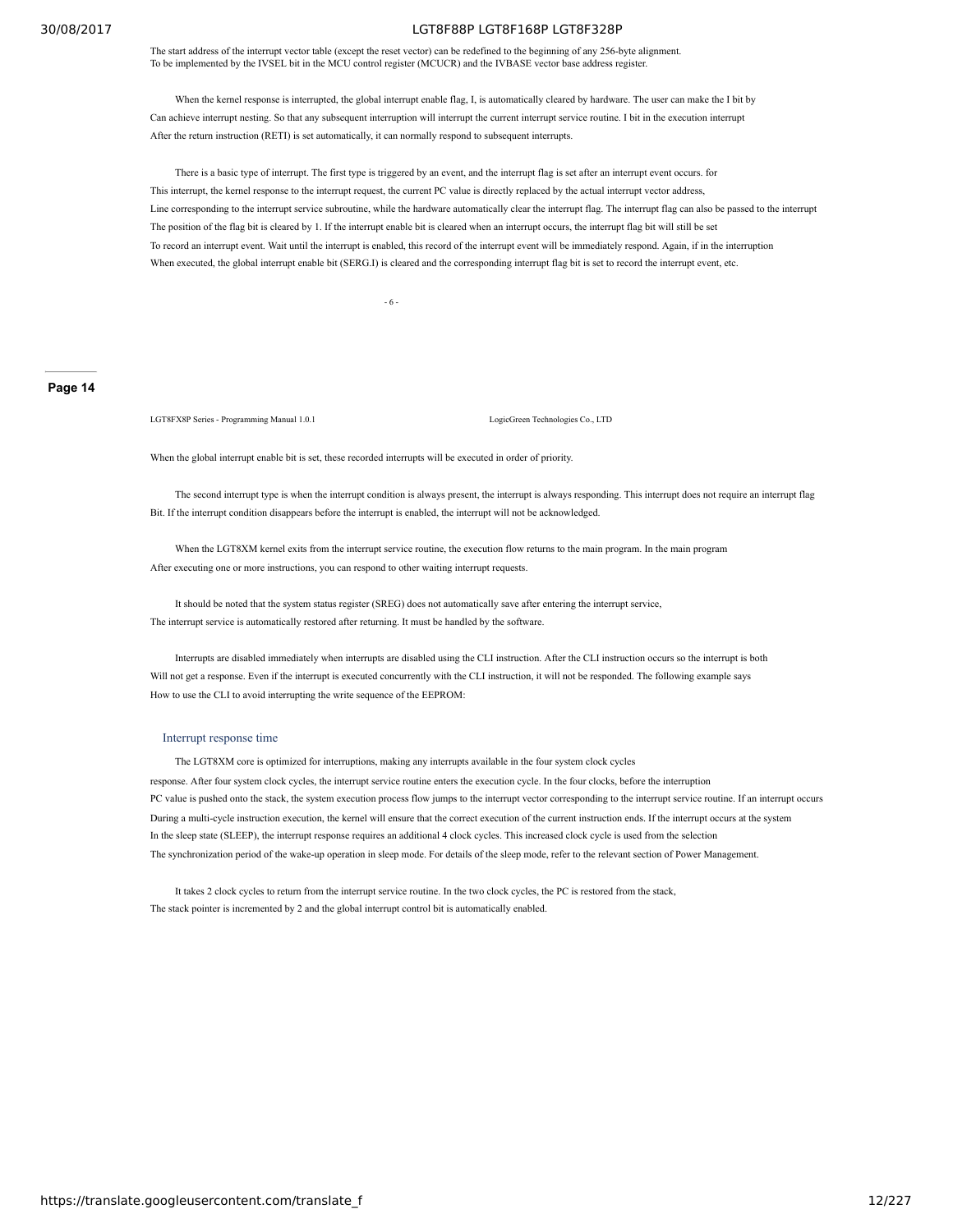The start address of the interrupt vector table (except the reset vector) can be redefined to the beginning of any 256-byte alignment.
To be implemented by the IVSEL bit in the MCU control register (MCUCR) and the IVBASE vector base address register.

When the kernel response is interrupted, the global interrupt enable flag, I, is automatically cleared by hardware. The user can make the I bit by
Can achieve interrupt nesting. So that any subsequent interruption will interrupt the current interrupt service routine. I bit in the execution interrupt
After the return instruction (RETI) is set automatically, it can normally respond to subsequent interrupts.

There is a basic type of interrupt. The first type is triggered by an event, and the interrupt flag is set after an interrupt event occurs. for
This interrupt, the kernel response to the interrupt request, the current PC value is directly replaced by the actual interrupt vector address,
Line corresponding to the interrupt service subroutine, while the hardware automatically clear the interrupt flag. The interrupt flag can also be passed to the interrupt
The position of the flag bit is cleared by 1. If the interrupt enable bit is cleared when an interrupt occurs, the interrupt flag bit will still be set
To record an interrupt event. Wait until the interrupt is enabled, this record of the interrupt event will be immediately respond. Again, if in the interruption
When executed, the global interrupt enable bit (SERG.I) is cleared and the corresponding interrupt flag bit is set to record the interrupt event, etc.

When the global interrupt enable bit is set, these recorded interrupts will be executed in order of priority.

The second interrupt type is when the interrupt condition is always present, the interrupt is always responding. This interrupt does not require an interrupt flag
Bit. If the interrupt condition disappears before the interrupt is enabled, the interrupt will not be acknowledged.

When the LGT8XM kernel exits from the interrupt service routine, the execution flow returns to the main program. In the main program
After executing one or more instructions, you can respond to other waiting interrupt requests.

It should be noted that the system status register (SREG) does not automatically save after entering the interrupt service,
The interrupt service is automatically restored after returning. It must be handled by the software.

Interrupts are disabled immediately when interrupts are disabled using the CLI instruction. After the CLI instruction occurs so the interrupt is both
Will not get a response. Even if the interrupt is executed concurrently with the CLI instruction, it will not be responded. The following example says
How to use the CLI to avoid interrupting the write sequence of the EEPROM:

### Interrupt response time

The LGT8XM core is optimized for interruptions, making any interrupts available in the four system clock cycles
response. After four system clock cycles, the interrupt service routine enters the execution cycle. In the four clocks, before the interruption
PC value is pushed onto the stack, the system execution process flow jumps to the interrupt vector corresponding to the interrupt service routine. If an interrupt occurs
During a multi-cycle instruction execution, the kernel will ensure that the correct execution of the current instruction ends. If the interrupt occurs at the system
In the sleep state (SLEEP), the interrupt response requires an additional 4 clock cycles. This increased clock cycle is used from the selection
The synchronization period of the wake-up operation in sleep mode. For details of the sleep mode, refer to the relevant section of Power Management.

It takes 2 clock cycles to return from the interrupt service routine. In the two clock cycles, the PC is restored from the stack,
The stack pointer is incremented by 2 and the global interrupt control bit is automatically enabled.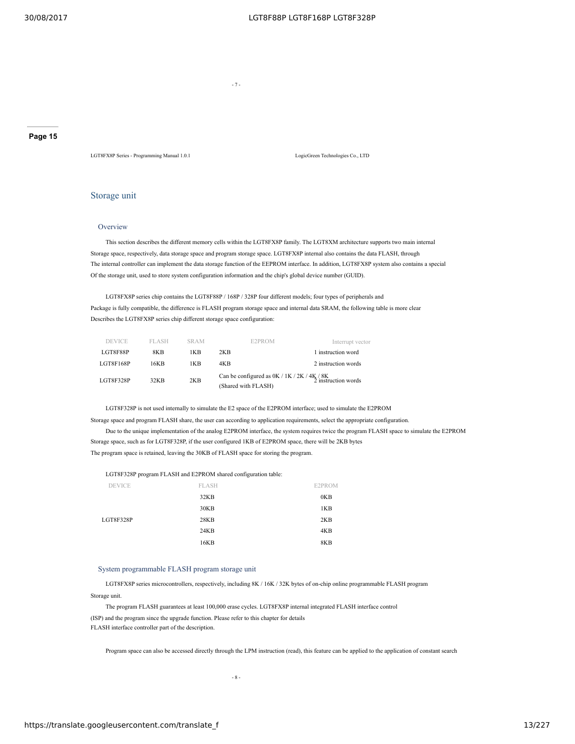## Storage unit

### Overview

This section describes the different memory cells within the LGT8FX8P family. The LGT8XM architecture supports two main internal Storage space, respectively, data storage space and program storage space. LGT8FX8P internal also contains the data FLASH, through The internal controller can implement the data storage function of the EEPROM interface. In addition, LGT8FX8P system also contains a special Of the storage unit, used to store system configuration information and the chip's global device number (GUID).

LGT8FX8P series chip contains the LGT8F88P / 168P / 328P four different models; four types of peripherals and Package is fully compatible, the difference is FLASH program storage space and internal data SRAM, the following table is more clear Describes the LGT8FX8P series chip different storage space configuration:

| DEVICE | FLASH | SRAM | E2PROM | Interrupt vector |
|---|---|---|---|---|
| LGT8F88P | 8KB | 1KB | 2KB | 1 instruction word |
| LGT8F168P | 16KB | 1KB | 4KB | 2 instruction words |
| LGT8F328P | 32KB | 2KB | Can be configured as 0K / 1K / 2K / 4K / 8K (Shared with FLASH) | 2 instruction words |

LGT8F328P is not used internally to simulate the E2 space of the E2PROM interface; used to simulate the E2PROM Storage space and program FLASH share, the user can according to application requirements, select the appropriate configuration.

Due to the unique implementation of the analog E2PROM interface, the system requires twice the program FLASH space to simulate the E2PROM Storage space, such as for LGT8F328P, if the user configured 1KB of E2PROM space, there will be 2KB bytes The program space is retained, leaving the 30KB of FLASH space for storing the program.

LGT8F328P program FLASH and E2PROM shared configuration table:

| DEVICE | FLASH | E2PROM |
|---|---|---|
| LGT8F328P | 32KB | 0KB |
| | 30KB | 1KB |
| | 28KB | 2KB |
| | 24KB | 4KB |
| | 16KB | 8KB |

### System programmable FLASH program storage unit

LGT8FX8P series microcontrollers, respectively, including 8K / 16K / 32K bytes of on-chip online programmable FLASH program Storage unit.

The program FLASH guarantees at least 100,000 erase cycles. LGT8FX8P internal integrated FLASH interface control (ISP) and the program since the upgrade function. Please refer to this chapter for details FLASH interface controller part of the description.

Program space can also be accessed directly through the LPM instruction (read), this feature can be applied to the application of constant search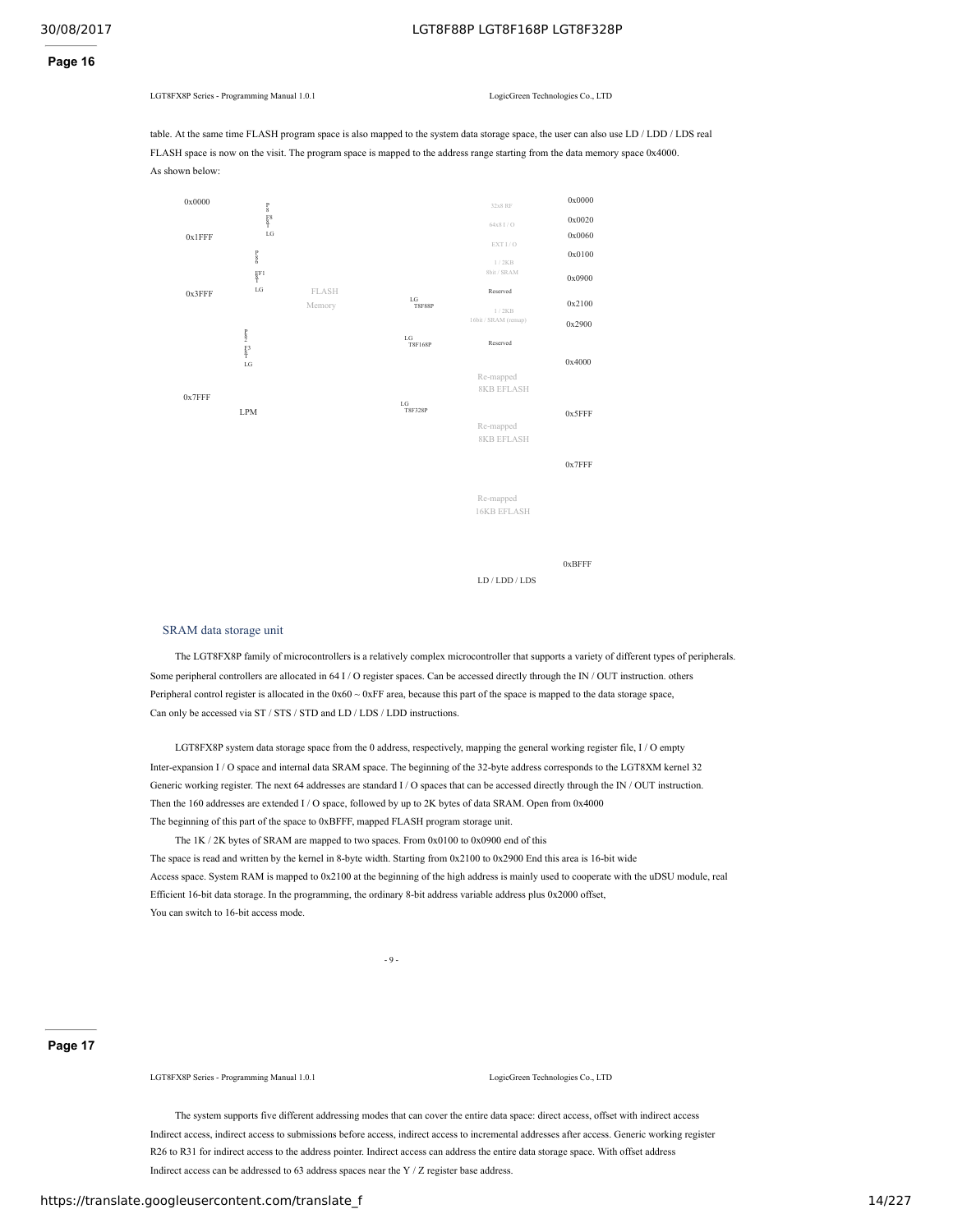table. At the same time FLASH program space is also mapped to the system data storage space, the user can also use LD / LDD / LDS real FLASH space is now on the visit. The program space is mapped to the address range starting from the data memory space 0x4000. As shown below:

| | | | | |
|---|---|---|---|---|
| 0x0000 | | | 32x8 RF | 0x0000 |
| | | | 64x8 I / O | 0x0020 |
| 0x1FFF | LGT8F88P | | EXT I / O | 0x0060 |
| | | | 1 / 2KB 8bit / SRAM | 0x0100 |
| 0x3FFF | LGT8F168P | FLASH Memory | Reserved | 0x0900 |
| | | LGT8F88P | 1 / 2KB 16bit / SRAM (remap) | 0x2100 |
| | | LGT8F168P | Reserved | 0x2900 |
| 0x7FFF | LGT8F328P | | Re-mapped 8KB EFLASH | 0x4000 |
| | LPM | LGT8F328P | Re-mapped 8KB EFLASH | 0x5FFF |
| | | | Re-mapped 16KB EFLASH | 0x7FFF |
| | | | | 0xBFFF |
| | | | LD / LDD / LDS | |

## SRAM data storage unit

The LGT8FX8P family of microcontrollers is a relatively complex microcontroller that supports a variety of different types of peripherals. Some peripheral controllers are allocated in 64 I / O register spaces. Can be accessed directly through the IN / OUT instruction. others Peripheral control register is allocated in the 0x60 ~ 0xFF area, because this part of the space is mapped to the data storage space, Can only be accessed via ST / STS / STD and LD / LDS / LDD instructions.

LGT8FX8P system data storage space from the 0 address, respectively, mapping the general working register file, I / O empty Inter-expansion I / O space and internal data SRAM space. The beginning of the 32-byte address corresponds to the LGT8XM kernel 32 Generic working register. The next 64 addresses are standard I / O spaces that can be accessed directly through the IN / OUT instruction. Then the 160 addresses are extended I / O space, followed by up to 2K bytes of data SRAM. Open from 0x4000 The beginning of this part of the space to 0xBFFF, mapped FLASH program storage unit.

The 1K / 2K bytes of SRAM are mapped to two spaces. From 0x0100 to 0x0900 end of this The space is read and written by the kernel in 8-byte width. Starting from 0x2100 to 0x2900 End this area is 16-bit wide Access space. System RAM is mapped to 0x2100 at the beginning of the high address is mainly used to cooperate with the uDSU module, real Efficient 16-bit data storage. In the programming, the ordinary 8-bit address variable address plus 0x2000 offset, You can switch to 16-bit access mode.

The system supports five different addressing modes that can cover the entire data space: direct access, offset with indirect access Indirect access, indirect access to submissions before access, indirect access to incremental addresses after access. Generic working register R26 to R31 for indirect access to the address pointer. Indirect access can address the entire data storage space. With offset address Indirect access can be addressed to 63 address spaces near the Y / Z register base address.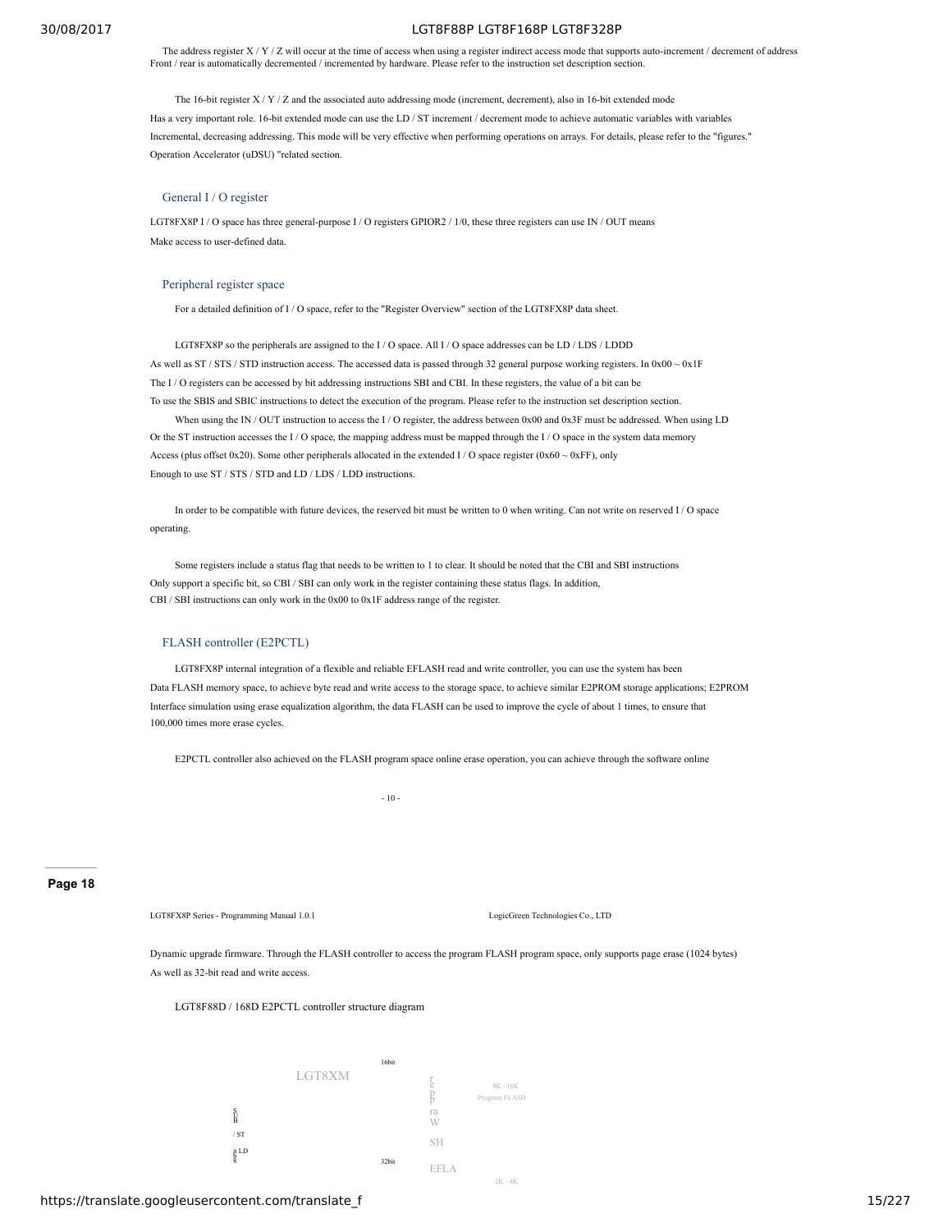The address register X / Y / Z will occur at the time of access when using a register indirect access mode that supports auto-increment / decrement of address Front / rear is automatically decremented / incremented by hardware. Please refer to the instruction set description section.

The 16-bit register X / Y / Z and the associated auto addressing mode (increment, decrement), also in 16-bit extended mode Has a very important role. 16-bit extended mode can use the LD / ST increment / decrement mode to achieve automatic variables with variables Incremental, decreasing addressing. This mode will be very effective when performing operations on arrays. For details, please refer to the "figures." Operation Accelerator (uDSU) "related section.

## General I / O register

LGT8FX8P I / O space has three general-purpose I / O registers GPIOR2 / 1/0, these three registers can use IN / OUT means Make access to user-defined data.

## Peripheral register space

For a detailed definition of I / O space, refer to the "Register Overview" section of the LGT8FX8P data sheet.

LGT8FX8P so the peripherals are assigned to the I / O space. All I / O space addresses can be LD / LDS / LDDD As well as ST / STS / STD instruction access. The accessed data is passed through 32 general purpose working registers. In 0x00 ~ 0x1F The I / O registers can be accessed by bit addressing instructions SBI and CBI. In these registers, the value of a bit can be To use the SBIS and SBIC instructions to detect the execution of the program. Please refer to the instruction set description section.

When using the IN / OUT instruction to access the I / O register, the address between 0x00 and 0x3F must be addressed. When using LD Or the ST instruction accesses the I / O space, the mapping address must be mapped through the I / O space in the system data memory Access (plus offset 0x20). Some other peripherals allocated in the extended I / O space register (0x60 ~ 0xFF), only Enough to use ST / STS / STD and LD / LDS / LDD instructions.

In order to be compatible with future devices, the reserved bit must be written to 0 when writing. Can not write on reserved I / O space operating.

Some registers include a status flag that needs to be written to 1 to clear. It should be noted that the CBI and SBI instructions Only support a specific bit, so CBI / SBI can only work in the register containing these status flags. In addition, CBI / SBI instructions can only work in the 0x00 to 0x1F address range of the register.

## FLASH controller (E2PCTL)

LGT8FX8P internal integration of a flexible and reliable EFLASH read and write controller, you can use the system has been Data FLASH memory space, to achieve byte read and write access to the storage space, to achieve similar E2PROM storage applications; E2PROM Interface simulation using erase equalization algorithm, the data FLASH can be used to improve the cycle of about 1 times, to ensure that 100,000 times more erase cycles.

E2PCTL controller also achieved on the FLASH program space online erase operation, you can achieve through the software online

Dynamic upgrade firmware. Through the FLASH controller to access the program FLASH program space, only supports page erase (1024 bytes) As well as 32-bit read and write access.

LGT8F88D / 168D E2PCTL controller structure diagram

LGT8XM

16bit

SUB / ST it LD

32bit

rep raW SH EFLA

8K / 16K Program FLASH

2K / 4K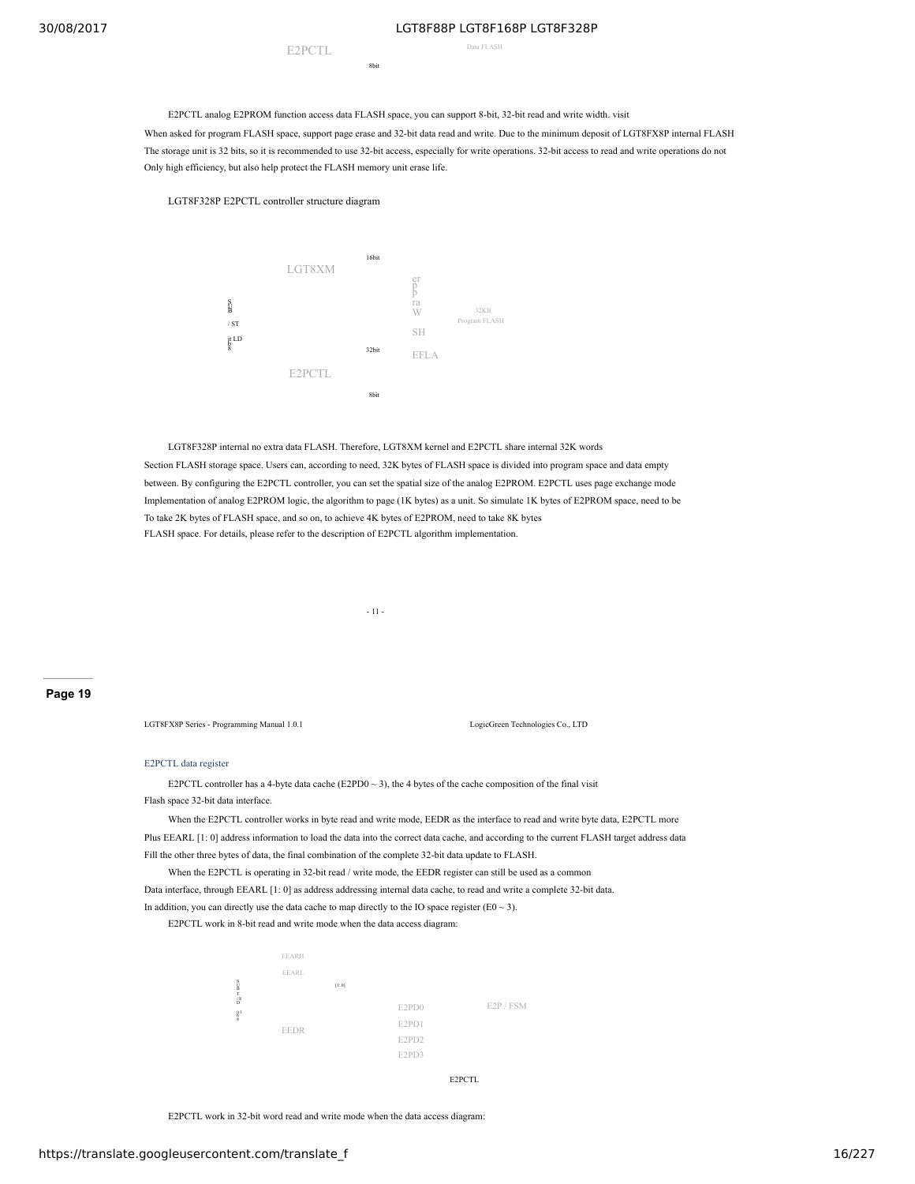E2PCTL

Data FLASH

8bit

E2PCTL analog E2PROM function access data FLASH space, you can support 8-bit, 32-bit read and write width. visit
When asked for program FLASH space, support page erase and 32-bit data read and write. Due to the minimum deposit of LGT8FX8P internal FLASH
The storage unit is 32 bits, so it is recommended to use 32-bit access, especially for write operations. 32-bit access to read and write operations do not
Only high efficiency, but also help protect the FLASH memory unit erase life.

LGT8F328P E2PCTL controller structure diagram

16bit

LGT8XM

er p p ra W

32KB Program FLASH

/ ST

LD

SH

EFLA

32bit

E2PCTL

8bit

LGT8F328P internal no extra data FLASH. Therefore, LGT8XM kernel and E2PCTL share internal 32K words
Section FLASH storage space. Users can, according to need, 32K bytes of FLASH space is divided into program space and data empty
between. By configuring the E2PCTL controller, you can set the spatial size of the analog E2PROM. E2PCTL uses page exchange mode
Implementation of analog E2PROM logic, the algorithm to page (1K bytes) as a unit. So simulate 1K bytes of E2PROM space, need to be
To take 2K bytes of FLASH space, and so on, to achieve 4K bytes of E2PROM, need to take 8K bytes
FLASH space. For details, please refer to the description of E2PCTL algorithm implementation.

## E2PCTL data register

E2PCTL controller has a 4-byte data cache (E2PD0 ~ 3), the 4 bytes of the cache composition of the final visit
Flash space 32-bit data interface.

When the E2PCTL controller works in byte read and write mode, EEDR as the interface to read and write byte data, E2PCTL more
Plus EEARL [1: 0] address information to load the data into the correct data cache, and according to the current FLASH target address data
Fill the other three bytes of data, the final combination of the complete 32-bit data update to FLASH.

When the E2PCTL is operating in 32-bit read / write mode, the EEDR register can still be used as a common
Data interface, through EEARL [1: 0] as address addressing internal data cache, to read and write a complete 32-bit data.
In addition, you can directly use the data cache to map directly to the IO space register (E0 ~ 3).

E2PCTL work in 8-bit read and write mode when the data access diagram:

EEARH

EEARL

[1: 0]

E2PD0

E2P / FSM

E2PD1

EEDR

E2PD2

E2PD3

E2PCTL

E2PCTL work in 32-bit word read and write mode when the data access diagram: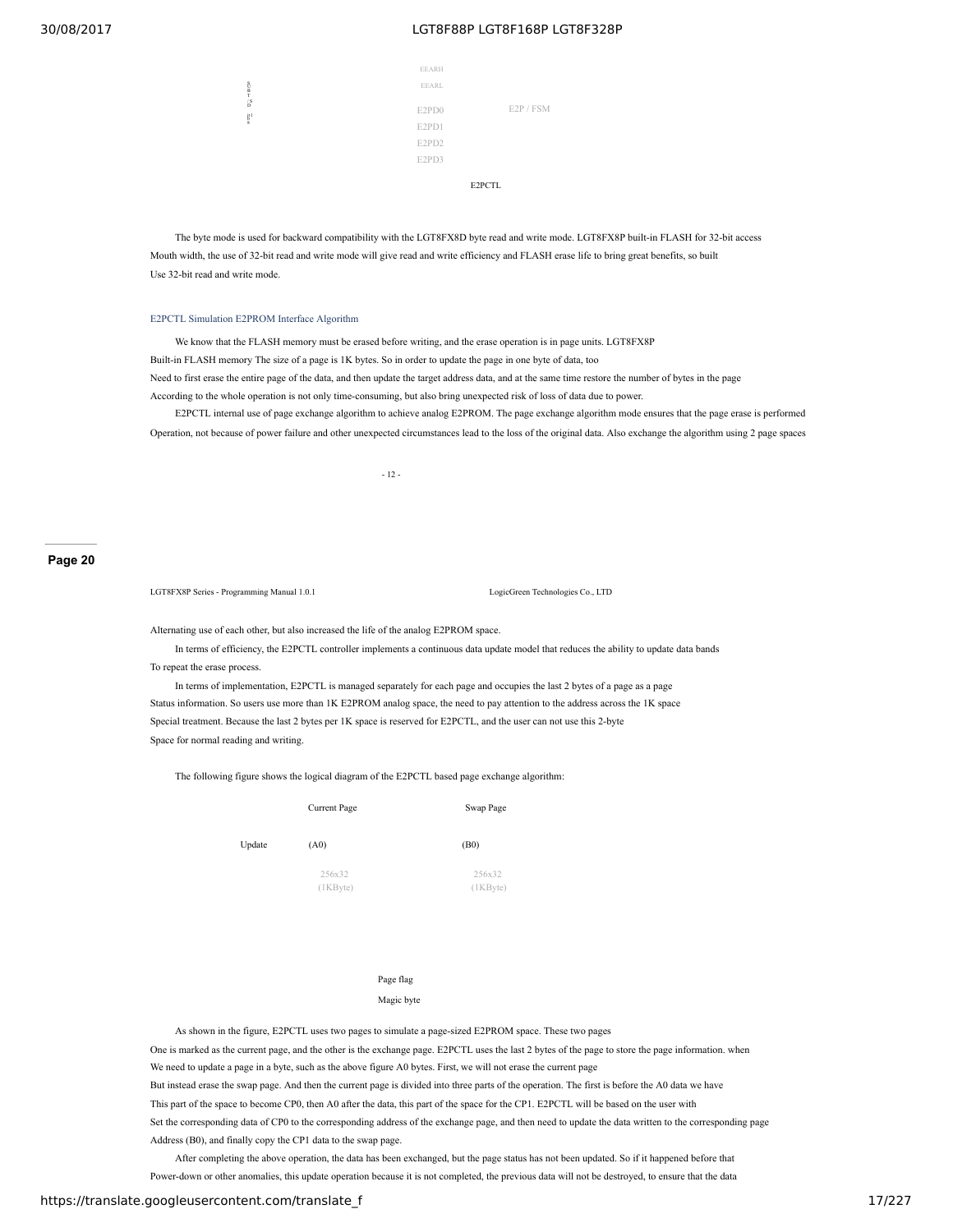EEARH

EEARL

E2PD0 E2P / FSM

E2PD1

E2PD2

E2PD3

E2PCTL

The byte mode is used for backward compatibility with the LGT8FX8D byte read and write mode. LGT8FX8P built-in FLASH for 32-bit access Mouth width, the use of 32-bit read and write mode will give read and write efficiency and FLASH erase life to bring great benefits, so built Use 32-bit read and write mode.

### E2PCTL Simulation E2PROM Interface Algorithm

We know that the FLASH memory must be erased before writing, and the erase operation is in page units. LGT8FX8P Built-in FLASH memory The size of a page is 1K bytes. So in order to update the page in one byte of data, too Need to first erase the entire page of the data, and then update the target address data, and at the same time restore the number of bytes in the page According to the whole operation is not only time-consuming, but also bring unexpected risk of loss of data due to power.

E2PCTL internal use of page exchange algorithm to achieve analog E2PROM. The page exchange algorithm mode ensures that the page erase is performed Operation, not because of power failure and other unexpected circumstances lead to the loss of the original data. Also exchange the algorithm using 2 page spaces

Alternating use of each other, but also increased the life of the analog E2PROM space.

In terms of efficiency, the E2PCTL controller implements a continuous data update model that reduces the ability to update data bands To repeat the erase process.

In terms of implementation, E2PCTL is managed separately for each page and occupies the last 2 bytes of a page as a page Status information. So users use more than 1K E2PROM analog space, the need to pay attention to the address across the 1K space Special treatment. Because the last 2 bytes per 1K space is reserved for E2PCTL, and the user can not use this 2-byte Space for normal reading and writing.

The following figure shows the logical diagram of the E2PCTL based page exchange algorithm:

Current Page Swap Page

Update (A0) (B0)

256x32 (1KByte) 256x32 (1KByte)

Page flag

Magic byte

As shown in the figure, E2PCTL uses two pages to simulate a page-sized E2PROM space. These two pages One is marked as the current page, and the other is the exchange page. E2PCTL uses the last 2 bytes of the page to store the page information. when We need to update a page in a byte, such as the above figure A0 bytes. First, we will not erase the current page But instead erase the swap page. And then the current page is divided into three parts of the operation. The first is before the A0 data we have This part of the space to become CP0, then A0 after the data, this part of the space for the CP1. E2PCTL will be based on the user with Set the corresponding data of CP0 to the corresponding address of the exchange page, and then need to update the data written to the corresponding page Address (B0), and finally copy the CP1 data to the swap page.

After completing the above operation, the data has been exchanged, but the page status has not been updated. So if it happened before that Power-down or other anomalies, this update operation because it is not completed, the previous data will not be destroyed, to ensure that the data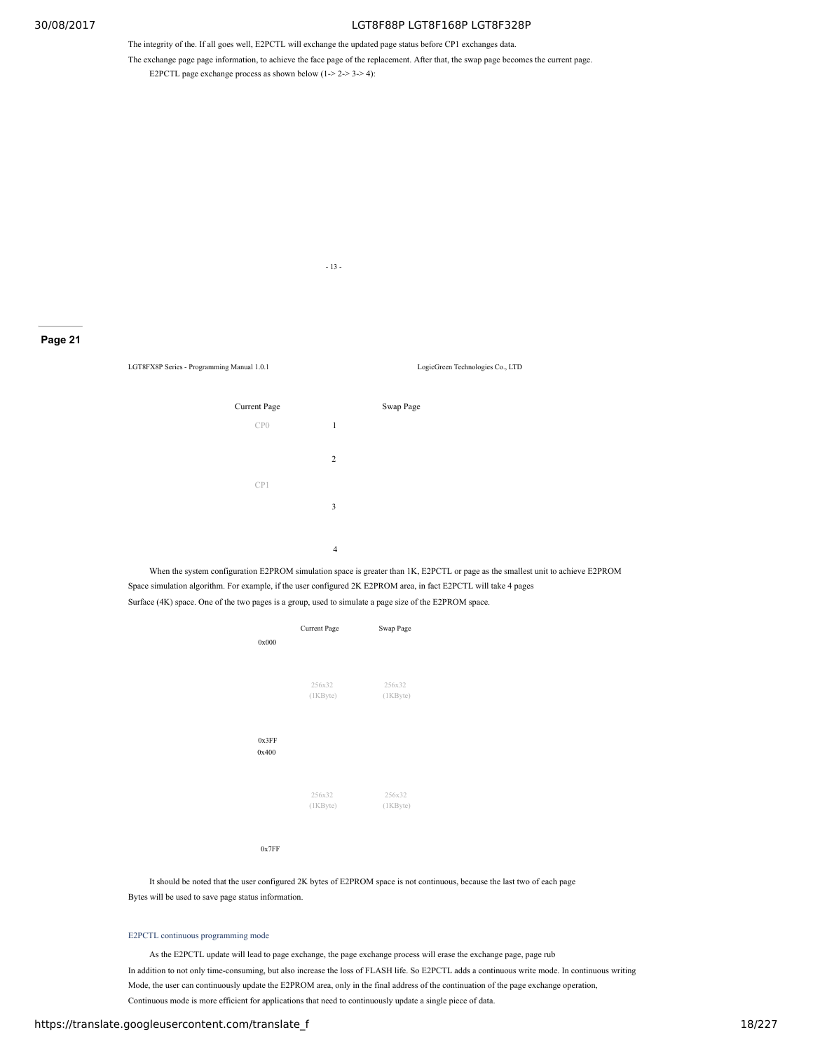The integrity of the. If all goes well, E2PCTL will exchange the updated page status before CP1 exchanges data.

The exchange page page information, to achieve the face page of the replacement. After that, the swap page becomes the current page.

E2PCTL page exchange process as shown below (1-> 2-> 3-> 4):

- 13 -

**Page 21**

LGT8FX8P Series - Programming Manual 1.0.1 LogicGreen Technologies Co., LTD

Current Page Swap Page

CP0 1

2

CP1

3

4

When the system configuration E2PROM simulation space is greater than 1K, E2PCTL or page as the smallest unit to achieve E2PROM Space simulation algorithm. For example, if the user configured 2K E2PROM area, in fact E2PCTL will take 4 pages Surface (4K) space. One of the two pages is a group, used to simulate a page size of the E2PROM space.

| | Current Page | Swap Page |
|---|---|---|
| 0x000 – 0x3FF | 256x32 (1KByte) | 256x32 (1KByte) |
| 0x400 – 0x7FF | 256x32 (1KByte) | 256x32 (1KByte) |

It should be noted that the user configured 2K bytes of E2PROM space is not continuous, because the last two of each page Bytes will be used to save page status information.

### E2PCTL continuous programming mode

As the E2PCTL update will lead to page exchange, the page exchange process will erase the exchange page, page rub In addition to not only time-consuming, but also increase the loss of FLASH life. So E2PCTL adds a continuous write mode. In continuous writing Mode, the user can continuously update the E2PROM area, only in the final address of the continuation of the page exchange operation, Continuous mode is more efficient for applications that need to continuously update a single piece of data.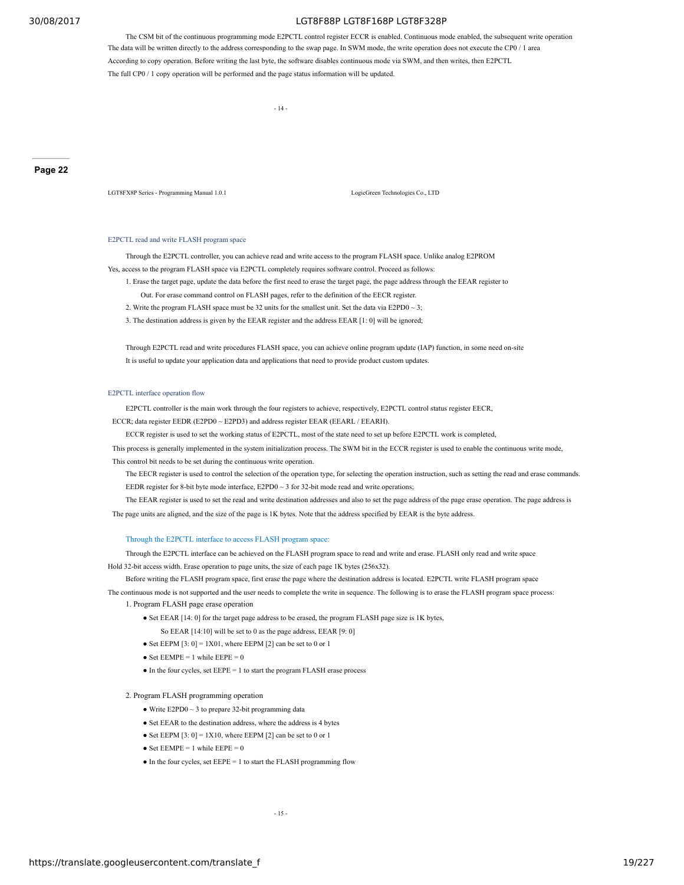The CSM bit of the continuous programming mode E2PCTL control register ECCR is enabled. Continuous mode enabled, the subsequent write operation The data will be written directly to the address corresponding to the swap page. In SWM mode, the write operation does not execute the CP0 / 1 area According to copy operation. Before writing the last byte, the software disables continuous mode via SWM, and then writes, then E2PCTL The full CP0 / 1 copy operation will be performed and the page status information will be updated.

### E2PCTL read and write FLASH program space

Through the E2PCTL controller, you can achieve read and write access to the program FLASH space. Unlike analog E2PROM Yes, access to the program FLASH space via E2PCTL completely requires software control. Proceed as follows:

1. Erase the target page, update the data before the first need to erase the target page, the page address through the EEAR register to Out. For erase command control on FLASH pages, refer to the definition of the EECR register.
2. Write the program FLASH space must be 32 units for the smallest unit. Set the data via E2PD0 ~ 3;
3. The destination address is given by the EEAR register and the address EEAR [1: 0] will be ignored;

Through E2PCTL read and write procedures FLASH space, you can achieve online program update (IAP) function, in some need on-site It is useful to update your application data and applications that need to provide product custom updates.

### E2PCTL interface operation flow

E2PCTL controller is the main work through the four registers to achieve, respectively, E2PCTL control status register EECR, ECCR; data register EEDR (E2PD0 ~ E2PD3) and address register EEAR (EEARL / EEARH).

ECCR register is used to set the working status of E2PCTL, most of the state need to set up before E2PCTL work is completed, This process is generally implemented in the system initialization process. The SWM bit in the ECCR register is used to enable the continuous write mode, This control bit needs to be set during the continuous write operation.

The EECR register is used to control the selection of the operation type, for selecting the operation instruction, such as setting the read and erase commands.

EEDR register for 8-bit byte mode interface, E2PD0 ~ 3 for 32-bit mode read and write operations;

The EEAR register is used to set the read and write destination addresses and also to set the page address of the page erase operation. The page address is The page units are aligned, and the size of the page is 1K bytes. Note that the address specified by EEAR is the byte address.

#### Through the E2PCTL interface to access FLASH program space:

Through the E2PCTL interface can be achieved on the FLASH program space to read and write and erase. FLASH only read and write space Hold 32-bit access width. Erase operation to page units, the size of each page 1K bytes (256x32).

Before writing the FLASH program space, first erase the page where the destination address is located. E2PCTL write FLASH program space The continuous mode is not supported and the user needs to complete the write in sequence. The following is to erase the FLASH program space process:

1. Program FLASH page erase operation
   - Set EEAR [14: 0] for the target page address to be erased, the program FLASH page size is 1K bytes,
     So EEAR [14:10] will be set to 0 as the page address, EEAR [9: 0]
   - Set EEPM [3: 0] = 1X01, where EEPM [2] can be set to 0 or 1
   - Set EEMPE = 1 while EEPE = 0
   - In the four cycles, set EEPE = 1 to start the program FLASH erase process

2. Program FLASH programming operation
   - Write E2PD0 ~ 3 to prepare 32-bit programming data
   - Set EEAR to the destination address, where the address is 4 bytes
   - Set EEPM [3: 0] = 1X10, where EEPM [2] can be set to 0 or 1
   - Set EEMPE = 1 while EEPE = 0
   - In the four cycles, set EEPE = 1 to start the FLASH programming flow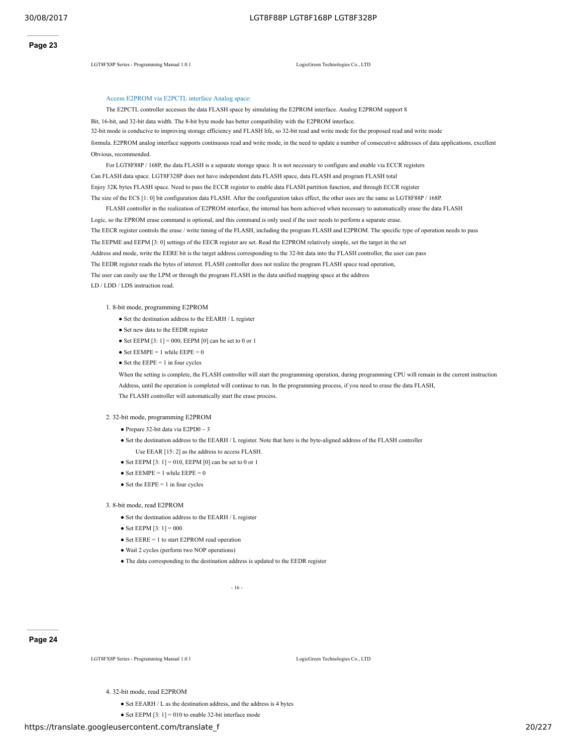### Access E2PROM via E2PCTL interface Analog space:

The E2PCTL controller accesses the data FLASH space by simulating the E2PROM interface. Analog E2PROM support 8 Bit, 16-bit, and 32-bit data width. The 8-bit byte mode has better compatibility with the E2PROM interface. 32-bit mode is conducive to improving storage efficiency and FLASH life, so 32-bit read and write mode for the proposed read and write mode formula. E2PROM analog interface supports continuous read and write mode, in the need to update a number of consecutive addresses of data applications, excellent Obvious, recommended.

For LGT8F88P / 168P, the data FLASH is a separate storage space. It is not necessary to configure and enable via ECCR registers Can FLASH data space. LGT8F328P does not have independent data FLASH space, data FLASH and program FLASH total Enjoy 32K bytes FLASH space. Need to pass the ECCR register to enable data FLASH partition function, and through ECCR register The size of the ECS [1: 0] bit configuration data FLASH. After the configuration takes effect, the other uses are the same as LGT8F88P / 168P.

FLASH controller in the realization of E2PROM interface, the internal has been achieved when necessary to automatically erase the data FLASH Logic, so the EPROM erase command is optional, and this command is only used if the user needs to perform a separate erase. The EECR register controls the erase / write timing of the FLASH, including the program FLASH and E2PROM. The specific type of operation needs to pass The EEPME and EEPM [3: 0] settings of the EECR register are set. Read the E2PROM relatively simple, set the target in the set Address and mode, write the EERE bit is the target address corresponding to the 32-bit data into the FLASH controller, the user can pass The EEDR register reads the bytes of interest. FLASH controller does not realize the program FLASH space read operation, The user can easily use the LPM or through the program FLASH in the data unified mapping space at the address LD / LDD / LDS instruction read.

1. 8-bit mode, programming E2PROM
   - Set the destination address to the EEARH / L register
   - Set new data to the EEDR register
   - Set EEPM [3: 1] = 000, EEPM [0] can be set to 0 or 1
   - Set EEMPE = 1 while EEPE = 0
   - Set the EEPE = 1 in four cycles

   When the setting is complete, the FLASH controller will start the programming operation, during programming CPU will remain in the current instruction Address, until the operation is completed will continue to run. In the programming process, if you need to erase the data FLASH, The FLASH controller will automatically start the erase process.

2. 32-bit mode, programming E2PROM
   - Prepare 32-bit data via E2PD0 ~ 3
   - Set the destination address to the EEARH / L register. Note that here is the byte-aligned address of the FLASH controller Use EEAR [15: 2] as the address to access FLASH.
   - Set EEPM [3: 1] = 010, EEPM [0] can be set to 0 or 1
   - Set EEMPE = 1 while EEPE = 0
   - Set the EEPE = 1 in four cycles

3. 8-bit mode, read E2PROM
   - Set the destination address to the EEARH / L register
   - Set EEPM [3: 1] = 000
   - Set EERE = 1 to start E2PROM read operation
   - Wait 2 cycles (perform two NOP operations)
   - The data corresponding to the destination address is updated to the EEDR register

4. 32-bit mode, read E2PROM
   - Set EEARH / L as the destination address, and the address is 4 bytes
   - Set EEPM [3: 1] = 010 to enable 32-bit interface mode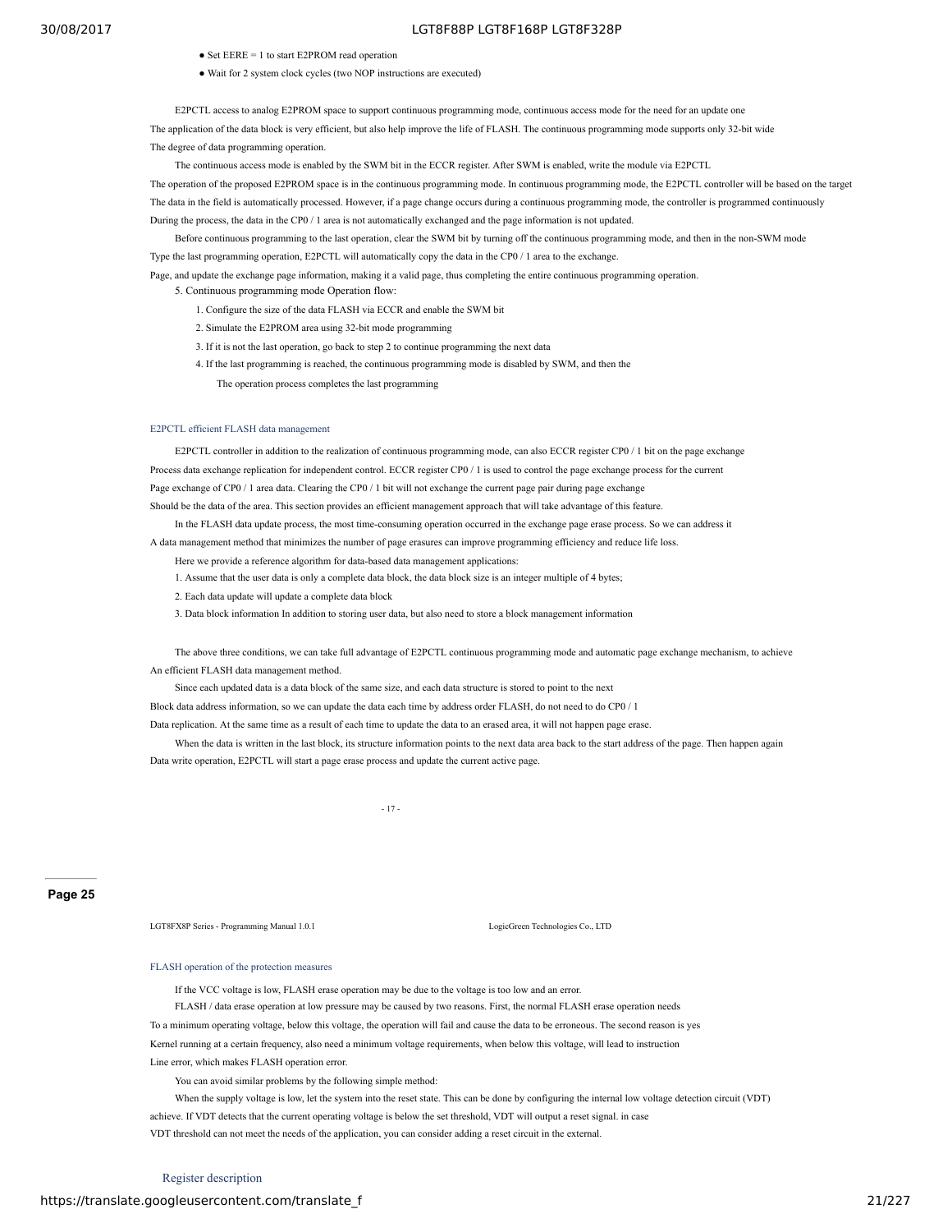- Set EERE = 1 to start E2PROM read operation
- Wait for 2 system clock cycles (two NOP instructions are executed)

E2PCTL access to analog E2PROM space to support continuous programming mode, continuous access mode for the need for an update one The application of the data block is very efficient, but also help improve the life of FLASH. The continuous programming mode supports only 32-bit wide The degree of data programming operation.

The continuous access mode is enabled by the SWM bit in the ECCR register. After SWM is enabled, write the module via E2PCTL The operation of the proposed E2PROM space is in the continuous programming mode. In continuous programming mode, the E2PCTL controller will be based on the target The data in the field is automatically processed. However, if a page change occurs during a continuous programming mode, the controller is programmed continuously During the process, the data in the CP0 / 1 area is not automatically exchanged and the page information is not updated.

Before continuous programming to the last operation, clear the SWM bit by turning off the continuous programming mode, and then in the non-SWM mode Type the last programming operation, E2PCTL will automatically copy the data in the CP0 / 1 area to the exchange.
Page, and update the exchange page information, making it a valid page, thus completing the entire continuous programming operation.

5. Continuous programming mode Operation flow:
   1. Configure the size of the data FLASH via ECCR and enable the SWM bit
   2. Simulate the E2PROM area using 32-bit mode programming
   3. If it is not the last operation, go back to step 2 to continue programming the next data
   4. If the last programming is reached, the continuous programming mode is disabled by SWM, and then the The operation process completes the last programming

### E2PCTL efficient FLASH data management

E2PCTL controller in addition to the realization of continuous programming mode, can also ECCR register CP0 / 1 bit on the page exchange Process data exchange replication for independent control. ECCR register CP0 / 1 is used to control the page exchange process for the current Page exchange of CP0 / 1 area data. Clearing the CP0 / 1 bit will not exchange the current page pair during page exchange Should be the data of the area. This section provides an efficient management approach that will take advantage of this feature.

In the FLASH data update process, the most time-consuming operation occurred in the exchange page erase process. So we can address it A data management method that minimizes the number of page erasures can improve programming efficiency and reduce life loss.

Here we provide a reference algorithm for data-based data management applications:

1. Assume that the user data is only a complete data block, the data block size is an integer multiple of 4 bytes;
2. Each data update will update a complete data block
3. Data block information In addition to storing user data, but also need to store a block management information

The above three conditions, we can take full advantage of E2PCTL continuous programming mode and automatic page exchange mechanism, to achieve An efficient FLASH data management method.

Since each updated data is a data block of the same size, and each data structure is stored to point to the next Block data address information, so we can update the data each time by address order FLASH, do not need to do CP0 / 1 Data replication. At the same time as a result of each time to update the data to an erased area, it will not happen page erase.

When the data is written in the last block, its structure information points to the next data area back to the start address of the page. Then happen again Data write operation, E2PCTL will start a page erase process and update the current active page.

### FLASH operation of the protection measures

If the VCC voltage is low, FLASH erase operation may be due to the voltage is too low and an error.

FLASH / data erase operation at low pressure may be caused by two reasons. First, the normal FLASH erase operation needs To a minimum operating voltage, below this voltage, the operation will fail and cause the data to be erroneous. The second reason is yes Kernel running at a certain frequency, also need a minimum voltage requirements, when below this voltage, will lead to instruction Line error, which makes FLASH operation error.

You can avoid similar problems by the following simple method:

When the supply voltage is low, let the system into the reset state. This can be done by configuring the internal low voltage detection circuit (VDT) achieve. If VDT detects that the current operating voltage is below the set threshold, VDT will output a reset signal. in case VDT threshold can not meet the needs of the application, you can consider adding a reset circuit in the external.

### Register description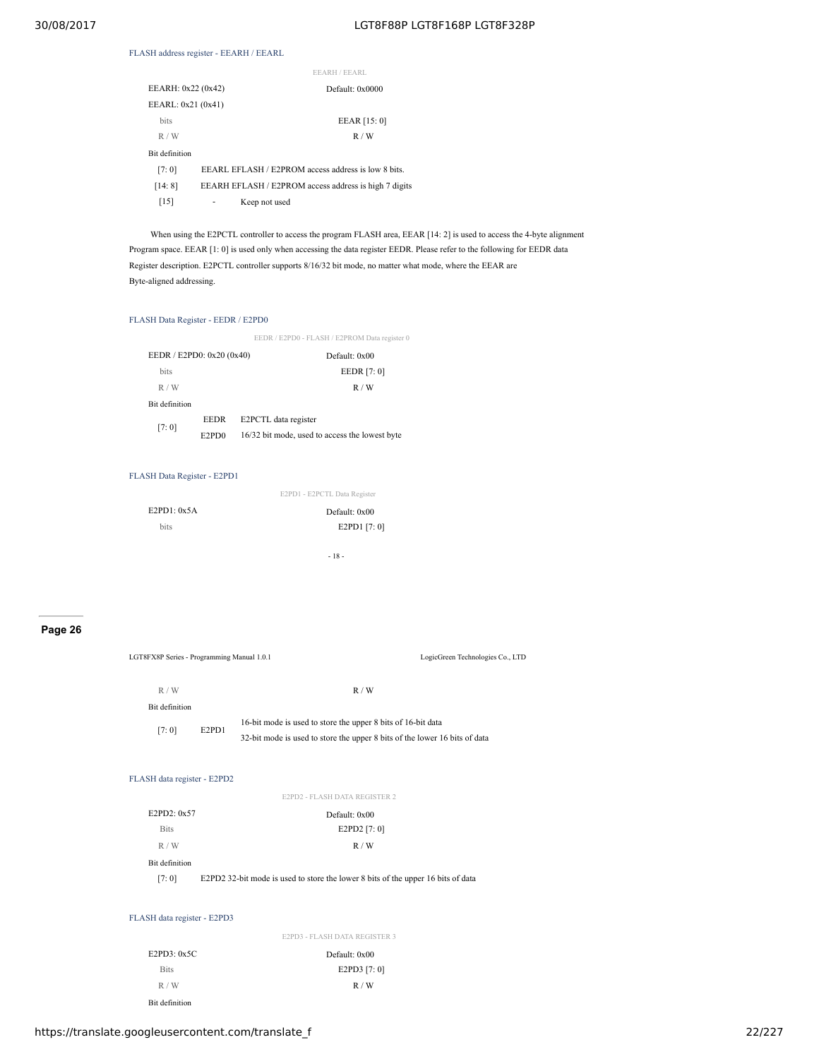### FLASH address register - EEARH / EEARL

| EEARH / EEARL | |
|---|---|
| EEARH: 0x22 (0x42) | Default: 0x0000 |
| EEARL: 0x21 (0x41) | |
| bits | EEAR [15: 0] |
| R / W | R / W |

Bit definition

| | | |
|---|---|---|
| [7: 0] | EEARL | EFLASH / E2PROM access address is low 8 bits. |
| [14: 8] | EEARH | EFLASH / E2PROM access address is high 7 digits |
| [15] | - | Keep not used |

When using the E2PCTL controller to access the program FLASH area, EEAR [14: 2] is used to access the 4-byte alignment Program space. EEAR [1: 0] is used only when accessing the data register EEDR. Please refer to the following for EEDR data Register description. E2PCTL controller supports 8/16/32 bit mode, no matter what mode, where the EEAR are Byte-aligned addressing.

### FLASH Data Register - EEDR / E2PD0

| EEDR / E2PD0 - FLASH / E2PROM Data register 0 | |
|---|---|
| EEDR / E2PD0: 0x20 (0x40) | Default: 0x00 |
| bits | EEDR [7: 0] |
| R / W | R / W |

Bit definition

| | | |
|---|---|---|
| [7: 0] | EEDR | E2PCTL data register |
| | E2PD0 | 16/32 bit mode, used to access the lowest byte |

### FLASH Data Register - E2PD1

| E2PD1 - E2PCTL Data Register | |
|---|---|
| E2PD1: 0x5A | Default: 0x00 |
| bits | E2PD1 [7: 0] |
| R / W | R / W |

Bit definition

| | | |
|---|---|---|
| [7: 0] | E2PD1 | 16-bit mode is used to store the upper 8 bits of 16-bit data<br>32-bit mode is used to store the upper 8 bits of the lower 16 bits of data |

### FLASH data register - E2PD2

| E2PD2 - FLASH DATA REGISTER 2 | |
|---|---|
| E2PD2: 0x57 | Default: 0x00 |
| Bits | E2PD2 [7: 0] |
| R / W | R / W |

Bit definition

| | | |
|---|---|---|
| [7: 0] | E2PD2 | 32-bit mode is used to store the lower 8 bits of the upper 16 bits of data |

### FLASH data register - E2PD3

| E2PD3 - FLASH DATA REGISTER 3 | |
|---|---|
| E2PD3: 0x5C | Default: 0x00 |
| Bits | E2PD3 [7: 0] |
| R / W | R / W |

Bit definition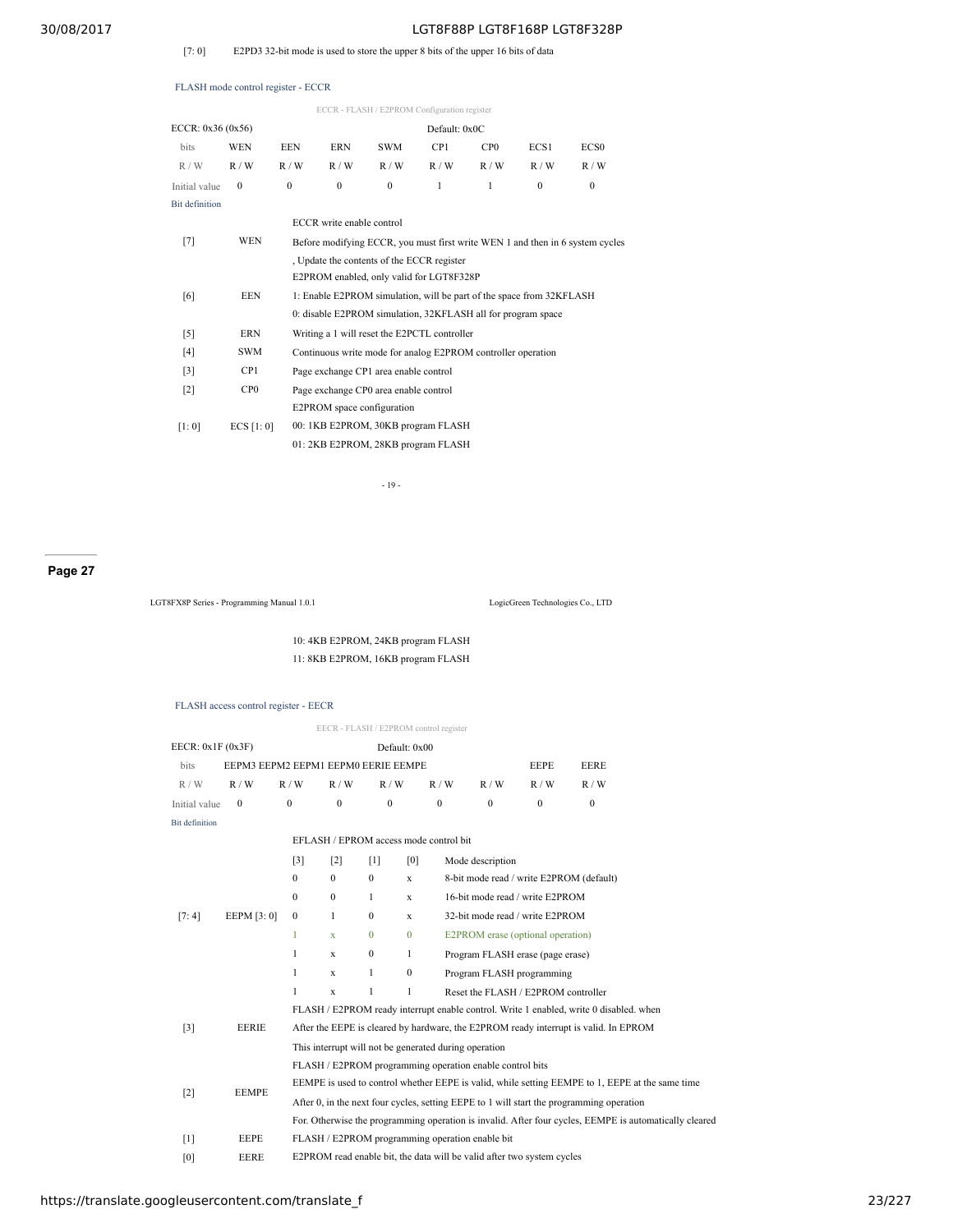| | |
|---|---|
| [7: 0] | E2PD3 32-bit mode is used to store the upper 8 bits of the upper 16 bits of data |

### FLASH mode control register - ECCR

ECCR - FLASH / E2PROM Configuration register

| ECCR: 0x36 (0x56) | | | | Default: 0x0C | | | | |
|---|---|---|---|---|---|---|---|---|
| bits | WEN | EEN | ERN | SWM | CP1 | CP0 | ECS1 | ECS0 |
| R / W | R / W | R / W | R / W | R / W | R / W | R / W | R / W | R / W |
| Initial value | 0 | 0 | 0 | 0 | 1 | 1 | 0 | 0 |

Bit definition

| | | |
|---|---|---|
| [7] | WEN | ECCR write enable control<br>Before modifying ECCR, you must first write WEN 1 and then in 6 system cycles<br>, Update the contents of the ECCR register |
| [6] | EEN | E2PROM enabled, only valid for LGT8F328P<br>1: Enable E2PROM simulation, will be part of the space from 32KFLASH<br>0: disable E2PROM simulation, 32KFLASH all for program space |
| [5] | ERN | Writing a 1 will reset the E2PCTL controller |
| [4] | SWM | Continuous write mode for analog E2PROM controller operation |
| [3] | CP1 | Page exchange CP1 area enable control |
| [2] | CP0 | Page exchange CP0 area enable control |
| [1: 0] | ECS [1: 0] | E2PROM space configuration<br>00: 1KB E2PROM, 30KB program FLASH<br>01: 2KB E2PROM, 28KB program FLASH<br>10: 4KB E2PROM, 24KB program FLASH<br>11: 8KB E2PROM, 16KB program FLASH |

### FLASH access control register - EECR

EECR - FLASH / E2PROM control register

| EECR: 0x1F (0x3F) | | | | Default: 0x00 | | | | |
|---|---|---|---|---|---|---|---|---|
| bits | EEPM3 | EEPM2 | EEPM1 | EEPM0 | EERIE | EEMPE | EEPE | EERE |
| R / W | R / W | R / W | R / W | R / W | R / W | R / W | R / W | R / W |
| Initial value | 0 | 0 | 0 | 0 | 0 | 0 | 0 | 0 |

Bit definition

[7: 4] EEPM [3: 0] — EFLASH / EPROM access mode control bit

| [3] | [2] | [1] | [0] | Mode description |
|---|---|---|---|---|
| 0 | 0 | 0 | x | 8-bit mode read / write E2PROM (default) |
| 0 | 0 | 1 | x | 16-bit mode read / write E2PROM |
| 0 | 1 | 0 | x | 32-bit mode read / write E2PROM |
| 1 | x | 0 | 0 | E2PROM erase (optional operation) |
| 1 | x | 0 | 1 | Program FLASH erase (page erase) |
| 1 | x | 1 | 0 | Program FLASH programming |
| 1 | x | 1 | 1 | Reset the FLASH / E2PROM controller |

| | | |
|---|---|---|
| [3] | EERIE | FLASH / E2PROM ready interrupt enable control. Write 1 enabled, write 0 disabled. when<br>After the EEPE is cleared by hardware, the E2PROM ready interrupt is valid. In EPROM<br>This interrupt will not be generated during operation |
| [2] | EEMPE | FLASH / E2PROM programming operation enable control bits<br>EEMPE is used to control whether EEPE is valid, while setting EEMPE to 1, EEPE at the same time<br>After 0, in the next four cycles, setting EEPE to 1 will start the programming operation<br>For. Otherwise the programming operation is invalid. After four cycles, EEMPE is automatically cleared |
| [1] | EEPE | FLASH / E2PROM programming operation enable bit |
| [0] | EERE | E2PROM read enable bit, the data will be valid after two system cycles |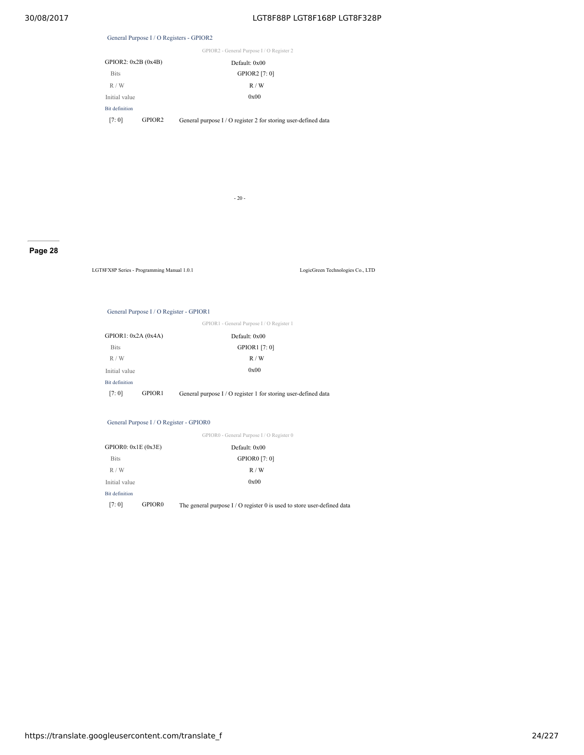### General Purpose I / O Registers - GPIOR2

GPIOR2 - General Purpose I / O Register 2

| GPIOR2: 0x2B (0x4B) | Default: 0x00 |
|---|---|
| Bits | GPIOR2 [7: 0] |
| R / W | R / W |
| Initial value | 0x00 |

Bit definition

| | | |
|---|---|---|
| [7: 0] | GPIOR2 | General purpose I / O register 2 for storing user-defined data |

### General Purpose I / O Register - GPIOR1

GPIOR1 - General Purpose I / O Register 1

| GPIOR1: 0x2A (0x4A) | Default: 0x00 |
|---|---|
| Bits | GPIOR1 [7: 0] |
| R / W | R / W |
| Initial value | 0x00 |

Bit definition

| | | |
|---|---|---|
| [7: 0] | GPIOR1 | General purpose I / O register 1 for storing user-defined data |

### General Purpose I / O Register - GPIOR0

GPIOR0 - General Purpose I / O Register 0

| GPIOR0: 0x1E (0x3E) | Default: 0x00 |
|---|---|
| Bits | GPIOR0 [7: 0] |
| R / W | R / W |
| Initial value | 0x00 |

Bit definition

| | | |
|---|---|---|
| [7: 0] | GPIOR0 | The general purpose I / O register 0 is used to store user-defined data |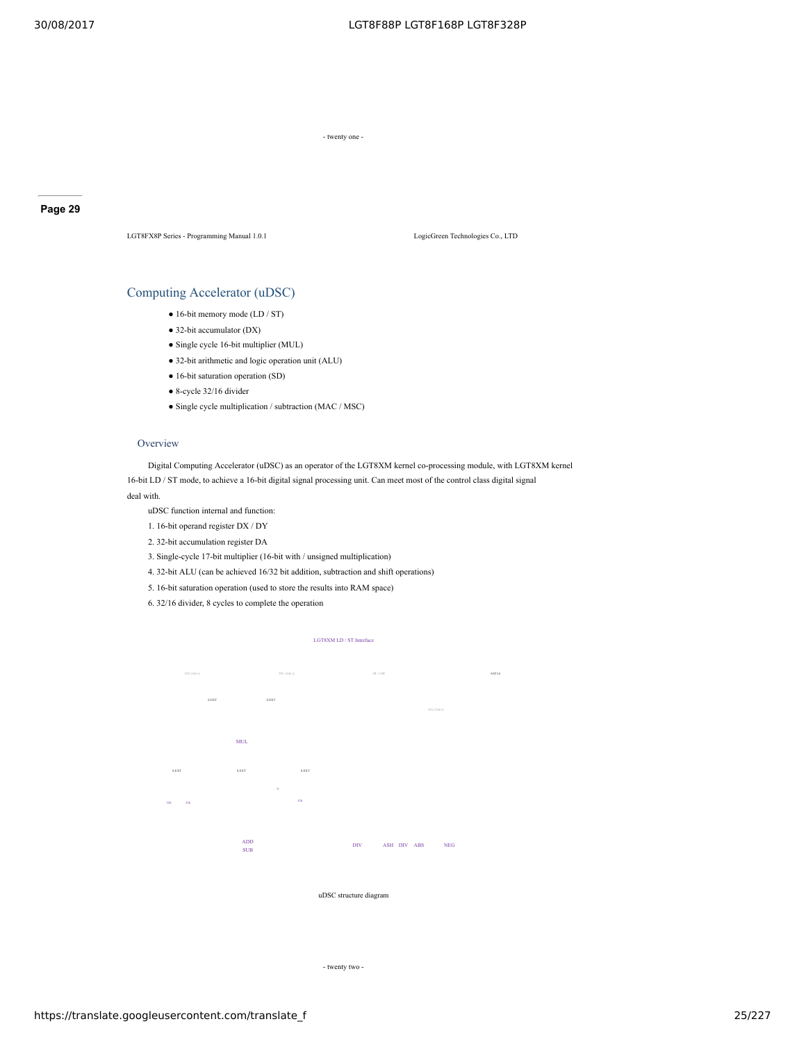- twenty one -

LGT8FX8P Series - Programming Manual 1.0.1 LogicGreen Technologies Co., LTD

## Computing Accelerator (uDSC)

- 16-bit memory mode (LD / ST)
- 32-bit accumulator (DX)
- Single cycle 16-bit multiplier (MUL)
- 32-bit arithmetic and logic operation unit (ALU)
- 16-bit saturation operation (SD)
- 8-cycle 32/16 divider
- Single cycle multiplication / subtraction (MAC / MSC)

### Overview

Digital Computing Accelerator (uDSC) as an operator of the LGT8XM kernel co-processing module, with LGT8XM kernel 16-bit LD / ST mode, to achieve a 16-bit digital signal processing unit. Can meet most of the control class digital signal deal with.

uDSC function internal and function:

1. 16-bit operand register DX / DY
2. 32-bit accumulation register DA
3. Single-cycle 17-bit multiplier (16-bit with / unsigned multiplication)
4. 32-bit ALU (can be achieved 16/32 bit addition, subtraction and shift operations)
5. 16-bit saturation operation (used to store the results into RAM space)
6. 32/16 divider, 8 cycles to complete the operation

LGT8XM LD / ST Interface

DX (16bit) DY (16bit) DC (32bit) SAT16

S.EXT S.EXT DA (32bit)

MUL

S.EXT S.EXT S.EXT

0

32b 32b 32b

ADD SUB DIV ASH DIV ABS NEG

uDSC structure diagram

- twenty two -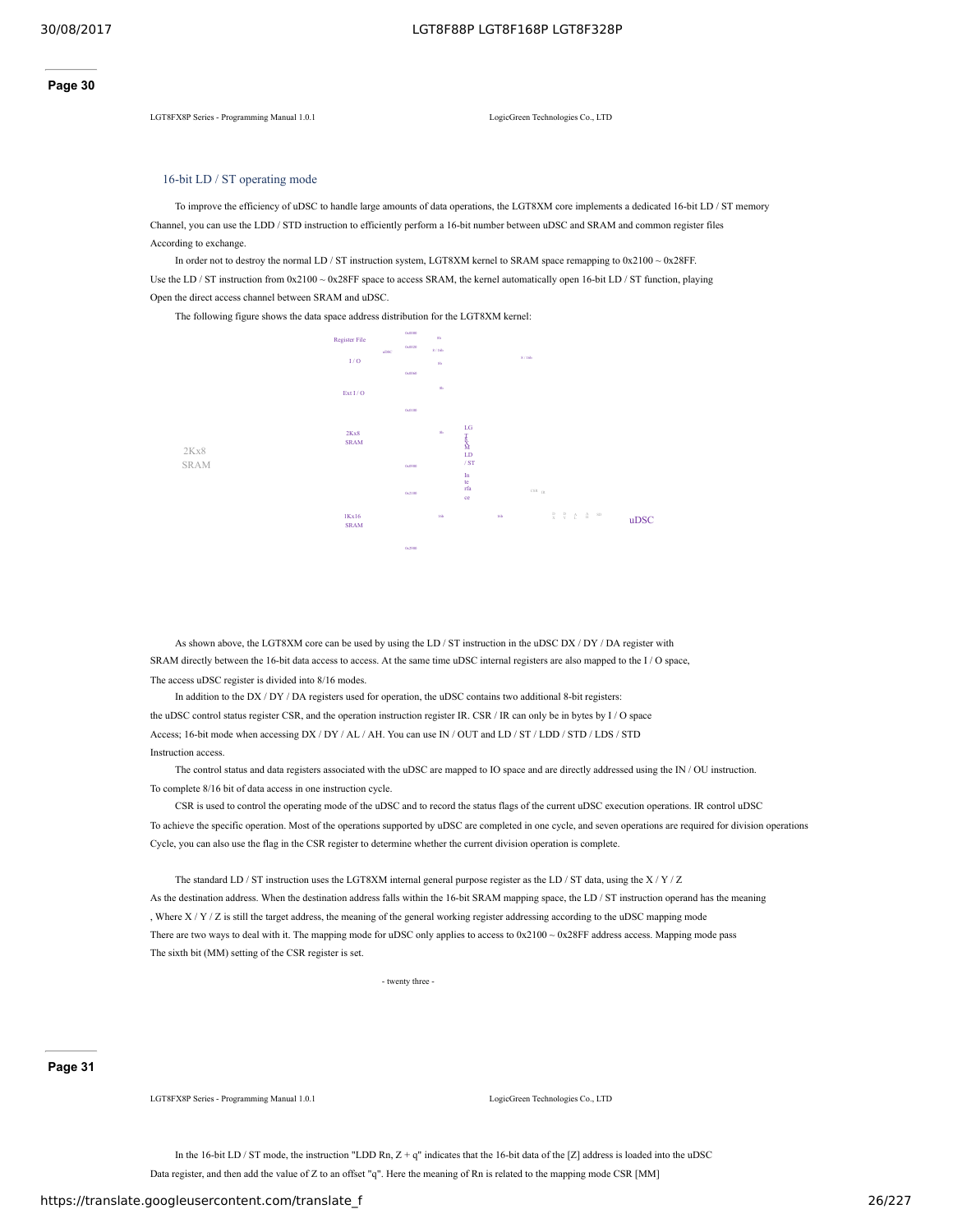## 16-bit LD / ST operating mode

To improve the efficiency of uDSC to handle large amounts of data operations, the LGT8XM core implements a dedicated 16-bit LD / ST memory Channel, you can use the LDD / STD instruction to efficiently perform a 16-bit number between uDSC and SRAM and common register files According to exchange.

In order not to destroy the normal LD / ST instruction system, LGT8XM kernel to SRAM space remapping to 0x2100 ~ 0x28FF. Use the LD / ST instruction from 0x2100 ~ 0x28FF space to access SRAM, the kernel automatically open 16-bit LD / ST function, playing Open the direct access channel between SRAM and uDSC.

The following figure shows the data space address distribution for the LGT8XM kernel:

Register File, I / O, Ext I / O, 2Kx8 SRAM, 1Kx16 SRAM, 2Kx8 SRAM, uDSC, LGT8XM LD / ST Interface

0x0000, 0x0020, 0x0060, 0x0100, 0x0900, 0x2100, 0x2900

As shown above, the LGT8XM core can be used by using the LD / ST instruction in the uDSC DX / DY / DA register with SRAM directly between the 16-bit data access to access. At the same time uDSC internal registers are also mapped to the I / O space, The access uDSC register is divided into 8/16 modes.

In addition to the DX / DY / DA registers used for operation, the uDSC contains two additional 8-bit registers: the uDSC control status register CSR, and the operation instruction register IR. CSR / IR can only be in bytes by I / O space Access; 16-bit mode when accessing DX / DY / AL / AH. You can use IN / OUT and LD / ST / LDD / STD / LDS / STD Instruction access.

The control status and data registers associated with the uDSC are mapped to IO space and are directly addressed using the IN / OU instruction. To complete 8/16 bit of data access in one instruction cycle.

CSR is used to control the operating mode of the uDSC and to record the status flags of the current uDSC execution operations. IR control uDSC To achieve the specific operation. Most of the operations supported by uDSC are completed in one cycle, and seven operations are required for division operations Cycle, you can also use the flag in the CSR register to determine whether the current division operation is complete.

The standard LD / ST instruction uses the LGT8XM internal general purpose register as the LD / ST data, using the X / Y / Z As the destination address. When the destination address falls within the 16-bit SRAM mapping space, the LD / ST instruction operand has the meaning , Where X / Y / Z is still the target address, the meaning of the general working register addressing according to the uDSC mapping mode There are two ways to deal with it. The mapping mode for uDSC only applies to access to 0x2100 ~ 0x28FF address access. Mapping mode pass The sixth bit (MM) setting of the CSR register is set.

In the 16-bit LD / ST mode, the instruction "LDD Rn, Z + q" indicates that the 16-bit data of the [Z] address is loaded into the uDSC Data register, and then add the value of Z to an offset "q". Here the meaning of Rn is related to the mapping mode CSR [MM]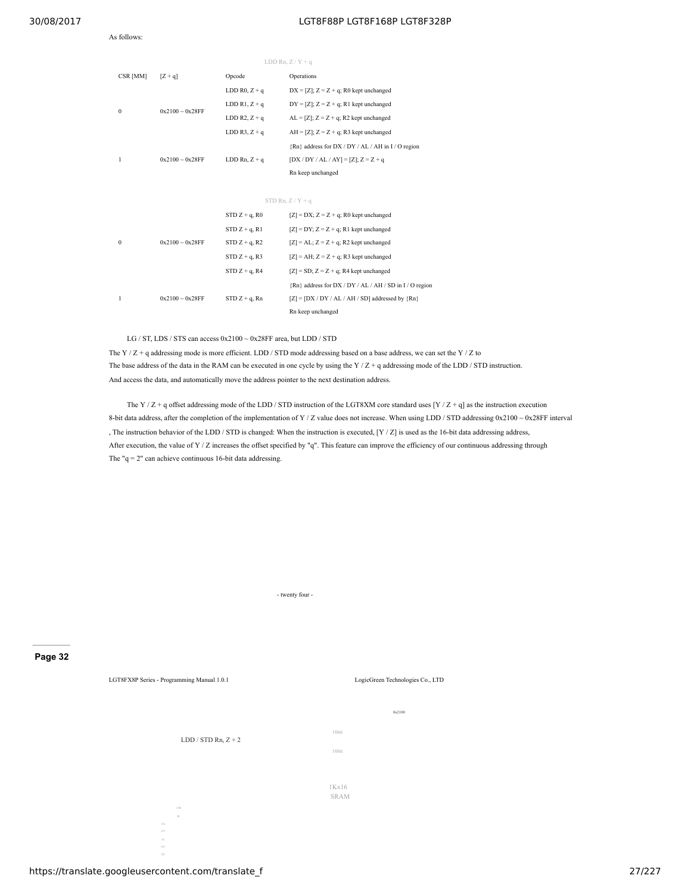As follows:

LDD Rn, Z / Y + q

| CSR [MM] | [Z + q] | Opcode | Operations |
| --- | --- | --- | --- |
| 0 | 0x2100 ~ 0x28FF | LDD R0, Z + q | DX = [Z]; Z = Z + q; R0 kept unchanged |
| | | LDD R1, Z + q | DY = [Z]; Z = Z + q; R1 kept unchanged |
| | | LDD R2, Z + q | AL = [Z]; Z = Z + q; R2 kept unchanged |
| | | LDD R3, Z + q | AH = [Z]; Z = Z + q; R3 kept unchanged |
| 1 | 0x2100 ~ 0x28FF | LDD Rn, Z + q | {Rn} address for DX / DY / AL / AH in I / O region<br>[DX / DY / AL / AY] = [Z]; Z = Z + q<br>Rn keep unchanged |

STD Rn, Z / Y + q

| CSR [MM] | [Z + q] | Opcode | Operations |
| --- | --- | --- | --- |
| 0 | 0x2100 ~ 0x28FF | STD Z + q, R0 | [Z] = DX; Z = Z + q; R0 kept unchanged |
| | | STD Z + q, R1 | [Z] = DY; Z = Z + q; R1 kept unchanged |
| | | STD Z + q, R2 | [Z] = AL; Z = Z + q; R2 kept unchanged |
| | | STD Z + q, R3 | [Z] = AH; Z = Z + q; R3 kept unchanged |
| | | STD Z + q, R4 | [Z] = SD; Z = Z + q; R4 kept unchanged |
| 1 | 0x2100 ~ 0x28FF | STD Z + q, Rn | {Rn} address for DX / DY / AL / AH / SD in I / O region<br>[Z] = [DX / DY / AL / AH / SD] addressed by {Rn}<br>Rn keep unchanged |

LG / ST, LDS / STS can access 0x2100 ~ 0x28FF area, but LDD / STD

The Y / Z + q addressing mode is more efficient. LDD / STD mode addressing based on a base address, we can set the Y / Z to
The base address of the data in the RAM can be executed in one cycle by using the Y / Z + q addressing mode of the LDD / STD instruction.
And access the data, and automatically move the address pointer to the next destination address.

The Y / Z + q offset addressing mode of the LDD / STD instruction of the LGT8XM core standard uses [Y / Z + q] as the instruction execution 8-bit data address, after the completion of the implementation of Y / Z value does not increase. When using LDD / STD addressing 0x2100 ~ 0x28FF interval , The instruction behavior of the LDD / STD is changed: When the instruction is executed, [Y / Z] is used as the 16-bit data addressing address, After execution, the value of Y / Z increases the offset specified by "q". This feature can improve the efficiency of our continuous addressing through The "q = 2" can achieve continuous 16-bit data addressing.

LGT8FX8P Series - Programming Manual 1.0.1 LogicGreen Technologies Co., LTD

0x2100

LDD / STD Rn, Z + 2

16bit

16bit

1Kx16
SRAM

CSR
R
DX
DY
AL
AH
SD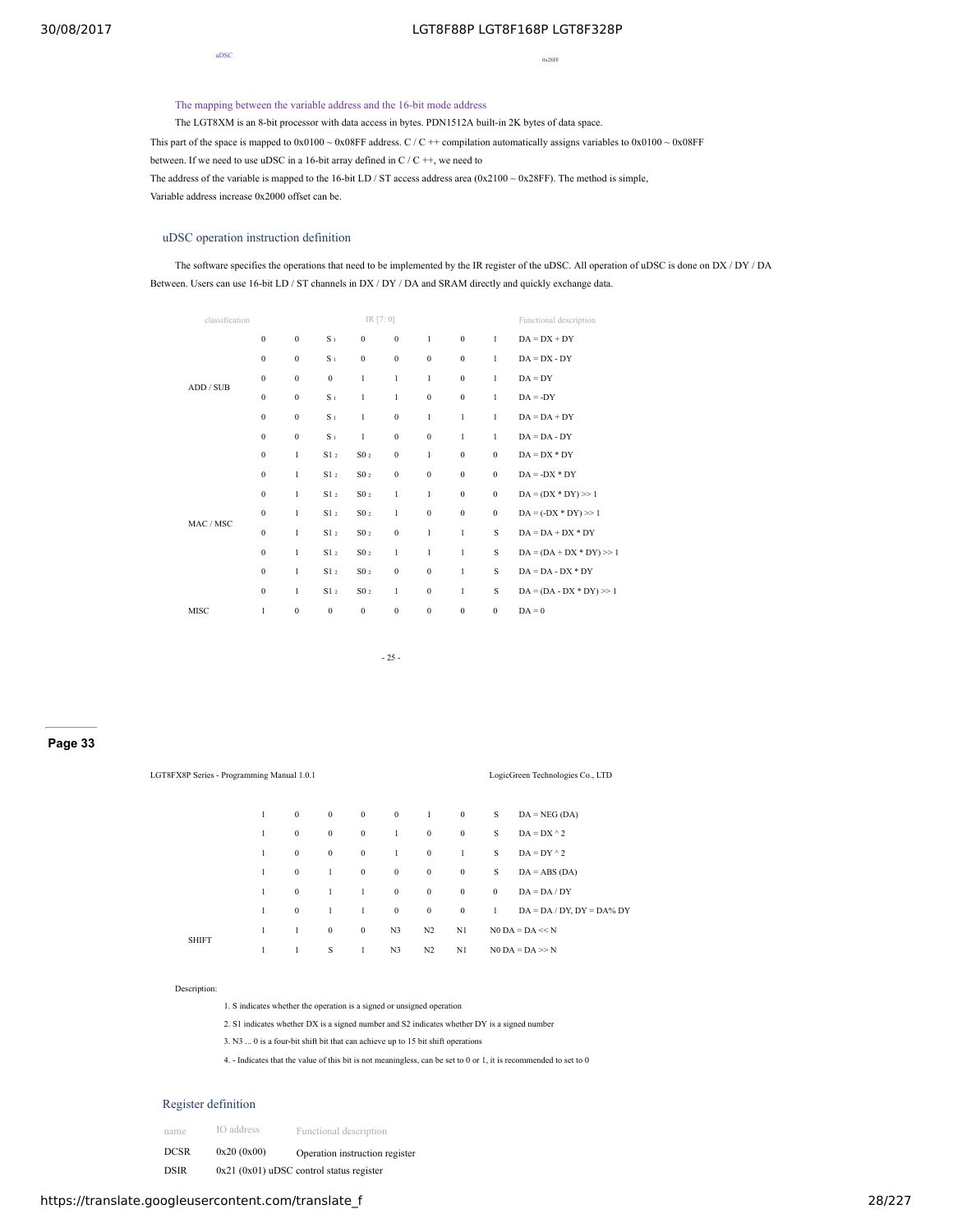uDSC 0x28FF

### The mapping between the variable address and the 16-bit mode address

The LGT8XM is an 8-bit processor with data access in bytes. PDN1512A built-in 2K bytes of data space.
This part of the space is mapped to 0x0100 ~ 0x08FF address. C / C ++ compilation automatically assigns variables to 0x0100 ~ 0x08FF
between. If we need to use uDSC in a 16-bit array defined in C / C ++, we need to
The address of the variable is mapped to the 16-bit LD / ST access address area (0x2100 ~ 0x28FF). The method is simple,
Variable address increase 0x2000 offset can be.

## uDSC operation instruction definition

The software specifies the operations that need to be implemented by the IR register of the uDSC. All operation of uDSC is done on DX / DY / DA
Between. Users can use 16-bit LD / ST channels in DX / DY / DA and SRAM directly and quickly exchange data.

| classification | IR [7: 0] | | | | | | | | Functional description |
|---|---|---|---|---|---|---|---|---|---|
| ADD / SUB | 0 | 0 | S 1 | 0 | 0 | 1 | 0 | 1 | DA = DX + DY |
| | 0 | 0 | S 1 | 0 | 0 | 0 | 0 | 1 | DA = DX - DY |
| | 0 | 0 | 0 | 1 | 1 | 1 | 0 | 1 | DA = DY |
| | 0 | 0 | S 1 | 1 | 1 | 0 | 0 | 1 | DA = -DY |
| | 0 | 0 | S 1 | 1 | 0 | 1 | 1 | 1 | DA = DA + DY |
| | 0 | 0 | S 1 | 1 | 0 | 0 | 1 | 1 | DA = DA - DY |
| MAC / MSC | 0 | 1 | S1 2 | S0 2 | 0 | 1 | 0 | 0 | DA = DX * DY |
| | 0 | 1 | S1 2 | S0 2 | 0 | 0 | 0 | 0 | DA = -DX * DY |
| | 0 | 1 | S1 2 | S0 2 | 1 | 1 | 0 | 0 | DA = (DX * DY) >> 1 |
| | 0 | 1 | S1 2 | S0 2 | 1 | 0 | 0 | 0 | DA = (-DX * DY) >> 1 |
| | 0 | 1 | S1 2 | S0 2 | 0 | 1 | 1 | S | DA = DA + DX * DY |
| | 0 | 1 | S1 2 | S0 2 | 1 | 1 | 1 | S | DA = (DA + DX * DY) >> 1 |
| | 0 | 1 | S1 2 | S0 2 | 0 | 0 | 1 | S | DA = DA - DX * DY |
| | 0 | 1 | S1 2 | S0 2 | 1 | 0 | 1 | S | DA = (DA - DX * DY) >> 1 |
| MISC | 1 | 0 | 0 | 0 | 0 | 0 | 0 | 0 | DA = 0 |
| | 1 | 0 | 0 | 0 | 0 | 1 | 0 | S | DA = NEG (DA) |
| | 1 | 0 | 0 | 0 | 1 | 0 | 0 | S | DA = DX ^ 2 |
| | 1 | 0 | 0 | 0 | 1 | 0 | 1 | S | DA = DY ^ 2 |
| | 1 | 0 | 1 | 0 | 0 | 0 | 0 | S | DA = ABS (DA) |
| | 1 | 0 | 1 | 1 | 0 | 0 | 0 | 0 | DA = DA / DY |
| | 1 | 0 | 1 | 1 | 0 | 0 | 0 | 1 | DA = DA / DY, DY = DA% DY |
| SHIFT | 1 | 1 | 0 | 0 | N3 | N2 | N1 | N0 | DA = DA << N |
| | 1 | 1 | S | 1 | N3 | N2 | N1 | N0 | DA = DA >> N |

Description:

1. S indicates whether the operation is a signed or unsigned operation
2. S1 indicates whether DX is a signed number and S2 indicates whether DY is a signed number
3. N3 ... 0 is a four-bit shift bit that can achieve up to 15 bit shift operations
4. - Indicates that the value of this bit is not meaningless, can be set to 0 or 1, it is recommended to set to 0

## Register definition

| name | IO address | Functional description |
|---|---|---|
| DCSR | 0x20 (0x00) | Operation instruction register |
| DSIR | 0x21 (0x01) | uDSC control status register |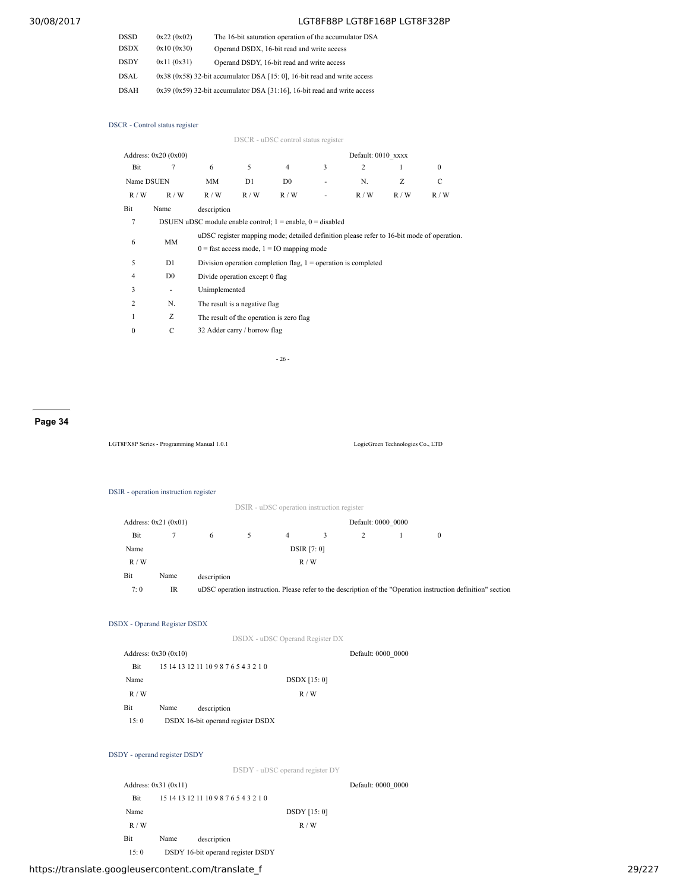| | | |
|---|---|---|
| DSSD | 0x22 (0x02) | The 16-bit saturation operation of the accumulator DSA |
| DSDX | 0x10 (0x30) | Operand DSDX, 16-bit read and write access |
| DSDY | 0x11 (0x31) | Operand DSDY, 16-bit read and write access |
| DSAL | 0x38 (0x58) | 32-bit accumulator DSA [15: 0], 16-bit read and write access |
| DSAH | 0x39 (0x59) | 32-bit accumulator DSA [31:16], 16-bit read and write access |

### DSCR - Control status register

DSCR - uDSC control status register

Address: 0x20 (0x00) — Default: 0010_xxxx

| Bit | 7 | 6 | 5 | 4 | 3 | 2 | 1 | 0 |
|---|---|---|---|---|---|---|---|---|
| Name | DSUEN | MM | D1 | D0 | - | N. | Z | C |
| R / W | R / W | R / W | R / W | R / W | - | R / W | R / W | R / W |

| Bit | Name | description |
|---|---|---|
| 7 | DSUEN | uDSC module enable control; 1 = enable, 0 = disabled |
| 6 | MM | uDSC register mapping mode; detailed definition please refer to 16-bit mode of operation. 0 = fast access mode, 1 = IO mapping mode |
| 5 | D1 | Division operation completion flag, 1 = operation is completed |
| 4 | D0 | Divide operation except 0 flag |
| 3 | - | Unimplemented |
| 2 | N. | The result is a negative flag |
| 1 | Z | The result of the operation is zero flag |
| 0 | C | 32 Adder carry / borrow flag |

LGT8FX8P Series - Programming Manual 1.0.1 — LogicGreen Technologies Co., LTD

### DSIR - operation instruction register

DSIR - uDSC operation instruction register

Address: 0x21 (0x01) — Default: 0000_0000

| Bit | 7 | 6 | 5 | 4 | 3 | 2 | 1 | 0 |
|---|---|---|---|---|---|---|---|---|
| Name | DSIR [7: 0] | | | | | | | |
| R / W | R / W | | | | | | | |

| Bit | Name | description |
|---|---|---|
| 7: 0 | IR | uDSC operation instruction. Please refer to the description of the "Operation instruction definition" section |

### DSDX - Operand Register DSDX

DSDX - uDSC Operand Register DX

Address: 0x30 (0x10) — Default: 0000_0000

| Bit | 15 14 13 12 11 10 9 8 7 6 5 4 3 2 1 0 |
|---|---|
| Name | DSDX [15: 0] |
| R / W | R / W |

| Bit | Name | description |
|---|---|---|
| 15: 0 | DSDX | 16-bit operand register DSDX |

### DSDY - operand register DSDY

DSDY - uDSC operand register DY

Address: 0x31 (0x11) — Default: 0000_0000

| Bit | 15 14 13 12 11 10 9 8 7 6 5 4 3 2 1 0 |
|---|---|
| Name | DSDY [15: 0] |
| R / W | R / W |

| Bit | Name | description |
|---|---|---|
| 15: 0 | DSDY | 16-bit operand register DSDY |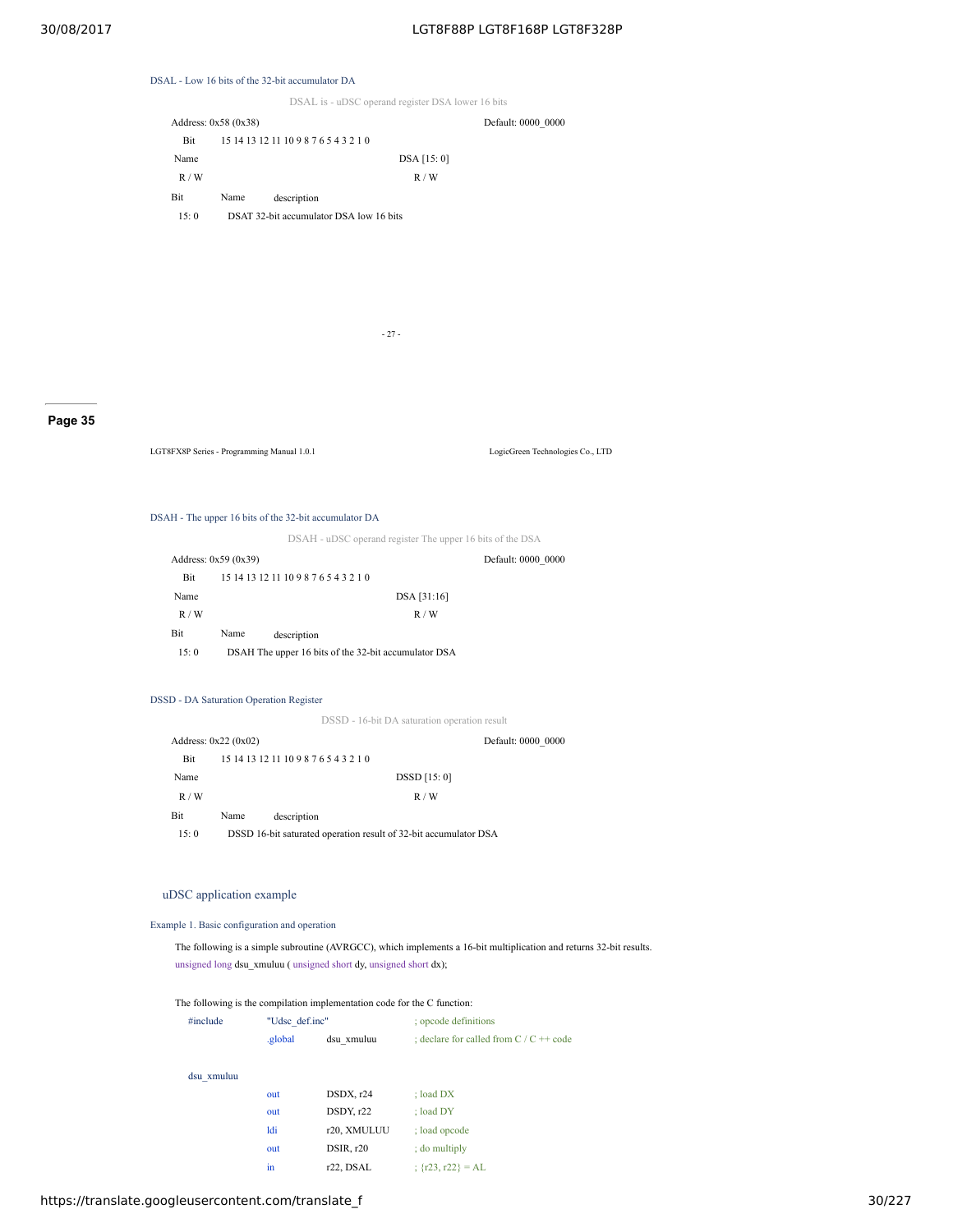### DSAL - Low 16 bits of the 32-bit accumulator DA

DSAL is - uDSC operand register DSA lower 16 bits

Address: 0x58 (0x38) Default: 0000_0000

| Bit | 15 14 13 12 11 10 9 8 7 6 5 4 3 2 1 0 |
|---|---|
| Name | DSA [15: 0] |
| R / W | R / W |

| Bit | Name | description |
|---|---|---|
| 15: 0 | DSAT | 32-bit accumulator DSA low 16 bits |

- 27 -

LGT8FX8P Series - Programming Manual 1.0.1 LogicGreen Technologies Co., LTD

### DSAH - The upper 16 bits of the 32-bit accumulator DA

DSAH - uDSC operand register The upper 16 bits of the DSA

Address: 0x59 (0x39) Default: 0000_0000

| Bit | 15 14 13 12 11 10 9 8 7 6 5 4 3 2 1 0 |
|---|---|
| Name | DSA [31:16] |
| R / W | R / W |

| Bit | Name | description |
|---|---|---|
| 15: 0 | DSAH | The upper 16 bits of the 32-bit accumulator DSA |

### DSSD - DA Saturation Operation Register

DSSD - 16-bit DA saturation operation result

Address: 0x22 (0x02) Default: 0000_0000

| Bit | 15 14 13 12 11 10 9 8 7 6 5 4 3 2 1 0 |
|---|---|
| Name | DSSD [15: 0] |
| R / W | R / W |

| Bit | Name | description |
|---|---|---|
| 15: 0 | DSSD | 16-bit saturated operation result of 32-bit accumulator DSA |

## uDSC application example

### Example 1. Basic configuration and operation

The following is a simple subroutine (AVRGCC), which implements a 16-bit multiplication and returns 32-bit results.

```
unsigned long dsu_xmuluu ( unsigned short dy, unsigned short dx);
```

The following is the compilation implementation code for the C function:

```
#include     "Udsc_def.inc"            ; opcode definitions
             .global    dsu_xmuluu     ; declare for called from C / C ++ code

dsu_xmuluu
             out        DSDX, r24      ; load DX
             out        DSDY, r22      ; load DY
             ldi        r20, XMULUU    ; load opcode
             out        DSIR, r20      ; do multiply
             in         r22, DSAL      ; {r23, r22} = AL
```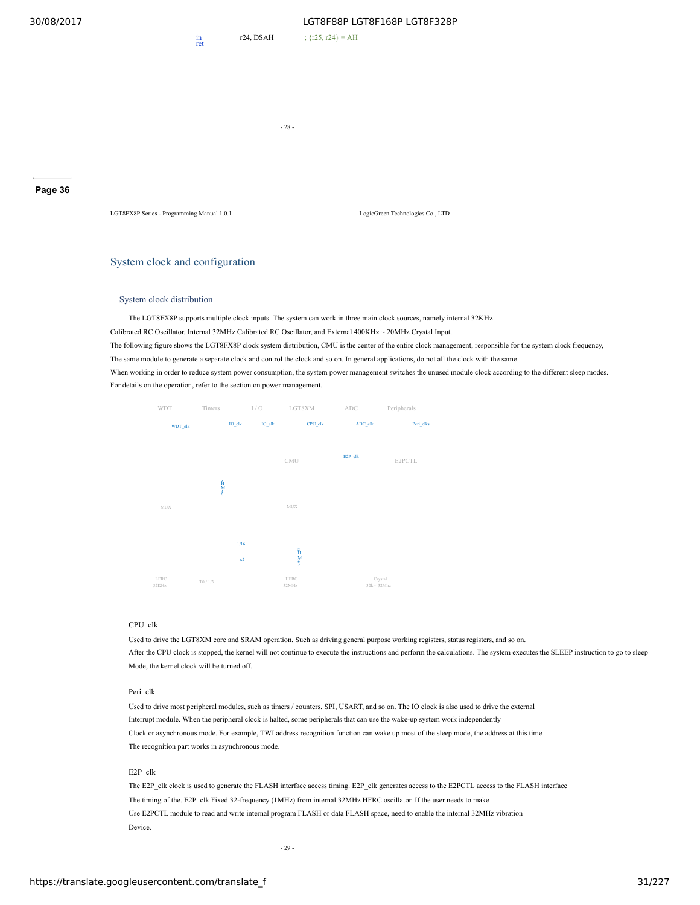```
in      r24, DSAH       ; {r25, r24} = AH
ret
```

Page 36

LGT8FX8P Series - Programming Manual 1.0.1 LogicGreen Technologies Co., LTD

## System clock and configuration

### System clock distribution

The LGT8FX8P supports multiple clock inputs. The system can work in three main clock sources, namely internal 32KHz Calibrated RC Oscillator, Internal 32MHz Calibrated RC Oscillator, and External 400KHz ~ 20MHz Crystal Input.

The following figure shows the LGT8FX8P clock system distribution, CMU is the center of the entire clock management, responsible for the system clock frequency, The same module to generate a separate clock and control the clock and so on. In general applications, do not all the clock with the same When working in order to reduce system power consumption, the system power management switches the unused module clock according to the different sleep modes. For details on the operation, refer to the section on power management.

WDT Timers I / O LGT8XM ADC Peripherals

WDT_clk IO_clk IO_clk CPU_clk ADC_clk Peri_clks

CMU E2P_clk E2PCTL

MUX MUX

1/16

x2

LFRC 32KHz T0 / 1/3 HFRC 32MHz Crystal 32k ~ 32Mhz

#### CPU_clk

Used to drive the LGT8XM core and SRAM operation. Such as driving general purpose working registers, status registers, and so on. After the CPU clock is stopped, the kernel will not continue to execute the instructions and perform the calculations. The system executes the SLEEP instruction to go to sleep Mode, the kernel clock will be turned off.

#### Peri_clk

Used to drive most peripheral modules, such as timers / counters, SPI, USART, and so on. The IO clock is also used to drive the external Interrupt module. When the peripheral clock is halted, some peripherals that can use the wake-up system work independently Clock or asynchronous mode. For example, TWI address recognition function can wake up most of the sleep mode, the address at this time The recognition part works in asynchronous mode.

#### E2P_clk

The E2P_clk clock is used to generate the FLASH interface access timing. E2P_clk generates access to the E2PCTL access to the FLASH interface The timing of the. E2P_clk Fixed 32-frequency (1MHz) from internal 32MHz HFRC oscillator. If the user needs to make Use E2PCTL module to read and write internal program FLASH or data FLASH space, need to enable the internal 32MHz vibration Device.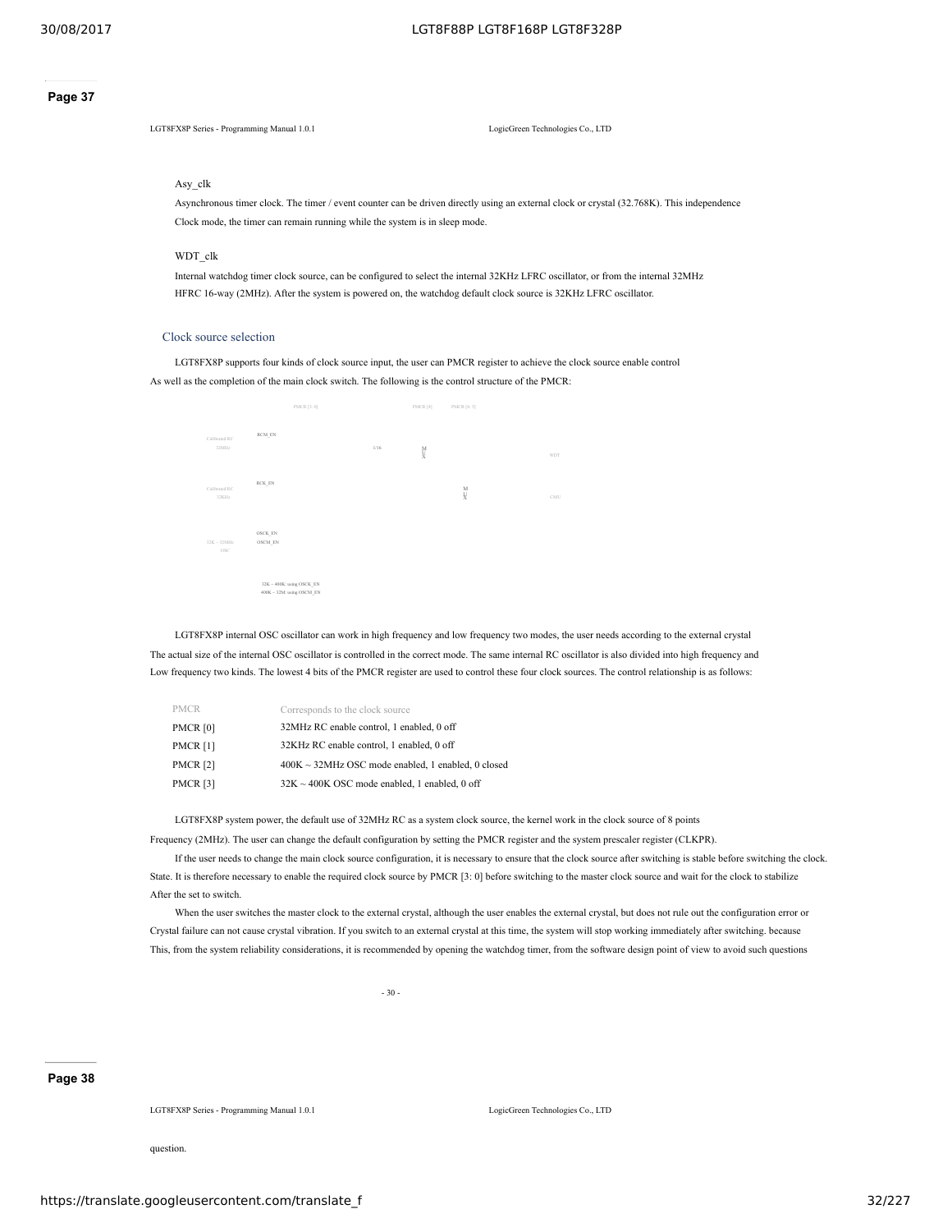## Page 37

Asy_clk

Asynchronous timer clock. The timer / event counter can be driven directly using an external clock or crystal (32.768K). This independence Clock mode, the timer can remain running while the system is in sleep mode.

WDT_clk

Internal watchdog timer clock source, can be configured to select the internal 32KHz LFRC oscillator, or from the internal 32MHz HFRC 16-way (2MHz). After the system is powered on, the watchdog default clock source is 32KHz LFRC oscillator.

### Clock source selection

LGT8FX8P supports four kinds of clock source input, the user can PMCR register to achieve the clock source enable control As well as the completion of the main clock switch. The following is the control structure of the PMCR:

PMCR [1:0] PMCR [4] PMCR [6:5]

Calibrated RC 32MHz RCM_EN 1/16 MUX WDT

Calibrated RC 32KHz RCK_EN MUX CMU

32K ~ 32MHz OSC OSCK_EN OSCM_EN

32K ~ 400K: using OSCK_EN
400K ~ 32M: using OSCM_EN

LGT8FX8P internal OSC oscillator can work in high frequency and low frequency two modes, the user needs according to the external crystal The actual size of the internal OSC oscillator is controlled in the correct mode. The same internal RC oscillator is also divided into high frequency and Low frequency two kinds. The lowest 4 bits of the PMCR register are used to control these four clock sources. The control relationship is as follows:

| PMCR | Corresponds to the clock source |
|---|---|
| PMCR [0] | 32MHz RC enable control, 1 enabled, 0 off |
| PMCR [1] | 32KHz RC enable control, 1 enabled, 0 off |
| PMCR [2] | 400K ~ 32MHz OSC mode enabled, 1 enabled, 0 closed |
| PMCR [3] | 32K ~ 400K OSC mode enabled, 1 enabled, 0 off |

LGT8FX8P system power, the default use of 32MHz RC as a system clock source, the kernel work in the clock source of 8 points Frequency (2MHz). The user can change the default configuration by setting the PMCR register and the system prescaler register (CLKPR).

If the user needs to change the main clock source configuration, it is necessary to ensure that the clock source after switching is stable before switching the clock. State. It is therefore necessary to enable the required clock source by PMCR [3: 0] before switching to the master clock source and wait for the clock to stabilize After the set to switch.

When the user switches the master clock to the external crystal, although the user enables the external crystal, but does not rule out the configuration error or Crystal failure can not cause crystal vibration. If you switch to an external crystal at this time, the system will stop working immediately after switching. because This, from the system reliability considerations, it is recommended by opening the watchdog timer, from the software design point of view to avoid such questions

## Page 38

question.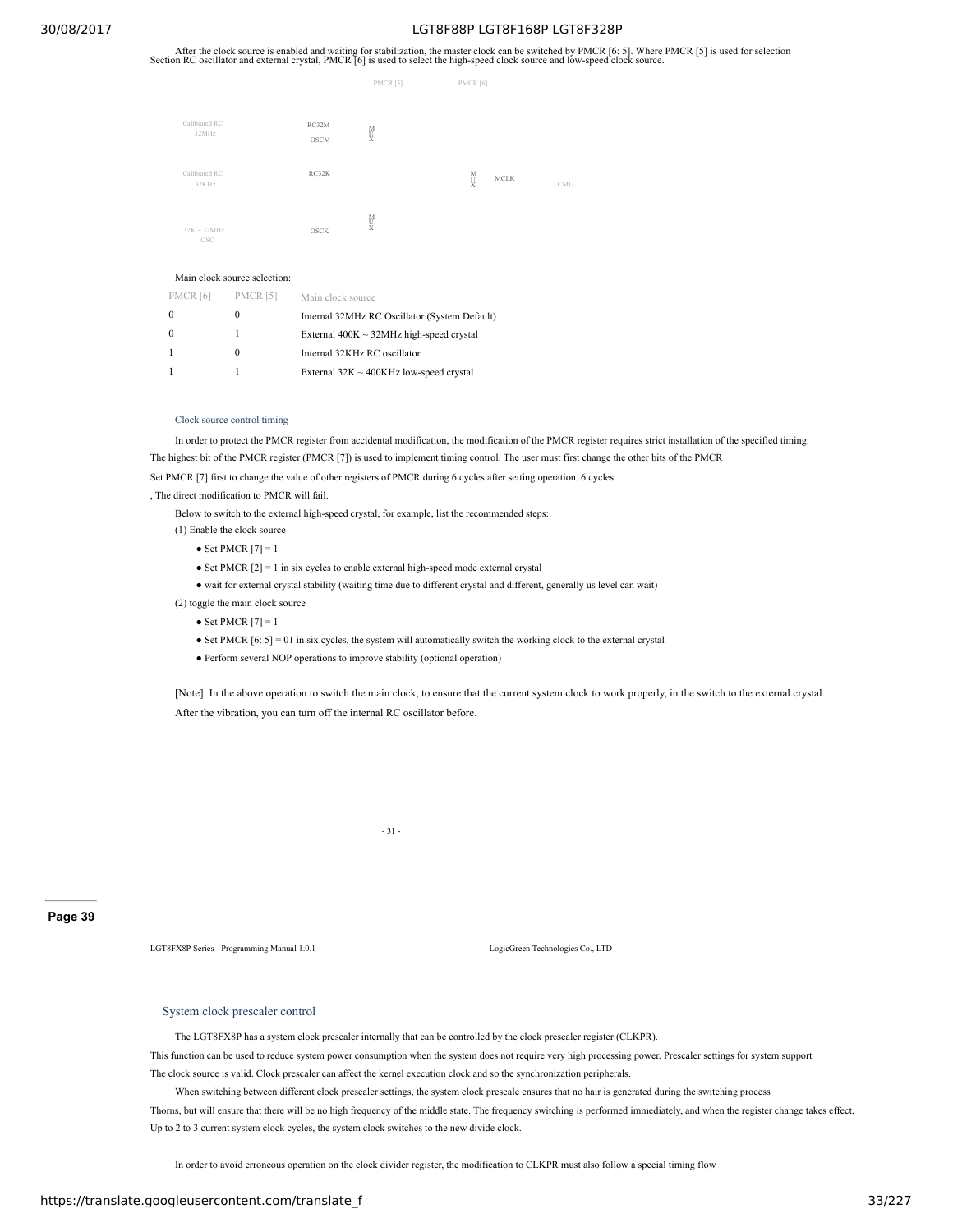After the clock source is enabled and waiting for stabilization, the master clock can be switched by PMCR [6: 5]. Where PMCR [5] is used for selection Section RC oscillator and external crystal, PMCR [6] is used to select the high-speed clock source and low-speed clock source.

PMCR [5] PMCR [6]

Calibrated RC 32MHz — RC32M — OSCM — MUX

Calibrated RC 32KHz — RC32K — MUX — MCLK — CMU

32K ~ 32MHz OSC — OSCK — MUX

Main clock source selection:

| PMCR [6] | PMCR [5] | Main clock source |
| --- | --- | --- |
| 0 | 0 | Internal 32MHz RC Oscillator (System Default) |
| 0 | 1 | External 400K ~ 32MHz high-speed crystal |
| 1 | 0 | Internal 32KHz RC oscillator |
| 1 | 1 | External 32K ~ 400KHz low-speed crystal |

### Clock source control timing

In order to protect the PMCR register from accidental modification, the modification of the PMCR register requires strict installation of the specified timing. The highest bit of the PMCR register (PMCR [7]) is used to implement timing control. The user must first change the other bits of the PMCR Set PMCR [7] first to change the value of other registers of PMCR during 6 cycles after setting operation. 6 cycles , The direct modification to PMCR will fail.

Below to switch to the external high-speed crystal, for example, list the recommended steps:

(1) Enable the clock source

- Set PMCR [7] = 1
- Set PMCR [2] = 1 in six cycles to enable external high-speed mode external crystal
- wait for external crystal stability (waiting time due to different crystal and different, generally us level can wait)

(2) toggle the main clock source

- Set PMCR [7] = 1
- Set PMCR [6: 5] = 01 in six cycles, the system will automatically switch the working clock to the external crystal
- Perform several NOP operations to improve stability (optional operation)

[Note]: In the above operation to switch the main clock, to ensure that the current system clock to work properly, in the switch to the external crystal After the vibration, you can turn off the internal RC oscillator before.

- 31 -

Page 39

LGT8FX8P Series - Programming Manual 1.0.1 LogicGreen Technologies Co., LTD

### System clock prescaler control

The LGT8FX8P has a system clock prescaler internally that can be controlled by the clock prescaler register (CLKPR). This function can be used to reduce system power consumption when the system does not require very high processing power. Prescaler settings for system support The clock source is valid. Clock prescaler can affect the kernel execution clock and so the synchronization peripherals.

When switching between different clock prescaler settings, the system clock prescale ensures that no hair is generated during the switching process Thorns, but will ensure that there will be no high frequency of the middle state. The frequency switching is performed immediately, and when the register change takes effect, Up to 2 to 3 current system clock cycles, the system clock switches to the new divide clock.

In order to avoid erroneous operation on the clock divider register, the modification to CLKPR must also follow a special timing flow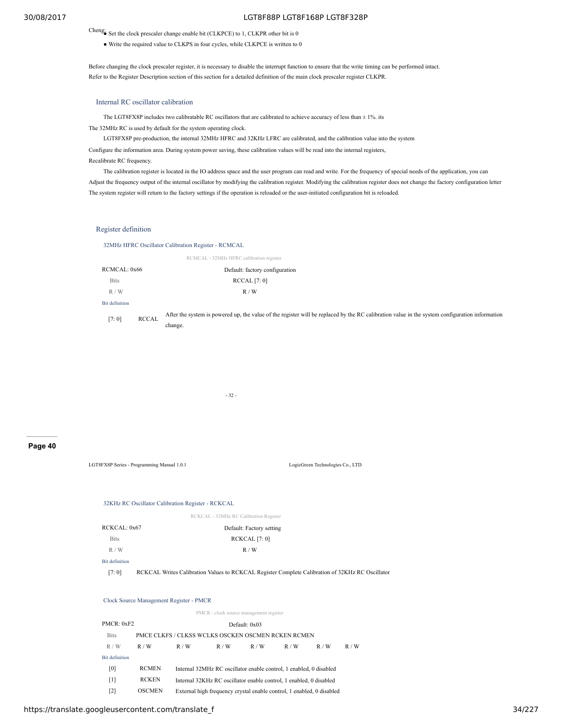Cheng:

- Set the clock prescaler change enable bit (CLKPCE) to 1, CLKPR other bit is 0
- Write the required value to CLKPS in four cycles, while CLKPCE is written to 0

Before changing the clock prescaler register, it is necessary to disable the interrupt function to ensure that the write timing can be performed intact.
Refer to the Register Description section of this section for a detailed definition of the main clock prescaler register CLKPR.

### Internal RC oscillator calibration

The LGT8FX8P includes two calibratable RC oscillators that are calibrated to achieve accuracy of less than ± 1%. its
The 32MHz RC is used by default for the system operating clock.

LGT8FX8P pre-production, the internal 32MHz HFRC and 32KHz LFRC are calibrated, and the calibration value into the system
Configure the information area. During system power saving, these calibration values will be read into the internal registers,
Recalibrate RC frequency.

The calibration register is located in the IO address space and the user program can read and write. For the frequency of special needs of the application, you can
Adjust the frequency output of the internal oscillator by modifying the calibration register. Modifying the calibration register does not change the factory configuration letter
The system register will return to the factory settings if the operation is reloaded or the user-initiated configuration bit is reloaded.

### Register definition

#### 32MHz HFRC Oscillator Calibration Register - RCMCAL

RCMCAL - 32MHz HFRC calibration register

| RCMCAL: 0x66 | Default: factory configuration |
|---|---|
| Bits | RCCAL [7: 0] |
| R / W | R / W |

Bit definition

| | | |
|---|---|---|
| [7: 0] | RCCAL | After the system is powered up, the value of the register will be replaced by the RC calibration value in the system configuration information change. |

LGT8FX8P Series - Programming Manual 1.0.1 LogicGreen Technologies Co., LTD

#### 32KHz RC Oscillator Calibration Register - RCKCAL

RCKCAL - 32MHz RC Calibration Register

| RCKCAL: 0x67 | Default: Factory setting |
|---|---|
| Bits | RCKCAL [7: 0] |
| R / W | R / W |

Bit definition

| | |
|---|---|
| [7: 0] | RCKCAL Writes Calibration Values to RCKCAL Register Complete Calibration of 32KHz RC Oscillator |

#### Clock Source Management Register - PMCR

PMCR - clock source management register

PMCR: 0xF2 Default: 0x03

| Bits | PMCE | CLKFS / CLKSS | | WCLKS | OSCKEN | OSCMEN | RCKEN | RCMEN |
|---|---|---|---|---|---|---|---|---|
| R / W | R / W | R / W | R / W | R / W | R / W | R / W | R / W | R / W |

Bit definition

| | | |
|---|---|---|
| [0] | RCMEN | Internal 32MHz RC oscillator enable control, 1 enabled, 0 disabled |
| [1] | RCKEN | Internal 32KHz RC oscillator enable control, 1 enabled, 0 disabled |
| [2] | OSCMEN | External high frequency crystal enable control, 1 enabled, 0 disabled |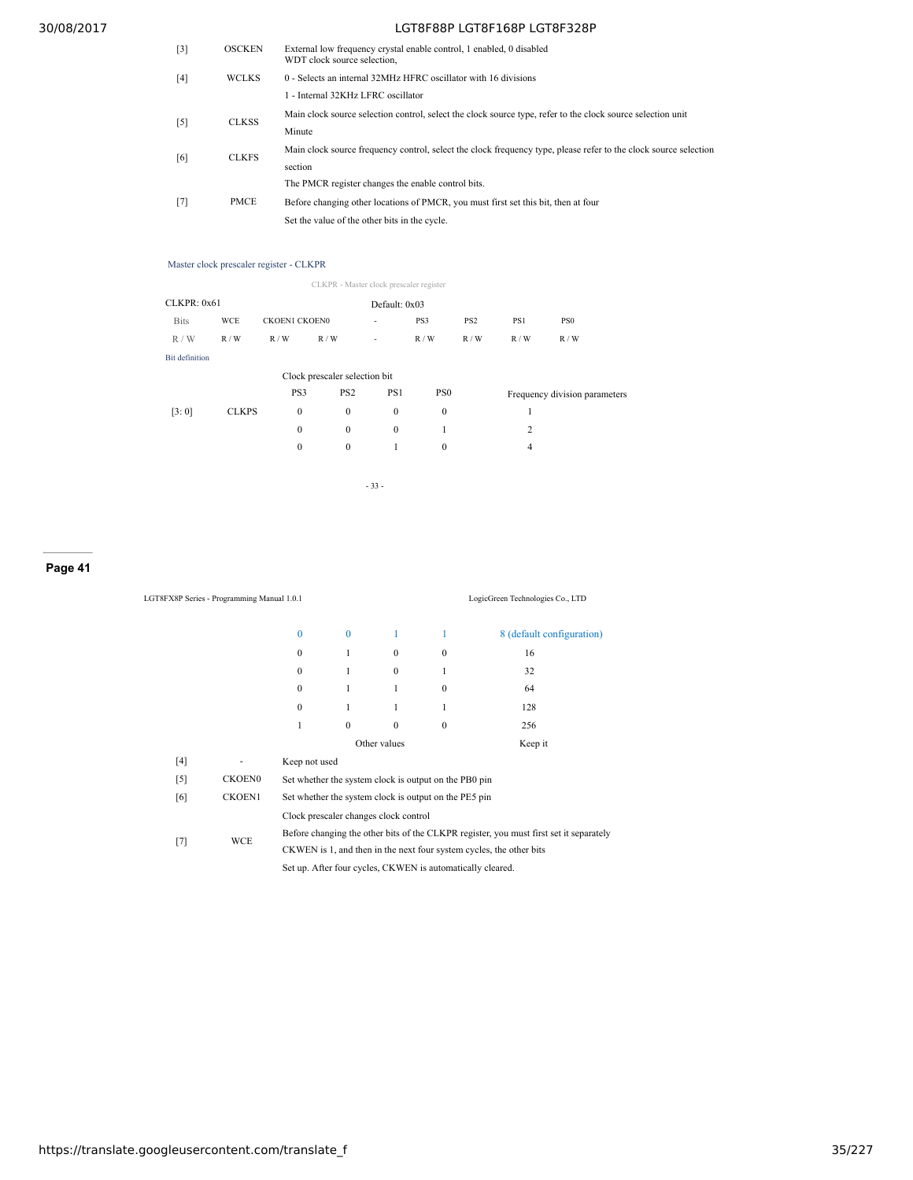| | | |
|---|---|---|
| [3] | OSCKEN | External low frequency crystal enable control, 1 enabled, 0 disabled<br>WDT clock source selection, |
| [4] | WCLKS | 0 - Selects an internal 32MHz HFRC oscillator with 16 divisions<br>1 - Internal 32KHz LFRC oscillator |
| [5] | CLKSS | Main clock source selection control, select the clock source type, refer to the clock source selection unit<br>Minute |
| [6] | CLKFS | Main clock source frequency control, select the clock frequency type, please refer to the clock source selection<br>section |
| [7] | PMCE | The PMCR register changes the enable control bits.<br>Before changing other locations of PMCR, you must first set this bit, then at four<br>Set the value of the other bits in the cycle. |

## Master clock prescaler register - CLKPR

CLKPR - Master clock prescaler register

| CLKPR: 0x61 | | | | Default: 0x03 | | | | |
|---|---|---|---|---|---|---|---|---|
| Bits | WCE | CKOEN1 | CKOEN0 | - | PS3 | PS2 | PS1 | PS0 |
| R / W | R / W | R / W | R / W | - | R / W | R / W | R / W | R / W |

Bit definition

| | | Clock prescaler selection bit | | | | |
|---|---|---|---|---|---|---|
| | | PS3 | PS2 | PS1 | PS0 | Frequency division parameters |
| [3: 0] | CLKPS | 0 | 0 | 0 | 0 | 1 |
| | | 0 | 0 | 0 | 1 | 2 |
| | | 0 | 0 | 1 | 0 | 4 |
| | | 0 | 0 | 1 | 1 | 8 (default configuration) |
| | | 0 | 1 | 0 | 0 | 16 |
| | | 0 | 1 | 0 | 1 | 32 |
| | | 0 | 1 | 1 | 0 | 64 |
| | | 0 | 1 | 1 | 1 | 128 |
| | | 1 | 0 | 0 | 0 | 256 |
| | | Other values | | | | Keep it |
| [4] | - | Keep not used | | | | |
| [5] | CKOEN0 | Set whether the system clock is output on the PB0 pin | | | | |
| [6] | CKOEN1 | Set whether the system clock is output on the PE5 pin | | | | |
| [7] | WCE | Clock prescaler changes clock control<br>Before changing the other bits of the CLKPR register, you must first set it separately<br>CKWEN is 1, and then in the next four system cycles, the other bits<br>Set up. After four cycles, CKWEN is automatically cleared. | | | | |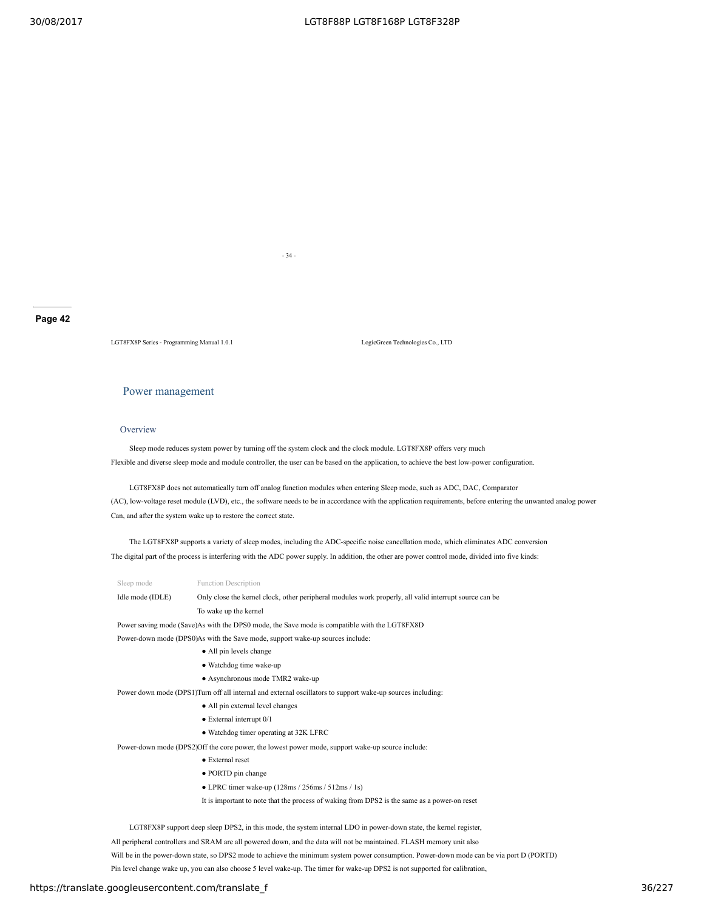## Power management

### Overview

Sleep mode reduces system power by turning off the system clock and the clock module. LGT8FX8P offers very much Flexible and diverse sleep mode and module controller, the user can be based on the application, to achieve the best low-power configuration.

LGT8FX8P does not automatically turn off analog function modules when entering Sleep mode, such as ADC, DAC, Comparator (AC), low-voltage reset module (LVD), etc., the software needs to be in accordance with the application requirements, before entering the unwanted analog power Can, and after the system wake up to restore the correct state.

The LGT8FX8P supports a variety of sleep modes, including the ADC-specific noise cancellation mode, which eliminates ADC conversion The digital part of the process is interfering with the ADC power supply. In addition, the other are power control mode, divided into five kinds:

| Sleep mode | Function Description |
| --- | --- |
| Idle mode (IDLE) | Only close the kernel clock, other peripheral modules work properly, all valid interrupt source can be To wake up the kernel |
| Power saving mode (Save) | As with the DPS0 mode, the Save mode is compatible with the LGT8FX8D |
| Power-down mode (DPS0) | As with the Save mode, support wake-up sources include:<br>● All pin levels change<br>● Watchdog time wake-up<br>● Asynchronous mode TMR2 wake-up |
| Power down mode (DPS1) | Turn off all internal and external oscillators to support wake-up sources including:<br>● All pin external level changes<br>● External interrupt 0/1<br>● Watchdog timer operating at 32K LFRC |
| Power-down mode (DPS2) | Off the core power, the lowest power mode, support wake-up source include:<br>● External reset<br>● PORTD pin change<br>● LPRC timer wake-up (128ms / 256ms / 512ms / 1s)<br>It is important to note that the process of waking from DPS2 is the same as a power-on reset |

LGT8FX8P support deep sleep DPS2, in this mode, the system internal LDO in power-down state, the kernel register, All peripheral controllers and SRAM are all powered down, and the data will not be maintained. FLASH memory unit also Will be in the power-down state, so DPS2 mode to achieve the minimum system power consumption. Power-down mode can be via port D (PORTD) Pin level change wake up, you can also choose 5 level wake-up. The timer for wake-up DPS2 is not supported for calibration,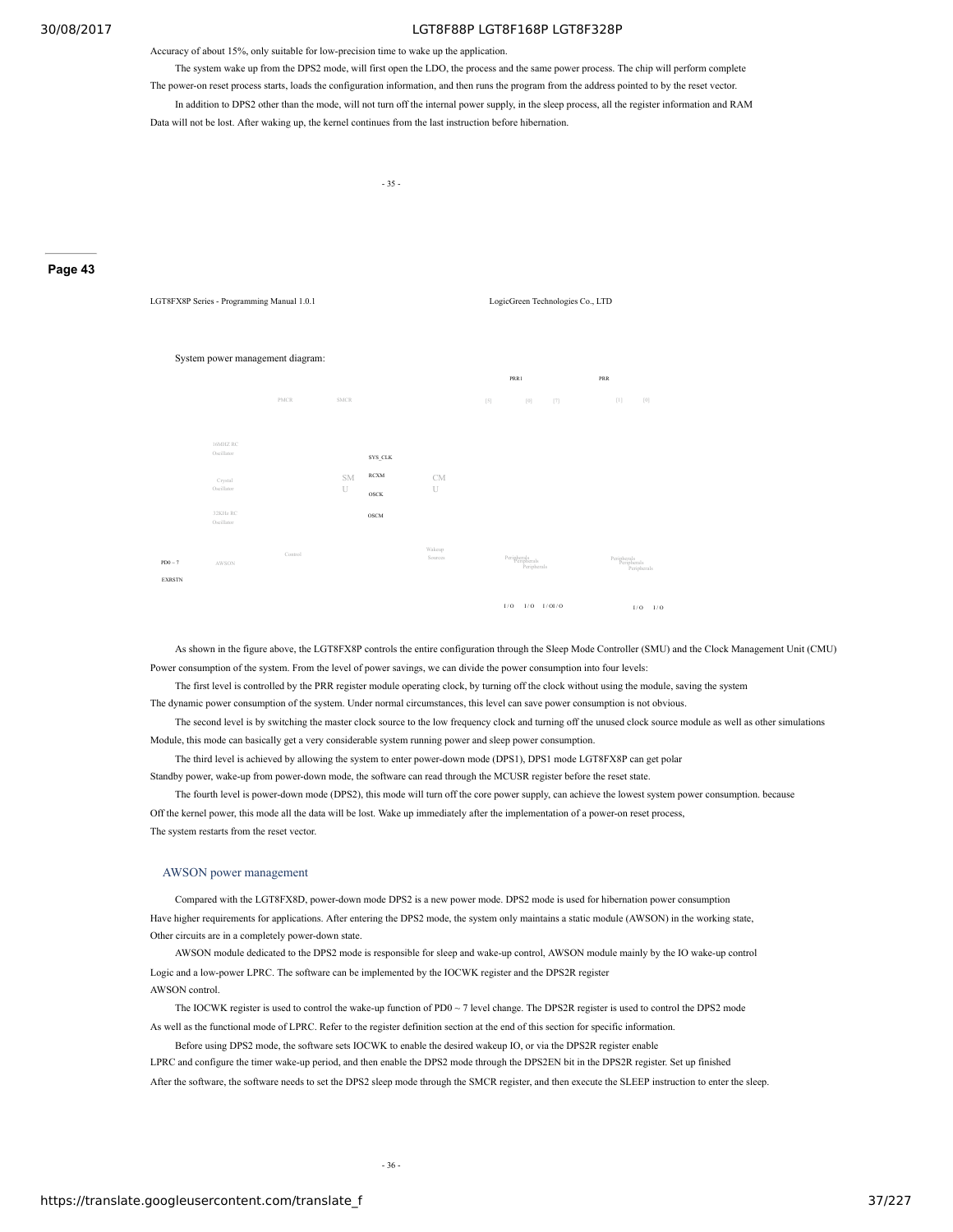Accuracy of about 15%, only suitable for low-precision time to wake up the application.

The system wake up from the DPS2 mode, will first open the LDO, the process and the same power process. The chip will perform complete The power-on reset process starts, loads the configuration information, and then runs the program from the address pointed to by the reset vector.

In addition to DPS2 other than the mode, will not turn off the internal power supply, in the sleep process, all the register information and RAM Data will not be lost. After waking up, the kernel continues from the last instruction before hibernation.

- 35 -

Page 43

LGT8FX8P Series - Programming Manual 1.0.1 LogicGreen Technologies Co., LTD

System power management diagram:

PRR1 PRR

PMCR SMCR [5] [8] [7] [1] [0]

16MHZ RC Oscillator

SYS_CLK

Crystal Oscillator SMU RCXM CMU

OSCK

32KHz RC Oscillator OSCM

Control Wakeup Sources

PD0 ~ 7 AWSON Peripherals Peripherals Peripherals Peripherals Peripherals Peripherals

EXRSTN

I / O I / O I / OI / O I / O I / O

As shown in the figure above, the LGT8FX8P controls the entire configuration through the Sleep Mode Controller (SMU) and the Clock Management Unit (CMU) Power consumption of the system. From the level of power savings, we can divide the power consumption into four levels:

The first level is controlled by the PRR register module operating clock, by turning off the clock without using the module, saving the system The dynamic power consumption of the system. Under normal circumstances, this level can save power consumption is not obvious.

The second level is by switching the master clock source to the low frequency clock and turning off the unused clock source module as well as other simulations Module, this mode can basically get a very considerable system running power and sleep power consumption.

The third level is achieved by allowing the system to enter power-down mode (DPS1), DPS1 mode LGT8FX8P can get polar Standby power, wake-up from power-down mode, the software can read through the MCUSR register before the reset state.

The fourth level is power-down mode (DPS2), this mode will turn off the core power supply, can achieve the lowest system power consumption. because Off the kernel power, this mode all the data will be lost. Wake up immediately after the implementation of a power-on reset process, The system restarts from the reset vector.

## AWSON power management

Compared with the LGT8FX8D, power-down mode DPS2 is a new power mode. DPS2 mode is used for hibernation power consumption Have higher requirements for applications. After entering the DPS2 mode, the system only maintains a static module (AWSON) in the working state, Other circuits are in a completely power-down state.

AWSON module dedicated to the DPS2 mode is responsible for sleep and wake-up control, AWSON module mainly by the IO wake-up control Logic and a low-power LPRC. The software can be implemented by the IOCWK register and the DPS2R register AWSON control.

The IOCWK register is used to control the wake-up function of PD0 ~ 7 level change. The DPS2R register is used to control the DPS2 mode As well as the functional mode of LPRC. Refer to the register definition section at the end of this section for specific information.

Before using DPS2 mode, the software sets IOCWK to enable the desired wakeup IO, or via the DPS2R register enable LPRC and configure the timer wake-up period, and then enable the DPS2 mode through the DPS2EN bit in the DPS2R register. Set up finished After the software, the software needs to set the DPS2 sleep mode through the SMCR register, and then execute the SLEEP instruction to enter the sleep.

- 36 -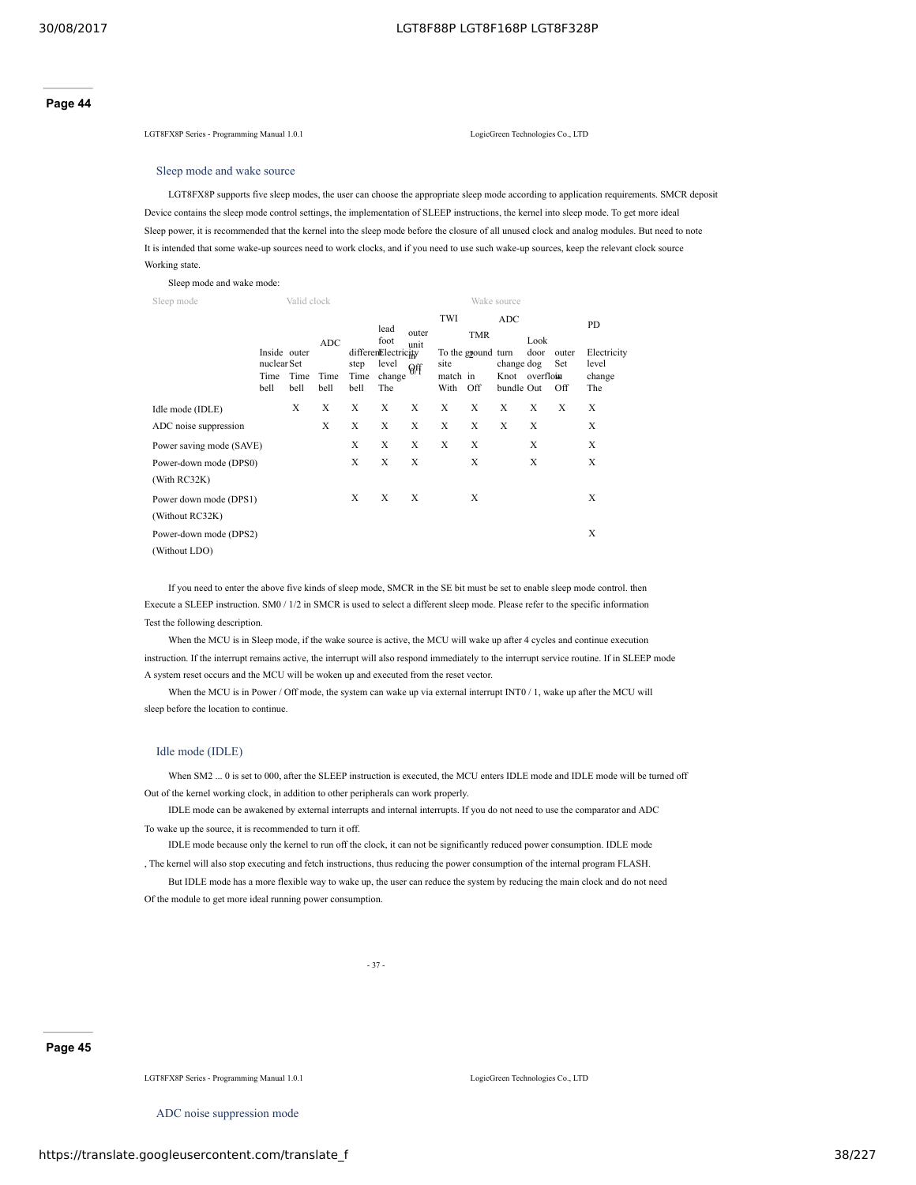## Page 44

LGT8FX8P Series - Programming Manual 1.0.1 LogicGreen Technologies Co., LTD

### Sleep mode and wake source

LGT8FX8P supports five sleep modes, the user can choose the appropriate sleep mode according to application requirements. SMCR deposit Device contains the sleep mode control settings, the implementation of SLEEP instructions, the kernel into sleep mode. To get more ideal Sleep power, it is recommended that the kernel into the sleep mode before the closure of all unused clock and analog modules. But need to note It is intended that some wake-up sources need to work clocks, and if you need to use such wake-up sources, keep the relevant clock source Working state.

Sleep mode and wake mode:

| Sleep mode | Valid clock | | | Wake source | | | | | | | |
|---|---|---|---|---|---|---|---|---|---|---|---|
| | Inside nuclear Time bell | outer Set Time bell | ADC Time bell | different step Time bell | lead foot Electricity level change The | outer unit in Off 0/1 | TWI To the site match With | TMR 2 ground in Off | ADC turn change Knot bundle | Look door dog overflow Out | outer Set in Off | PD Electricity level change The |
| Idle mode (IDLE) | | X | X | X | X | X | X | X | X | X | X | X |
| ADC noise suppression | | | X | X | X | X | X | X | X | X | | X |
| Power saving mode (SAVE) | | | | X | X | X | X | X | | X | | X |
| Power-down mode (DPS0) (With RC32K) | | | | X | X | X | | X | | X | | X |
| Power down mode (DPS1) (Without RC32K) | | | | X | X | X | | X | | | | X |
| Power-down mode (DPS2) (Without LDO) | | | | | | | | | | | | X |

If you need to enter the above five kinds of sleep mode, SMCR in the SE bit must be set to enable sleep mode control. then Execute a SLEEP instruction. SM0 / 1/2 in SMCR is used to select a different sleep mode. Please refer to the specific information Test the following description.

When the MCU is in Sleep mode, if the wake source is active, the MCU will wake up after 4 cycles and continue execution instruction. If the interrupt remains active, the interrupt will also respond immediately to the interrupt service routine. If in SLEEP mode A system reset occurs and the MCU will be woken up and executed from the reset vector.

When the MCU is in Power / Off mode, the system can wake up via external interrupt INT0 / 1, wake up after the MCU will sleep before the location to continue.

### Idle mode (IDLE)

When SM2 ... 0 is set to 000, after the SLEEP instruction is executed, the MCU enters IDLE mode and IDLE mode will be turned off Out of the kernel working clock, in addition to other peripherals can work properly.

IDLE mode can be awakened by external interrupts and internal interrupts. If you do not need to use the comparator and ADC To wake up the source, it is recommended to turn it off.

IDLE mode because only the kernel to run off the clock, it can not be significantly reduced power consumption. IDLE mode , The kernel will also stop executing and fetch instructions, thus reducing the power consumption of the internal program FLASH.

But IDLE mode has a more flexible way to wake up, the user can reduce the system by reducing the main clock and do not need Of the module to get more ideal running power consumption.

- 37 -

## Page 45

LGT8FX8P Series - Programming Manual 1.0.1 LogicGreen Technologies Co., LTD

### ADC noise suppression mode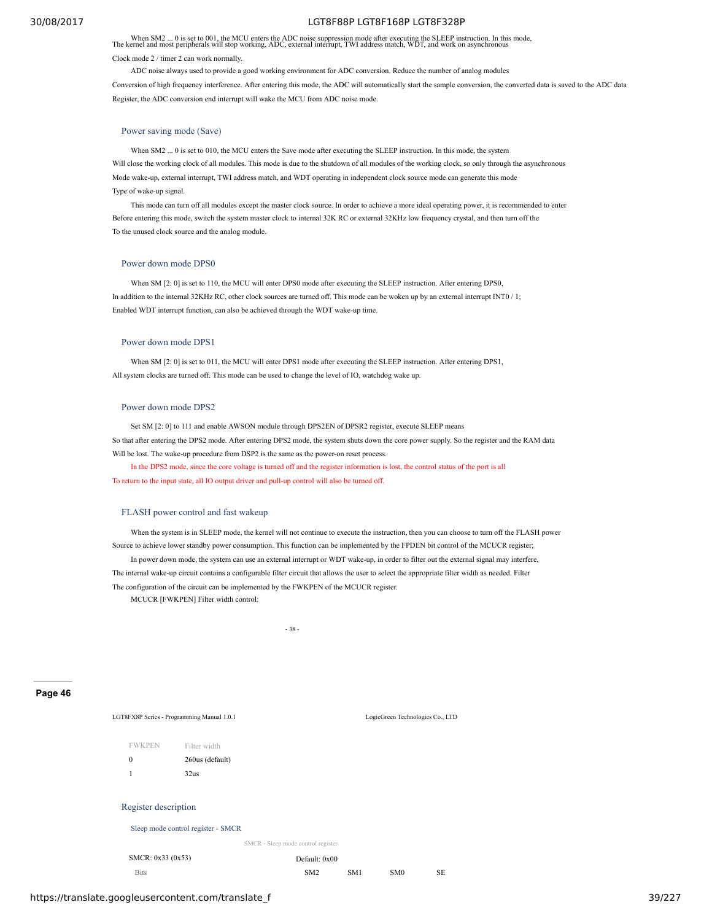When SM2 ... 0 is set to 001, the MCU enters the ADC noise suppression mode after executing the SLEEP instruction. In this mode, The kernel and most peripherals will stop working, ADC, external interrupt, TWI address match, WDT, and work on asynchronous Clock mode 2 / timer 2 can work normally.

ADC noise always used to provide a good working environment for ADC conversion. Reduce the number of analog modules Conversion of high frequency interference. After entering this mode, the ADC will automatically start the sample conversion, the converted data is saved to the ADC data Register, the ADC conversion end interrupt will wake the MCU from ADC noise mode.

### Power saving mode (Save)

When SM2 ... 0 is set to 010, the MCU enters the Save mode after executing the SLEEP instruction. In this mode, the system Will close the working clock of all modules. This mode is due to the shutdown of all modules of the working clock, so only through the asynchronous Mode wake-up, external interrupt, TWI address match, and WDT operating in independent clock source mode can generate this mode Type of wake-up signal.

This mode can turn off all modules except the master clock source. In order to achieve a more ideal operating power, it is recommended to enter Before entering this mode, switch the system master clock to internal 32K RC or external 32KHz low frequency crystal, and then turn off the To the unused clock source and the analog module.

### Power down mode DPS0

When SM [2: 0] is set to 110, the MCU will enter DPS0 mode after executing the SLEEP instruction. After entering DPS0, In addition to the internal 32KHz RC, other clock sources are turned off. This mode can be woken up by an external interrupt INT0 / 1; Enabled WDT interrupt function, can also be achieved through the WDT wake-up time.

### Power down mode DPS1

When SM [2: 0] is set to 011, the MCU will enter DPS1 mode after executing the SLEEP instruction. After entering DPS1, All system clocks are turned off. This mode can be used to change the level of IO, watchdog wake up.

### Power down mode DPS2

Set SM [2: 0] to 111 and enable AWSON module through DPS2EN of DPSR2 register, execute SLEEP means So that after entering the DPS2 mode. After entering DPS2 mode, the system shuts down the core power supply. So the register and the RAM data Will be lost. The wake-up procedure from DSP2 is the same as the power-on reset process.

In the DPS2 mode, since the core voltage is turned off and the register information is lost, the control status of the port is all To return to the input state, all IO output driver and pull-up control will also be turned off.

### FLASH power control and fast wakeup

When the system is in SLEEP mode, the kernel will not continue to execute the instruction, then you can choose to turn off the FLASH power Source to achieve lower standby power consumption. This function can be implemented by the FPDEN bit control of the MCUCR register;

In power down mode, the system can use an external interrupt or WDT wake-up, in order to filter out the external signal may interfere, The internal wake-up circuit contains a configurable filter circuit that allows the user to select the appropriate filter width as needed. Filter The configuration of the circuit can be implemented by the FWKPEN of the MCUCR register.

MCUCR [FWKPEN] Filter width control:

| FWKPEN | Filter width |
|---|---|
| 0 | 260us (default) |
| 1 | 32us |

## Register description

### Sleep mode control register - SMCR

SMCR - Sleep mode control register

| SMCR: 0x33 (0x53) | | | | | Default: 0x00 | | | |
|---|---|---|---|---|---|---|---|---|
| Bits | | | | | SM2 | SM1 | SM0 | SE |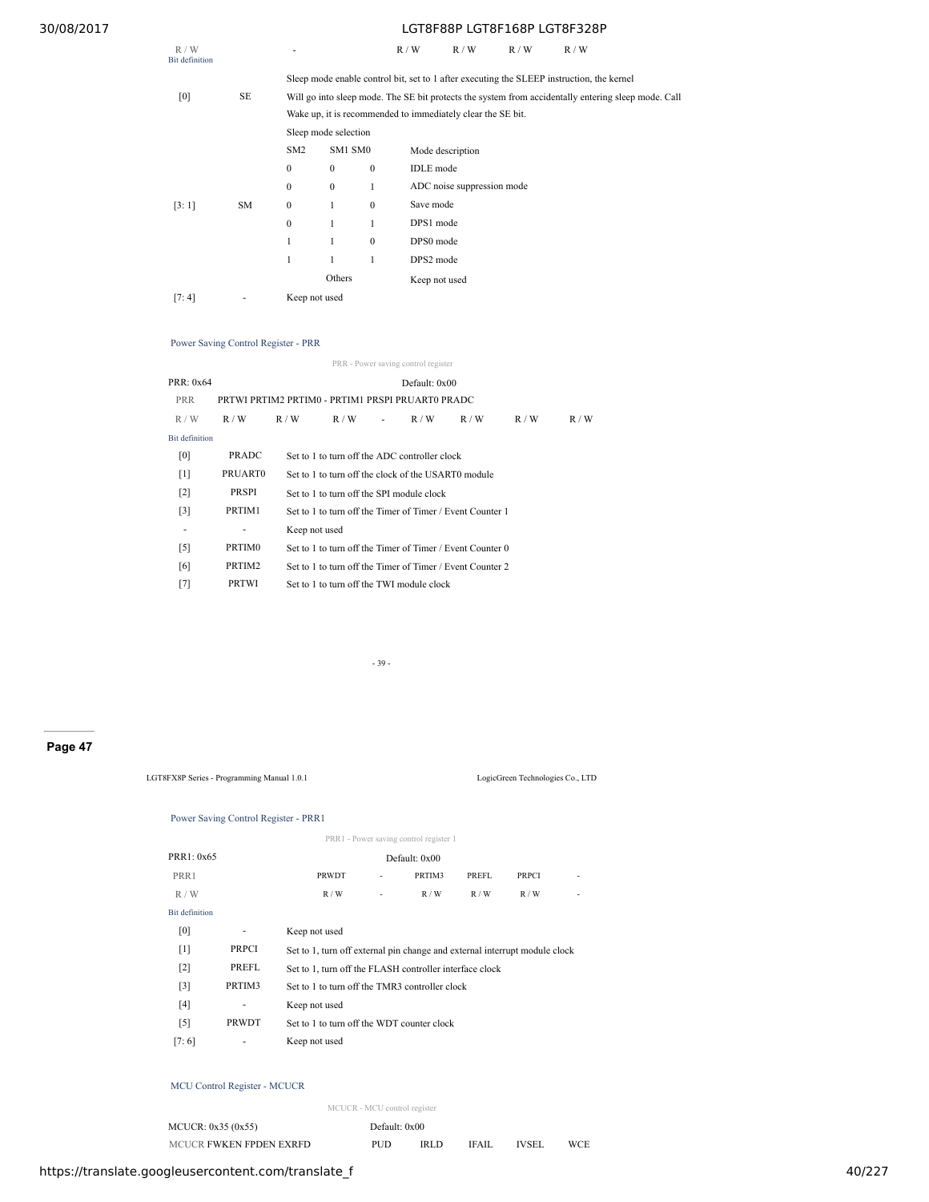| R / W | | - | | | R / W | R / W | R / W | R / W |
|---|---|---|---|---|---|---|---|---|

Bit definition

| Bit | Name | Description |
|---|---|---|
| [0] | SE | Sleep mode enable control bit, set to 1 after executing the SLEEP instruction, the kernel Will go into sleep mode. The SE bit protects the system from accidentally entering sleep mode. Call Wake up, it is recommended to immediately clear the SE bit. |
| [3: 1] | SM | Sleep mode selection (see table below) |
| [7: 4] | - | Keep not used |

| SM2 | SM1 | SM0 | Mode description |
|---|---|---|---|
| 0 | 0 | 0 | IDLE mode |
| 0 | 0 | 1 | ADC noise suppression mode |
| 0 | 1 | 0 | Save mode |
| 0 | 1 | 1 | DPS1 mode |
| 1 | 1 | 0 | DPS0 mode |
| 1 | 1 | 1 | DPS2 mode |
| Others | | | Keep not used |

Power Saving Control Register - PRR

PRR - Power saving control register

PRR: 0x64 Default: 0x00

| PRR | PRTWI | PRTIM2 | PRTIM0 | - | PRTIM1 | PRSPI | PRUART0 | PRADC |
|---|---|---|---|---|---|---|---|---|
| R / W | R / W | R / W | R / W | - | R / W | R / W | R / W | R / W |

Bit definition

| Bit | Name | Description |
|---|---|---|
| [0] | PRADC | Set to 1 to turn off the ADC controller clock |
| [1] | PRUART0 | Set to 1 to turn off the clock of the USART0 module |
| [2] | PRSPI | Set to 1 to turn off the SPI module clock |
| [3] | PRTIM1 | Set to 1 to turn off the Timer of Timer / Event Counter 1 |
| - | - | Keep not used |
| [5] | PRTIM0 | Set to 1 to turn off the Timer of Timer / Event Counter 0 |
| [6] | PRTIM2 | Set to 1 to turn off the Timer of Timer / Event Counter 2 |
| [7] | PRTWI | Set to 1 to turn off the TWI module clock |

Power Saving Control Register - PRR1

PRR1 - Power saving control register 1

PRR1: 0x65 Default: 0x00

| PRR1 | | | PRWDT | - | PRTIM3 | PREFL | PRPCI | - |
|---|---|---|---|---|---|---|---|---|
| R / W | | | R / W | - | R / W | R / W | R / W | - |

Bit definition

| Bit | Name | Description |
|---|---|---|
| [0] | - | Keep not used |
| [1] | PRPCI | Set to 1, turn off external pin change and external interrupt module clock |
| [2] | PREFL | Set to 1, turn off the FLASH controller interface clock |
| [3] | PRTIM3 | Set to 1 to turn off the TMR3 controller clock |
| [4] | - | Keep not used |
| [5] | PRWDT | Set to 1 to turn off the WDT counter clock |
| [7: 6] | - | Keep not used |

MCU Control Register - MCUCR

MCUCR - MCU control register

MCUCR: 0x35 (0x55) Default: 0x00

| MCUCR | FWKEN | FPDEN | EXRFD | PUD | IRLD | IFAIL | IVSEL | WCE |
|---|---|---|---|---|---|---|---|---|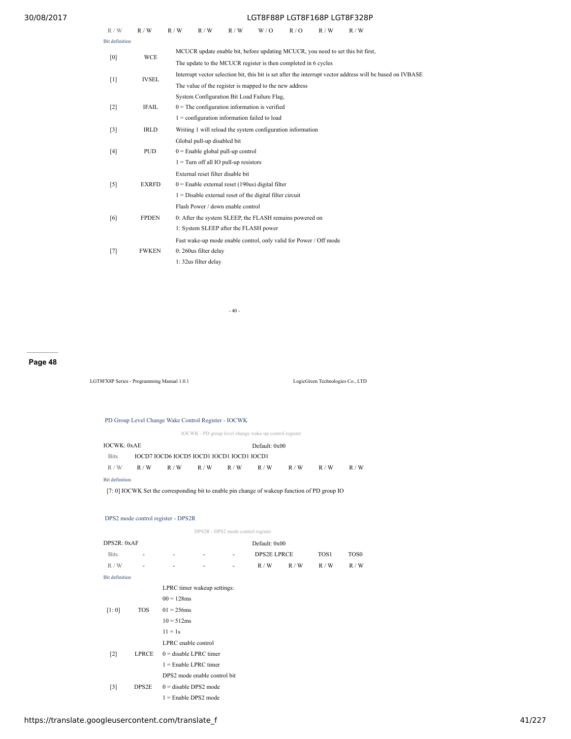| R / W | R / W | R / W | R / W | R / W | W / O | R / O | R / W | R / W |
|---|---|---|---|---|---|---|---|---|

Bit definition

| Bit | Name | Description |
|---|---|---|
| [0] | WCE | MCUCR update enable bit, before updating MCUCR, you need to set this bit first,<br>The update to the MCUCR register is then completed in 6 cycles |
| [1] | IVSEL | Interrupt vector selection bit, this bit is set after the interrupt vector address will be based on IVBASE<br>The value of the register is mapped to the new address |
| [2] | IFAIL | System Configuration Bit Load Failure Flag,<br>0 = The configuration information is verified<br>1 = configuration information failed to load |
| [3] | IRLD | Writing 1 will reload the system configuration information |
| [4] | PUD | Global pull-up disabled bit<br>0 = Enable global pull-up control<br>1 = Turn off all IO pull-up resistors |
| [5] | EXRFD | External reset filter disable bit<br>0 = Enable external reset (190us) digital filter<br>1 = Disable external reset of the digital filter circuit |
| [6] | FPDEN | Flash Power / down enable control<br>0: After the system SLEEP, the FLASH remains powered on<br>1: System SLEEP after the FLASH power |
| [7] | FWKEN | Fast wake-up mode enable control, only valid for Power / Off mode<br>0: 260us filter delay<br>1: 32us filter delay |

- 40 -

LGT8FX8P Series - Programming Manual 1.0.1 LogicGreen Technologies Co., LTD

### PD Group Level Change Wake Control Register - IOCWK

IOCWK - PD group level change wake-up control register

IOCWK: 0xAE Default: 0x00

| Bits | IOCD7 | IOCD6 | IOCD5 | IOCD1 | IOCD1 | IOCD1 | IOCD1 | |
|---|---|---|---|---|---|---|---|---|
| R / W | R / W | R / W | R / W | R / W | R / W | R / W | R / W | R / W |

Bit definition

[7: 0] IOCWK Set the corresponding bit to enable pin change of wakeup function of PD group IO

### DPS2 mode control register - DPS2R

DPS2R - DPS2 mode control register

DPS2R: 0xAF Default: 0x00

| Bits | - | - | - | - | DPS2E | LPRCE | TOS1 | TOS0 |
|---|---|---|---|---|---|---|---|---|
| R / W | - | - | - | - | R / W | R / W | R / W | R / W |

Bit definition

| Bit | Name | Description |
|---|---|---|
| [1: 0] | TOS | LPRC timer wakeup settings:<br>00 = 128ms<br>01 = 256ms<br>10 = 512ms<br>11 = 1s |
| [2] | LPRCE | LPRC enable control<br>0 = disable LPRC timer<br>1 = Enable LPRC timer |
| [3] | DPS2E | DPS2 mode enable control bit<br>0 = disable DPS2 mode<br>1 = Enable DPS2 mode |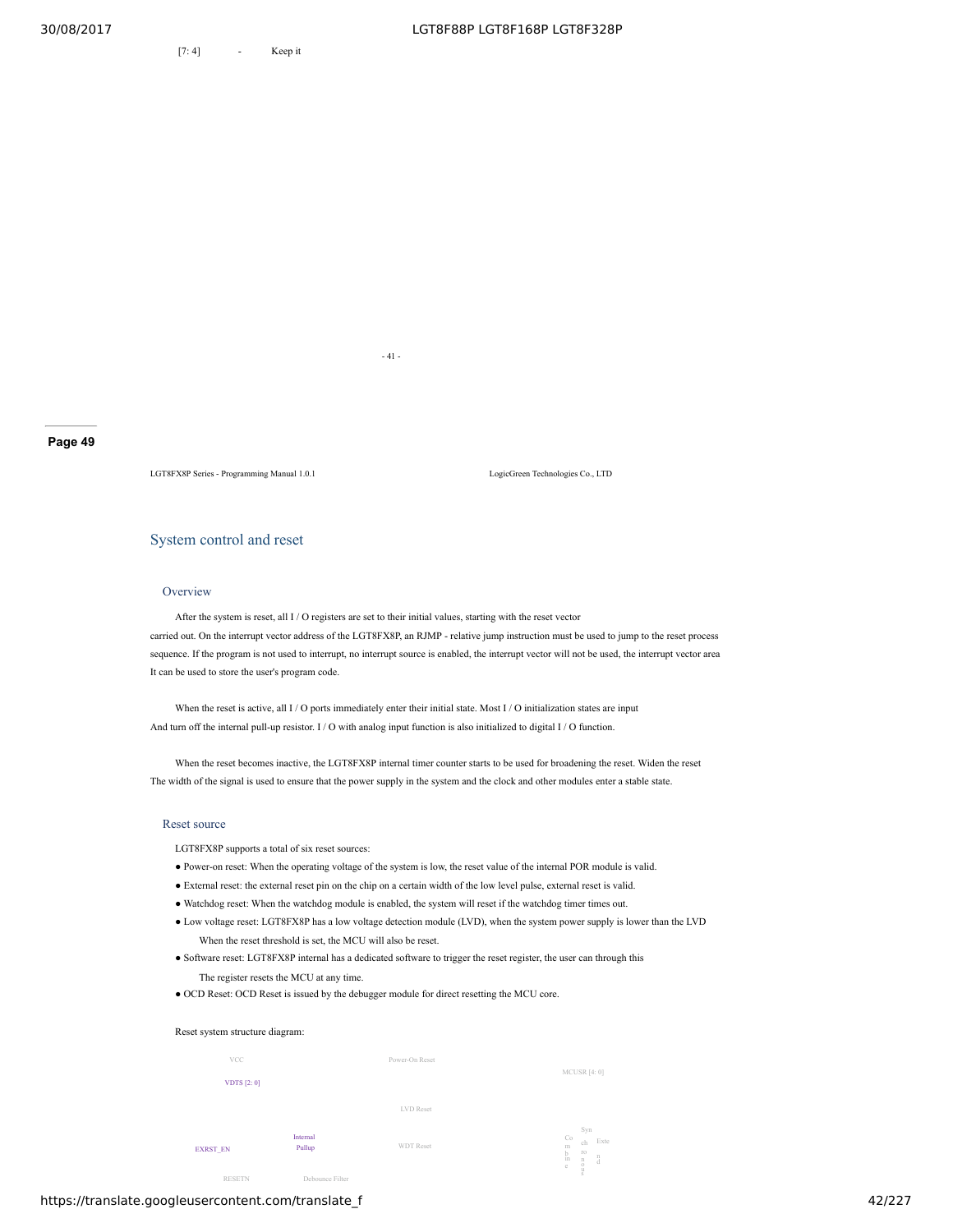[7: 4] - Keep it

## System control and reset

### Overview

After the system is reset, all I / O registers are set to their initial values, starting with the reset vector carried out. On the interrupt vector address of the LGT8FX8P, an RJMP - relative jump instruction must be used to jump to the reset process sequence. If the program is not used to interrupt, no interrupt source is enabled, the interrupt vector will not be used, the interrupt vector area It can be used to store the user's program code.

When the reset is active, all I / O ports immediately enter their initial state. Most I / O initialization states are input And turn off the internal pull-up resistor. I / O with analog input function is also initialized to digital I / O function.

When the reset becomes inactive, the LGT8FX8P internal timer counter starts to be used for broadening the reset. Widen the reset The width of the signal is used to ensure that the power supply in the system and the clock and other modules enter a stable state.

### Reset source

LGT8FX8P supports a total of six reset sources:

- Power-on reset: When the operating voltage of the system is low, the reset value of the internal POR module is valid.
- External reset: the external reset pin on the chip on a certain width of the low level pulse, external reset is valid.
- Watchdog reset: When the watchdog module is enabled, the system will reset if the watchdog timer times out.
- Low voltage reset: LGT8FX8P has a low voltage detection module (LVD), when the system power supply is lower than the LVD When the reset threshold is set, the MCU will also be reset.
- Software reset: LGT8FX8P internal has a dedicated software to trigger the reset register, the user can through this The register resets the MCU at any time.
- OCD Reset: OCD Reset is issued by the debugger module for direct resetting the MCU core.

Reset system structure diagram:

VCC

VDTS [2: 0]

Power-On Reset

MCUSR [4: 0]

LVD Reset

EXRST_EN

Internal Pullup

WDT Reset

Combine

Synchronous

Extend

RESETN

Debounce Filter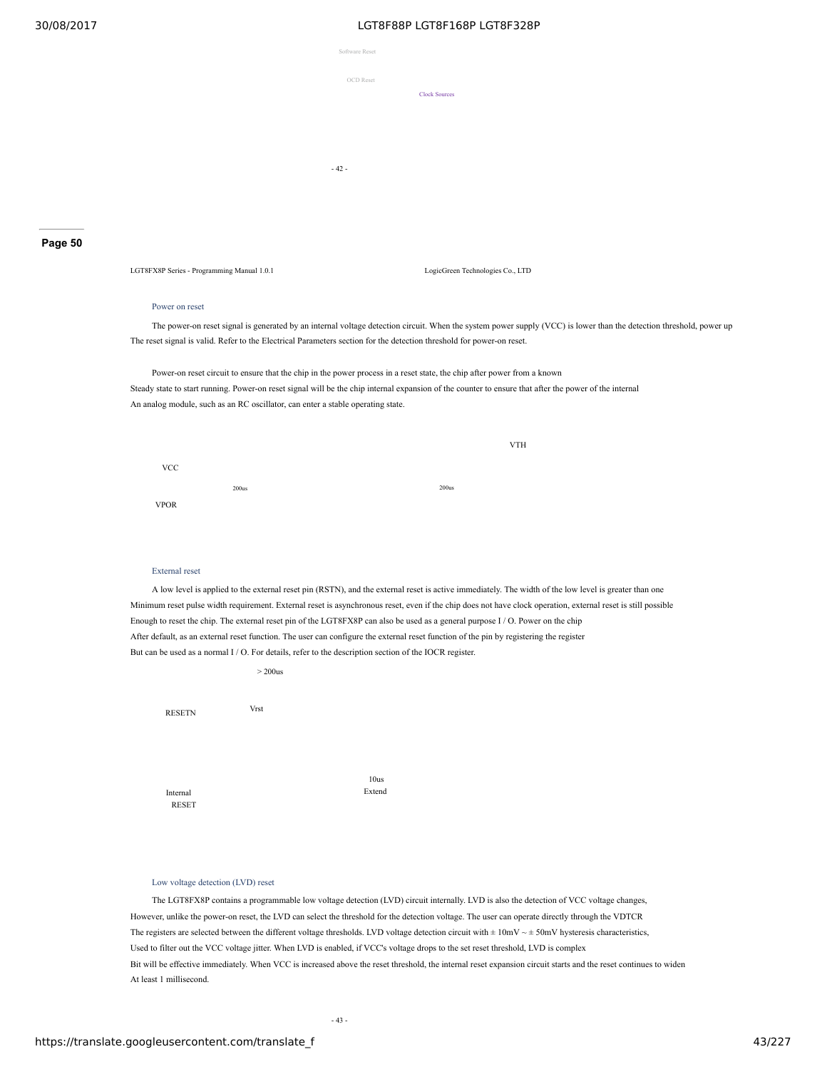Software Reset

OCD Reset

Clock Sources

LGT8FX8P Series - Programming Manual 1.0.1 LogicGreen Technologies Co., LTD

### Power on reset

The power-on reset signal is generated by an internal voltage detection circuit. When the system power supply (VCC) is lower than the detection threshold, power up The reset signal is valid. Refer to the Electrical Parameters section for the detection threshold for power-on reset.

Power-on reset circuit to ensure that the chip in the power process in a reset state, the chip after power from a known Steady state to start running. Power-on reset signal will be the chip internal expansion of the counter to ensure that after the power of the internal An analog module, such as an RC oscillator, can enter a stable operating state.

VTH

VCC

200us 200us

VPOR

### External reset

A low level is applied to the external reset pin (RSTN), and the external reset is active immediately. The width of the low level is greater than one Minimum reset pulse width requirement. External reset is asynchronous reset, even if the chip does not have clock operation, external reset is still possible Enough to reset the chip. The external reset pin of the LGT8FX8P can also be used as a general purpose I / O. Power on the chip After default, as an external reset function. The user can configure the external reset function of the pin by registering the register But can be used as a normal I / O. For details, refer to the description section of the IOCR register.

> 200us

RESETN Vrst

10us Extend

Internal RESET

### Low voltage detection (LVD) reset

The LGT8FX8P contains a programmable low voltage detection (LVD) circuit internally. LVD is also the detection of VCC voltage changes, However, unlike the power-on reset, the LVD can select the threshold for the detection voltage. The user can operate directly through the VDTCR The registers are selected between the different voltage thresholds. LVD voltage detection circuit with ± 10mV ~ ± 50mV hysteresis characteristics, Used to filter out the VCC voltage jitter. When LVD is enabled, if VCC's voltage drops to the set reset threshold, LVD is complex Bit will be effective immediately. When VCC is increased above the reset threshold, the internal reset expansion circuit starts and the reset continues to widen At least 1 millisecond.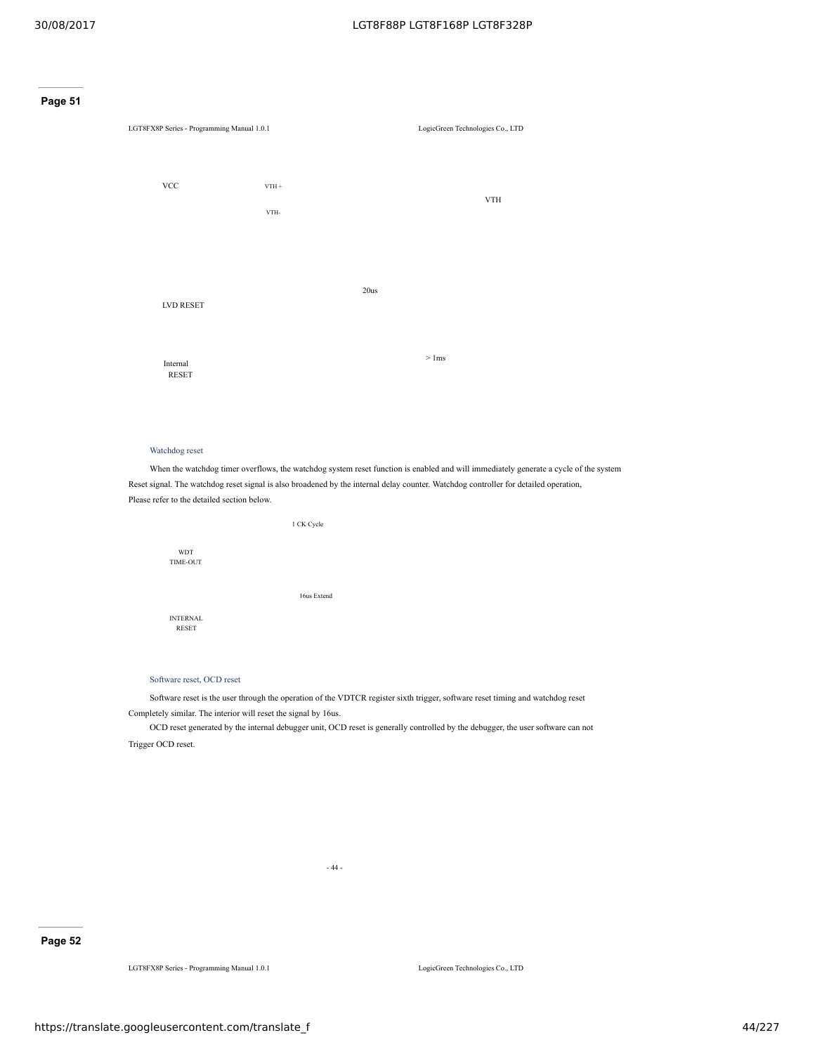VCC VTH + VTH- VTH

20us

LVD RESET

> 1ms

Internal RESET

### Watchdog reset

When the watchdog timer overflows, the watchdog system reset function is enabled and will immediately generate a cycle of the system Reset signal. The watchdog reset signal is also broadened by the internal delay counter. Watchdog controller for detailed operation, Please refer to the detailed section below.

1 CK Cycle

WDT TIME-OUT

16us Extend

INTERNAL RESET

### Software reset, OCD reset

Software reset is the user through the operation of the VDTCR register sixth trigger, software reset timing and watchdog reset Completely similar. The interior will reset the signal by 16us.

OCD reset generated by the internal debugger unit, OCD reset is generally controlled by the debugger, the user software can not Trigger OCD reset.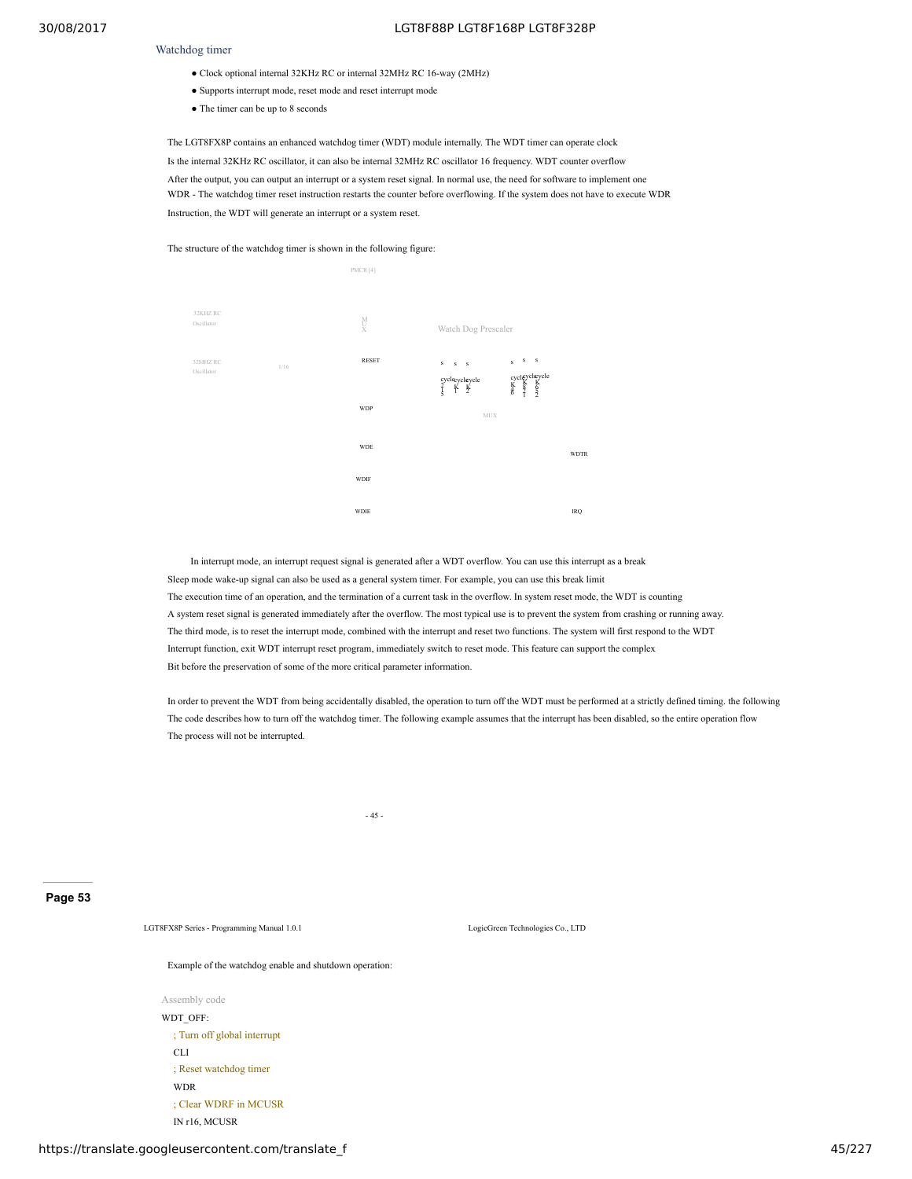## Watchdog timer

- Clock optional internal 32KHz RC or internal 32MHz RC 16-way (2MHz)
- Supports interrupt mode, reset mode and reset interrupt mode
- The timer can be up to 8 seconds

The LGT8FX8P contains an enhanced watchdog timer (WDT) module internally. The WDT timer can operate clock Is the internal 32KHz RC oscillator, it can also be internal 32MHz RC oscillator 16 frequency. WDT counter overflow After the output, you can output an interrupt or a system reset signal. In normal use, the need for software to implement one WDR - The watchdog timer reset instruction restarts the counter before overflowing. If the system does not have to execute WDR Instruction, the WDT will generate an interrupt or a system reset.

The structure of the watchdog timer is shown in the following figure:

PMCR [4]

32KHZ RC Oscillator

32MHZ RC Oscillator

1/16

MUX

Watch Dog Prescaler

RESET

WDP

MUX

WDE

WDTR

WDIF

WDIE

IRQ

In interrupt mode, an interrupt request signal is generated after a WDT overflow. You can use this interrupt as a break Sleep mode wake-up signal can also be used as a general system timer. For example, you can use this break limit The execution time of an operation, and the termination of a current task in the overflow. In system reset mode, the WDT is counting A system reset signal is generated immediately after the overflow. The most typical use is to prevent the system from crashing or running away. The third mode, is to reset the interrupt mode, combined with the interrupt and reset two functions. The system will first respond to the WDT Interrupt function, exit WDT interrupt reset program, immediately switch to reset mode. This feature can support the complex Bit before the preservation of some of the more critical parameter information.

In order to prevent the WDT from being accidentally disabled, the operation to turn off the WDT must be performed at a strictly defined timing. the following The code describes how to turn off the watchdog timer. The following example assumes that the interrupt has been disabled, so the entire operation flow The process will not be interrupted.

Example of the watchdog enable and shutdown operation:

Assembly code

```
WDT_OFF:
    ; Turn off global interrupt
    CLI
    ; Reset watchdog timer
    WDR
    ; Clear WDRF in MCUSR
    IN r16, MCUSR
```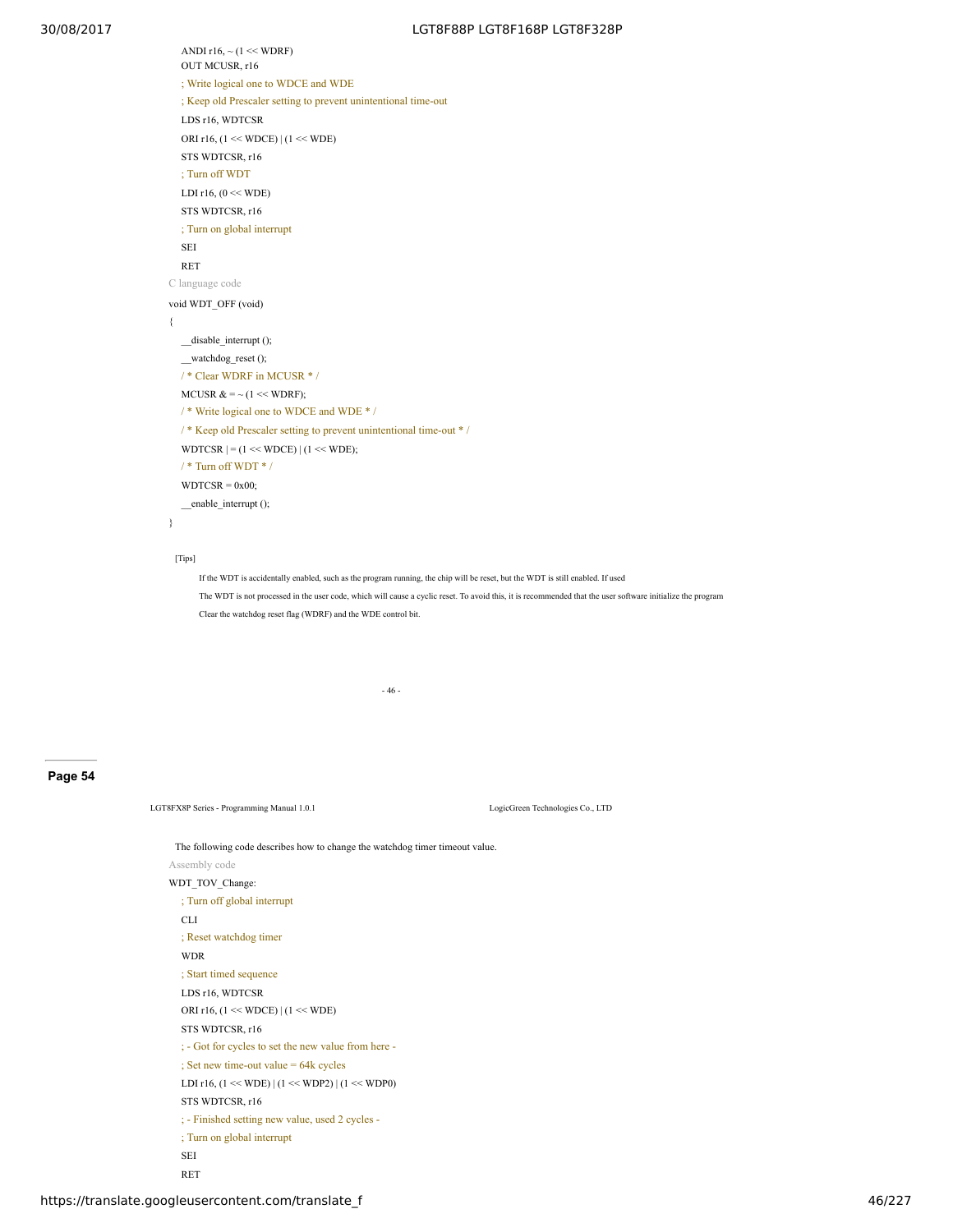```
    ANDI r16, ~ (1 << WDRF)
    OUT MCUSR, r16
    ; Write logical one to WDCE and WDE
    ; Keep old Prescaler setting to prevent unintentional time-out
    LDS r16, WDTCSR
    ORI r16, (1 << WDCE) | (1 << WDE)
    STS WDTCSR, r16
    ; Turn off WDT
    LDI r16, (0 << WDE)
    STS WDTCSR, r16
    ; Turn on global interrupt
    SEI
    RET
```

C language code

```
void WDT_OFF (void)
{
    __disable_interrupt ();
    __watchdog_reset ();
    / * Clear WDRF in MCUSR * /
    MCUSR & = ~ (1 << WDRF);
    / * Write logical one to WDCE and WDE * /
    / * Keep old Prescaler setting to prevent unintentional time-out * /
    WDTCSR | = (1 << WDCE) | (1 << WDE);
    / * Turn off WDT * /
    WDTCSR = 0x00;
    __enable_interrupt ();
}
```

[Tips]

If the WDT is accidentally enabled, such as the program running, the chip will be reset, but the WDT is still enabled. If used
The WDT is not processed in the user code, which will cause a cyclic reset. To avoid this, it is recommended that the user software initialize the program
Clear the watchdog reset flag (WDRF) and the WDE control bit.

- 46 -

Page 54

LGT8FX8P Series - Programming Manual 1.0.1 LogicGreen Technologies Co., LTD

The following code describes how to change the watchdog timer timeout value.

Assembly code

```
WDT_TOV_Change:
    ; Turn off global interrupt
    CLI
    ; Reset watchdog timer
    WDR
    ; Start timed sequence
    LDS r16, WDTCSR
    ORI r16, (1 << WDCE) | (1 << WDE)
    STS WDTCSR, r16
    ; - Got for cycles to set the new value from here -
    ; Set new time-out value = 64k cycles
    LDI r16, (1 << WDE) | (1 << WDP2) | (1 << WDP0)
    STS WDTCSR, r16
    ; - Finished setting new value, used 2 cycles -
    ; Turn on global interrupt
    SEI
    RET
```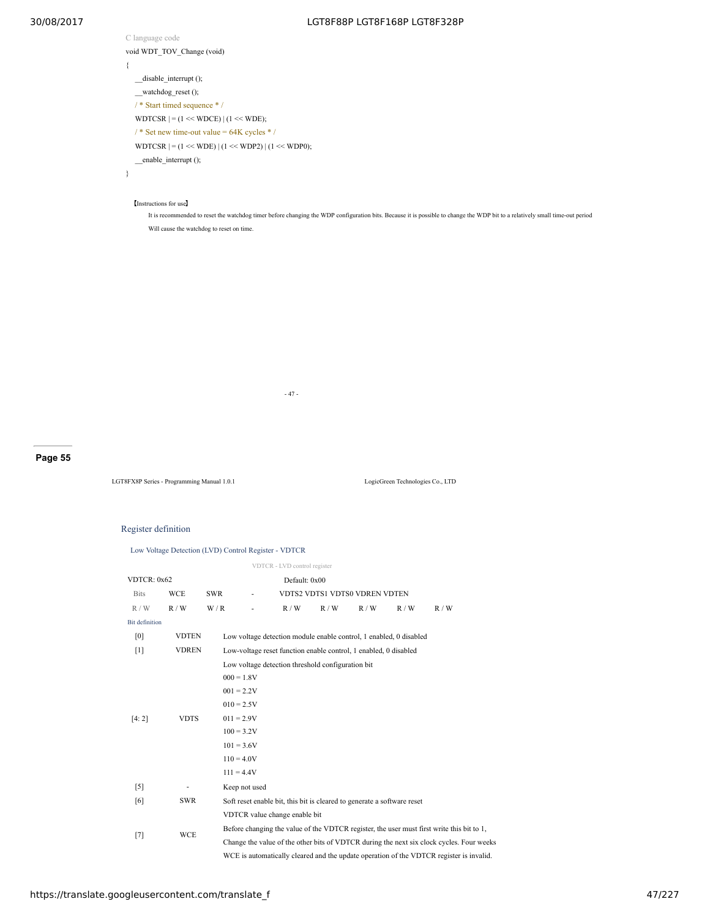C language code

```
void WDT_TOV_Change (void)
{
    __disable_interrupt ();
    __watchdog_reset ();
    / * Start timed sequence * /
    WDTCSR | = (1 << WDCE) | (1 << WDE);
    / * Set new time-out value = 64K cycles * /
    WDTCSR | = (1 << WDE) | (1 << WDP2) | (1 << WDP0);
    __enable_interrupt ();
}
```

【Instructions for use】

It is recommended to reset the watchdog timer before changing the WDP configuration bits. Because it is possible to change the WDP bit to a relatively small time-out period

Will cause the watchdog to reset on time.

- 47 -

**Page 55**

LGT8FX8P Series - Programming Manual 1.0.1　　　LogicGreen Technologies Co., LTD

## Register definition

### Low Voltage Detection (LVD) Control Register - VDTCR

VDTCR - LVD control register

| VDTCR: 0x62 | | | | Default: 0x00 | | | | |
|---|---|---|---|---|---|---|---|---|
| Bits | WCE | SWR | - | VDTS2 | VDTS1 | VDTS0 | VDREN | VDTEN |
| R / W | R / W | W / R | - | R / W | R / W | R / W | R / W | R / W |

Bit definition

| Bit | Name | Description |
|---|---|---|
| [0] | VDTEN | Low voltage detection module enable control, 1 enabled, 0 disabled |
| [1] | VDREN | Low-voltage reset function enable control, 1 enabled, 0 disabled |
| [4: 2] | VDTS | Low voltage detection threshold configuration bit<br>000 = 1.8V<br>001 = 2.2V<br>010 = 2.5V<br>011 = 2.9V<br>100 = 3.2V<br>101 = 3.6V<br>110 = 4.0V<br>111 = 4.4V |
| [5] | - | Keep not used |
| [6] | SWR | Soft reset enable bit, this bit is cleared to generate a software reset |
| [7] | WCE | VDTCR value change enable bit<br>Before changing the value of the VDTCR register, the user must first write this bit to 1,<br>Change the value of the other bits of VDTCR during the next six clock cycles. Four weeks<br>WCE is automatically cleared and the update operation of the VDTCR register is invalid. |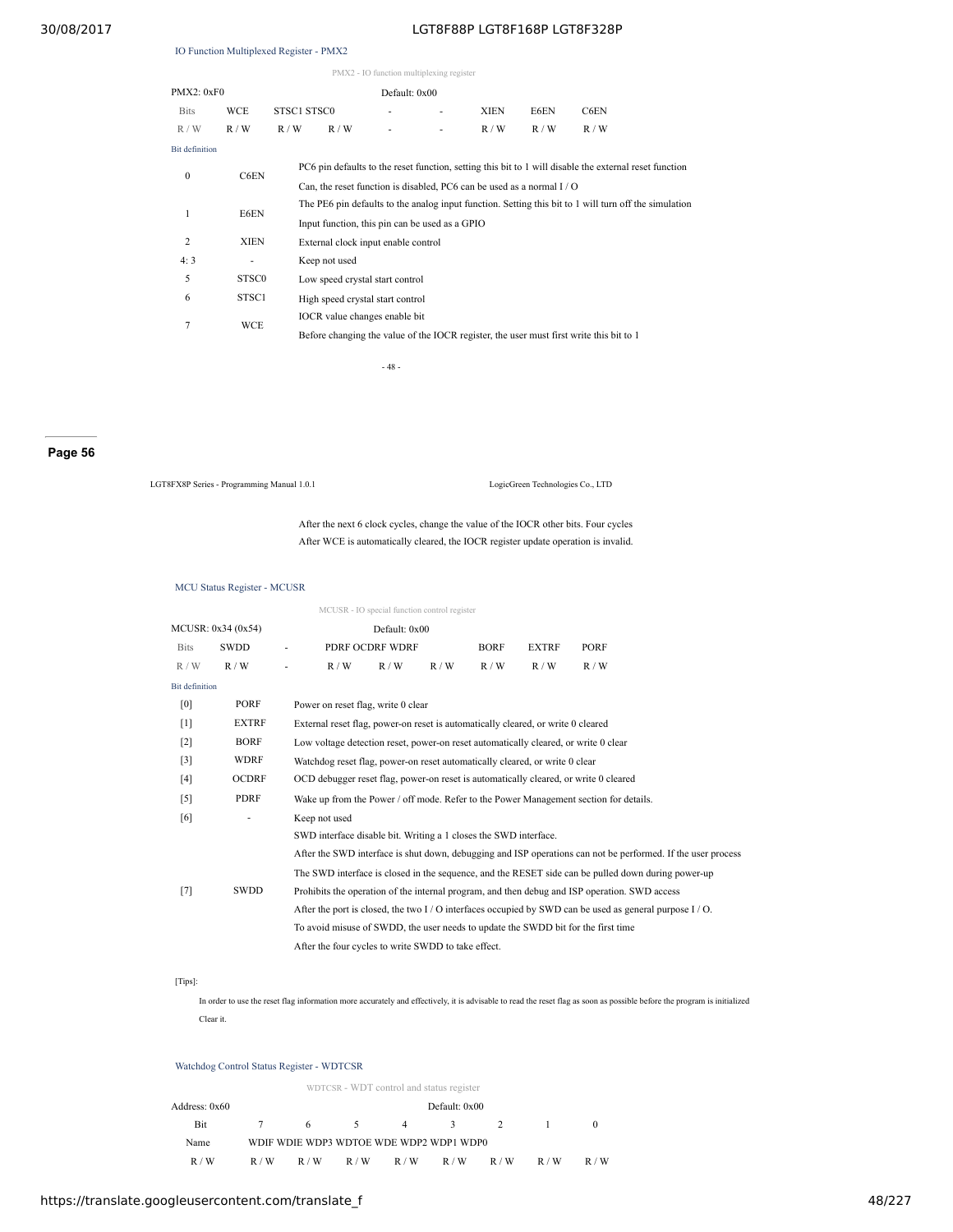### IO Function Multiplexed Register - PMX2

PMX2 - IO function multiplexing register

| PMX2: 0xF0 | | | | Default: 0x00 | | | | |
|---|---|---|---|---|---|---|---|---|
| Bits | WCE | STSC1 | STSC0 | - | - | XIEN | E6EN | C6EN |
| R / W | R / W | R / W | R / W | - | - | R / W | R / W | R / W |

Bit definition

| | | |
|---|---|---|
| 0 | C6EN | PC6 pin defaults to the reset function, setting this bit to 1 will disable the external reset function<br>Can, the reset function is disabled, PC6 can be used as a normal I / O |
| 1 | E6EN | The PE6 pin defaults to the analog input function. Setting this bit to 1 will turn off the simulation<br>Input function, this pin can be used as a GPIO |
| 2 | XIEN | External clock input enable control |
| 4: 3 | - | Keep not used |
| 5 | STSC0 | Low speed crystal start control |
| 6 | STSC1 | High speed crystal start control |
| 7 | WCE | IOCR value changes enable bit<br>Before changing the value of the IOCR register, the user must first write this bit to 1<br>After the next 6 clock cycles, change the value of the IOCR other bits. Four cycles<br>After WCE is automatically cleared, the IOCR register update operation is invalid. |

### MCU Status Register - MCUSR

MCUSR - IO special function control register

| MCUSR: 0x34 (0x54) | | | | Default: 0x00 | | | | |
|---|---|---|---|---|---|---|---|---|
| Bits | SWDD | - | PDRF | OCDRF | WDRF | BORF | EXTRF | PORF |
| R / W | R / W | - | R / W | R / W | R / W | R / W | R / W | R / W |

Bit definition

| | | |
|---|---|---|
| [0] | PORF | Power on reset flag, write 0 clear |
| [1] | EXTRF | External reset flag, power-on reset is automatically cleared, or write 0 cleared |
| [2] | BORF | Low voltage detection reset, power-on reset automatically cleared, or write 0 clear |
| [3] | WDRF | Watchdog reset flag, power-on reset automatically cleared, or write 0 clear |
| [4] | OCDRF | OCD debugger reset flag, power-on reset is automatically cleared, or write 0 cleared |
| [5] | PDRF | Wake up from the Power / off mode. Refer to the Power Management section for details. |
| [6] | - | Keep not used |
| [7] | SWDD | SWD interface disable bit. Writing a 1 closes the SWD interface.<br>After the SWD interface is shut down, debugging and ISP operations can not be performed. If the user process<br>The SWD interface is closed in the sequence, and the RESET side can be pulled down during power-up<br>Prohibits the operation of the internal program, and then debug and ISP operation. SWD access<br>After the port is closed, the two I / O interfaces occupied by SWD can be used as general purpose I / O.<br>To avoid misuse of SWDD, the user needs to update the SWDD bit for the first time<br>After the four cycles to write SWDD to take effect. |

[Tips]:

In order to use the reset flag information more accurately and effectively, it is advisable to read the reset flag as soon as possible before the program is initialized Clear it.

### Watchdog Control Status Register - WDTCSR

WDTCSR - WDT control and status register

| Address: 0x60 | | | | | Default: 0x00 | | | |
|---|---|---|---|---|---|---|---|---|
| Bit | 7 | 6 | 5 | 4 | 3 | 2 | 1 | 0 |
| Name | WDIF | WDIE | WDP3 | WDTOE | WDE | WDP2 | WDP1 | WDP0 |
| R / W | R / W | R / W | R / W | R / W | R / W | R / W | R / W | R / W |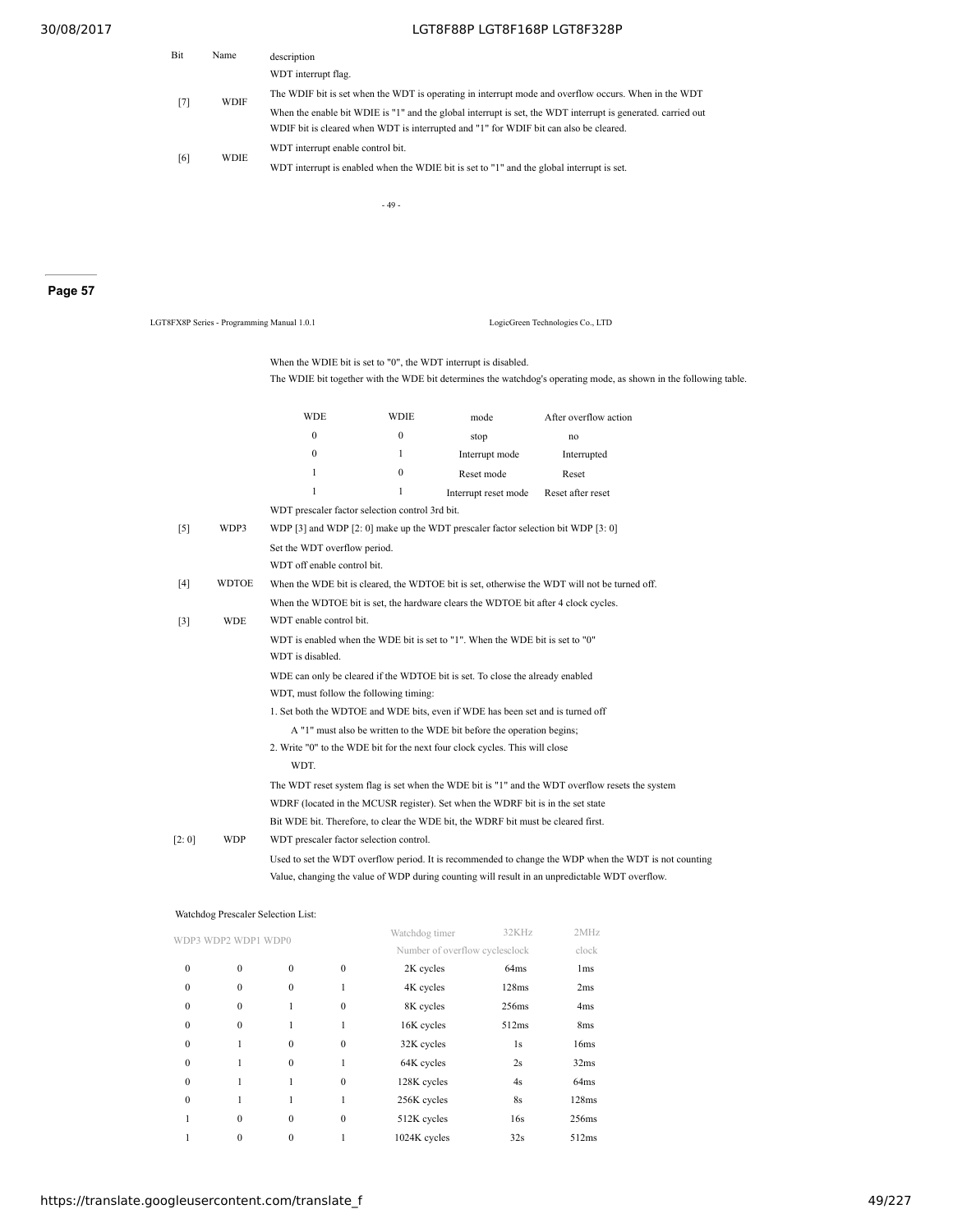| Bit | Name | description |
|---|---|---|
| [7] | WDIF | WDT interrupt flag.<br>The WDIF bit is set when the WDT is operating in interrupt mode and overflow occurs. When in the WDT<br>When the enable bit WDIE is "1" and the global interrupt is set, the WDT interrupt is generated. carried out<br>WDIF bit is cleared when WDT is interrupted and "1" for WDIF bit can also be cleared. |
| [6] | WDIE | WDT interrupt enable control bit.<br>WDT interrupt is enabled when the WDIE bit is set to "1" and the global interrupt is set. |

- 49 -

**Page 57**

LGT8FX8P Series - Programming Manual 1.0.1 LogicGreen Technologies Co., LTD

When the WDIE bit is set to "0", the WDT interrupt is disabled.
The WDIE bit together with the WDE bit determines the watchdog's operating mode, as shown in the following table.

| WDE | WDIE | mode | After overflow action |
|---|---|---|---|
| 0 | 0 | stop | no |
| 0 | 1 | Interrupt mode | Interrupted |
| 1 | 0 | Reset mode | Reset |
| 1 | 1 | Interrupt reset mode | Reset after reset |

| Bit | Name | description |
|---|---|---|
| [5] | WDP3 | WDT prescaler factor selection control 3rd bit.<br>WDP [3] and WDP [2: 0] make up the WDT prescaler factor selection bit WDP [3: 0]<br>Set the WDT overflow period. |
| [4] | WDTOE | WDT off enable control bit.<br>When the WDE bit is cleared, the WDTOE bit is set, otherwise the WDT will not be turned off.<br>When the WDTOE bit is set, the hardware clears the WDTOE bit after 4 clock cycles. |
| [3] | WDE | WDT enable control bit.<br>WDT is enabled when the WDE bit is set to "1". When the WDE bit is set to "0"<br>WDT is disabled.<br>WDE can only be cleared if the WDTOE bit is set. To close the already enabled<br>WDT, must follow the following timing:<br>1. Set both the WDTOE and WDE bits, even if WDE has been set and is turned off<br>A "1" must also be written to the WDE bit before the operation begins;<br>2. Write "0" to the WDE bit for the next four clock cycles. This will close<br>WDT.<br>The WDT reset system flag is set when the WDE bit is "1" and the WDT overflow resets the system<br>WDRF (located in the MCUSR register). Set when the WDRF bit is in the set state<br>Bit WDE bit. Therefore, to clear the WDE bit, the WDRF bit must be cleared first. |
| [2: 0] | WDP | WDT prescaler factor selection control.<br>Used to set the WDT overflow period. It is recommended to change the WDP when the WDT is not counting<br>Value, changing the value of WDP during counting will result in an unpredictable WDT overflow. |

Watchdog Prescaler Selection List:

| WDP3 | WDP2 | WDP1 | WDP0 | Watchdog timer Number of overflow cycles | 32KHz clock | 2MHz clock |
|---|---|---|---|---|---|---|
| 0 | 0 | 0 | 0 | 2K cycles | 64ms | 1ms |
| 0 | 0 | 0 | 1 | 4K cycles | 128ms | 2ms |
| 0 | 0 | 1 | 0 | 8K cycles | 256ms | 4ms |
| 0 | 0 | 1 | 1 | 16K cycles | 512ms | 8ms |
| 0 | 1 | 0 | 0 | 32K cycles | 1s | 16ms |
| 0 | 1 | 0 | 1 | 64K cycles | 2s | 32ms |
| 0 | 1 | 1 | 0 | 128K cycles | 4s | 64ms |
| 0 | 1 | 1 | 1 | 256K cycles | 8s | 128ms |
| 1 | 0 | 0 | 0 | 512K cycles | 16s | 256ms |
| 1 | 0 | 0 | 1 | 1024K cycles | 32s | 512ms |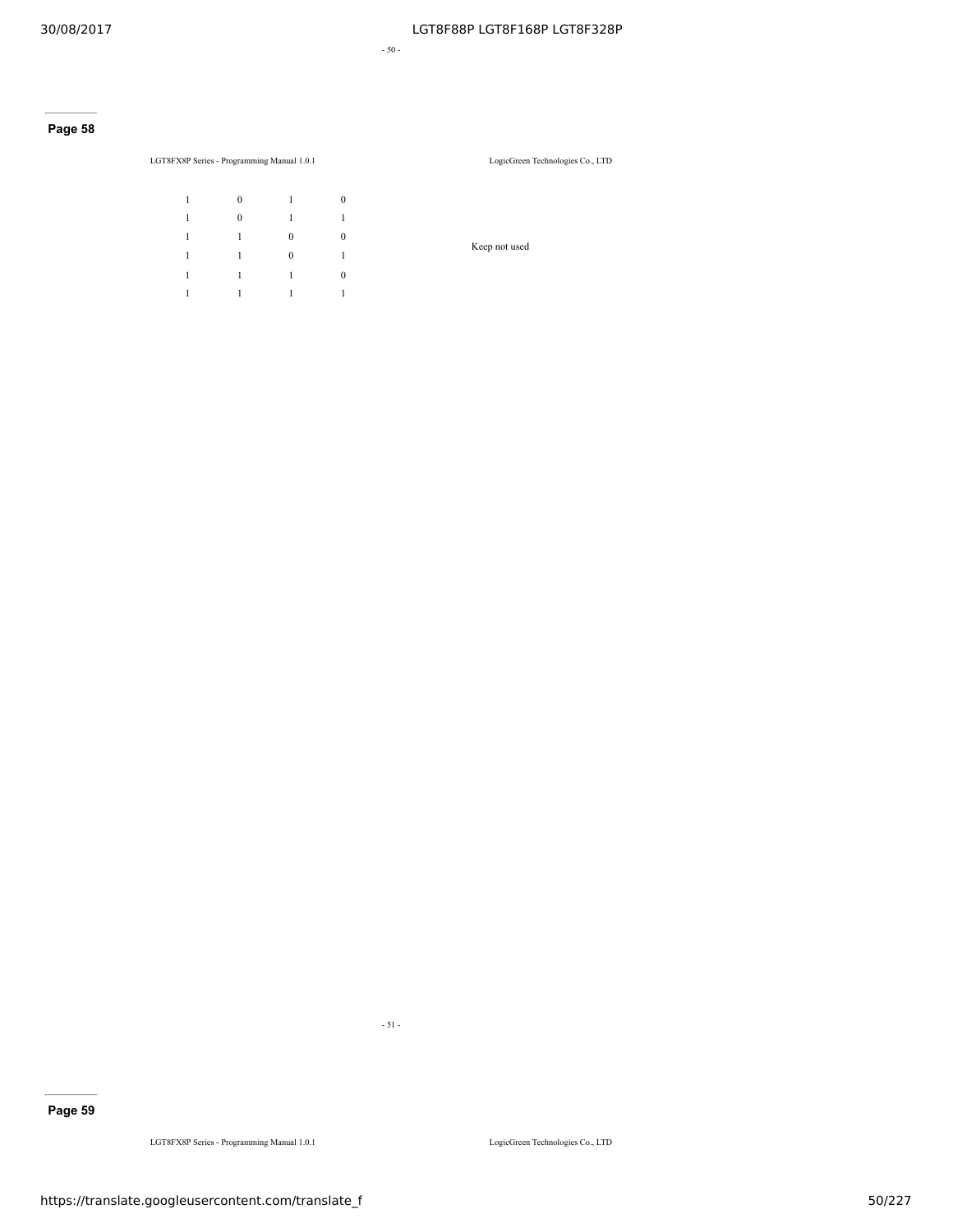**Page 58**

| | | | | |
|---|---|---|---|---|
| 1 | 0 | 1 | 0 | Keep not used |
| 1 | 0 | 1 | 1 | |
| 1 | 1 | 0 | 0 | |
| 1 | 1 | 0 | 1 | |
| 1 | 1 | 1 | 0 | |
| 1 | 1 | 1 | 1 | |

**Page 59**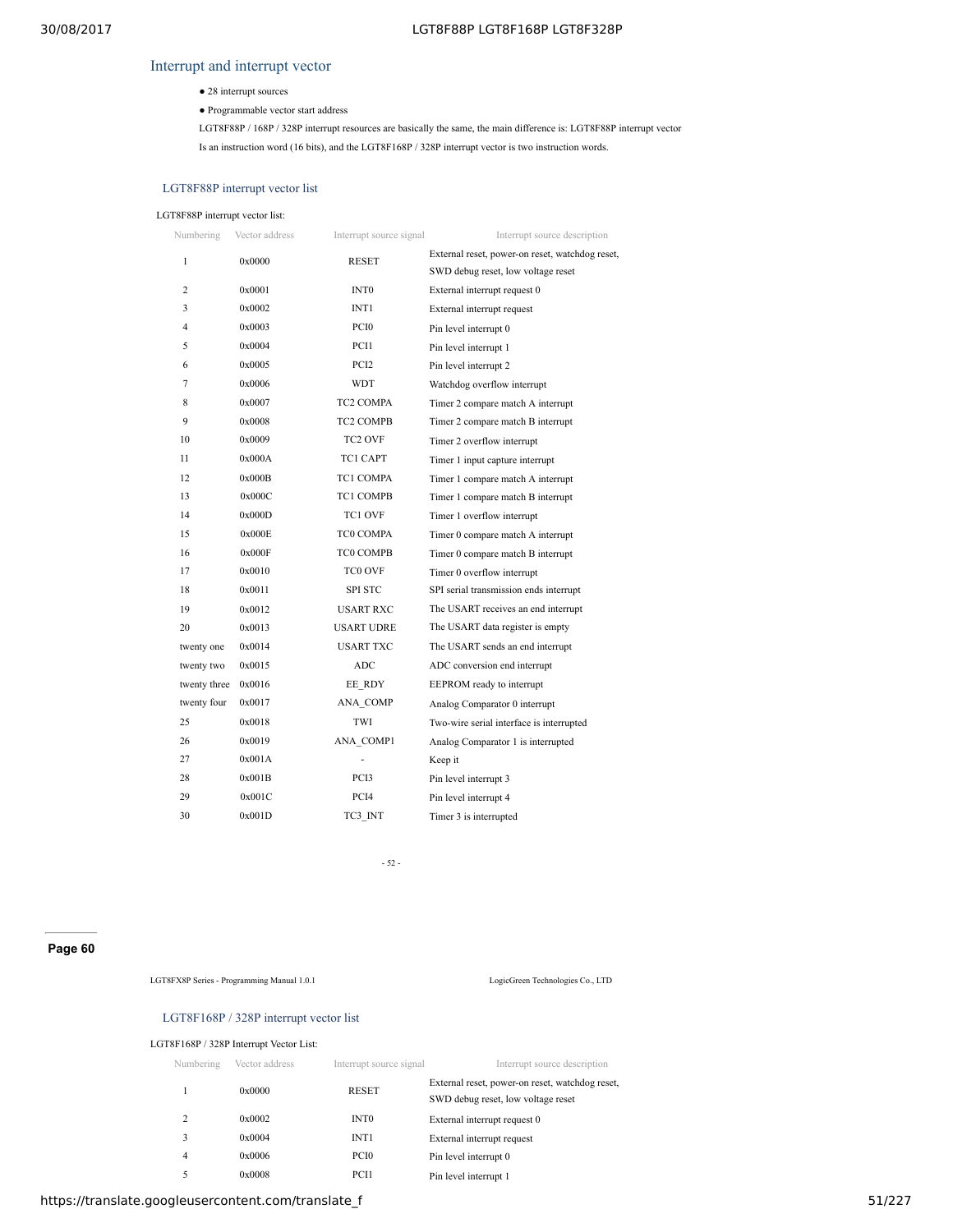## Interrupt and interrupt vector

- 28 interrupt sources
- Programmable vector start address

LGT8F88P / 168P / 328P interrupt resources are basically the same, the main difference is: LGT8F88P interrupt vector Is an instruction word (16 bits), and the LGT8F168P / 328P interrupt vector is two instruction words.

### LGT8F88P interrupt vector list

LGT8F88P interrupt vector list:

| Numbering | Vector address | Interrupt source signal | Interrupt source description |
|---|---|---|---|
| 1 | 0x0000 | RESET | External reset, power-on reset, watchdog reset, SWD debug reset, low voltage reset |
| 2 | 0x0001 | INT0 | External interrupt request 0 |
| 3 | 0x0002 | INT1 | External interrupt request |
| 4 | 0x0003 | PCI0 | Pin level interrupt 0 |
| 5 | 0x0004 | PCI1 | Pin level interrupt 1 |
| 6 | 0x0005 | PCI2 | Pin level interrupt 2 |
| 7 | 0x0006 | WDT | Watchdog overflow interrupt |
| 8 | 0x0007 | TC2 COMPA | Timer 2 compare match A interrupt |
| 9 | 0x0008 | TC2 COMPB | Timer 2 compare match B interrupt |
| 10 | 0x0009 | TC2 OVF | Timer 2 overflow interrupt |
| 11 | 0x000A | TC1 CAPT | Timer 1 input capture interrupt |
| 12 | 0x000B | TC1 COMPA | Timer 1 compare match A interrupt |
| 13 | 0x000C | TC1 COMPB | Timer 1 compare match B interrupt |
| 14 | 0x000D | TC1 OVF | Timer 1 overflow interrupt |
| 15 | 0x000E | TC0 COMPA | Timer 0 compare match A interrupt |
| 16 | 0x000F | TC0 COMPB | Timer 0 compare match B interrupt |
| 17 | 0x0010 | TC0 OVF | Timer 0 overflow interrupt |
| 18 | 0x0011 | SPI STC | SPI serial transmission ends interrupt |
| 19 | 0x0012 | USART RXC | The USART receives an end interrupt |
| 20 | 0x0013 | USART UDRE | The USART data register is empty |
| twenty one | 0x0014 | USART TXC | The USART sends an end interrupt |
| twenty two | 0x0015 | ADC | ADC conversion end interrupt |
| twenty three | 0x0016 | EE_RDY | EEPROM ready to interrupt |
| twenty four | 0x0017 | ANA_COMP | Analog Comparator 0 interrupt |
| 25 | 0x0018 | TWI | Two-wire serial interface is interrupted |
| 26 | 0x0019 | ANA_COMP1 | Analog Comparator 1 is interrupted |
| 27 | 0x001A | - | Keep it |
| 28 | 0x001B | PCI3 | Pin level interrupt 3 |
| 29 | 0x001C | PCI4 | Pin level interrupt 4 |
| 30 | 0x001D | TC3_INT | Timer 3 is interrupted |

### LGT8F168P / 328P interrupt vector list

LGT8F168P / 328P Interrupt Vector List:

| Numbering | Vector address | Interrupt source signal | Interrupt source description |
|---|---|---|---|
| 1 | 0x0000 | RESET | External reset, power-on reset, watchdog reset, SWD debug reset, low voltage reset |
| 2 | 0x0002 | INT0 | External interrupt request 0 |
| 3 | 0x0004 | INT1 | External interrupt request |
| 4 | 0x0006 | PCI0 | Pin level interrupt 0 |
| 5 | 0x0008 | PCI1 | Pin level interrupt 1 |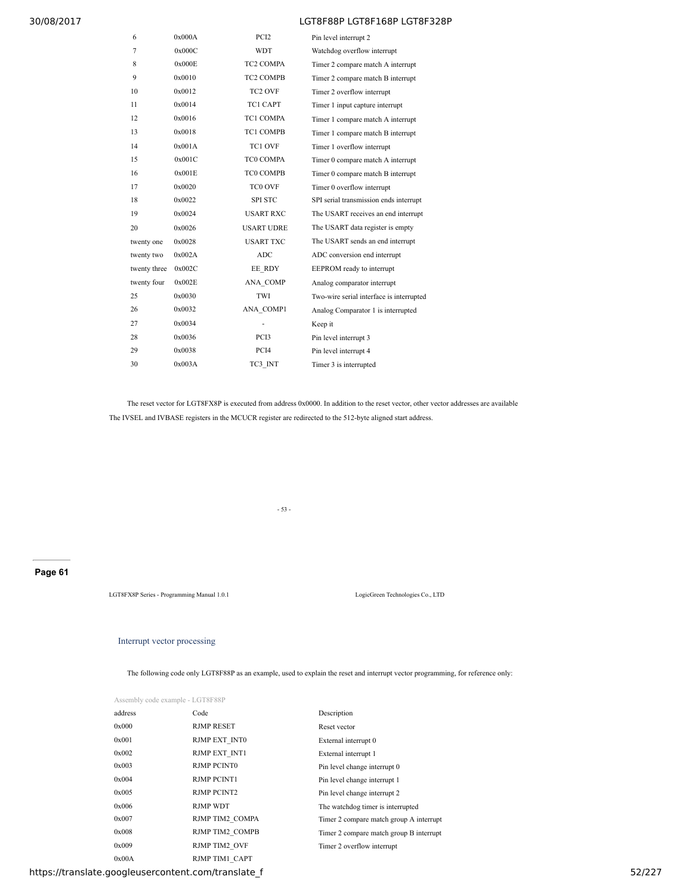| 6 | 0x000A | PCI2 | Pin level interrupt 2 |
|---|---|---|---|
| 7 | 0x000C | WDT | Watchdog overflow interrupt |
| 8 | 0x000E | TC2 COMPA | Timer 2 compare match A interrupt |
| 9 | 0x0010 | TC2 COMPB | Timer 2 compare match B interrupt |
| 10 | 0x0012 | TC2 OVF | Timer 2 overflow interrupt |
| 11 | 0x0014 | TC1 CAPT | Timer 1 input capture interrupt |
| 12 | 0x0016 | TC1 COMPA | Timer 1 compare match A interrupt |
| 13 | 0x0018 | TC1 COMPB | Timer 1 compare match B interrupt |
| 14 | 0x001A | TC1 OVF | Timer 1 overflow interrupt |
| 15 | 0x001C | TC0 COMPA | Timer 0 compare match A interrupt |
| 16 | 0x001E | TC0 COMPB | Timer 0 compare match B interrupt |
| 17 | 0x0020 | TC0 OVF | Timer 0 overflow interrupt |
| 18 | 0x0022 | SPI STC | SPI serial transmission ends interrupt |
| 19 | 0x0024 | USART RXC | The USART receives an end interrupt |
| 20 | 0x0026 | USART UDRE | The USART data register is empty |
| twenty one | 0x0028 | USART TXC | The USART sends an end interrupt |
| twenty two | 0x002A | ADC | ADC conversion end interrupt |
| twenty three | 0x002C | EE_RDY | EEPROM ready to interrupt |
| twenty four | 0x002E | ANA_COMP | Analog comparator interrupt |
| 25 | 0x0030 | TWI | Two-wire serial interface is interrupted |
| 26 | 0x0032 | ANA_COMP1 | Analog Comparator 1 is interrupted |
| 27 | 0x0034 | - | Keep it |
| 28 | 0x0036 | PCI3 | Pin level interrupt 3 |
| 29 | 0x0038 | PCI4 | Pin level interrupt 4 |
| 30 | 0x003A | TC3_INT | Timer 3 is interrupted |

The reset vector for LGT8FX8P is executed from address 0x0000. In addition to the reset vector, other vector addresses are available The IVSEL and IVBASE registers in the MCUCR register are redirected to the 512-byte aligned start address.

## Interrupt vector processing

The following code only LGT8F88P as an example, used to explain the reset and interrupt vector programming, for reference only:

Assembly code example - LGT8F88P

| address | Code | Description |
|---|---|---|
| 0x000 | RJMP RESET | Reset vector |
| 0x001 | RJMP EXT_INT0 | External interrupt 0 |
| 0x002 | RJMP EXT_INT1 | External interrupt 1 |
| 0x003 | RJMP PCINT0 | Pin level change interrupt 0 |
| 0x004 | RJMP PCINT1 | Pin level change interrupt 1 |
| 0x005 | RJMP PCINT2 | Pin level change interrupt 2 |
| 0x006 | RJMP WDT | The watchdog timer is interrupted |
| 0x007 | RJMP TIM2_COMPA | Timer 2 compare match group A interrupt |
| 0x008 | RJMP TIM2_COMPB | Timer 2 compare match group B interrupt |
| 0x009 | RJMP TIM2_OVF | Timer 2 overflow interrupt |
| 0x00A | RJMP TIM1_CAPT | |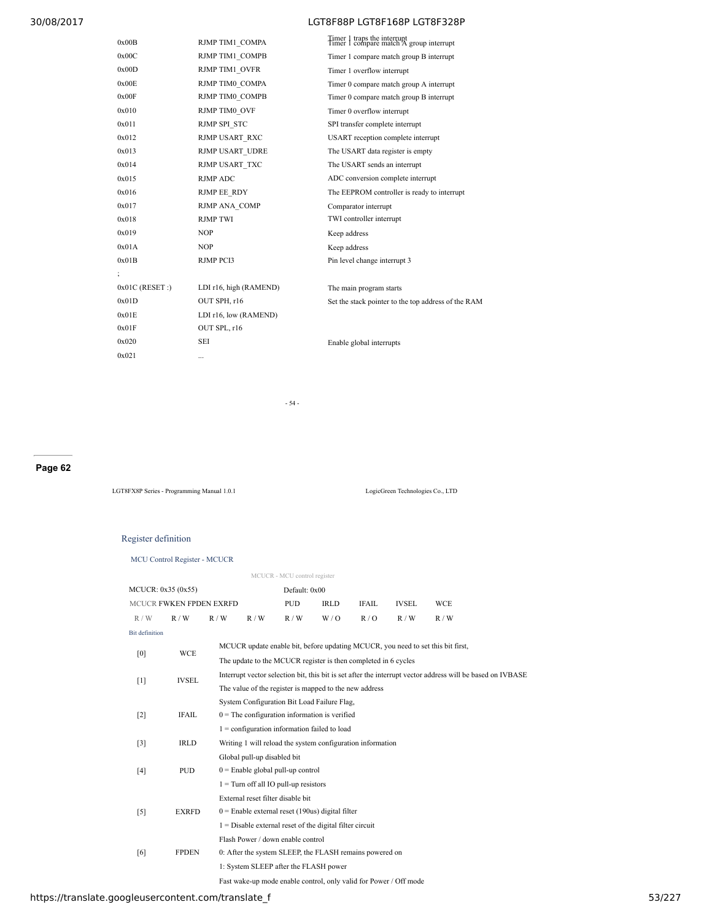| | | |
|---|---|---|
| 0x00B | RJMP TIM1_COMPA | Timer 1 traps the interrupt Timer 1 compare match A group interrupt |
| 0x00C | RJMP TIM1_COMPB | Timer 1 compare match group B interrupt |
| 0x00D | RJMP TIM1_OVFR | Timer 1 overflow interrupt |
| 0x00E | RJMP TIM0_COMPA | Timer 0 compare match group A interrupt |
| 0x00F | RJMP TIM0_COMPB | Timer 0 compare match group B interrupt |
| 0x010 | RJMP TIM0_OVF | Timer 0 overflow interrupt |
| 0x011 | RJMP SPI_STC | SPI transfer complete interrupt |
| 0x012 | RJMP USART_RXC | USART reception complete interrupt |
| 0x013 | RJMP USART_UDRE | The USART data register is empty |
| 0x014 | RJMP USART_TXC | The USART sends an interrupt |
| 0x015 | RJMP ADC | ADC conversion complete interrupt |
| 0x016 | RJMP EE_RDY | The EEPROM controller is ready to interrupt |
| 0x017 | RJMP ANA_COMP | Comparator interrupt |
| 0x018 | RJMP TWI | TWI controller interrupt |
| 0x019 | NOP | Keep address |
| 0x01A | NOP | Keep address |
| 0x01B | RJMP PCI3 | Pin level change interrupt 3 |
| ; | | |
| 0x01C (RESET :) | LDI r16, high (RAMEND) | The main program starts |
| 0x01D | OUT SPH, r16 | Set the stack pointer to the top address of the RAM |
| 0x01E | LDI r16, low (RAMEND) | |
| 0x01F | OUT SPL, r16 | |
| 0x020 | SEI | Enable global interrupts |
| 0x021 | ... | |

LGT8FX8P Series - Programming Manual 1.0.1 LogicGreen Technologies Co., LTD

## Register definition

### MCU Control Register - MCUCR

MCUCR - MCU control register

| MCUCR: 0x35 (0x55) | | | | Default: 0x00 | | | | |
|---|---|---|---|---|---|---|---|---|
| MCUCR | FWKEN | FPDEN | EXRFD | PUD | IRLD | IFAIL | IVSEL | WCE |
| R / W | R / W | R / W | R / W | R / W | W / O | R / O | R / W | R / W |

Bit definition

| Bit | Name | Description |
|---|---|---|
| [0] | WCE | MCUCR update enable bit, before updating MCUCR, you need to set this bit first,<br>The update to the MCUCR register is then completed in 6 cycles |
| [1] | IVSEL | Interrupt vector selection bit, this bit is set after the interrupt vector address will be based on IVBASE<br>The value of the register is mapped to the new address |
| [2] | IFAIL | System Configuration Bit Load Failure Flag,<br>0 = The configuration information is verified<br>1 = configuration information failed to load |
| [3] | IRLD | Writing 1 will reload the system configuration information |
| [4] | PUD | Global pull-up disabled bit<br>0 = Enable global pull-up control<br>1 = Turn off all IO pull-up resistors |
| [5] | EXRFD | External reset filter disable bit<br>0 = Enable external reset (190us) digital filter<br>1 = Disable external reset of the digital filter circuit |
| [6] | FPDEN | Flash Power / down enable control<br>0: After the system SLEEP, the FLASH remains powered on<br>1: System SLEEP after the FLASH power |
| | | Fast wake-up mode enable control, only valid for Power / Off mode |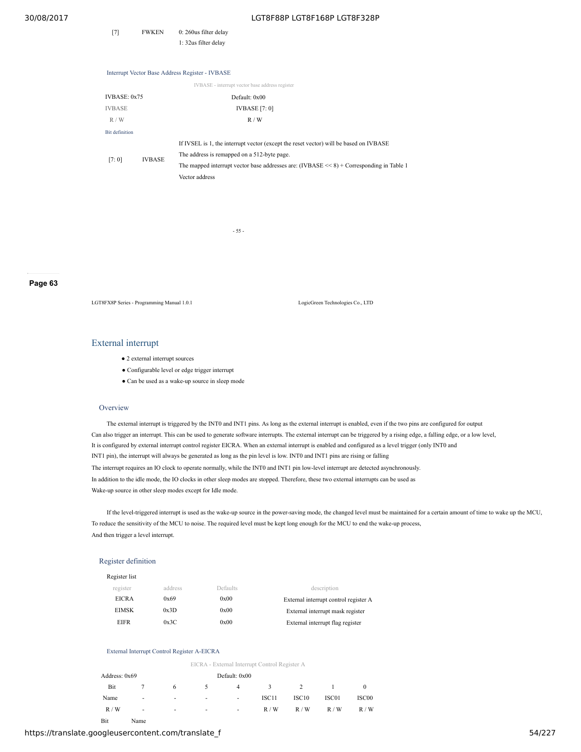| [7] | FWKEN | 0: 260us filter delay<br>1: 32us filter delay |
|---|---|---|

#### Interrupt Vector Base Address Register - IVBASE

IVBASE - interrupt vector base address register

| IVBASE: 0x75 | Default: 0x00 |
|---|---|
| IVBASE | IVBASE [7: 0] |
| R / W | R / W |

Bit definition

| [7: 0] | IVBASE | If IVSEL is 1, the interrupt vector (except the reset vector) will be based on IVBASE<br>The address is remapped on a 512-byte page.<br>The mapped interrupt vector base addresses are: (IVBASE << 8) + Corresponding in Table 1<br>Vector address |
|---|---|---|

- 55 -

Page 63

LGT8FX8P Series - Programming Manual 1.0.1 LogicGreen Technologies Co., LTD

## External interrupt

- 2 external interrupt sources
- Configurable level or edge trigger interrupt
- Can be used as a wake-up source in sleep mode

### Overview

The external interrupt is triggered by the INT0 and INT1 pins. As long as the external interrupt is enabled, even if the two pins are configured for output
Can also trigger an interrupt. This can be used to generate software interrupts. The external interrupt can be triggered by a rising edge, a falling edge, or a low level,
It is configured by external interrupt control register EICRA. When an external interrupt is enabled and configured as a level trigger (only INT0 and
INT1 pin), the interrupt will always be generated as long as the pin level is low. INT0 and INT1 pins are rising or falling
The interrupt requires an IO clock to operate normally, while the INT0 and INT1 pin low-level interrupt are detected asynchronously.
In addition to the idle mode, the IO clocks in other sleep modes are stopped. Therefore, these two external interrupts can be used as
Wake-up source in other sleep modes except for Idle mode.

If the level-triggered interrupt is used as the wake-up source in the power-saving mode, the changed level must be maintained for a certain amount of time to wake up the MCU,
To reduce the sensitivity of the MCU to noise. The required level must be kept long enough for the MCU to end the wake-up process,
And then trigger a level interrupt.

### Register definition

Register list

| register | address | Defaults | description |
|---|---|---|---|
| EICRA | 0x69 | 0x00 | External interrupt control register A |
| EIMSK | 0x3D | 0x00 | External interrupt mask register |
| EIFR | 0x3C | 0x00 | External interrupt flag register |

#### External Interrupt Control Register A-EICRA

EICRA - External Interrupt Control Register A

| Address: 0x69 | | | | Default: 0x00 | | | | |
|---|---|---|---|---|---|---|---|---|
| Bit | 7 | 6 | 5 | 4 | 3 | 2 | 1 | 0 |
| Name | - | - | - | - | ISC11 | ISC10 | ISC01 | ISC00 |
| R / W | - | - | - | - | R / W | R / W | R / W | R / W |

Bit Name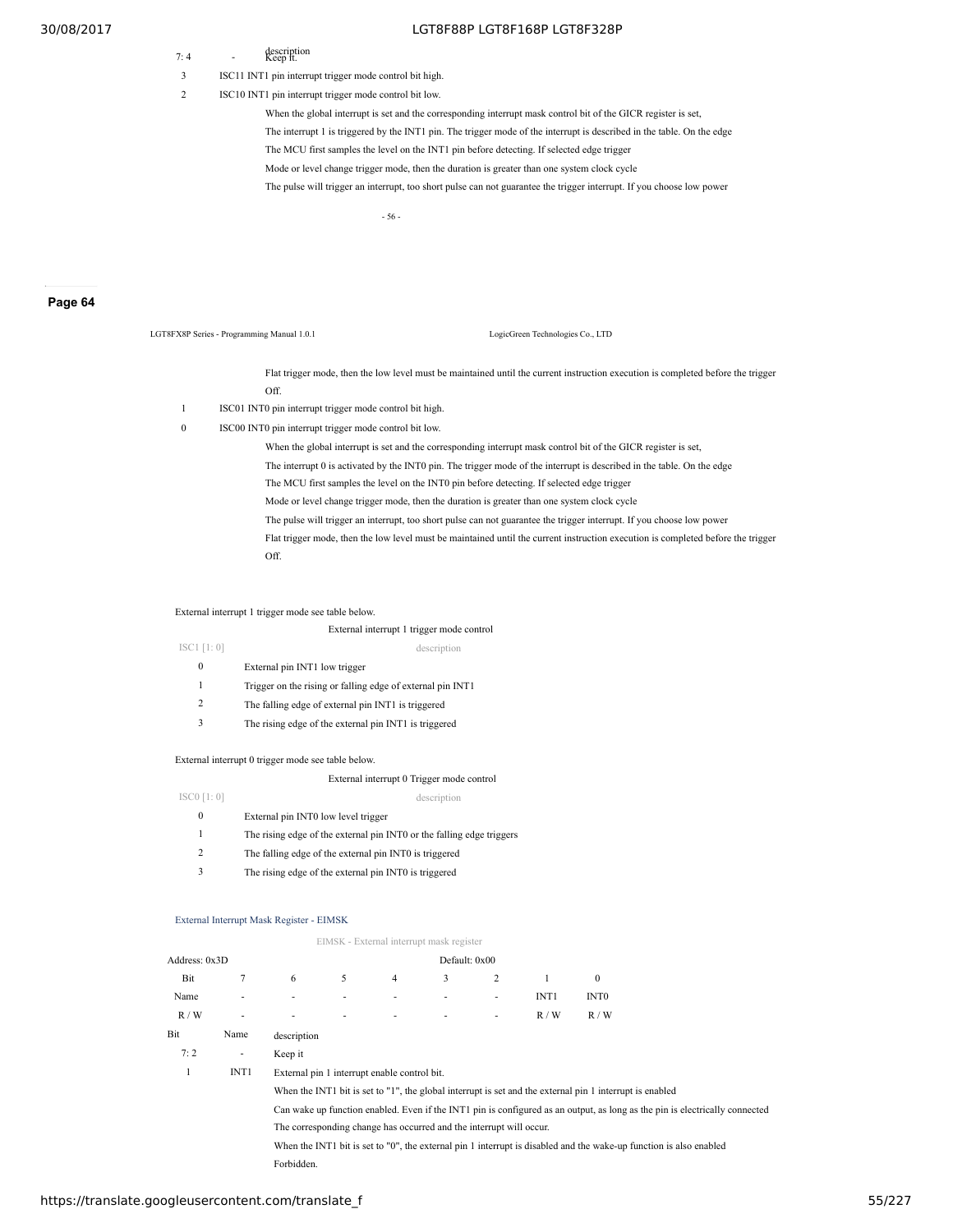| Bit | Name | description |
|---|---|---|
| 7: 4 | - | Keep it. |
| 3 | ISC11 | INT1 pin interrupt trigger mode control bit high. |
| 2 | ISC10 | INT1 pin interrupt trigger mode control bit low. When the global interrupt is set and the corresponding interrupt mask control bit of the GICR register is set, The interrupt 1 is triggered by the INT1 pin. The trigger mode of the interrupt is described in the table. On the edge The MCU first samples the level on the INT1 pin before detecting. If selected edge trigger Mode or level change trigger mode, then the duration is greater than one system clock cycle The pulse will trigger an interrupt, too short pulse can not guarantee the trigger interrupt. If you choose low power Flat trigger mode, then the low level must be maintained until the current instruction execution is completed before the trigger Off. |
| 1 | ISC01 | INT0 pin interrupt trigger mode control bit high. |
| 0 | ISC00 | INT0 pin interrupt trigger mode control bit low. When the global interrupt is set and the corresponding interrupt mask control bit of the GICR register is set, The interrupt 0 is activated by the INT0 pin. The trigger mode of the interrupt is described in the table. On the edge The MCU first samples the level on the INT0 pin before detecting. If selected edge trigger Mode or level change trigger mode, then the duration is greater than one system clock cycle The pulse will trigger an interrupt, too short pulse can not guarantee the trigger interrupt. If you choose low power Flat trigger mode, then the low level must be maintained until the current instruction execution is completed before the trigger Off. |

External interrupt 1 trigger mode see table below.

External interrupt 1 trigger mode control

| ISC1 [1: 0] | description |
|---|---|
| 0 | External pin INT1 low trigger |
| 1 | Trigger on the rising or falling edge of external pin INT1 |
| 2 | The falling edge of external pin INT1 is triggered |
| 3 | The rising edge of the external pin INT1 is triggered |

External interrupt 0 trigger mode see table below.

External interrupt 0 Trigger mode control

| ISC0 [1: 0] | description |
|---|---|
| 0 | External pin INT0 low level trigger |
| 1 | The rising edge of the external pin INT0 or the falling edge triggers |
| 2 | The falling edge of the external pin INT0 is triggered |
| 3 | The rising edge of the external pin INT0 is triggered |

### External Interrupt Mask Register - EIMSK

EIMSK - External interrupt mask register

| Address: 0x3D | | | | | Default: 0x00 | | | |
|---|---|---|---|---|---|---|---|---|
| Bit | 7 | 6 | 5 | 4 | 3 | 2 | 1 | 0 |
| Name | - | - | - | - | - | - | INT1 | INT0 |
| R / W | - | - | - | - | - | - | R / W | R / W |

| Bit | Name | description |
|---|---|---|
| 7: 2 | - | Keep it |
| 1 | INT1 | External pin 1 interrupt enable control bit. When the INT1 bit is set to "1", the global interrupt is set and the external pin 1 interrupt is enabled Can wake up function enabled. Even if the INT1 pin is configured as an output, as long as the pin is electrically connected The corresponding change has occurred and the interrupt will occur. When the INT1 bit is set to "0", the external pin 1 interrupt is disabled and the wake-up function is also enabled Forbidden. |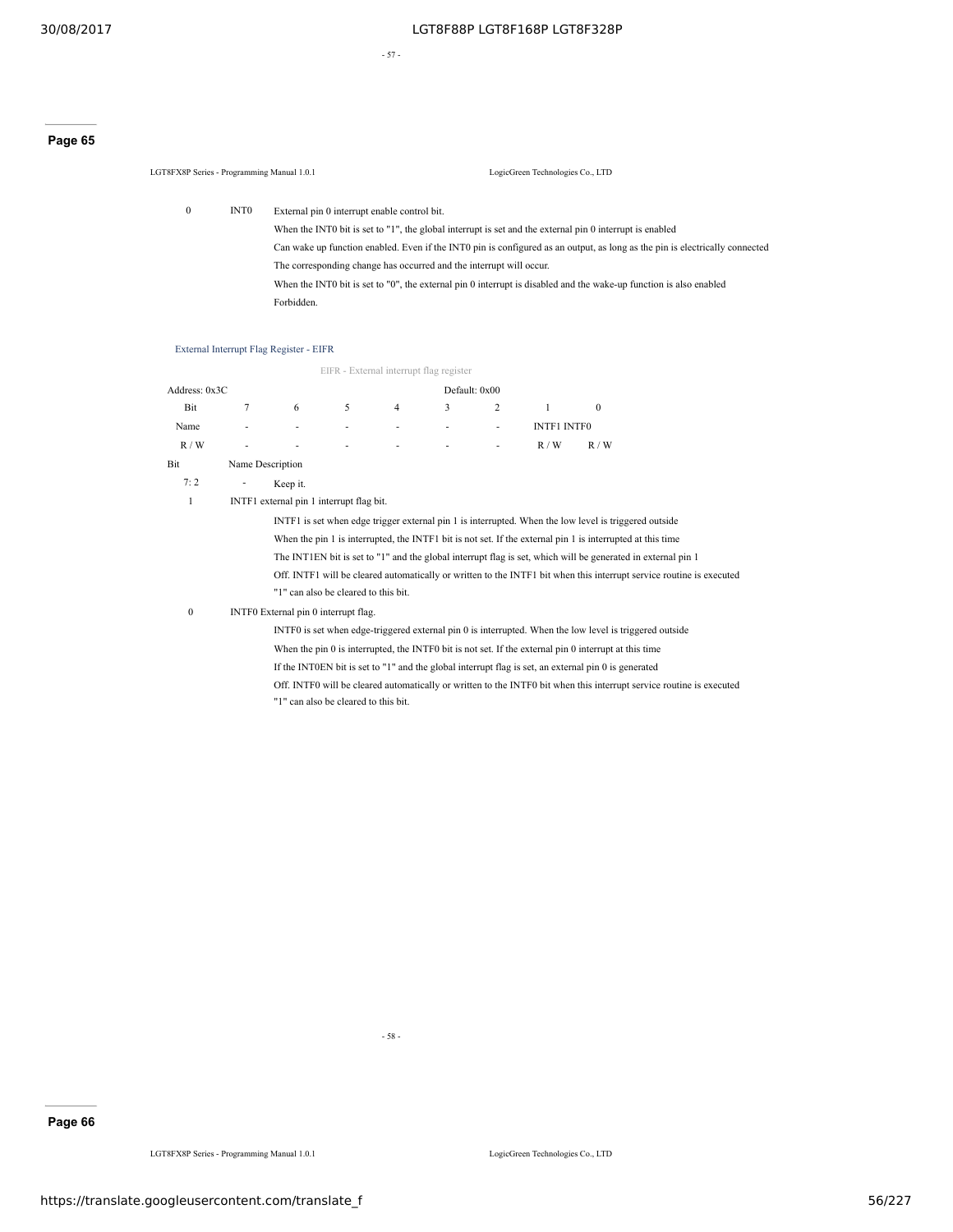| 0 | INT0 | External pin 0 interrupt enable control bit.<br>When the INT0 bit is set to "1", the global interrupt is set and the external pin 0 interrupt is enabled<br>Can wake up function enabled. Even if the INT0 pin is configured as an output, as long as the pin is electrically connected<br>The corresponding change has occurred and the interrupt will occur.<br>When the INT0 bit is set to "0", the external pin 0 interrupt is disabled and the wake-up function is also enabled<br>Forbidden. |
|---|---|---|

### External Interrupt Flag Register - EIFR

EIFR - External interrupt flag register

| Address: 0x3C | | | | | Default: 0x00 | | | |
|---|---|---|---|---|---|---|---|---|
| Bit | 7 | 6 | 5 | 4 | 3 | 2 | 1 | 0 |
| Name | - | - | - | - | - | - | INTF1 | INTF0 |
| R / W | - | - | - | - | - | - | R / W | R / W |

| Bit | Name | Description |
|---|---|---|
| 7: 2 | - | Keep it. |
| 1 | INTF1 | external pin 1 interrupt flag bit.<br>INTF1 is set when edge trigger external pin 1 is interrupted. When the low level is triggered outside<br>When the pin 1 is interrupted, the INTF1 bit is not set. If the external pin 1 is interrupted at this time<br>The INT1EN bit is set to "1" and the global interrupt flag is set, which will be generated in external pin 1<br>Off. INTF1 will be cleared automatically or written to the INTF1 bit when this interrupt service routine is executed<br>"1" can also be cleared to this bit. |
| 0 | INTF0 | External pin 0 interrupt flag.<br>INTF0 is set when edge-triggered external pin 0 is interrupted. When the low level is triggered outside<br>When the pin 0 is interrupted, the INTF0 bit is not set. If the external pin 0 interrupt at this time<br>If the INT0EN bit is set to "1" and the global interrupt flag is set, an external pin 0 is generated<br>Off. INTF0 will be cleared automatically or written to the INTF0 bit when this interrupt service routine is executed<br>"1" can also be cleared to this bit. |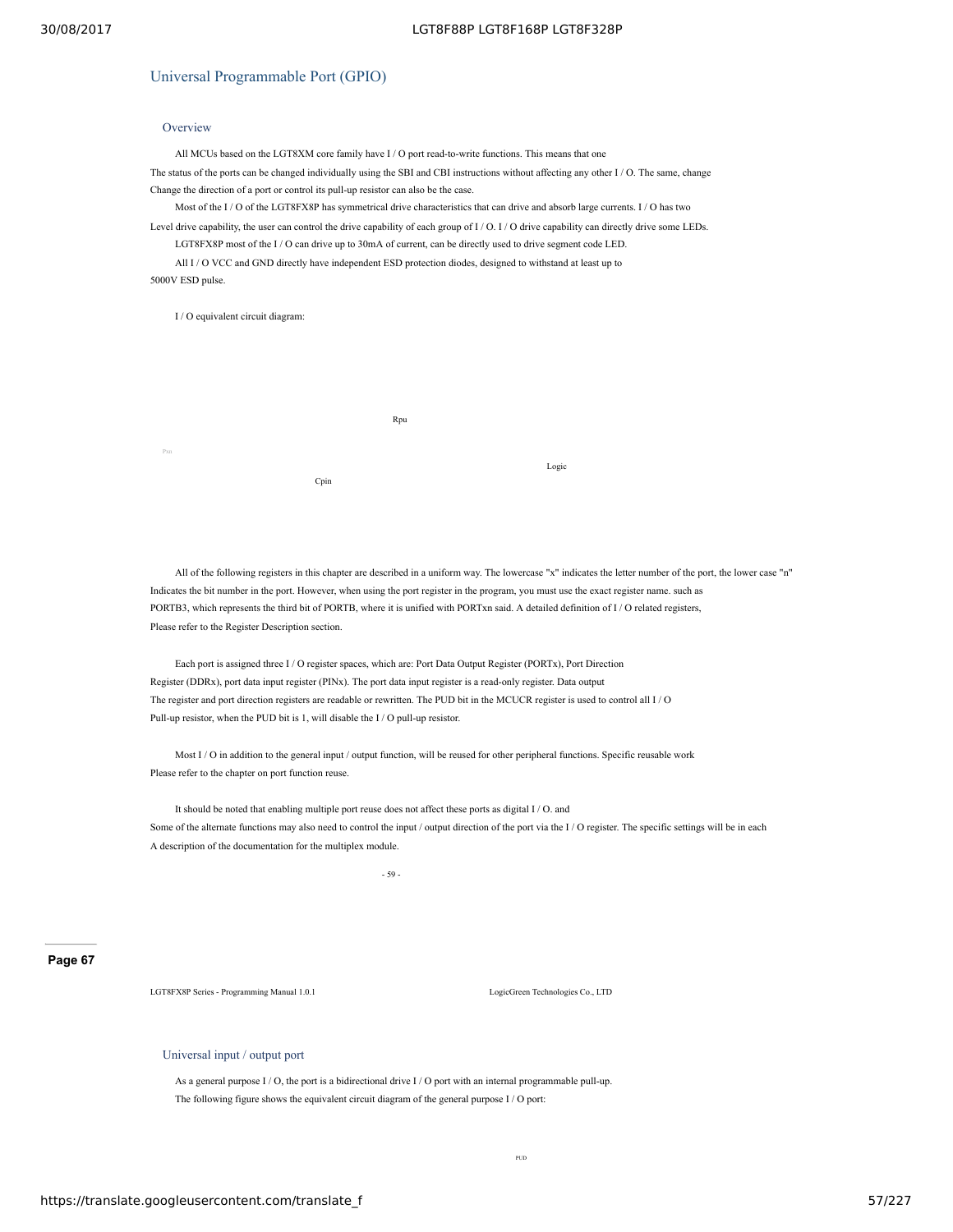## Universal Programmable Port (GPIO)

### Overview

All MCUs based on the LGT8XM core family have I / O port read-to-write functions. This means that one The status of the ports can be changed individually using the SBI and CBI instructions without affecting any other I / O. The same, change Change the direction of a port or control its pull-up resistor can also be the case.

Most of the I / O of the LGT8FX8P has symmetrical drive characteristics that can drive and absorb large currents. I / O has two Level drive capability, the user can control the drive capability of each group of I / O. I / O drive capability can directly drive some LEDs.

LGT8FX8P most of the I / O can drive up to 30mA of current, can be directly used to drive segment code LED.

All I / O VCC and GND directly have independent ESD protection diodes, designed to withstand at least up to 5000V ESD pulse.

I / O equivalent circuit diagram:

Rpu

Pxn

Logic

Cpin

All of the following registers in this chapter are described in a uniform way. The lowercase "x" indicates the letter number of the port, the lower case "n" Indicates the bit number in the port. However, when using the port register in the program, you must use the exact register name. such as PORTB3, which represents the third bit of PORTB, where it is unified with PORTxn said. A detailed definition of I / O related registers, Please refer to the Register Description section.

Each port is assigned three I / O register spaces, which are: Port Data Output Register (PORTx), Port Direction Register (DDRx), port data input register (PINx). The port data input register is a read-only register. Data output The register and port direction registers are readable or rewritten. The PUD bit in the MCUCR register is used to control all I / O Pull-up resistor, when the PUD bit is 1, will disable the I / O pull-up resistor.

Most I / O in addition to the general input / output function, will be reused for other peripheral functions. Specific reusable work Please refer to the chapter on port function reuse.

It should be noted that enabling multiple port reuse does not affect these ports as digital I / O. and Some of the alternate functions may also need to control the input / output direction of the port via the I / O register. The specific settings will be in each A description of the documentation for the multiplex module.

### Universal input / output port

As a general purpose I / O, the port is a bidirectional drive I / O port with an internal programmable pull-up.

The following figure shows the equivalent circuit diagram of the general purpose I / O port:

PUD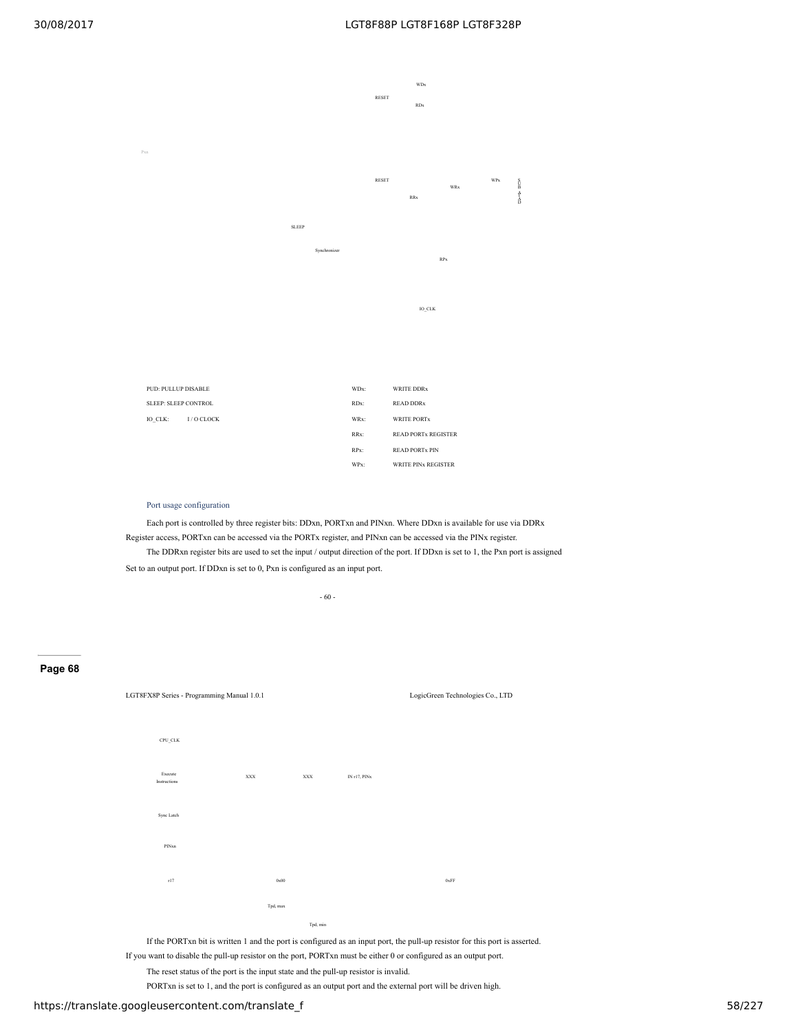WDx

RESET

RDx

Pxn

RESET

WRx

WPx

RRx

SLEEP

Synchronizer

RPx

IO_CLK

| | | | |
|---|---|---|---|
| PUD: PULLUP DISABLE | | WDx: | WRITE DDRx |
| SLEEP: SLEEP CONTROL | | RDx: | READ DDRx |
| IO_CLK: | I / O CLOCK | WRx: | WRITE PORTx |
| | | RRx: | READ PORTx REGISTER |
| | | RPx: | READ PORTx PIN |
| | | WPx: | WRITE PINx REGISTER |

### Port usage configuration

Each port is controlled by three register bits: DDxn, PORTxn and PINxn. Where DDxn is available for use via DDRx Register access, PORTxn can be accessed via the PORTx register, and PINxn can be accessed via the PINx register.

The DDRxn register bits are used to set the input / output direction of the port. If DDxn is set to 1, the Pxn port is assigned Set to an output port. If DDxn is set to 0, Pxn is configured as an input port.

- 60 -

Page 68

LGT8FX8P Series - Programming Manual 1.0.1 LogicGreen Technologies Co., LTD

CPU_CLK

Execute Instructions XXX XXX IN r17, PINx

Sync Latch

PINxn

r17 0x00 0xFF

Tpd, max

Tpd, min

If the PORTxn bit is written 1 and the port is configured as an input port, the pull-up resistor for this port is asserted. If you want to disable the pull-up resistor on the port, PORTxn must be either 0 or configured as an output port.

The reset status of the port is the input state and the pull-up resistor is invalid.

PORTxn is set to 1, and the port is configured as an output port and the external port will be driven high.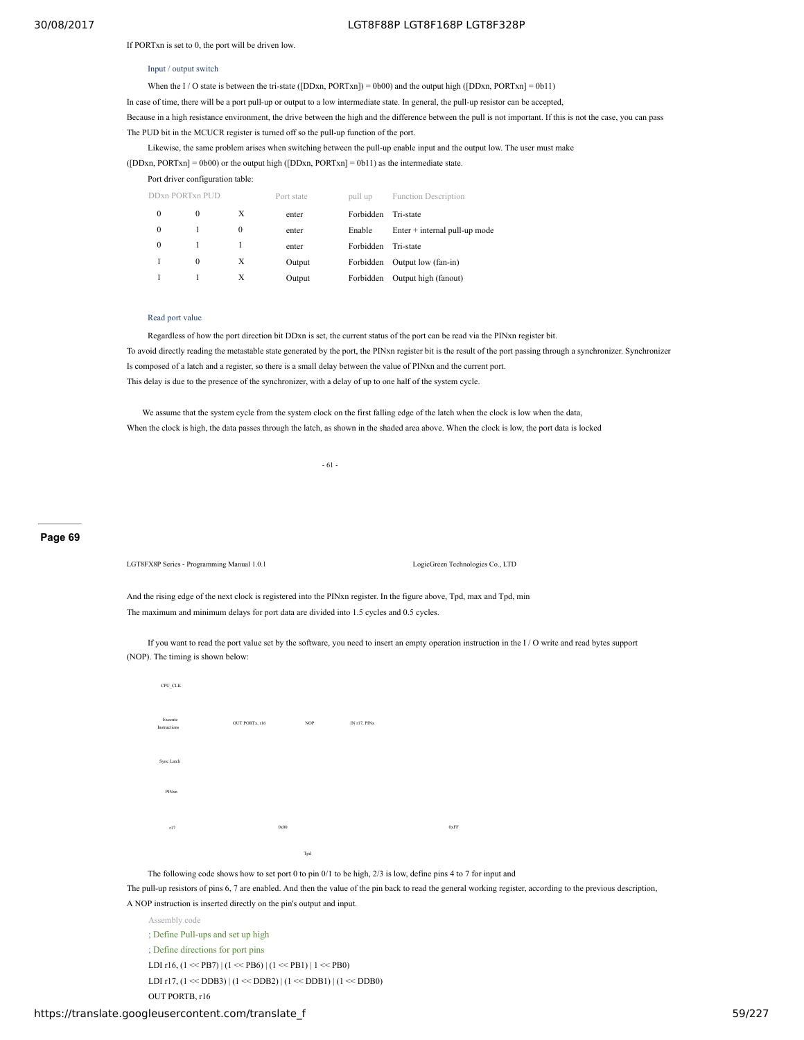If PORTxn is set to 0, the port will be driven low.

### Input / output switch

When the I / O state is between the tri-state ([DDxn, PORTxn]) = 0b00) and the output high ([DDxn, PORTxn] = 0b11)

In case of time, there will be a port pull-up or output to a low intermediate state. In general, the pull-up resistor can be accepted,

Because in a high resistance environment, the drive between the high and the difference between the pull is not important. If this is not the case, you can pass

The PUD bit in the MCUCR register is turned off so the pull-up function of the port.

Likewise, the same problem arises when switching between the pull-up enable input and the output low. The user must make

([DDxn, PORTxn] = 0b00) or the output high ([DDxn, PORTxn] = 0b11) as the intermediate state.

Port driver configuration table:

| DDxn | PORTxn | PUD | Port state | pull up | Function Description |
|---|---|---|---|---|---|
| 0 | 0 | X | enter | Forbidden | Tri-state |
| 0 | 1 | 0 | enter | Enable | Enter + internal pull-up mode |
| 0 | 1 | 1 | enter | Forbidden | Tri-state |
| 1 | 0 | X | Output | Forbidden | Output low (fan-in) |
| 1 | 1 | X | Output | Forbidden | Output high (fanout) |

### Read port value

Regardless of how the port direction bit DDxn is set, the current status of the port can be read via the PINxn register bit.

To avoid directly reading the metastable state generated by the port, the PINxn register bit is the result of the port passing through a synchronizer. Synchronizer

Is composed of a latch and a register, so there is a small delay between the value of PINxn and the current port.

This delay is due to the presence of the synchronizer, with a delay of up to one half of the system cycle.

We assume that the system cycle from the system clock on the first falling edge of the latch when the clock is low when the data,

When the clock is high, the data passes through the latch, as shown in the shaded area above. When the clock is low, the port data is locked

And the rising edge of the next clock is registered into the PINxn register. In the figure above, Tpd, max and Tpd, min

The maximum and minimum delays for port data are divided into 1.5 cycles and 0.5 cycles.

If you want to read the port value set by the software, you need to insert an empty operation instruction in the I / O write and read bytes support

(NOP). The timing is shown below:

CPU_CLK

Execute Instructions — OUT PORTx, r16 — NOP — IN r17, PINx

Sync Latch

PINxn

r17 — 0x00 — 0xFF

Tpd

The following code shows how to set port 0 to pin 0/1 to be high, 2/3 is low, define pins 4 to 7 for input and

The pull-up resistors of pins 6, 7 are enabled. And then the value of the pin back to read the general working register, according to the previous description,

A NOP instruction is inserted directly on the pin's output and input.

Assembly code

```
; Define Pull-ups and set up high
; Define directions for port pins
LDI r16, (1 << PB7) | (1 << PB6) | (1 << PB1) | 1 << PB0)
LDI r17, (1 << DDB3) | (1 << DDB2) | (1 << DDB1) | (1 << DDB0)
OUT PORTB, r16
```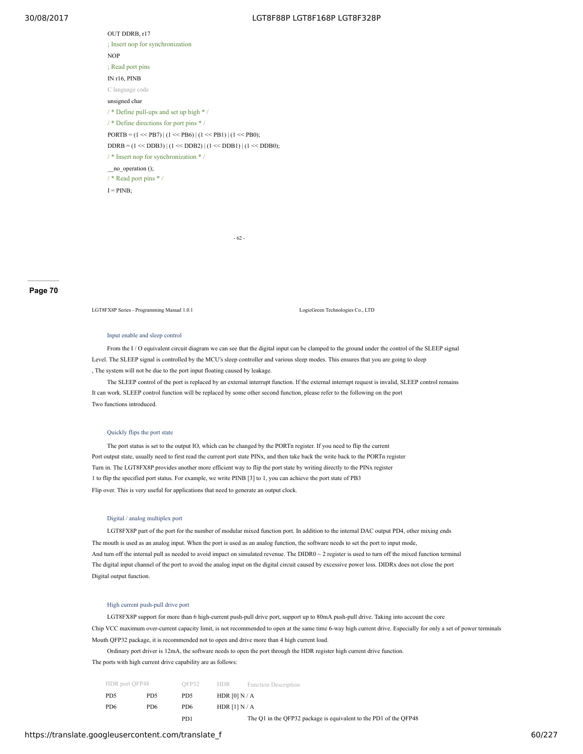```
OUT DDRB, r17
; Insert nop for synchronization
NOP
; Read port pins
IN r16, PINB
```

C language code

```
unsigned char
/ * Define pull-ups and set up high * /
/ * Define directions for port pins * /
PORTB = (1 << PB7) | (1 << PB6) | (1 << PB1) | (1 << PB0);
DDRB = (1 << DDB3) | (1 << DDB2) | (1 << DDB1) | (1 << DDB0);
/ * Insert nop for synchronization * /
__no_operation ();
/ * Read port pins * /
I = PINB;
```

### Input enable and sleep control

From the I / O equivalent circuit diagram we can see that the digital input can be clamped to the ground under the control of the SLEEP signal Level. The SLEEP signal is controlled by the MCU's sleep controller and various sleep modes. This ensures that you are going to sleep , The system will not be due to the port input floating caused by leakage.

The SLEEP control of the port is replaced by an external interrupt function. If the external interrupt request is invalid, SLEEP control remains It can work. SLEEP control function will be replaced by some other second function, please refer to the following on the port Two functions introduced.

### Quickly flips the port state

The port status is set to the output IO, which can be changed by the PORTn register. If you need to flip the current Port output state, usually need to first read the current port state PINx, and then take back the write back to the PORTn register Turn in. The LGT8FX8P provides another more efficient way to flip the port state by writing directly to the PINx register 1 to flip the specified port status. For example, we write PINB [3] to 1, you can achieve the port state of PB3 Flip over. This is very useful for applications that need to generate an output clock.

### Digital / analog multiplex port

LGT8FX8P part of the port for the number of modular mixed function port. In addition to the internal DAC output PD4, other mixing ends The mouth is used as an analog input. When the port is used as an analog function, the software needs to set the port to input mode, And turn off the internal pull as needed to avoid impact on simulated revenue. The DIDR0 ~ 2 register is used to turn off the mixed function terminal The digital input channel of the port to avoid the analog input on the digital circuit caused by excessive power loss. DIDRx does not close the port Digital output function.

### High current push-pull drive port

LGT8FX8P support for more than 6 high-current push-pull drive port, support up to 80mA push-pull drive. Taking into account the core Chip VCC maximum over-current capacity limit, is not recommended to open at the same time 6-way high current drive. Especially for only a set of power terminals Mouth QFP32 package, it is recommended not to open and drive more than 4 high current load.

Ordinary port driver is 12mA, the software needs to open the port through the HDR register high current drive function. The ports with high current drive capability are as follows:

| HDR port | QFP48 | QFP32 | HDR | Function Description |
|---|---|---|---|---|
| PD5 | PD5 | PD5 | HDR [0] | N / A |
| PD6 | PD6 | PD6 | HDR [1] | N / A |
| | | PD1 | | The Q1 in the QFP32 package is equivalent to the PD1 of the QFP48 |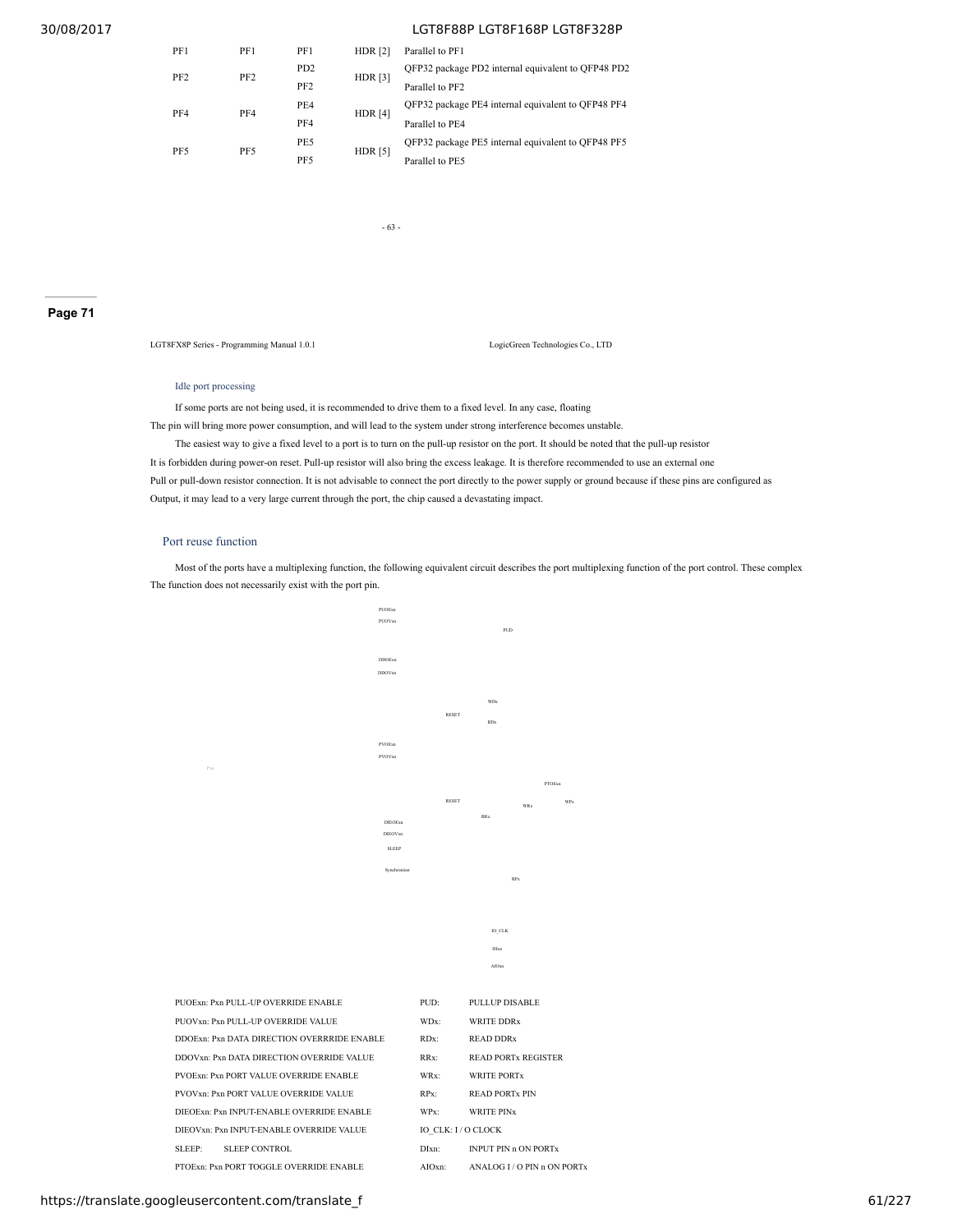| PF1 | PF1 | PF1 | HDR [2] | Parallel to PF1 |
|---|---|---|---|---|
| PF2 | PF2 | PD2 | HDR [3] | QFP32 package PD2 internal equivalent to QFP48 PD2 |
| | | PF2 | | Parallel to PF2 |
| PF4 | PF4 | PE4 | HDR [4] | QFP32 package PE4 internal equivalent to QFP48 PF4 |
| | | PF4 | | Parallel to PE4 |
| PF5 | PF5 | PE5 | HDR [5] | QFP32 package PE5 internal equivalent to QFP48 PF5 |
| | | PF5 | | Parallel to PE5 |

- 63 -

Page 71

LGT8FX8P Series - Programming Manual 1.0.1 LogicGreen Technologies Co., LTD

### Idle port processing

If some ports are not being used, it is recommended to drive them to a fixed level. In any case, floating The pin will bring more power consumption, and will lead to the system under strong interference becomes unstable.

The easiest way to give a fixed level to a port is to turn on the pull-up resistor on the port. It should be noted that the pull-up resistor It is forbidden during power-on reset. Pull-up resistor will also bring the excess leakage. It is therefore recommended to use an external one Pull or pull-down resistor connection. It is not advisable to connect the port directly to the power supply or ground because if these pins are configured as Output, it may lead to a very large current through the port, the chip caused a devastating impact.

## Port reuse function

Most of the ports have a multiplexing function, the following equivalent circuit describes the port multiplexing function of the port control. These complex The function does not necessarily exist with the port pin.

PUOExn PUOVxn PUD DDOExn DDOVxn WDx RESET RDx PVOExn PVOVxn Pxn PTOExn RESET WRx WPx RRx DIEOExn DIEOVxn SLEEP Synchronizer RPx IO_CLK DIxn AIOxn

| | | | |
|---|---|---|---|
| PUOExn: Pxn PULL-UP OVERRIDE ENABLE | | PUD: | PULLUP DISABLE |
| PUOVxn: Pxn PULL-UP OVERRIDE VALUE | | WDx: | WRITE DDRx |
| DDOExn: Pxn DATA DIRECTION OVERRRIDE ENABLE | | RDx: | READ DDRx |
| DDOVxn: Pxn DATA DIRECTION OVERRIDE VALUE | | RRx: | READ PORTx REGISTER |
| PVOExn: Pxn PORT VALUE OVERRIDE ENABLE | | WRx: | WRITE PORTx |
| PVOVxn: Pxn PORT VALUE OVERRIDE VALUE | | RPx: | READ PORTx PIN |
| DIEOExn: Pxn INPUT-ENABLE OVERRIDE ENABLE | | WPx: | WRITE PINx |
| DIEOVxn: Pxn INPUT-ENABLE OVERRIDE VALUE | | IO_CLK: I / O CLOCK | |
| SLEEP: | SLEEP CONTROL | DIxn: | INPUT PIN n ON PORTx |
| PTOExn: Pxn PORT TOGGLE OVERRIDE ENABLE | | AIOxn: | ANALOG I / O PIN n ON PORTx |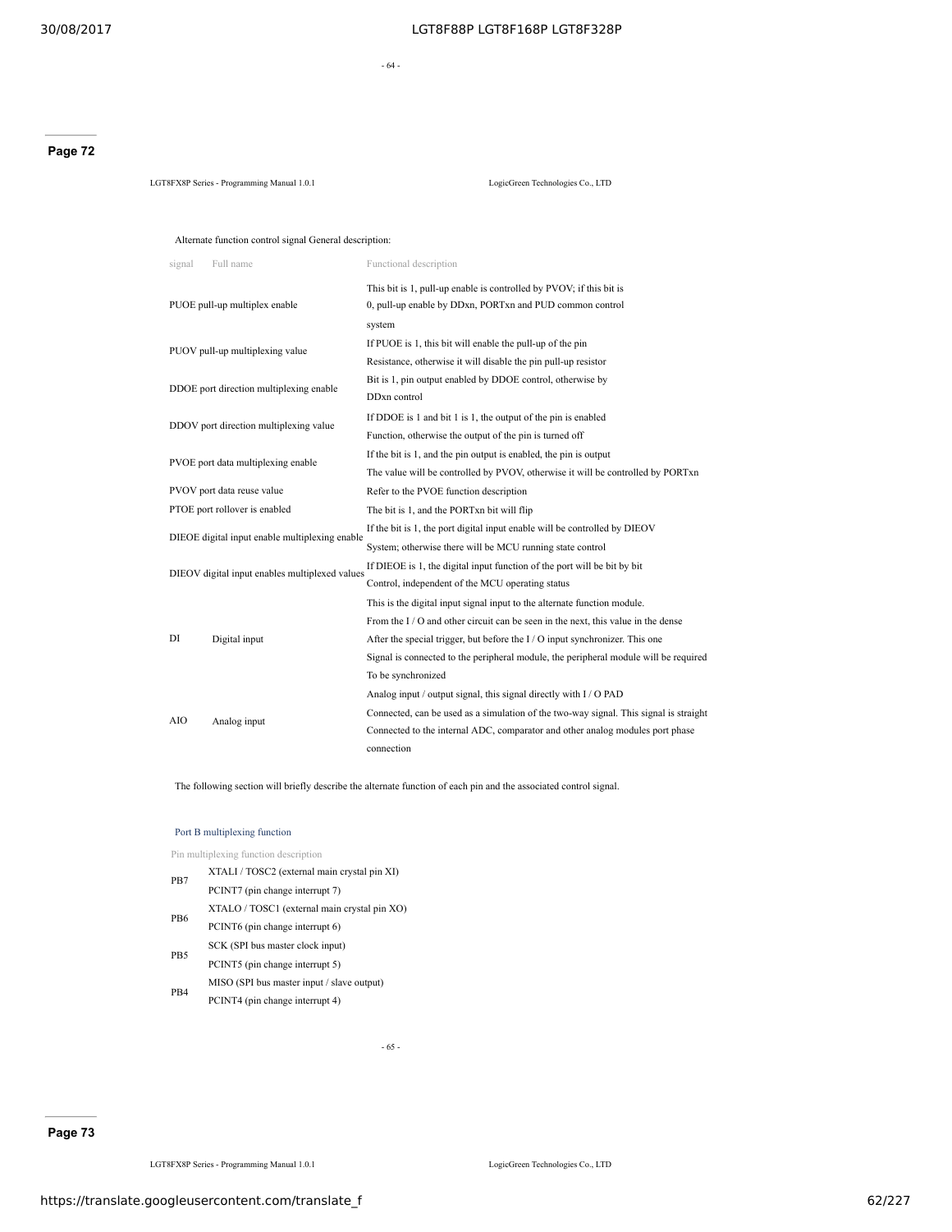Alternate function control signal General description:

| signal | Full name | Functional description |
|---|---|---|
| PUOE | pull-up multiplex enable | This bit is 1, pull-up enable is controlled by PVOV; if this bit is 0, pull-up enable by DDxn, PORTxn and PUD common control system |
| PUOV | pull-up multiplexing value | If PUOE is 1, this bit will enable the pull-up of the pin Resistance, otherwise it will disable the pin pull-up resistor |
| DDOE | port direction multiplexing enable | Bit is 1, pin output enabled by DDOE control, otherwise by DDxn control |
| DDOV | port direction multiplexing value | If DDOE is 1 and bit 1 is 1, the output of the pin is enabled Function, otherwise the output of the pin is turned off |
| PVOE | port data multiplexing enable | If the bit is 1, and the pin output is enabled, the pin is output The value will be controlled by PVOV, otherwise it will be controlled by PORTxn |
| PVOV | port data reuse value | Refer to the PVOE function description |
| PTOE | port rollover is enabled | The bit is 1, and the PORTxn bit will flip |
| DIEOE | digital input enable multiplexing enable | If the bit is 1, the port digital input enable will be controlled by DIEOV System; otherwise there will be MCU running state control |
| DIEOV | digital input enables multiplexed values | If DIEOE is 1, the digital input function of the port will be bit by bit Control, independent of the MCU operating status |
| DI | Digital input | This is the digital input signal input to the alternate function module. From the I / O and other circuit can be seen in the next, this value in the dense After the special trigger, but before the I / O input synchronizer. This one Signal is connected to the peripheral module, the peripheral module will be required To be synchronized |
| AIO | Analog input | Analog input / output signal, this signal directly with I / O PAD Connected, can be used as a simulation of the two-way signal. This signal is straight Connected to the internal ADC, comparator and other analog modules port phase connection |

The following section will briefly describe the alternate function of each pin and the associated control signal.

### Port B multiplexing function

| Pin | multiplexing function description |
|---|---|
| PB7 | XTALI / TOSC2 (external main crystal pin XI)<br>PCINT7 (pin change interrupt 7) |
| PB6 | XTALO / TOSC1 (external main crystal pin XO)<br>PCINT6 (pin change interrupt 6) |
| PB5 | SCK (SPI bus master clock input)<br>PCINT5 (pin change interrupt 5) |
| PB4 | MISO (SPI bus master input / slave output)<br>PCINT4 (pin change interrupt 4) |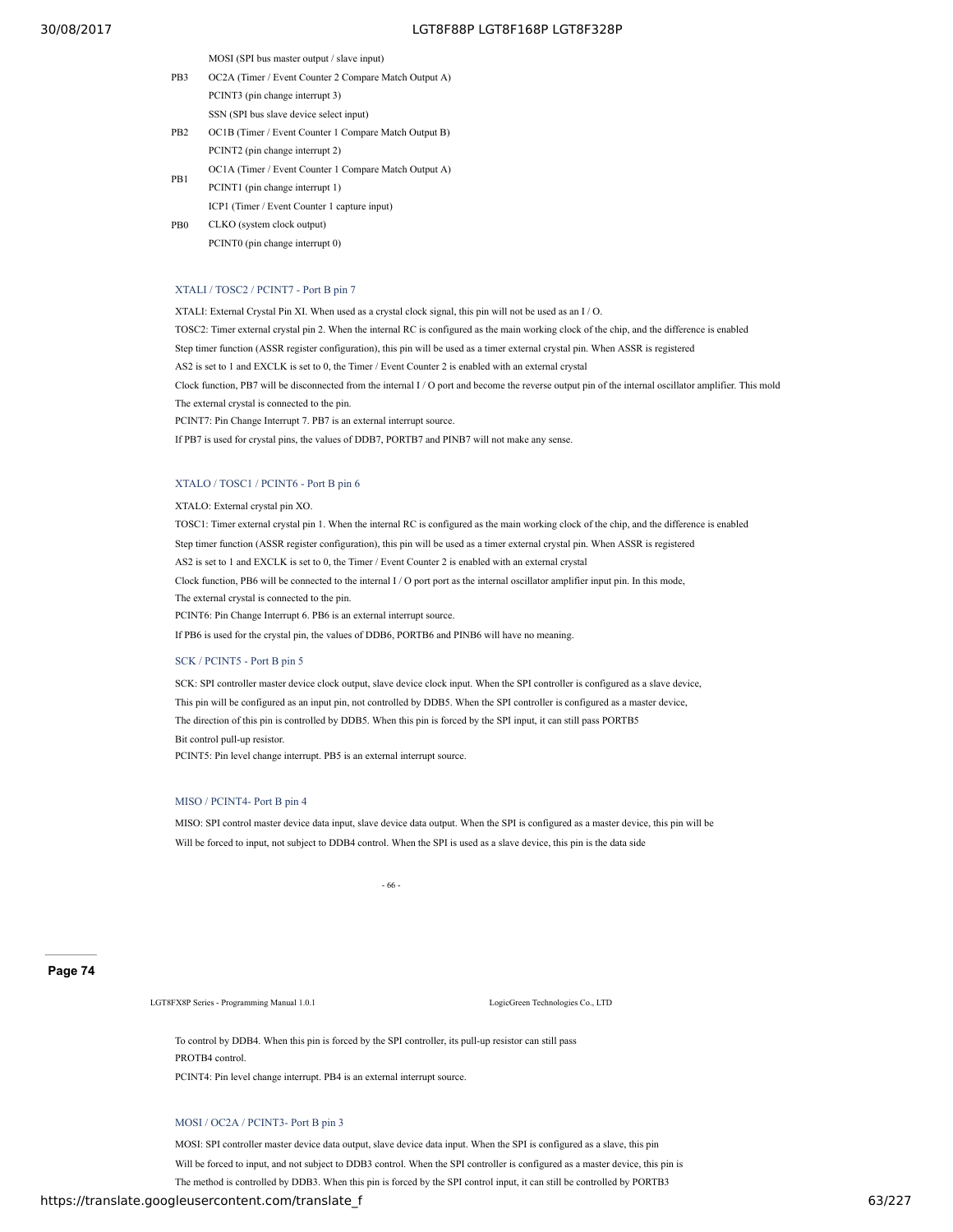| | |
|---|---|
| | MOSI (SPI bus master output / slave input) |
| PB3 | OC2A (Timer / Event Counter 2 Compare Match Output A) |
| | PCINT3 (pin change interrupt 3) |
| | SSN (SPI bus slave device select input) |
| PB2 | OC1B (Timer / Event Counter 1 Compare Match Output B) |
| | PCINT2 (pin change interrupt 2) |
| PB1 | OC1A (Timer / Event Counter 1 Compare Match Output A) |
| | PCINT1 (pin change interrupt 1) |
| | ICP1 (Timer / Event Counter 1 capture input) |
| PB0 | CLKO (system clock output) |
| | PCINT0 (pin change interrupt 0) |

### XTALI / TOSC2 / PCINT7 - Port B pin 7

XTALI: External Crystal Pin XI. When used as a crystal clock signal, this pin will not be used as an I / O.

TOSC2: Timer external crystal pin 2. When the internal RC is configured as the main working clock of the chip, and the difference is enabled

Step timer function (ASSR register configuration), this pin will be used as a timer external crystal pin. When ASSR is registered

AS2 is set to 1 and EXCLK is set to 0, the Timer / Event Counter 2 is enabled with an external crystal

Clock function, PB7 will be disconnected from the internal I / O port and become the reverse output pin of the internal oscillator amplifier. This mold

The external crystal is connected to the pin.

PCINT7: Pin Change Interrupt 7. PB7 is an external interrupt source.

If PB7 is used for crystal pins, the values of DDB7, PORTB7 and PINB7 will not make any sense.

### XTALO / TOSC1 / PCINT6 - Port B pin 6

XTALO: External crystal pin XO.

TOSC1: Timer external crystal pin 1. When the internal RC is configured as the main working clock of the chip, and the difference is enabled

Step timer function (ASSR register configuration), this pin will be used as a timer external crystal pin. When ASSR is registered

AS2 is set to 1 and EXCLK is set to 0, the Timer / Event Counter 2 is enabled with an external crystal

Clock function, PB6 will be connected to the internal I / O port port as the internal oscillator amplifier input pin. In this mode,

The external crystal is connected to the pin.

PCINT6: Pin Change Interrupt 6. PB6 is an external interrupt source.

If PB6 is used for the crystal pin, the values of DDB6, PORTB6 and PINB6 will have no meaning.

### SCK / PCINT5 - Port B pin 5

SCK: SPI controller master device clock output, slave device clock input. When the SPI controller is configured as a slave device,

This pin will be configured as an input pin, not controlled by DDB5. When the SPI controller is configured as a master device,

The direction of this pin is controlled by DDB5. When this pin is forced by the SPI input, it can still pass PORTB5

Bit control pull-up resistor.

PCINT5: Pin level change interrupt. PB5 is an external interrupt source.

### MISO / PCINT4- Port B pin 4

MISO: SPI control master device data input, slave device data output. When the SPI is configured as a master device, this pin will be

Will be forced to input, not subject to DDB4 control. When the SPI is used as a slave device, this pin is the data side

To control by DDB4. When this pin is forced by the SPI controller, its pull-up resistor can still pass

PROTB4 control.

PCINT4: Pin level change interrupt. PB4 is an external interrupt source.

### MOSI / OC2A / PCINT3- Port B pin 3

MOSI: SPI controller master device data output, slave device data input. When the SPI is configured as a slave, this pin

Will be forced to input, and not subject to DDB3 control. When the SPI controller is configured as a master device, this pin is

The method is controlled by DDB3. When this pin is forced by the SPI control input, it can still be controlled by PORTB3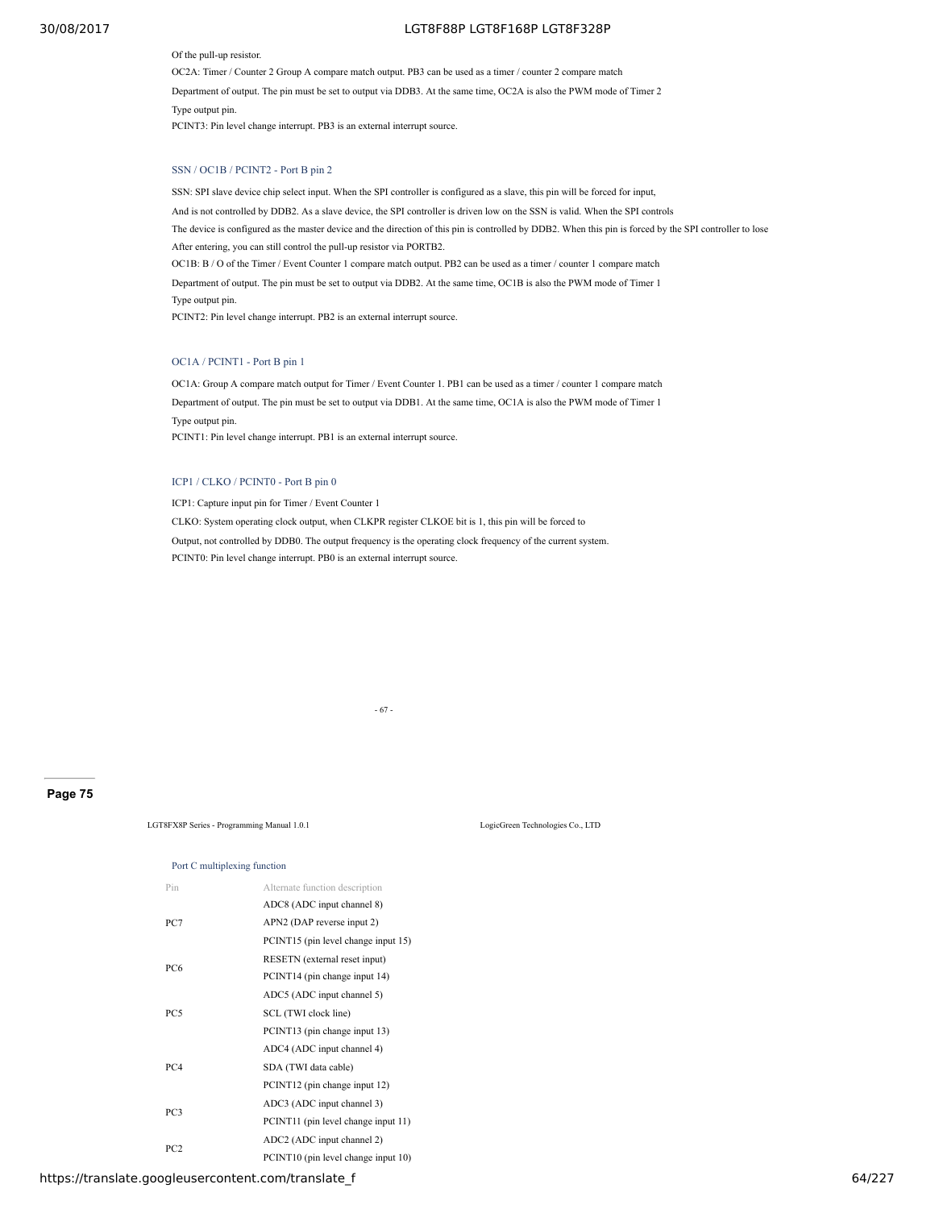Of the pull-up resistor.

OC2A: Timer / Counter 2 Group A compare match output. PB3 can be used as a timer / counter 2 compare match

Department of output. The pin must be set to output via DDB3. At the same time, OC2A is also the PWM mode of Timer 2

Type output pin.

PCINT3: Pin level change interrupt. PB3 is an external interrupt source.

### SSN / OC1B / PCINT2 - Port B pin 2

SSN: SPI slave device chip select input. When the SPI controller is configured as a slave, this pin will be forced for input,

And is not controlled by DDB2. As a slave device, the SPI controller is driven low on the SSN is valid. When the SPI controls

The device is configured as the master device and the direction of this pin is controlled by DDB2. When this pin is forced by the SPI controller to lose

After entering, you can still control the pull-up resistor via PORTB2.

OC1B: B / O of the Timer / Event Counter 1 compare match output. PB2 can be used as a timer / counter 1 compare match

Department of output. The pin must be set to output via DDB2. At the same time, OC1B is also the PWM mode of Timer 1

Type output pin.

PCINT2: Pin level change interrupt. PB2 is an external interrupt source.

### OC1A / PCINT1 - Port B pin 1

OC1A: Group A compare match output for Timer / Event Counter 1. PB1 can be used as a timer / counter 1 compare match

Department of output. The pin must be set to output via DDB1. At the same time, OC1A is also the PWM mode of Timer 1

Type output pin.

PCINT1: Pin level change interrupt. PB1 is an external interrupt source.

### ICP1 / CLKO / PCINT0 - Port B pin 0

ICP1: Capture input pin for Timer / Event Counter 1

CLKO: System operating clock output, when CLKPR register CLKOE bit is 1, this pin will be forced to

Output, not controlled by DDB0. The output frequency is the operating clock frequency of the current system.

PCINT0: Pin level change interrupt. PB0 is an external interrupt source.

### Port C multiplexing function

| Pin | Alternate function description |
|---|---|
| PC7 | ADC8 (ADC input channel 8) |
| | APN2 (DAP reverse input 2) |
| | PCINT15 (pin level change input 15) |
| PC6 | RESETN (external reset input) |
| | PCINT14 (pin change input 14) |
| PC5 | ADC5 (ADC input channel 5) |
| | SCL (TWI clock line) |
| | PCINT13 (pin change input 13) |
| PC4 | ADC4 (ADC input channel 4) |
| | SDA (TWI data cable) |
| | PCINT12 (pin change input 12) |
| PC3 | ADC3 (ADC input channel 3) |
| | PCINT11 (pin level change input 11) |
| PC2 | ADC2 (ADC input channel 2) |
| | PCINT10 (pin level change input 10) |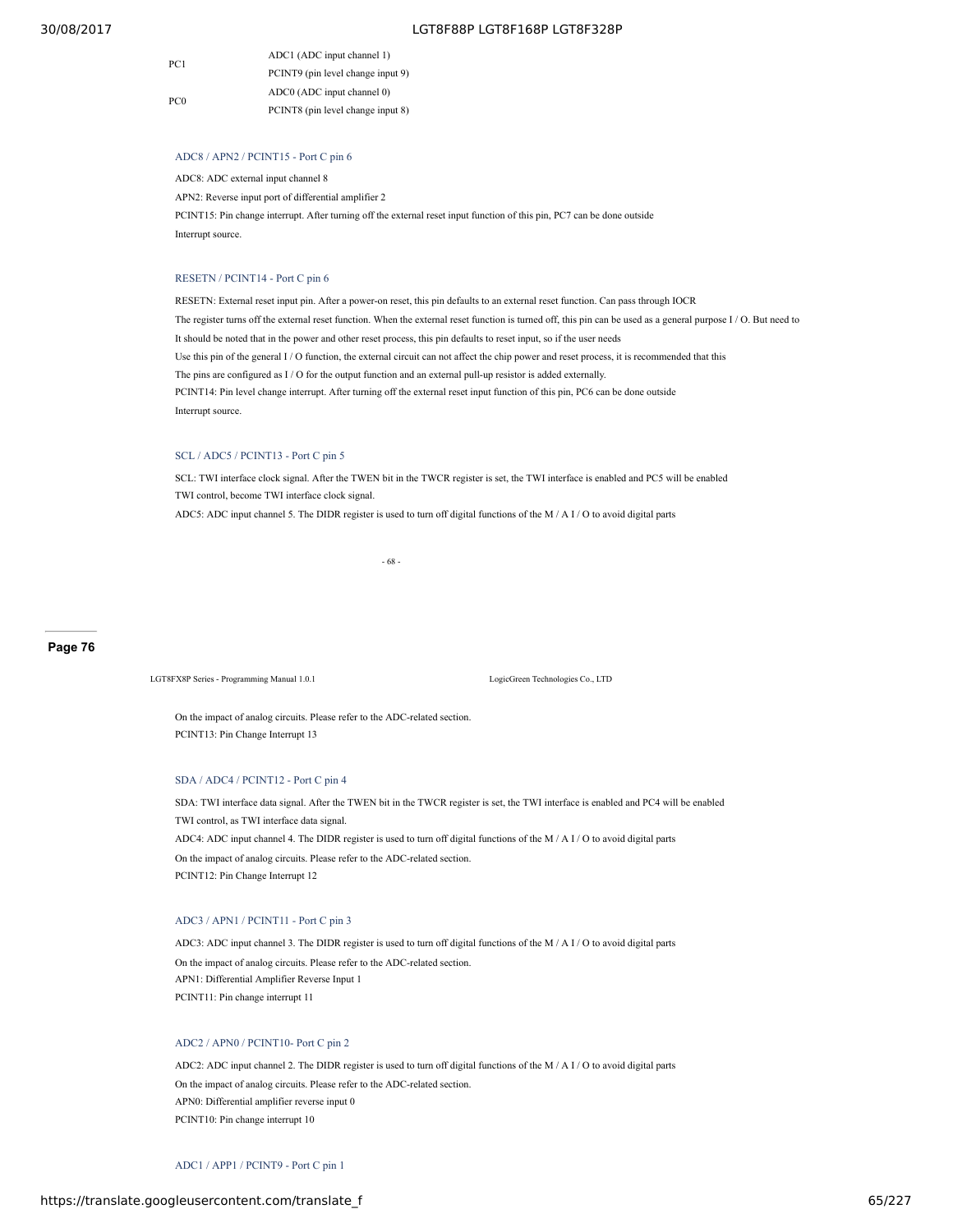| | |
|---|---|
| PC1 | ADC1 (ADC input channel 1) |
| | PCINT9 (pin level change input 9) |
| PC0 | ADC0 (ADC input channel 0) |
| | PCINT8 (pin level change input 8) |

### ADC8 / APN2 / PCINT15 - Port C pin 6

ADC8: ADC external input channel 8

APN2: Reverse input port of differential amplifier 2

PCINT15: Pin change interrupt. After turning off the external reset input function of this pin, PC7 can be done outside Interrupt source.

### RESETN / PCINT14 - Port C pin 6

RESETN: External reset input pin. After a power-on reset, this pin defaults to an external reset function. Can pass through IOCR The register turns off the external reset function. When the external reset function is turned off, this pin can be used as a general purpose I / O. But need to It should be noted that in the power and other reset process, this pin defaults to reset input, so if the user needs Use this pin of the general I / O function, the external circuit can not affect the chip power and reset process, it is recommended that this The pins are configured as I / O for the output function and an external pull-up resistor is added externally.

PCINT14: Pin level change interrupt. After turning off the external reset input function of this pin, PC6 can be done outside Interrupt source.

### SCL / ADC5 / PCINT13 - Port C pin 5

SCL: TWI interface clock signal. After the TWEN bit in the TWCR register is set, the TWI interface is enabled and PC5 will be enabled TWI control, become TWI interface clock signal.

ADC5: ADC input channel 5. The DIDR register is used to turn off digital functions of the M / A I / O to avoid digital parts On the impact of analog circuits. Please refer to the ADC-related section.

PCINT13: Pin Change Interrupt 13

### SDA / ADC4 / PCINT12 - Port C pin 4

SDA: TWI interface data signal. After the TWEN bit in the TWCR register is set, the TWI interface is enabled and PC4 will be enabled TWI control, as TWI interface data signal.

ADC4: ADC input channel 4. The DIDR register is used to turn off digital functions of the M / A I / O to avoid digital parts On the impact of analog circuits. Please refer to the ADC-related section.

PCINT12: Pin Change Interrupt 12

### ADC3 / APN1 / PCINT11 - Port C pin 3

ADC3: ADC input channel 3. The DIDR register is used to turn off digital functions of the M / A I / O to avoid digital parts On the impact of analog circuits. Please refer to the ADC-related section.

APN1: Differential Amplifier Reverse Input 1

PCINT11: Pin change interrupt 11

### ADC2 / APN0 / PCINT10- Port C pin 2

ADC2: ADC input channel 2. The DIDR register is used to turn off digital functions of the M / A I / O to avoid digital parts On the impact of analog circuits. Please refer to the ADC-related section.

APN0: Differential amplifier reverse input 0

PCINT10: Pin change interrupt 10

### ADC1 / APP1 / PCINT9 - Port C pin 1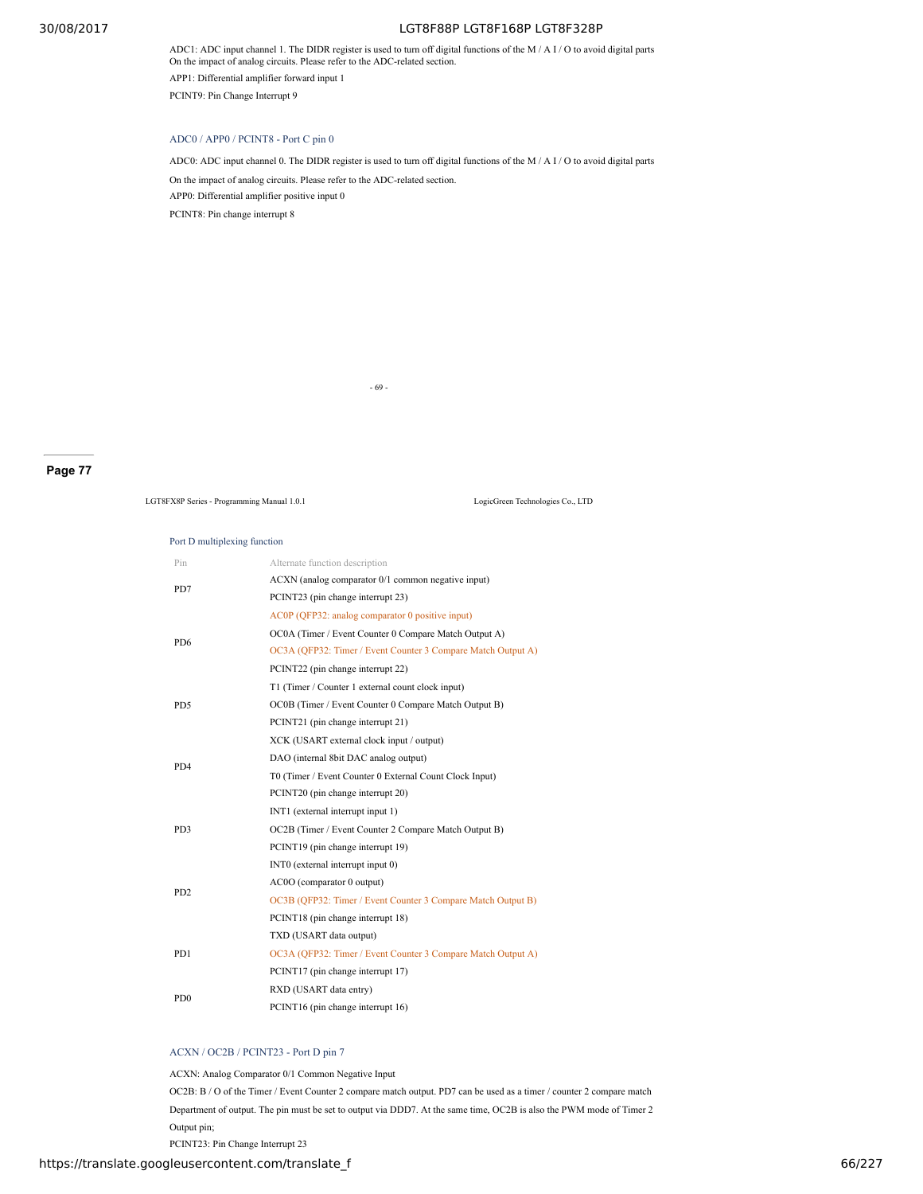ADC1: ADC input channel 1. The DIDR register is used to turn off digital functions of the M / A I / O to avoid digital parts On the impact of analog circuits. Please refer to the ADC-related section.

APP1: Differential amplifier forward input 1

PCINT9: Pin Change Interrupt 9

### ADC0 / APP0 / PCINT8 - Port C pin 0

ADC0: ADC input channel 0. The DIDR register is used to turn off digital functions of the M / A I / O to avoid digital parts

On the impact of analog circuits. Please refer to the ADC-related section.

APP0: Differential amplifier positive input 0

PCINT8: Pin change interrupt 8

Page 77

### Port D multiplexing function

| Pin | Alternate function description |
|---|---|
| PD7 | ACXN (analog comparator 0/1 common negative input) |
| | PCINT23 (pin change interrupt 23) |
| PD6 | AC0P (QFP32: analog comparator 0 positive input) |
| | OC0A (Timer / Event Counter 0 Compare Match Output A) |
| | OC3A (QFP32: Timer / Event Counter 3 Compare Match Output A) |
| | PCINT22 (pin change interrupt 22) |
| PD5 | T1 (Timer / Counter 1 external count clock input) |
| | OC0B (Timer / Event Counter 0 Compare Match Output B) |
| | PCINT21 (pin change interrupt 21) |
| PD4 | XCK (USART external clock input / output) |
| | DAO (internal 8bit DAC analog output) |
| | T0 (Timer / Event Counter 0 External Count Clock Input) |
| | PCINT20 (pin change interrupt 20) |
| PD3 | INT1 (external interrupt input 1) |
| | OC2B (Timer / Event Counter 2 Compare Match Output B) |
| | PCINT19 (pin change interrupt 19) |
| PD2 | INT0 (external interrupt input 0) |
| | AC0O (comparator 0 output) |
| | OC3B (QFP32: Timer / Event Counter 3 Compare Match Output B) |
| | PCINT18 (pin change interrupt 18) |
| PD1 | TXD (USART data output) |
| | OC3A (QFP32: Timer / Event Counter 3 Compare Match Output A) |
| | PCINT17 (pin change interrupt 17) |
| PD0 | RXD (USART data entry) |
| | PCINT16 (pin change interrupt 16) |

### ACXN / OC2B / PCINT23 - Port D pin 7

ACXN: Analog Comparator 0/1 Common Negative Input

OC2B: B / O of the Timer / Event Counter 2 compare match output. PD7 can be used as a timer / counter 2 compare match

Department of output. The pin must be set to output via DDD7. At the same time, OC2B is also the PWM mode of Timer 2

Output pin;

PCINT23: Pin Change Interrupt 23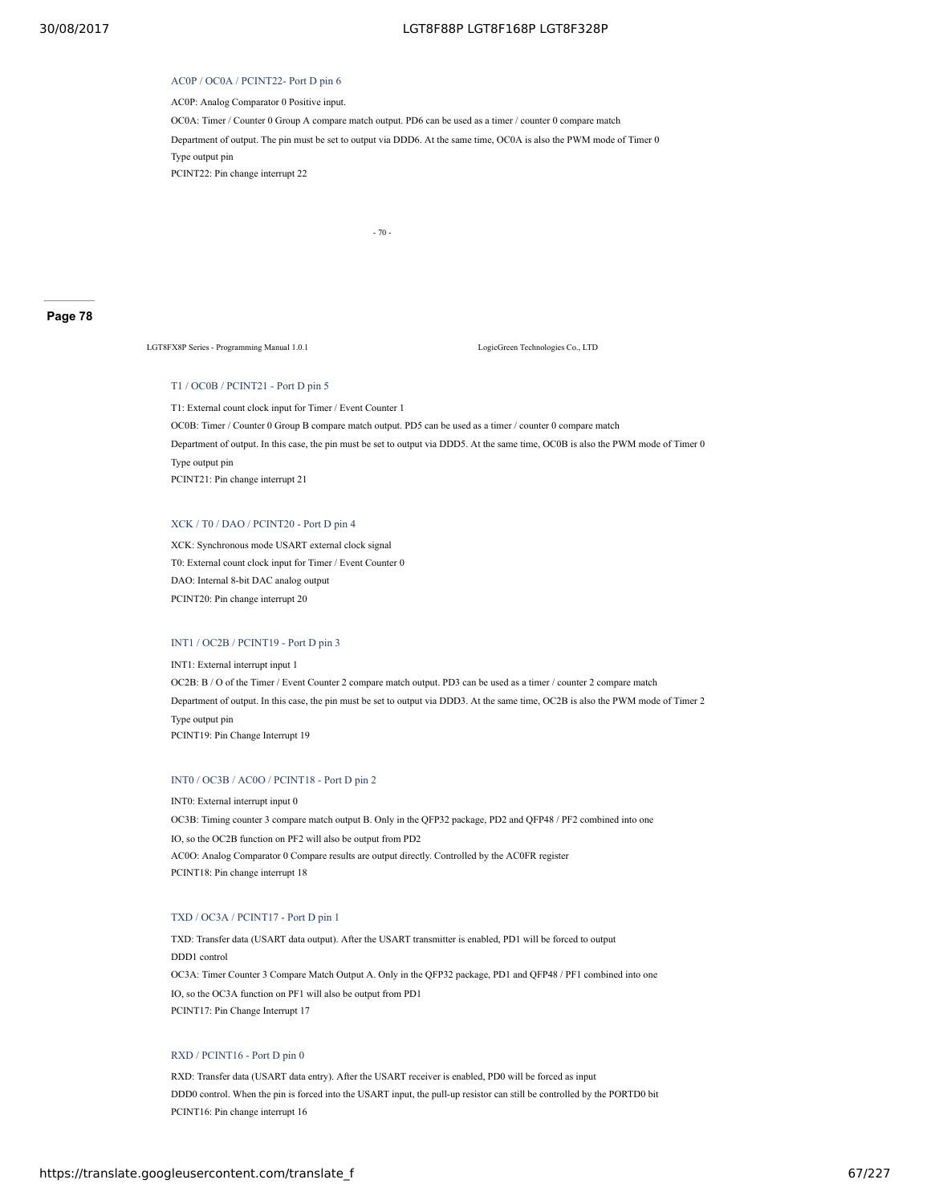### AC0P / OC0A / PCINT22- Port D pin 6

AC0P: Analog Comparator 0 Positive input.

OC0A: Timer / Counter 0 Group A compare match output. PD6 can be used as a timer / counter 0 compare match

Department of output. The pin must be set to output via DDD6. At the same time, OC0A is also the PWM mode of Timer 0

Type output pin

PCINT22: Pin change interrupt 22

### T1 / OC0B / PCINT21 - Port D pin 5

T1: External count clock input for Timer / Event Counter 1

OC0B: Timer / Counter 0 Group B compare match output. PD5 can be used as a timer / counter 0 compare match

Department of output. In this case, the pin must be set to output via DDD5. At the same time, OC0B is also the PWM mode of Timer 0

Type output pin

PCINT21: Pin change interrupt 21

### XCK / T0 / DAO / PCINT20 - Port D pin 4

XCK: Synchronous mode USART external clock signal

T0: External count clock input for Timer / Event Counter 0

DAO: Internal 8-bit DAC analog output

PCINT20: Pin change interrupt 20

### INT1 / OC2B / PCINT19 - Port D pin 3

INT1: External interrupt input 1

OC2B: B / O of the Timer / Event Counter 2 compare match output. PD3 can be used as a timer / counter 2 compare match

Department of output. In this case, the pin must be set to output via DDD3. At the same time, OC2B is also the PWM mode of Timer 2

Type output pin

PCINT19: Pin Change Interrupt 19

### INT0 / OC3B / AC0O / PCINT18 - Port D pin 2

INT0: External interrupt input 0

OC3B: Timing counter 3 compare match output B. Only in the QFP32 package, PD2 and QFP48 / PF2 combined into one

IO, so the OC2B function on PF2 will also be output from PD2

AC0O: Analog Comparator 0 Compare results are output directly. Controlled by the AC0FR register

PCINT18: Pin change interrupt 18

### TXD / OC3A / PCINT17 - Port D pin 1

TXD: Transfer data (USART data output). After the USART transmitter is enabled, PD1 will be forced to output

DDD1 control

OC3A: Timer Counter 3 Compare Match Output A. Only in the QFP32 package, PD1 and QFP48 / PF1 combined into one

IO, so the OC3A function on PF1 will also be output from PD1

PCINT17: Pin Change Interrupt 17

### RXD / PCINT16 - Port D pin 0

RXD: Transfer data (USART data entry). After the USART receiver is enabled, PD0 will be forced as input

DDD0 control. When the pin is forced into the USART input, the pull-up resistor can still be controlled by the PORTD0 bit

PCINT16: Pin change interrupt 16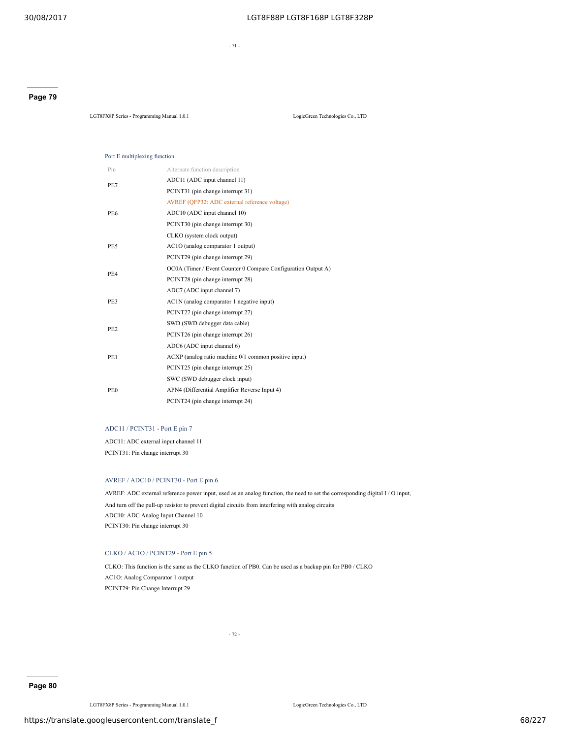## Port E multiplexing function

| Pin | Alternate function description |
| --- | --- |
| PE7 | ADC11 (ADC input channel 11) |
| | PCINT31 (pin change interrupt 31) |
| PE6 | AVREF (QFP32: ADC external reference voltage) |
| | ADC10 (ADC input channel 10) |
| | PCINT30 (pin change interrupt 30) |
| PE5 | CLKO (system clock output) |
| | AC1O (analog comparator 1 output) |
| | PCINT29 (pin change interrupt 29) |
| PE4 | OC0A (Timer / Event Counter 0 Compare Configuration Output A) |
| | PCINT28 (pin change interrupt 28) |
| PE3 | ADC7 (ADC input channel 7) |
| | AC1N (analog comparator 1 negative input) |
| | PCINT27 (pin change interrupt 27) |
| PE2 | SWD (SWD debugger data cable) |
| | PCINT26 (pin change interrupt 26) |
| PE1 | ADC6 (ADC input channel 6) |
| | ACXP (analog ratio machine 0/1 common positive input) |
| | PCINT25 (pin change interrupt 25) |
| PE0 | SWC (SWD debugger clock input) |
| | APN4 (Differential Amplifier Reverse Input 4) |
| | PCINT24 (pin change interrupt 24) |

### ADC11 / PCINT31 - Port E pin 7

ADC11: ADC external input channel 11

PCINT31: Pin change interrupt 30

### AVREF / ADC10 / PCINT30 - Port E pin 6

AVREF: ADC external reference power input, used as an analog function, the need to set the corresponding digital I / O input,

And turn off the pull-up resistor to prevent digital circuits from interfering with analog circuits

ADC10: ADC Analog Input Channel 10

PCINT30: Pin change interrupt 30

### CLKO / AC1O / PCINT29 - Port E pin 5

CLKO: This function is the same as the CLKO function of PB0. Can be used as a backup pin for PB0 / CLKO

AC1O: Analog Comparator 1 output

PCINT29: Pin Change Interrupt 29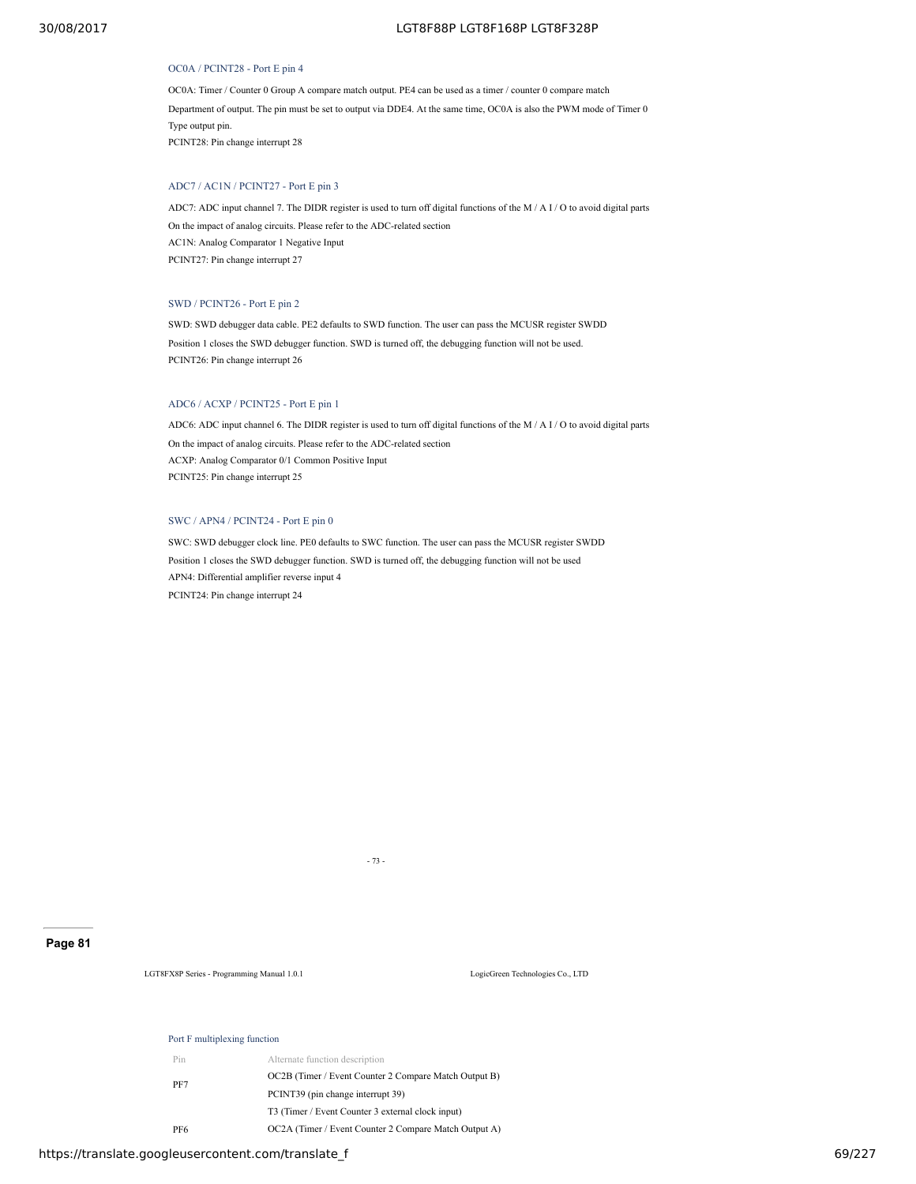### OC0A / PCINT28 - Port E pin 4

OC0A: Timer / Counter 0 Group A compare match output. PE4 can be used as a timer / counter 0 compare match Department of output. The pin must be set to output via DDE4. At the same time, OC0A is also the PWM mode of Timer 0 Type output pin.

PCINT28: Pin change interrupt 28

### ADC7 / AC1N / PCINT27 - Port E pin 3

ADC7: ADC input channel 7. The DIDR register is used to turn off digital functions of the M / A I / O to avoid digital parts On the impact of analog circuits. Please refer to the ADC-related section

AC1N: Analog Comparator 1 Negative Input

PCINT27: Pin change interrupt 27

### SWD / PCINT26 - Port E pin 2

SWD: SWD debugger data cable. PE2 defaults to SWD function. The user can pass the MCUSR register SWDD Position 1 closes the SWD debugger function. SWD is turned off, the debugging function will not be used.

PCINT26: Pin change interrupt 26

### ADC6 / ACXP / PCINT25 - Port E pin 1

ADC6: ADC input channel 6. The DIDR register is used to turn off digital functions of the M / A I / O to avoid digital parts On the impact of analog circuits. Please refer to the ADC-related section

ACXP: Analog Comparator 0/1 Common Positive Input

PCINT25: Pin change interrupt 25

### SWC / APN4 / PCINT24 - Port E pin 0

SWC: SWD debugger clock line. PE0 defaults to SWC function. The user can pass the MCUSR register SWDD Position 1 closes the SWD debugger function. SWD is turned off, the debugging function will not be used

APN4: Differential amplifier reverse input 4

PCINT24: Pin change interrupt 24

LGT8FX8P Series - Programming Manual 1.0.1 LogicGreen Technologies Co., LTD

### Port F multiplexing function

| Pin | Alternate function description |
| --- | --- |
| PF7 | OC2B (Timer / Event Counter 2 Compare Match Output B) |
| | PCINT39 (pin change interrupt 39) |
| | T3 (Timer / Event Counter 3 external clock input) |
| PF6 | OC2A (Timer / Event Counter 2 Compare Match Output A) |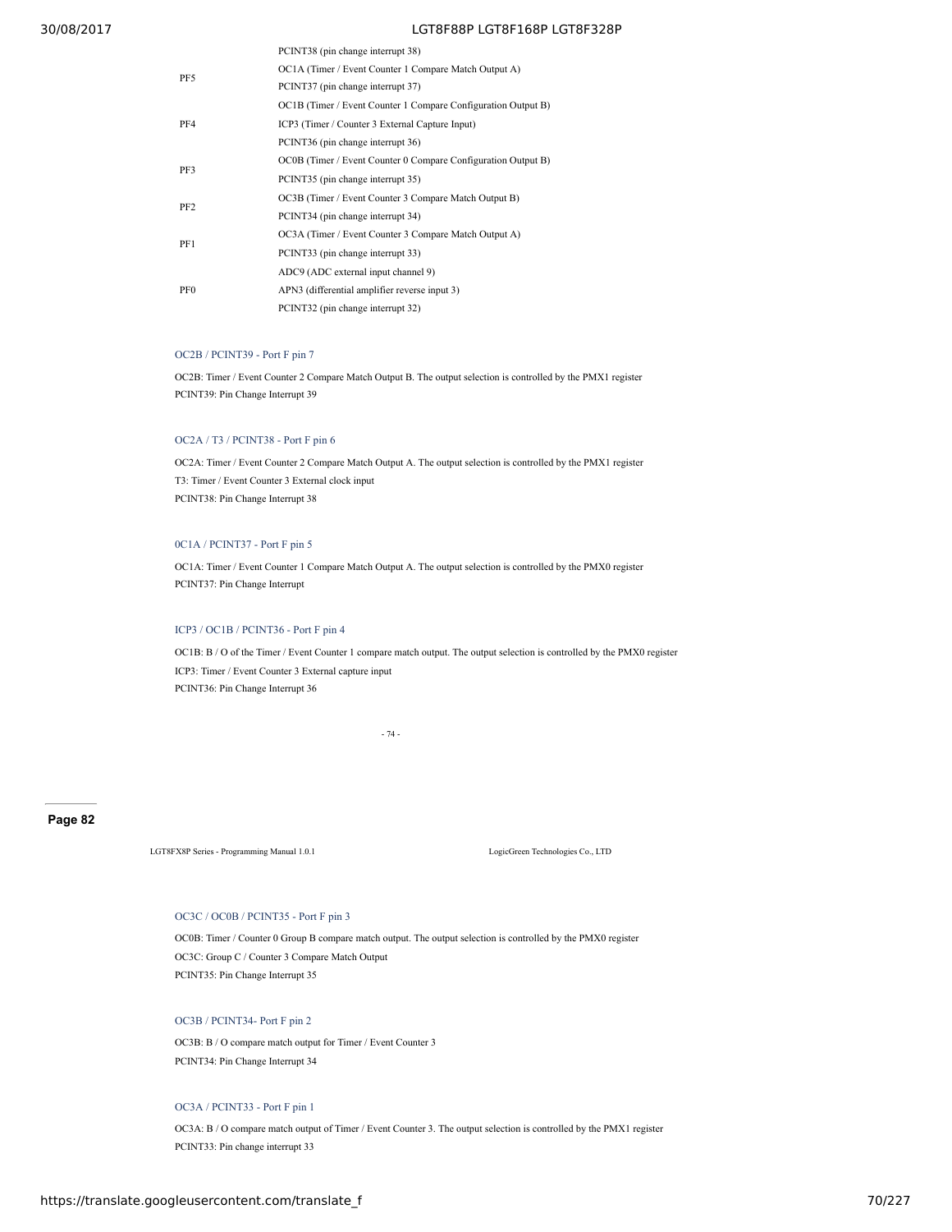| | |
|---|---|
| | PCINT38 (pin change interrupt 38) |
| PF5 | OC1A (Timer / Event Counter 1 Compare Match Output A) |
| | PCINT37 (pin change interrupt 37) |
| PF4 | OC1B (Timer / Event Counter 1 Compare Configuration Output B) |
| | ICP3 (Timer / Counter 3 External Capture Input) |
| | PCINT36 (pin change interrupt 36) |
| PF3 | OC0B (Timer / Event Counter 0 Compare Configuration Output B) |
| | PCINT35 (pin change interrupt 35) |
| PF2 | OC3B (Timer / Event Counter 3 Compare Match Output B) |
| | PCINT34 (pin change interrupt 34) |
| PF1 | OC3A (Timer / Event Counter 3 Compare Match Output A) |
| | PCINT33 (pin change interrupt 33) |
| PF0 | ADC9 (ADC external input channel 9) |
| | APN3 (differential amplifier reverse input 3) |
| | PCINT32 (pin change interrupt 32) |

#### OC2B / PCINT39 - Port F pin 7

OC2B: Timer / Event Counter 2 Compare Match Output B. The output selection is controlled by the PMX1 register

PCINT39: Pin Change Interrupt 39

#### OC2A / T3 / PCINT38 - Port F pin 6

OC2A: Timer / Event Counter 2 Compare Match Output A. The output selection is controlled by the PMX1 register

T3: Timer / Event Counter 3 External clock input

PCINT38: Pin Change Interrupt 38

#### 0C1A / PCINT37 - Port F pin 5

OC1A: Timer / Event Counter 1 Compare Match Output A. The output selection is controlled by the PMX0 register

PCINT37: Pin Change Interrupt

#### ICP3 / OC1B / PCINT36 - Port F pin 4

OC1B: B / O of the Timer / Event Counter 1 compare match output. The output selection is controlled by the PMX0 register

ICP3: Timer / Event Counter 3 External capture input

PCINT36: Pin Change Interrupt 36

#### OC3C / OC0B / PCINT35 - Port F pin 3

OC0B: Timer / Counter 0 Group B compare match output. The output selection is controlled by the PMX0 register

OC3C: Group C / Counter 3 Compare Match Output

PCINT35: Pin Change Interrupt 35

#### OC3B / PCINT34- Port F pin 2

OC3B: B / O compare match output for Timer / Event Counter 3

PCINT34: Pin Change Interrupt 34

#### OC3A / PCINT33 - Port F pin 1

OC3A: B / O compare match output of Timer / Event Counter 3. The output selection is controlled by the PMX1 register

PCINT33: Pin change interrupt 33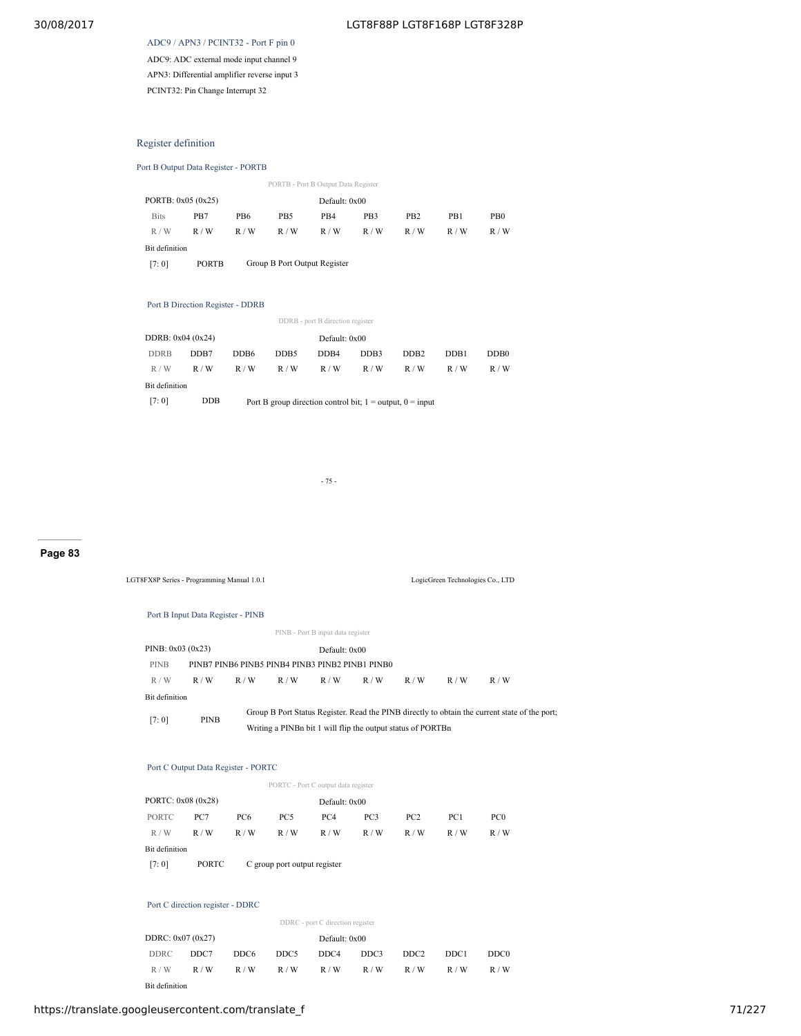ADC9 / APN3 / PCINT32 - Port F pin 0

ADC9: ADC external mode input channel 9

APN3: Differential amplifier reverse input 3

PCINT32: Pin Change Interrupt 32

## Register definition

### Port B Output Data Register - PORTB

PORTB - Port B Output Data Register

| PORTB: 0x05 (0x25) | | | | Default: 0x00 | | | | |
|---|---|---|---|---|---|---|---|---|
| Bits | PB7 | PB6 | PB5 | PB4 | PB3 | PB2 | PB1 | PB0 |
| R / W | R / W | R / W | R / W | R / W | R / W | R / W | R / W | R / W |

Bit definition

| | | |
|---|---|---|
| [7: 0] | PORTB | Group B Port Output Register |

### Port B Direction Register - DDRB

DDRB - port B direction register

| DDRB: 0x04 (0x24) | | | | Default: 0x00 | | | | |
|---|---|---|---|---|---|---|---|---|
| DDRB | DDB7 | DDB6 | DDB5 | DDB4 | DDB3 | DDB2 | DDB1 | DDB0 |
| R / W | R / W | R / W | R / W | R / W | R / W | R / W | R / W | R / W |

Bit definition

| | | |
|---|---|---|
| [7: 0] | DDB | Port B group direction control bit; 1 = output, 0 = input |

- 75 -

Page 83

LGT8FX8P Series - Programming Manual 1.0.1 LogicGreen Technologies Co., LTD

### Port B Input Data Register - PINB

PINB - Port B input data register

| PINB: 0x03 (0x23) | | | | Default: 0x00 | | | | |
|---|---|---|---|---|---|---|---|---|
| PINB | PINB7 | PINB6 | PINB5 | PINB4 | PINB3 | PINB2 | PINB1 | PINB0 |
| R / W | R / W | R / W | R / W | R / W | R / W | R / W | R / W | R / W |

Bit definition

| | | |
|---|---|---|
| [7: 0] | PINB | Group B Port Status Register. Read the PINB directly to obtain the current state of the port; Writing a PINBn bit 1 will flip the output status of PORTBn |

### Port C Output Data Register - PORTC

PORTC - Port C output data register

| PORTC: 0x08 (0x28) | | | | Default: 0x00 | | | | |
|---|---|---|---|---|---|---|---|---|
| PORTC | PC7 | PC6 | PC5 | PC4 | PC3 | PC2 | PC1 | PC0 |
| R / W | R / W | R / W | R / W | R / W | R / W | R / W | R / W | R / W |

Bit definition

| | | |
|---|---|---|
| [7: 0] | PORTC | C group port output register |

### Port C direction register - DDRC

DDRC - port C direction register

| DDRC: 0x07 (0x27) | | | | Default: 0x00 | | | | |
|---|---|---|---|---|---|---|---|---|
| DDRC | DDC7 | DDC6 | DDC5 | DDC4 | DDC3 | DDC2 | DDC1 | DDC0 |
| R / W | R / W | R / W | R / W | R / W | R / W | R / W | R / W | R / W |

Bit definition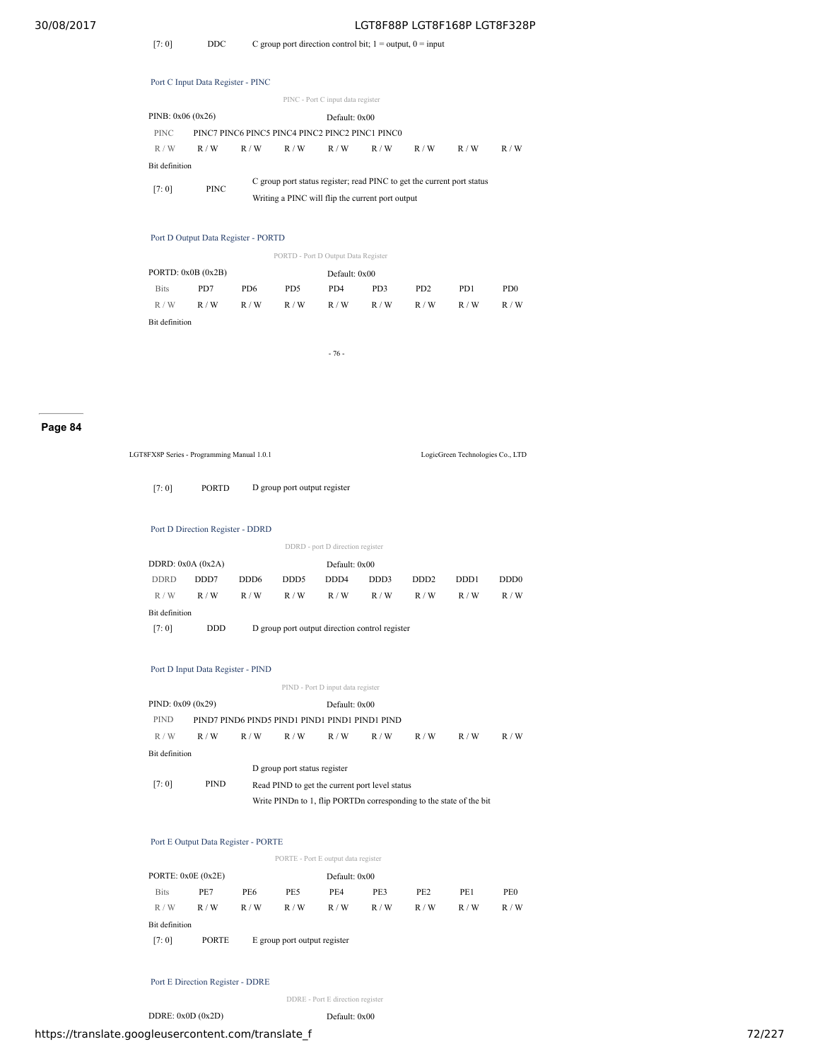| [7: 0] | DDC | C group port direction control bit; 1 = output, 0 = input |
|---|---|---|

### Port C Input Data Register - PINC

PINC - Port C input data register

PINB: 0x06 (0x26) Default: 0x00

| PINC | PINC7 PINC6 PINC5 PINC4 PINC2 PINC2 PINC1 PINC0 | | | | | | | |
|---|---|---|---|---|---|---|---|---|
| R / W | R / W | R / W | R / W | R / W | R / W | R / W | R / W | R / W |

Bit definition

| [7: 0] | PINC | C group port status register; read PINC to get the current port status<br>Writing a PINC will flip the current port output |
|---|---|---|

### Port D Output Data Register - PORTD

PORTD - Port D Output Data Register

PORTD: 0x0B (0x2B) Default: 0x00

| Bits | PD7 | PD6 | PD5 | PD4 | PD3 | PD2 | PD1 | PD0 |
|---|---|---|---|---|---|---|---|---|
| R / W | R / W | R / W | R / W | R / W | R / W | R / W | R / W | R / W |

Bit definition

| [7: 0] | PORTD | D group port output register |
|---|---|---|

### Port D Direction Register - DDRD

DDRD - port D direction register

DDRD: 0x0A (0x2A) Default: 0x00

| DDRD | DDD7 | DDD6 | DDD5 | DDD4 | DDD3 | DDD2 | DDD1 | DDD0 |
|---|---|---|---|---|---|---|---|---|
| R / W | R / W | R / W | R / W | R / W | R / W | R / W | R / W | R / W |

Bit definition

| [7: 0] | DDD | D group port output direction control register |
|---|---|---|

### Port D Input Data Register - PIND

PIND - Port D input data register

PIND: 0x09 (0x29) Default: 0x00

| PIND | PIND7 PIND6 PIND5 PIND1 PIND1 PIND1 PIND1 PIND | | | | | | | |
|---|---|---|---|---|---|---|---|---|
| R / W | R / W | R / W | R / W | R / W | R / W | R / W | R / W | R / W |

Bit definition

| [7: 0] | PIND | D group port status register<br>Read PIND to get the current port level status<br>Write PINDn to 1, flip PORTDn corresponding to the state of the bit |
|---|---|---|

### Port E Output Data Register - PORTE

PORTE - Port E output data register

PORTE: 0x0E (0x2E) Default: 0x00

| Bits | PE7 | PE6 | PE5 | PE4 | PE3 | PE2 | PE1 | PE0 |
|---|---|---|---|---|---|---|---|---|
| R / W | R / W | R / W | R / W | R / W | R / W | R / W | R / W | R / W |

Bit definition

| [7: 0] | PORTE | E group port output register |
|---|---|---|

### Port E Direction Register - DDRE

DDRE - Port E direction register

DDRE: 0x0D (0x2D) Default: 0x00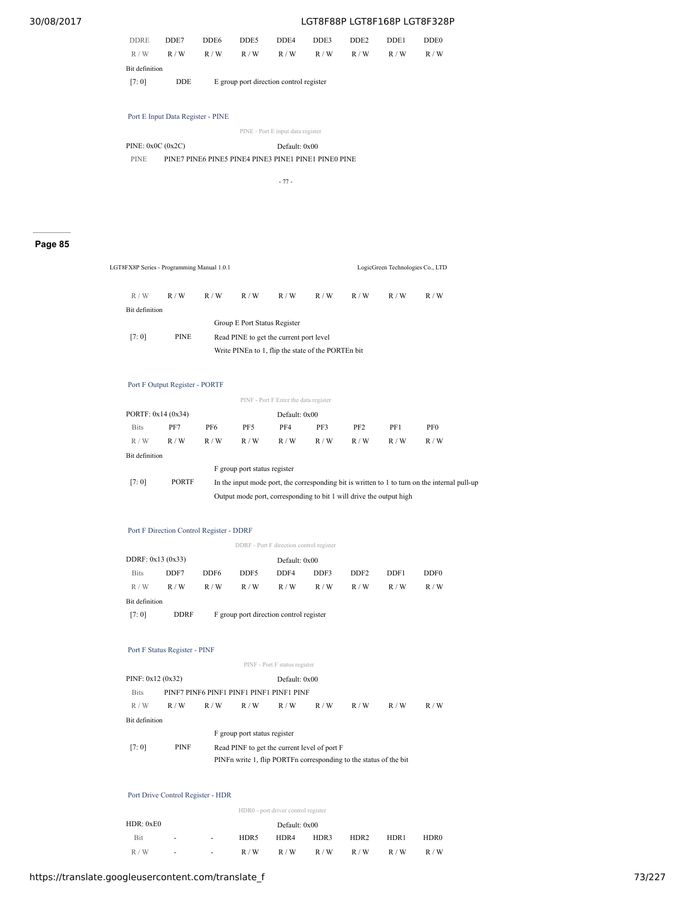| DDRE | DDE7 | DDE6 | DDE5 | DDE4 | DDE3 | DDE2 | DDE1 | DDE0 |
|---|---|---|---|---|---|---|---|---|
| R / W | R / W | R / W | R / W | R / W | R / W | R / W | R / W | R / W |

Bit definition

| [7: 0] | DDE | E group port direction control register |
|---|---|---|

### Port E Input Data Register - PINE

PINE - Port E input data register

PINE: 0x0C (0x2C) Default: 0x00

| PINE | PINE7 PINE6 PINE5 PINE4 PINE3 PINE1 PINE1 PINE0 PINE | | | | | | | |
|---|---|---|---|---|---|---|---|---|
| R / W | R / W | R / W | R / W | R / W | R / W | R / W | R / W | R / W |

Bit definition

| [7: 0] | PINE | Group E Port Status Register<br>Read PINE to get the current port level<br>Write PINEn to 1, flip the state of the PORTEn bit |
|---|---|---|

### Port F Output Register - PORTF

PINF - Port F Enter the data register

PORTF: 0x14 (0x34) Default: 0x00

| Bits | PF7 | PF6 | PF5 | PF4 | PF3 | PF2 | PF1 | PF0 |
|---|---|---|---|---|---|---|---|---|
| R / W | R / W | R / W | R / W | R / W | R / W | R / W | R / W | R / W |

Bit definition

| [7: 0] | PORTF | F group port status register<br>In the input mode port, the corresponding bit is written to 1 to turn on the internal pull-up<br>Output mode port, corresponding to bit 1 will drive the output high |
|---|---|---|

### Port F Direction Control Register - DDRF

DDRF - Port F direction control register

DDRF: 0x13 (0x33) Default: 0x00

| Bits | DDF7 | DDF6 | DDF5 | DDF4 | DDF3 | DDF2 | DDF1 | DDF0 |
|---|---|---|---|---|---|---|---|---|
| R / W | R / W | R / W | R / W | R / W | R / W | R / W | R / W | R / W |

Bit definition

| [7: 0] | DDRF | F group port direction control register |
|---|---|---|

### Port F Status Register - PINF

PINF - Port F status register

PINF: 0x12 (0x32) Default: 0x00

| Bits | PINF7 PINF6 PINF1 PINF1 PINF1 PINF1 PINF | | | | | | | |
|---|---|---|---|---|---|---|---|---|
| R / W | R / W | R / W | R / W | R / W | R / W | R / W | R / W | R / W |

Bit definition

| [7: 0] | PINF | F group port status register<br>Read PINF to get the current level of port F<br>PINFn write 1, flip PORTFn corresponding to the status of the bit |
|---|---|---|

### Port Drive Control Register - HDR

HDR0 - port driver control register

HDR: 0xE0 Default: 0x00

| Bit | - | - | HDR5 | HDR4 | HDR3 | HDR2 | HDR1 | HDR0 |
|---|---|---|---|---|---|---|---|---|
| R / W | - | - | R / W | R / W | R / W | R / W | R / W | R / W |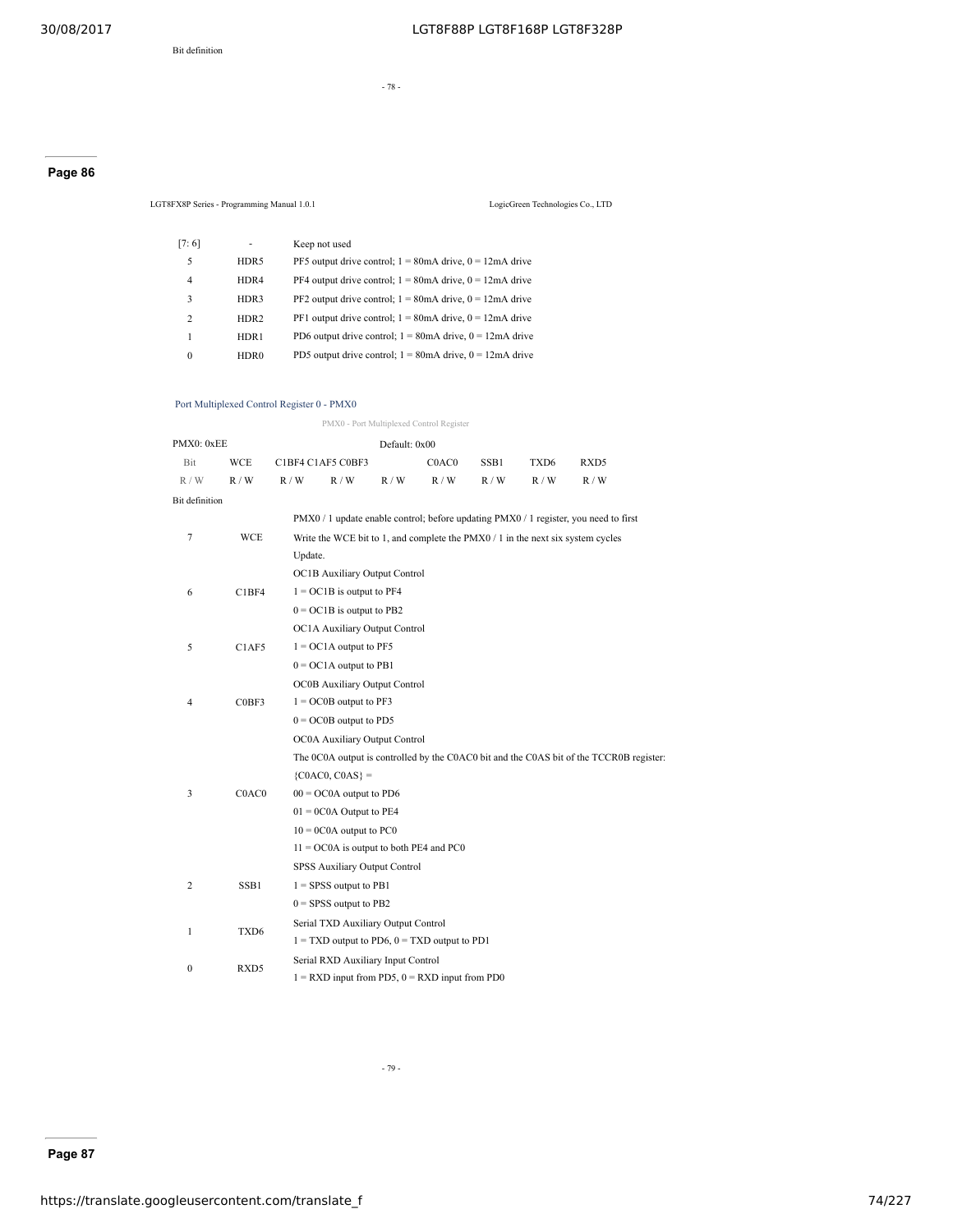Bit definition

| | | |
|---|---|---|
| [7: 6] | - | Keep not used |
| 5 | HDR5 | PF5 output drive control; 1 = 80mA drive, 0 = 12mA drive |
| 4 | HDR4 | PF4 output drive control; 1 = 80mA drive, 0 = 12mA drive |
| 3 | HDR3 | PF2 output drive control; 1 = 80mA drive, 0 = 12mA drive |
| 2 | HDR2 | PF1 output drive control; 1 = 80mA drive, 0 = 12mA drive |
| 1 | HDR1 | PD6 output drive control; 1 = 80mA drive, 0 = 12mA drive |
| 0 | HDR0 | PD5 output drive control; 1 = 80mA drive, 0 = 12mA drive |

### Port Multiplexed Control Register 0 - PMX0

PMX0 - Port Multiplexed Control Register

| PMX0: 0xEE | | | | Default: 0x00 | | | | |
|---|---|---|---|---|---|---|---|---|
| Bit | WCE | C1BF4 | C1AF5 | C0BF3 | C0AC0 | SSB1 | TXD6 | RXD5 |
| R / W | R / W | R / W | R / W | R / W | R / W | R / W | R / W | R / W |

Bit definition

| | | |
|---|---|---|
| 7 | WCE | PMX0 / 1 update enable control; before updating PMX0 / 1 register, you need to first Write the WCE bit to 1, and complete the PMX0 / 1 in the next six system cycles Update. |
| 6 | C1BF4 | OC1B Auxiliary Output Control<br>1 = OC1B is output to PF4<br>0 = OC1B is output to PB2 |
| 5 | C1AF5 | OC1A Auxiliary Output Control<br>1 = OC1A output to PF5<br>0 = OC1A output to PB1 |
| 4 | C0BF3 | OC0B Auxiliary Output Control<br>1 = OC0B output to PF3<br>0 = OC0B output to PD5 |
| 3 | C0AC0 | OC0A Auxiliary Output Control<br>The 0C0A output is controlled by the C0AC0 bit and the C0AS bit of the TCCR0B register:<br>{C0AC0, C0AS} =<br>00 = OC0A output to PD6<br>01 = 0C0A Output to PE4<br>10 = 0C0A output to PC0<br>11 = OC0A is output to both PE4 and PC0 |
| 2 | SSB1 | SPSS Auxiliary Output Control<br>1 = SPSS output to PB1<br>0 = SPSS output to PB2 |
| 1 | TXD6 | Serial TXD Auxiliary Output Control<br>1 = TXD output to PD6, 0 = TXD output to PD1 |
| 0 | RXD5 | Serial RXD Auxiliary Input Control<br>1 = RXD input from PD5, 0 = RXD input from PD0 |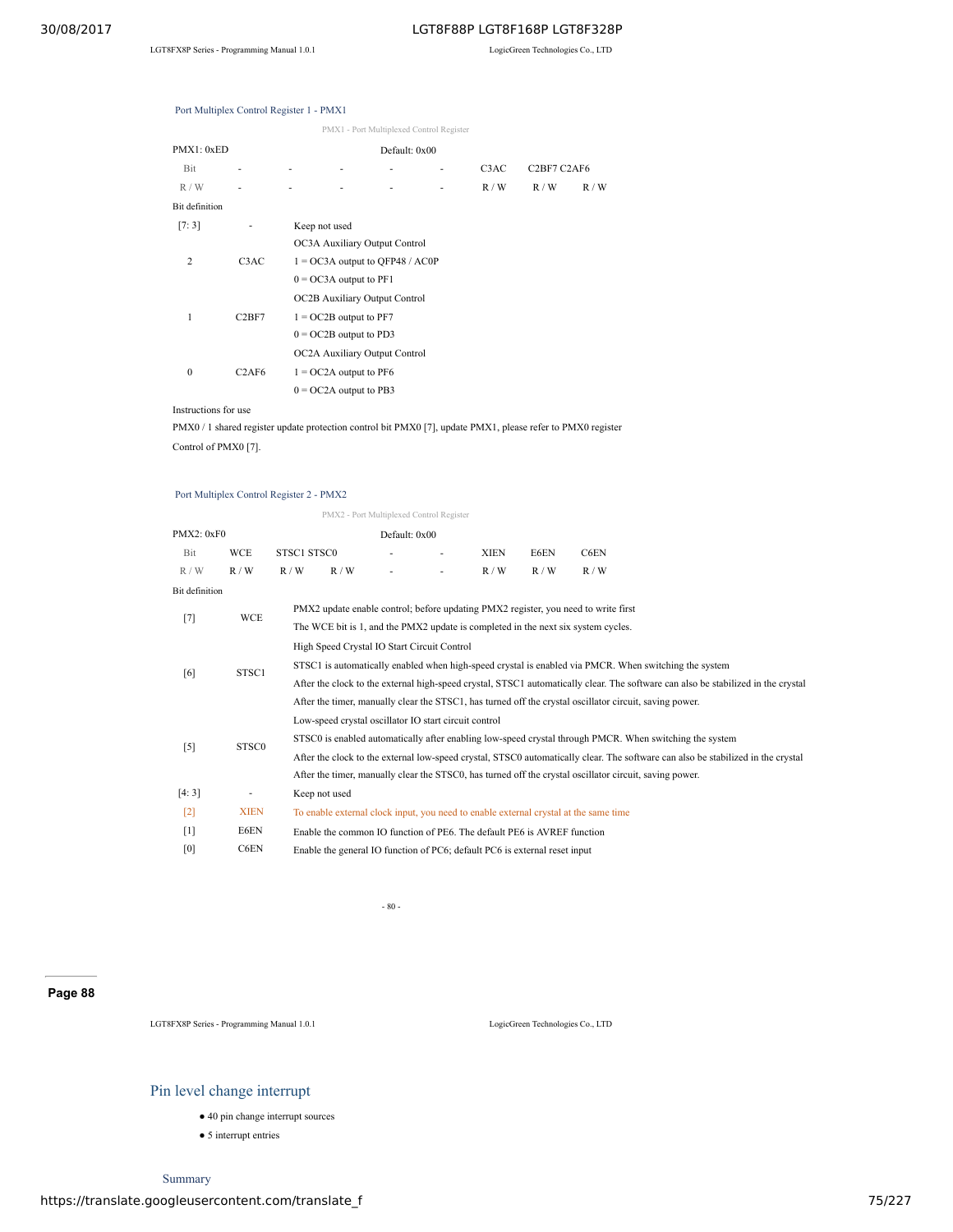### Port Multiplex Control Register 1 - PMX1

PMX1 - Port Multiplexed Control Register

| PMX1: 0xED | | | | Default: 0x00 | | | | |
|---|---|---|---|---|---|---|---|---|
| Bit | - | - | - | - | - | C3AC | C2BF7 | C2AF6 |
| R / W | - | - | - | - | - | R / W | R / W | R / W |

Bit definition

| Bit | Name | Description |
|---|---|---|
| [7: 3] | - | Keep not used |
| 2 | C3AC | OC3A Auxiliary Output Control<br>1 = OC3A output to QFP48 / AC0P<br>0 = OC3A output to PF1 |
| 1 | C2BF7 | OC2B Auxiliary Output Control<br>1 = OC2B output to PF7<br>0 = OC2B output to PD3 |
| 0 | C2AF6 | OC2A Auxiliary Output Control<br>1 = OC2A output to PF6<br>0 = OC2A output to PB3 |

Instructions for use

PMX0 / 1 shared register update protection control bit PMX0 [7], update PMX1, please refer to PMX0 register

Control of PMX0 [7].

### Port Multiplex Control Register 2 - PMX2

PMX2 - Port Multiplexed Control Register

| PMX2: 0xF0 | | | | Default: 0x00 | | | | |
|---|---|---|---|---|---|---|---|---|
| Bit | WCE | STSC1 | STSC0 | - | - | XIEN | E6EN | C6EN |
| R / W | R / W | R / W | R / W | - | - | R / W | R / W | R / W |

Bit definition

| Bit | Name | Description |
|---|---|---|
| [7] | WCE | PMX2 update enable control; before updating PMX2 register, you need to write first<br>The WCE bit is 1, and the PMX2 update is completed in the next six system cycles. |
| [6] | STSC1 | High Speed Crystal IO Start Circuit Control<br>STSC1 is automatically enabled when high-speed crystal is enabled via PMCR. When switching the system<br>After the clock to the external high-speed crystal, STSC1 automatically clear. The software can also be stabilized in the crystal<br>After the timer, manually clear the STSC1, has turned off the crystal oscillator circuit, saving power. |
| [5] | STSC0 | Low-speed crystal oscillator IO start circuit control<br>STSC0 is enabled automatically after enabling low-speed crystal through PMCR. When switching the system<br>After the clock to the external low-speed crystal, STSC0 automatically clear. The software can also be stabilized in the crystal<br>After the timer, manually clear the STSC0, has turned off the crystal oscillator circuit, saving power. |
| [4: 3] | - | Keep not used |
| [2] | XIEN | To enable external clock input, you need to enable external crystal at the same time |
| [1] | E6EN | Enable the common IO function of PE6. The default PE6 is AVREF function |
| [0] | C6EN | Enable the general IO function of PC6; default PC6 is external reset input |

## Pin level change interrupt

- 40 pin change interrupt sources
- 5 interrupt entries

### Summary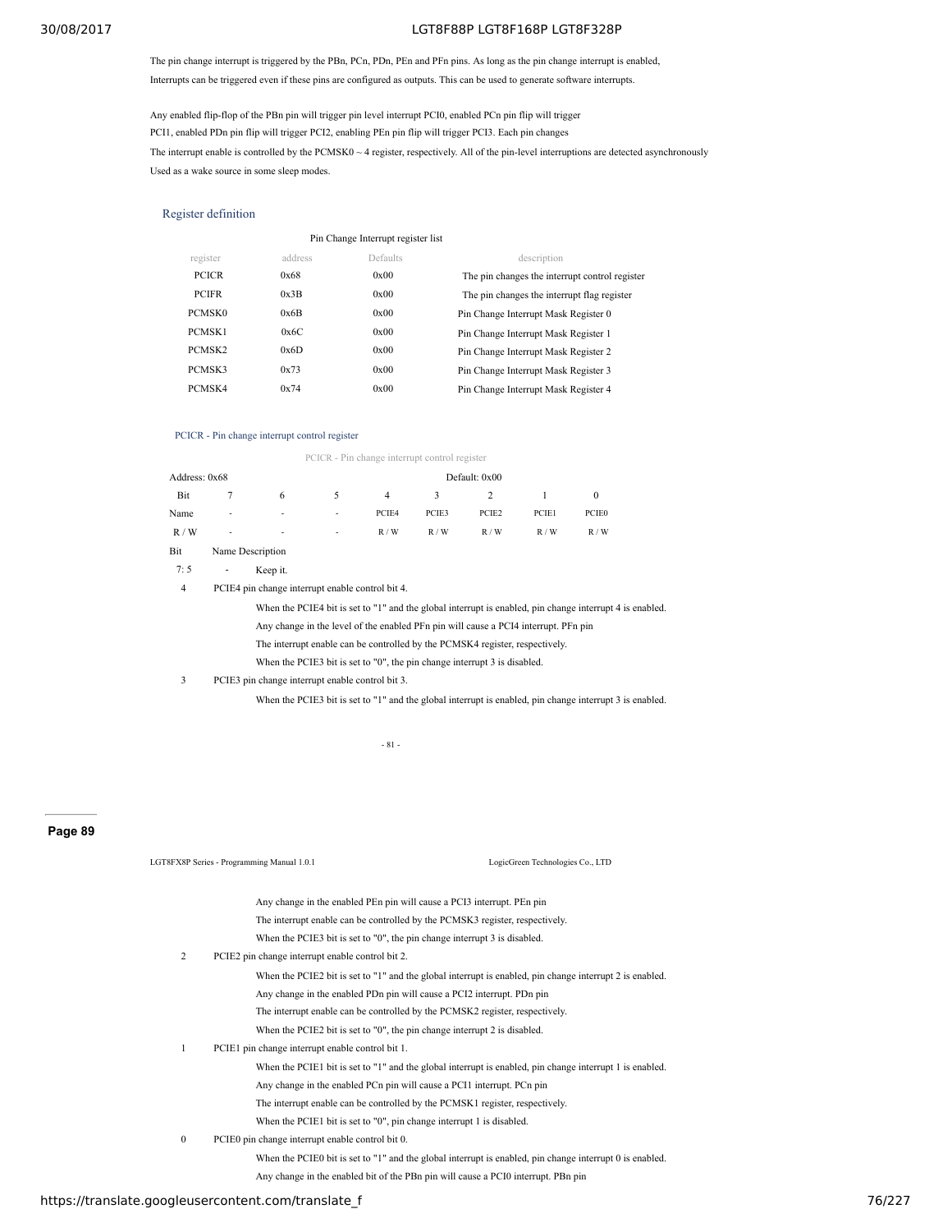The pin change interrupt is triggered by the PBn, PCn, PDn, PEn and PFn pins. As long as the pin change interrupt is enabled, Interrupts can be triggered even if these pins are configured as outputs. This can be used to generate software interrupts.

Any enabled flip-flop of the PBn pin will trigger pin level interrupt PCI0, enabled PCn pin flip will trigger PCI1, enabled PDn pin flip will trigger PCI2, enabling PEn pin flip will trigger PCI3. Each pin changes The interrupt enable is controlled by the PCMSK0 ~ 4 register, respectively. All of the pin-level interruptions are detected asynchronously Used as a wake source in some sleep modes.

## Register definition

Pin Change Interrupt register list

| register | address | Defaults | description |
|---|---|---|---|
| PCICR | 0x68 | 0x00 | The pin changes the interrupt control register |
| PCIFR | 0x3B | 0x00 | The pin changes the interrupt flag register |
| PCMSK0 | 0x6B | 0x00 | Pin Change Interrupt Mask Register 0 |
| PCMSK1 | 0x6C | 0x00 | Pin Change Interrupt Mask Register 1 |
| PCMSK2 | 0x6D | 0x00 | Pin Change Interrupt Mask Register 2 |
| PCMSK3 | 0x73 | 0x00 | Pin Change Interrupt Mask Register 3 |
| PCMSK4 | 0x74 | 0x00 | Pin Change Interrupt Mask Register 4 |

### PCICR - Pin change interrupt control register

PCICR - Pin change interrupt control register

Address: 0x68 Default: 0x00

| Bit | 7 | 6 | 5 | 4 | 3 | 2 | 1 | 0 |
|---|---|---|---|---|---|---|---|---|
| Name | - | - | - | PCIE4 | PCIE3 | PCIE2 | PCIE1 | PCIE0 |
| R / W | - | - | - | R / W | R / W | R / W | R / W | R / W |

| Bit | Name | Description |
|---|---|---|
| 7: 5 | - | Keep it. |
| 4 | PCIE4 | pin change interrupt enable control bit 4.<br>When the PCIE4 bit is set to "1" and the global interrupt is enabled, pin change interrupt 4 is enabled.<br>Any change in the level of the enabled PFn pin will cause a PCI4 interrupt. PFn pin<br>The interrupt enable can be controlled by the PCMSK4 register, respectively.<br>When the PCIE3 bit is set to "0", the pin change interrupt 3 is disabled. |
| 3 | PCIE3 | pin change interrupt enable control bit 3.<br>When the PCIE3 bit is set to "1" and the global interrupt is enabled, pin change interrupt 3 is enabled.<br>Any change in the enabled PEn pin will cause a PCI3 interrupt. PEn pin<br>The interrupt enable can be controlled by the PCMSK3 register, respectively.<br>When the PCIE3 bit is set to "0", the pin change interrupt 3 is disabled. |
| 2 | PCIE2 | pin change interrupt enable control bit 2.<br>When the PCIE2 bit is set to "1" and the global interrupt is enabled, pin change interrupt 2 is enabled.<br>Any change in the enabled PDn pin will cause a PCI2 interrupt. PDn pin<br>The interrupt enable can be controlled by the PCMSK2 register, respectively.<br>When the PCIE2 bit is set to "0", the pin change interrupt 2 is disabled. |
| 1 | PCIE1 | pin change interrupt enable control bit 1.<br>When the PCIE1 bit is set to "1" and the global interrupt is enabled, pin change interrupt 1 is enabled.<br>Any change in the enabled PCn pin will cause a PCI1 interrupt. PCn pin<br>The interrupt enable can be controlled by the PCMSK1 register, respectively.<br>When the PCIE1 bit is set to "0", pin change interrupt 1 is disabled. |
| 0 | PCIE0 | pin change interrupt enable control bit 0.<br>When the PCIE0 bit is set to "1" and the global interrupt is enabled, pin change interrupt 0 is enabled.<br>Any change in the enabled bit of the PBn pin will cause a PCI0 interrupt. PBn pin |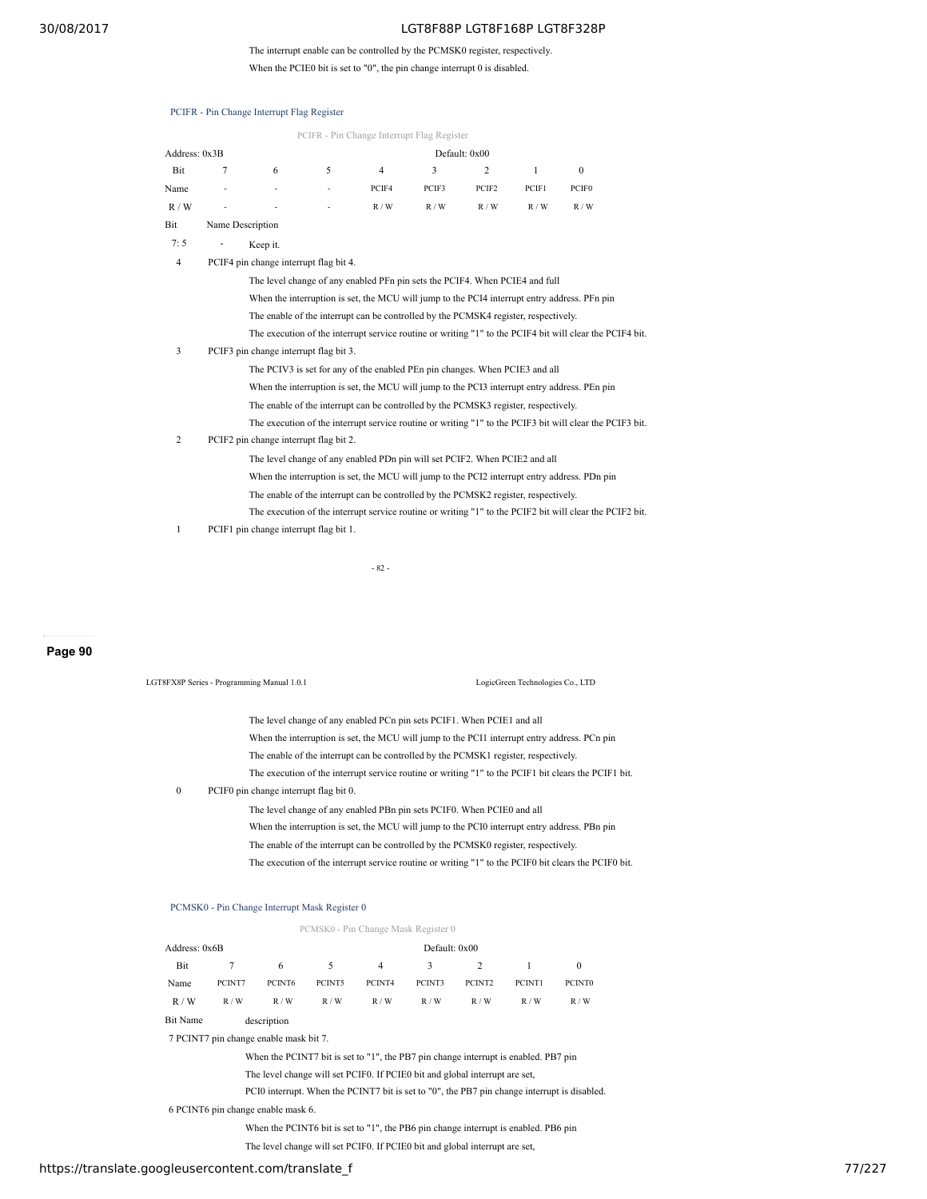The interrupt enable can be controlled by the PCMSK0 register, respectively.

When the PCIE0 bit is set to "0", the pin change interrupt 0 is disabled.

### PCIFR - Pin Change Interrupt Flag Register

PCIFR - Pin Change Interrupt Flag Register

| Address: 0x3B | | | | | Default: 0x00 | | | |
|---|---|---|---|---|---|---|---|---|
| Bit | 7 | 6 | 5 | 4 | 3 | 2 | 1 | 0 |
| Name | - | - | - | PCIF4 | PCIF3 | PCIF2 | PCIF1 | PCIF0 |
| R / W | - | - | - | R / W | R / W | R / W | R / W | R / W |

| Bit | Name | Description |
|---|---|---|
| 7: 5 | - | Keep it. |
| 4 | PCIF4 | pin change interrupt flag bit 4.<br>The level change of any enabled PFn pin sets the PCIF4. When PCIE4 and full<br>When the interruption is set, the MCU will jump to the PCI4 interrupt entry address. PFn pin<br>The enable of the interrupt can be controlled by the PCMSK4 register, respectively.<br>The execution of the interrupt service routine or writing "1" to the PCIF4 bit will clear the PCIF4 bit. |
| 3 | PCIF3 | pin change interrupt flag bit 3.<br>The PCIV3 is set for any of the enabled PEn pin changes. When PCIE3 and all<br>When the interruption is set, the MCU will jump to the PCI3 interrupt entry address. PEn pin<br>The enable of the interrupt can be controlled by the PCMSK3 register, respectively.<br>The execution of the interrupt service routine or writing "1" to the PCIF3 bit will clear the PCIF3 bit. |
| 2 | PCIF2 | pin change interrupt flag bit 2.<br>The level change of any enabled PDn pin will set PCIF2. When PCIE2 and all<br>When the interruption is set, the MCU will jump to the PCI2 interrupt entry address. PDn pin<br>The enable of the interrupt can be controlled by the PCMSK2 register, respectively.<br>The execution of the interrupt service routine or writing "1" to the PCIF2 bit will clear the PCIF2 bit. |
| 1 | PCIF1 | pin change interrupt flag bit 1.<br>The level change of any enabled PCn pin sets PCIF1. When PCIE1 and all<br>When the interruption is set, the MCU will jump to the PCI1 interrupt entry address. PCn pin<br>The enable of the interrupt can be controlled by the PCMSK1 register, respectively.<br>The execution of the interrupt service routine or writing "1" to the PCIF1 bit clears the PCIF1 bit. |
| 0 | PCIF0 | pin change interrupt flag bit 0.<br>The level change of any enabled PBn pin sets PCIF0. When PCIE0 and all<br>When the interruption is set, the MCU will jump to the PCI0 interrupt entry address. PBn pin<br>The enable of the interrupt can be controlled by the PCMSK0 register, respectively.<br>The execution of the interrupt service routine or writing "1" to the PCIF0 bit clears the PCIF0 bit. |

### PCMSK0 - Pin Change Interrupt Mask Register 0

PCMSK0 - Pin Change Mask Register 0

| Address: 0x6B | | | | | Default: 0x00 | | | |
|---|---|---|---|---|---|---|---|---|
| Bit | 7 | 6 | 5 | 4 | 3 | 2 | 1 | 0 |
| Name | PCINT7 | PCINT6 | PCINT5 | PCINT4 | PCINT3 | PCINT2 | PCINT1 | PCINT0 |
| R / W | R / W | R / W | R / W | R / W | R / W | R / W | R / W | R / W |

| Bit | Name | description |
|---|---|---|
| 7 | PCINT7 | pin change enable mask bit 7.<br>When the PCINT7 bit is set to "1", the PB7 pin change interrupt is enabled. PB7 pin<br>The level change will set PCIF0. If PCIE0 bit and global interrupt are set,<br>PCI0 interrupt. When the PCINT7 bit is set to "0", the PB7 pin change interrupt is disabled. |
| 6 | PCINT6 | pin change enable mask 6.<br>When the PCINT6 bit is set to "1", the PB6 pin change interrupt is enabled. PB6 pin<br>The level change will set PCIF0. If PCIE0 bit and global interrupt are set, |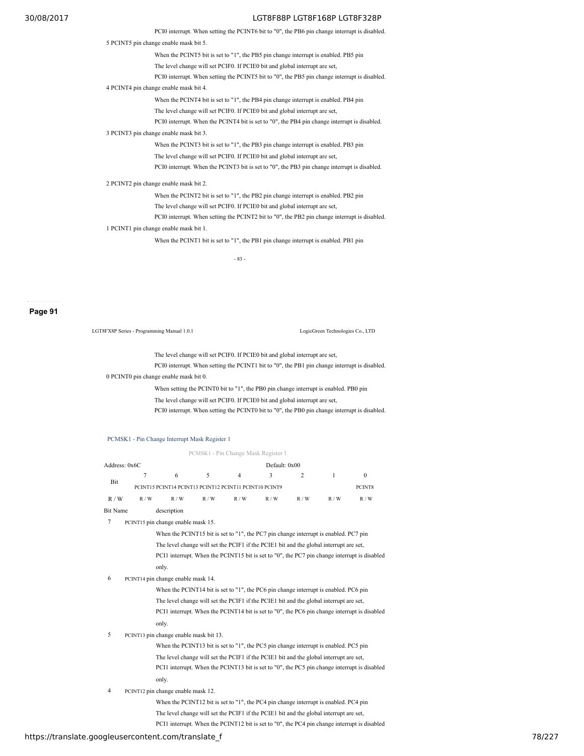PCI0 interrupt. When setting the PCINT6 bit to "0", the PB6 pin change interrupt is disabled.

5 PCINT5 pin change enable mask bit 5.

When the PCINT5 bit is set to "1", the PB5 pin change interrupt is enabled. PB5 pin
The level change will set PCIF0. If PCIE0 bit and global interrupt are set,
PCI0 interrupt. When setting the PCINT5 bit to "0", the PB5 pin change interrupt is disabled.

4 PCINT4 pin change enable mask bit 4.

When the PCINT4 bit is set to "1", the PB4 pin change interrupt is enabled. PB4 pin
The level change will set PCIF0. If PCIE0 bit and global interrupt are set,
PCI0 interrupt. When the PCINT4 bit is set to "0", the PB4 pin change interrupt is disabled.

3 PCINT3 pin change enable mask bit 3.

When the PCINT3 bit is set to "1", the PB3 pin change interrupt is enabled. PB3 pin
The level change will set PCIF0. If PCIE0 bit and global interrupt are set,
PCI0 interrupt. When the PCINT3 bit is set to "0", the PB3 pin change interrupt is disabled.

2 PCINT2 pin change enable mask bit 2.

When the PCINT2 bit is set to "1", the PB2 pin change interrupt is enabled. PB2 pin
The level change will set PCIF0. If PCIE0 bit and global interrupt are set,
PCI0 interrupt. When setting the PCINT2 bit to "0", the PB2 pin change interrupt is disabled.

1 PCINT1 pin change enable mask bit 1.

When the PCINT1 bit is set to "1", the PB1 pin change interrupt is enabled. PB1 pin
The level change will set PCIF0. If PCIE0 bit and global interrupt are set,
PCI0 interrupt. When setting the PCINT1 bit to "0", the PB1 pin change interrupt is disabled.

0 PCINT0 pin change enable mask bit 0.

When setting the PCINT0 bit to "1", the PB0 pin change interrupt is enabled. PB0 pin
The level change will set PCIF0. If PCIE0 bit and global interrupt are set,
PCI0 interrupt. When setting the PCINT0 bit to "0", the PB0 pin change interrupt is disabled.

### PCMSK1 - Pin Change Interrupt Mask Register 1

PCMSK1 - Pin Change Mask Register 1

Address: 0x6C Default: 0x00

| Bit | 7 | 6 | 5 | 4 | 3 | 2 | 1 | 0 |
|---|---|---|---|---|---|---|---|---|
| | PCINT15 | PCINT14 | PCINT13 | PCINT12 | PCINT11 | PCINT10 | PCINT9 | PCINT8 |
| R / W | R / W | R / W | R / W | R / W | R / W | R / W | R / W | R / W |

| Bit | Name description |
|---|---|
| 7 | PCINT15 pin change enable mask 15.<br>When the PCINT15 bit is set to "1", the PC7 pin change interrupt is enabled. PC7 pin The level change will set the PCIF1 if the PCIE1 bit and the global interrupt are set, PCI1 interrupt. When the PCINT15 bit is set to "0", the PC7 pin change interrupt is disabled only. |
| 6 | PCINT14 pin change enable mask 14.<br>When the PCINT14 bit is set to "1", the PC6 pin change interrupt is enabled. PC6 pin The level change will set the PCIF1 if the PCIE1 bit and the global interrupt are set, PCI1 interrupt. When the PCINT14 bit is set to "0", the PC6 pin change interrupt is disabled only. |
| 5 | PCINT13 pin change enable mask bit 13.<br>When the PCINT13 bit is set to "1", the PC5 pin change interrupt is enabled. PC5 pin The level change will set the PCIF1 if the PCIE1 bit and the global interrupt are set, PCI1 interrupt. When the PCINT13 bit is set to "0", the PC5 pin change interrupt is disabled only. |
| 4 | PCINT12 pin change enable mask 12.<br>When the PCINT12 bit is set to "1", the PC4 pin change interrupt is enabled. PC4 pin The level change will set the PCIF1 if the PCIE1 bit and the global interrupt are set, PCI1 interrupt. When the PCINT12 bit is set to "0", the PC4 pin change interrupt is disabled |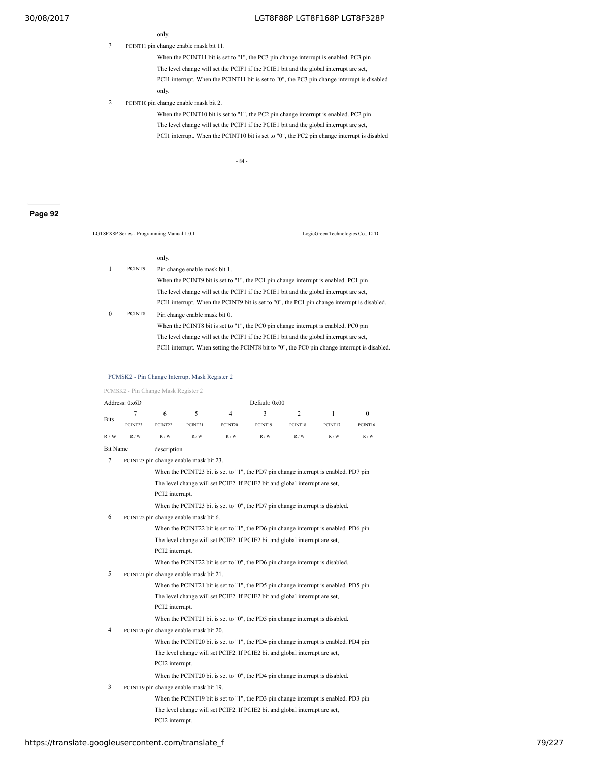only.

3 PCINT11 pin change enable mask bit 11.

When the PCINT11 bit is set to "1", the PC3 pin change interrupt is enabled. PC3 pin
The level change will set the PCIF1 if the PCIE1 bit and the global interrupt are set,
PCI1 interrupt. When the PCINT11 bit is set to "0", the PC3 pin change interrupt is disabled
only.

2 PCINT10 pin change enable mask bit 2.

When the PCINT10 bit is set to "1", the PC2 pin change interrupt is enabled. PC2 pin
The level change will set the PCIF1 if the PCIE1 bit and the global interrupt are set,
PCI1 interrupt. When the PCINT10 bit is set to "0", the PC2 pin change interrupt is disabled

only.

| | | |
|---|---|---|
| 1 | PCINT9 | Pin change enable mask bit 1.<br>When the PCINT9 bit is set to "1", the PC1 pin change interrupt is enabled. PC1 pin<br>The level change will set the PCIF1 if the PCIE1 bit and the global interrupt are set,<br>PCI1 interrupt. When the PCINT9 bit is set to "0", the PC1 pin change interrupt is disabled. |
| 0 | PCINT8 | Pin change enable mask bit 0.<br>When the PCINT8 bit is set to "1", the PC0 pin change interrupt is enabled. PC0 pin<br>The level change will set the PCIF1 if the PCIE1 bit and the global interrupt are set,<br>PCI1 interrupt. When setting the PCINT8 bit to "0", the PC0 pin change interrupt is disabled. |

### PCMSK2 - Pin Change Interrupt Mask Register 2

PCMSK2 - Pin Change Mask Register 2

Address: 0x6D Default: 0x00

| Bits | 7 | 6 | 5 | 4 | 3 | 2 | 1 | 0 |
|---|---|---|---|---|---|---|---|---|
| | PCINT23 | PCINT22 | PCINT21 | PCINT20 | PCINT19 | PCINT18 | PCINT17 | PCINT16 |
| R / W | R / W | R / W | R / W | R / W | R / W | R / W | R / W | R / W |

| Bit Name | description |
|---|---|
| 7 | PCINT23 pin change enable mask bit 23.<br>When the PCINT23 bit is set to "1", the PD7 pin change interrupt is enabled. PD7 pin<br>The level change will set PCIF2. If PCIE2 bit and global interrupt are set,<br>PCI2 interrupt.<br>When the PCINT23 bit is set to "0", the PD7 pin change interrupt is disabled. |
| 6 | PCINT22 pin change enable mask bit 6.<br>When the PCINT22 bit is set to "1", the PD6 pin change interrupt is enabled. PD6 pin<br>The level change will set PCIF2. If PCIE2 bit and global interrupt are set,<br>PCI2 interrupt.<br>When the PCINT22 bit is set to "0", the PD6 pin change interrupt is disabled. |
| 5 | PCINT21 pin change enable mask bit 21.<br>When the PCINT21 bit is set to "1", the PD5 pin change interrupt is enabled. PD5 pin<br>The level change will set PCIF2. If PCIE2 bit and global interrupt are set,<br>PCI2 interrupt.<br>When the PCINT21 bit is set to "0", the PD5 pin change interrupt is disabled. |
| 4 | PCINT20 pin change enable mask bit 20.<br>When the PCINT20 bit is set to "1", the PD4 pin change interrupt is enabled. PD4 pin<br>The level change will set PCIF2. If PCIE2 bit and global interrupt are set,<br>PCI2 interrupt.<br>When the PCINT20 bit is set to "0", the PD4 pin change interrupt is disabled. |
| 3 | PCINT19 pin change enable mask bit 19.<br>When the PCINT19 bit is set to "1", the PD3 pin change interrupt is enabled. PD3 pin<br>The level change will set PCIF2. If PCIE2 bit and global interrupt are set,<br>PCI2 interrupt. |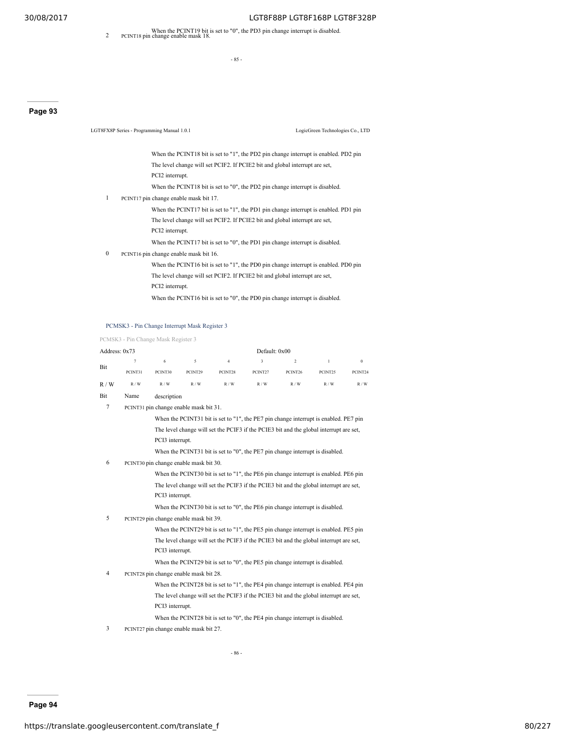2 PCINT18 pin change enable mask 18.

When the PCINT19 bit is set to "0", the PD3 pin change interrupt is disabled.

When the PCINT18 bit is set to "1", the PD2 pin change interrupt is enabled. PD2 pin The level change will set PCIF2. If PCIE2 bit and global interrupt are set, PCI2 interrupt.

When the PCINT18 bit is set to "0", the PD2 pin change interrupt is disabled.

1 PCINT17 pin change enable mask bit 17.

When the PCINT17 bit is set to "1", the PD1 pin change interrupt is enabled. PD1 pin The level change will set PCIF2. If PCIE2 bit and global interrupt are set, PCI2 interrupt.

When the PCINT17 bit is set to "0", the PD1 pin change interrupt is disabled.

0 PCINT16 pin change enable mask bit 16.

When the PCINT16 bit is set to "1", the PD0 pin change interrupt is enabled. PD0 pin The level change will set PCIF2. If PCIE2 bit and global interrupt are set, PCI2 interrupt.

When the PCINT16 bit is set to "0", the PD0 pin change interrupt is disabled.

### PCMSK3 - Pin Change Interrupt Mask Register 3

PCMSK3 - Pin Change Mask Register 3

Address: 0x73 Default: 0x00

| Bit | 7 | 6 | 5 | 4 | 3 | 2 | 1 | 0 |
|---|---|---|---|---|---|---|---|---|
| | PCINT31 | PCINT30 | PCINT29 | PCINT28 | PCINT27 | PCINT26 | PCINT25 | PCINT24 |
| R / W | R / W | R / W | R / W | R / W | R / W | R / W | R / W | R / W |

Bit Name description

7 PCINT31 pin change enable mask bit 31.

When the PCINT31 bit is set to "1", the PE7 pin change interrupt is enabled. PE7 pin The level change will set the PCIF3 if the PCIE3 bit and the global interrupt are set, PCI3 interrupt.

When the PCINT31 bit is set to "0", the PE7 pin change interrupt is disabled.

6 PCINT30 pin change enable mask bit 30.

When the PCINT30 bit is set to "1", the PE6 pin change interrupt is enabled. PE6 pin The level change will set the PCIF3 if the PCIE3 bit and the global interrupt are set, PCI3 interrupt.

When the PCINT30 bit is set to "0", the PE6 pin change interrupt is disabled.

5 PCINT29 pin change enable mask bit 39.

When the PCINT29 bit is set to "1", the PE5 pin change interrupt is enabled. PE5 pin The level change will set the PCIF3 if the PCIE3 bit and the global interrupt are set, PCI3 interrupt.

When the PCINT29 bit is set to "0", the PE5 pin change interrupt is disabled.

4 PCINT28 pin change enable mask bit 28.

When the PCINT28 bit is set to "1", the PE4 pin change interrupt is enabled. PE4 pin The level change will set the PCIF3 if the PCIE3 bit and the global interrupt are set, PCI3 interrupt.

When the PCINT28 bit is set to "0", the PE4 pin change interrupt is disabled.

3 PCINT27 pin change enable mask bit 27.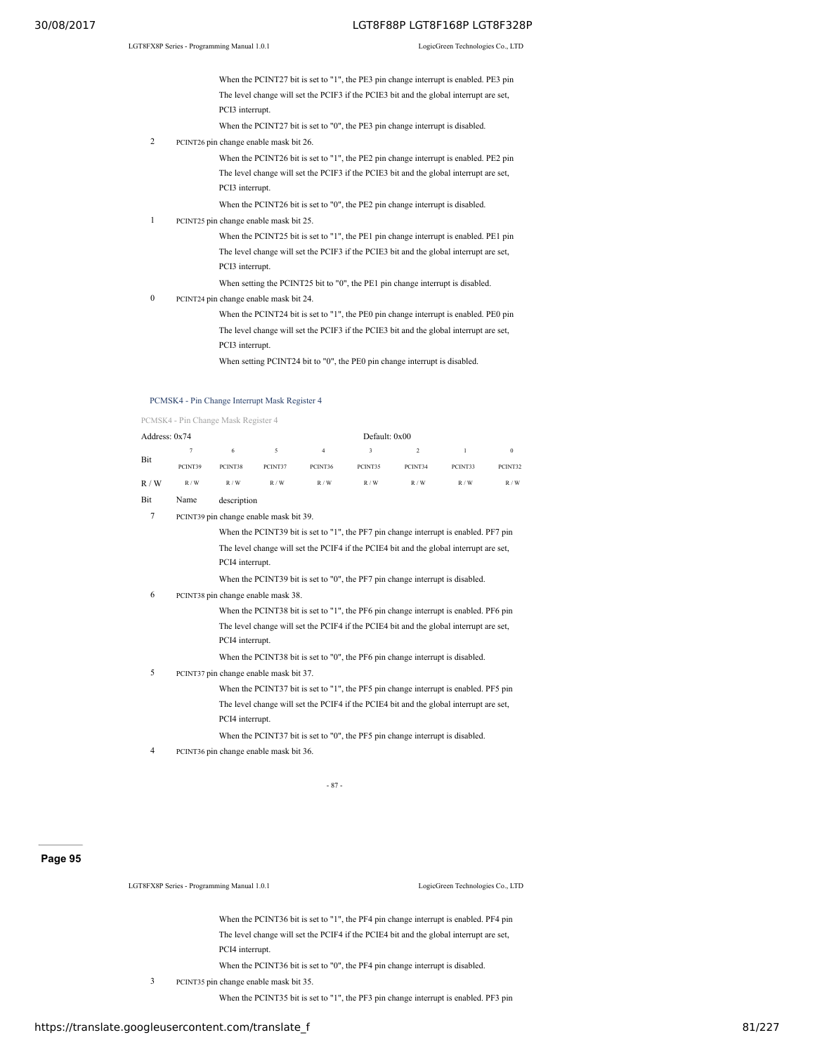When the PCINT27 bit is set to "1", the PE3 pin change interrupt is enabled. PE3 pin The level change will set the PCIF3 if the PCIE3 bit and the global interrupt are set, PCI3 interrupt.

When the PCINT27 bit is set to "0", the PE3 pin change interrupt is disabled.

2 PCINT26 pin change enable mask bit 26.

When the PCINT26 bit is set to "1", the PE2 pin change interrupt is enabled. PE2 pin The level change will set the PCIF3 if the PCIE3 bit and the global interrupt are set, PCI3 interrupt.

When the PCINT26 bit is set to "0", the PE2 pin change interrupt is disabled.

1 PCINT25 pin change enable mask bit 25.

When the PCINT25 bit is set to "1", the PE1 pin change interrupt is enabled. PE1 pin The level change will set the PCIF3 if the PCIE3 bit and the global interrupt are set, PCI3 interrupt.

When setting the PCINT25 bit to "0", the PE1 pin change interrupt is disabled.

0 PCINT24 pin change enable mask bit 24.

When the PCINT24 bit is set to "1", the PE0 pin change interrupt is enabled. PE0 pin The level change will set the PCIF3 if the PCIE3 bit and the global interrupt are set, PCI3 interrupt.

When setting PCINT24 bit to "0", the PE0 pin change interrupt is disabled.

### PCMSK4 - Pin Change Interrupt Mask Register 4

PCMSK4 - Pin Change Mask Register 4

Address: 0x74 Default: 0x00

| Bit | 7 | 6 | 5 | 4 | 3 | 2 | 1 | 0 |
|---|---|---|---|---|---|---|---|---|
| | PCINT39 | PCINT38 | PCINT37 | PCINT36 | PCINT35 | PCINT34 | PCINT33 | PCINT32 |
| R / W | R / W | R / W | R / W | R / W | R / W | R / W | R / W | R / W |

| Bit | Name | description |
|---|---|---|

7 PCINT39 pin change enable mask bit 39.

When the PCINT39 bit is set to "1", the PF7 pin change interrupt is enabled. PF7 pin The level change will set the PCIF4 if the PCIE4 bit and the global interrupt are set, PCI4 interrupt.

When the PCINT39 bit is set to "0", the PF7 pin change interrupt is disabled.

6 PCINT38 pin change enable mask 38.

When the PCINT38 bit is set to "1", the PF6 pin change interrupt is enabled. PF6 pin The level change will set the PCIF4 if the PCIE4 bit and the global interrupt are set, PCI4 interrupt.

When the PCINT38 bit is set to "0", the PF6 pin change interrupt is disabled.

5 PCINT37 pin change enable mask bit 37.

When the PCINT37 bit is set to "1", the PF5 pin change interrupt is enabled. PF5 pin The level change will set the PCIF4 if the PCIE4 bit and the global interrupt are set, PCI4 interrupt.

When the PCINT37 bit is set to "0", the PF5 pin change interrupt is disabled.

4 PCINT36 pin change enable mask bit 36.

When the PCINT36 bit is set to "1", the PF4 pin change interrupt is enabled. PF4 pin The level change will set the PCIF4 if the PCIE4 bit and the global interrupt are set, PCI4 interrupt.

When the PCINT36 bit is set to "0", the PF4 pin change interrupt is disabled.

3 PCINT35 pin change enable mask bit 35.

When the PCINT35 bit is set to "1", the PF3 pin change interrupt is enabled. PF3 pin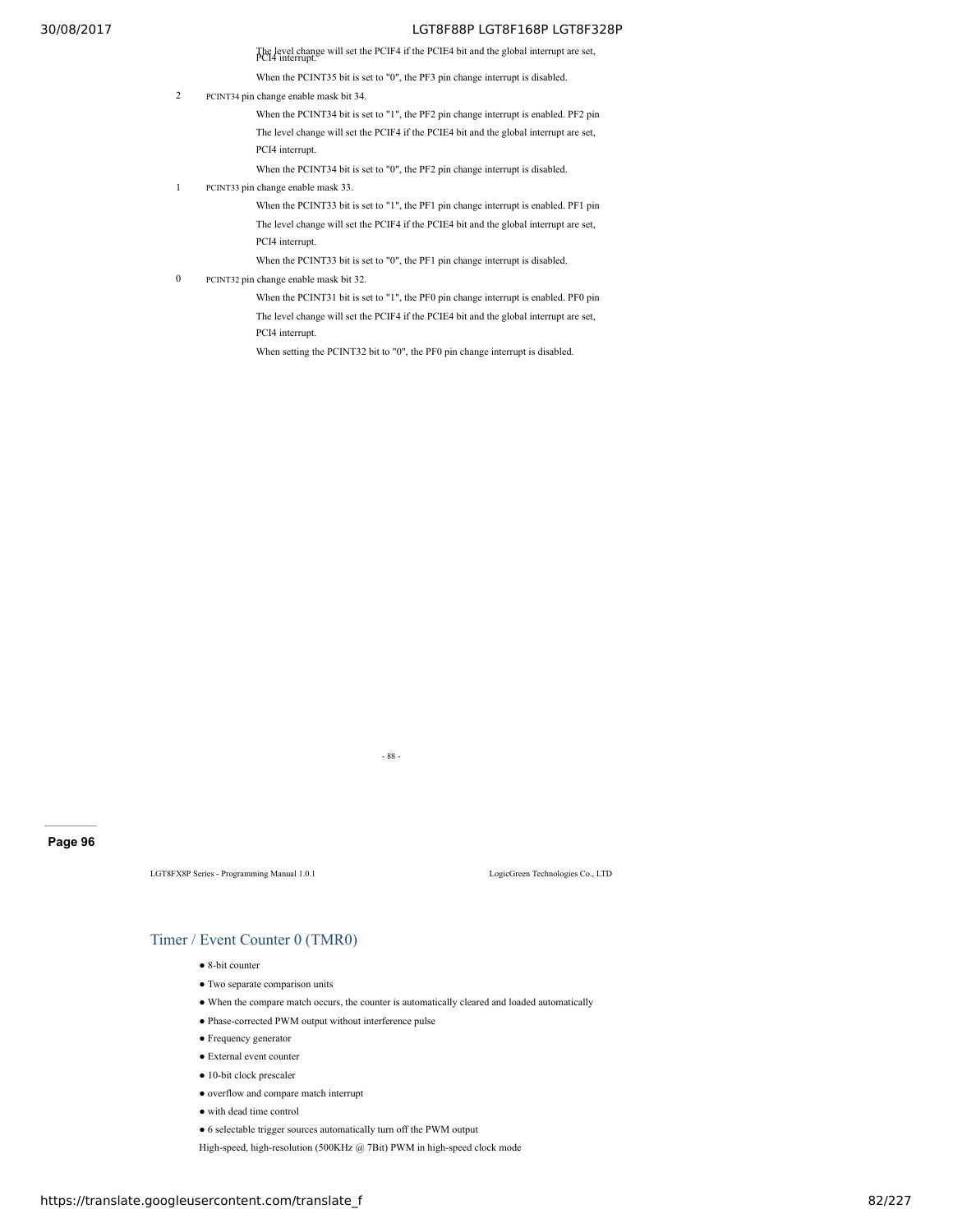The level change will set the PCIF4 if the PCIE4 bit and the global interrupt are set, PCI4 interrupt.

When the PCINT35 bit is set to "0", the PF3 pin change interrupt is disabled.

2 PCINT34 pin change enable mask bit 34.

When the PCINT34 bit is set to "1", the PF2 pin change interrupt is enabled. PF2 pin

The level change will set the PCIF4 if the PCIE4 bit and the global interrupt are set, PCI4 interrupt.

When the PCINT34 bit is set to "0", the PF2 pin change interrupt is disabled.

1 PCINT33 pin change enable mask 33.

When the PCINT33 bit is set to "1", the PF1 pin change interrupt is enabled. PF1 pin

The level change will set the PCIF4 if the PCIE4 bit and the global interrupt are set, PCI4 interrupt.

When the PCINT33 bit is set to "0", the PF1 pin change interrupt is disabled.

0 PCINT32 pin change enable mask bit 32.

When the PCINT31 bit is set to "1", the PF0 pin change interrupt is enabled. PF0 pin

The level change will set the PCIF4 if the PCIE4 bit and the global interrupt are set, PCI4 interrupt.

When setting the PCINT32 bit to "0", the PF0 pin change interrupt is disabled.

## Timer / Event Counter 0 (TMR0)

- 8-bit counter
- Two separate comparison units
- When the compare match occurs, the counter is automatically cleared and loaded automatically
- Phase-corrected PWM output without interference pulse
- Frequency generator
- External event counter
- 10-bit clock prescaler
- overflow and compare match interrupt
- with dead time control
- 6 selectable trigger sources automatically turn off the PWM output

High-speed, high-resolution (500KHz @ 7Bit) PWM in high-speed clock mode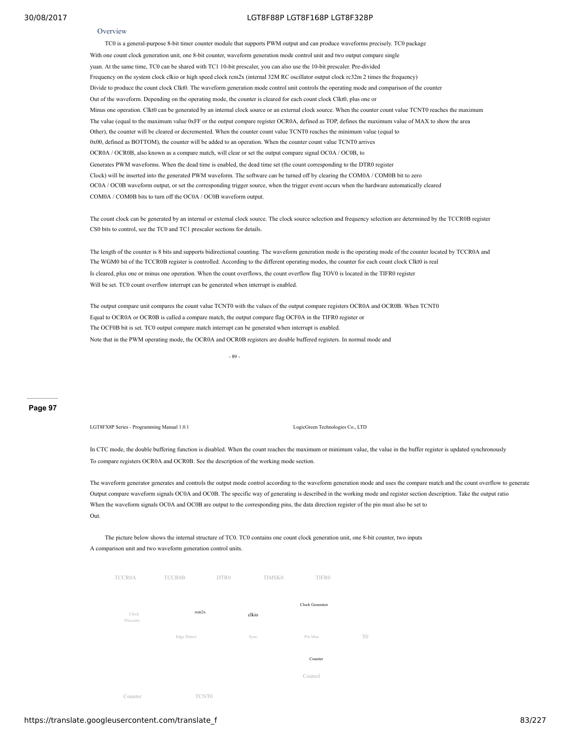## Overview

TC0 is a general-purpose 8-bit timer counter module that supports PWM output and can produce waveforms precisely. TC0 package With one count clock generation unit, one 8-bit counter, waveform generation mode control unit and two output compare single yuan. At the same time, TC0 can be shared with TC1 10-bit prescaler, you can also use the 10-bit prescaler. Pre-divided Frequency on the system clock clkio or high speed clock rcm2x (internal 32M RC oscillator output clock rc32m 2 times the frequency) Divide to produce the count clock Clkt0. The waveform generation mode control unit controls the operating mode and comparison of the counter Out of the waveform. Depending on the operating mode, the counter is cleared for each count clock Clkt0, plus one or Minus one operation. Clkt0 can be generated by an internal clock source or an external clock source. When the counter count value TCNT0 reaches the maximum The value (equal to the maximum value 0xFF or the output compare register OCR0A, defined as TOP, defines the maximum value of MAX to show the area Other), the counter will be cleared or decremented. When the counter count value TCNT0 reaches the minimum value (equal to 0x00, defined as BOTTOM), the counter will be added to an operation. When the counter count value TCNT0 arrives OCR0A / OCR0B, also known as a compare match, will clear or set the output compare signal OC0A / OC0B, to Generates PWM waveforms. When the dead time is enabled, the dead time set (the count corresponding to the DTR0 register Clock) will be inserted into the generated PWM waveform. The software can be turned off by clearing the COM0A / COM0B bit to zero OC0A / OC0B waveform output, or set the corresponding trigger source, when the trigger event occurs when the hardware automatically cleared COM0A / COM0B bits to turn off the OC0A / OC0B waveform output.

The count clock can be generated by an internal or external clock source. The clock source selection and frequency selection are determined by the TCCR0B register CS0 bits to control, see the TC0 and TC1 prescaler sections for details.

The length of the counter is 8 bits and supports bidirectional counting. The waveform generation mode is the operating mode of the counter located by TCCR0A and The WGM0 bit of the TCCR0B register is controlled. According to the different operating modes, the counter for each count clock Clkt0 is real Is cleared, plus one or minus one operation. When the count overflows, the count overflow flag TOV0 is located in the TIFR0 register Will be set. TC0 count overflow interrupt can be generated when interrupt is enabled.

The output compare unit compares the count value TCNT0 with the values of the output compare registers OCR0A and OCR0B. When TCNT0 Equal to OCR0A or OCR0B is called a compare match, the output compare flag OCF0A in the TIFR0 register or The OCF0B bit is set. TC0 output compare match interrupt can be generated when interrupt is enabled.
Note that in the PWM operating mode, the OCR0A and OCR0B registers are double buffered registers. In normal mode and

In CTC mode, the double buffering function is disabled. When the count reaches the maximum or minimum value, the value in the buffer register is updated synchronously To compare registers OCR0A and OCR0B. See the description of the working mode section.

The waveform generator generates and controls the output mode control according to the waveform generation mode and uses the compare match and the count overflow to generate Output compare waveform signals OC0A and OC0B. The specific way of generating is described in the working mode and register section description. Take the output ratio When the waveform signals OC0A and OC0B are output to the corresponding pins, the data direction register of the pin must also be set to Out.

The picture below shows the internal structure of TC0. TC0 contains one count clock generation unit, one 8-bit counter, two inputs A comparison unit and two waveform generation control units.

TCCR0A TCCR0B DTR0 TIMSK0 TIFR0

Clock Generator

Clock Prescaler rcm2x clkio

Edge Detect Sync Pin Mux T0

Counter Control

Counter TCNT0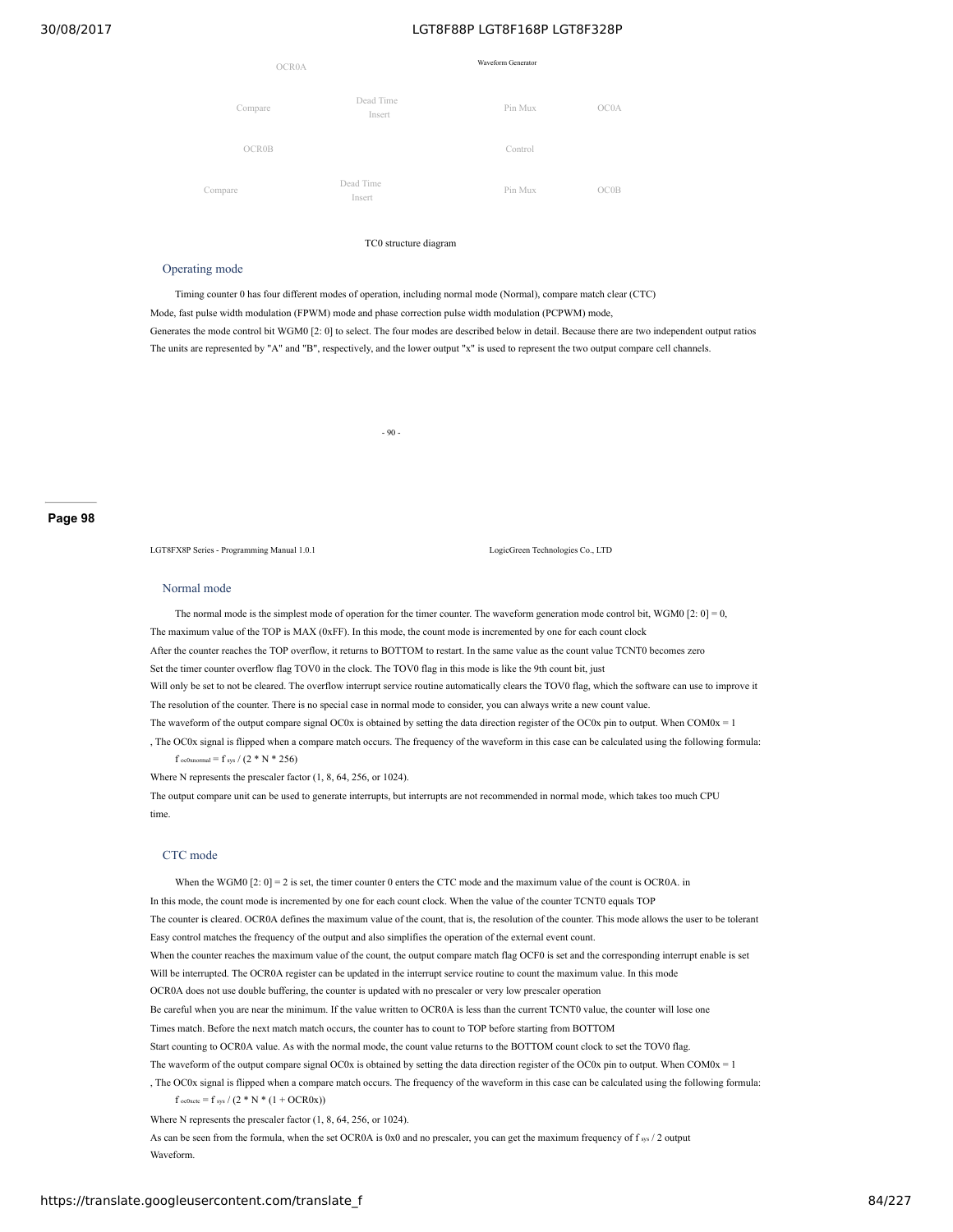OCR0A

Waveform Generator

Compare

Dead Time Insert

Pin Mux

OC0A

OCR0B

Control

Compare

Dead Time Insert

Pin Mux

OC0B

TC0 structure diagram

### Operating mode

Timing counter 0 has four different modes of operation, including normal mode (Normal), compare match clear (CTC) Mode, fast pulse width modulation (FPWM) mode and phase correction pulse width modulation (PCPWM) mode, Generates the mode control bit WGM0 [2: 0] to select. The four modes are described below in detail. Because there are two independent output ratios The units are represented by "A" and "B", respectively, and the lower output "x" is used to represent the two output compare cell channels.

- 90 -

**Page 98**

LGT8FX8P Series - Programming Manual 1.0.1 LogicGreen Technologies Co., LTD

### Normal mode

The normal mode is the simplest mode of operation for the timer counter. The waveform generation mode control bit, WGM0 [2: 0] = 0, The maximum value of the TOP is MAX (0xFF). In this mode, the count mode is incremented by one for each count clock After the counter reaches the TOP overflow, it returns to BOTTOM to restart. In the same value as the count value TCNT0 becomes zero Set the timer counter overflow flag TOV0 in the clock. The TOV0 flag in this mode is like the 9th count bit, just Will only be set to not be cleared. The overflow interrupt service routine automatically clears the TOV0 flag, which the software can use to improve it The resolution of the counter. There is no special case in normal mode to consider, you can always write a new count value.

The waveform of the output compare signal OC0x is obtained by setting the data direction register of the OC0x pin to output. When COM0x = 1 , The OC0x signal is flipped when a compare match occurs. The frequency of the waveform in this case can be calculated using the following formula:

$f_{oc0xnormal} = f_{sys} / (2 * N * 256)$

Where N represents the prescaler factor (1, 8, 64, 256, or 1024).

The output compare unit can be used to generate interrupts, but interrupts are not recommended in normal mode, which takes too much CPU time.

### CTC mode

When the WGM0 [2: 0] = 2 is set, the timer counter 0 enters the CTC mode and the maximum value of the count is OCR0A. in In this mode, the count mode is incremented by one for each count clock. When the value of the counter TCNT0 equals TOP The counter is cleared. OCR0A defines the maximum value of the count, that is, the resolution of the counter. This mode allows the user to be tolerant Easy control matches the frequency of the output and also simplifies the operation of the external event count.

When the counter reaches the maximum value of the count, the output compare match flag OCF0 is set and the corresponding interrupt enable is set Will be interrupted. The OCR0A register can be updated in the interrupt service routine to count the maximum value. In this mode OCR0A does not use double buffering, the counter is updated with no prescaler or very low prescaler operation Be careful when you are near the minimum. If the value written to OCR0A is less than the current TCNT0 value, the counter will lose one Times match. Before the next match match occurs, the counter has to count to TOP before starting from BOTTOM Start counting to OCR0A value. As with the normal mode, the count value returns to the BOTTOM count clock to set the TOV0 flag.

The waveform of the output compare signal OC0x is obtained by setting the data direction register of the OC0x pin to output. When COM0x = 1 , The OC0x signal is flipped when a compare match occurs. The frequency of the waveform in this case can be calculated using the following formula:

$f_{oc0xctc} = f_{sys} / (2 * N * (1 + OCR0x))$

Where N represents the prescaler factor (1, 8, 64, 256, or 1024).

As can be seen from the formula, when the set OCR0A is 0x0 and no prescaler, you can get the maximum frequency of $f_{sys} / 2$ output Waveform.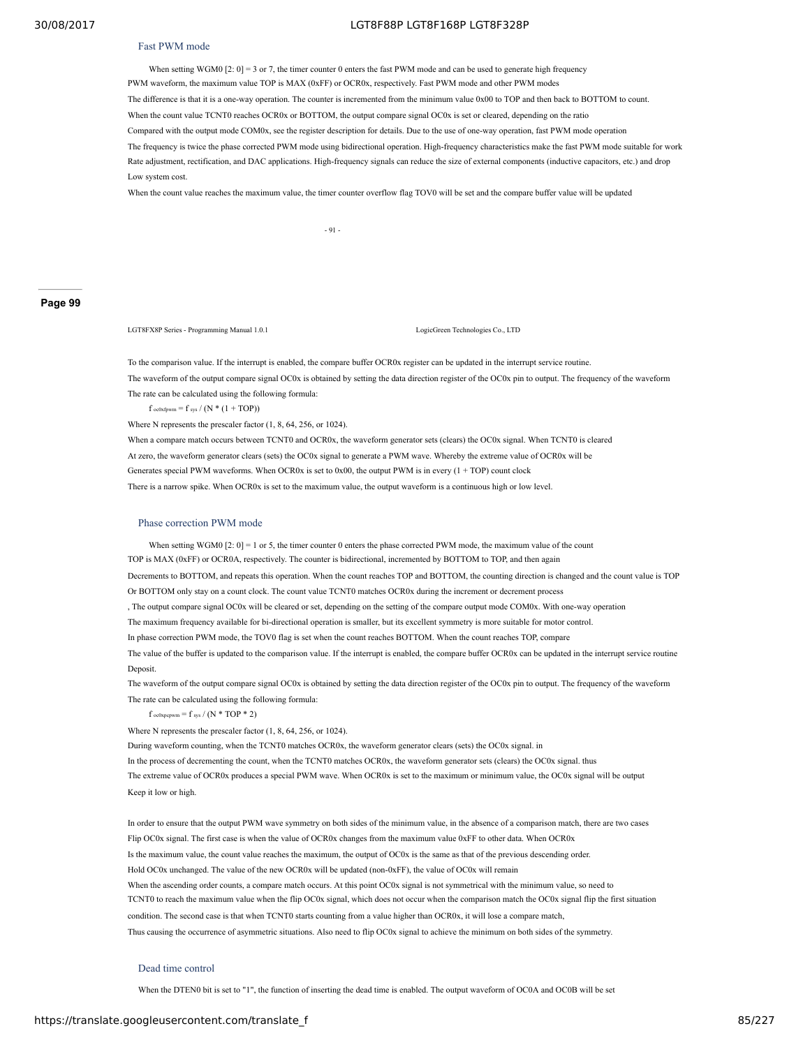### Fast PWM mode

When setting WGM0 [2: 0] = 3 or 7, the timer counter 0 enters the fast PWM mode and can be used to generate high frequency PWM waveform, the maximum value TOP is MAX (0xFF) or OCR0x, respectively. Fast PWM mode and other PWM modes The difference is that it is a one-way operation. The counter is incremented from the minimum value 0x00 to TOP and then back to BOTTOM to count. When the count value TCNT0 reaches OCR0x or BOTTOM, the output compare signal OC0x is set or cleared, depending on the ratio Compared with the output mode COM0x, see the register description for details. Due to the use of one-way operation, fast PWM mode operation The frequency is twice the phase corrected PWM mode using bidirectional operation. High-frequency characteristics make the fast PWM mode suitable for work Rate adjustment, rectification, and DAC applications. High-frequency signals can reduce the size of external components (inductive capacitors, etc.) and drop Low system cost.

When the count value reaches the maximum value, the timer counter overflow flag TOV0 will be set and the compare buffer value will be updated To the comparison value. If the interrupt is enabled, the compare buffer OCR0x register can be updated in the interrupt service routine.

The waveform of the output compare signal OC0x is obtained by setting the data direction register of the OC0x pin to output. The frequency of the waveform The rate can be calculated using the following formula:

$$f_{oc0xfpwm} = f_{sys} / (N * (1 + TOP))$$

Where N represents the prescaler factor (1, 8, 64, 256, or 1024).

When a compare match occurs between TCNT0 and OCR0x, the waveform generator sets (clears) the OC0x signal. When TCNT0 is cleared At zero, the waveform generator clears (sets) the OC0x signal to generate a PWM wave. Whereby the extreme value of OCR0x will be Generates special PWM waveforms. When OCR0x is set to 0x00, the output PWM is in every (1 + TOP) count clock There is a narrow spike. When OCR0x is set to the maximum value, the output waveform is a continuous high or low level.

### Phase correction PWM mode

When setting WGM0 [2: 0] = 1 or 5, the timer counter 0 enters the phase corrected PWM mode, the maximum value of the count TOP is MAX (0xFF) or OCR0A, respectively. The counter is bidirectional, incremented by BOTTOM to TOP, and then again Decrements to BOTTOM, and repeats this operation. When the count reaches TOP and BOTTOM, the counting direction is changed and the count value is TOP Or BOTTOM only stay on a count clock. The count value TCNT0 matches OCR0x during the increment or decrement process , The output compare signal OC0x will be cleared or set, depending on the setting of the compare output mode COM0x. With one-way operation The maximum frequency available for bi-directional operation is smaller, but its excellent symmetry is more suitable for motor control.

In phase correction PWM mode, the TOV0 flag is set when the count reaches BOTTOM. When the count reaches TOP, compare The value of the buffer is updated to the comparison value. If the interrupt is enabled, the compare buffer OCR0x can be updated in the interrupt service routine Deposit.

The waveform of the output compare signal OC0x is obtained by setting the data direction register of the OC0x pin to output. The frequency of the waveform The rate can be calculated using the following formula:

$$f_{oc0xpcpwm} = f_{sys} / (N * TOP * 2)$$

Where N represents the prescaler factor (1, 8, 64, 256, or 1024).

During waveform counting, when the TCNT0 matches OCR0x, the waveform generator clears (sets) the OC0x signal. in In the process of decrementing the count, when the TCNT0 matches OCR0x, the waveform generator sets (clears) the OC0x signal. thus The extreme value of OCR0x produces a special PWM wave. When OCR0x is set to the maximum or minimum value, the OC0x signal will be output Keep it low or high.

In order to ensure that the output PWM wave symmetry on both sides of the minimum value, in the absence of a comparison match, there are two cases Flip OC0x signal. The first case is when the value of OCR0x changes from the maximum value 0xFF to other data. When OCR0x Is the maximum value, the count value reaches the maximum, the output of OC0x is the same as that of the previous descending order. Hold OC0x unchanged. The value of the new OCR0x will be updated (non-0xFF), the value of OC0x will remain When the ascending order counts, a compare match occurs. At this point OC0x signal is not symmetrical with the minimum value, so need to TCNT0 to reach the maximum value when the flip OC0x signal, which does not occur when the comparison match the OC0x signal flip the first situation condition. The second case is that when TCNT0 starts counting from a value higher than OCR0x, it will lose a compare match, Thus causing the occurrence of asymmetric situations. Also need to flip OC0x signal to achieve the minimum on both sides of the symmetry.

### Dead time control

When the DTEN0 bit is set to "1", the function of inserting the dead time is enabled. The output waveform of OC0A and OC0B will be set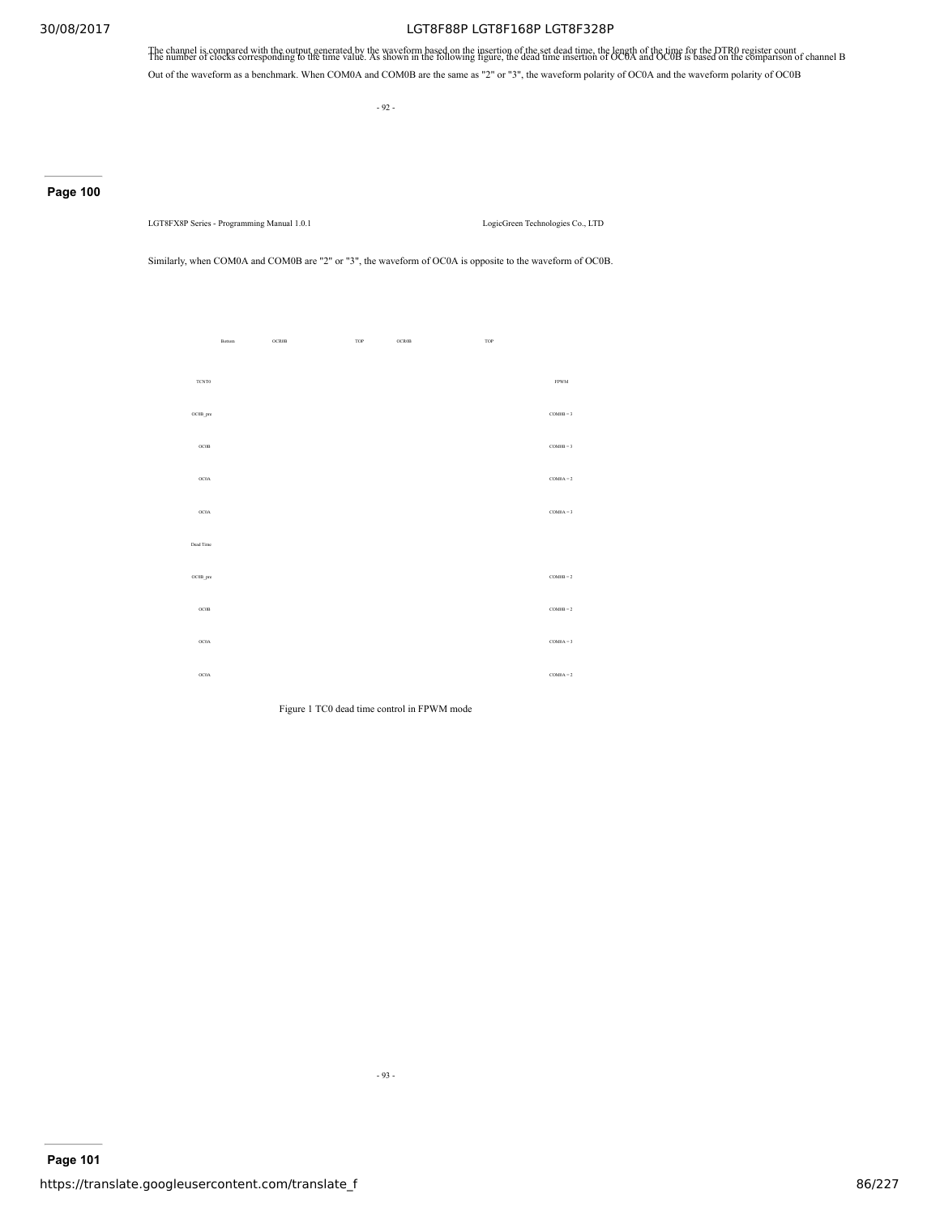The channel is compared with the output generated by the waveform based on the insertion of the set dead time, the length of the time for the DTR0 register count The number of clocks corresponding to the time value. As shown in the following figure, the dead time insertion of OC0A and OC0B is based on the comparison of channel B

Out of the waveform as a benchmark. When COM0A and COM0B are the same as "2" or "3", the waveform polarity of OC0A and the waveform polarity of OC0B

Similarly, when COM0A and COM0B are "2" or "3", the waveform of OC0A is opposite to the waveform of OC0B.

Bottom OCR0B TOP OCR0B TOP

TCNT0 FPWM

OC0B_pre COM0B = 3

OC0B COM0B = 3

OC0A COM0A = 2

OC0A COM0A = 3

Dead Time

OC0B_pre COM0B = 2

OC0B COM0B = 2

OC0A COM0A = 3

OC0A COM0A = 2

Figure 1 TC0 dead time control in FPWM mode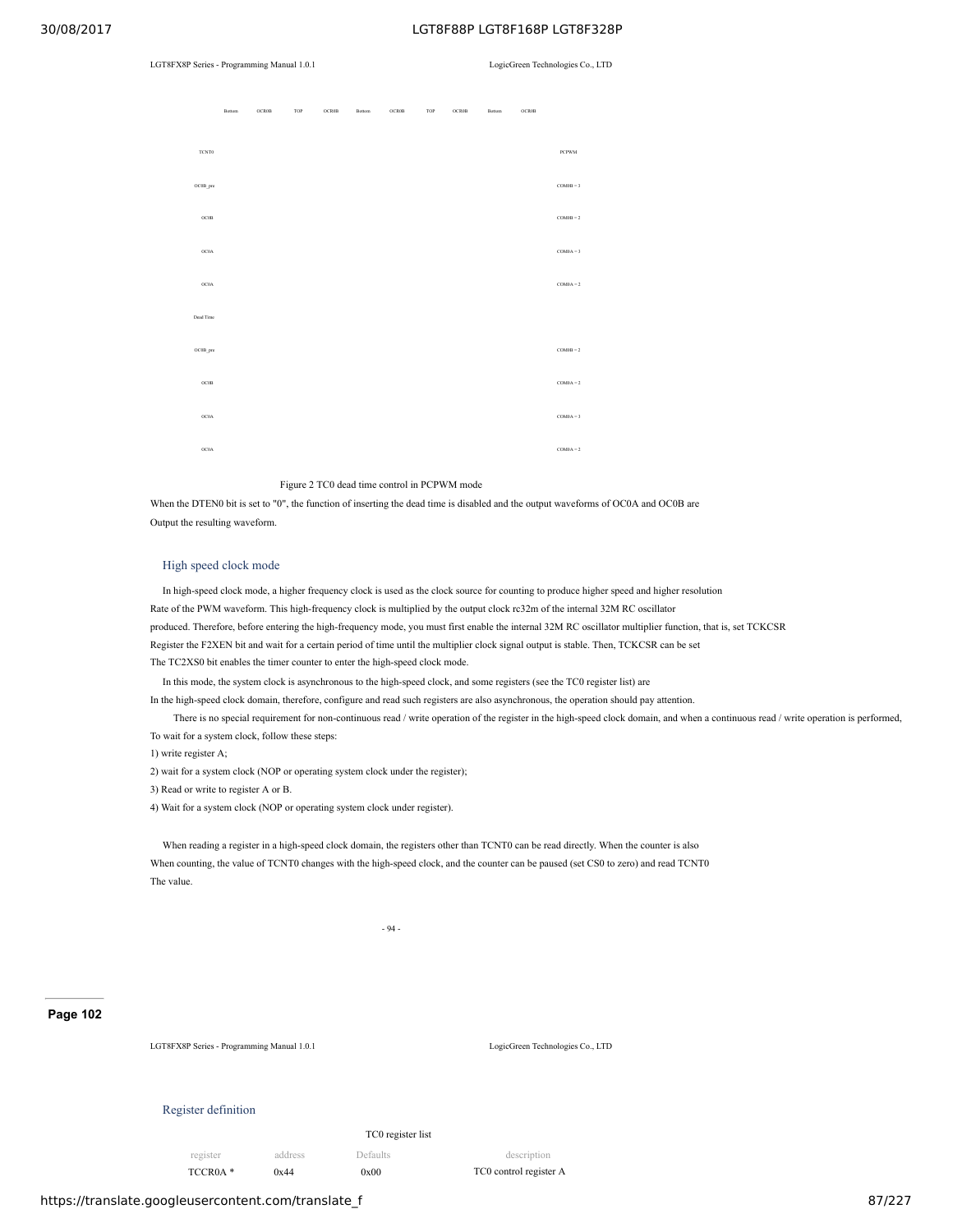Bottom OCR0B TOP OCR0B Bottom OCR0B TOP OCR0B Bottom OCR0B

TCNT0 PCPWM

OC0B_pre COM0B = 3

OC0B COM0B = 2

OC0A COM0A = 3

OC0A COM0A = 2

Dead Time

OC0B_pre COM0B = 2

OC0B COM0A = 2

OC0A COM0A = 3

OC0A COM0A = 2

Figure 2 TC0 dead time control in PCPWM mode

When the DTEN0 bit is set to "0", the function of inserting the dead time is disabled and the output waveforms of OC0A and OC0B are Output the resulting waveform.

## High speed clock mode

In high-speed clock mode, a higher frequency clock is used as the clock source for counting to produce higher speed and higher resolution Rate of the PWM waveform. This high-frequency clock is multiplied by the output clock rc32m of the internal 32M RC oscillator produced. Therefore, before entering the high-frequency mode, you must first enable the internal 32M RC oscillator multiplier function, that is, set TCKCSR Register the F2XEN bit and wait for a certain period of time until the multiplier clock signal output is stable. Then, TCKCSR can be set The TC2XS0 bit enables the timer counter to enter the high-speed clock mode.

In this mode, the system clock is asynchronous to the high-speed clock, and some registers (see the TC0 register list) are In the high-speed clock domain, therefore, configure and read such registers are also asynchronous, the operation should pay attention.

There is no special requirement for non-continuous read / write operation of the register in the high-speed clock domain, and when a continuous read / write operation is performed, To wait for a system clock, follow these steps:

1) write register A;
2) wait for a system clock (NOP or operating system clock under the register);
3) Read or write to register A or B.
4) Wait for a system clock (NOP or operating system clock under register).

When reading a register in a high-speed clock domain, the registers other than TCNT0 can be read directly. When the counter is also When counting, the value of TCNT0 changes with the high-speed clock, and the counter can be paused (set CS0 to zero) and read TCNT0 The value.

## Register definition

TC0 register list

| register | address | Defaults | description |
|---|---|---|---|
| TCCR0A * | 0x44 | 0x00 | TC0 control register A |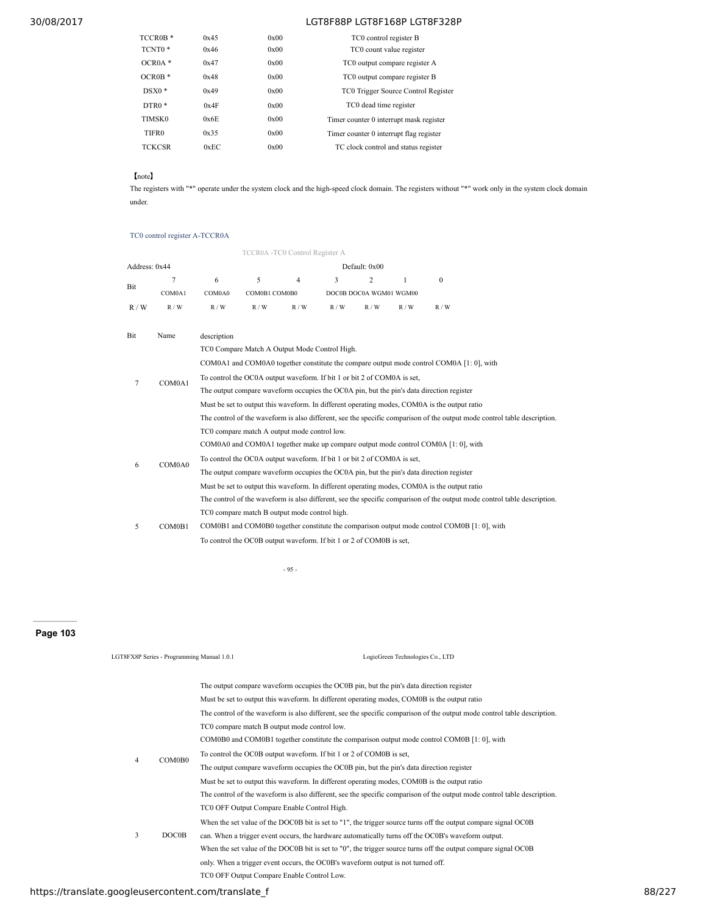| TCCR0B * | 0x45 | 0x00 | TC0 control register B |
|---|---|---|---|
| TCNT0 * | 0x46 | 0x00 | TC0 count value register |
| OCR0A * | 0x47 | 0x00 | TC0 output compare register A |
| OCR0B * | 0x48 | 0x00 | TC0 output compare register B |
| DSX0 * | 0x49 | 0x00 | TC0 Trigger Source Control Register |
| DTR0 * | 0x4F | 0x00 | TC0 dead time register |
| TIMSK0 | 0x6E | 0x00 | Timer counter 0 interrupt mask register |
| TIFR0 | 0x35 | 0x00 | Timer counter 0 interrupt flag register |
| TCKCSR | 0xEC | 0x00 | TC clock control and status register |

【note】

The registers with "*" operate under the system clock and the high-speed clock domain. The registers without "*" work only in the system clock domain under.

### TC0 control register A-TCCR0A

TCCR0A -TC0 Control Register A

Address: 0x44 Default: 0x00

| Bit | 7 | 6 | 5 | 4 | 3 | 2 | 1 | 0 |
|---|---|---|---|---|---|---|---|---|
| | COM0A1 | COM0A0 | COM0B1 | COM0B0 | DOC0B | DOC0A | WGM01 | WGM00 |
| R / W | R / W | R / W | R / W | R / W | R / W | R / W | R / W | R / W |

| Bit | Name | description |
|---|---|---|
| 7 | COM0A1 | TC0 Compare Match A Output Mode Control High.<br>COM0A1 and COM0A0 together constitute the compare output mode control COM0A [1: 0], with<br>To control the OC0A output waveform. If bit 1 or bit 2 of COM0A is set,<br>The output compare waveform occupies the OC0A pin, but the pin's data direction register<br>Must be set to output this waveform. In different operating modes, COM0A is the output ratio<br>The control of the waveform is also different, see the specific comparison of the output mode control table description. |
| 6 | COM0A0 | TC0 compare match A output mode control low.<br>COM0A0 and COM0A1 together make up compare output mode control COM0A [1: 0], with<br>To control the OC0A output waveform. If bit 1 or bit 2 of COM0A is set,<br>The output compare waveform occupies the OC0A pin, but the pin's data direction register<br>Must be set to output this waveform. In different operating modes, COM0A is the output ratio<br>The control of the waveform is also different, see the specific comparison of the output mode control table description. |
| 5 | COM0B1 | TC0 compare match B output mode control high.<br>COM0B1 and COM0B0 together constitute the comparison output mode control COM0B [1: 0], with<br>To control the OC0B output waveform. If bit 1 or 2 of COM0B is set,<br>The output compare waveform occupies the OC0B pin, but the pin's data direction register<br>Must be set to output this waveform. In different operating modes, COM0B is the output ratio<br>The control of the waveform is also different, see the specific comparison of the output mode control table description. |
| 4 | COM0B0 | TC0 compare match B output mode control low.<br>COM0B0 and COM0B1 together constitute the comparison output mode control COM0B [1: 0], with<br>To control the OC0B output waveform. If bit 1 or 2 of COM0B is set,<br>The output compare waveform occupies the OC0B pin, but the pin's data direction register<br>Must be set to output this waveform. In different operating modes, COM0B is the output ratio<br>The control of the waveform is also different, see the specific comparison of the output mode control table description. |
| 3 | DOC0B | TC0 OFF Output Compare Enable Control High.<br>When the set value of the DOC0B bit is set to "1", the trigger source turns off the output compare signal OC0B can. When a trigger event occurs, the hardware automatically turns off the OC0B's waveform output.<br>When the set value of the DOC0B bit is set to "0", the trigger source turns off the output compare signal OC0B only. When a trigger event occurs, the OC0B's waveform output is not turned off. |
| | | TC0 OFF Output Compare Enable Control Low. |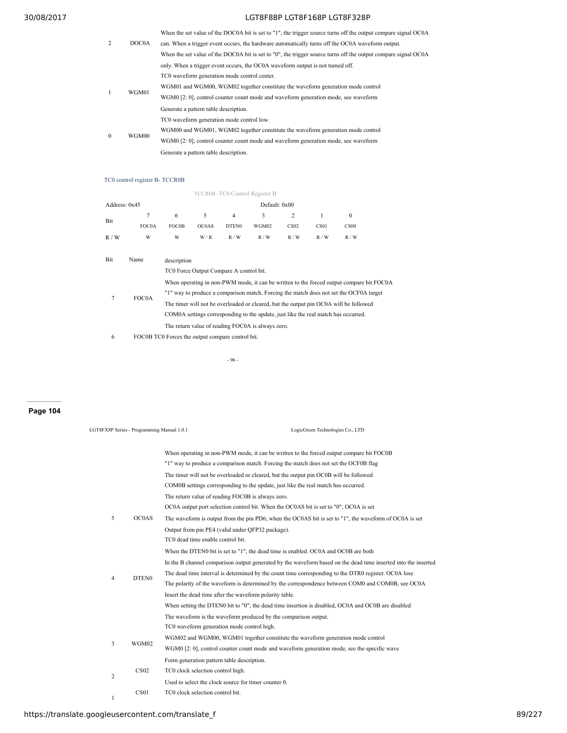| Bit | Name | description |
|---|---|---|
| 2 | DOC0A | When the set value of the DOC0A bit is set to "1", the trigger source turns off the output compare signal OC0A can. When a trigger event occurs, the hardware automatically turns off the OC0A waveform output. When the set value of the DOC0A bit is set to "0", the trigger source turns off the output compare signal OC0A only. When a trigger event occurs, the OC0A waveform output is not turned off. |
| 1 | WGM01 | TC0 waveform generation mode control center. WGM01 and WGM00, WGM02 together constitute the waveform generation mode control WGM0 [2: 0], control counter count mode and waveform generation mode, see waveform Generate a pattern table description. |
| 0 | WGM00 | TC0 waveform generation mode control low. WGM00 and WGM01, WGM02 together constitute the waveform generation mode control WGM0 [2: 0], control counter count mode and waveform generation mode, see waveform Generate a pattern table description. |

TC0 control register B- TCCR0B

TCCR0B -TC0 Control Register B

| Address: 0x45 | | | | | Default: 0x00 | | | |
|---|---|---|---|---|---|---|---|---|
| Bit | 7 | 6 | 5 | 4 | 3 | 2 | 1 | 0 |
| | FOC0A | FOC0B | OC0AS | DTEN0 | WGM02 | CS02 | CS01 | CS00 |
| R / W | W | W | W / R | R / W | R / W | R / W | R / W | R / W |

| Bit | Name | description |
|---|---|---|
| 7 | FOC0A | TC0 Force Output Compare A control bit. When operating in non-PWM mode, it can be written to the forced output compare bit FOC0A "1" way to produce a comparison match. Forcing the match does not set the OCF0A target The timer will not be overloaded or cleared, but the output pin OC0A will be followed COM0A settings corresponding to the update, just like the real match has occurred. The return value of reading FOC0A is always zero. |
| 6 | FOC0B | TC0 Forces the output compare control bit. When operating in non-PWM mode, it can be written to the forced output compare bit FOC0B "1" way to produce a comparison match. Forcing the match does not set the OCF0B flag The timer will not be overloaded or cleared, but the output pin OC0B will be followed COM0B settings corresponding to the update, just like the real match has occurred. The return value of reading FOC0B is always zero. |
| 5 | OC0AS | OC0A output port selection control bit. When the OC0AS bit is set to "0", OC0A is set The waveform is output from the pin PD6; when the OC0AS bit is set to "1", the waveform of OC0A is set Output from pin PE4 (valid under QFP32 package). |
| 4 | DTEN0 | TC0 dead time enable control bit. When the DTEN0 bit is set to "1", the dead time is enabled. OC0A and OC0B are both In the B channel comparison output generated by the waveform based on the dead time inserted into the inserted The dead time interval is determined by the count time corresponding to the DTR0 register. OC0A lose The polarity of the waveform is determined by the correspondence between COM0 and COM0B, see OC0A Insert the dead time after the waveform polarity table. When setting the DTEN0 bit to "0", the dead time insertion is disabled, OC0A and OC0B are disabled The waveform is the waveform produced by the comparison output. |
| 3 | WGM02 | TC0 waveform generation mode control high. WGM02 and WGM00, WGM01 together constitute the waveform generation mode control WGM0 [2: 0], control counter count mode and waveform generation mode, see the specific wave Form generation pattern table description. |
| 2 | CS02 | TC0 clock selection control high. Used to select the clock source for timer counter 0. |
| 1 | CS01 | TC0 clock selection control bit. |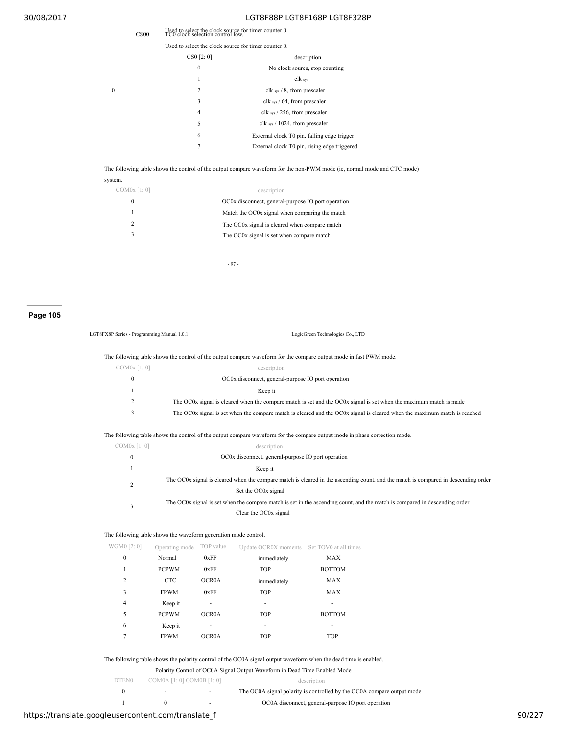| | CS00 | Used to select the clock source for timer counter 0. TC0 clock selection control low. |
|---|---|---|

Used to select the clock source for timer counter 0.

| CS0 [2: 0] | description |
|---|---|
| 0 | No clock source, stop counting |
| 1 | clk $_{sys}$ |
| 2 | clk $_{sys}$ / 8, from prescaler |
| 3 | clk $_{sys}$ / 64, from prescaler |
| 4 | clk $_{sys}$ / 256, from prescaler |
| 5 | clk $_{sys}$ / 1024, from prescaler |
| 6 | External clock T0 pin, falling edge trigger |
| 7 | External clock T0 pin, rising edge triggered |

The following table shows the control of the output compare waveform for the non-PWM mode (ie, normal mode and CTC mode) system.

| COM0x [1: 0] | description |
|---|---|
| 0 | OC0x disconnect, general-purpose IO port operation |
| 1 | Match the OC0x signal when comparing the match |
| 2 | The OC0x signal is cleared when compare match |
| 3 | The OC0x signal is set when compare match |

- 97 -

**Page 105**

LGT8FX8P Series - Programming Manual 1.0.1 LogicGreen Technologies Co., LTD

The following table shows the control of the output compare waveform for the compare output mode in fast PWM mode.

| COM0x [1: 0] | description |
|---|---|
| 0 | OC0x disconnect, general-purpose IO port operation |
| 1 | Keep it |
| 2 | The OC0x signal is cleared when the compare match is set and the OC0x signal is set when the maximum match is made |
| 3 | The OC0x signal is set when the compare match is cleared and the OC0x signal is cleared when the maximum match is reached |

The following table shows the control of the output compare waveform for the compare output mode in phase correction mode.

| COM0x [1: 0] | description |
|---|---|
| 0 | OC0x disconnect, general-purpose IO port operation |
| 1 | Keep it |
| 2 | The OC0x signal is cleared when the compare match is cleared in the ascending count, and the match is compared in descending order Set the OC0x signal |
| 3 | The OC0x signal is set when the compare match is set in the ascending count, and the match is compared in descending order Clear the OC0x signal |

The following table shows the waveform generation mode control.

| WGM0 [2: 0] | Operating mode | TOP value | Update OCR0X moments | Set TOV0 at all times |
|---|---|---|---|---|
| 0 | Normal | 0xFF | immediately | MAX |
| 1 | PCPWM | 0xFF | TOP | BOTTOM |
| 2 | CTC | OCR0A | immediately | MAX |
| 3 | FPWM | 0xFF | TOP | MAX |
| 4 | Keep it | - | - | - |
| 5 | PCPWM | OCR0A | TOP | BOTTOM |
| 6 | Keep it | - | - | - |
| 7 | FPWM | OCR0A | TOP | TOP |

The following table shows the polarity control of the OC0A signal output waveform when the dead time is enabled.

Polarity Control of OC0A Signal Output Waveform in Dead Time Enabled Mode

| DTEN0 | COM0A [1: 0] | COM0B [1: 0] | description |
|---|---|---|---|
| 0 | - | - | The OC0A signal polarity is controlled by the OC0A compare output mode |
| 1 | 0 | - | OC0A disconnect, general-purpose IO port operation |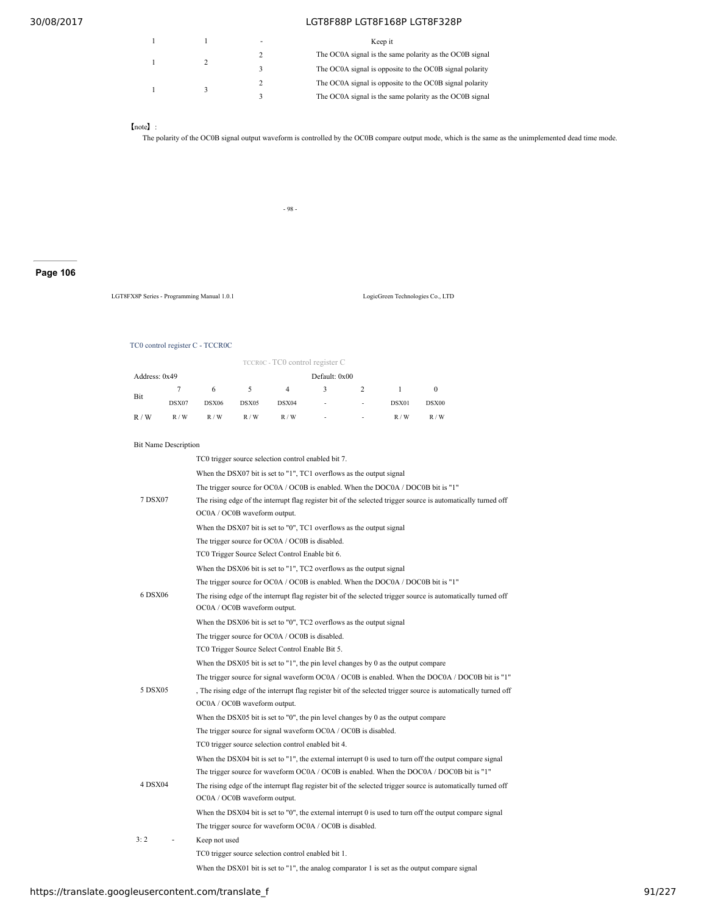| | | | |
|---|---|---|---|
| 1 | 1 | - | Keep it |
| 1 | 2 | 2 | The OC0A signal is the same polarity as the OC0B signal |
| | | 3 | The OC0A signal is opposite to the OC0B signal polarity |
| 1 | 3 | 2 | The OC0A signal is opposite to the OC0B signal polarity |
| | | 3 | The OC0A signal is the same polarity as the OC0B signal |

【note】:

The polarity of the OC0B signal output waveform is controlled by the OC0B compare output mode, which is the same as the unimplemented dead time mode.

- 98 -

Page 106

LGT8FX8P Series - Programming Manual 1.0.1 LogicGreen Technologies Co., LTD

### TC0 control register C - TCCR0C

TCCR0C - TC0 control register C

| Address: 0x49 | | | | | Default: 0x00 | | | |
|---|---|---|---|---|---|---|---|---|
| Bit | 7 | 6 | 5 | 4 | 3 | 2 | 1 | 0 |
| | DSX07 | DSX06 | DSX05 | DSX04 | - | - | DSX01 | DSX00 |
| R / W | R / W | R / W | R / W | R / W | - | - | R / W | R / W |

| Bit | Name | Description |
|---|---|---|
| 7 | DSX07 | TC0 trigger source selection control enabled bit 7.<br>When the DSX07 bit is set to "1", TC1 overflows as the output signal<br>The trigger source for OC0A / OC0B is enabled. When the DOC0A / DOC0B bit is "1"<br>The rising edge of the interrupt flag register bit of the selected trigger source is automatically turned off OC0A / OC0B waveform output.<br>When the DSX07 bit is set to "0", TC1 overflows as the output signal<br>The trigger source for OC0A / OC0B is disabled. |
| 6 | DSX06 | TC0 Trigger Source Select Control Enable bit 6.<br>When the DSX06 bit is set to "1", TC2 overflows as the output signal<br>The trigger source for OC0A / OC0B is enabled. When the DOC0A / DOC0B bit is "1"<br>The rising edge of the interrupt flag register bit of the selected trigger source is automatically turned off OC0A / OC0B waveform output.<br>When the DSX06 bit is set to "0", TC2 overflows as the output signal<br>The trigger source for OC0A / OC0B is disabled. |
| 5 | DSX05 | TC0 Trigger Source Select Control Enable Bit 5.<br>When the DSX05 bit is set to "1", the pin level changes by 0 as the output compare<br>The trigger source for signal waveform OC0A / OC0B is enabled. When the DOC0A / DOC0B bit is "1"<br>, The rising edge of the interrupt flag register bit of the selected trigger source is automatically turned off OC0A / OC0B waveform output.<br>When the DSX05 bit is set to "0", the pin level changes by 0 as the output compare<br>The trigger source for signal waveform OC0A / OC0B is disabled. |
| 4 | DSX04 | TC0 trigger source selection control enabled bit 4.<br>When the DSX04 bit is set to "1", the external interrupt 0 is used to turn off the output compare signal<br>The trigger source for waveform OC0A / OC0B is enabled. When the DOC0A / DOC0B bit is "1"<br>The rising edge of the interrupt flag register bit of the selected trigger source is automatically turned off OC0A / OC0B waveform output.<br>When the DSX04 bit is set to "0", the external interrupt 0 is used to turn off the output compare signal<br>The trigger source for waveform OC0A / OC0B is disabled. |
| 3: 2 | - | Keep not used |
| | | TC0 trigger source selection control enabled bit 1.<br>When the DSX01 bit is set to "1", the analog comparator 1 is set as the output compare signal |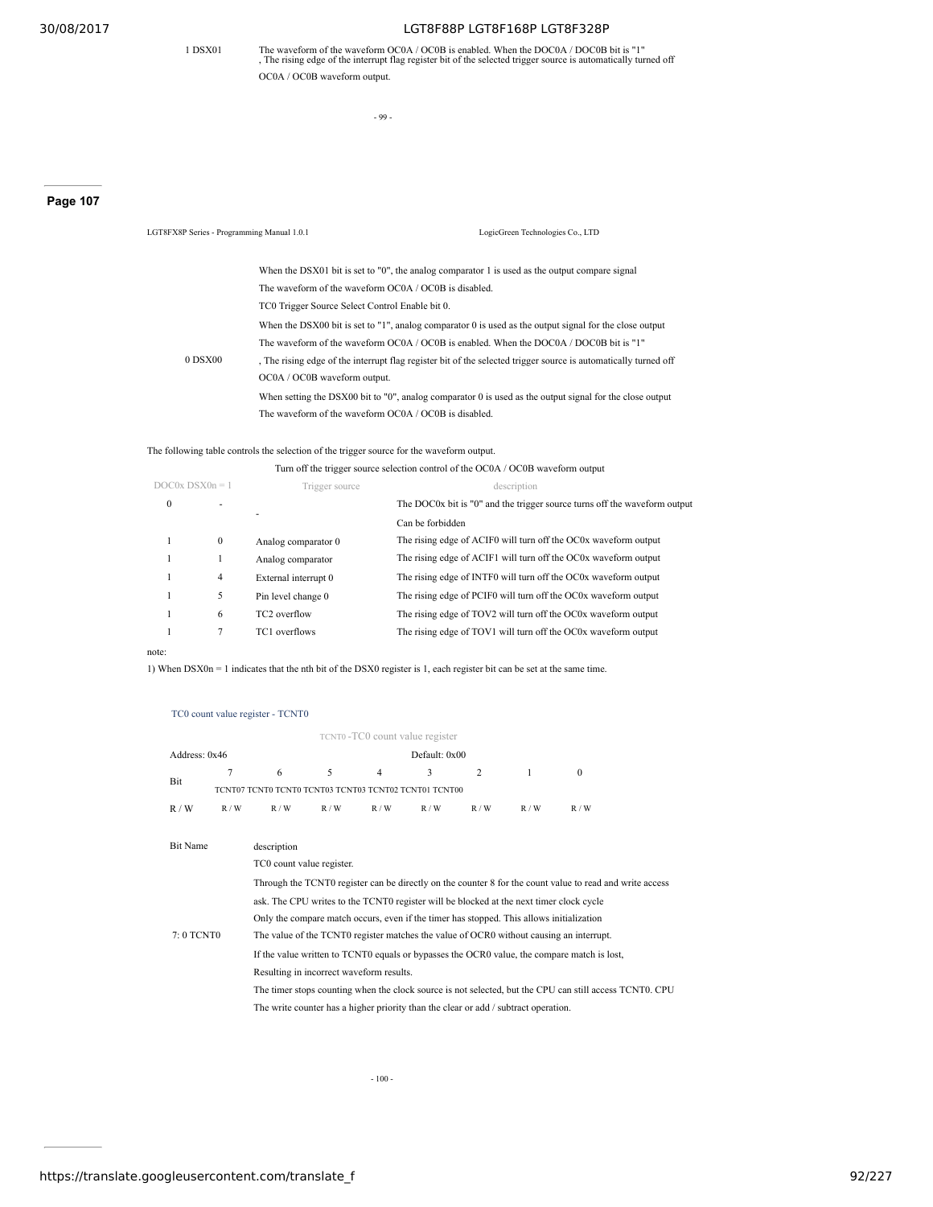| | |
|---|---|
| 1 DSX01 | The waveform of the waveform OC0A / OC0B is enabled. When the DOC0A / DOC0B bit is "1" , The rising edge of the interrupt flag register bit of the selected trigger source is automatically turned off OC0A / OC0B waveform output. |

- 99 -

**Page 107**

LGT8FX8P Series - Programming Manual 1.0.1 LogicGreen Technologies Co., LTD

| | |
|---|---|
| | When the DSX01 bit is set to "0", the analog comparator 1 is used as the output compare signal The waveform of the waveform OC0A / OC0B is disabled. |
| 0 DSX00 | TC0 Trigger Source Select Control Enable bit 0. When the DSX00 bit is set to "1", analog comparator 0 is used as the output signal for the close output The waveform of the waveform OC0A / OC0B is enabled. When the DOC0A / DOC0B bit is "1" , The rising edge of the interrupt flag register bit of the selected trigger source is automatically turned off OC0A / OC0B waveform output. When setting the DSX00 bit to "0", analog comparator 0 is used as the output signal for the close output The waveform of the waveform OC0A / OC0B is disabled. |

The following table controls the selection of the trigger source for the waveform output.

Turn off the trigger source selection control of the OC0A / OC0B waveform output

| DOC0x | DSX0n = 1 | Trigger source | description |
|---|---|---|---|
| 0 | - | - | The DOC0x bit is "0" and the trigger source turns off the waveform output Can be forbidden |
| 1 | 0 | Analog comparator 0 | The rising edge of ACIF0 will turn off the OC0x waveform output |
| 1 | 1 | Analog comparator | The rising edge of ACIF1 will turn off the OC0x waveform output |
| 1 | 4 | External interrupt 0 | The rising edge of INTF0 will turn off the OC0x waveform output |
| 1 | 5 | Pin level change 0 | The rising edge of PCIF0 will turn off the OC0x waveform output |
| 1 | 6 | TC2 overflow | The rising edge of TOV2 will turn off the OC0x waveform output |
| 1 | 7 | TC1 overflows | The rising edge of TOV1 will turn off the OC0x waveform output |

note:

1) When DSX0n = 1 indicates that the nth bit of the DSX0 register is 1, each register bit can be set at the same time.

### TC0 count value register - TCNT0

TCNT0 -TC0 count value register

Address: 0x46 Default: 0x00

| Bit | 7 | 6 | 5 | 4 | 3 | 2 | 1 | 0 |
|---|---|---|---|---|---|---|---|---|
| | TCNT07 | TCNT0 | TCNT0 | TCNT03 | TCNT03 | TCNT02 | TCNT01 | TCNT00 |
| R / W | R / W | R / W | R / W | R / W | R / W | R / W | R / W | R / W |

| Bit Name | description |
|---|---|
| 7: 0 TCNT0 | TC0 count value register. Through the TCNT0 register can be directly on the counter 8 for the count value to read and write access ask. The CPU writes to the TCNT0 register will be blocked at the next timer clock cycle Only the compare match occurs, even if the timer has stopped. This allows initialization The value of the TCNT0 register matches the value of OCR0 without causing an interrupt. If the value written to TCNT0 equals or bypasses the OCR0 value, the compare match is lost, Resulting in incorrect waveform results. The timer stops counting when the clock source is not selected, but the CPU can still access TCNT0. CPU The write counter has a higher priority than the clear or add / subtract operation. |

- 100 -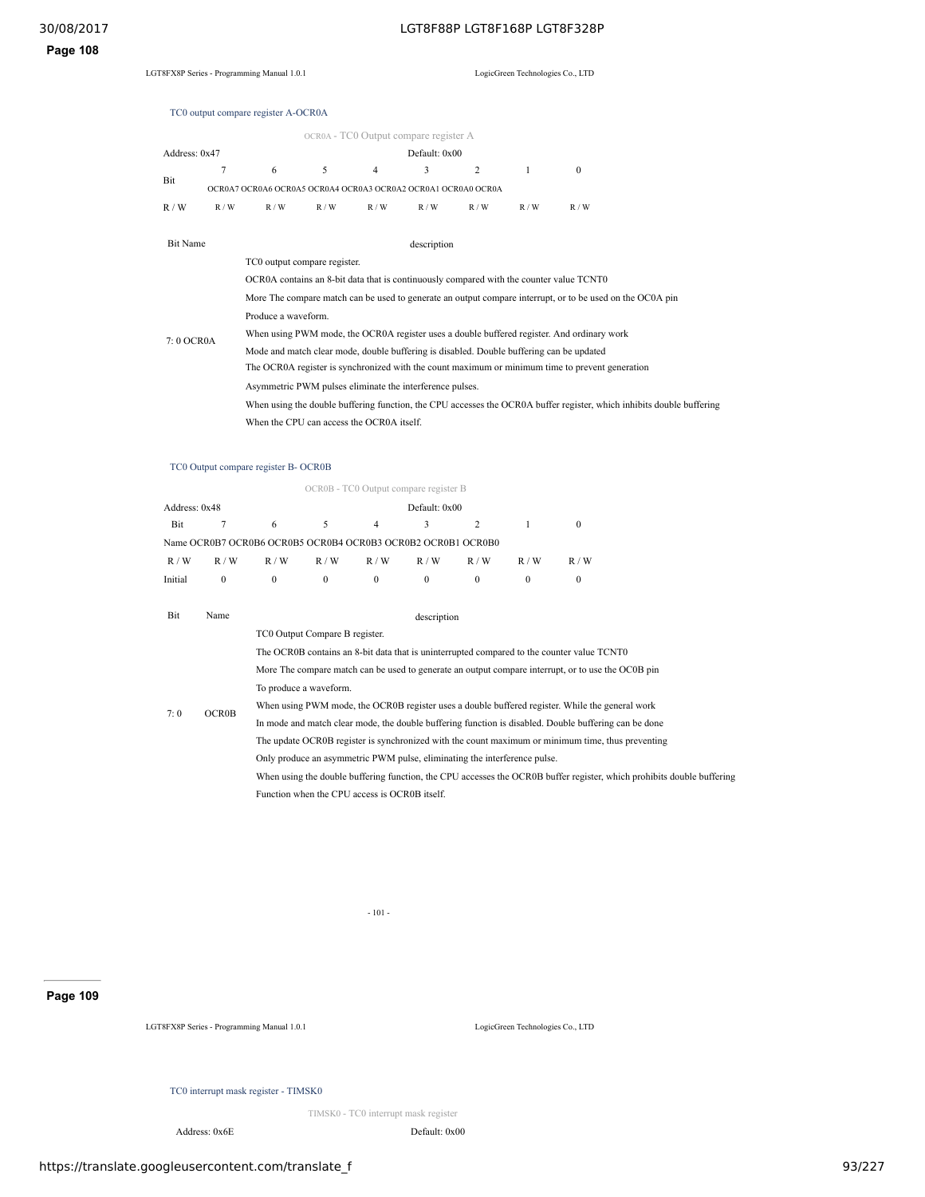### TC0 output compare register A-OCR0A

OCR0A - TC0 Output compare register A

Address: 0x47 Default: 0x00

| Bit | 7 | 6 | 5 | 4 | 3 | 2 | 1 | 0 |
|---|---|---|---|---|---|---|---|---|
| | OCR0A7 | OCR0A6 | OCR0A5 | OCR0A4 | OCR0A3 | OCR0A2 | OCR0A1 | OCR0A0 OCR0A |
| R / W | R / W | R / W | R / W | R / W | R / W | R / W | R / W | R / W |

| Bit Name | description |
|---|---|
| 7: 0 OCR0A | TC0 output compare register.<br>OCR0A contains an 8-bit data that is continuously compared with the counter value TCNT0<br>More The compare match can be used to generate an output compare interrupt, or to be used on the OC0A pin<br>Produce a waveform.<br>When using PWM mode, the OCR0A register uses a double buffered register. And ordinary work<br>Mode and match clear mode, double buffering is disabled. Double buffering can be updated<br>The OCR0A register is synchronized with the count maximum or minimum time to prevent generation<br>Asymmetric PWM pulses eliminate the interference pulses.<br>When using the double buffering function, the CPU accesses the OCR0A buffer register, which inhibits double buffering<br>When the CPU can access the OCR0A itself. |

### TC0 Output compare register B- OCR0B

OCR0B - TC0 Output compare register B

Address: 0x48 Default: 0x00

| Bit | 7 | 6 | 5 | 4 | 3 | 2 | 1 | 0 |
|---|---|---|---|---|---|---|---|---|
| Name | OCR0B7 | OCR0B6 | OCR0B5 | OCR0B4 | OCR0B3 | OCR0B2 | OCR0B1 | OCR0B0 |
| R / W | R / W | R / W | R / W | R / W | R / W | R / W | R / W | R / W |
| Initial | 0 | 0 | 0 | 0 | 0 | 0 | 0 | 0 |

| Bit | Name | description |
|---|---|---|
| 7: 0 | OCR0B | TC0 Output Compare B register.<br>The OCR0B contains an 8-bit data that is uninterrupted compared to the counter value TCNT0<br>More The compare match can be used to generate an output compare interrupt, or to use the OC0B pin<br>To produce a waveform.<br>When using PWM mode, the OCR0B register uses a double buffered register. While the general work<br>In mode and match clear mode, the double buffering function is disabled. Double buffering can be done<br>The update OCR0B register is synchronized with the count maximum or minimum time, thus preventing<br>Only produce an asymmetric PWM pulse, eliminating the interference pulse.<br>When using the double buffering function, the CPU accesses the OCR0B buffer register, which prohibits double buffering<br>Function when the CPU access is OCR0B itself. |

### TC0 interrupt mask register - TIMSK0

TIMSK0 - TC0 interrupt mask register

Address: 0x6E Default: 0x00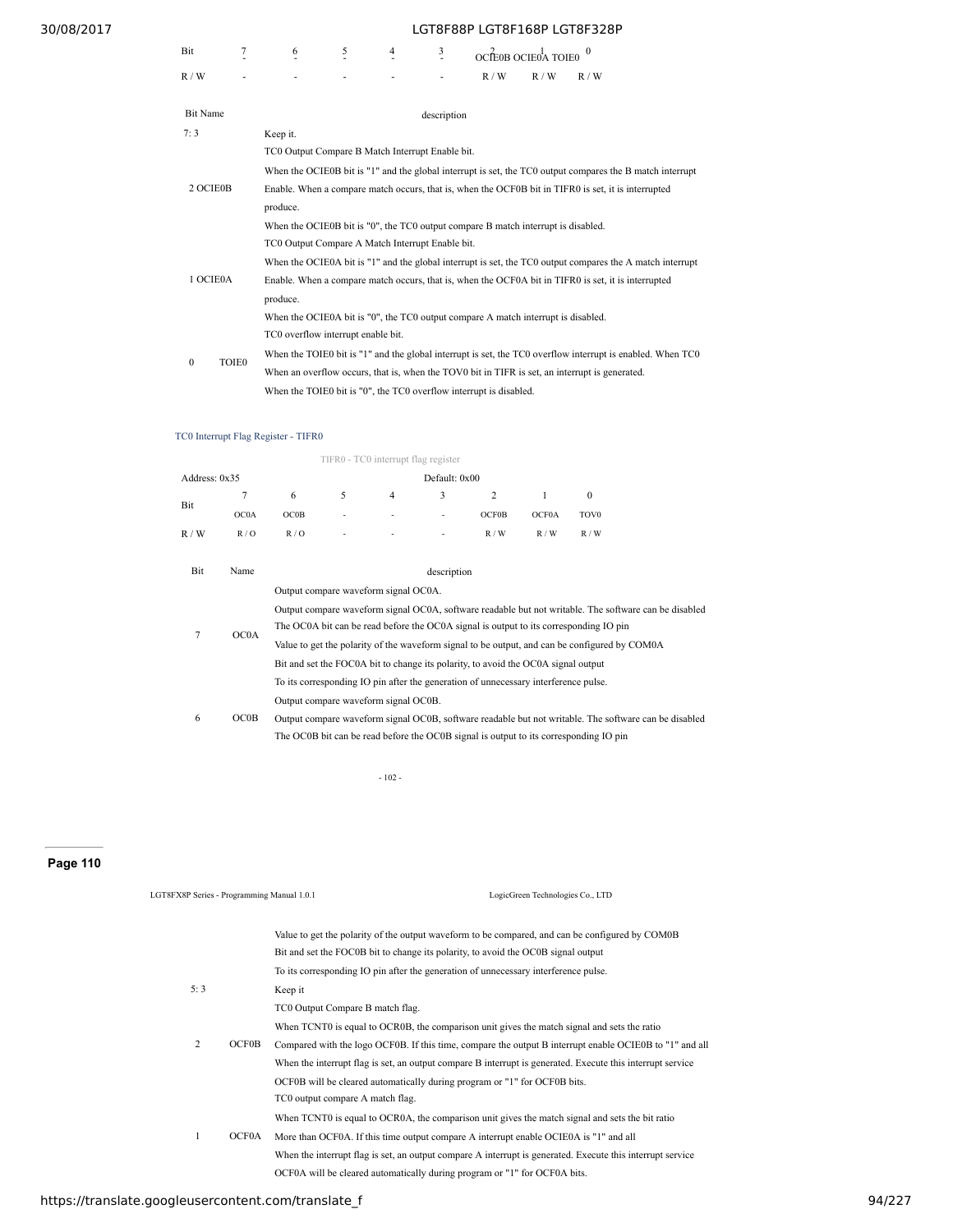| Bit | 7 | 6 | 5 | 4 | 3 | 2 | 1 | 0 |
|---|---|---|---|---|---|---|---|---|
| | - | - | - | - | - | OCIE0B | OCIE0A | TOIE0 |
| R / W | - | - | - | - | - | R / W | R / W | R / W |

| Bit Name | description |
|---|---|
| 7: 3 | Keep it. |
| 2 OCIE0B | TC0 Output Compare B Match Interrupt Enable bit. When the OCIE0B bit is "1" and the global interrupt is set, the TC0 output compares the B match interrupt Enable. When a compare match occurs, that is, when the OCF0B bit in TIFR0 is set, it is interrupted produce. When the OCIE0B bit is "0", the TC0 output compare B match interrupt is disabled. |
| 1 OCIE0A | TC0 Output Compare A Match Interrupt Enable bit. When the OCIE0A bit is "1" and the global interrupt is set, the TC0 output compares the A match interrupt Enable. When a compare match occurs, that is, when the OCF0A bit in TIFR0 is set, it is interrupted produce. When the OCIE0A bit is "0", the TC0 output compare A match interrupt is disabled. |
| 0 TOIE0 | TC0 overflow interrupt enable bit. When the TOIE0 bit is "1" and the global interrupt is set, the TC0 overflow interrupt is enabled. When TC0 When an overflow occurs, that is, when the TOV0 bit in TIFR is set, an interrupt is generated. When the TOIE0 bit is "0", the TC0 overflow interrupt is disabled. |

### TC0 Interrupt Flag Register - TIFR0

TIFR0 - TC0 interrupt flag register

| Address: 0x35 | | | | | Default: 0x00 | | | |
|---|---|---|---|---|---|---|---|---|
| Bit | 7 | 6 | 5 | 4 | 3 | 2 | 1 | 0 |
| | OC0A | OC0B | - | - | - | OCF0B | OCF0A | TOV0 |
| R / W | R / O | R / O | - | - | - | R / W | R / W | R / W |

| Bit | Name | description |
|---|---|---|
| 7 | OC0A | Output compare waveform signal OC0A. Output compare waveform signal OC0A, software readable but not writable. The software can be disabled The OC0A bit can be read before the OC0A signal is output to its corresponding IO pin Value to get the polarity of the waveform signal to be output, and can be configured by COM0A Bit and set the FOC0A bit to change its polarity, to avoid the OC0A signal output To its corresponding IO pin after the generation of unnecessary interference pulse. |
| 6 | OC0B | Output compare waveform signal OC0B. Output compare waveform signal OC0B, software readable but not writable. The software can be disabled The OC0B bit can be read before the OC0B signal is output to its corresponding IO pin Value to get the polarity of the output waveform to be compared, and can be configured by COM0B Bit and set the FOC0B bit to change its polarity, to avoid the OC0B signal output To its corresponding IO pin after the generation of unnecessary interference pulse. |
| 5: 3 | | Keep it |
| 2 | OCF0B | TC0 Output Compare B match flag. When TCNT0 is equal to OCR0B, the comparison unit gives the match signal and sets the ratio Compared with the logo OCF0B. If this time, compare the output B interrupt enable OCIE0B to "1" and all When the interrupt flag is set, an output compare B interrupt is generated. Execute this interrupt service OCF0B will be cleared automatically during program or "1" for OCF0B bits. |
| 1 | OCF0A | TC0 output compare A match flag. When TCNT0 is equal to OCR0A, the comparison unit gives the match signal and sets the bit ratio More than OCF0A. If this time output compare A interrupt enable OCIE0A is "1" and all When the interrupt flag is set, an output compare A interrupt is generated. Execute this interrupt service OCF0A will be cleared automatically during program or "1" for OCF0A bits. |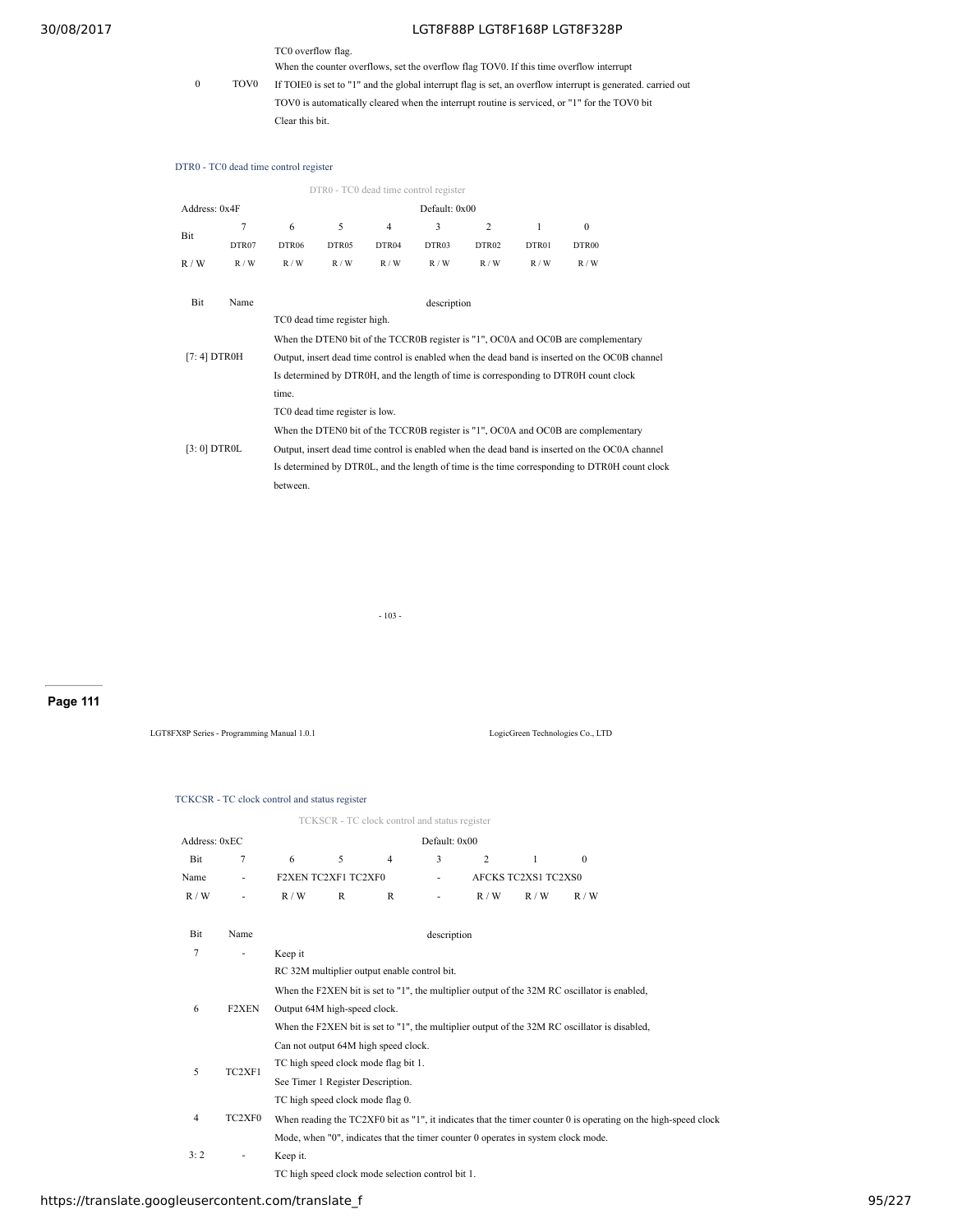| Bit | Name | description |
|---|---|---|
| 0 | TOV0 | TC0 overflow flag.<br>When the counter overflows, set the overflow flag TOV0. If this time overflow interrupt<br>If TOIE0 is set to "1" and the global interrupt flag is set, an overflow interrupt is generated. carried out<br>TOV0 is automatically cleared when the interrupt routine is serviced, or "1" for the TOV0 bit<br>Clear this bit. |

### DTR0 - TC0 dead time control register

DTR0 - TC0 dead time control register

| Address: 0x4F | | | | Default: 0x00 | | | | |
|---|---|---|---|---|---|---|---|---|
| Bit | 7 | 6 | 5 | 4 | 3 | 2 | 1 | 0 |
| | DTR07 | DTR06 | DTR05 | DTR04 | DTR03 | DTR02 | DTR01 | DTR00 |
| R / W | R / W | R / W | R / W | R / W | R / W | R / W | R / W | R / W |

| Bit | Name | description |
|---|---|---|
| [7: 4] | DTR0H | TC0 dead time register high.<br>When the DTEN0 bit of the TCCR0B register is "1", OC0A and OC0B are complementary<br>Output, insert dead time control is enabled when the dead band is inserted on the OC0B channel<br>Is determined by DTR0H, and the length of time is corresponding to DTR0H count clock<br>time. |
| [3: 0] | DTR0L | TC0 dead time register is low.<br>When the DTEN0 bit of the TCCR0B register is "1", OC0A and OC0B are complementary<br>Output, insert dead time control is enabled when the dead band is inserted on the OC0A channel<br>Is determined by DTR0L, and the length of time is the time corresponding to DTR0H count clock<br>between. |

### TCKCSR - TC clock control and status register

TCKSCR - TC clock control and status register

| Address: 0xEC | | | | Default: 0x00 | | | | |
|---|---|---|---|---|---|---|---|---|
| Bit | 7 | 6 | 5 | 4 | 3 | 2 | 1 | 0 |
| Name | - | F2XEN | TC2XF1 | TC2XF0 | - | AFCKS | TC2XS1 | TC2XS0 |
| R / W | - | R / W | R | R | - | R / W | R / W | R / W |

| Bit | Name | description |
|---|---|---|
| 7 | - | Keep it |
| 6 | F2XEN | RC 32M multiplier output enable control bit.<br>When the F2XEN bit is set to "1", the multiplier output of the 32M RC oscillator is enabled,<br>Output 64M high-speed clock.<br>When the F2XEN bit is set to "1", the multiplier output of the 32M RC oscillator is disabled,<br>Can not output 64M high speed clock. |
| 5 | TC2XF1 | TC high speed clock mode flag bit 1.<br>See Timer 1 Register Description. |
| 4 | TC2XF0 | TC high speed clock mode flag 0.<br>When reading the TC2XF0 bit as "1", it indicates that the timer counter 0 is operating on the high-speed clock<br>Mode, when "0", indicates that the timer counter 0 operates in system clock mode. |
| 3: 2 | - | Keep it. |
| | | TC high speed clock mode selection control bit 1. |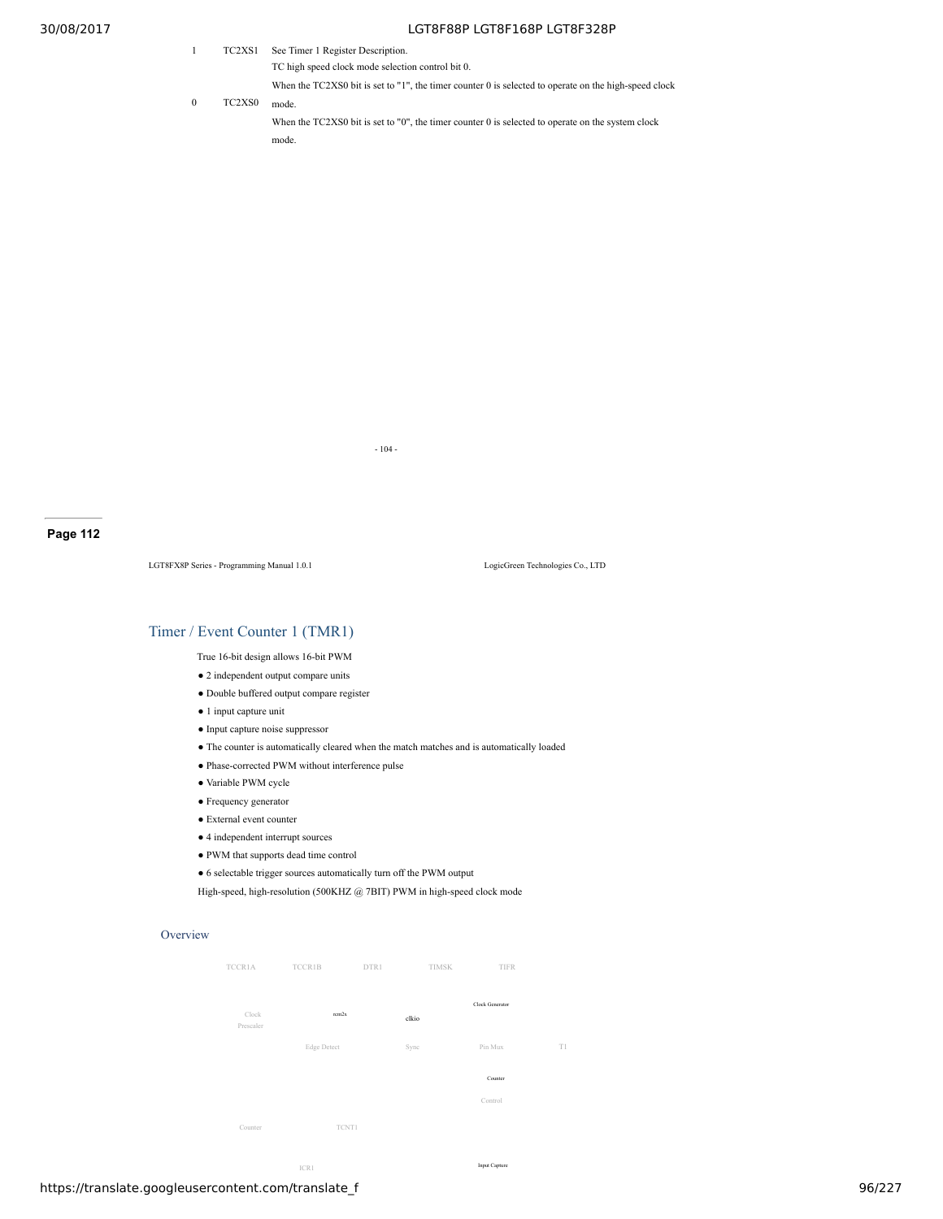| Bit | Name | Description |
| --- | --- | --- |
| 1 | TC2XS1 | See Timer 1 Register Description. |
| 0 | TC2XS0 | TC high speed clock mode selection control bit 0. When the TC2XS0 bit is set to "1", the timer counter 0 is selected to operate on the high-speed clock mode. When the TC2XS0 bit is set to "0", the timer counter 0 is selected to operate on the system clock mode. |

## Timer / Event Counter 1 (TMR1)

True 16-bit design allows 16-bit PWM

- 2 independent output compare units
- Double buffered output compare register
- 1 input capture unit
- Input capture noise suppressor
- The counter is automatically cleared when the match matches and is automatically loaded
- Phase-corrected PWM without interference pulse
- Variable PWM cycle
- Frequency generator
- External event counter
- 4 independent interrupt sources
- PWM that supports dead time control
- 6 selectable trigger sources automatically turn off the PWM output

High-speed, high-resolution (500KHZ @ 7BIT) PWM in high-speed clock mode

### Overview

TCCR1A TCCR1B DTR1 TIMSK TIFR

Clock Prescaler rcm2x clkio Clock Generator

Edge Detect Sync Pin Mux T1

Counter Control

Counter TCNT1

ICR1 Input Capture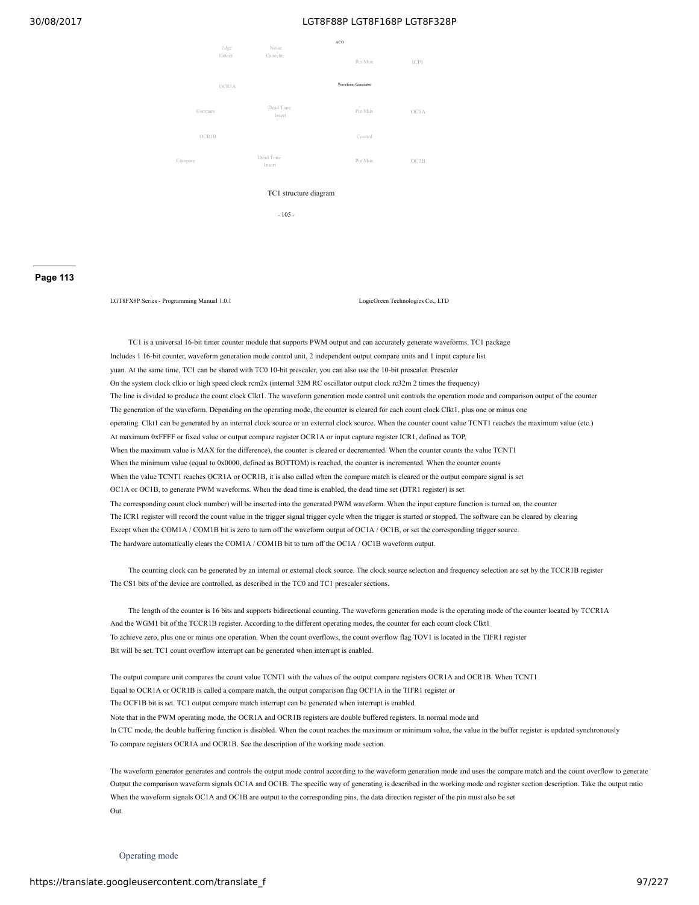Edge Detect

Noise Canceler

ACO

Pin Mux

ICP1

OCR1A

Waveform Generator

Compare

Dead Time Insert

Pin Mux

OC1A

OCR1B

Control

Compare

Dead Time Insert

Pin Mux

OC1B

TC1 structure diagram

TC1 is a universal 16-bit timer counter module that supports PWM output and can accurately generate waveforms. TC1 package Includes 1 16-bit counter, waveform generation mode control unit, 2 independent output compare units and 1 input capture list yuan. At the same time, TC1 can be shared with TC0 10-bit prescaler, you can also use the 10-bit prescaler. Prescaler On the system clock clkio or high speed clock rcm2x (internal 32M RC oscillator output clock rc32m 2 times the frequency) The line is divided to produce the count clock Clkt1. The waveform generation mode control unit controls the operation mode and comparison output of the counter The generation of the waveform. Depending on the operating mode, the counter is cleared for each count clock Clkt1, plus one or minus one operating. Clkt1 can be generated by an internal clock source or an external clock source. When the counter count value TCNT1 reaches the maximum value (etc.) At maximum 0xFFFF or fixed value or output compare register OCR1A or input capture register ICR1, defined as TOP, When the maximum value is MAX for the difference), the counter is cleared or decremented. When the counter counts the value TCNT1 When the minimum value (equal to 0x0000, defined as BOTTOM) is reached, the counter is incremented. When the counter counts When the value TCNT1 reaches OCR1A or OCR1B, it is also called when the compare match is cleared or the output compare signal is set OC1A or OC1B, to generate PWM waveforms. When the dead time is enabled, the dead time set (DTR1 register) is set The corresponding count clock number) will be inserted into the generated PWM waveform. When the input capture function is turned on, the counter The ICR1 register will record the count value in the trigger signal trigger cycle when the trigger is started or stopped. The software can be cleared by clearing Except when the COM1A / COM1B bit is zero to turn off the waveform output of OC1A / OC1B, or set the corresponding trigger source. The hardware automatically clears the COM1A / COM1B bit to turn off the OC1A / OC1B waveform output.

The counting clock can be generated by an internal or external clock source. The clock source selection and frequency selection are set by the TCCR1B register The CS1 bits of the device are controlled, as described in the TC0 and TC1 prescaler sections.

The length of the counter is 16 bits and supports bidirectional counting. The waveform generation mode is the operating mode of the counter located by TCCR1A And the WGM1 bit of the TCCR1B register. According to the different operating modes, the counter for each count clock Clkt1 To achieve zero, plus one or minus one operation. When the count overflows, the count overflow flag TOV1 is located in the TIFR1 register Bit will be set. TC1 count overflow interrupt can be generated when interrupt is enabled.

The output compare unit compares the count value TCNT1 with the values of the output compare registers OCR1A and OCR1B. When TCNT1 Equal to OCR1A or OCR1B is called a compare match, the output comparison flag OCF1A in the TIFR1 register or The OCF1B bit is set. TC1 output compare match interrupt can be generated when interrupt is enabled. Note that in the PWM operating mode, the OCR1A and OCR1B registers are double buffered registers. In normal mode and In CTC mode, the double buffering function is disabled. When the count reaches the maximum or minimum value, the value in the buffer register is updated synchronously To compare registers OCR1A and OCR1B. See the description of the working mode section.

The waveform generator generates and controls the output mode control according to the waveform generation mode and uses the compare match and the count overflow to generate Output the comparison waveform signals OC1A and OC1B. The specific way of generating is described in the working mode and register section description. Take the output ratio When the waveform signals OC1A and OC1B are output to the corresponding pins, the data direction register of the pin must also be set Out.

## Operating mode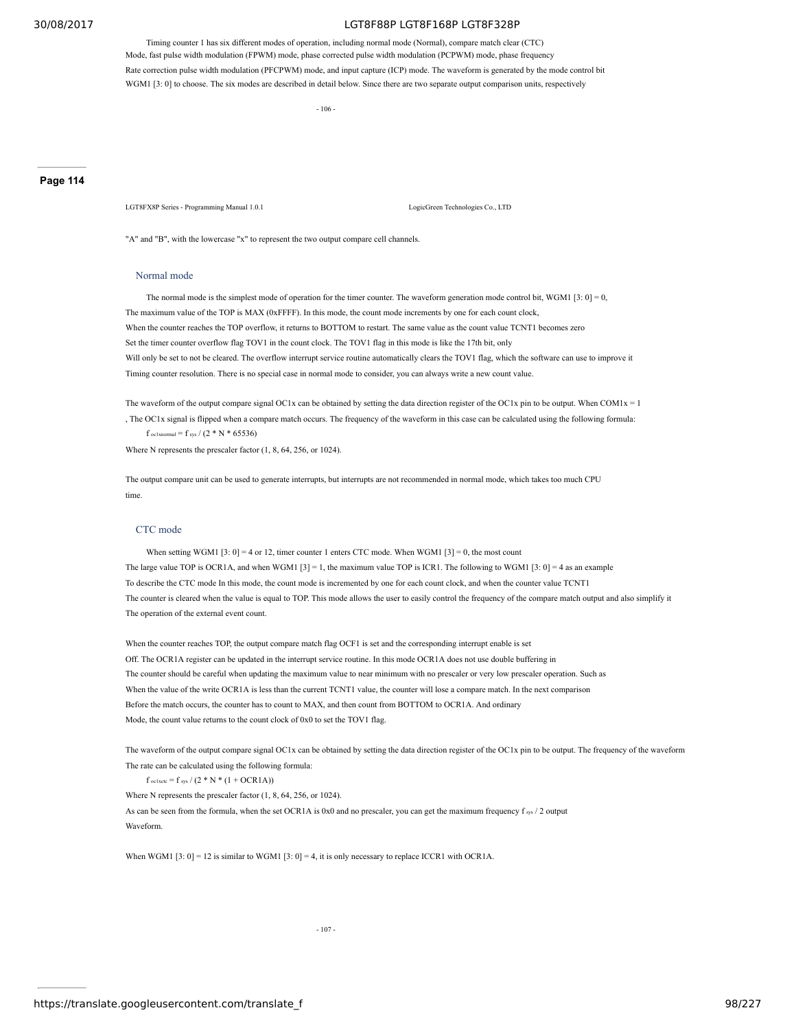Timing counter 1 has six different modes of operation, including normal mode (Normal), compare match clear (CTC) Mode, fast pulse width modulation (FPWM) mode, phase corrected pulse width modulation (PCPWM) mode, phase frequency Rate correction pulse width modulation (PFCPWM) mode, and input capture (ICP) mode. The waveform is generated by the mode control bit WGM1 [3: 0] to choose. The six modes are described in detail below. Since there are two separate output comparison units, respectively

"A" and "B", with the lowercase "x" to represent the two output compare cell channels.

### Normal mode

The normal mode is the simplest mode of operation for the timer counter. The waveform generation mode control bit, WGM1 [3: 0] = 0, The maximum value of the TOP is MAX (0xFFFF). In this mode, the count mode increments by one for each count clock, When the counter reaches the TOP overflow, it returns to BOTTOM to restart. The same value as the count value TCNT1 becomes zero Set the timer counter overflow flag TOV1 in the count clock. The TOV1 flag in this mode is like the 17th bit, only Will only be set to not be cleared. The overflow interrupt service routine automatically clears the TOV1 flag, which the software can use to improve it Timing counter resolution. There is no special case in normal mode to consider, you can always write a new count value.

The waveform of the output compare signal OC1x can be obtained by setting the data direction register of the OC1x pin to be output. When COM1x = 1 , The OC1x signal is flipped when a compare match occurs. The frequency of the waveform in this case can be calculated using the following formula:

$f_{oc1xnormal} = f_{sys} / (2 * N * 65536)$

Where N represents the prescaler factor (1, 8, 64, 256, or 1024).

The output compare unit can be used to generate interrupts, but interrupts are not recommended in normal mode, which takes too much CPU time.

### CTC mode

When setting WGM1 [3: 0] = 4 or 12, timer counter 1 enters CTC mode. When WGM1 [3] = 0, the most count The large value TOP is OCR1A, and when WGM1 [3] = 1, the maximum value TOP is ICR1. The following to WGM1 [3: 0] = 4 as an example To describe the CTC mode In this mode, the count mode is incremented by one for each count clock, and when the counter value TCNT1 The counter is cleared when the value is equal to TOP. This mode allows the user to easily control the frequency of the compare match output and also simplify it The operation of the external event count.

When the counter reaches TOP, the output compare match flag OCF1 is set and the corresponding interrupt enable is set Off. The OCR1A register can be updated in the interrupt service routine. In this mode OCR1A does not use double buffering in The counter should be careful when updating the maximum value to near minimum with no prescaler or very low prescaler operation. Such as When the value of the write OCR1A is less than the current TCNT1 value, the counter will lose a compare match. In the next comparison Before the match occurs, the counter has to count to MAX, and then count from BOTTOM to OCR1A. And ordinary Mode, the count value returns to the count clock of 0x0 to set the TOV1 flag.

The waveform of the output compare signal OC1x can be obtained by setting the data direction register of the OC1x pin to be output. The frequency of the waveform The rate can be calculated using the following formula:

$f_{oc1xctc} = f_{sys} / (2 * N * (1 + OCR1A))$

Where N represents the prescaler factor (1, 8, 64, 256, or 1024).

As can be seen from the formula, when the set OCR1A is 0x0 and no prescaler, you can get the maximum frequency $f_{sys} / 2$ output Waveform.

When WGM1 [3: 0] = 12 is similar to WGM1 [3: 0] = 4, it is only necessary to replace ICCR1 with OCR1A.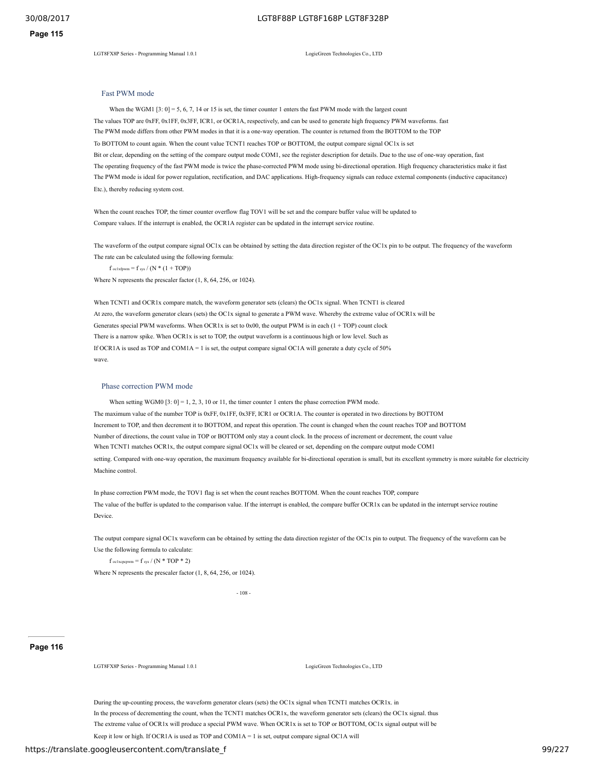## Fast PWM mode

When the WGM1 [3: 0] = 5, 6, 7, 14 or 15 is set, the timer counter 1 enters the fast PWM mode with the largest count The values TOP are 0xFF, 0x1FF, 0x3FF, ICR1, or OCR1A, respectively, and can be used to generate high frequency PWM waveforms. fast The PWM mode differs from other PWM modes in that it is a one-way operation. The counter is returned from the BOTTOM to the TOP To BOTTOM to count again. When the count value TCNT1 reaches TOP or BOTTOM, the output compare signal OC1x is set Bit or clear, depending on the setting of the compare output mode COM1, see the register description for details. Due to the use of one-way operation, fast The operating frequency of the fast PWM mode is twice the phase-corrected PWM mode using bi-directional operation. High frequency characteristics make it fast The PWM mode is ideal for power regulation, rectification, and DAC applications. High-frequency signals can reduce external components (inductive capacitance) Etc.), thereby reducing system cost.

When the count reaches TOP, the timer counter overflow flag TOV1 will be set and the compare buffer value will be updated to Compare values. If the interrupt is enabled, the OCR1A register can be updated in the interrupt service routine.

The waveform of the output compare signal OC1x can be obtained by setting the data direction register of the OC1x pin to be output. The frequency of the waveform The rate can be calculated using the following formula:

$f_{oc1xfpwm} = f_{sys} / (N * (1 + TOP))$

Where N represents the prescaler factor (1, 8, 64, 256, or 1024).

When TCNT1 and OCR1x compare match, the waveform generator sets (clears) the OC1x signal. When TCNT1 is cleared At zero, the waveform generator clears (sets) the OC1x signal to generate a PWM wave. Whereby the extreme value of OCR1x will be Generates special PWM waveforms. When OCR1x is set to 0x00, the output PWM is in each (1 + TOP) count clock There is a narrow spike. When OCR1x is set to TOP, the output waveform is a continuous high or low level. Such as If OCR1A is used as TOP and COM1A = 1 is set, the output compare signal OC1A will generate a duty cycle of 50% wave.

## Phase correction PWM mode

When setting WGM0 [3: 0] = 1, 2, 3, 10 or 11, the timer counter 1 enters the phase correction PWM mode. The maximum value of the number TOP is 0xFF, 0x1FF, 0x3FF, ICR1 or OCR1A. The counter is operated in two directions by BOTTOM Increment to TOP, and then decrement it to BOTTOM, and repeat this operation. The count is changed when the count reaches TOP and BOTTOM Number of directions, the count value in TOP or BOTTOM only stay a count clock. In the process of increment or decrement, the count value When TCNT1 matches OCR1x, the output compare signal OC1x will be cleared or set, depending on the compare output mode COM1 setting. Compared with one-way operation, the maximum frequency available for bi-directional operation is small, but its excellent symmetry is more suitable for electricity Machine control.

In phase correction PWM mode, the TOV1 flag is set when the count reaches BOTTOM. When the count reaches TOP, compare The value of the buffer is updated to the comparison value. If the interrupt is enabled, the compare buffer OCR1x can be updated in the interrupt service routine Device.

The output compare signal OC1x waveform can be obtained by setting the data direction register of the OC1x pin to output. The frequency of the waveform can be Use the following formula to calculate:

$f_{oc1xcpcpwm} = f_{sys} / (N * TOP * 2)$

Where N represents the prescaler factor (1, 8, 64, 256, or 1024).

During the up-counting process, the waveform generator clears (sets) the OC1x signal when TCNT1 matches OCR1x. in In the process of decrementing the count, when the TCNT1 matches OCR1x, the waveform generator sets (clears) the OC1x signal. thus The extreme value of OCR1x will produce a special PWM wave. When OCR1x is set to TOP or BOTTOM, OC1x signal output will be Keep it low or high. If OCR1A is used as TOP and COM1A = 1 is set, output compare signal OC1A will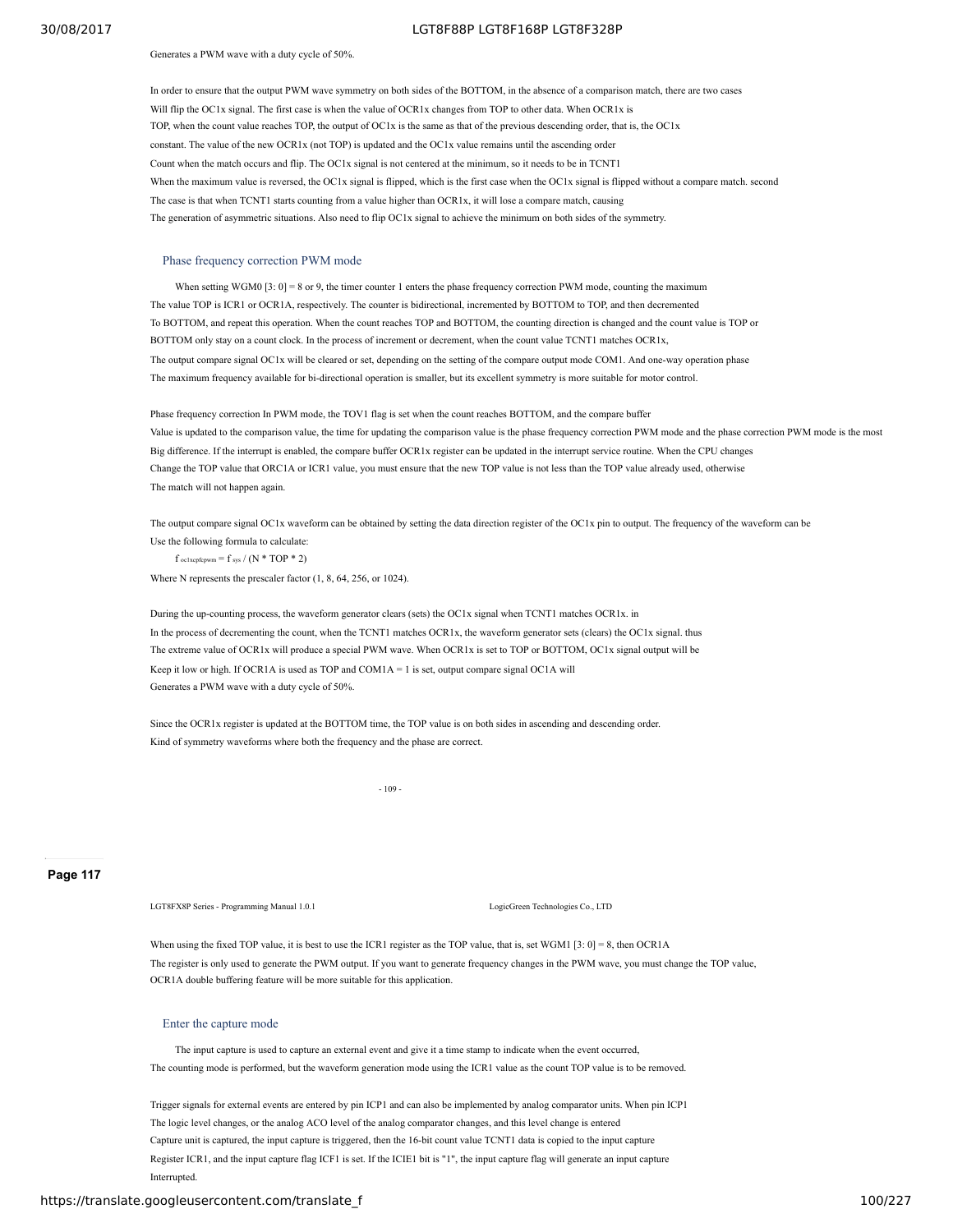Generates a PWM wave with a duty cycle of 50%.

In order to ensure that the output PWM wave symmetry on both sides of the BOTTOM, in the absence of a comparison match, there are two cases
Will flip the OC1x signal. The first case is when the value of OCR1x changes from TOP to other data. When OCR1x is
TOP, when the count value reaches TOP, the output of OC1x is the same as that of the previous descending order, that is, the OC1x
constant. The value of the new OCR1x (not TOP) is updated and the OC1x value remains until the ascending order
Count when the match occurs and flip. The OC1x signal is not centered at the minimum, so it needs to be in TCNT1
When the maximum value is reversed, the OC1x signal is flipped, which is the first case when the OC1x signal is flipped without a compare match. second
The case is that when TCNT1 starts counting from a value higher than OCR1x, it will lose a compare match, causing
The generation of asymmetric situations. Also need to flip OC1x signal to achieve the minimum on both sides of the symmetry.

### Phase frequency correction PWM mode

When setting WGM0 [3: 0] = 8 or 9, the timer counter 1 enters the phase frequency correction PWM mode, counting the maximum
The value TOP is ICR1 or OCR1A, respectively. The counter is bidirectional, incremented by BOTTOM to TOP, and then decremented
To BOTTOM, and repeat this operation. When the count reaches TOP and BOTTOM, the counting direction is changed and the count value is TOP or
BOTTOM only stay on a count clock. In the process of increment or decrement, when the count value TCNT1 matches OCR1x,
The output compare signal OC1x will be cleared or set, depending on the setting of the compare output mode COM1. And one-way operation phase
The maximum frequency available for bi-directional operation is smaller, but its excellent symmetry is more suitable for motor control.

Phase frequency correction In PWM mode, the TOV1 flag is set when the count reaches BOTTOM, and the compare buffer
Value is updated to the comparison value, the time for updating the comparison value is the phase frequency correction PWM mode and the phase correction PWM mode is the most
Big difference. If the interrupt is enabled, the compare buffer OCR1x register can be updated in the interrupt service routine. When the CPU changes
Change the TOP value that ORC1A or ICR1 value, you must ensure that the new TOP value is not less than the TOP value already used, otherwise
The match will not happen again.

The output compare signal OC1x waveform can be obtained by setting the data direction register of the OC1x pin to output. The frequency of the waveform can be
Use the following formula to calculate:

$$f_{oc1xcpfcpwm} = f_{sys} / (N * TOP * 2)$$

Where N represents the prescaler factor (1, 8, 64, 256, or 1024).

During the up-counting process, the waveform generator clears (sets) the OC1x signal when TCNT1 matches OCR1x. in
In the process of decrementing the count, when the TCNT1 matches OCR1x, the waveform generator sets (clears) the OC1x signal. thus
The extreme value of OCR1x will produce a special PWM wave. When OCR1x is set to TOP or BOTTOM, OC1x signal output will be
Keep it low or high. If OCR1A is used as TOP and COM1A = 1 is set, output compare signal OC1A will
Generates a PWM wave with a duty cycle of 50%.

Since the OCR1x register is updated at the BOTTOM time, the TOP value is on both sides in ascending and descending order.
Kind of symmetry waveforms where both the frequency and the phase are correct.

When using the fixed TOP value, it is best to use the ICR1 register as the TOP value, that is, set WGM1 [3: 0] = 8, then OCR1A
The register is only used to generate the PWM output. If you want to generate frequency changes in the PWM wave, you must change the TOP value,
OCR1A double buffering feature will be more suitable for this application.

### Enter the capture mode

The input capture is used to capture an external event and give it a time stamp to indicate when the event occurred,
The counting mode is performed, but the waveform generation mode using the ICR1 value as the count TOP value is to be removed.

Trigger signals for external events are entered by pin ICP1 and can also be implemented by analog comparator units. When pin ICP1
The logic level changes, or the analog ACO level of the analog comparator changes, and this level change is entered
Capture unit is captured, the input capture is triggered, then the 16-bit count value TCNT1 data is copied to the input capture
Register ICR1, and the input capture flag ICF1 is set. If the ICIE1 bit is "1", the input capture flag will generate an input capture
Interrupted.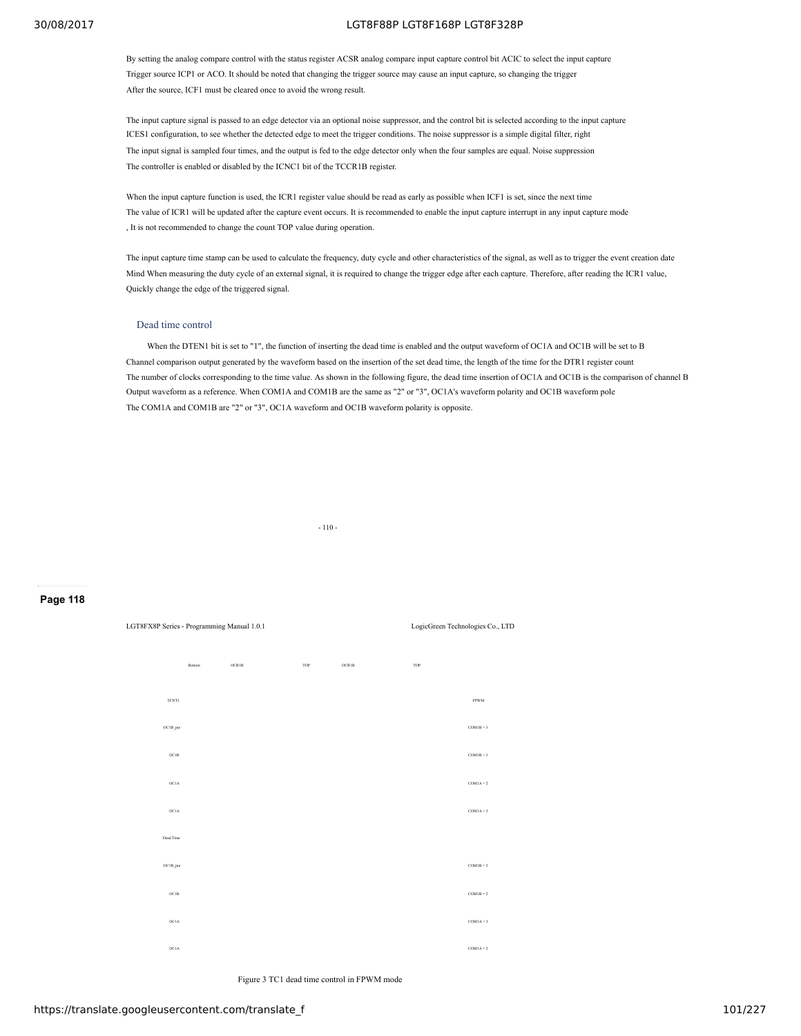By setting the analog compare control with the status register ACSR analog compare input capture control bit ACIC to select the input capture Trigger source ICP1 or ACO. It should be noted that changing the trigger source may cause an input capture, so changing the trigger After the source, ICF1 must be cleared once to avoid the wrong result.

The input capture signal is passed to an edge detector via an optional noise suppressor, and the control bit is selected according to the input capture ICES1 configuration, to see whether the detected edge to meet the trigger conditions. The noise suppressor is a simple digital filter, right The input signal is sampled four times, and the output is fed to the edge detector only when the four samples are equal. Noise suppression The controller is enabled or disabled by the ICNC1 bit of the TCCR1B register.

When the input capture function is used, the ICR1 register value should be read as early as possible when ICF1 is set, since the next time The value of ICR1 will be updated after the capture event occurs. It is recommended to enable the input capture interrupt in any input capture mode , It is not recommended to change the count TOP value during operation.

The input capture time stamp can be used to calculate the frequency, duty cycle and other characteristics of the signal, as well as to trigger the event creation date Mind When measuring the duty cycle of an external signal, it is required to change the trigger edge after each capture. Therefore, after reading the ICR1 value, Quickly change the edge of the triggered signal.

### Dead time control

When the DTEN1 bit is set to "1", the function of inserting the dead time is enabled and the output waveform of OC1A and OC1B will be set to B Channel comparison output generated by the waveform based on the insertion of the set dead time, the length of the time for the DTR1 register count The number of clocks corresponding to the time value. As shown in the following figure, the dead time insertion of OC1A and OC1B is the comparison of channel B Output waveform as a reference. When COM1A and COM1B are the same as "2" or "3", OC1A's waveform polarity and OC1B waveform pole The COM1A and COM1B are "2" or "3", OC1A waveform and OC1B waveform polarity is opposite.

Bottom OCR1B TOP OCR1B TOP

TCNT1 FPWM

OC1B_pre COM1B = 3

OC1B COM1B = 3

OC1A COM1A = 2

OC1A COM1A = 3

Dead Time

OC1B_pre COM1B = 2

OC1B COM1B = 2

OC1A COM1A = 3

OC1A COM1A = 2

Figure 3 TC1 dead time control in FPWM mode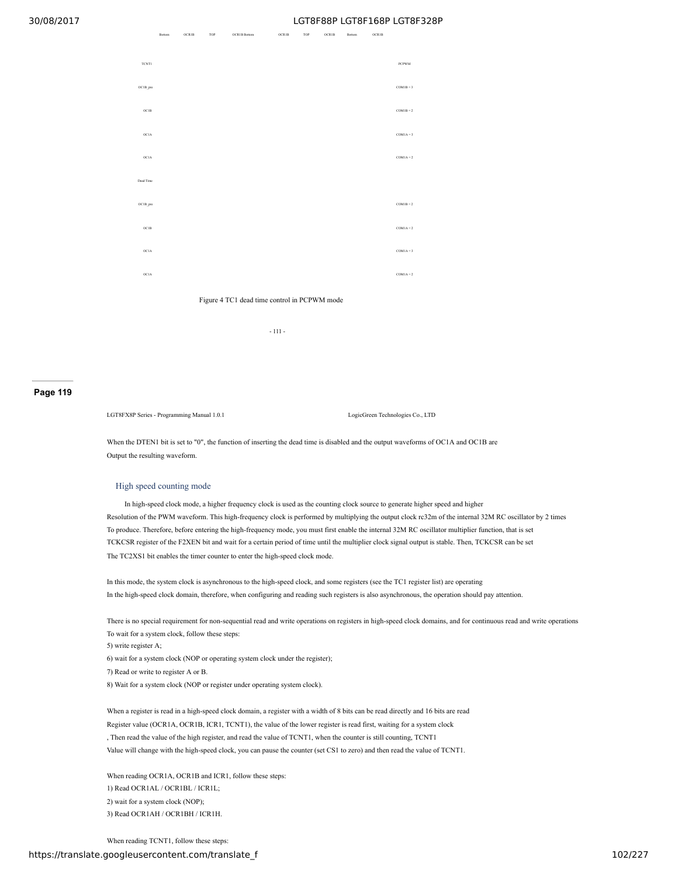Bottom OCR1B TOP OCR1B Bottom OCR1B TOP OCR1B Bottom OCR1B

TCNT1 PCPWM

OC1B_pre COM1B = 3

OC1B COM1B = 2

OC1A COM1A = 3

OC1A COM1A = 2

Dead Time

OC1B_pre COM1B = 2

OC1B COM1A = 2

OC1A COM1A = 3

OC1A COM1A = 2

Figure 4 TC1 dead time control in PCPWM mode

- 111 -

Page 119

LGT8FX8P Series - Programming Manual 1.0.1 LogicGreen Technologies Co., LTD

When the DTEN1 bit is set to "0", the function of inserting the dead time is disabled and the output waveforms of OC1A and OC1B are Output the resulting waveform.

### High speed counting mode

In high-speed clock mode, a higher frequency clock is used as the counting clock source to generate higher speed and higher Resolution of the PWM waveform. This high-frequency clock is performed by multiplying the output clock rc32m of the internal 32M RC oscillator by 2 times To produce. Therefore, before entering the high-frequency mode, you must first enable the internal 32M RC oscillator multiplier function, that is set TCKCSR register of the F2XEN bit and wait for a certain period of time until the multiplier clock signal output is stable. Then, TCKCSR can be set The TC2XS1 bit enables the timer counter to enter the high-speed clock mode.

In this mode, the system clock is asynchronous to the high-speed clock, and some registers (see the TC1 register list) are operating In the high-speed clock domain, therefore, when configuring and reading such registers is also asynchronous, the operation should pay attention.

There is no special requirement for non-sequential read and write operations on registers in high-speed clock domains, and for continuous read and write operations To wait for a system clock, follow these steps:

5) write register A;

6) wait for a system clock (NOP or operating system clock under the register);

7) Read or write to register A or B.

8) Wait for a system clock (NOP or register under operating system clock).

When a register is read in a high-speed clock domain, a register with a width of 8 bits can be read directly and 16 bits are read Register value (OCR1A, OCR1B, ICR1, TCNT1), the value of the lower register is read first, waiting for a system clock , Then read the value of the high register, and read the value of TCNT1, when the counter is still counting, TCNT1 Value will change with the high-speed clock, you can pause the counter (set CS1 to zero) and then read the value of TCNT1.

When reading OCR1A, OCR1B and ICR1, follow these steps:

1) Read OCR1AL / OCR1BL / ICR1L;

2) wait for a system clock (NOP);

3) Read OCR1AH / OCR1BH / ICR1H.

When reading TCNT1, follow these steps: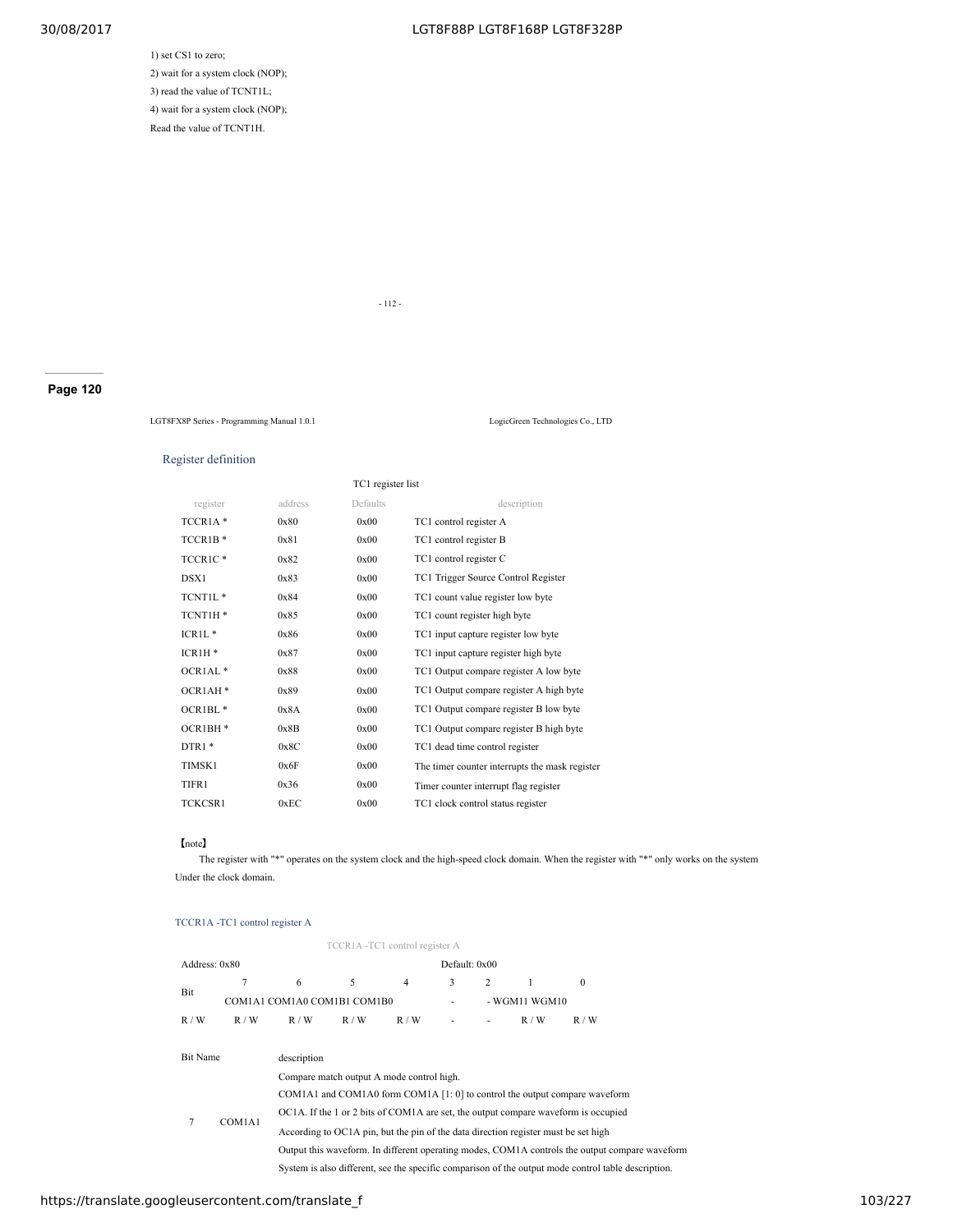1) set CS1 to zero;

2) wait for a system clock (NOP);

3) read the value of TCNT1L;

4) wait for a system clock (NOP);

Read the value of TCNT1H.

## Register definition

TC1 register list

| register | address | Defaults | description |
|---|---|---|---|
| TCCR1A * | 0x80 | 0x00 | TC1 control register A |
| TCCR1B * | 0x81 | 0x00 | TC1 control register B |
| TCCR1C * | 0x82 | 0x00 | TC1 control register C |
| DSX1 | 0x83 | 0x00 | TC1 Trigger Source Control Register |
| TCNT1L * | 0x84 | 0x00 | TC1 count value register low byte |
| TCNT1H * | 0x85 | 0x00 | TC1 count register high byte |
| ICR1L * | 0x86 | 0x00 | TC1 input capture register low byte |
| ICR1H * | 0x87 | 0x00 | TC1 input capture register high byte |
| OCR1AL * | 0x88 | 0x00 | TC1 Output compare register A low byte |
| OCR1AH * | 0x89 | 0x00 | TC1 Output compare register A high byte |
| OCR1BL * | 0x8A | 0x00 | TC1 Output compare register B low byte |
| OCR1BH * | 0x8B | 0x00 | TC1 Output compare register B high byte |
| DTR1 * | 0x8C | 0x00 | TC1 dead time control register |
| TIMSK1 | 0x6F | 0x00 | The timer counter interrupts the mask register |
| TIFR1 | 0x36 | 0x00 | Timer counter interrupt flag register |
| TCKCSR1 | 0xEC | 0x00 | TC1 clock control status register |

【note】

The register with "*" operates on the system clock and the high-speed clock domain. When the register with "*" only works on the system Under the clock domain.

### TCCR1A -TC1 control register A

TCCR1A -TC1 control register A

| Address: 0x80 | | | | | Default: 0x00 | | | |
|---|---|---|---|---|---|---|---|---|
| Bit | 7 | 6 | 5 | 4 | 3 | 2 | 1 | 0 |
| | COM1A1 | COM1A0 | COM1B1 | COM1B0 | - | - | WGM11 | WGM10 |
| R / W | R / W | R / W | R / W | R / W | - | - | R / W | R / W |

| Bit | Name | description |
|---|---|---|
| 7 | COM1A1 | Compare match output A mode control high. COM1A1 and COM1A0 form COM1A [1: 0] to control the output compare waveform OC1A. If the 1 or 2 bits of COM1A are set, the output compare waveform is occupied According to OC1A pin, but the pin of the data direction register must be set high Output this waveform. In different operating modes, COM1A controls the output compare waveform System is also different, see the specific comparison of the output mode control table description. |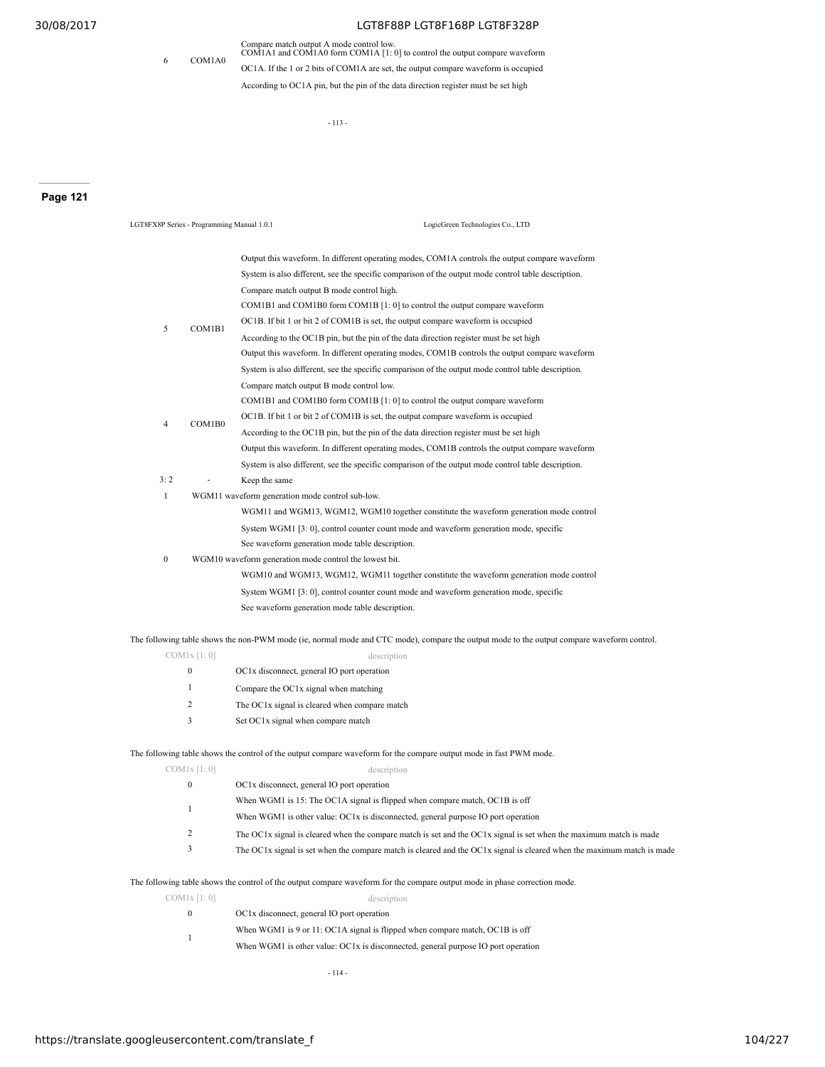| | | |
|---|---|---|
| 6 | COM1A0 | Compare match output A mode control low.<br>COM1A1 and COM1A0 form COM1A [1: 0] to control the output compare waveform<br>OC1A. If the 1 or 2 bits of COM1A are set, the output compare waveform is occupied<br>According to OC1A pin, but the pin of the data direction register must be set high |

- 113 -

**Page 121**

LGT8FX8P Series - Programming Manual 1.0.1 LogicGreen Technologies Co., LTD

| | | |
|---|---|---|
| | | Output this waveform. In different operating modes, COM1A controls the output compare waveform<br>System is also different, see the specific comparison of the output mode control table description. |
| 5 | COM1B1 | Compare match output B mode control high.<br>COM1B1 and COM1B0 form COM1B [1: 0] to control the output compare waveform<br>OC1B. If bit 1 or bit 2 of COM1B is set, the output compare waveform is occupied<br>According to the OC1B pin, but the pin of the data direction register must be set high<br>Output this waveform. In different operating modes, COM1B controls the output compare waveform<br>System is also different, see the specific comparison of the output mode control table description. |
| 4 | COM1B0 | Compare match output B mode control low.<br>COM1B1 and COM1B0 form COM1B [1: 0] to control the output compare waveform<br>OC1B. If bit 1 or bit 2 of COM1B is set, the output compare waveform is occupied<br>According to the OC1B pin, but the pin of the data direction register must be set high<br>Output this waveform. In different operating modes, COM1B controls the output compare waveform<br>System is also different, see the specific comparison of the output mode control table description. |
| 3: 2 | - | Keep the same |
| 1 | WGM11 | waveform generation mode control sub-low.<br>WGM11 and WGM13, WGM12, WGM10 together constitute the waveform generation mode control<br>System WGM1 [3: 0], control counter count mode and waveform generation mode, specific<br>See waveform generation mode table description. |
| 0 | WGM10 | waveform generation mode control the lowest bit.<br>WGM10 and WGM13, WGM12, WGM11 together constitute the waveform generation mode control<br>System WGM1 [3: 0], control counter count mode and waveform generation mode, specific<br>See waveform generation mode table description. |

The following table shows the non-PWM mode (ie, normal mode and CTC mode), compare the output mode to the output compare waveform control.

| COM1x [1: 0] | description |
|---|---|
| 0 | OC1x disconnect, general IO port operation |
| 1 | Compare the OC1x signal when matching |
| 2 | The OC1x signal is cleared when compare match |
| 3 | Set OC1x signal when compare match |

The following table shows the control of the output compare waveform for the compare output mode in fast PWM mode.

| COM1x [1: 0] | description |
|---|---|
| 0 | OC1x disconnect, general IO port operation |
| 1 | When WGM1 is 15: The OC1A signal is flipped when compare match, OC1B is off<br>When WGM1 is other value: OC1x is disconnected, general purpose IO port operation |
| 2 | The OC1x signal is cleared when the compare match is set and the OC1x signal is set when the maximum match is made |
| 3 | The OC1x signal is set when the compare match is cleared and the OC1x signal is cleared when the maximum match is made |

The following table shows the control of the output compare waveform for the compare output mode in phase correction mode.

| COM1x [1: 0] | description |
|---|---|
| 0 | OC1x disconnect, general IO port operation |
| 1 | When WGM1 is 9 or 11: OC1A signal is flipped when compare match, OC1B is off<br>When WGM1 is other value: OC1x is disconnected, general purpose IO port operation |

- 114 -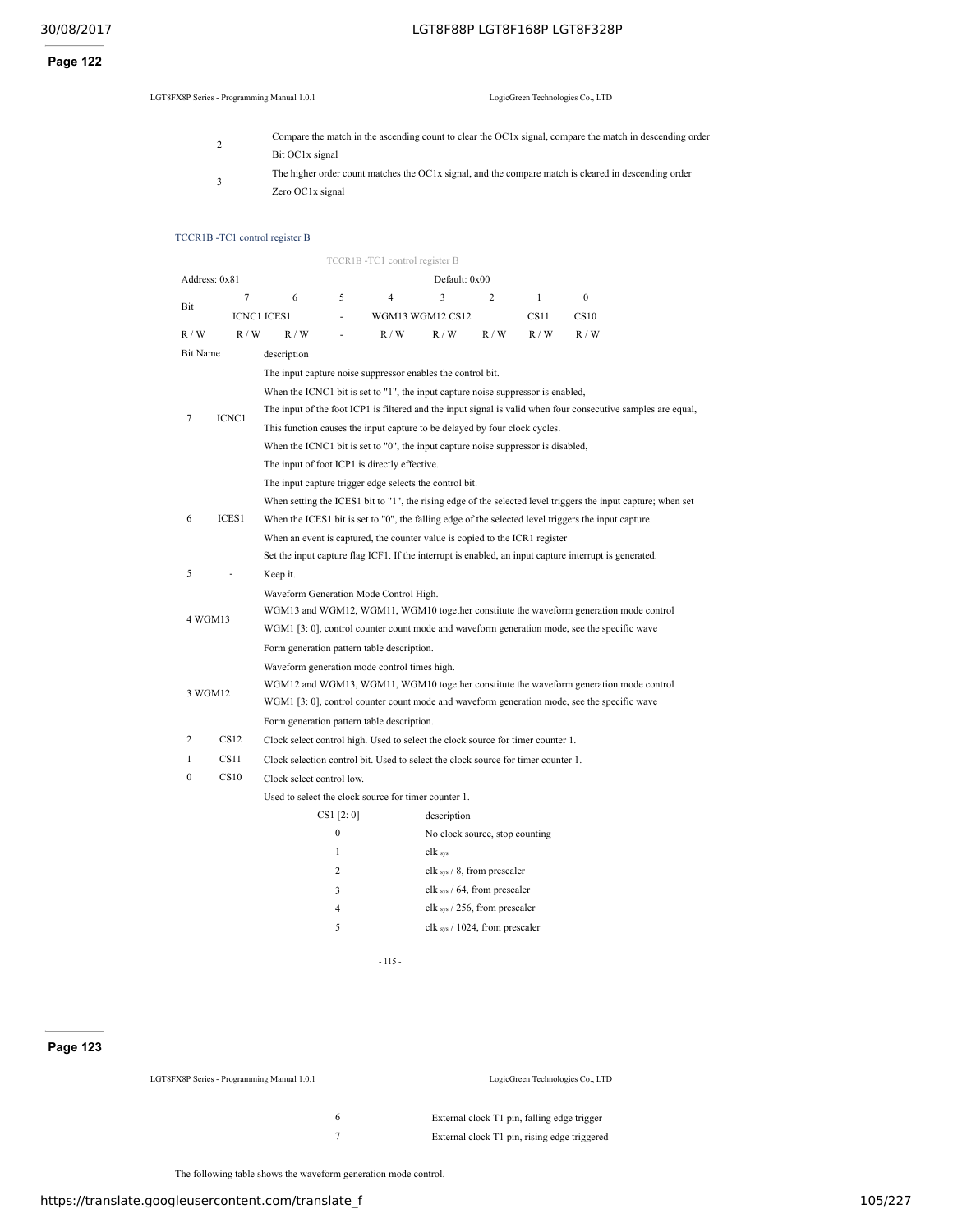| | |
|---|---|
| 2 | Compare the match in the ascending count to clear the OC1x signal, compare the match in descending order Bit OC1x signal |
| 3 | The higher order count matches the OC1x signal, and the compare match is cleared in descending order Zero OC1x signal |

### TCCR1B -TC1 control register B

TCCR1B -TC1 control register B

| Address: 0x81 | | | | Default: 0x00 | | | | |
|---|---|---|---|---|---|---|---|---|
| Bit | 7 | 6 | 5 | 4 | 3 | 2 | 1 | 0 |
| | ICNC1 | ICES1 | - | WGM13 | WGM12 | CS12 | CS11 | CS10 |
| R / W | R / W | R / W | - | R / W | R / W | R / W | R / W | R / W |

| Bit | Name | description |
|---|---|---|
| 7 | ICNC1 | The input capture noise suppressor enables the control bit. When the ICNC1 bit is set to "1", the input capture noise suppressor is enabled, The input of the foot ICP1 is filtered and the input signal is valid when four consecutive samples are equal, This function causes the input capture to be delayed by four clock cycles. When the ICNC1 bit is set to "0", the input capture noise suppressor is disabled, The input of foot ICP1 is directly effective. |
| 6 | ICES1 | The input capture trigger edge selects the control bit. When setting the ICES1 bit to "1", the rising edge of the selected level triggers the input capture; when set When the ICES1 bit is set to "0", the falling edge of the selected level triggers the input capture. When an event is captured, the counter value is copied to the ICR1 register Set the input capture flag ICF1. If the interrupt is enabled, an input capture interrupt is generated. |
| 5 | - | Keep it. |
| 4 | WGM13 | Waveform Generation Mode Control High. WGM13 and WGM12, WGM11, WGM10 together constitute the waveform generation mode control WGM1 [3: 0], control counter count mode and waveform generation mode, see the specific wave Form generation pattern table description. |
| 3 | WGM12 | Waveform generation mode control times high. WGM12 and WGM13, WGM11, WGM10 together constitute the waveform generation mode control WGM1 [3: 0], control counter count mode and waveform generation mode, see the specific wave Form generation pattern table description. |
| 2 | CS12 | Clock select control high. Used to select the clock source for timer counter 1. |
| 1 | CS11 | Clock selection control bit. Used to select the clock source for timer counter 1. |
| 0 | CS10 | Clock select control low. Used to select the clock source for timer counter 1. |

| CS1 [2: 0] | description |
|---|---|
| 0 | No clock source, stop counting |
| 1 | $clk_{sys}$ |
| 2 | $clk_{sys}$ / 8, from prescaler |
| 3 | $clk_{sys}$ / 64, from prescaler |
| 4 | $clk_{sys}$ / 256, from prescaler |
| 5 | $clk_{sys}$ / 1024, from prescaler |
| 6 | External clock T1 pin, falling edge trigger |
| 7 | External clock T1 pin, rising edge triggered |

The following table shows the waveform generation mode control.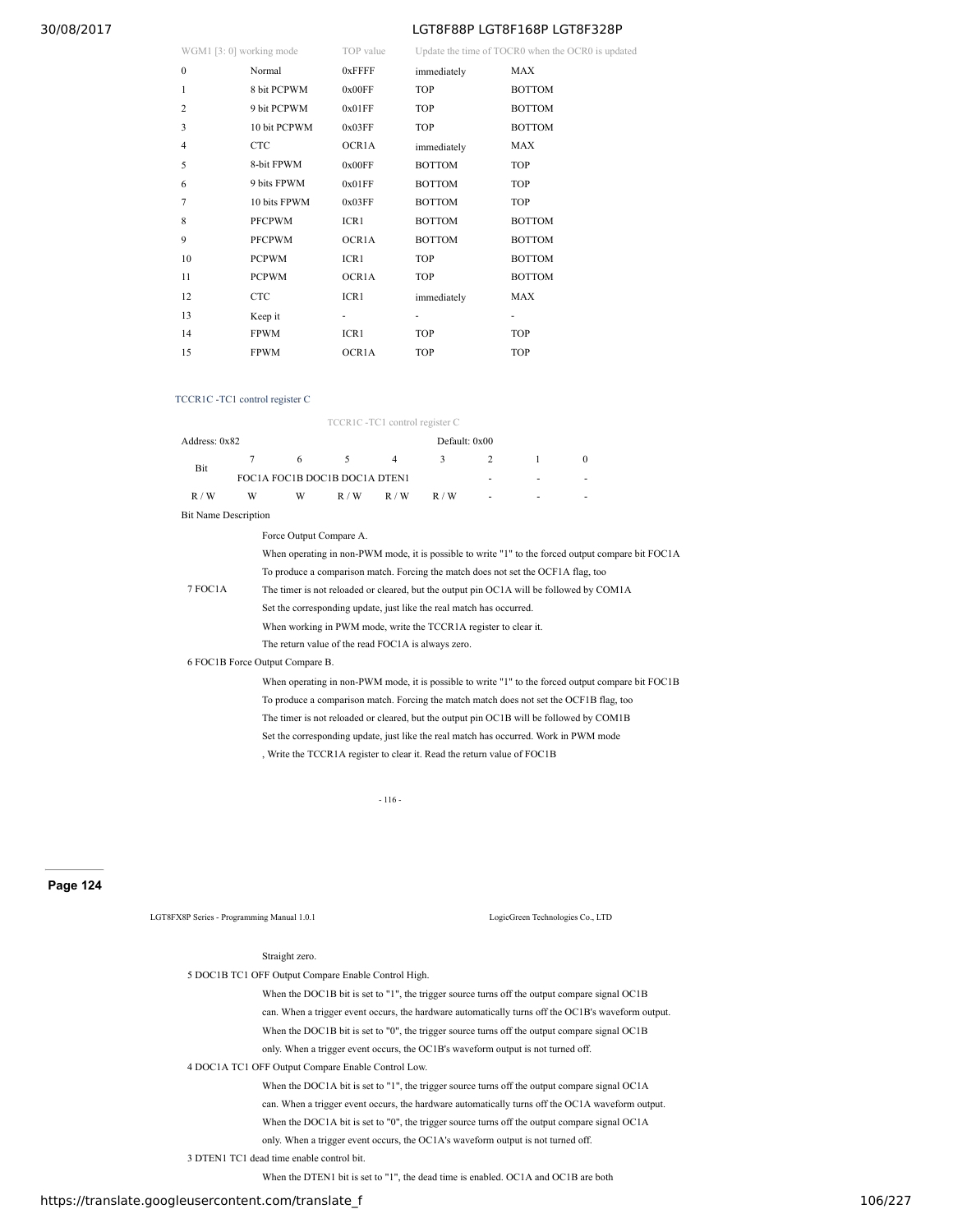| WGM1 [3: 0] working mode | | TOP value | Update the time of TOCR0 when the OCR0 is updated | |
|---|---|---|---|---|
| 0 | Normal | 0xFFFF | immediately | MAX |
| 1 | 8 bit PCPWM | 0x00FF | TOP | BOTTOM |
| 2 | 9 bit PCPWM | 0x01FF | TOP | BOTTOM |
| 3 | 10 bit PCPWM | 0x03FF | TOP | BOTTOM |
| 4 | CTC | OCR1A | immediately | MAX |
| 5 | 8-bit FPWM | 0x00FF | BOTTOM | TOP |
| 6 | 9 bits FPWM | 0x01FF | BOTTOM | TOP |
| 7 | 10 bits FPWM | 0x03FF | BOTTOM | TOP |
| 8 | PFCPWM | ICR1 | BOTTOM | BOTTOM |
| 9 | PFCPWM | OCR1A | BOTTOM | BOTTOM |
| 10 | PCPWM | ICR1 | TOP | BOTTOM |
| 11 | PCPWM | OCR1A | TOP | BOTTOM |
| 12 | CTC | ICR1 | immediately | MAX |
| 13 | Keep it | - | - | - |
| 14 | FPWM | ICR1 | TOP | TOP |
| 15 | FPWM | OCR1A | TOP | TOP |

### TCCR1C -TC1 control register C

TCCR1C -TC1 control register C

| Address: 0x82 | | | | | Default: 0x00 | | | |
|---|---|---|---|---|---|---|---|---|
| Bit | 7 | 6 | 5 | 4 | 3 | 2 | 1 | 0 |
| | FOC1A | FOC1B | DOC1B | DOC1A | DTEN1 | - | - | - |
| R / W | W | W | R / W | R / W | R / W | - | - | - |

Bit Name Description

7 FOC1A

Force Output Compare A.

When operating in non-PWM mode, it is possible to write "1" to the forced output compare bit FOC1A To produce a comparison match. Forcing the match does not set the OCF1A flag, too The timer is not reloaded or cleared, but the output pin OC1A will be followed by COM1A Set the corresponding update, just like the real match has occurred.

When working in PWM mode, write the TCCR1A register to clear it.

The return value of the read FOC1A is always zero.

6 FOC1B Force Output Compare B.

When operating in non-PWM mode, it is possible to write "1" to the forced output compare bit FOC1B To produce a comparison match. Forcing the match match does not set the OCF1B flag, too The timer is not reloaded or cleared, but the output pin OC1B will be followed by COM1B Set the corresponding update, just like the real match has occurred. Work in PWM mode , Write the TCCR1A register to clear it. Read the return value of FOC1B Straight zero.

5 DOC1B TC1 OFF Output Compare Enable Control High.

When the DOC1B bit is set to "1", the trigger source turns off the output compare signal OC1B can. When a trigger event occurs, the hardware automatically turns off the OC1B's waveform output. When the DOC1B bit is set to "0", the trigger source turns off the output compare signal OC1B only. When a trigger event occurs, the OC1B's waveform output is not turned off.

4 DOC1A TC1 OFF Output Compare Enable Control Low.

When the DOC1A bit is set to "1", the trigger source turns off the output compare signal OC1A can. When a trigger event occurs, the hardware automatically turns off the OC1A waveform output. When the DOC1A bit is set to "0", the trigger source turns off the output compare signal OC1A only. When a trigger event occurs, the OC1A's waveform output is not turned off.

3 DTEN1 TC1 dead time enable control bit.

When the DTEN1 bit is set to "1", the dead time is enabled. OC1A and OC1B are both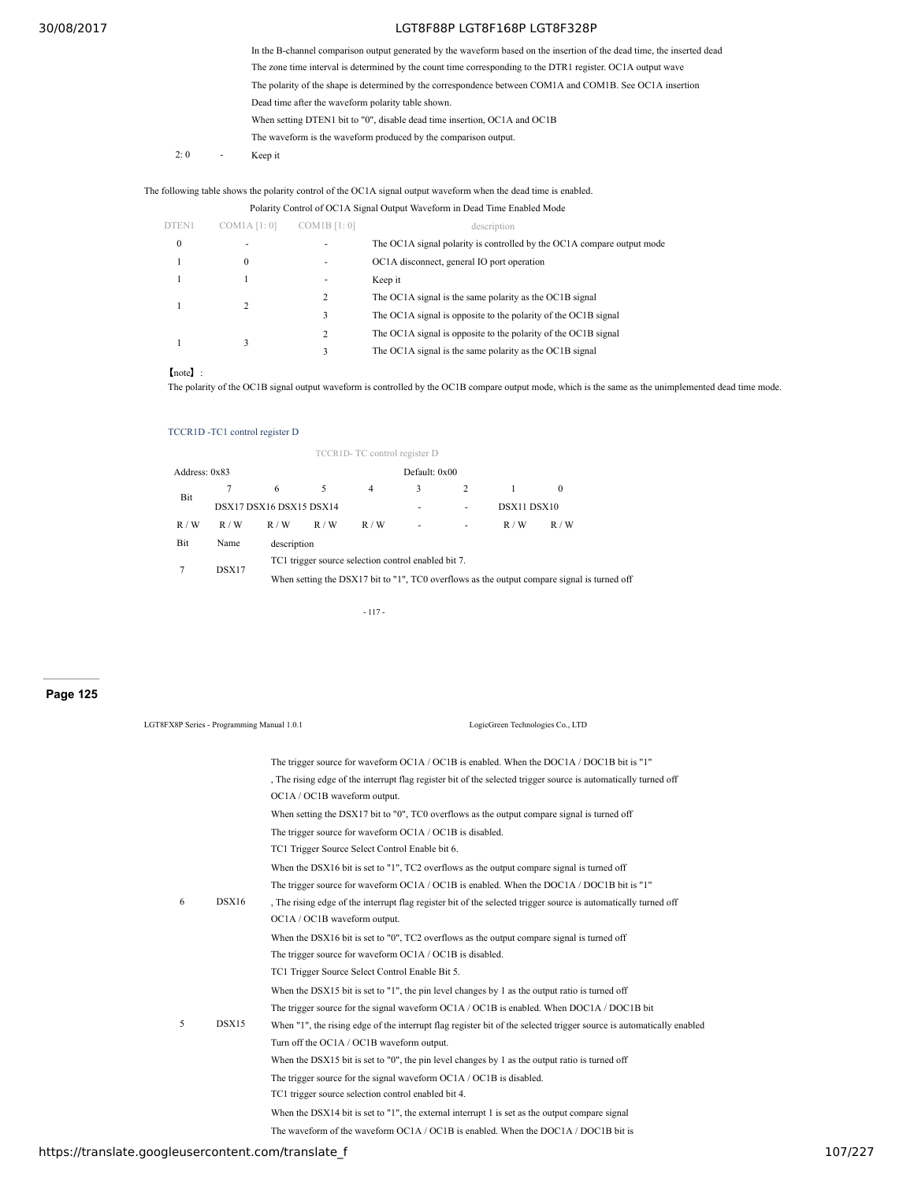In the B-channel comparison output generated by the waveform based on the insertion of the dead time, the inserted dead

The zone time interval is determined by the count time corresponding to the DTR1 register. OC1A output wave

The polarity of the shape is determined by the correspondence between COM1A and COM1B. See OC1A insertion

Dead time after the waveform polarity table shown.

When setting DTEN1 bit to "0", disable dead time insertion, OC1A and OC1B

The waveform is the waveform produced by the comparison output.

| 2: 0 | - | Keep it |
|---|---|---|

The following table shows the polarity control of the OC1A signal output waveform when the dead time is enabled.

Polarity Control of OC1A Signal Output Waveform in Dead Time Enabled Mode

| DTEN1 | COM1A [1: 0] | COM1B [1: 0] | description |
|---|---|---|---|
| 0 | - | - | The OC1A signal polarity is controlled by the OC1A compare output mode |
| 1 | 0 | - | OC1A disconnect, general IO port operation |
| 1 | 1 | - | Keep it |
| 1 | 2 | 2 | The OC1A signal is the same polarity as the OC1B signal |
| | | 3 | The OC1A signal is opposite to the polarity of the OC1B signal |
| 1 | 3 | 2 | The OC1A signal is opposite to the polarity of the OC1B signal |
| | | 3 | The OC1A signal is the same polarity as the OC1B signal |

【note】:

The polarity of the OC1B signal output waveform is controlled by the OC1B compare output mode, which is the same as the unimplemented dead time mode.

### TCCR1D -TC1 control register D

TCCR1D- TC control register D

| Address: 0x83 | | | | | Default: 0x00 | | | |
|---|---|---|---|---|---|---|---|---|
| Bit | 7 | 6 | 5 | 4 | 3 | 2 | 1 | 0 |
| | DSX17 | DSX16 | DSX15 | DSX14 | - | - | DSX11 | DSX10 |
| R / W | R / W | R / W | R / W | R / W | - | - | R / W | R / W |

| Bit | Name | description |
|---|---|---|
| 7 | DSX17 | TC1 trigger source selection control enabled bit 7.<br>When setting the DSX17 bit to "1", TC0 overflows as the output compare signal is turned off<br>The trigger source for waveform OC1A / OC1B is enabled. When the DOC1A / DOC1B bit is "1"<br>, The rising edge of the interrupt flag register bit of the selected trigger source is automatically turned off<br>OC1A / OC1B waveform output.<br>When setting the DSX17 bit to "0", TC0 overflows as the output compare signal is turned off<br>The trigger source for waveform OC1A / OC1B is disabled. |
| 6 | DSX16 | TC1 Trigger Source Select Control Enable bit 6.<br>When the DSX16 bit is set to "1", TC2 overflows as the output compare signal is turned off<br>The trigger source for waveform OC1A / OC1B is enabled. When the DOC1A / DOC1B bit is "1"<br>, The rising edge of the interrupt flag register bit of the selected trigger source is automatically turned off<br>OC1A / OC1B waveform output.<br>When the DSX16 bit is set to "0", TC2 overflows as the output compare signal is turned off<br>The trigger source for waveform OC1A / OC1B is disabled. |
| 5 | DSX15 | TC1 Trigger Source Select Control Enable Bit 5.<br>When the DSX15 bit is set to "1", the pin level changes by 1 as the output ratio is turned off<br>The trigger source for the signal waveform OC1A / OC1B is enabled. When DOC1A / DOC1B bit<br>When "1", the rising edge of the interrupt flag register bit of the selected trigger source is automatically enabled<br>Turn off the OC1A / OC1B waveform output.<br>When the DSX15 bit is set to "0", the pin level changes by 1 as the output ratio is turned off<br>The trigger source for the signal waveform OC1A / OC1B is disabled. |
| | | TC1 trigger source selection control enabled bit 4.<br>When the DSX14 bit is set to "1", the external interrupt 1 is set as the output compare signal<br>The waveform of the waveform OC1A / OC1B is enabled. When the DOC1A / DOC1B bit is |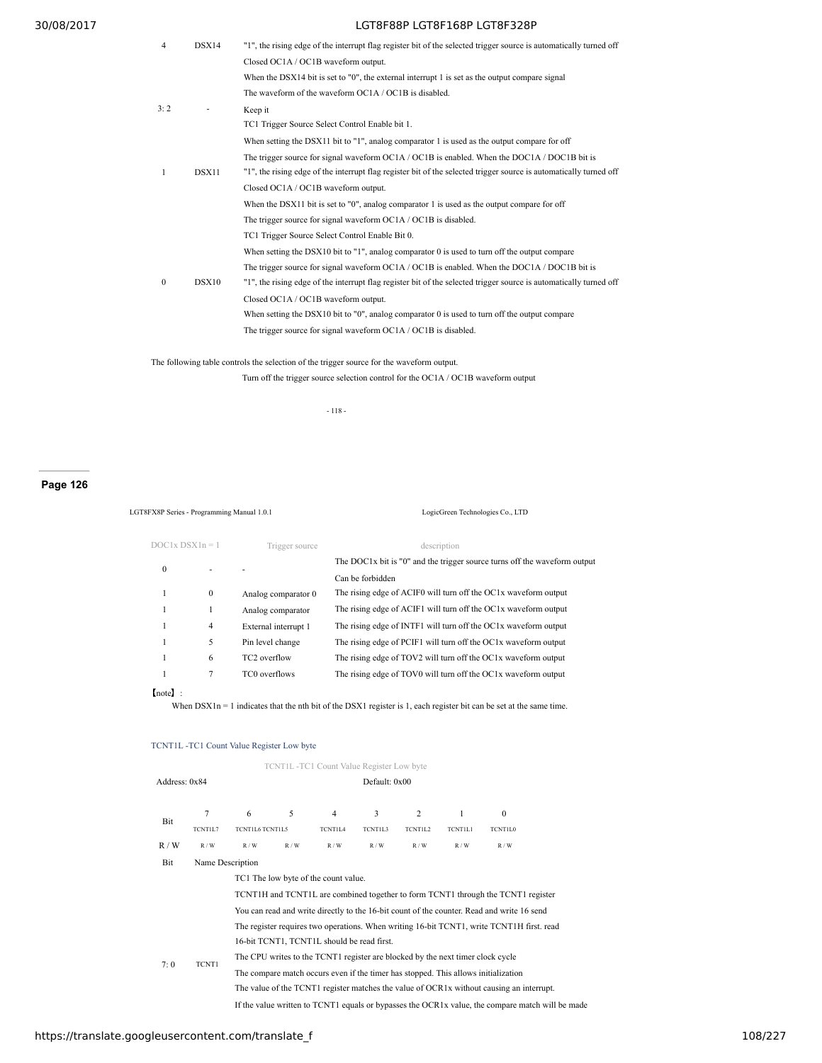| Bit | Name | Description |
|---|---|---|
| 4 | DSX14 | "1", the rising edge of the interrupt flag register bit of the selected trigger source is automatically turned off Closed OC1A / OC1B waveform output. When the DSX14 bit is set to "0", the external interrupt 1 is set as the output compare signal The waveform of the waveform OC1A / OC1B is disabled. |
| 3: 2 | - | Keep it |
| 1 | DSX11 | TC1 Trigger Source Select Control Enable bit 1. When setting the DSX11 bit to "1", analog comparator 1 is used as the output compare for off The trigger source for signal waveform OC1A / OC1B is enabled. When the DOC1A / DOC1B bit is "1", the rising edge of the interrupt flag register bit of the selected trigger source is automatically turned off Closed OC1A / OC1B waveform output. When setting the DSX11 bit to "0", analog comparator 1 is used as the output compare for off The trigger source for signal waveform OC1A / OC1B is disabled. |
| 0 | DSX10 | TC1 Trigger Source Select Control Enable Bit 0. When setting the DSX10 bit to "1", analog comparator 0 is used to turn off the output compare The trigger source for signal waveform OC1A / OC1B is enabled. When the DOC1A / DOC1B bit is "1", the rising edge of the interrupt flag register bit of the selected trigger source is automatically turned off Closed OC1A / OC1B waveform output. When setting the DSX10 bit to "0", analog comparator 0 is used to turn off the output compare The trigger source for signal waveform OC1A / OC1B is disabled. |

The following table controls the selection of the trigger source for the waveform output.

Turn off the trigger source selection control for the OC1A / OC1B waveform output

| DOC1x | DSX1n = 1 | Trigger source | description |
|---|---|---|---|
| 0 | - | - | The DOC1x bit is "0" and the trigger source turns off the waveform output Can be forbidden |
| 1 | 0 | Analog comparator 0 | The rising edge of ACIF0 will turn off the OC1x waveform output |
| 1 | 1 | Analog comparator | The rising edge of ACIF1 will turn off the OC1x waveform output |
| 1 | 4 | External interrupt 1 | The rising edge of INTF1 will turn off the OC1x waveform output |
| 1 | 5 | Pin level change | The rising edge of PCIF1 will turn off the OC1x waveform output |
| 1 | 6 | TC2 overflow | The rising edge of TOV2 will turn off the OC1x waveform output |
| 1 | 7 | TC0 overflows | The rising edge of TOV0 will turn off the OC1x waveform output |

【note】:

When DSX1n = 1 indicates that the nth bit of the DSX1 register is 1, each register bit can be set at the same time.

### TCNT1L -TC1 Count Value Register Low byte

TCNT1L -TC1 Count Value Register Low byte

Address: 0x84 Default: 0x00

| Bit | 7 | 6 | 5 | 4 | 3 | 2 | 1 | 0 |
|---|---|---|---|---|---|---|---|---|
| | TCNT1L7 | TCNT1L6 | TCNT1L5 | TCNT1L4 | TCNT1L3 | TCNT1L2 | TCNT1L1 | TCNT1L0 |
| R / W | R / W | R / W | R / W | R / W | R / W | R / W | R / W | R / W |

| Bit | Name | Description |
|---|---|---|
| 7: 0 | TCNT1 | TC1 The low byte of the count value. TCNT1H and TCNT1L are combined together to form TCNT1 through the TCNT1 register You can read and write directly to the 16-bit count of the counter. Read and write 16 send The register requires two operations. When writing 16-bit TCNT1, write TCNT1H first. read 16-bit TCNT1, TCNT1L should be read first. The CPU writes to the TCNT1 register are blocked by the next timer clock cycle The compare match occurs even if the timer has stopped. This allows initialization The value of the TCNT1 register matches the value of OCR1x without causing an interrupt. If the value written to TCNT1 equals or bypasses the OCR1x value, the compare match will be made |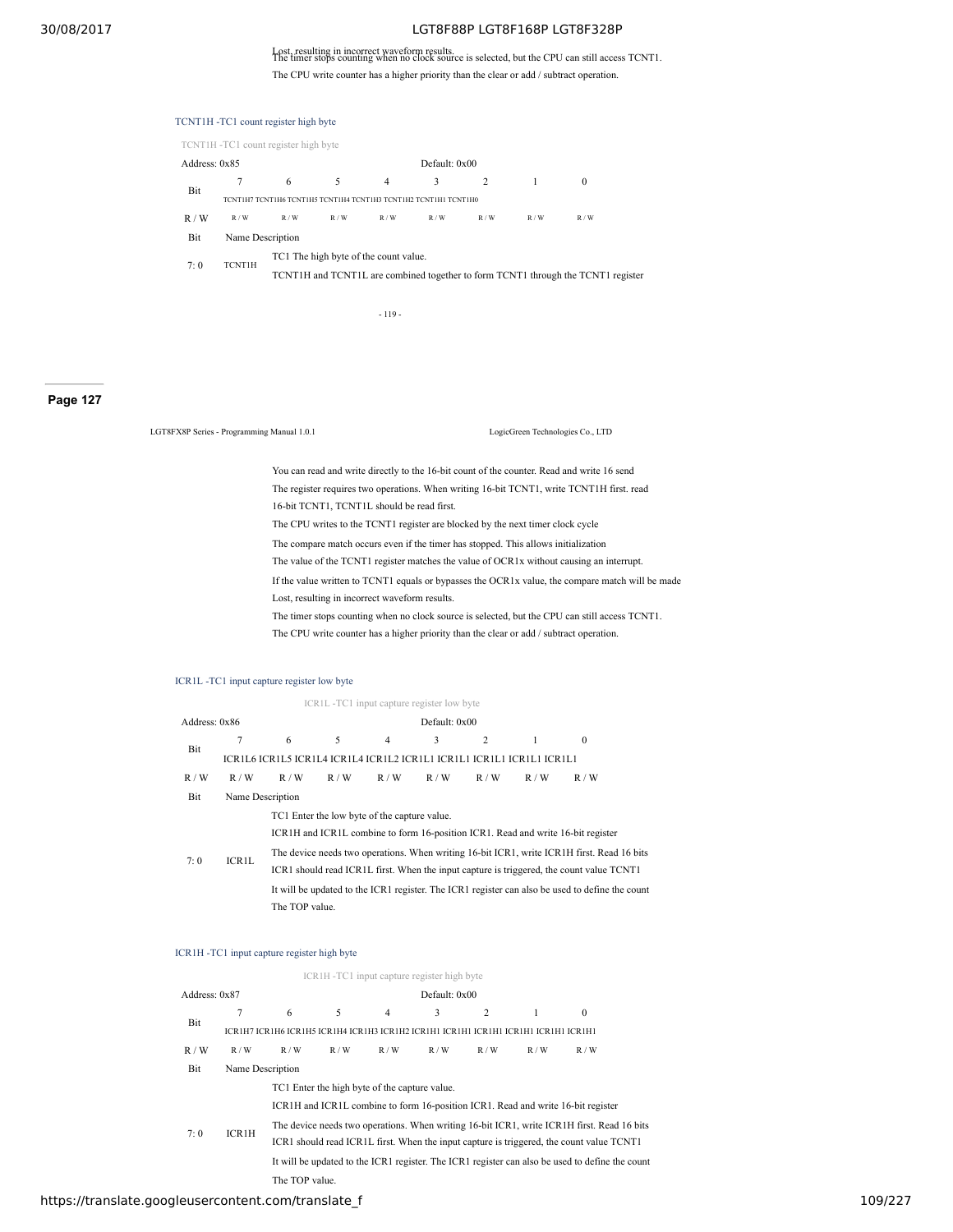Lost, resulting in incorrect waveform results.
The timer stops counting when no clock source is selected, but the CPU can still access TCNT1.

The CPU write counter has a higher priority than the clear or add / subtract operation.

### TCNT1H -TC1 count register high byte

TCNT1H -TC1 count register high byte

| Address: 0x85 | | | | | Default: 0x00 | | | |
|---|---|---|---|---|---|---|---|---|
| Bit | 7 | 6 | 5 | 4 | 3 | 2 | 1 | 0 |
| | TCNT1H7 | TCNT1H6 | TCNT1H5 | TCNT1H4 | TCNT1H3 | TCNT1H2 | TCNT1H1 | TCNT1H0 |
| R / W | R / W | R / W | R / W | R / W | R / W | R / W | R / W | R / W |

| Bit | Name | Description |
|---|---|---|
| 7: 0 | TCNT1H | TC1 The high byte of the count value. TCNT1H and TCNT1L are combined together to form TCNT1 through the TCNT1 register |

- 119 -

LGT8FX8P Series - Programming Manual 1.0.1 LogicGreen Technologies Co., LTD

You can read and write directly to the 16-bit count of the counter. Read and write 16 send
The register requires two operations. When writing 16-bit TCNT1, write TCNT1H first. read
16-bit TCNT1, TCNT1L should be read first.
The CPU writes to the TCNT1 register are blocked by the next timer clock cycle
The compare match occurs even if the timer has stopped. This allows initialization
The value of the TCNT1 register matches the value of OCR1x without causing an interrupt.
If the value written to TCNT1 equals or bypasses the OCR1x value, the compare match will be made
Lost, resulting in incorrect waveform results.
The timer stops counting when no clock source is selected, but the CPU can still access TCNT1.
The CPU write counter has a higher priority than the clear or add / subtract operation.

### ICR1L -TC1 input capture register low byte

ICR1L -TC1 input capture register low byte

| Address: 0x86 | | | | | Default: 0x00 | | | |
|---|---|---|---|---|---|---|---|---|
| Bit | 7 | 6 | 5 | 4 | 3 | 2 | 1 | 0 |
| | ICR1L6 | ICR1L5 | ICR1L4 | ICR1L4 | ICR1L2 | ICR1L1 | ICR1L1 | ICR1L1 | ICR1L1 ICR1L1 |
| R / W | R / W | R / W | R / W | R / W | R / W | R / W | R / W | R / W |

| Bit | Name | Description |
|---|---|---|
| 7: 0 | ICR1L | TC1 Enter the low byte of the capture value. ICR1H and ICR1L combine to form 16-position ICR1. Read and write 16-bit register The device needs two operations. When writing 16-bit ICR1, write ICR1H first. Read 16 bits ICR1 should read ICR1L first. When the input capture is triggered, the count value TCNT1 It will be updated to the ICR1 register. The ICR1 register can also be used to define the count The TOP value. |

### ICR1H -TC1 input capture register high byte

ICR1H -TC1 input capture register high byte

| Address: 0x87 | | | | | Default: 0x00 | | | |
|---|---|---|---|---|---|---|---|---|
| Bit | 7 | 6 | 5 | 4 | 3 | 2 | 1 | 0 |
| | ICR1H7 | ICR1H6 | ICR1H5 | ICR1H4 | ICR1H3 | ICR1H2 | ICR1H1 | ICR1H1 ICR1H1 ICR1H1 ICR1H1 ICR1H1 |
| R / W | R / W | R / W | R / W | R / W | R / W | R / W | R / W | R / W |

| Bit | Name | Description |
|---|---|---|
| 7: 0 | ICR1H | TC1 Enter the high byte of the capture value. ICR1H and ICR1L combine to form 16-position ICR1. Read and write 16-bit register The device needs two operations. When writing 16-bit ICR1, write ICR1H first. Read 16 bits ICR1 should read ICR1L first. When the input capture is triggered, the count value TCNT1 It will be updated to the ICR1 register. The ICR1 register can also be used to define the count The TOP value. |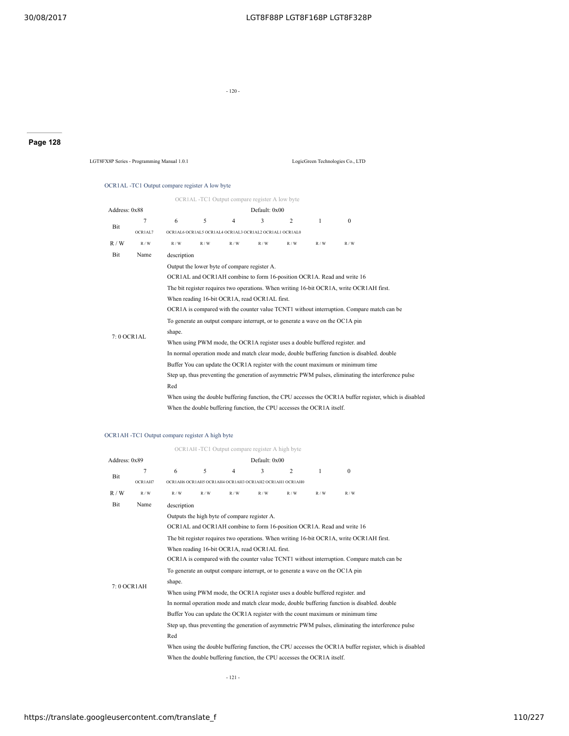## OCR1AL -TC1 Output compare register A low byte

OCR1AL -TC1 Output compare register A low byte

| Address: 0x88 | | | | Default: 0x00 | | | | |
|---|---|---|---|---|---|---|---|---|
| Bit | 7 | 6 | 5 | 4 | 3 | 2 | 1 | 0 |
| | OCR1AL7 | OCR1AL6 | OCR1AL5 | OCR1AL4 | OCR1AL3 | OCR1AL2 | OCR1AL1 | OCR1AL0 |
| R / W | R / W | R / W | R / W | R / W | R / W | R / W | R / W | R / W |

| Bit | Name | description |
|---|---|---|
| 7: 0 | OCR1AL | Output the lower byte of compare register A.<br>OCR1AL and OCR1AH combine to form 16-position OCR1A. Read and write 16<br>The bit register requires two operations. When writing 16-bit OCR1A, write OCR1AH first.<br>When reading 16-bit OCR1A, read OCR1AL first.<br>OCR1A is compared with the counter value TCNT1 without interruption. Compare match can be<br>To generate an output compare interrupt, or to generate a wave on the OC1A pin<br>shape.<br>When using PWM mode, the OCR1A register uses a double buffered register. and<br>In normal operation mode and match clear mode, double buffering function is disabled. double<br>Buffer You can update the OCR1A register with the count maximum or minimum time<br>Step up, thus preventing the generation of asymmetric PWM pulses, eliminating the interference pulse<br>Red<br>When using the double buffering function, the CPU accesses the OCR1A buffer register, which is disabled<br>When the double buffering function, the CPU accesses the OCR1A itself. |

## OCR1AH -TC1 Output compare register A high byte

OCR1AH -TC1 Output compare register A high byte

| Address: 0x89 | | | | Default: 0x00 | | | | |
|---|---|---|---|---|---|---|---|---|
| Bit | 7 | 6 | 5 | 4 | 3 | 2 | 1 | 0 |
| | OCR1AH7 | OCR1AH6 | OCR1AH5 | OCR1AH4 | OCR1AH3 | OCR1AH2 | OCR1AH1 | OCR1AH0 |
| R / W | R / W | R / W | R / W | R / W | R / W | R / W | R / W | R / W |

| Bit | Name | description |
|---|---|---|
| 7: 0 | OCR1AH | Outputs the high byte of compare register A.<br>OCR1AL and OCR1AH combine to form 16-position OCR1A. Read and write 16<br>The bit register requires two operations. When writing 16-bit OCR1A, write OCR1AH first.<br>When reading 16-bit OCR1A, read OCR1AL first.<br>OCR1A is compared with the counter value TCNT1 without interruption. Compare match can be<br>To generate an output compare interrupt, or to generate a wave on the OC1A pin<br>shape.<br>When using PWM mode, the OCR1A register uses a double buffered register. and<br>In normal operation mode and match clear mode, double buffering function is disabled. double<br>Buffer You can update the OCR1A register with the count maximum or minimum time<br>Step up, thus preventing the generation of asymmetric PWM pulses, eliminating the interference pulse<br>Red<br>When using the double buffering function, the CPU accesses the OCR1A buffer register, which is disabled<br>When the double buffering function, the CPU accesses the OCR1A itself. |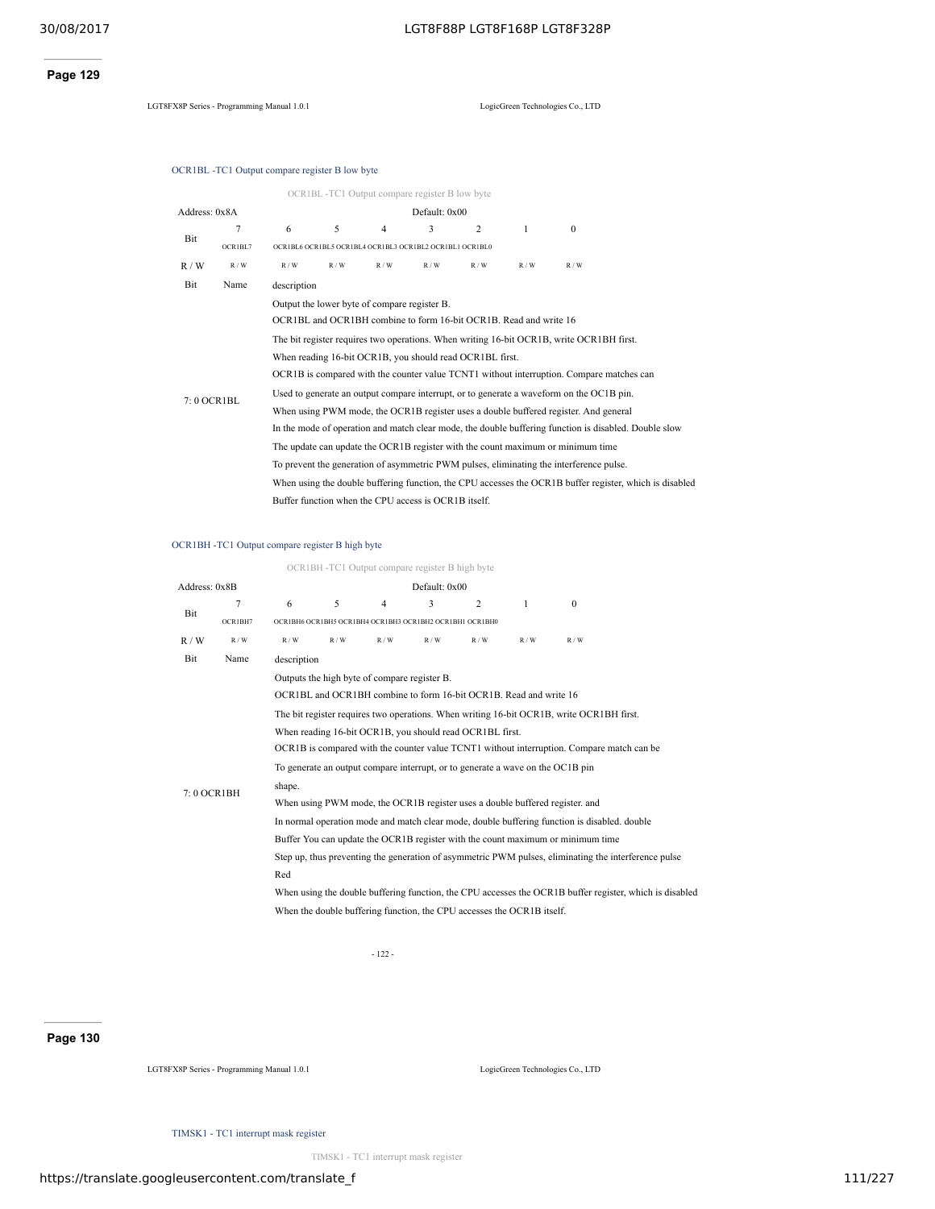## OCR1BL -TC1 Output compare register B low byte

OCR1BL -TC1 Output compare register B low byte

| Address: 0x8A | | | | Default: 0x00 | | | | |
|---|---|---|---|---|---|---|---|---|
| Bit | 7 | 6 | 5 | 4 | 3 | 2 | 1 | 0 |
| | OCR1BL7 | OCR1BL6 | OCR1BL5 | OCR1BL4 | OCR1BL3 | OCR1BL2 | OCR1BL1 | OCR1BL0 |
| R / W | R / W | R / W | R / W | R / W | R / W | R / W | R / W | R / W |

| Bit | Name | description |
|---|---|---|
| 7: 0 | OCR1BL | Output the lower byte of compare register B. OCR1BL and OCR1BH combine to form 16-bit OCR1B. Read and write 16 The bit register requires two operations. When writing 16-bit OCR1B, write OCR1BH first. When reading 16-bit OCR1B, you should read OCR1BL first. OCR1B is compared with the counter value TCNT1 without interruption. Compare matches can Used to generate an output compare interrupt, or to generate a waveform on the OC1B pin. When using PWM mode, the OCR1B register uses a double buffered register. And general In the mode of operation and match clear mode, the double buffering function is disabled. Double slow The update can update the OCR1B register with the count maximum or minimum time To prevent the generation of asymmetric PWM pulses, eliminating the interference pulse. When using the double buffering function, the CPU accesses the OCR1B buffer register, which is disabled Buffer function when the CPU access is OCR1B itself. |

## OCR1BH -TC1 Output compare register B high byte

OCR1BH -TC1 Output compare register B high byte

| Address: 0x8B | | | | Default: 0x00 | | | | |
|---|---|---|---|---|---|---|---|---|
| Bit | 7 | 6 | 5 | 4 | 3 | 2 | 1 | 0 |
| | OCR1BH7 | OCR1BH6 | OCR1BH5 | OCR1BH4 | OCR1BH3 | OCR1BH2 | OCR1BH1 | OCR1BH0 |
| R / W | R / W | R / W | R / W | R / W | R / W | R / W | R / W | R / W |

| Bit | Name | description |
|---|---|---|
| 7: 0 | OCR1BH | Outputs the high byte of compare register B. OCR1BL and OCR1BH combine to form 16-bit OCR1B. Read and write 16 The bit register requires two operations. When writing 16-bit OCR1B, write OCR1BH first. When reading 16-bit OCR1B, you should read OCR1BL first. OCR1B is compared with the counter value TCNT1 without interruption. Compare match can be To generate an output compare interrupt, or to generate a wave on the OC1B pin shape. When using PWM mode, the OCR1B register uses a double buffered register. and In normal operation mode and match clear mode, double buffering function is disabled. double Buffer You can update the OCR1B register with the count maximum or minimum time Step up, thus preventing the generation of asymmetric PWM pulses, eliminating the interference pulse Red When using the double buffering function, the CPU accesses the OCR1B buffer register, which is disabled When the double buffering function, the CPU accesses the OCR1B itself. |

## TIMSK1 - TC1 interrupt mask register

TIMSK1 - TC1 interrupt mask register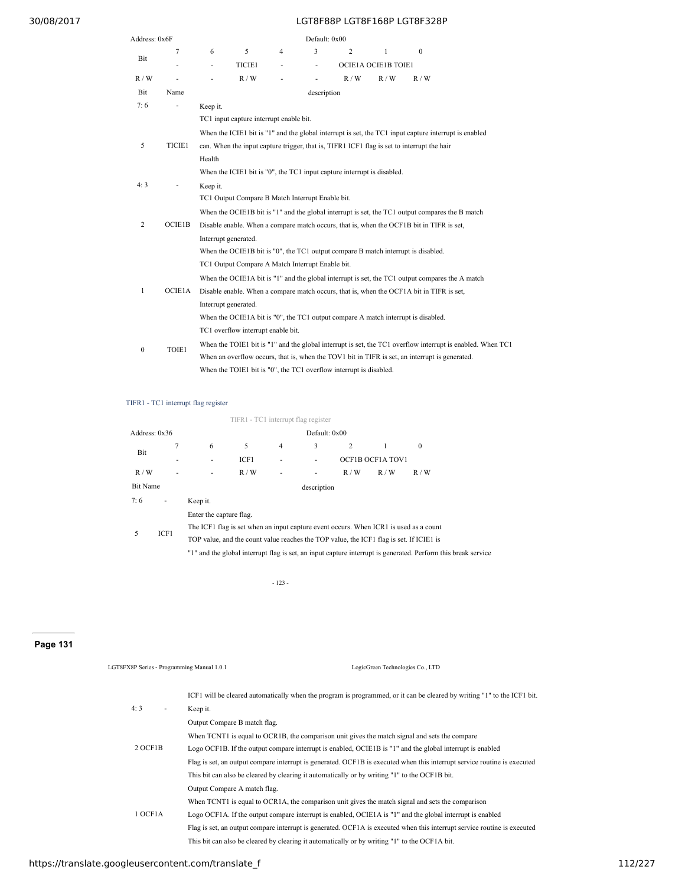| Address: 0x6F | | | | | Default: 0x00 | | | |
|---|---|---|---|---|---|---|---|---|
| Bit | 7 | 6 | 5 | 4 | 3 | 2 | 1 | 0 |
| | - | - | TICIE1 | - | - | OCIE1A | OCIE1B | TOIE1 |
| R / W | - | - | R / W | - | - | R / W | R / W | R / W |

| Bit | Name | description |
|---|---|---|
| 7: 6 | - | Keep it. |
| 5 | TICIE1 | TC1 input capture interrupt enable bit.<br>When the ICIE1 bit is "1" and the global interrupt is set, the TC1 input capture interrupt is enabled can. When the input capture trigger, that is, TIFR1 ICF1 flag is set to interrupt the hair Health<br>When the ICIE1 bit is "0", the TC1 input capture interrupt is disabled. |
| 4: 3 | - | Keep it. |
| 2 | OCIE1B | TC1 Output Compare B Match Interrupt Enable bit.<br>When the OCIE1B bit is "1" and the global interrupt is set, the TC1 output compares the B match Disable enable. When a compare match occurs, that is, when the OCF1B bit in TIFR is set, Interrupt generated.<br>When the OCIE1B bit is "0", the TC1 output compare B match interrupt is disabled. |
| 1 | OCIE1A | TC1 Output Compare A Match Interrupt Enable bit.<br>When the OCIE1A bit is "1" and the global interrupt is set, the TC1 output compares the A match Disable enable. When a compare match occurs, that is, when the OCF1A bit in TIFR is set, Interrupt generated.<br>When the OCIE1A bit is "0", the TC1 output compare A match interrupt is disabled. |
| 0 | TOIE1 | TC1 overflow interrupt enable bit.<br>When the TOIE1 bit is "1" and the global interrupt is set, the TC1 overflow interrupt is enabled. When TC1 When an overflow occurs, that is, when the TOV1 bit in TIFR is set, an interrupt is generated.<br>When the TOIE1 bit is "0", the TC1 overflow interrupt is disabled. |

### TIFR1 - TC1 interrupt flag register

TIFR1 - TC1 interrupt flag register

| Address: 0x36 | | | | | Default: 0x00 | | | |
|---|---|---|---|---|---|---|---|---|
| Bit | 7 | 6 | 5 | 4 | 3 | 2 | 1 | 0 |
| | - | - | ICF1 | - | - | OCF1B | OCF1A | TOV1 |
| R / W | - | - | R / W | - | - | R / W | R / W | R / W |

| Bit | Name | description |
|---|---|---|
| 7: 6 | - | Keep it. |
| 5 | ICF1 | Enter the capture flag.<br>The ICF1 flag is set when an input capture event occurs. When ICR1 is used as a count TOP value, and the count value reaches the TOP value, the ICF1 flag is set. If ICIE1 is "1" and the global interrupt flag is set, an input capture interrupt is generated. Perform this break service ICF1 will be cleared automatically when the program is programmed, or it can be cleared by writing "1" to the ICF1 bit. |
| 4: 3 | - | Keep it. |
| 2 | OCF1B | Output Compare B match flag.<br>When TCNT1 is equal to OCR1B, the comparison unit gives the match signal and sets the compare Logo OCF1B. If the output compare interrupt is enabled, OCIE1B is "1" and the global interrupt is enabled Flag is set, an output compare interrupt is generated. OCF1B is executed when this interrupt service routine is executed This bit can also be cleared by clearing it automatically or by writing "1" to the OCF1B bit. |
| 1 | OCF1A | Output Compare A match flag.<br>When TCNT1 is equal to OCR1A, the comparison unit gives the match signal and sets the comparison Logo OCF1A. If the output compare interrupt is enabled, OCIE1A is "1" and the global interrupt is enabled Flag is set, an output compare interrupt is generated. OCF1A is executed when this interrupt service routine is executed This bit can also be cleared by clearing it automatically or by writing "1" to the OCF1A bit. |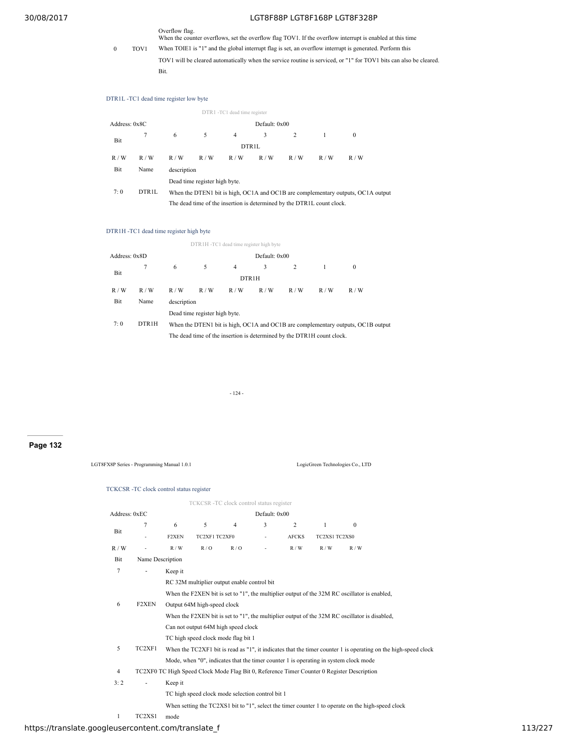| 0 | TOV1 | Overflow flag.<br>When the counter overflows, set the overflow flag TOV1. If the overflow interrupt is enabled at this time<br>When TOIE1 is "1" and the global interrupt flag is set, an overflow interrupt is generated. Perform this<br>TOV1 will be cleared automatically when the service routine is serviced, or "1" for TOV1 bits can also be cleared.<br>Bit. |
|---|---|---|

### DTR1L -TC1 dead time register low byte

DTR1 -TC1 dead time register

| Address: 0x8C | | | | | Default: 0x00 | | | |
|---|---|---|---|---|---|---|---|---|
| Bit | 7 | 6 | 5 | 4 | 3 | 2 | 1 | 0 |
| | DTR1L | | | | | | | |
| R / W | R / W | R / W | R / W | R / W | R / W | R / W | R / W | R / W |

| Bit | Name | description |
|---|---|---|
| 7: 0 | DTR1L | Dead time register high byte.<br>When the DTEN1 bit is high, OC1A and OC1B are complementary outputs, OC1A output<br>The dead time of the insertion is determined by the DTR1L count clock. |

### DTR1H -TC1 dead time register high byte

DTR1H -TC1 dead time register high byte

| Address: 0x8D | | | | | Default: 0x00 | | | |
|---|---|---|---|---|---|---|---|---|
| Bit | 7 | 6 | 5 | 4 | 3 | 2 | 1 | 0 |
| | DTR1H | | | | | | | |
| R / W | R / W | R / W | R / W | R / W | R / W | R / W | R / W | R / W |

| Bit | Name | description |
|---|---|---|
| 7: 0 | DTR1H | Dead time register high byte.<br>When the DTEN1 bit is high, OC1A and OC1B are complementary outputs, OC1B output<br>The dead time of the insertion is determined by the DTR1H count clock. |

### TCKCSR -TC clock control status register

TCKCSR -TC clock control status register

| Address: 0xEC | | | | | Default: 0x00 | | | |
|---|---|---|---|---|---|---|---|---|
| Bit | 7 | 6 | 5 | 4 | 3 | 2 | 1 | 0 |
| | - | F2XEN | TC2XF1 | TC2XF0 | - | AFCKS | TC2XS1 | TC2XS0 |
| R / W | - | R / W | R / O | R / O | - | R / W | R / W | R / W |

| Bit | Name | Description |
|---|---|---|
| 7 | - | Keep it |
| 6 | F2XEN | RC 32M multiplier output enable control bit<br>When the F2XEN bit is set to "1", the multiplier output of the 32M RC oscillator is enabled,<br>Output 64M high-speed clock<br>When the F2XEN bit is set to "1", the multiplier output of the 32M RC oscillator is disabled,<br>Can not output 64M high speed clock |
| 5 | TC2XF1 | TC high speed clock mode flag bit 1<br>When the TC2XF1 bit is read as "1", it indicates that the timer counter 1 is operating on the high-speed clock<br>Mode, when "0", indicates that the timer counter 1 is operating in system clock mode |
| 4 | TC2XF0 | TC High Speed Clock Mode Flag Bit 0, Reference Timer Counter 0 Register Description |
| 3: 2 | - | Keep it |
| 1 | TC2XS1 | TC high speed clock mode selection control bit 1<br>When setting the TC2XS1 bit to "1", select the timer counter 1 to operate on the high-speed clock<br>mode |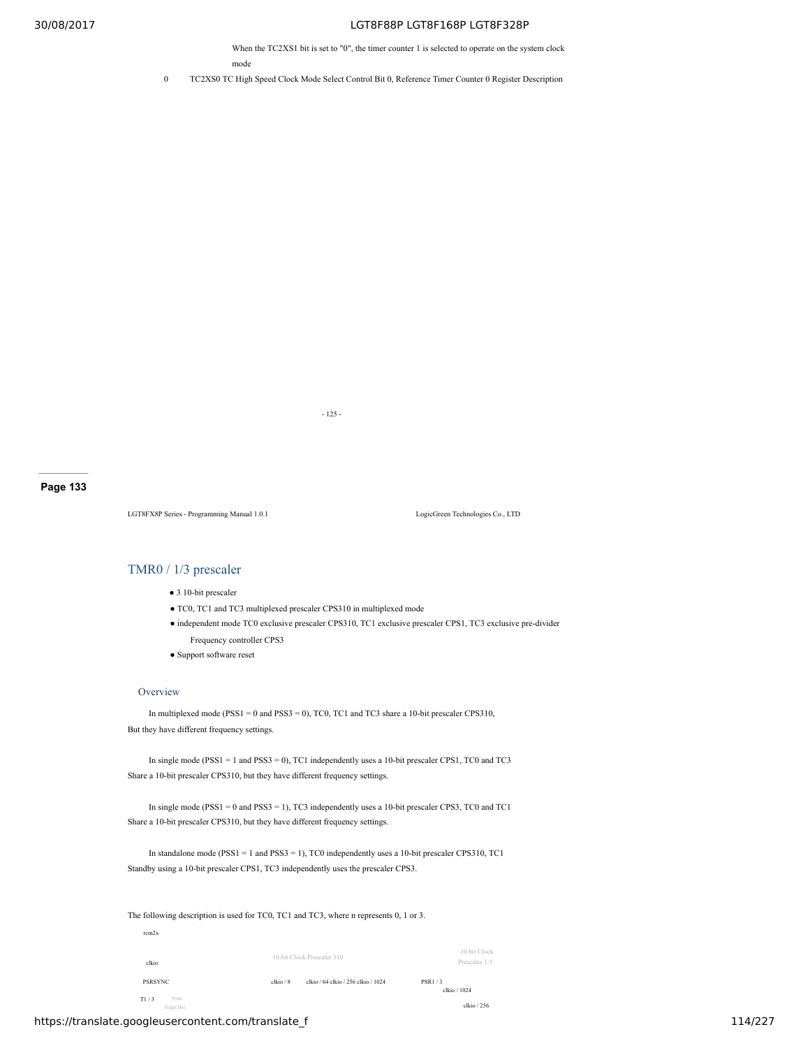When the TC2XS1 bit is set to "0", the timer counter 1 is selected to operate on the system clock mode

0 TC2XS0 TC High Speed Clock Mode Select Control Bit 0, Reference Timer Counter 0 Register Description

## TMR0 / 1/3 prescaler

- 3 10-bit prescaler
- TC0, TC1 and TC3 multiplexed prescaler CPS310 in multiplexed mode
- independent mode TC0 exclusive prescaler CPS310, TC1 exclusive prescaler CPS1, TC3 exclusive pre-divider Frequency controller CPS3
- Support software reset

### Overview

In multiplexed mode (PSS1 = 0 and PSS3 = 0), TC0, TC1 and TC3 share a 10-bit prescaler CPS310, But they have different frequency settings.

In single mode (PSS1 = 1 and PSS3 = 0), TC1 independently uses a 10-bit prescaler CPS1, TC0 and TC3 Share a 10-bit prescaler CPS310, but they have different frequency settings.

In single mode (PSS1 = 0 and PSS3 = 1), TC3 independently uses a 10-bit prescaler CPS3, TC0 and TC1 Share a 10-bit prescaler CPS310, but they have different frequency settings.

In standalone mode (PSS1 = 1 and PSS3 = 1), TC0 independently uses a 10-bit prescaler CPS310, TC1 Standby using a 10-bit prescaler CPS1, TC3 independently uses the prescaler CPS3.

The following description is used for TC0, TC1 and TC3, where n represents 0, 1 or 3.

rcm2x

clkio

10-bit Clock Prescaler 310

10-bit Clock Prescaler 1/3

PSRSYNC

clkio / 8 clkio / 64 clkio / 256 clkio / 1024

PSR1 / 3

clkio / 1024

T1 / 3 Sync Edge Det

clkio / 256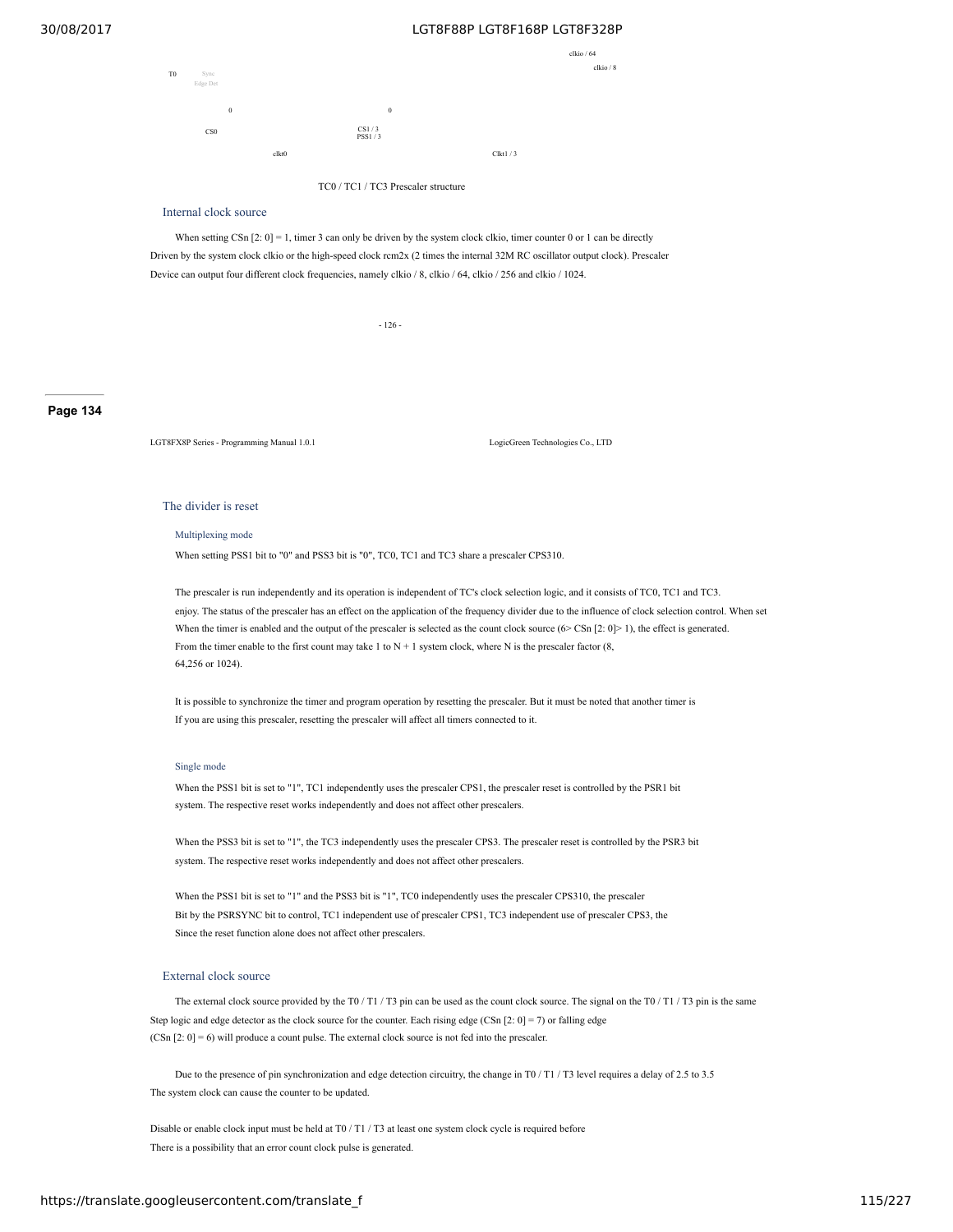clkio / 64

clkio / 8

T0 Sync Edge Det

0 0

CS0 CS1 / 3 PSS1 / 3

clkt0 Clkt1 / 3

TC0 / TC1 / TC3 Prescaler structure

### Internal clock source

When setting CSn [2: 0] = 1, timer 3 can only be driven by the system clock clkio, timer counter 0 or 1 can be directly Driven by the system clock clkio or the high-speed clock rcm2x (2 times the internal 32M RC oscillator output clock). Prescaler Device can output four different clock frequencies, namely clkio / 8, clkio / 64, clkio / 256 and clkio / 1024.

- 126 -

**Page 134**

LGT8FX8P Series - Programming Manual 1.0.1 LogicGreen Technologies Co., LTD

### The divider is reset

#### Multiplexing mode

When setting PSS1 bit to "0" and PSS3 bit is "0", TC0, TC1 and TC3 share a prescaler CPS310.

The prescaler is run independently and its operation is independent of TC's clock selection logic, and it consists of TC0, TC1 and TC3. enjoy. The status of the prescaler has an effect on the application of the frequency divider due to the influence of clock selection control. When set When the timer is enabled and the output of the prescaler is selected as the count clock source (6> CSn [2: 0]> 1), the effect is generated. From the timer enable to the first count may take 1 to N + 1 system clock, where N is the prescaler factor (8, 64,256 or 1024).

It is possible to synchronize the timer and program operation by resetting the prescaler. But it must be noted that another timer is If you are using this prescaler, resetting the prescaler will affect all timers connected to it.

#### Single mode

When the PSS1 bit is set to "1", TC1 independently uses the prescaler CPS1, the prescaler reset is controlled by the PSR1 bit system. The respective reset works independently and does not affect other prescalers.

When the PSS3 bit is set to "1", the TC3 independently uses the prescaler CPS3. The prescaler reset is controlled by the PSR3 bit system. The respective reset works independently and does not affect other prescalers.

When the PSS1 bit is set to "1" and the PSS3 bit is "1", TC0 independently uses the prescaler CPS310, the prescaler Bit by the PSRSYNC bit to control, TC1 independent use of prescaler CPS1, TC3 independent use of prescaler CPS3, the Since the reset function alone does not affect other prescalers.

### External clock source

The external clock source provided by the T0 / T1 / T3 pin can be used as the count clock source. The signal on the T0 / T1 / T3 pin is the same Step logic and edge detector as the clock source for the counter. Each rising edge (CSn [2: 0] = 7) or falling edge (CSn [2: 0] = 6) will produce a count pulse. The external clock source is not fed into the prescaler.

Due to the presence of pin synchronization and edge detection circuitry, the change in T0 / T1 / T3 level requires a delay of 2.5 to 3.5 The system clock can cause the counter to be updated.

Disable or enable clock input must be held at T0 / T1 / T3 at least one system clock cycle is required before There is a possibility that an error count clock pulse is generated.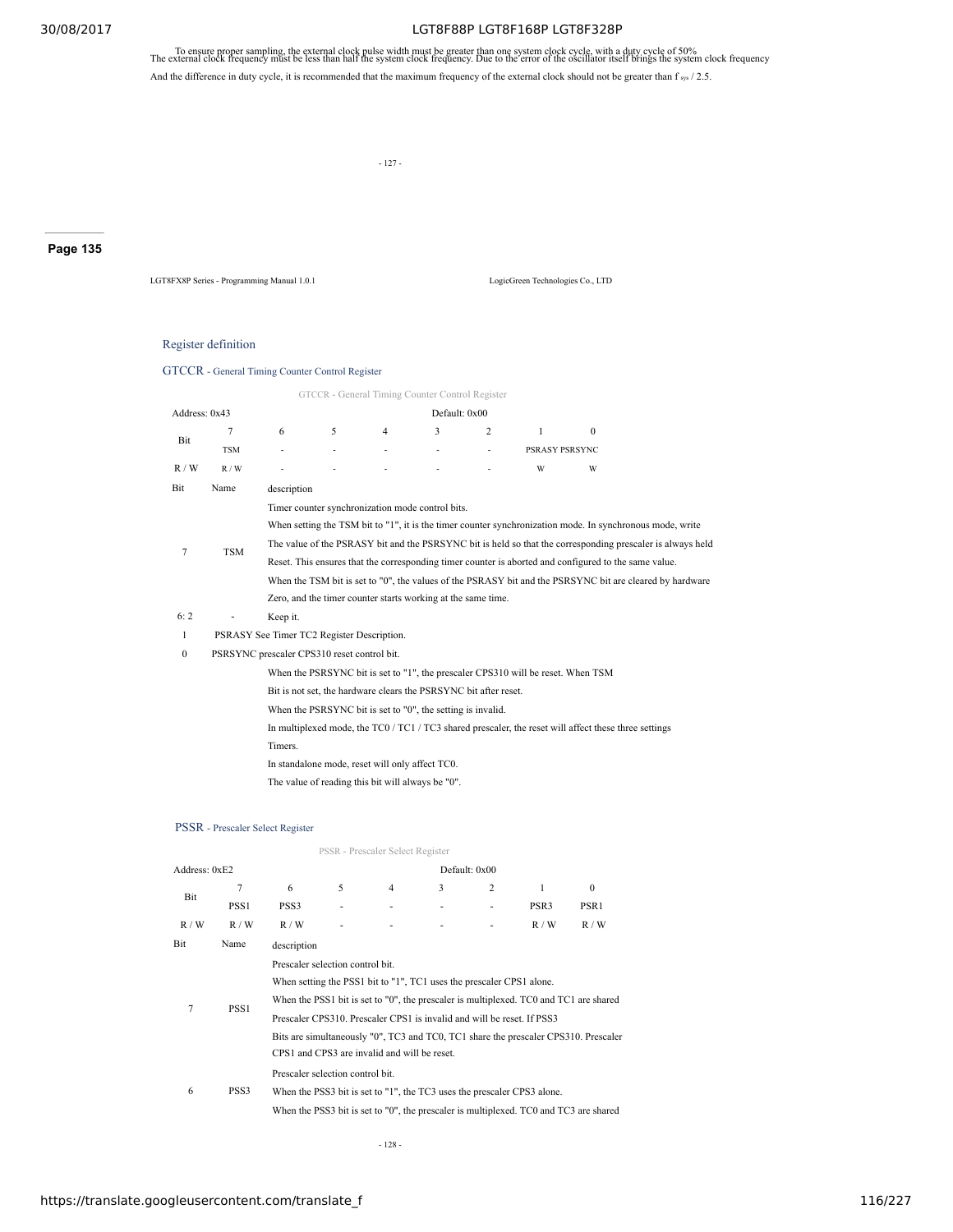To ensure proper sampling, the external clock pulse width must be greater than one system clock cycle, with a duty cycle of 50%
The external clock frequency must be less than half the system clock frequency. Due to the error of the oscillator itself brings the system clock frequency

And the difference in duty cycle, it is recommended that the maximum frequency of the external clock should not be greater than $f_{sys}$ / 2.5.

## Register definition

### GTCCR - General Timing Counter Control Register

GTCCR - General Timing Counter Control Register

| Address: 0x43 | | | | | Default: 0x00 | | | |
|---|---|---|---|---|---|---|---|---|
| Bit | 7 | 6 | 5 | 4 | 3 | 2 | 1 | 0 |
| | TSM | - | - | - | - | - | PSRASY | PSRSYNC |
| R / W | R / W | - | - | - | - | - | W | W |

| Bit | Name | description |
|---|---|---|
| 7 | TSM | Timer counter synchronization mode control bits.<br>When setting the TSM bit to "1", it is the timer counter synchronization mode. In synchronous mode, write The value of the PSRASY bit and the PSRSYNC bit is held so that the corresponding prescaler is always held Reset. This ensures that the corresponding timer counter is aborted and configured to the same value.<br>When the TSM bit is set to "0", the values of the PSRASY bit and the PSRSYNC bit are cleared by hardware Zero, and the timer counter starts working at the same time. |
| 6: 2 | - | Keep it. |
| 1 | PSRASY | See Timer TC2 Register Description. |
| 0 | PSRSYNC | prescaler CPS310 reset control bit.<br>When the PSRSYNC bit is set to "1", the prescaler CPS310 will be reset. When TSM Bit is not set, the hardware clears the PSRSYNC bit after reset.<br>When the PSRSYNC bit is set to "0", the setting is invalid.<br>In multiplexed mode, the TC0 / TC1 / TC3 shared prescaler, the reset will affect these three settings Timers.<br>In standalone mode, reset will only affect TC0.<br>The value of reading this bit will always be "0". |

### PSSR - Prescaler Select Register

PSSR - Prescaler Select Register

| Address: 0xE2 | | | | | Default: 0x00 | | | |
|---|---|---|---|---|---|---|---|---|
| Bit | 7 | 6 | 5 | 4 | 3 | 2 | 1 | 0 |
| | PSS1 | PSS3 | - | - | - | - | PSR3 | PSR1 |
| R / W | R / W | R / W | - | - | - | - | R / W | R / W |

| Bit | Name | description |
|---|---|---|
| 7 | PSS1 | Prescaler selection control bit.<br>When setting the PSS1 bit to "1", TC1 uses the prescaler CPS1 alone.<br>When the PSS1 bit is set to "0", the prescaler is multiplexed. TC0 and TC1 are shared Prescaler CPS310. Prescaler CPS1 is invalid and will be reset. If PSS3 Bits are simultaneously "0", TC3 and TC0, TC1 share the prescaler CPS310. Prescaler CPS1 and CPS3 are invalid and will be reset. |
| 6 | PSS3 | Prescaler selection control bit.<br>When the PSS3 bit is set to "1", the TC3 uses the prescaler CPS3 alone.<br>When the PSS3 bit is set to "0", the prescaler is multiplexed. TC0 and TC3 are shared |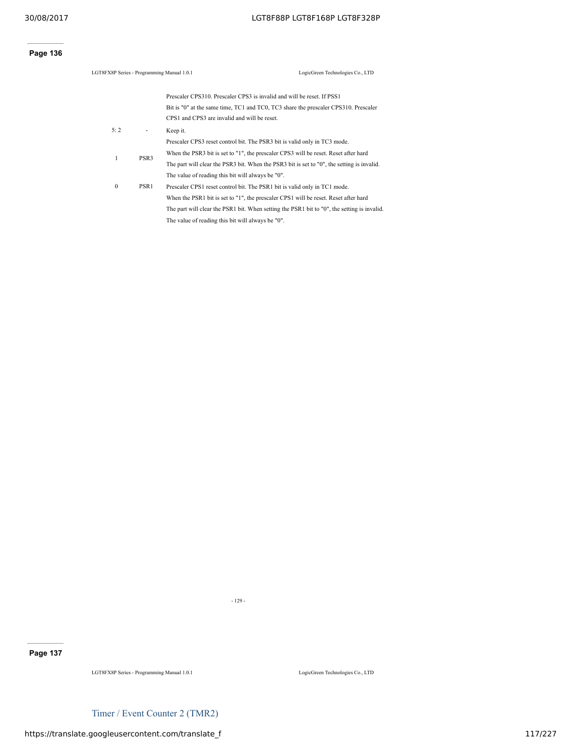Prescaler CPS310. Prescaler CPS3 is invalid and will be reset. If PSS1 Bit is "0" at the same time, TC1 and TC0, TC3 share the prescaler CPS310. Prescaler CPS1 and CPS3 are invalid and will be reset.

| Bit | Name | Description |
| --- | --- | --- |
| 5: 2 | - | Keep it. |
| 1 | PSR3 | Prescaler CPS3 reset control bit. The PSR3 bit is valid only in TC3 mode. When the PSR3 bit is set to "1", the prescaler CPS3 will be reset. Reset after hard The part will clear the PSR3 bit. When the PSR3 bit is set to "0", the setting is invalid. The value of reading this bit will always be "0". |
| 0 | PSR1 | Prescaler CPS1 reset control bit. The PSR1 bit is valid only in TC1 mode. When the PSR1 bit is set to "1", the prescaler CPS1 will be reset. Reset after hard The part will clear the PSR1 bit. When setting the PSR1 bit to "0", the setting is invalid. The value of reading this bit will always be "0". |

## Timer / Event Counter 2 (TMR2)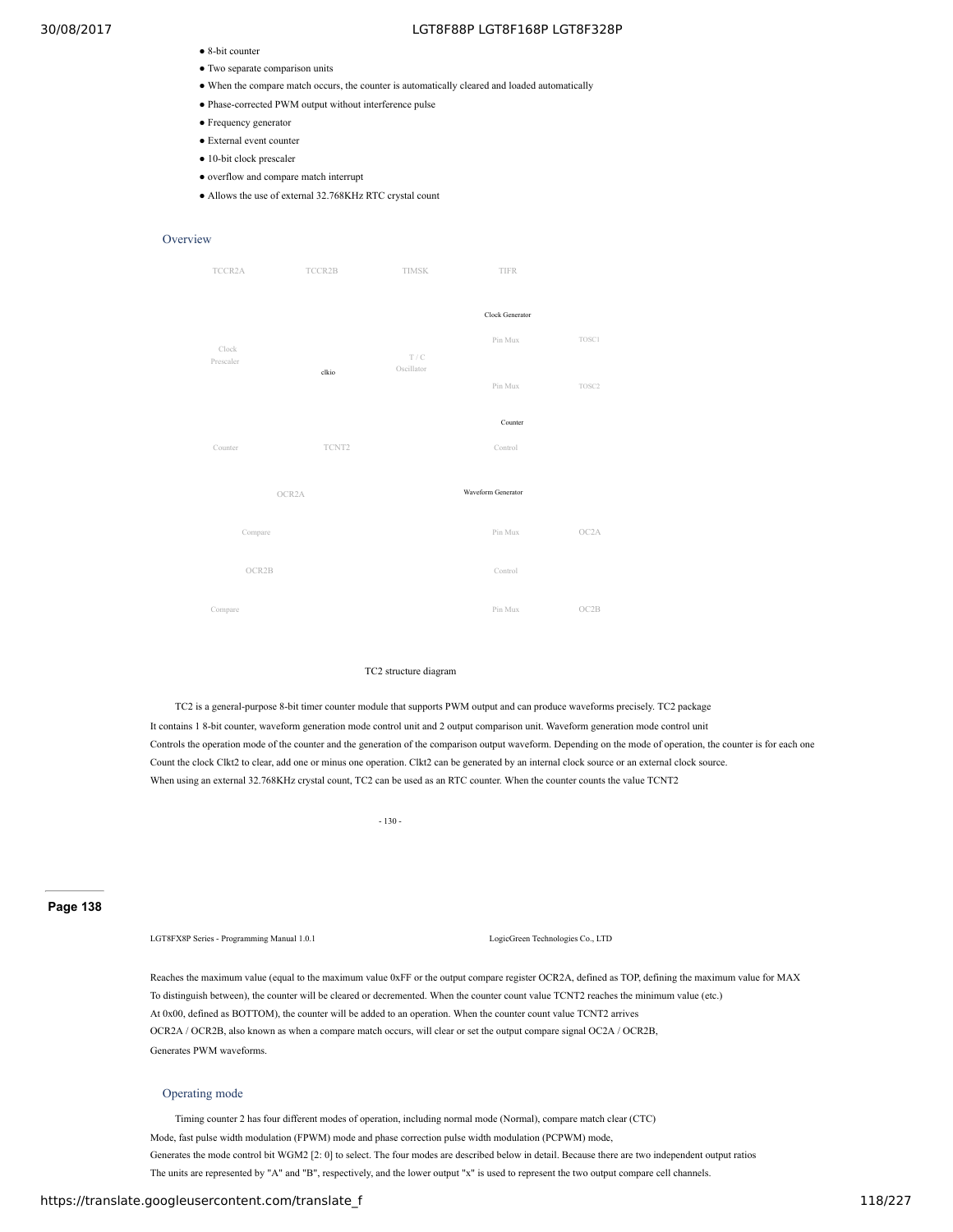- 8-bit counter
- Two separate comparison units
- When the compare match occurs, the counter is automatically cleared and loaded automatically
- Phase-corrected PWM output without interference pulse
- Frequency generator
- External event counter
- 10-bit clock prescaler
- overflow and compare match interrupt
- Allows the use of external 32.768KHz RTC crystal count

## Overview

TCCR2A TCCR2B TIMSK TIFR

Clock Generator

Clock Prescaler clkio T / C Oscillator Pin Mux TOSC1

Pin Mux TOSC2

Counter

Counter TCNT2 Control

OCR2A Waveform Generator

Compare Pin Mux OC2A

OCR2B Control

Compare Pin Mux OC2B

TC2 structure diagram

TC2 is a general-purpose 8-bit timer counter module that supports PWM output and can produce waveforms precisely. TC2 package
It contains 1 8-bit counter, waveform generation mode control unit and 2 output comparison unit. Waveform generation mode control unit
Controls the operation mode of the counter and the generation of the comparison output waveform. Depending on the mode of operation, the counter is for each one
Count the clock Clkt2 to clear, add one or minus one operation. Clkt2 can be generated by an internal clock source or an external clock source.
When using an external 32.768KHz crystal count, TC2 can be used as an RTC counter. When the counter counts the value TCNT2

Reaches the maximum value (equal to the maximum value 0xFF or the output compare register OCR2A, defined as TOP, defining the maximum value for MAX
To distinguish between), the counter will be cleared or decremented. When the counter count value TCNT2 reaches the minimum value (etc.)
At 0x00, defined as BOTTOM), the counter will be added to an operation. When the counter count value TCNT2 arrives
OCR2A / OCR2B, also known as when a compare match occurs, will clear or set the output compare signal OC2A / OCR2B,
Generates PWM waveforms.

## Operating mode

Timing counter 2 has four different modes of operation, including normal mode (Normal), compare match clear (CTC)
Mode, fast pulse width modulation (FPWM) mode and phase correction pulse width modulation (PCPWM) mode,
Generates the mode control bit WGM2 [2: 0] to select. The four modes are described below in detail. Because there are two independent output ratios
The units are represented by "A" and "B", respectively, and the lower output "x" is used to represent the two output compare cell channels.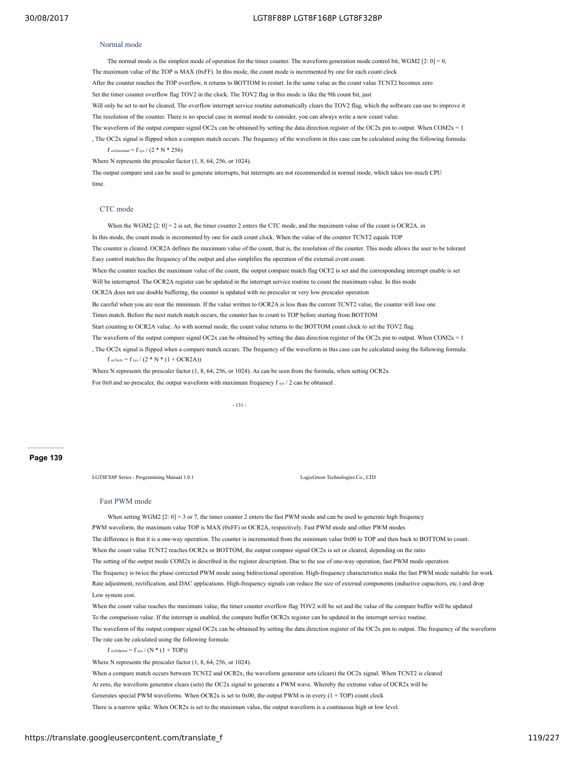### Normal mode

The normal mode is the simplest mode of operation for the timer counter. The waveform generation mode control bit, WGM2 [2: 0] = 0, The maximum value of the TOP is MAX (0xFF). In this mode, the count mode is incremented by one for each count clock After the counter reaches the TOP overflow, it returns to BOTTOM to restart. In the same value as the count value TCNT2 becomes zero Set the timer counter overflow flag TOV2 in the clock. The TOV2 flag in this mode is like the 9th count bit, just Will only be set to not be cleared. The overflow interrupt service routine automatically clears the TOV2 flag, which the software can use to improve it The resolution of the counter. There is no special case in normal mode to consider, you can always write a new count value.

The waveform of the output compare signal OC2x can be obtained by setting the data direction register of the OC2x pin to output. When COM2x = 1 , The OC2x signal is flipped when a compare match occurs. The frequency of the waveform in this case can be calculated using the following formula:

$$f_{oc2xnormal} = f_{sys} / (2 * N * 256)$$

Where N represents the prescaler factor (1, 8, 64, 256, or 1024).

The output compare unit can be used to generate interrupts, but interrupts are not recommended in normal mode, which takes too much CPU time.

### CTC mode

When the WGM2 [2: 0] = 2 is set, the timer counter 2 enters the CTC mode, and the maximum value of the count is OCR2A. in In this mode, the count mode is incremented by one for each count clock. When the value of the counter TCNT2 equals TOP The counter is cleared. OCR2A defines the maximum value of the count, that is, the resolution of the counter. This mode allows the user to be tolerant Easy control matches the frequency of the output and also simplifies the operation of the external event count.

When the counter reaches the maximum value of the count, the output compare match flag OCF2 is set and the corresponding interrupt enable is set Will be interrupted. The OCR2A register can be updated in the interrupt service routine to count the maximum value. In this mode OCR2A does not use double buffering, the counter is updated with no prescaler or very low prescaler operation Be careful when you are near the minimum. If the value written to OCR2A is less than the current TCNT2 value, the counter will lose one Times match. Before the next match match occurs, the counter has to count to TOP before starting from BOTTOM Start counting to OCR2A value. As with normal mode, the count value returns to the BOTTOM count clock to set the TOV2 flag.

The waveform of the output compare signal OC2x can be obtained by setting the data direction register of the OC2x pin to output. When COM2x = 1 , The OC2x signal is flipped when a compare match occurs. The frequency of the waveform in this case can be calculated using the following formula:

$$f_{oc2xctc} = f_{sys} / (2 * N * (1 + OCR2A))$$

Where N represents the prescaler factor (1, 8, 64, 256, or 1024). As can be seen from the formula, when setting OCR2x For 0x0 and no prescaler, the output waveform with maximum frequency $f_{sys} / 2$ can be obtained .

### Fast PWM mode

When setting WGM2 [2: 0] = 3 or 7, the timer counter 2 enters the fast PWM mode and can be used to generate high frequency PWM waveform, the maximum value TOP is MAX (0xFF) or OCR2A, respectively. Fast PWM mode and other PWM modes The difference is that it is a one-way operation. The counter is incremented from the minimum value 0x00 to TOP and then back to BOTTOM to count. When the count value TCNT2 reaches OCR2x or BOTTOM, the output compare signal OC2x is set or cleared, depending on the ratio The setting of the output mode COM2x is described in the register description. Due to the use of one-way operation, fast PWM mode operation The frequency is twice the phase corrected PWM mode using bidirectional operation. High-frequency characteristics make the fast PWM mode suitable for work Rate adjustment, rectification, and DAC applications. High-frequency signals can reduce the size of external components (inductive capacitors, etc.) and drop Low system cost.

When the count value reaches the maximum value, the timer counter overflow flag TOV2 will be set and the value of the compare buffer will be updated To the comparison value. If the interrupt is enabled, the compare buffer OCR2x register can be updated in the interrupt service routine.

The waveform of the output compare signal OC2x can be obtained by setting the data direction register of the OC2x pin to output. The frequency of the waveform The rate can be calculated using the following formula:

$$f_{oc2xfpwm} = f_{sys} / (N * (1 + TOP))$$

Where N represents the prescaler factor (1, 8, 64, 256, or 1024).

When a compare match occurs between TCNT2 and OCR2x, the waveform generator sets (clears) the OC2x signal. When TCNT2 is cleared At zero, the waveform generator clears (sets) the OC2x signal to generate a PWM wave. Whereby the extreme value of OCR2x will be Generates special PWM waveforms. When OCR2x is set to 0x00, the output PWM is in every (1 + TOP) count clock There is a narrow spike. When OCR2x is set to the maximum value, the output waveform is a continuous high or low level.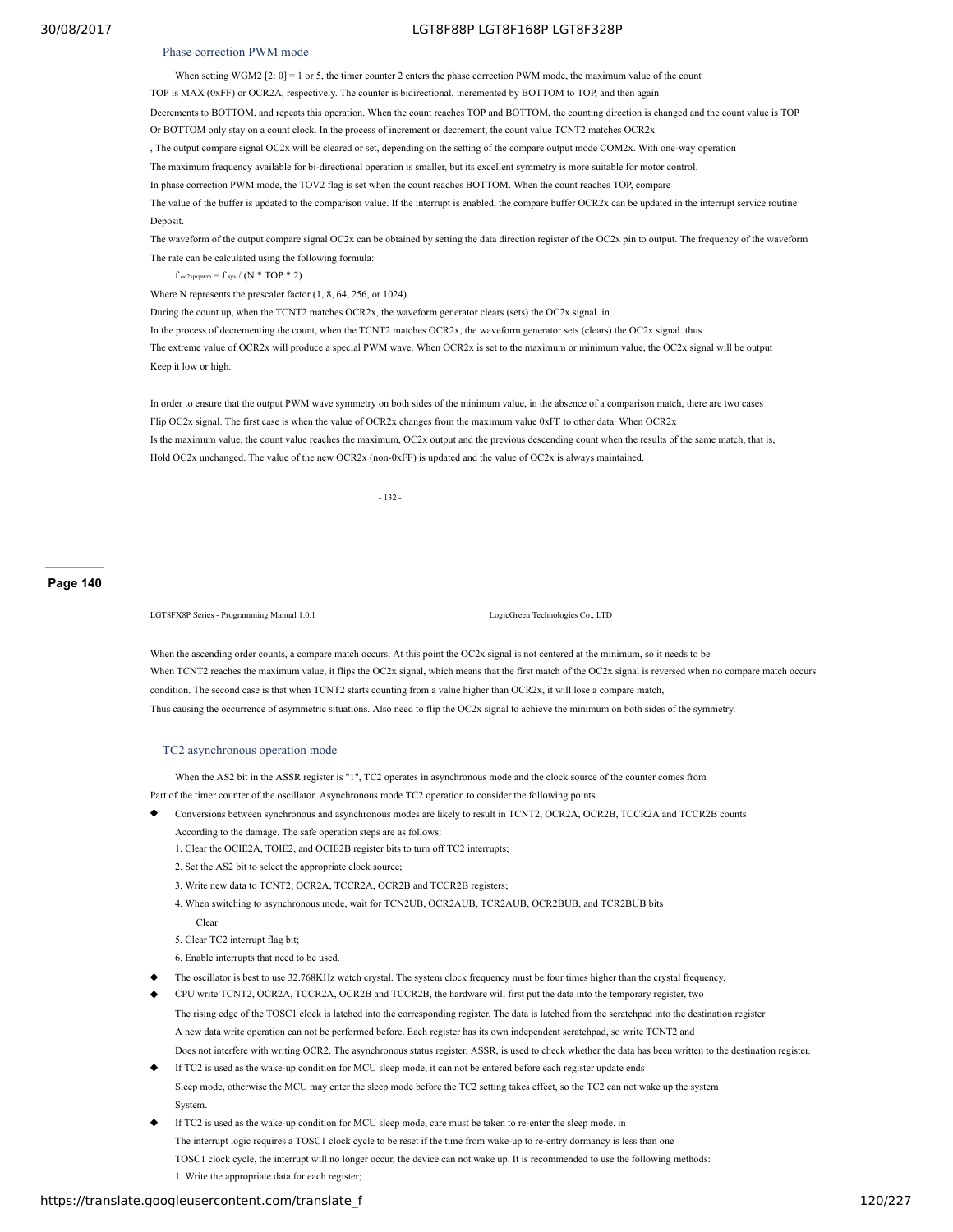## Phase correction PWM mode

When setting WGM2 [2: 0] = 1 or 5, the timer counter 2 enters the phase correction PWM mode, the maximum value of the count TOP is MAX (0xFF) or OCR2A, respectively. The counter is bidirectional, incremented by BOTTOM to TOP, and then again Decrements to BOTTOM, and repeats this operation. When the count reaches TOP and BOTTOM, the counting direction is changed and the count value is TOP Or BOTTOM only stay on a count clock. In the process of increment or decrement, the count value TCNT2 matches OCR2x , The output compare signal OC2x will be cleared or set, depending on the setting of the compare output mode COM2x. With one-way operation The maximum frequency available for bi-directional operation is smaller, but its excellent symmetry is more suitable for motor control.

In phase correction PWM mode, the TOV2 flag is set when the count reaches BOTTOM. When the count reaches TOP, compare The value of the buffer is updated to the comparison value. If the interrupt is enabled, the compare buffer OCR2x can be updated in the interrupt service routine Deposit.

The waveform of the output compare signal OC2x can be obtained by setting the data direction register of the OC2x pin to output. The frequency of the waveform The rate can be calculated using the following formula:

$f_{oc2xpcpwm} = f_{sys} / (N * TOP * 2)$

Where N represents the prescaler factor (1, 8, 64, 256, or 1024).

During the count up, when the TCNT2 matches OCR2x, the waveform generator clears (sets) the OC2x signal. in In the process of decrementing the count, when the TCNT2 matches OCR2x, the waveform generator sets (clears) the OC2x signal. thus The extreme value of OCR2x will produce a special PWM wave. When OCR2x is set to the maximum or minimum value, the OC2x signal will be output Keep it low or high.

In order to ensure that the output PWM wave symmetry on both sides of the minimum value, in the absence of a comparison match, there are two cases Flip OC2x signal. The first case is when the value of OCR2x changes from the maximum value 0xFF to other data. When OCR2x Is the maximum value, the count value reaches the maximum, OC2x output and the previous descending count when the results of the same match, that is, Hold OC2x unchanged. The value of the new OCR2x (non-0xFF) is updated and the value of OC2x is always maintained.

When the ascending order counts, a compare match occurs. At this point the OC2x signal is not centered at the minimum, so it needs to be When TCNT2 reaches the maximum value, it flips the OC2x signal, which means that the first match of the OC2x signal is reversed when no compare match occurs condition. The second case is that when TCNT2 starts counting from a value higher than OCR2x, it will lose a compare match, Thus causing the occurrence of asymmetric situations. Also need to flip the OC2x signal to achieve the minimum on both sides of the symmetry.

## TC2 asynchronous operation mode

When the AS2 bit in the ASSR register is "1", TC2 operates in asynchronous mode and the clock source of the counter comes from Part of the timer counter of the oscillator. Asynchronous mode TC2 operation to consider the following points.

- Conversions between synchronous and asynchronous modes are likely to result in TCNT2, OCR2A, OCR2B, TCCR2A and TCCR2B counts According to the damage. The safe operation steps are as follows:
  1. Clear the OCIE2A, TOIE2, and OCIE2B register bits to turn off TC2 interrupts;
  2. Set the AS2 bit to select the appropriate clock source;
  3. Write new data to TCNT2, OCR2A, TCCR2A, OCR2B and TCCR2B registers;
  4. When switching to asynchronous mode, wait for TCN2UB, OCR2AUB, TCR2AUB, OCR2BUB, and TCR2BUB bits Clear
  5. Clear TC2 interrupt flag bit;
  6. Enable interrupts that need to be used.
- The oscillator is best to use 32.768KHz watch crystal. The system clock frequency must be four times higher than the crystal frequency.
- CPU write TCNT2, OCR2A, TCCR2A, OCR2B and TCCR2B, the hardware will first put the data into the temporary register, two The rising edge of the TOSC1 clock is latched into the corresponding register. The data is latched from the scratchpad into the destination register A new data write operation can not be performed before. Each register has its own independent scratchpad, so write TCNT2 and Does not interfere with writing OCR2. The asynchronous status register, ASSR, is used to check whether the data has been written to the destination register.
- If TC2 is used as the wake-up condition for MCU sleep mode, it can not be entered before each register update ends Sleep mode, otherwise the MCU may enter the sleep mode before the TC2 setting takes effect, so the TC2 can not wake up the system System.
- If TC2 is used as the wake-up condition for MCU sleep mode, care must be taken to re-enter the sleep mode. in The interrupt logic requires a TOSC1 clock cycle to be reset if the time from wake-up to re-entry dormancy is less than one TOSC1 clock cycle, the interrupt will no longer occur, the device can not wake up. It is recommended to use the following methods:
  1. Write the appropriate data for each register;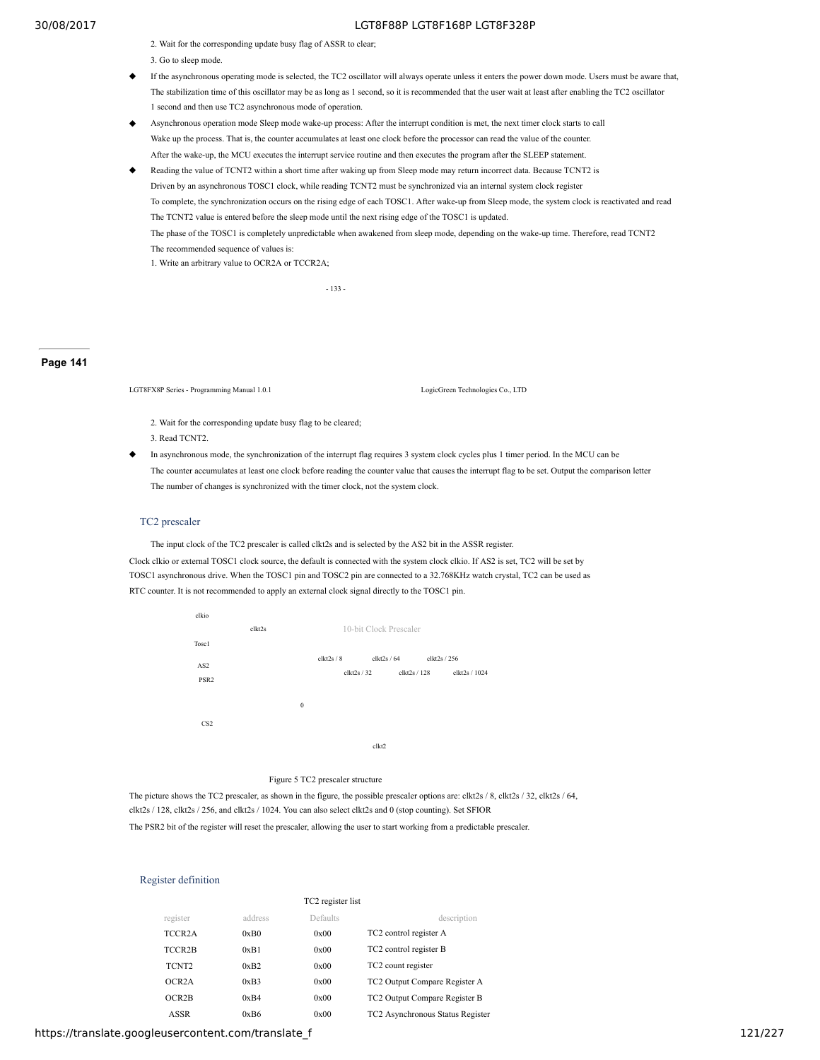2. Wait for the corresponding update busy flag of ASSR to clear;

3. Go to sleep mode.

- ◆ If the asynchronous operating mode is selected, the TC2 oscillator will always operate unless it enters the power down mode. Users must be aware that, The stabilization time of this oscillator may be as long as 1 second, so it is recommended that the user wait at least after enabling the TC2 oscillator 1 second and then use TC2 asynchronous mode of operation.
- ◆ Asynchronous operation mode Sleep mode wake-up process: After the interrupt condition is met, the next timer clock starts to call Wake up the process. That is, the counter accumulates at least one clock before the processor can read the value of the counter. After the wake-up, the MCU executes the interrupt service routine and then executes the program after the SLEEP statement.
- ◆ Reading the value of TCNT2 within a short time after waking up from Sleep mode may return incorrect data. Because TCNT2 is Driven by an asynchronous TOSC1 clock, while reading TCNT2 must be synchronized via an internal system clock register To complete, the synchronization occurs on the rising edge of each TOSC1. After wake-up from Sleep mode, the system clock is reactivated and read The TCNT2 value is entered before the sleep mode until the next rising edge of the TOSC1 is updated. The phase of the TOSC1 is completely unpredictable when awakened from sleep mode, depending on the wake-up time. Therefore, read TCNT2 The recommended sequence of values is:

1. Write an arbitrary value to OCR2A or TCCR2A;

2. Wait for the corresponding update busy flag to be cleared;

3. Read TCNT2.

- ◆ In asynchronous mode, the synchronization of the interrupt flag requires 3 system clock cycles plus 1 timer period. In the MCU can be The counter accumulates at least one clock before reading the counter value that causes the interrupt flag to be set. Output the comparison letter The number of changes is synchronized with the timer clock, not the system clock.

## TC2 prescaler

The input clock of the TC2 prescaler is called clkt2s and is selected by the AS2 bit in the ASSR register. Clock clkio or external TOSC1 clock source, the default is connected with the system clock clkio. If AS2 is set, TC2 will be set by TOSC1 asynchronous drive. When the TOSC1 pin and TOSC2 pin are connected to a 32.768KHz watch crystal, TC2 can be used as RTC counter. It is not recommended to apply an external clock signal directly to the TOSC1 pin.

clkio

clkt2s

10-bit Clock Prescaler

Tosc1

clkt2s / 8 clkt2s / 64 clkt2s / 256

AS2

clkt2s / 32 clkt2s / 128 clkt2s / 1024

PSR2

0

CS2

clkt2

Figure 5 TC2 prescaler structure

The picture shows the TC2 prescaler, as shown in the figure, the possible prescaler options are: clkt2s / 8, clkt2s / 32, clkt2s / 64, clkt2s / 128, clkt2s / 256, and clkt2s / 1024. You can also select clkt2s and 0 (stop counting). Set SFIOR The PSR2 bit of the register will reset the prescaler, allowing the user to start working from a predictable prescaler.

## Register definition

TC2 register list

| register | address | Defaults | description |
|---|---|---|---|
| TCCR2A | 0xB0 | 0x00 | TC2 control register A |
| TCCR2B | 0xB1 | 0x00 | TC2 control register B |
| TCNT2 | 0xB2 | 0x00 | TC2 count register |
| OCR2A | 0xB3 | 0x00 | TC2 Output Compare Register A |
| OCR2B | 0xB4 | 0x00 | TC2 Output Compare Register B |
| ASSR | 0xB6 | 0x00 | TC2 Asynchronous Status Register |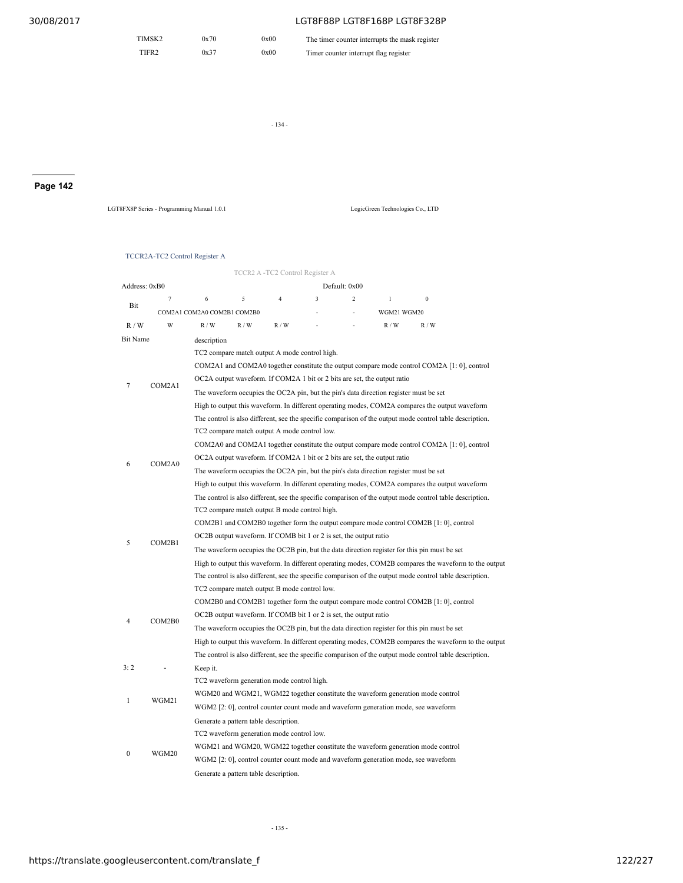| TIMSK2 | 0x70 | 0x00 | The timer counter interrupts the mask register |
|---|---|---|---|
| TIFR2 | 0x37 | 0x00 | Timer counter interrupt flag register |

LGT8FX8P Series - Programming Manual 1.0.1 LogicGreen Technologies Co., LTD

### TCCR2A-TC2 Control Register A

TCCR2 A -TC2 Control Register A

| Address: 0xB0 | | | | | Default: 0x00 | | | |
|---|---|---|---|---|---|---|---|---|
| Bit | 7 | 6 | 5 | 4 | 3 | 2 | 1 | 0 |
| | COM2A1 | COM2A0 | COM2B1 | COM2B0 | - | - | WGM21 | WGM20 |
| R / W | W | R / W | R / W | R / W | - | - | R / W | R / W |

| Bit | Name | description |
|---|---|---|
| 7 | COM2A1 | TC2 compare match output A mode control high. COM2A1 and COM2A0 together constitute the output compare mode control COM2A [1: 0], control OC2A output waveform. If COM2A 1 bit or 2 bits are set, the output ratio The waveform occupies the OC2A pin, but the pin's data direction register must be set High to output this waveform. In different operating modes, COM2A compares the output waveform The control is also different, see the specific comparison of the output mode control table description. |
| 6 | COM2A0 | TC2 compare match output A mode control low. COM2A0 and COM2A1 together constitute the output compare mode control COM2A [1: 0], control OC2A output waveform. If COM2A 1 bit or 2 bits are set, the output ratio The waveform occupies the OC2A pin, but the pin's data direction register must be set High to output this waveform. In different operating modes, COM2A compares the output waveform The control is also different, see the specific comparison of the output mode control table description. |
| 5 | COM2B1 | TC2 compare match output B mode control high. COM2B1 and COM2B0 together form the output compare mode control COM2B [1: 0], control OC2B output waveform. If COMB bit 1 or 2 is set, the output ratio The waveform occupies the OC2B pin, but the data direction register for this pin must be set High to output this waveform. In different operating modes, COM2B compares the waveform to the output The control is also different, see the specific comparison of the output mode control table description. |
| 4 | COM2B0 | TC2 compare match output B mode control low. COM2B0 and COM2B1 together form the output compare mode control COM2B [1: 0], control OC2B output waveform. If COMB bit 1 or 2 is set, the output ratio The waveform occupies the OC2B pin, but the data direction register for this pin must be set High to output this waveform. In different operating modes, COM2B compares the waveform to the output The control is also different, see the specific comparison of the output mode control table description. |
| 3: 2 | - | Keep it. |
| 1 | WGM21 | TC2 waveform generation mode control high. WGM20 and WGM21, WGM22 together constitute the waveform generation mode control WGM2 [2: 0], control counter count mode and waveform generation mode, see waveform Generate a pattern table description. |
| 0 | WGM20 | TC2 waveform generation mode control low. WGM21 and WGM20, WGM22 together constitute the waveform generation mode control WGM2 [2: 0], control counter count mode and waveform generation mode, see waveform Generate a pattern table description. |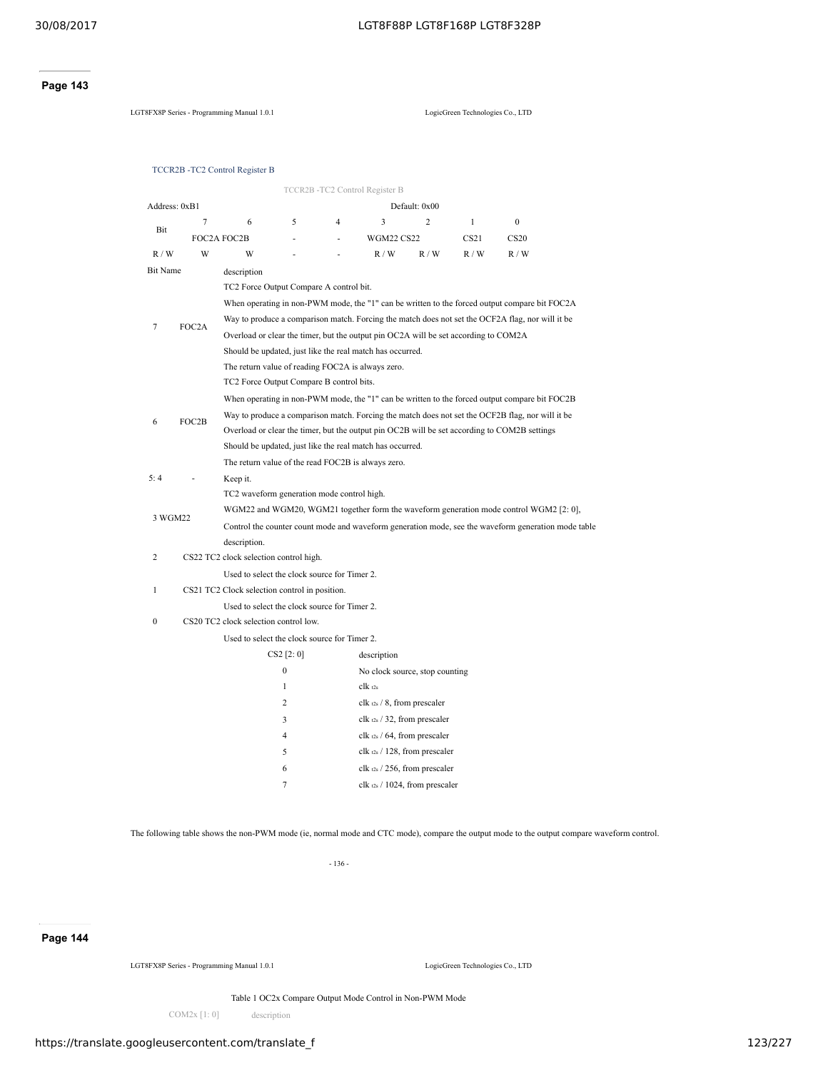**Page 143**

### TCCR2B -TC2 Control Register B

TCCR2B -TC2 Control Register B

| Address: 0xB1 | | | | | | Default: 0x00 | | |
|---|---|---|---|---|---|---|---|---|
| Bit | 7 | 6 | 5 | 4 | 3 | 2 | 1 | 0 |
| | FOC2A | FOC2B | - | - | WGM22 | CS22 | CS21 | CS20 |
| R / W | W | W | - | - | R / W | R / W | R / W | R / W |

| Bit | Name | description |
|---|---|---|
| 7 | FOC2A | TC2 Force Output Compare A control bit. When operating in non-PWM mode, the "1" can be written to the forced output compare bit FOC2A Way to produce a comparison match. Forcing the match does not set the OCF2A flag, nor will it be Overload or clear the timer, but the output pin OC2A will be set according to COM2A Should be updated, just like the real match has occurred. The return value of reading FOC2A is always zero. |
| 6 | FOC2B | TC2 Force Output Compare B control bits. When operating in non-PWM mode, the "1" can be written to the forced output compare bit FOC2B Way to produce a comparison match. Forcing the match does not set the OCF2B flag, nor will it be Overload or clear the timer, but the output pin OC2B will be set according to COM2B settings Should be updated, just like the real match has occurred. The return value of the read FOC2B is always zero. |
| 5: 4 | - | Keep it. |
| 3 | WGM22 | TC2 waveform generation mode control high. WGM22 and WGM20, WGM21 together form the waveform generation mode control WGM2 [2: 0], Control the counter count mode and waveform generation mode, see the waveform generation mode table description. |
| 2 | CS22 | TC2 clock selection control high. Used to select the clock source for Timer 2. |
| 1 | CS21 | TC2 Clock selection control in position. Used to select the clock source for Timer 2. |
| 0 | CS20 | TC2 clock selection control low. Used to select the clock source for Timer 2. |

| CS2 [2: 0] | description |
|---|---|
| 0 | No clock source, stop counting |
| 1 | clk $_{t2s}$ |
| 2 | clk $_{t2s}$ / 8, from prescaler |
| 3 | clk $_{t2s}$ / 32, from prescaler |
| 4 | clk $_{t2s}$ / 64, from prescaler |
| 5 | clk $_{t2s}$ / 128, from prescaler |
| 6 | clk $_{t2s}$ / 256, from prescaler |
| 7 | clk $_{t2s}$ / 1024, from prescaler |

The following table shows the non-PWM mode (ie, normal mode and CTC mode), compare the output mode to the output compare waveform control.

**Page 144**

Table 1 OC2x Compare Output Mode Control in Non-PWM Mode

| COM2x [1: 0] | description |
|---|---|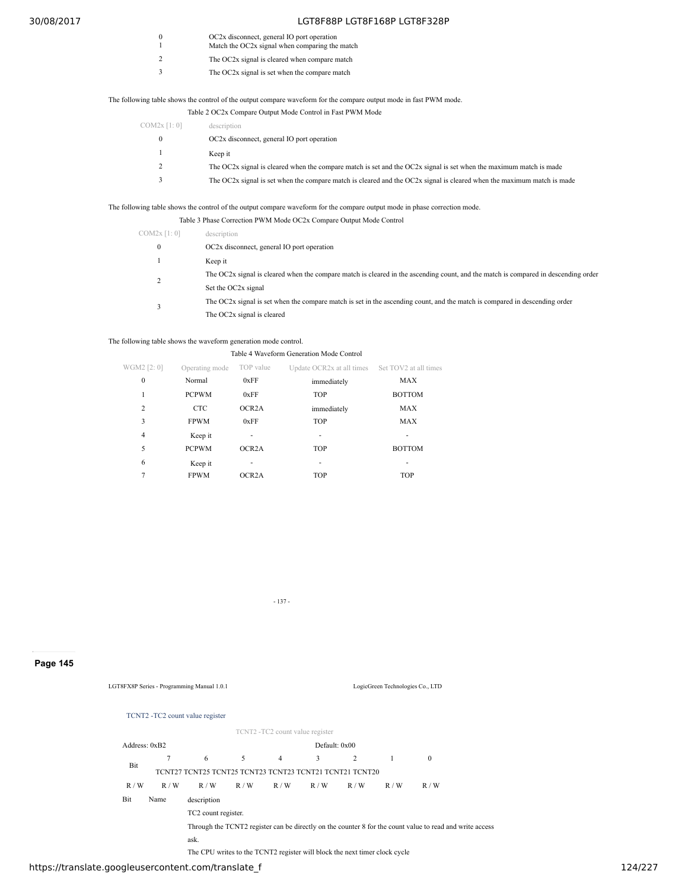| | |
|---|---|
| 0 | OC2x disconnect, general IO port operation |
| 1 | Match the OC2x signal when comparing the match |
| 2 | The OC2x signal is cleared when compare match |
| 3 | The OC2x signal is set when the compare match |

The following table shows the control of the output compare waveform for the compare output mode in fast PWM mode.

Table 2 OC2x Compare Output Mode Control in Fast PWM Mode

| COM2x [1: 0] | description |
|---|---|
| 0 | OC2x disconnect, general IO port operation |
| 1 | Keep it |
| 2 | The OC2x signal is cleared when the compare match is set and the OC2x signal is set when the maximum match is made |
| 3 | The OC2x signal is set when the compare match is cleared and the OC2x signal is cleared when the maximum match is made |

The following table shows the control of the output compare waveform for the compare output mode in phase correction mode.

Table 3 Phase Correction PWM Mode OC2x Compare Output Mode Control

| COM2x [1: 0] | description |
|---|---|
| 0 | OC2x disconnect, general IO port operation |
| 1 | Keep it |
| 2 | The OC2x signal is cleared when the compare match is cleared in the ascending count, and the match is compared in descending order Set the OC2x signal |
| 3 | The OC2x signal is set when the compare match is set in the ascending count, and the match is compared in descending order The OC2x signal is cleared |

The following table shows the waveform generation mode control.

Table 4 Waveform Generation Mode Control

| WGM2 [2: 0] | Operating mode | TOP value | Update OCR2x at all times | Set TOV2 at all times |
|---|---|---|---|---|
| 0 | Normal | 0xFF | immediately | MAX |
| 1 | PCPWM | 0xFF | TOP | BOTTOM |
| 2 | CTC | OCR2A | immediately | MAX |
| 3 | FPWM | 0xFF | TOP | MAX |
| 4 | Keep it | - | - | - |
| 5 | PCPWM | OCR2A | TOP | BOTTOM |
| 6 | Keep it | - | - | - |
| 7 | FPWM | OCR2A | TOP | TOP |

- 137 -

**Page 145**

LGT8FX8P Series - Programming Manual 1.0.1 LogicGreen Technologies Co., LTD

TCNT2 -TC2 count value register

TCNT2 -TC2 count value register

| Address: 0xB2 | | | | | Default: 0x00 | | | |
|---|---|---|---|---|---|---|---|---|
| Bit | 7 | 6 | 5 | 4 | 3 | 2 | 1 | 0 |
| | TCNT27 | TCNT25 | TCNT25 | TCNT23 | TCNT23 | TCNT21 | TCNT21 | TCNT20 |
| R / W | R / W | R / W | R / W | R / W | R / W | R / W | R / W | R / W |

| Bit | Name | description |
|---|---|---|
| | | TC2 count register. Through the TCNT2 register can be directly on the counter 8 for the count value to read and write access ask. The CPU writes to the TCNT2 register will block the next timer clock cycle |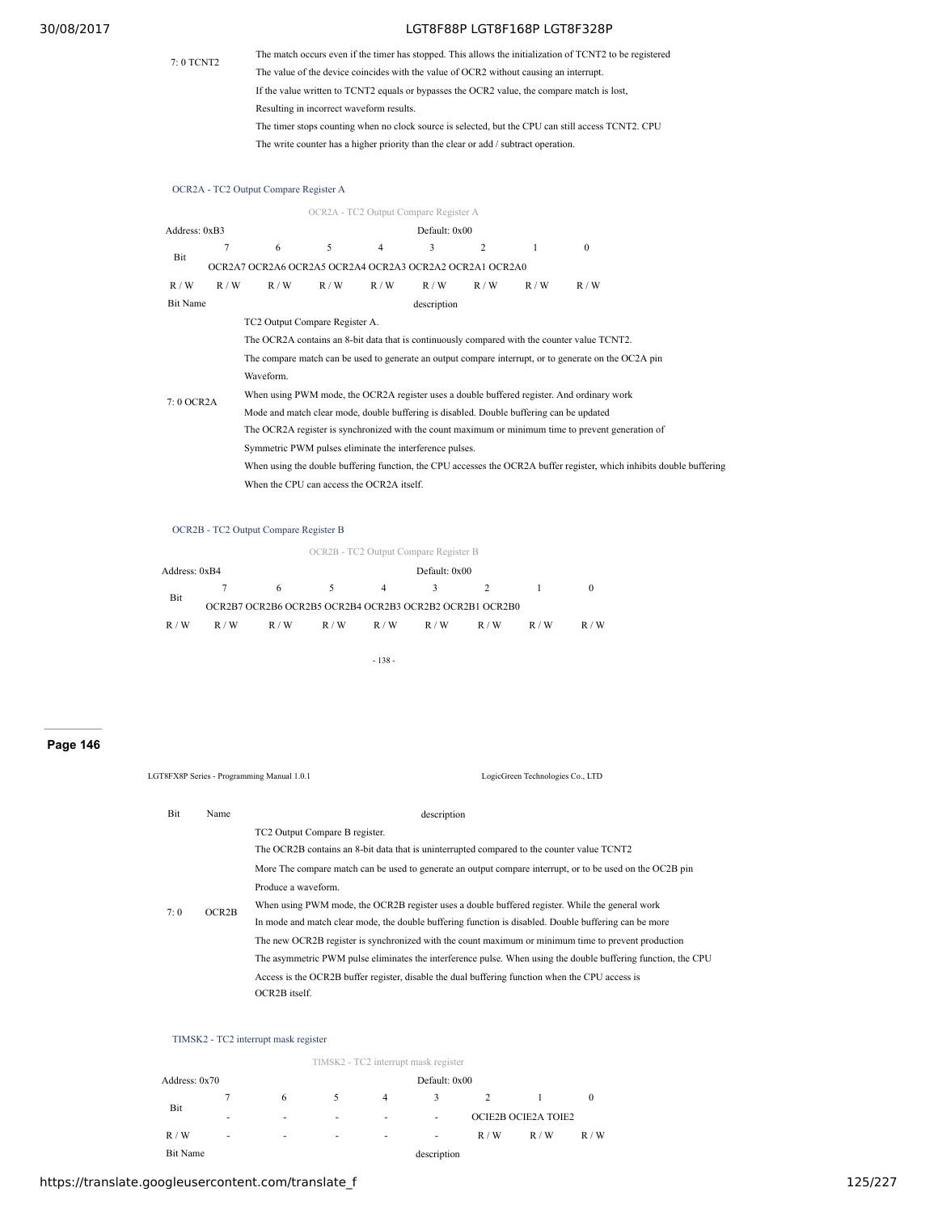| | |
|---|---|
| 7: 0 TCNT2 | The match occurs even if the timer has stopped. This allows the initialization of TCNT2 to be registered<br>The value of the device coincides with the value of OCR2 without causing an interrupt.<br>If the value written to TCNT2 equals or bypasses the OCR2 value, the compare match is lost,<br>Resulting in incorrect waveform results.<br>The timer stops counting when no clock source is selected, but the CPU can still access TCNT2. CPU<br>The write counter has a higher priority than the clear or add / subtract operation. |

### OCR2A - TC2 Output Compare Register A

OCR2A - TC2 Output Compare Register A

| Address: 0xB3 | | | | | Default: 0x00 | | | |
|---|---|---|---|---|---|---|---|---|
| Bit | 7 | 6 | 5 | 4 | 3 | 2 | 1 | 0 |
| | OCR2A7 | OCR2A6 | OCR2A5 | OCR2A4 | OCR2A3 | OCR2A2 | OCR2A1 | OCR2A0 |
| R / W | R / W | R / W | R / W | R / W | R / W | R / W | R / W | R / W |

| Bit Name | description |
|---|---|
| 7: 0 OCR2A | TC2 Output Compare Register A.<br>The OCR2A contains an 8-bit data that is continuously compared with the counter value TCNT2.<br>The compare match can be used to generate an output compare interrupt, or to generate on the OC2A pin<br>Waveform.<br>When using PWM mode, the OCR2A register uses a double buffered register. And ordinary work<br>Mode and match clear mode, double buffering is disabled. Double buffering can be updated<br>The OCR2A register is synchronized with the count maximum or minimum time to prevent generation of<br>Symmetric PWM pulses eliminate the interference pulses.<br>When using the double buffering function, the CPU accesses the OCR2A buffer register, which inhibits double buffering<br>When the CPU can access the OCR2A itself. |

### OCR2B - TC2 Output Compare Register B

OCR2B - TC2 Output Compare Register B

| Address: 0xB4 | | | | | Default: 0x00 | | | |
|---|---|---|---|---|---|---|---|---|
| Bit | 7 | 6 | 5 | 4 | 3 | 2 | 1 | 0 |
| | OCR2B7 | OCR2B6 | OCR2B5 | OCR2B4 | OCR2B3 | OCR2B2 | OCR2B1 | OCR2B0 |
| R / W | R / W | R / W | R / W | R / W | R / W | R / W | R / W | R / W |

| Bit | Name | description |
|---|---|---|
| 7: 0 | OCR2B | TC2 Output Compare B register.<br>The OCR2B contains an 8-bit data that is uninterrupted compared to the counter value TCNT2<br>More The compare match can be used to generate an output compare interrupt, or to be used on the OC2B pin<br>Produce a waveform.<br>When using PWM mode, the OCR2B register uses a double buffered register. While the general work<br>In mode and match clear mode, the double buffering function is disabled. Double buffering can be more<br>The new OCR2B register is synchronized with the count maximum or minimum time to prevent production<br>The asymmetric PWM pulse eliminates the interference pulse. When using the double buffering function, the CPU<br>Access is the OCR2B buffer register, disable the dual buffering function when the CPU access is<br>OCR2B itself. |

### TIMSK2 - TC2 interrupt mask register

TIMSK2 - TC2 interrupt mask register

| Address: 0x70 | | | | | Default: 0x00 | | | |
|---|---|---|---|---|---|---|---|---|
| Bit | 7 | 6 | 5 | 4 | 3 | 2 | 1 | 0 |
| | - | - | - | - | - | OCIE2B | OCIE2A | TOIE2 |
| R / W | - | - | - | - | - | R / W | R / W | R / W |

| Bit Name | description |
|---|---|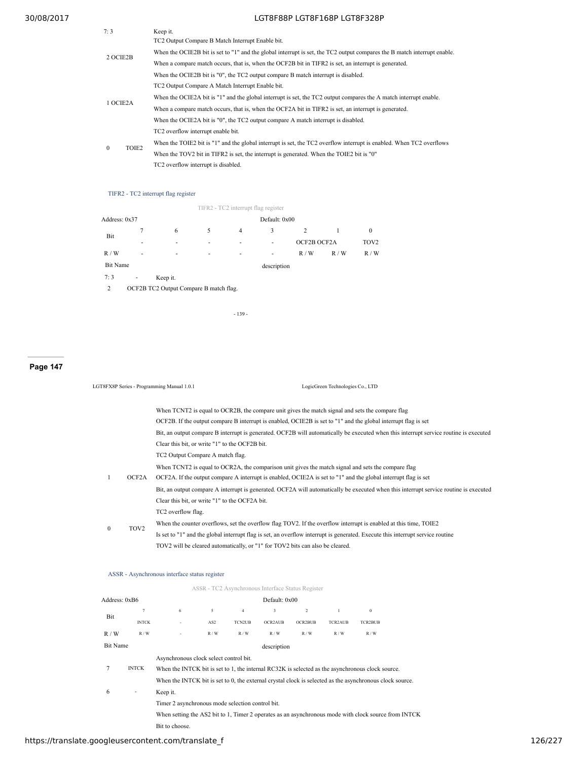| Bit | Name | description |
|---|---|---|
| 7: 3 | | Keep it. |
| 2 | OCIE2B | TC2 Output Compare B Match Interrupt Enable bit.<br>When the OCIE2B bit is set to "1" and the global interrupt is set, the TC2 output compares the B match interrupt enable.<br>When a compare match occurs, that is, when the OCF2B bit in TIFR2 is set, an interrupt is generated.<br>When the OCIE2B bit is "0", the TC2 output compare B match interrupt is disabled. |
| 1 | OCIE2A | TC2 Output Compare A Match Interrupt Enable bit.<br>When the OCIE2A bit is "1" and the global interrupt is set, the TC2 output compares the A match interrupt enable.<br>When a compare match occurs, that is, when the OCF2A bit in TIFR2 is set, an interrupt is generated.<br>When the OCIE2A bit is "0", the TC2 output compare A match interrupt is disabled. |
| 0 | TOIE2 | TC2 overflow interrupt enable bit.<br>When the TOIE2 bit is "1" and the global interrupt is set, the TC2 overflow interrupt is enabled. When TC2 overflows<br>When the TOV2 bit in TIFR2 is set, the interrupt is generated. When the TOIE2 bit is "0"<br>TC2 overflow interrupt is disabled. |

### TIFR2 - TC2 interrupt flag register

TIFR2 - TC2 interrupt flag register

| Address: 0x37 | | | | | Default: 0x00 | | | |
|---|---|---|---|---|---|---|---|---|
| Bit | 7 | 6 | 5 | 4 | 3 | 2 | 1 | 0 |
| | - | - | - | - | - | OCF2B | OCF2A | TOV2 |
| R / W | - | - | - | - | - | R / W | R / W | R / W |

| Bit | Name | description |
|---|---|---|
| 7: 3 | - | Keep it. |
| 2 | OCF2B | TC2 Output Compare B match flag.<br>When TCNT2 is equal to OCR2B, the compare unit gives the match signal and sets the compare flag<br>OCF2B. If the output compare B interrupt is enabled, OCIE2B is set to "1" and the global interrupt flag is set<br>Bit, an output compare B interrupt is generated. OCF2B will automatically be executed when this interrupt service routine is executed<br>Clear this bit, or write "1" to the OCF2B bit. |
| 1 | OCF2A | TC2 Output Compare A match flag.<br>When TCNT2 is equal to OCR2A, the comparison unit gives the match signal and sets the compare flag<br>OCF2A. If the output compare A interrupt is enabled, OCIE2A is set to "1" and the global interrupt flag is set<br>Bit, an output compare A interrupt is generated. OCF2A will automatically be executed when this interrupt service routine is executed<br>Clear this bit, or write "1" to the OCF2A bit. |
| 0 | TOV2 | TC2 overflow flag.<br>When the counter overflows, set the overflow flag TOV2. If the overflow interrupt is enabled at this time, TOIE2<br>Is set to "1" and the global interrupt flag is set, an overflow interrupt is generated. Execute this interrupt service routine<br>TOV2 will be cleared automatically, or "1" for TOV2 bits can also be cleared. |

### ASSR - Asynchronous interface status register

ASSR - TC2 Asynchronous Interface Status Register

| Address: 0xB6 | | | | | Default: 0x00 | | | |
|---|---|---|---|---|---|---|---|---|
| Bit | 7 | 6 | 5 | 4 | 3 | 2 | 1 | 0 |
| | INTCK | - | AS2 | TCN2UB | OCR2AUB | OCR2BUB | TCR2AUB | TCR2BUB |
| R / W | R / W | - | R / W | R / W | R / W | R / W | R / W | R / W |

| Bit | Name | description |
|---|---|---|
| 7 | INTCK | Asynchronous clock select control bit.<br>When the INTCK bit is set to 1, the internal RC32K is selected as the asynchronous clock source.<br>When the INTCK bit is set to 0, the external crystal clock is selected as the asynchronous clock source. |
| 6 | - | Keep it. |
| | | Timer 2 asynchronous mode selection control bit.<br>When setting the AS2 bit to 1, Timer 2 operates as an asynchronous mode with clock source from INTCK<br>Bit to choose. |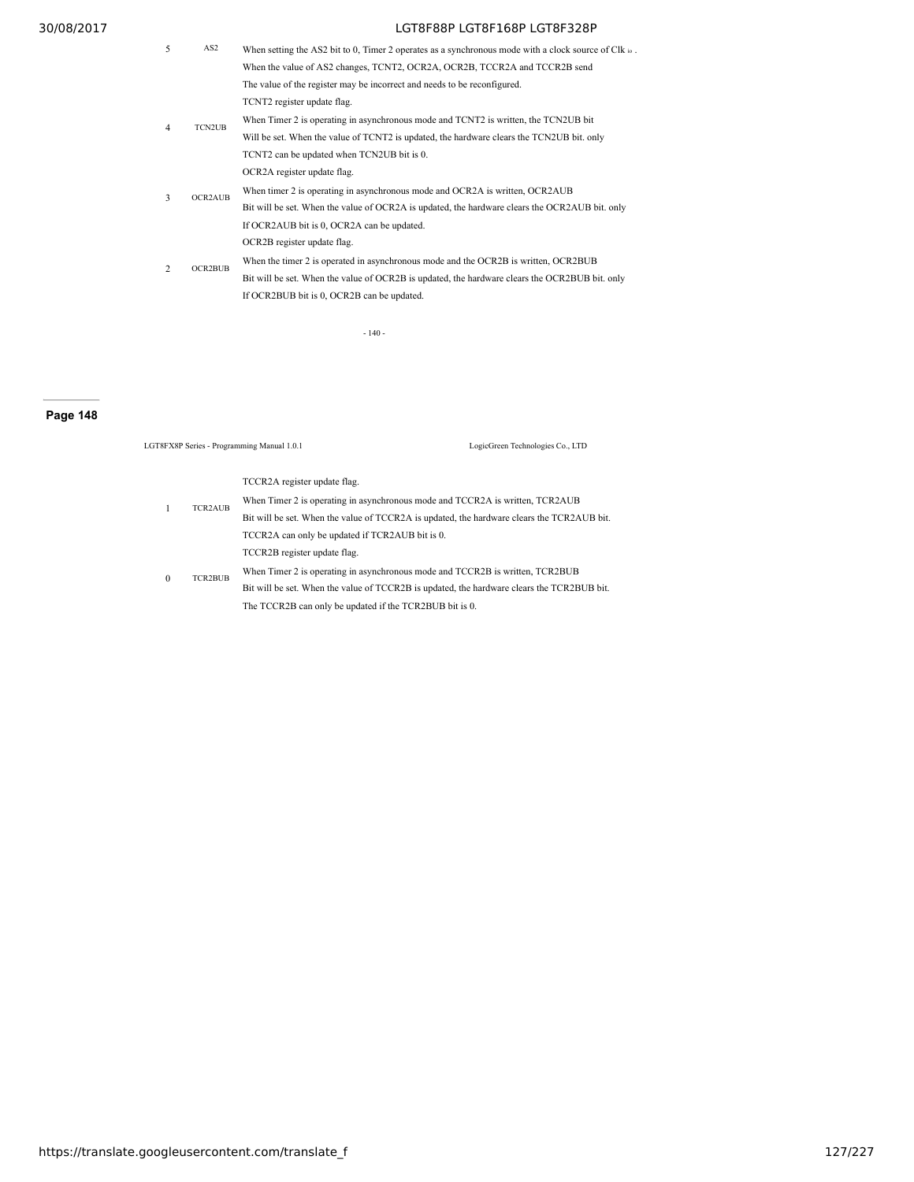| | | |
|---|---|---|
| 5 | AS2 | When setting the AS2 bit to 0, Timer 2 operates as a synchronous mode with a clock source of Clk io . When the value of AS2 changes, TCNT2, OCR2A, OCR2B, TCCR2A and TCCR2B send The value of the register may be incorrect and needs to be reconfigured. |
| 4 | TCN2UB | TCNT2 register update flag. When Timer 2 is operating in asynchronous mode and TCNT2 is written, the TCN2UB bit Will be set. When the value of TCNT2 is updated, the hardware clears the TCN2UB bit. only TCNT2 can be updated when TCN2UB bit is 0. |
| 3 | OCR2AUB | OCR2A register update flag. When timer 2 is operating in asynchronous mode and OCR2A is written, OCR2AUB Bit will be set. When the value of OCR2A is updated, the hardware clears the OCR2AUB bit. only If OCR2AUB bit is 0, OCR2A can be updated. |
| 2 | OCR2BUB | OCR2B register update flag. When the timer 2 is operated in asynchronous mode and the OCR2B is written, OCR2BUB Bit will be set. When the value of OCR2B is updated, the hardware clears the OCR2BUB bit. only If OCR2BUB bit is 0, OCR2B can be updated. |

**Page 148**

LGT8FX8P Series - Programming Manual 1.0.1 LogicGreen Technologies Co., LTD

| | | |
|---|---|---|
| 1 | TCR2AUB | TCCR2A register update flag. When Timer 2 is operating in asynchronous mode and TCCR2A is written, TCR2AUB Bit will be set. When the value of TCCR2A is updated, the hardware clears the TCR2AUB bit. TCCR2A can only be updated if TCR2AUB bit is 0. |
| 0 | TCR2BUB | TCCR2B register update flag. When Timer 2 is operating in asynchronous mode and TCCR2B is written, TCR2BUB Bit will be set. When the value of TCCR2B is updated, the hardware clears the TCR2BUB bit. The TCCR2B can only be updated if the TCR2BUB bit is 0. |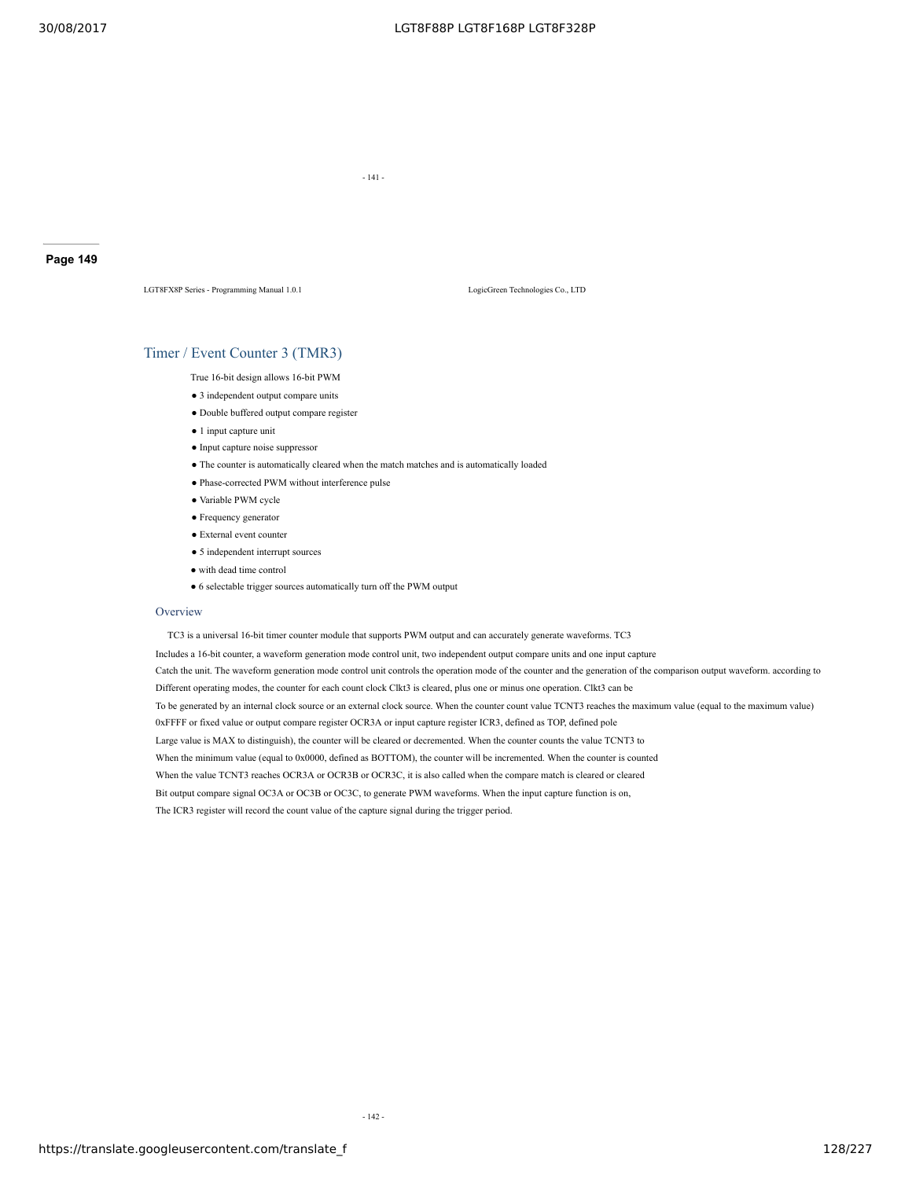## Timer / Event Counter 3 (TMR3)

True 16-bit design allows 16-bit PWM

- 3 independent output compare units
- Double buffered output compare register
- 1 input capture unit
- Input capture noise suppressor
- The counter is automatically cleared when the match matches and is automatically loaded
- Phase-corrected PWM without interference pulse
- Variable PWM cycle
- Frequency generator
- External event counter
- 5 independent interrupt sources
- with dead time control
- 6 selectable trigger sources automatically turn off the PWM output

### Overview

TC3 is a universal 16-bit timer counter module that supports PWM output and can accurately generate waveforms. TC3 Includes a 16-bit counter, a waveform generation mode control unit, two independent output compare units and one input capture Catch the unit. The waveform generation mode control unit controls the operation mode of the counter and the generation of the comparison output waveform. according to Different operating modes, the counter for each count clock Clkt3 is cleared, plus one or minus one operation. Clkt3 can be To be generated by an internal clock source or an external clock source. When the counter count value TCNT3 reaches the maximum value (equal to the maximum value) 0xFFFF or fixed value or output compare register OCR3A or input capture register ICR3, defined as TOP, defined pole Large value is MAX to distinguish), the counter will be cleared or decremented. When the counter counts the value TCNT3 to When the minimum value (equal to 0x0000, defined as BOTTOM), the counter will be incremented. When the counter is counted When the value TCNT3 reaches OCR3A or OCR3B or OCR3C, it is also called when the compare match is cleared or cleared Bit output compare signal OC3A or OC3B or OC3C, to generate PWM waveforms. When the input capture function is on, The ICR3 register will record the count value of the capture signal during the trigger period.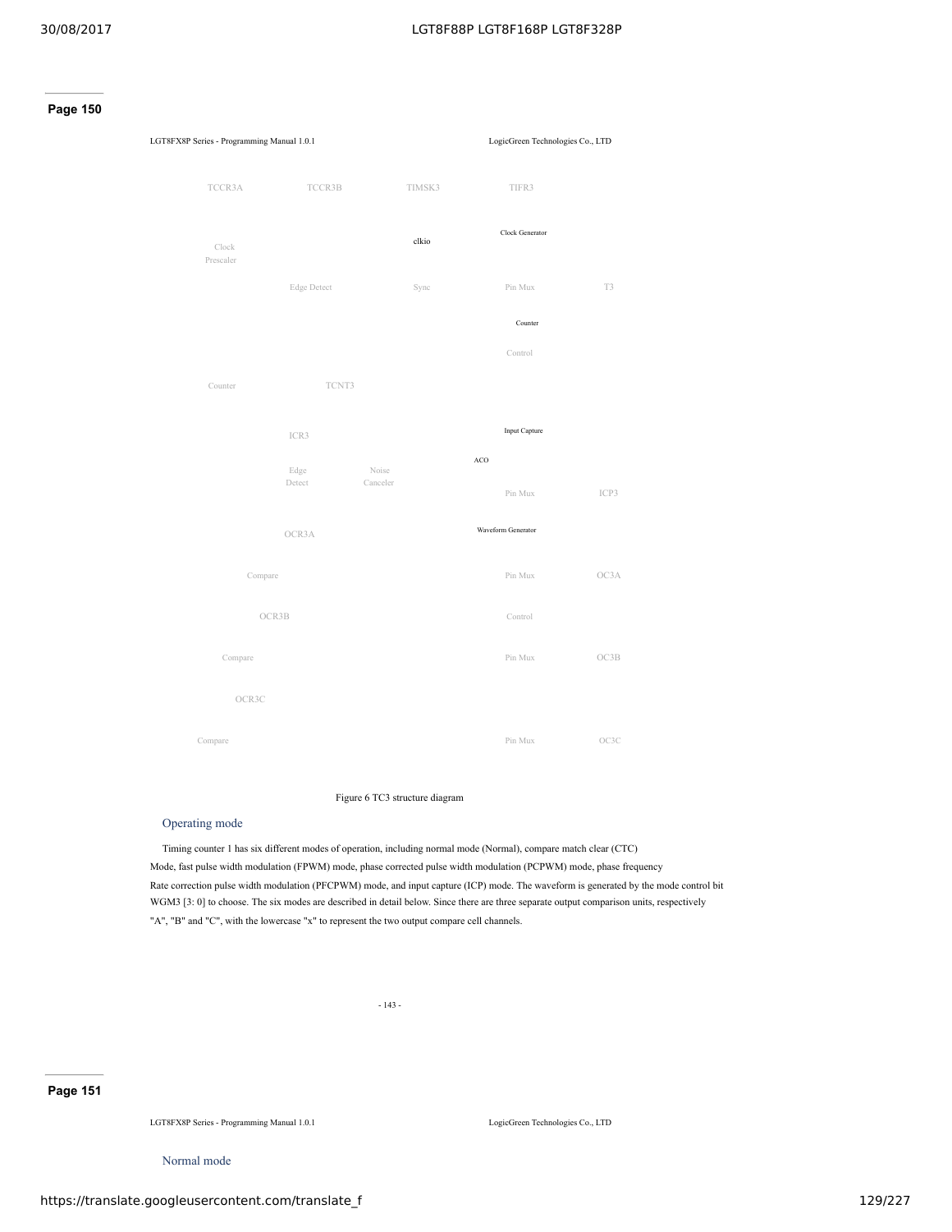**Page 150**

TCCR3A TCCR3B TIMSK3 TIFR3

Clock Generator

Clock Prescaler

clkio

Edge Detect Sync Pin Mux T3

Counter

Control

Counter TCNT3

Input Capture

ICR3

ACO

Edge Detect Noise Canceler Pin Mux ICP3

Waveform Generator

OCR3A

Compare Pin Mux OC3A

OCR3B Control

Compare Pin Mux OC3B

OCR3C

Compare Pin Mux OC3C

Figure 6 TC3 structure diagram

## Operating mode

Timing counter 1 has six different modes of operation, including normal mode (Normal), compare match clear (CTC) Mode, fast pulse width modulation (FPWM) mode, phase corrected pulse width modulation (PCPWM) mode, phase frequency Rate correction pulse width modulation (PFCPWM) mode, and input capture (ICP) mode. The waveform is generated by the mode control bit WGM3 [3: 0] to choose. The six modes are described in detail below. Since there are three separate output comparison units, respectively "A", "B" and "C", with the lowercase "x" to represent the two output compare cell channels.

**Page 151**

## Normal mode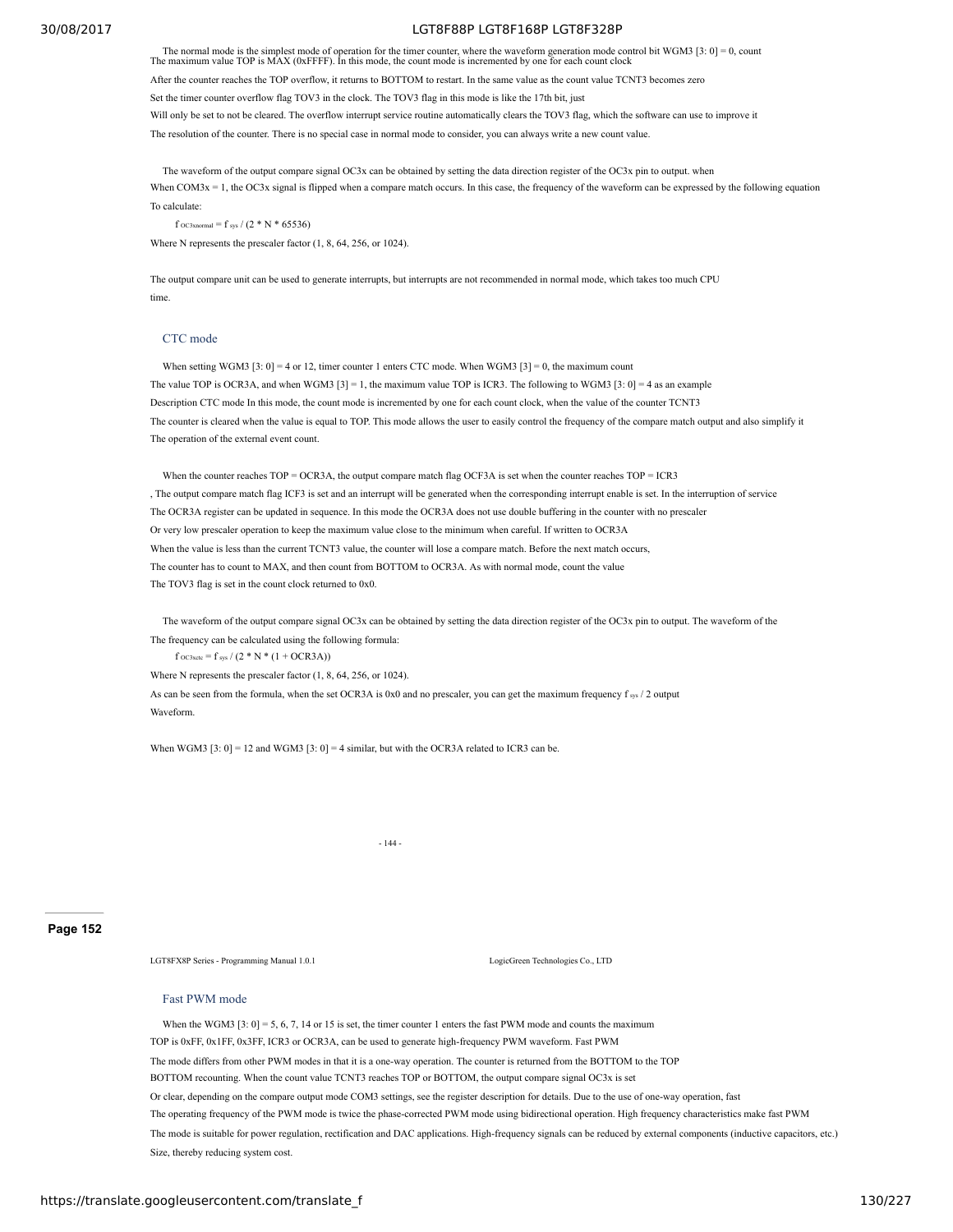The normal mode is the simplest mode of operation for the timer counter, where the waveform generation mode control bit WGM3 [3: 0] = 0, count
The maximum value TOP is MAX (0xFFFF). In this mode, the count mode is incremented by one for each count clock
After the counter reaches the TOP overflow, it returns to BOTTOM to restart. In the same value as the count value TCNT3 becomes zero
Set the timer counter overflow flag TOV3 in the clock. The TOV3 flag in this mode is like the 17th bit, just
Will only be set to not be cleared. The overflow interrupt service routine automatically clears the TOV3 flag, which the software can use to improve it
The resolution of the counter. There is no special case in normal mode to consider, you can always write a new count value.

The waveform of the output compare signal OC3x can be obtained by setting the data direction register of the OC3x pin to output. when
When COM3x = 1, the OC3x signal is flipped when a compare match occurs. In this case, the frequency of the waveform can be expressed by the following equation
To calculate:

$$f_{OC3xnormal} = f_{sys} / (2 * N * 65536)$$

Where N represents the prescaler factor (1, 8, 64, 256, or 1024).

The output compare unit can be used to generate interrupts, but interrupts are not recommended in normal mode, which takes too much CPU
time.

## CTC mode

When setting WGM3 [3: 0] = 4 or 12, timer counter 1 enters CTC mode. When WGM3 [3] = 0, the maximum count
The value TOP is OCR3A, and when WGM3 [3] = 1, the maximum value TOP is ICR3. The following to WGM3 [3: 0] = 4 as an example
Description CTC mode In this mode, the count mode is incremented by one for each count clock, when the value of the counter TCNT3
The counter is cleared when the value is equal to TOP. This mode allows the user to easily control the frequency of the compare match output and also simplify it
The operation of the external event count.

When the counter reaches TOP = OCR3A, the output compare match flag OCF3A is set when the counter reaches TOP = ICR3
, The output compare match flag ICF3 is set and an interrupt will be generated when the corresponding interrupt enable is set. In the interruption of service
The OCR3A register can be updated in sequence. In this mode the OCR3A does not use double buffering in the counter with no prescaler
Or very low prescaler operation to keep the maximum value close to the minimum when careful. If written to OCR3A
When the value is less than the current TCNT3 value, the counter will lose a compare match. Before the next match occurs,
The counter has to count to MAX, and then count from BOTTOM to OCR3A. As with normal mode, count the value
The TOV3 flag is set in the count clock returned to 0x0.

The waveform of the output compare signal OC3x can be obtained by setting the data direction register of the OC3x pin to output. The waveform of the
The frequency can be calculated using the following formula:

$$f_{OC3xctc} = f_{sys} / (2 * N * (1 + OCR3A))$$

Where N represents the prescaler factor (1, 8, 64, 256, or 1024).
As can be seen from the formula, when the set OCR3A is 0x0 and no prescaler, you can get the maximum frequency $f_{sys}$ / 2 output
Waveform.

When WGM3 [3: 0] = 12 and WGM3 [3: 0] = 4 similar, but with the OCR3A related to ICR3 can be.

## Fast PWM mode

When the WGM3 [3: 0] = 5, 6, 7, 14 or 15 is set, the timer counter 1 enters the fast PWM mode and counts the maximum
TOP is 0xFF, 0x1FF, 0x3FF, ICR3 or OCR3A, can be used to generate high-frequency PWM waveform. Fast PWM
The mode differs from other PWM modes in that it is a one-way operation. The counter is returned from the BOTTOM to the TOP
BOTTOM recounting. When the count value TCNT3 reaches TOP or BOTTOM, the output compare signal OC3x is set
Or clear, depending on the compare output mode COM3 settings, see the register description for details. Due to the use of one-way operation, fast
The operating frequency of the PWM mode is twice the phase-corrected PWM mode using bidirectional operation. High frequency characteristics make fast PWM
The mode is suitable for power regulation, rectification and DAC applications. High-frequency signals can be reduced by external components (inductive capacitors, etc.)
Size, thereby reducing system cost.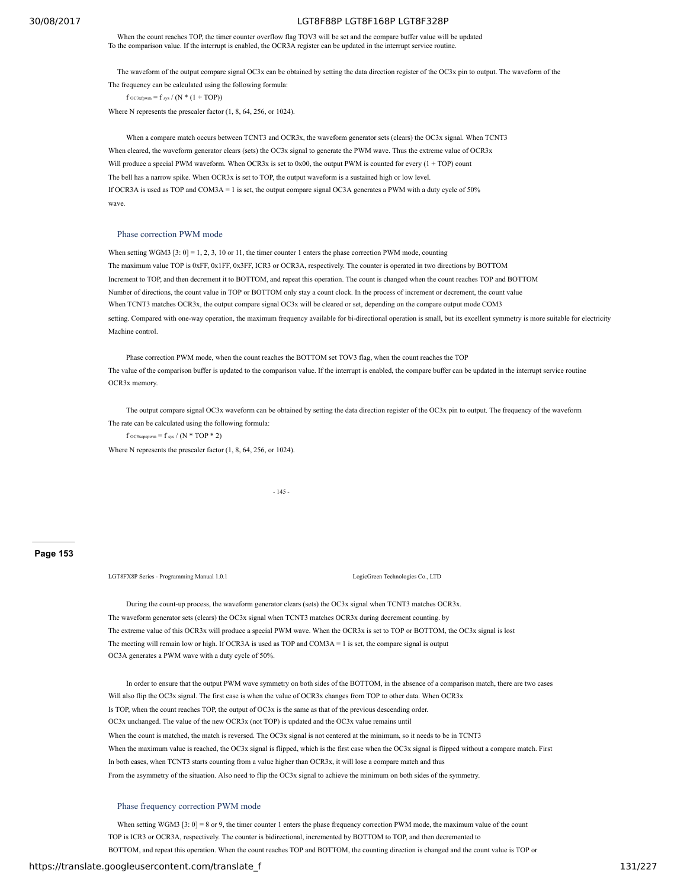When the count reaches TOP, the timer counter overflow flag TOV3 will be set and the compare buffer value will be updated To the comparison value. If the interrupt is enabled, the OCR3A register can be updated in the interrupt service routine.

The waveform of the output compare signal OC3x can be obtained by setting the data direction register of the OC3x pin to output. The waveform of the The frequency can be calculated using the following formula:

$$f_{OC3xfpwm} = f_{sys} / (N * (1 + TOP))$$

Where N represents the prescaler factor (1, 8, 64, 256, or 1024).

When a compare match occurs between TCNT3 and OCR3x, the waveform generator sets (clears) the OC3x signal. When TCNT3 When cleared, the waveform generator clears (sets) the OC3x signal to generate the PWM wave. Thus the extreme value of OCR3x Will produce a special PWM waveform. When OCR3x is set to 0x00, the output PWM is counted for every (1 + TOP) count The bell has a narrow spike. When OCR3x is set to TOP, the output waveform is a sustained high or low level. If OCR3A is used as TOP and COM3A = 1 is set, the output compare signal OC3A generates a PWM with a duty cycle of 50% wave.

## Phase correction PWM mode

When setting WGM3 [3: 0] = 1, 2, 3, 10 or 11, the timer counter 1 enters the phase correction PWM mode, counting The maximum value TOP is 0xFF, 0x1FF, 0x3FF, ICR3 or OCR3A, respectively. The counter is operated in two directions by BOTTOM Increment to TOP, and then decrement it to BOTTOM, and repeat this operation. The count is changed when the count reaches TOP and BOTTOM Number of directions, the count value in TOP or BOTTOM only stay a count clock. In the process of increment or decrement, the count value When TCNT3 matches OCR3x, the output compare signal OC3x will be cleared or set, depending on the compare output mode COM3 setting. Compared with one-way operation, the maximum frequency available for bi-directional operation is small, but its excellent symmetry is more suitable for electricity Machine control.

Phase correction PWM mode, when the count reaches the BOTTOM set TOV3 flag, when the count reaches the TOP The value of the comparison buffer is updated to the comparison value. If the interrupt is enabled, the compare buffer can be updated in the interrupt service routine OCR3x memory.

The output compare signal OC3x waveform can be obtained by setting the data direction register of the OC3x pin to output. The frequency of the waveform The rate can be calculated using the following formula:

$$f_{OC3xcpcpwm} = f_{sys} / (N * TOP * 2)$$

Where N represents the prescaler factor (1, 8, 64, 256, or 1024).

During the count-up process, the waveform generator clears (sets) the OC3x signal when TCNT3 matches OCR3x. The waveform generator sets (clears) the OC3x signal when TCNT3 matches OCR3x during decrement counting. by The extreme value of this OCR3x will produce a special PWM wave. When the OCR3x is set to TOP or BOTTOM, the OC3x signal is lost The meeting will remain low or high. If OCR3A is used as TOP and COM3A = 1 is set, the compare signal is output OC3A generates a PWM wave with a duty cycle of 50%.

In order to ensure that the output PWM wave symmetry on both sides of the BOTTOM, in the absence of a comparison match, there are two cases Will also flip the OC3x signal. The first case is when the value of OCR3x changes from TOP to other data. When OCR3x Is TOP, when the count reaches TOP, the output of OC3x is the same as that of the previous descending order. OC3x unchanged. The value of the new OCR3x (not TOP) is updated and the OC3x value remains until When the count is matched, the match is reversed. The OC3x signal is not centered at the minimum, so it needs to be in TCNT3 When the maximum value is reached, the OC3x signal is flipped, which is the first case when the OC3x signal is flipped without a compare match. First In both cases, when TCNT3 starts counting from a value higher than OCR3x, it will lose a compare match and thus From the asymmetry of the situation. Also need to flip the OC3x signal to achieve the minimum on both sides of the symmetry.

## Phase frequency correction PWM mode

When setting WGM3 [3: 0] = 8 or 9, the timer counter 1 enters the phase frequency correction PWM mode, the maximum value of the count TOP is ICR3 or OCR3A, respectively. The counter is bidirectional, incremented by BOTTOM to TOP, and then decremented to BOTTOM, and repeat this operation. When the count reaches TOP and BOTTOM, the counting direction is changed and the count value is TOP or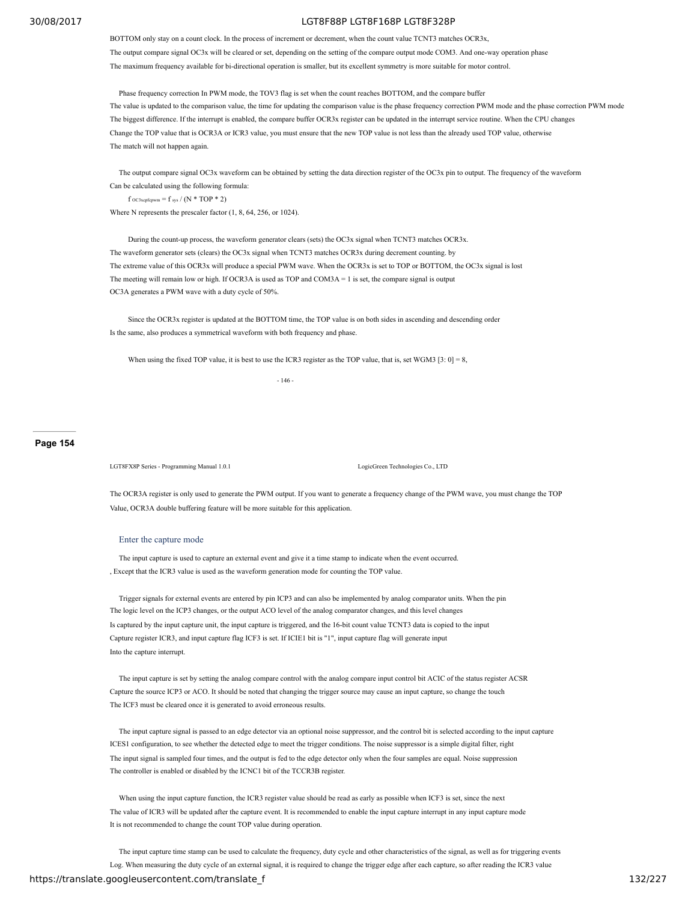BOTTOM only stay on a count clock. In the process of increment or decrement, when the count value TCNT3 matches OCR3x,
The output compare signal OC3x will be cleared or set, depending on the setting of the compare output mode COM3. And one-way operation phase
The maximum frequency available for bi-directional operation is smaller, but its excellent symmetry is more suitable for motor control.

Phase frequency correction In PWM mode, the TOV3 flag is set when the count reaches BOTTOM, and the compare buffer
The value is updated to the comparison value, the time for updating the comparison value is the phase frequency correction PWM mode and the phase correction PWM mode
The biggest difference. If the interrupt is enabled, the compare buffer OCR3x register can be updated in the interrupt service routine. When the CPU changes
Change the TOP value that is OCR3A or ICR3 value, you must ensure that the new TOP value is not less than the already used TOP value, otherwise
The match will not happen again.

The output compare signal OC3x waveform can be obtained by setting the data direction register of the OC3x pin to output. The frequency of the waveform
Can be calculated using the following formula:

$$f_{OC3xcpfcpwm} = f_{sys} / (N * TOP * 2)$$

Where N represents the prescaler factor (1, 8, 64, 256, or 1024).

During the count-up process, the waveform generator clears (sets) the OC3x signal when TCNT3 matches OCR3x.
The waveform generator sets (clears) the OC3x signal when TCNT3 matches OCR3x during decrement counting. by
The extreme value of this OCR3x will produce a special PWM wave. When the OCR3x is set to TOP or BOTTOM, the OC3x signal is lost
The meeting will remain low or high. If OCR3A is used as TOP and COM3A = 1 is set, the compare signal is output
OC3A generates a PWM wave with a duty cycle of 50%.

Since the OCR3x register is updated at the BOTTOM time, the TOP value is on both sides in ascending and descending order
Is the same, also produces a symmetrical waveform with both frequency and phase.

When using the fixed TOP value, it is best to use the ICR3 register as the TOP value, that is, set WGM3 [3: 0] = 8,

The OCR3A register is only used to generate the PWM output. If you want to generate a frequency change of the PWM wave, you must change the TOP
Value, OCR3A double buffering feature will be more suitable for this application.

### Enter the capture mode

The input capture is used to capture an external event and give it a time stamp to indicate when the event occurred.
, Except that the ICR3 value is used as the waveform generation mode for counting the TOP value.

Trigger signals for external events are entered by pin ICP3 and can also be implemented by analog comparator units. When the pin
The logic level on the ICP3 changes, or the output ACO level of the analog comparator changes, and this level changes
Is captured by the input capture unit, the input capture is triggered, and the 16-bit count value TCNT3 data is copied to the input
Capture register ICR3, and input capture flag ICF3 is set. If ICIE1 bit is "1", input capture flag will generate input
Into the capture interrupt.

The input capture is set by setting the analog compare control with the analog compare input control bit ACIC of the status register ACSR
Capture the source ICP3 or ACO. It should be noted that changing the trigger source may cause an input capture, so change the touch
The ICF3 must be cleared once it is generated to avoid erroneous results.

The input capture signal is passed to an edge detector via an optional noise suppressor, and the control bit is selected according to the input capture
ICES1 configuration, to see whether the detected edge to meet the trigger conditions. The noise suppressor is a simple digital filter, right
The input signal is sampled four times, and the output is fed to the edge detector only when the four samples are equal. Noise suppression
The controller is enabled or disabled by the ICNC1 bit of the TCCR3B register.

When using the input capture function, the ICR3 register value should be read as early as possible when ICF3 is set, since the next
The value of ICR3 will be updated after the capture event. It is recommended to enable the input capture interrupt in any input capture mode
It is not recommended to change the count TOP value during operation.

The input capture time stamp can be used to calculate the frequency, duty cycle and other characteristics of the signal, as well as for triggering events
Log. When measuring the duty cycle of an external signal, it is required to change the trigger edge after each capture, so after reading the ICR3 value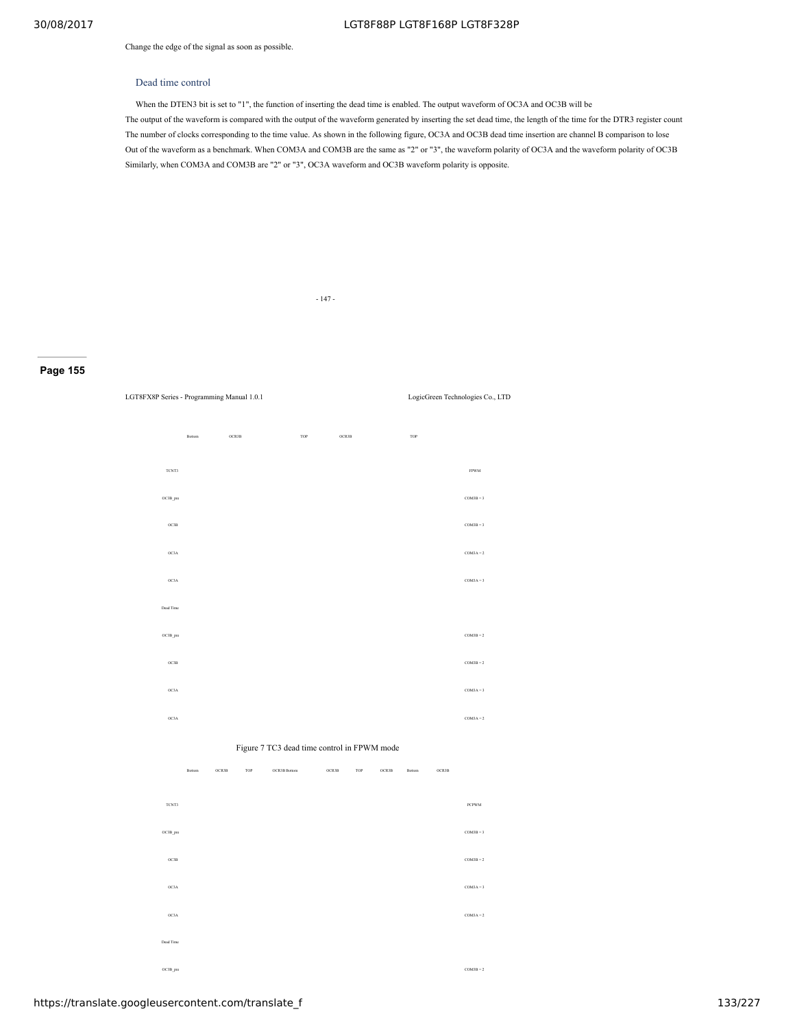Change the edge of the signal as soon as possible.

### Dead time control

When the DTEN3 bit is set to "1", the function of inserting the dead time is enabled. The output waveform of OC3A and OC3B will be
The output of the waveform is compared with the output of the waveform generated by inserting the set dead time, the length of the time for the DTR3 register count
The number of clocks corresponding to the time value. As shown in the following figure, OC3A and OC3B dead time insertion are channel B comparison to lose
Out of the waveform as a benchmark. When COM3A and COM3B are the same as "2" or "3", the waveform polarity of OC3A and the waveform polarity of OC3B
Similarly, when COM3A and COM3B are "2" or "3", OC3A waveform and OC3B waveform polarity is opposite.

- 147 -

Page 155

LGT8FX8P Series - Programming Manual 1.0.1 LogicGreen Technologies Co., LTD

Bottom OCR3B TOP OCR3B TOP

TCNT3 FPWM

OC3B_pre COM3B = 3

OC3B COM3B = 3

OC3A COM3A = 2

OC3A COM3A = 3

Dead Time

OC3B_pre COM3B = 2

OC3B COM3B = 2

OC3A COM3A = 3

OC3A COM3A = 2

Figure 7 TC3 dead time control in FPWM mode

Bottom OCR3B TOP OCR3B Bottom OCR3B TOP OCR3B Bottom OCR3B

TCNT3 PCPWM

OC3B_pre COM3B = 3

OC3B COM3B = 2

OC3A COM3A = 3

OC3A COM3A = 2

Dead Time

OC3B_pre COM3B = 2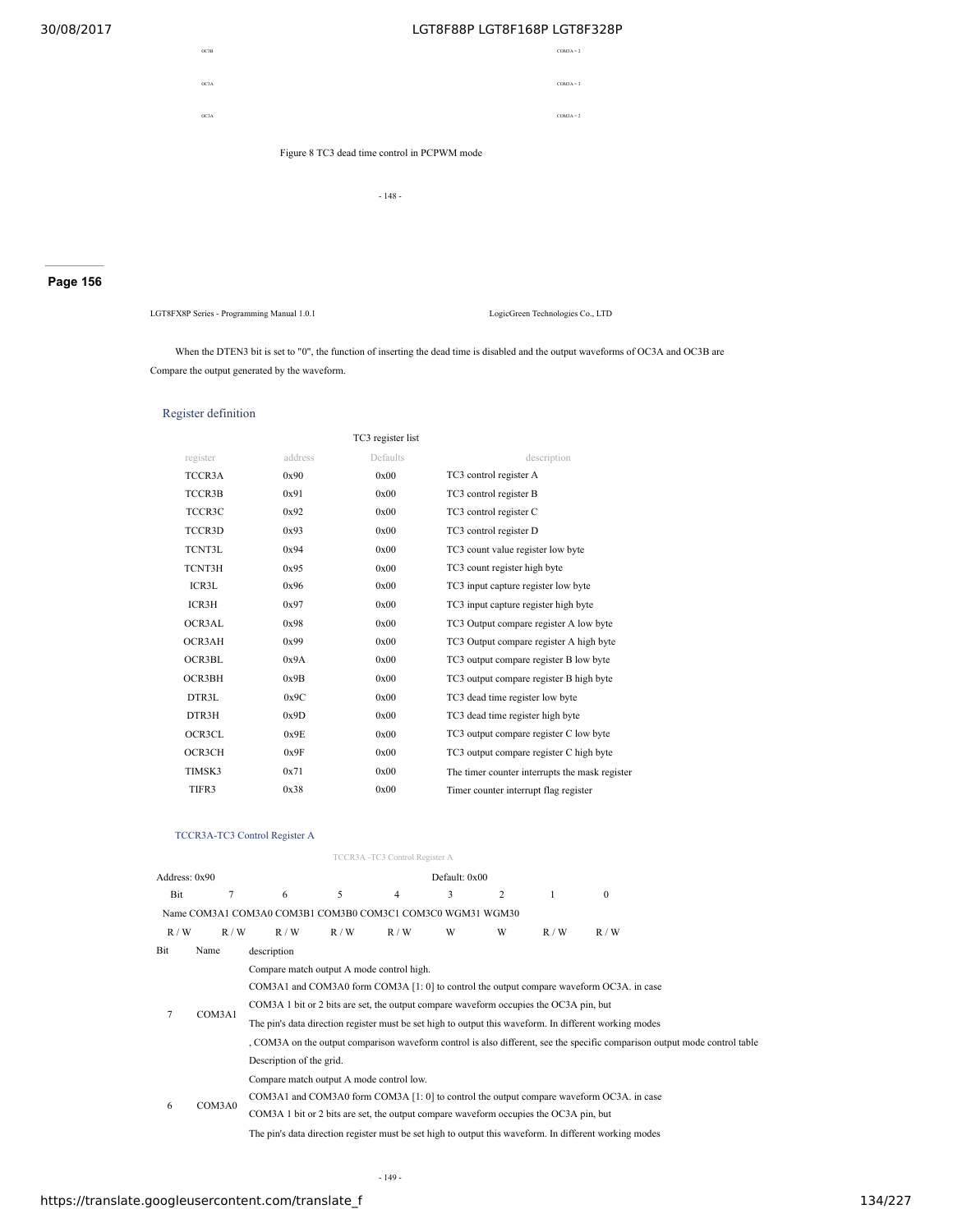OC3B COM3A = 2

OC3A COM3A = 3

OC3A COM3A = 2

Figure 8 TC3 dead time control in PCPWM mode

When the DTEN3 bit is set to "0", the function of inserting the dead time is disabled and the output waveforms of OC3A and OC3B are Compare the output generated by the waveform.

## Register definition

TC3 register list

| register | address | Defaults | description |
|---|---|---|---|
| TCCR3A | 0x90 | 0x00 | TC3 control register A |
| TCCR3B | 0x91 | 0x00 | TC3 control register B |
| TCCR3C | 0x92 | 0x00 | TC3 control register C |
| TCCR3D | 0x93 | 0x00 | TC3 control register D |
| TCNT3L | 0x94 | 0x00 | TC3 count value register low byte |
| TCNT3H | 0x95 | 0x00 | TC3 count register high byte |
| ICR3L | 0x96 | 0x00 | TC3 input capture register low byte |
| ICR3H | 0x97 | 0x00 | TC3 input capture register high byte |
| OCR3AL | 0x98 | 0x00 | TC3 Output compare register A low byte |
| OCR3AH | 0x99 | 0x00 | TC3 Output compare register A high byte |
| OCR3BL | 0x9A | 0x00 | TC3 output compare register B low byte |
| OCR3BH | 0x9B | 0x00 | TC3 output compare register B high byte |
| DTR3L | 0x9C | 0x00 | TC3 dead time register low byte |
| DTR3H | 0x9D | 0x00 | TC3 dead time register high byte |
| OCR3CL | 0x9E | 0x00 | TC3 output compare register C low byte |
| OCR3CH | 0x9F | 0x00 | TC3 output compare register C high byte |
| TIMSK3 | 0x71 | 0x00 | The timer counter interrupts the mask register |
| TIFR3 | 0x38 | 0x00 | Timer counter interrupt flag register |

### TCCR3A-TC3 Control Register A

TCCR3A -TC3 Control Register A

| Address: 0x90 | | | | | Default: 0x00 | | | |
|---|---|---|---|---|---|---|---|---|
| Bit | 7 | 6 | 5 | 4 | 3 | 2 | 1 | 0 |
| Name | COM3A1 | COM3A0 | COM3B1 | COM3B0 | COM3C1 | COM3C0 | WGM31 | WGM30 |
| R / W | R / W | R / W | R / W | R / W | W | W | R / W | R / W |

| Bit | Name | description |
|---|---|---|
| 7 | COM3A1 | Compare match output A mode control high. COM3A1 and COM3A0 form COM3A [1: 0] to control the output compare waveform OC3A. in case COM3A 1 bit or 2 bits are set, the output compare waveform occupies the OC3A pin, but The pin's data direction register must be set high to output this waveform. In different working modes , COM3A on the output comparison waveform control is also different, see the specific comparison output mode control table Description of the grid. |
| 6 | COM3A0 | Compare match output A mode control low. COM3A1 and COM3A0 form COM3A [1: 0] to control the output compare waveform OC3A. in case COM3A 1 bit or 2 bits are set, the output compare waveform occupies the OC3A pin, but The pin's data direction register must be set high to output this waveform. In different working modes |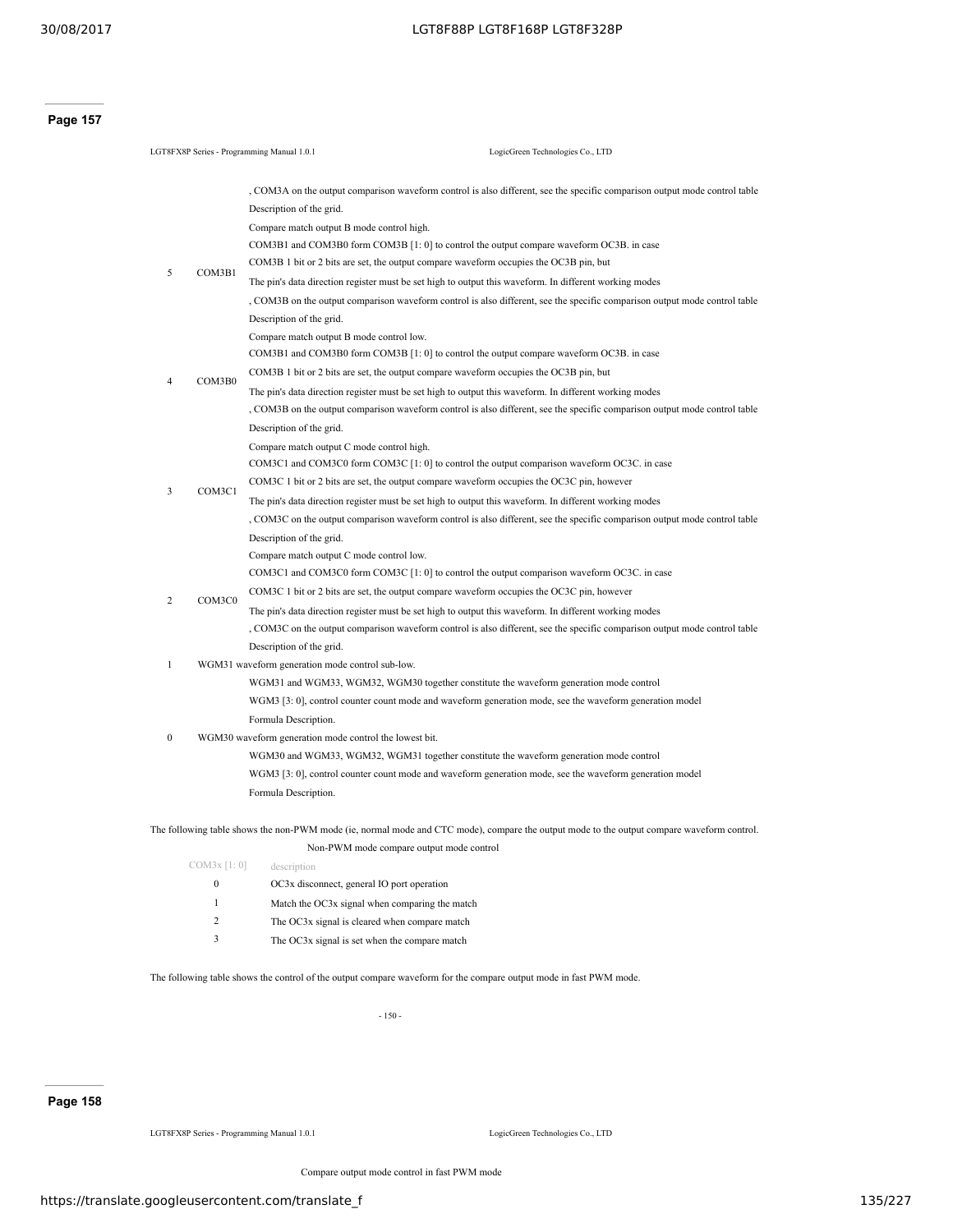**Page 157**

| Bit | Name | Description |
|---|---|---|
| | | , COM3A on the output comparison waveform control is also different, see the specific comparison output mode control table Description of the grid. |
| 5 | COM3B1 | Compare match output B mode control high. COM3B1 and COM3B0 form COM3B [1: 0] to control the output compare waveform OC3B. in case COM3B 1 bit or 2 bits are set, the output compare waveform occupies the OC3B pin, but The pin's data direction register must be set high to output this waveform. In different working modes , COM3B on the output comparison waveform control is also different, see the specific comparison output mode control table Description of the grid. |
| 4 | COM3B0 | Compare match output B mode control low. COM3B1 and COM3B0 form COM3B [1: 0] to control the output compare waveform OC3B. in case COM3B 1 bit or 2 bits are set, the output compare waveform occupies the OC3B pin, but The pin's data direction register must be set high to output this waveform. In different working modes , COM3B on the output comparison waveform control is also different, see the specific comparison output mode control table Description of the grid. |
| 3 | COM3C1 | Compare match output C mode control high. COM3C1 and COM3C0 form COM3C [1: 0] to control the output comparison waveform OC3C. in case COM3C 1 bit or 2 bits are set, the output compare waveform occupies the OC3C pin, however The pin's data direction register must be set high to output this waveform. In different working modes , COM3C on the output comparison waveform control is also different, see the specific comparison output mode control table Description of the grid. |
| 2 | COM3C0 | Compare match output C mode control low. COM3C1 and COM3C0 form COM3C [1: 0] to control the output comparison waveform OC3C. in case COM3C 1 bit or 2 bits are set, the output compare waveform occupies the OC3C pin, however The pin's data direction register must be set high to output this waveform. In different working modes , COM3C on the output comparison waveform control is also different, see the specific comparison output mode control table Description of the grid. |
| 1 | WGM31 | WGM31 waveform generation mode control sub-low. WGM31 and WGM33, WGM32, WGM30 together constitute the waveform generation mode control WGM3 [3: 0], control counter count mode and waveform generation mode, see the waveform generation model Formula Description. |
| 0 | WGM30 | WGM30 waveform generation mode control the lowest bit. WGM30 and WGM33, WGM32, WGM31 together constitute the waveform generation mode control WGM3 [3: 0], control counter count mode and waveform generation mode, see the waveform generation model Formula Description. |

The following table shows the non-PWM mode (ie, normal mode and CTC mode), compare the output mode to the output compare waveform control.

Non-PWM mode compare output mode control

| COM3x [1: 0] | description |
|---|---|
| 0 | OC3x disconnect, general IO port operation |
| 1 | Match the OC3x signal when comparing the match |
| 2 | The OC3x signal is cleared when compare match |
| 3 | The OC3x signal is set when the compare match |

The following table shows the control of the output compare waveform for the compare output mode in fast PWM mode.

**Page 158**

Compare output mode control in fast PWM mode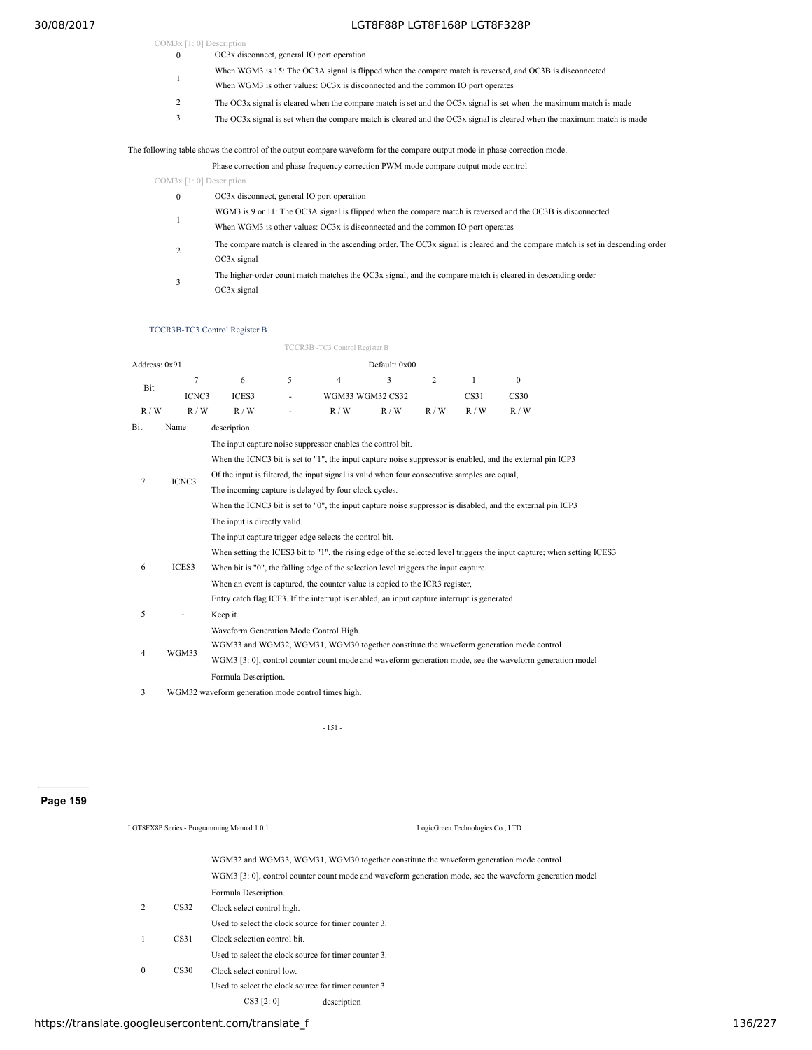| COM3x [1: 0] | Description |
|---|---|
| 0 | OC3x disconnect, general IO port operation |
| 1 | When WGM3 is 15: The OC3A signal is flipped when the compare match is reversed, and OC3B is disconnected<br>When WGM3 is other values: OC3x is disconnected and the common IO port operates |
| 2 | The OC3x signal is cleared when the compare match is set and the OC3x signal is set when the maximum match is made |
| 3 | The OC3x signal is set when the compare match is cleared and the OC3x signal is cleared when the maximum match is made |

The following table shows the control of the output compare waveform for the compare output mode in phase correction mode.

Phase correction and phase frequency correction PWM mode compare output mode control

| COM3x [1: 0] | Description |
|---|---|
| 0 | OC3x disconnect, general IO port operation |
| 1 | WGM3 is 9 or 11: The OC3A signal is flipped when the compare match is reversed and the OC3B is disconnected<br>When WGM3 is other values: OC3x is disconnected and the common IO port operates |
| 2 | The compare match is cleared in the ascending order. The OC3x signal is cleared and the compare match is set in descending order OC3x signal |
| 3 | The higher-order count match matches the OC3x signal, and the compare match is cleared in descending order OC3x signal |

### TCCR3B-TC3 Control Register B

TCCR3B -TC3 Control Register B

| Address: 0x91 | | | | Default: 0x00 | | | | |
|---|---|---|---|---|---|---|---|---|
| Bit | 7 | 6 | 5 | 4 | 3 | 2 | 1 | 0 |
| | ICNC3 | ICES3 | - | WGM33 | WGM32 | CS32 | CS31 | CS30 |
| R / W | R / W | R / W | - | R / W | R / W | R / W | R / W | R / W |

| Bit | Name | description |
|---|---|---|
| 7 | ICNC3 | The input capture noise suppressor enables the control bit.<br>When the ICNC3 bit is set to "1", the input capture noise suppressor is enabled, and the external pin ICP3<br>Of the input is filtered, the input signal is valid when four consecutive samples are equal,<br>The incoming capture is delayed by four clock cycles.<br>When the ICNC3 bit is set to "0", the input capture noise suppressor is disabled, and the external pin ICP3<br>The input is directly valid. |
| 6 | ICES3 | The input capture trigger edge selects the control bit.<br>When setting the ICES3 bit to "1", the rising edge of the selected level triggers the input capture; when setting ICES3<br>When bit is "0", the falling edge of the selection level triggers the input capture.<br>When an event is captured, the counter value is copied to the ICR3 register,<br>Entry catch flag ICF3. If the interrupt is enabled, an input capture interrupt is generated. |
| 5 | - | Keep it. |
| 4 | WGM33 | Waveform Generation Mode Control High.<br>WGM33 and WGM32, WGM31, WGM30 together constitute the waveform generation mode control<br>WGM3 [3: 0], control counter count mode and waveform generation mode, see the waveform generation model<br>Formula Description. |
| 3 | WGM32 | waveform generation mode control times high.<br>WGM32 and WGM33, WGM31, WGM30 together constitute the waveform generation mode control<br>WGM3 [3: 0], control counter count mode and waveform generation mode, see the waveform generation model<br>Formula Description. |
| 2 | CS32 | Clock select control high.<br>Used to select the clock source for timer counter 3. |
| 1 | CS31 | Clock selection control bit.<br>Used to select the clock source for timer counter 3. |
| 0 | CS30 | Clock select control low.<br>Used to select the clock source for timer counter 3. |

CS3 [2: 0] description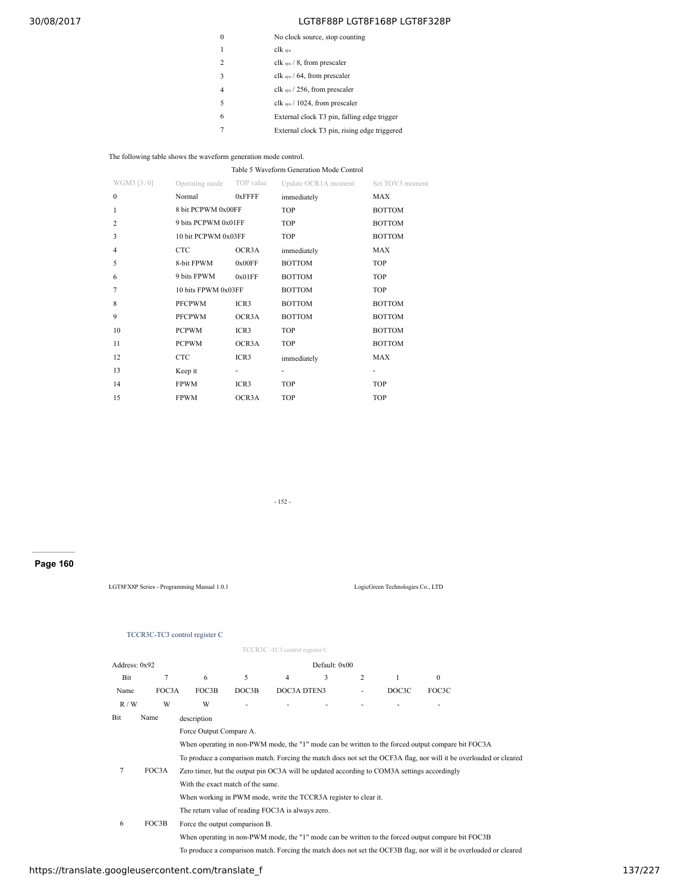| | |
|---|---|
| 0 | No clock source, stop counting |
| 1 | clk sys |
| 2 | clk sys / 8, from prescaler |
| 3 | clk sys / 64, from prescaler |
| 4 | clk sys / 256, from prescaler |
| 5 | clk sys / 1024, from prescaler |
| 6 | External clock T3 pin, falling edge trigger |
| 7 | External clock T3 pin, rising edge triggered |

The following table shows the waveform generation mode control.

Table 5 Waveform Generation Mode Control

| WGM3 [3: 0] | Operating mode | TOP value | Update OCR1A moment | Set TOV3 moment |
|---|---|---|---|---|
| 0 | Normal | 0xFFFF | immediately | MAX |
| 1 | 8 bit PCPWM 0x00FF | | TOP | BOTTOM |
| 2 | 9 bits PCPWM 0x01FF | | TOP | BOTTOM |
| 3 | 10 bit PCPWM 0x03FF | | TOP | BOTTOM |
| 4 | CTC | OCR3A | immediately | MAX |
| 5 | 8-bit FPWM | 0x00FF | BOTTOM | TOP |
| 6 | 9 bits FPWM | 0x01FF | BOTTOM | TOP |
| 7 | 10 bits FPWM 0x03FF | | BOTTOM | TOP |
| 8 | PFCPWM | ICR3 | BOTTOM | BOTTOM |
| 9 | PFCPWM | OCR3A | BOTTOM | BOTTOM |
| 10 | PCPWM | ICR3 | TOP | BOTTOM |
| 11 | PCPWM | OCR3A | TOP | BOTTOM |
| 12 | CTC | ICR3 | immediately | MAX |
| 13 | Keep it | - | - | - |
| 14 | FPWM | ICR3 | TOP | TOP |
| 15 | FPWM | OCR3A | TOP | TOP |

### TCCR3C-TC3 control register C

TCCR3C -TC3 control register C

| Address: 0x92 | | | | Default: 0x00 | | | | |
|---|---|---|---|---|---|---|---|---|
| Bit | 7 | 6 | 5 | 4 | 3 | 2 | 1 | 0 |
| Name | FOC3A | FOC3B | DOC3B | DOC3A | DTEN3 | - | DOC3C | FOC3C |
| R / W | W | W | - | - | - | - | - | - |

| Bit | Name | description |
|---|---|---|
| 7 | FOC3A | Force Output Compare A. When operating in non-PWM mode, the "1" mode can be written to the forced output compare bit FOC3A To produce a comparison match. Forcing the match does not set the OCF3A flag, nor will it be overloaded or cleared Zero timer, but the output pin OC3A will be updated according to COM3A settings accordingly With the exact match of the same. When working in PWM mode, write the TCCR3A register to clear it. The return value of reading FOC3A is always zero. |
| 6 | FOC3B | Force the output comparison B. When operating in non-PWM mode, the "1" mode can be written to the forced output compare bit FOC3B To produce a comparison match. Forcing the match does not set the OCF3B flag, nor will it be overloaded or cleared |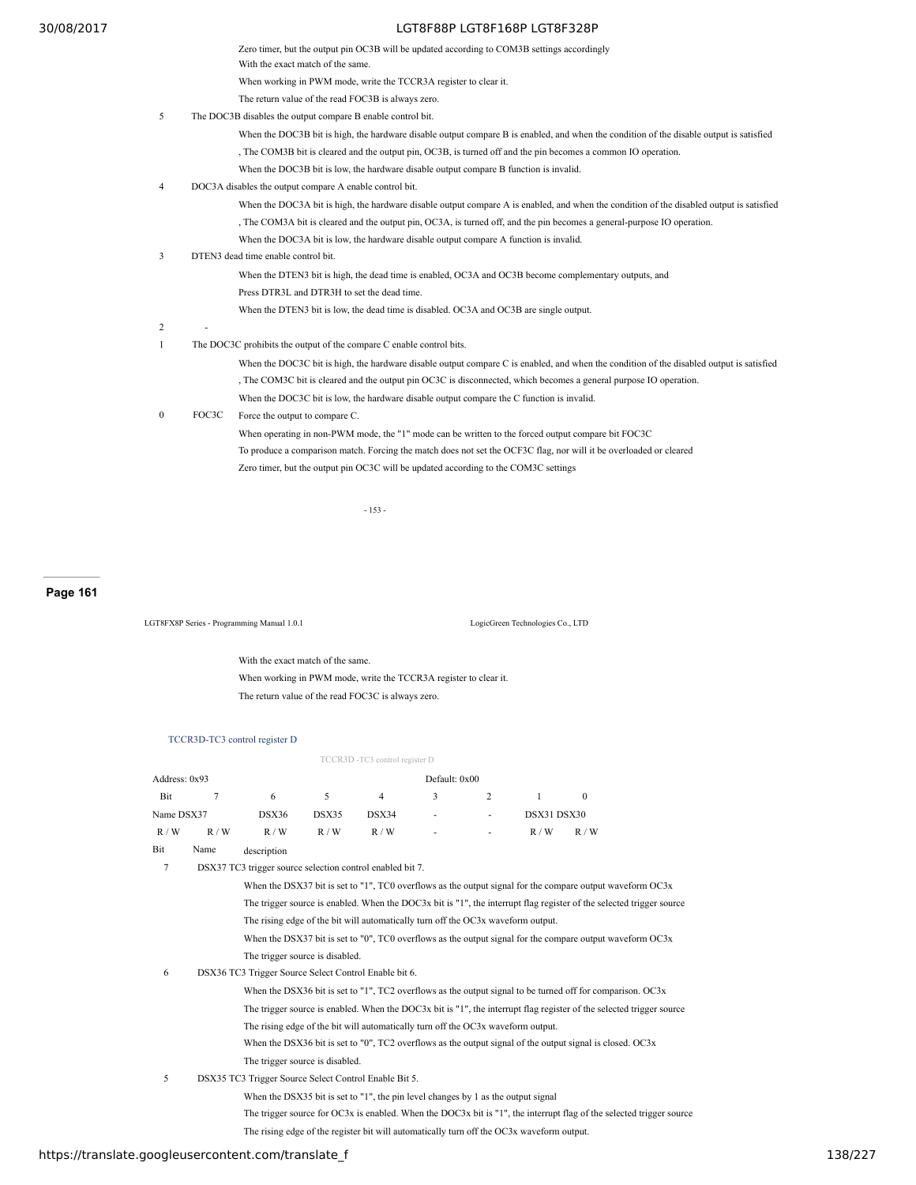Zero timer, but the output pin OC3B will be updated according to COM3B settings accordingly
With the exact match of the same.
When working in PWM mode, write the TCCR3A register to clear it.
The return value of the read FOC3B is always zero.

5 The DOC3B disables the output compare B enable control bit.
When the DOC3B bit is high, the hardware disable output compare B is enabled, and when the condition of the disable output is satisfied
, The COM3B bit is cleared and the output pin, OC3B, is turned off and the pin becomes a common IO operation.
When the DOC3B bit is low, the hardware disable output compare B function is invalid.

4 DOC3A disables the output compare A enable control bit.
When the DOC3A bit is high, the hardware disable output compare A is enabled, and when the condition of the disabled output is satisfied
, The COM3A bit is cleared and the output pin, OC3A, is turned off, and the pin becomes a general-purpose IO operation.
When the DOC3A bit is low, the hardware disable output compare A function is invalid.

3 DTEN3 dead time enable control bit.
When the DTEN3 bit is high, the dead time is enabled, OC3A and OC3B become complementary outputs, and
Press DTR3L and DTR3H to set the dead time.
When the DTEN3 bit is low, the dead time is disabled. OC3A and OC3B are single output.

2 -

1 The DOC3C prohibits the output of the compare C enable control bits.
When the DOC3C bit is high, the hardware disable output compare C is enabled, and when the condition of the disabled output is satisfied
, The COM3C bit is cleared and the output pin OC3C is disconnected, which becomes a general purpose IO operation.
When the DOC3C bit is low, the hardware disable output compare the C function is invalid.

0 FOC3C Force the output to compare C.
When operating in non-PWM mode, the "1" mode can be written to the forced output compare bit FOC3C
To produce a comparison match. Forcing the match does not set the OCF3C flag, nor will it be overloaded or cleared
Zero timer, but the output pin OC3C will be updated according to the COM3C settings
With the exact match of the same.
When working in PWM mode, write the TCCR3A register to clear it.
The return value of the read FOC3C is always zero.

### TCCR3D-TC3 control register D

TCCR3D -TC3 control register D

Address: 0x93 Default: 0x00

| Bit | 7 | 6 | 5 | 4 | 3 | 2 | 1 | 0 |
|---|---|---|---|---|---|---|---|---|
| Name | DSX37 | DSX36 | DSX35 | DSX34 | - | - | DSX31 | DSX30 |
| R / W | R / W | R / W | R / W | R / W | - | - | R / W | R / W |

| Bit | Name | description |
|---|---|---|

7 DSX37 TC3 trigger source selection control enabled bit 7.
When the DSX37 bit is set to "1", TC0 overflows as the output signal for the compare output waveform OC3x
The trigger source is enabled. When the DOC3x bit is "1", the interrupt flag register of the selected trigger source
The rising edge of the bit will automatically turn off the OC3x waveform output.
When the DSX37 bit is set to "0", TC0 overflows as the output signal for the compare output waveform OC3x
The trigger source is disabled.

6 DSX36 TC3 Trigger Source Select Control Enable bit 6.
When the DSX36 bit is set to "1", TC2 overflows as the output signal to be turned off for comparison. OC3x
The trigger source is enabled. When the DOC3x bit is "1", the interrupt flag register of the selected trigger source
The rising edge of the bit will automatically turn off the OC3x waveform output.
When the DSX36 bit is set to "0", TC2 overflows as the output signal of the output signal is closed. OC3x
The trigger source is disabled.

5 DSX35 TC3 Trigger Source Select Control Enable Bit 5.
When the DSX35 bit is set to "1", the pin level changes by 1 as the output signal
The trigger source for OC3x is enabled. When the DOC3x bit is "1", the interrupt flag of the selected trigger source
The rising edge of the register bit will automatically turn off the OC3x waveform output.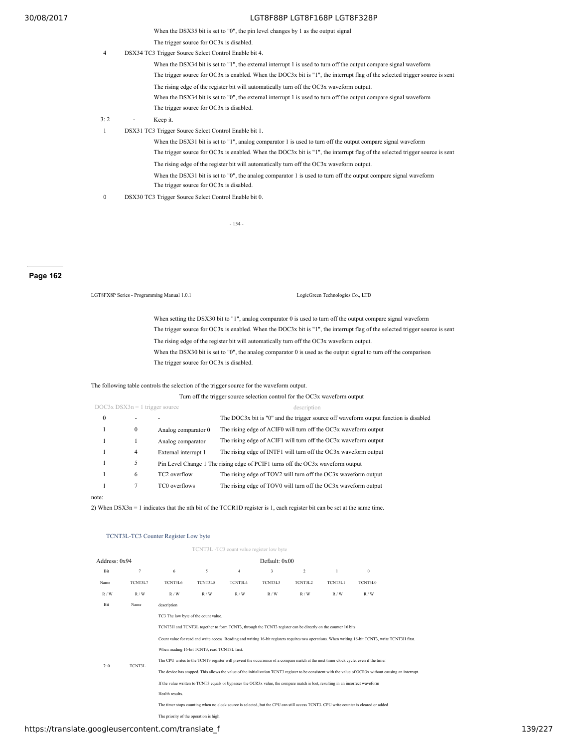When the DSX35 bit is set to "0", the pin level changes by 1 as the output signal
The trigger source for OC3x is disabled.

| | | |
|---|---|---|
| 4 | DSX34 | TC3 Trigger Source Select Control Enable bit 4. When the DSX34 bit is set to "1", the external interrupt 1 is used to turn off the output compare signal waveform The trigger source for OC3x is enabled. When the DOC3x bit is "1", the interrupt flag of the selected trigger source is sent The rising edge of the register bit will automatically turn off the OC3x waveform output. When the DSX34 bit is set to "0", the external interrupt 1 is used to turn off the output compare signal waveform The trigger source for OC3x is disabled. |
| 3: 2 | - | Keep it. |
| 1 | DSX31 | TC3 Trigger Source Select Control Enable bit 1. When the DSX31 bit is set to "1", analog comparator 1 is used to turn off the output compare signal waveform The trigger source for OC3x is enabled. When the DOC3x bit is "1", the interrupt flag of the selected trigger source is sent The rising edge of the register bit will automatically turn off the OC3x waveform output. When the DSX31 bit is set to "0", the analog comparator 1 is used to turn off the output compare signal waveform The trigger source for OC3x is disabled. |
| 0 | DSX30 | TC3 Trigger Source Select Control Enable bit 0. When setting the DSX30 bit to "1", analog comparator 0 is used to turn off the output compare signal waveform The trigger source for OC3x is enabled. When the DOC3x bit is "1", the interrupt flag of the selected trigger source is sent The rising edge of the register bit will automatically turn off the OC3x waveform output. When the DSX30 bit is set to "0", the analog comparator 0 is used as the output signal to turn off the comparison The trigger source for OC3x is disabled. |

The following table controls the selection of the trigger source for the waveform output.

Turn off the trigger source selection control for the OC3x waveform output

| DOC3x | DSX3n = 1 | trigger source | description |
|---|---|---|---|
| 0 | - | - | The DOC3x bit is "0" and the trigger source off waveform output function is disabled |
| 1 | 0 | Analog comparator 0 | The rising edge of ACIF0 will turn off the OC3x waveform output |
| 1 | 1 | Analog comparator | The rising edge of ACIF1 will turn off the OC3x waveform output |
| 1 | 4 | External interrupt 1 | The rising edge of INTF1 will turn off the OC3x waveform output |
| 1 | 5 | Pin Level Change 1 | The rising edge of PCIF1 turns off the OC3x waveform output |
| 1 | 6 | TC2 overflow | The rising edge of TOV2 will turn off the OC3x waveform output |
| 1 | 7 | TC0 overflows | The rising edge of TOV0 will turn off the OC3x waveform output |

note:

2) When DSX3n = 1 indicates that the nth bit of the TCCR1D register is 1, each register bit can be set at the same time.

### TCNT3L-TC3 Counter Register Low byte

TCNT3L -TC3 count value register low byte

Address: 0x94 Default: 0x00

| Bit | 7 | 6 | 5 | 4 | 3 | 2 | 1 | 0 |
|---|---|---|---|---|---|---|---|---|
| Name | TCNT3L7 | TCNT3L6 | TCNT3L5 | TCNT3L4 | TCNT3L3 | TCNT3L2 | TCNT3L1 | TCNT3L0 |
| R / W | R / W | R / W | R / W | R / W | R / W | R / W | R / W | R / W |

| Bit | Name | description |
|---|---|---|
| 7: 0 | TCNT3L | TC3 The low byte of the count value. TCNT3H and TCNT3L together to form TCNT3, through the TCNT3 register can be directly on the counter 16 bits Count value for read and write access. Reading and writing 16-bit registers requires two operations. When writing 16-bit TCNT3, write TCNT3H first. When reading 16-bit TCNT3, read TCNT3L first. The CPU writes to the TCNT3 register will prevent the occurrence of a compare match at the next timer clock cycle, even if the timer The device has stopped. This allows the value of the initialization TCNT3 register to be consistent with the value of OCR3x without causing an interrupt. If the value written to TCNT3 equals or bypasses the OCR3x value, the compare match is lost, resulting in an incorrect waveform Health results. The timer stops counting when no clock source is selected, but the CPU can still access TCNT3. CPU write counter is cleared or added The priority of the operation is high. |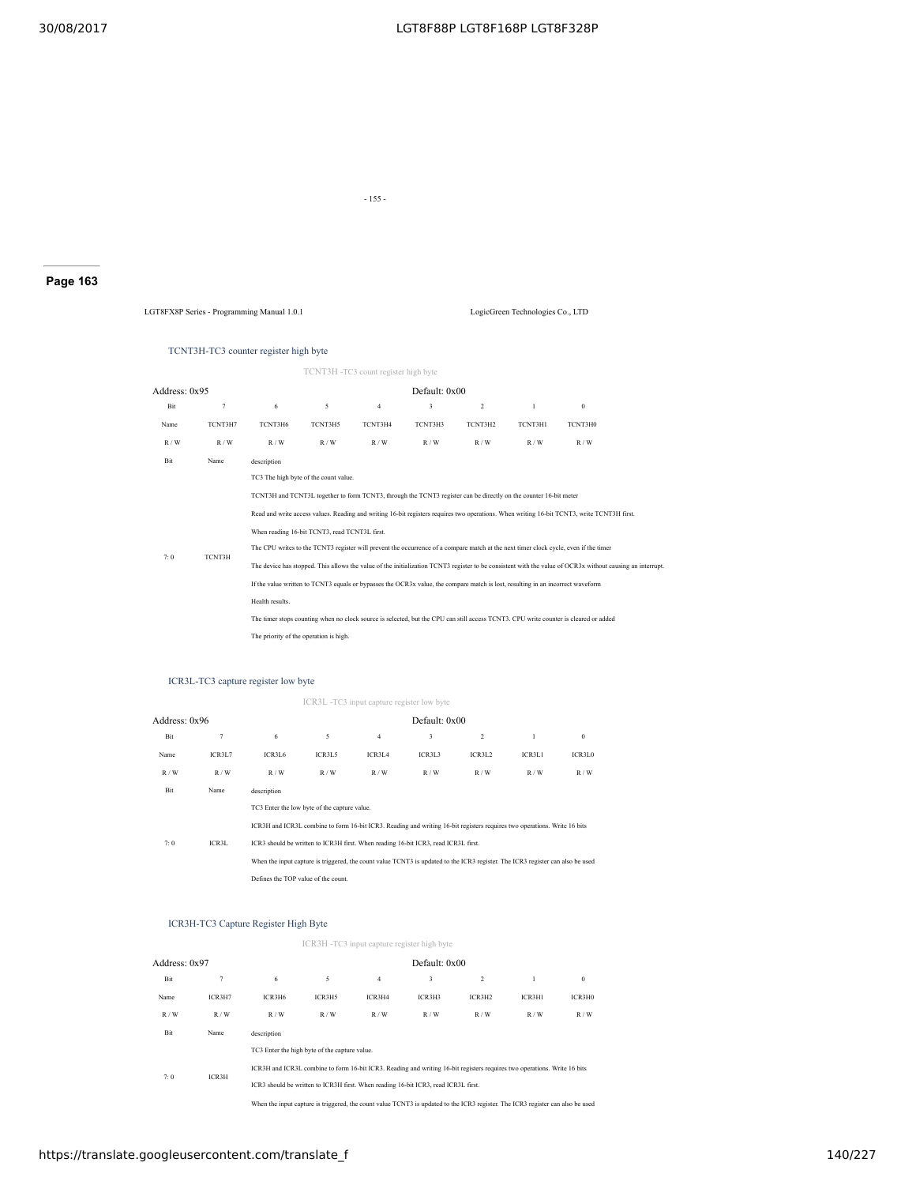- 155 -

**Page 163**

LGT8FX8P Series - Programming Manual 1.0.1 LogicGreen Technologies Co., LTD

### TCNT3H-TC3 counter register high byte

TCNT3H -TC3 count register high byte

| Address: 0x95 | | | | | Default: 0x00 | | | |
|---|---|---|---|---|---|---|---|---|
| Bit | 7 | 6 | 5 | 4 | 3 | 2 | 1 | 0 |
| Name | TCNT3H7 | TCNT3H6 | TCNT3H5 | TCNT3H4 | TCNT3H3 | TCNT3H2 | TCNT3H1 | TCNT3H0 |
| R / W | R / W | R / W | R / W | R / W | R / W | R / W | R / W | R / W |

| Bit | Name | description |
|---|---|---|
| 7: 0 | TCNT3H | TC3 The high byte of the count value.<br>TCNT3H and TCNT3L together to form TCNT3, through the TCNT3 register can be directly on the counter 16-bit meter<br>Read and write access values. Reading and writing 16-bit registers requires two operations. When writing 16-bit TCNT3, write TCNT3H first.<br>When reading 16-bit TCNT3, read TCNT3L first.<br>The CPU writes to the TCNT3 register will prevent the occurrence of a compare match at the next timer clock cycle, even if the timer<br>The device has stopped. This allows the value of the initialization TCNT3 register to be consistent with the value of OCR3x without causing an interrupt.<br>If the value written to TCNT3 equals or bypasses the OCR3x value, the compare match is lost, resulting in an incorrect waveform<br>Health results.<br>The timer stops counting when no clock source is selected, but the CPU can still access TCNT3. CPU write counter is cleared or added<br>The priority of the operation is high. |

### ICR3L-TC3 capture register low byte

ICR3L -TC3 input capture register low byte

| Address: 0x96 | | | | | Default: 0x00 | | | |
|---|---|---|---|---|---|---|---|---|
| Bit | 7 | 6 | 5 | 4 | 3 | 2 | 1 | 0 |
| Name | ICR3L7 | ICR3L6 | ICR3L5 | ICR3L4 | ICR3L3 | ICR3L2 | ICR3L1 | ICR3L0 |
| R / W | R / W | R / W | R / W | R / W | R / W | R / W | R / W | R / W |

| Bit | Name | description |
|---|---|---|
| 7: 0 | ICR3L | TC3 Enter the low byte of the capture value.<br>ICR3H and ICR3L combine to form 16-bit ICR3. Reading and writing 16-bit registers requires two operations. Write 16 bits<br>ICR3 should be written to ICR3H first. When reading 16-bit ICR3, read ICR3L first.<br>When the input capture is triggered, the count value TCNT3 is updated to the ICR3 register. The ICR3 register can also be used<br>Defines the TOP value of the count. |

### ICR3H-TC3 Capture Register High Byte

ICR3H -TC3 input capture register high byte

| Address: 0x97 | | | | | Default: 0x00 | | | |
|---|---|---|---|---|---|---|---|---|
| Bit | 7 | 6 | 5 | 4 | 3 | 2 | 1 | 0 |
| Name | ICR3H7 | ICR3H6 | ICR3H5 | ICR3H4 | ICR3H3 | ICR3H2 | ICR3H1 | ICR3H0 |
| R / W | R / W | R / W | R / W | R / W | R / W | R / W | R / W | R / W |

| Bit | Name | description |
|---|---|---|
| 7: 0 | ICR3H | TC3 Enter the high byte of the capture value.<br>ICR3H and ICR3L combine to form 16-bit ICR3. Reading and writing 16-bit registers requires two operations. Write 16 bits<br>ICR3 should be written to ICR3H first. When reading 16-bit ICR3, read ICR3L first.<br>When the input capture is triggered, the count value TCNT3 is updated to the ICR3 register. The ICR3 register can also be used |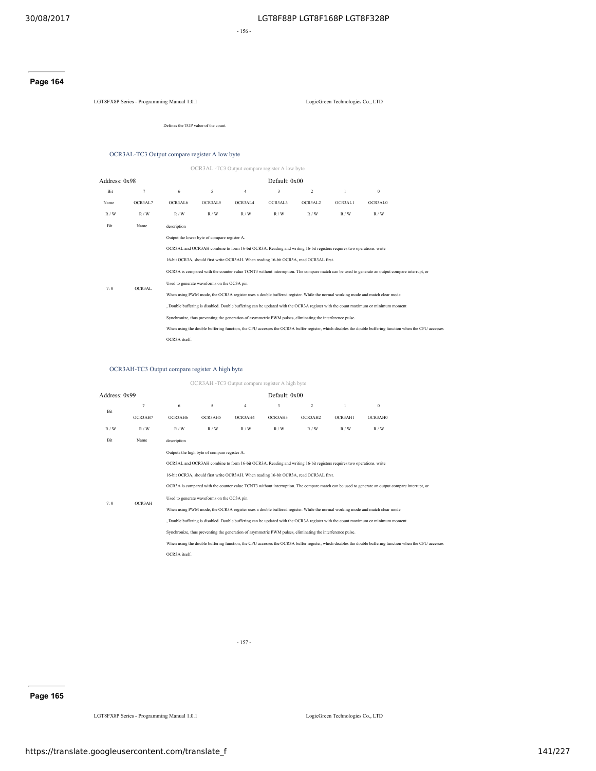Defines the TOP value of the count.

### OCR3AL-TC3 Output compare register A low byte

OCR3AL -TC3 Output compare register A low byte

| Address: 0x98 | | | | | Default: 0x00 | | | |
|---|---|---|---|---|---|---|---|---|
| Bit | 7 | 6 | 5 | 4 | 3 | 2 | 1 | 0 |
| Name | OCR3AL7 | OCR3AL6 | OCR3AL5 | OCR3AL4 | OCR3AL3 | OCR3AL2 | OCR3AL1 | OCR3AL0 |
| R / W | R / W | R / W | R / W | R / W | R / W | R / W | R / W | R / W |

| Bit | Name | description |
|---|---|---|
| 7: 0 | OCR3AL | Output the lower byte of compare register A.<br>OCR3AL and OCR3AH combine to form 16-bit OCR3A. Reading and writing 16-bit registers requires two operations. write<br>16-bit OCR3A, should first write OCR3AH. When reading 16-bit OCR3A, read OCR3AL first.<br>OCR3A is compared with the counter value TCNT3 without interruption. The compare match can be used to generate an output compare interrupt, or<br>Used to generate waveforms on the OC3A pin.<br>When using PWM mode, the OCR3A register uses a double buffered register. While the normal working mode and match clear mode<br>, Double buffering is disabled. Double buffering can be updated with the OCR3A register with the count maximum or minimum moment<br>Synchronize, thus preventing the generation of asymmetric PWM pulses, eliminating the interference pulse.<br>When using the double buffering function, the CPU accesses the OCR3A buffer register, which disables the double buffering function when the CPU accesses<br>OCR3A itself. |

### OCR3AH-TC3 Output compare register A high byte

OCR3AH -TC3 Output compare register A high byte

| Address: 0x99 | | | | | Default: 0x00 | | | |
|---|---|---|---|---|---|---|---|---|
| Bit | 7 | 6 | 5 | 4 | 3 | 2 | 1 | 0 |
| | OCR3AH7 | OCR3AH6 | OCR3AH5 | OCR3AH4 | OCR3AH3 | OCR3AH2 | OCR3AH1 | OCR3AH0 |
| R / W | R / W | R / W | R / W | R / W | R / W | R / W | R / W | R / W |

| Bit | Name | description |
|---|---|---|
| 7: 0 | OCR3AH | Outputs the high byte of compare register A.<br>OCR3AL and OCR3AH combine to form 16-bit OCR3A. Reading and writing 16-bit registers requires two operations. write<br>16-bit OCR3A, should first write OCR3AH. When reading 16-bit OCR3A, read OCR3AL first.<br>OCR3A is compared with the counter value TCNT3 without interruption. The compare match can be used to generate an output compare interrupt, or<br>Used to generate waveforms on the OC3A pin.<br>When using PWM mode, the OCR3A register uses a double buffered register. While the normal working mode and match clear mode<br>, Double buffering is disabled. Double buffering can be updated with the OCR3A register with the count maximum or minimum moment<br>Synchronize, thus preventing the generation of asymmetric PWM pulses, eliminating the interference pulse.<br>When using the double buffering function, the CPU accesses the OCR3A buffer register, which disables the double buffering function when the CPU accesses<br>OCR3A itself. |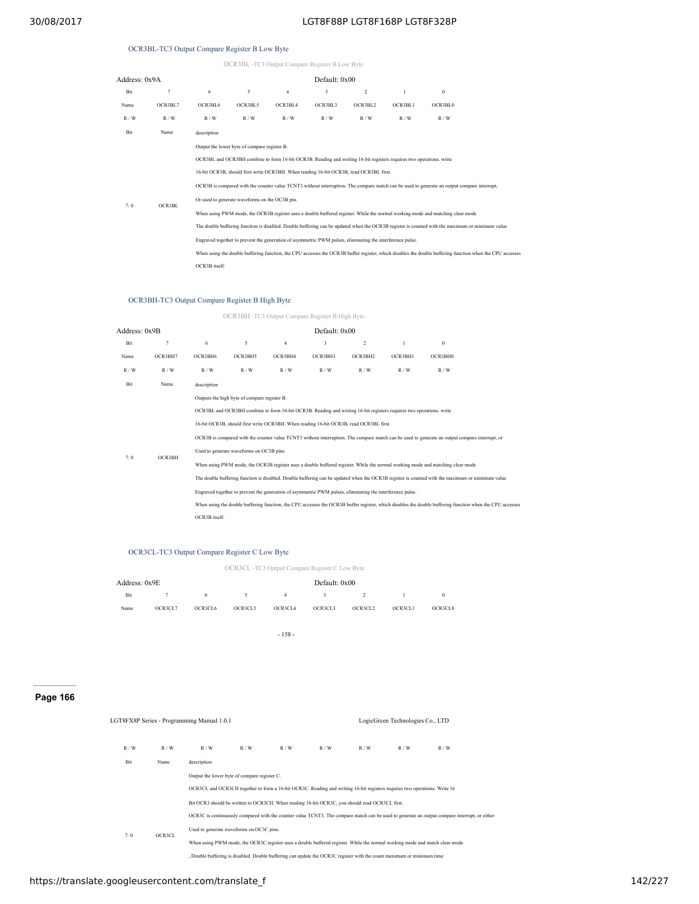### OCR3BL-TC3 Output Compare Register B Low Byte

OCR3BL -TC3 Output Compare Register B Low Byte

| Address: 0x9A | | | | | Default: 0x00 | | | |
|---|---|---|---|---|---|---|---|---|
| Bit | 7 | 6 | 5 | 4 | 3 | 2 | 1 | 0 |
| Name | OCR3BL7 | OCR3BL6 | OCR3BL5 | OCR3BL4 | OCR3BL3 | OCR3BL2 | OCR3BL1 | OCR3BL0 |
| R / W | R / W | R / W | R / W | R / W | R / W | R / W | R / W | R / W |

| Bit | Name | description |
|---|---|---|
| 7: 0 | OCR3BL | Output the lower byte of compare register B.<br>OCR3BL and OCR3BH combine to form 16-bit OCR3B. Reading and writing 16-bit registers requires two operations. write<br>16-bit OCR3B, should first write OCR3BH. When reading 16-bit OCR3B, read OCR3BL first.<br>OCR3B is compared with the counter value TCNT3 without interruption. The compare match can be used to generate an output compare interrupt,<br>Or used to generate waveforms on the OC3B pin.<br>When using PWM mode, the OCR3B register uses a double buffered register. While the normal working mode and matching clear mode<br>The double buffering function is disabled. Double buffering can be updated when the OCR3B register is counted with the maximum or minimum value<br>Engraved together to prevent the generation of asymmetric PWM pulses, eliminating the interference pulse.<br>When using the double buffering function, the CPU accesses the OCR3B buffer register, which disables the double buffering function when the CPU accesses<br>OCR3B itself. |

### OCR3BH-TC3 Output Compare Register B High Byte

OCR3BH -TC3 Output Compare Register B High Byte

| Address: 0x9B | | | | | Default: 0x00 | | | |
|---|---|---|---|---|---|---|---|---|
| Bit | 7 | 6 | 5 | 4 | 3 | 2 | 1 | 0 |
| Name | OCR3BH7 | OCR3BH6 | OCR3BH5 | OCR3BH4 | OCR3BH3 | OCR3BH2 | OCR3BH1 | OCR3BH0 |
| R / W | R / W | R / W | R / W | R / W | R / W | R / W | R / W | R / W |

| Bit | Name | description |
|---|---|---|
| 7: 0 | OCR3BH | Outputs the high byte of compare register B.<br>OCR3BL and OCR3BH combine to form 16-bit OCR3B. Reading and writing 16-bit registers requires two operations. write<br>16-bit OCR3B, should first write OCR3BH. When reading 16-bit OCR3B, read OCR3BL first.<br>OCR3B is compared with the counter value TCNT3 without interruption. The compare match can be used to generate an output compare interrupt, or<br>Used to generate waveforms on OC3B pins.<br>When using PWM mode, the OCR3B register uses a double buffered register. While the normal working mode and matching clear mode<br>The double buffering function is disabled. Double buffering can be updated when the OCR3B register is counted with the maximum or minimum value<br>Engraved together to prevent the generation of asymmetric PWM pulses, eliminating the interference pulse.<br>When using the double buffering function, the CPU accesses the OCR3B buffer register, which disables the double buffering function when the CPU accesses<br>OCR3B itself. |

### OCR3CL-TC3 Output Compare Register C Low Byte

OCR3CL -TC3 Output Compare Register C Low Byte

| Address: 0x9E | | | | | Default: 0x00 | | | |
|---|---|---|---|---|---|---|---|---|
| Bit | 7 | 6 | 5 | 4 | 3 | 2 | 1 | 0 |
| Name | OCR3CL7 | OCR3CL6 | OCR3CL5 | OCR3CL4 | OCR3CL3 | OCR3CL2 | OCR3CL1 | OCR3CL0 |
| R / W | R / W | R / W | R / W | R / W | R / W | R / W | R / W | R / W |

| Bit | Name | description |
|---|---|---|
| 7: 0 | OCR3CL | Output the lower byte of compare register C.<br>OCR3CL and OCR3CH together to form a 16-bit OCR3C. Reading and writing 16-bit registers requires two operations. Write 16<br>Bit OCR3 should be written to OCR3CH. When reading 16-bit OCR3C, you should read OCR3CL first.<br>OCR3C is continuously compared with the counter value TCNT3. The compare match can be used to generate an output compare interrupt, or either<br>Used to generate waveforms on OC3C pins.<br>When using PWM mode, the OCR3C register uses a double buffered register. While the normal working mode and match clear mode<br>, Double buffering is disabled. Double buffering can update the OCR3C register with the count maximum or minimum time |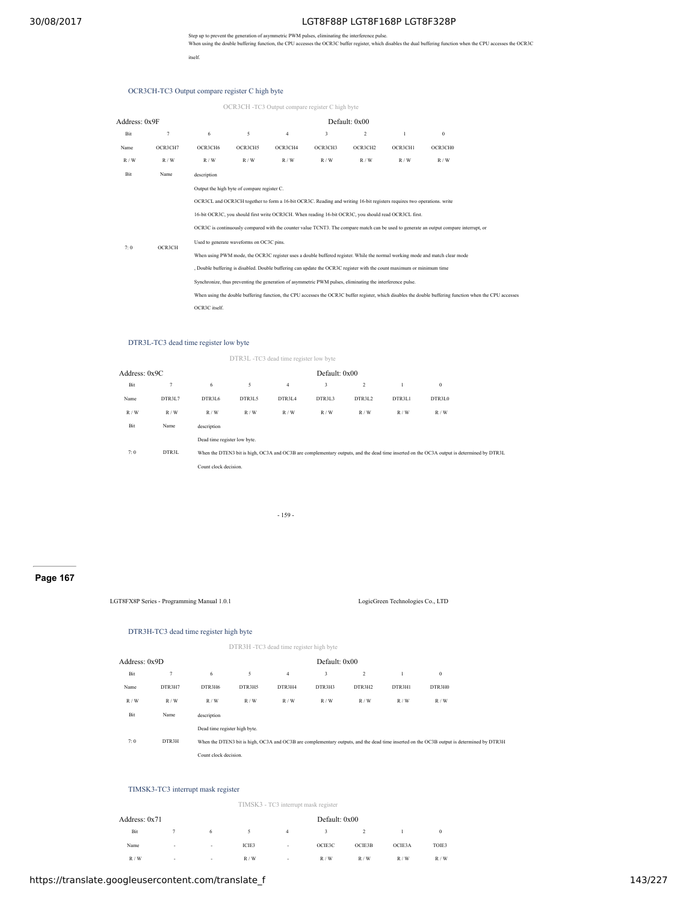Step up to prevent the generation of asymmetric PWM pulses, eliminating the interference pulse.
When using the double buffering function, the CPU accesses the OCR3C buffer register, which disables the dual buffering function when the CPU accesses the OCR3C itself.

### OCR3CH-TC3 Output compare register C high byte

OCR3CH -TC3 Output compare register C high byte

| Address: 0x9F | | | | | Default: 0x00 | | | |
|---|---|---|---|---|---|---|---|---|
| Bit | 7 | 6 | 5 | 4 | 3 | 2 | 1 | 0 |
| Name | OCR3CH7 | OCR3CH6 | OCR3CH5 | OCR3CH4 | OCR3CH3 | OCR3CH2 | OCR3CH1 | OCR3CH0 |
| R / W | R / W | R / W | R / W | R / W | R / W | R / W | R / W | R / W |

| Bit | Name | description |
|---|---|---|
| 7: 0 | OCR3CH | Output the high byte of compare register C. OCR3CL and OCR3CH together to form a 16-bit OCR3C. Reading and writing 16-bit registers requires two operations. write 16-bit OCR3C, you should first write OCR3CH. When reading 16-bit OCR3C, you should read OCR3CL first. OCR3C is continuously compared with the counter value TCNT3. The compare match can be used to generate an output compare interrupt, or Used to generate waveforms on OC3C pins. When using PWM mode, the OCR3C register uses a double buffered register. While the normal working mode and match clear mode , Double buffering is disabled. Double buffering can update the OCR3C register with the count maximum or minimum time Synchronize, thus preventing the generation of asymmetric PWM pulses, eliminating the interference pulse. When using the double buffering function, the CPU accesses the OCR3C buffer register, which disables the double buffering function when the CPU accesses OCR3C itself. |

### DTR3L-TC3 dead time register low byte

DTR3L -TC3 dead time register low byte

| Address: 0x9C | | | | | Default: 0x00 | | | |
|---|---|---|---|---|---|---|---|---|
| Bit | 7 | 6 | 5 | 4 | 3 | 2 | 1 | 0 |
| Name | DTR3L7 | DTR3L6 | DTR3L5 | DTR3L4 | DTR3L3 | DTR3L2 | DTR3L1 | DTR3L0 |
| R / W | R / W | R / W | R / W | R / W | R / W | R / W | R / W | R / W |

| Bit | Name | description |
|---|---|---|
| 7: 0 | DTR3L | Dead time register low byte. When the DTEN3 bit is high, OC3A and OC3B are complementary outputs, and the dead time inserted on the OC3A output is determined by DTR3L Count clock decision. |

- 159 -

**Page 167**

LGT8FX8P Series - Programming Manual 1.0.1 LogicGreen Technologies Co., LTD

### DTR3H-TC3 dead time register high byte

DTR3H -TC3 dead time register high byte

| Address: 0x9D | | | | | Default: 0x00 | | | |
|---|---|---|---|---|---|---|---|---|
| Bit | 7 | 6 | 5 | 4 | 3 | 2 | 1 | 0 |
| Name | DTR3H7 | DTR3H6 | DTR3H5 | DTR3H4 | DTR3H3 | DTR3H2 | DTR3H1 | DTR3H0 |
| R / W | R / W | R / W | R / W | R / W | R / W | R / W | R / W | R / W |

| Bit | Name | description |
|---|---|---|
| 7: 0 | DTR3H | Dead time register high byte. When the DTEN3 bit is high, OC3A and OC3B are complementary outputs, and the dead time inserted on the OC3B output is determined by DTR3H Count clock decision. |

### TIMSK3-TC3 interrupt mask register

TIMSK3 - TC3 interrupt mask register

| Address: 0x71 | | | | | Default: 0x00 | | | |
|---|---|---|---|---|---|---|---|---|
| Bit | 7 | 6 | 5 | 4 | 3 | 2 | 1 | 0 |
| Name | - | - | ICIE3 | - | OCIE3C | OCIE3B | OCIE3A | TOIE3 |
| R / W | - | - | R / W | - | R / W | R / W | R / W | R / W |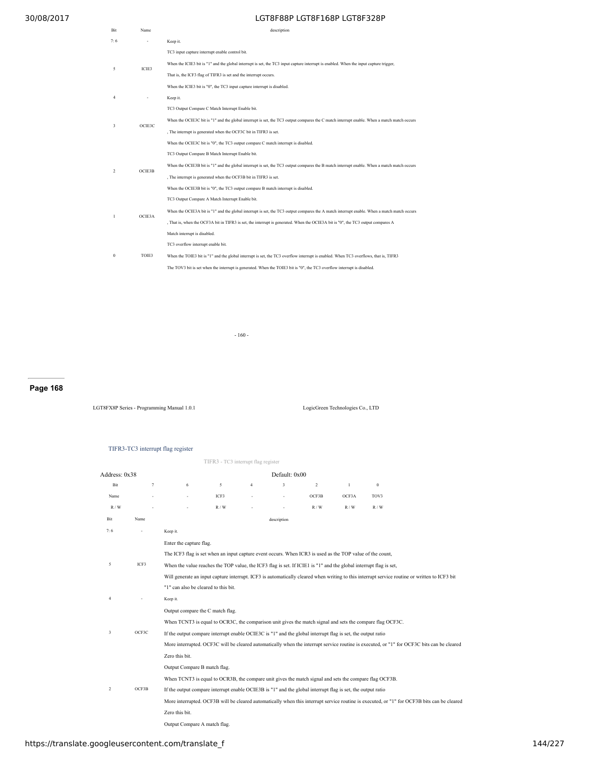| Bit | Name | description |
| --- | --- | --- |
| 7: 6 | - | Keep it. |
| 5 | ICIE3 | TC3 input capture interrupt enable control bit.<br>When the ICIE3 bit is "1" and the global interrupt is set, the TC3 input capture interrupt is enabled. When the input capture trigger,<br>That is, the ICF3 flag of TIFR3 is set and the interrupt occurs.<br>When the ICIE3 bit is "0", the TC3 input capture interrupt is disabled. |
| 4 | - | Keep it. |
| 3 | OCIE3C | TC3 Output Compare C Match Interrupt Enable bit.<br>When the OCIE3C bit is "1" and the global interrupt is set, the TC3 output compares the C match interrupt enable. When a match match occurs<br>, The interrupt is generated when the OCF3C bit in TIFR3 is set.<br>When the OCIE3C bit is "0", the TC3 output compare C match interrupt is disabled. |
| 2 | OCIE3B | TC3 Output Compare B Match Interrupt Enable bit.<br>When the OCIE3B bit is "1" and the global interrupt is set, the TC3 output compares the B match interrupt enable. When a match match occurs<br>, The interrupt is generated when the OCF3B bit in TIFR3 is set.<br>When the OCIE3B bit is "0", the TC3 output compare B match interrupt is disabled. |
| 1 | OCIE3A | TC3 Output Compare A Match Interrupt Enable bit.<br>When the OCIE3A bit is "1" and the global interrupt is set, the TC3 output compares the A match interrupt enable. When a match match occurs<br>, That is, when the OCF3A bit in TIFR3 is set, the interrupt is generated. When the OCIE3A bit is "0", the TC3 output compares A<br>Match interrupt is disabled. |
| 0 | TOIE3 | TC3 overflow interrupt enable bit.<br>When the TOIE3 bit is "1" and the global interrupt is set, the TC3 overflow interrupt is enabled. When TC3 overflows, that is, TIFR3<br>The TOV3 bit is set when the interrupt is generated. When the TOIE3 bit is "0", the TC3 overflow interrupt is disabled. |

### TIFR3-TC3 interrupt flag register

TIFR3 - TC3 interrupt flag register

Address: 0x38 Default: 0x00

| Bit | 7 | 6 | 5 | 4 | 3 | 2 | 1 | 0 |
| --- | --- | --- | --- | --- | --- | --- | --- | --- |
| Name | - | - | ICF3 | - | - | OCF3B | OCF3A | TOV3 |
| R / W | - | - | R / W | - | - | R / W | R / W | R / W |

| Bit | Name | description |
| --- | --- | --- |
| 7: 6 | - | Keep it. |
| 5 | ICF3 | Enter the capture flag.<br>The ICF3 flag is set when an input capture event occurs. When ICR3 is used as the TOP value of the count,<br>When the value reaches the TOP value, the ICF3 flag is set. If ICIE1 is "1" and the global interrupt flag is set,<br>Will generate an input capture interrupt. ICF3 is automatically cleared when writing to this interrupt service routine or written to ICF3 bit<br>"1" can also be cleared to this bit. |
| 4 | - | Keep it. |
| 3 | OCF3C | Output compare the C match flag.<br>When TCNT3 is equal to OCR3C, the comparison unit gives the match signal and sets the compare flag OCF3C.<br>If the output compare interrupt enable OCIE3C is "1" and the global interrupt flag is set, the output ratio<br>More interrupted. OCF3C will be cleared automatically when the interrupt service routine is executed, or "1" for OCF3C bits can be cleared<br>Zero this bit. |
| 2 | OCF3B | Output Compare B match flag.<br>When TCNT3 is equal to OCR3B, the compare unit gives the match signal and sets the compare flag OCF3B.<br>If the output compare interrupt enable OCIE3B is "1" and the global interrupt flag is set, the output ratio<br>More interrupted. OCF3B will be cleared automatically when this interrupt service routine is executed, or "1" for OCF3B bits can be cleared<br>Zero this bit. |
| | | Output Compare A match flag. |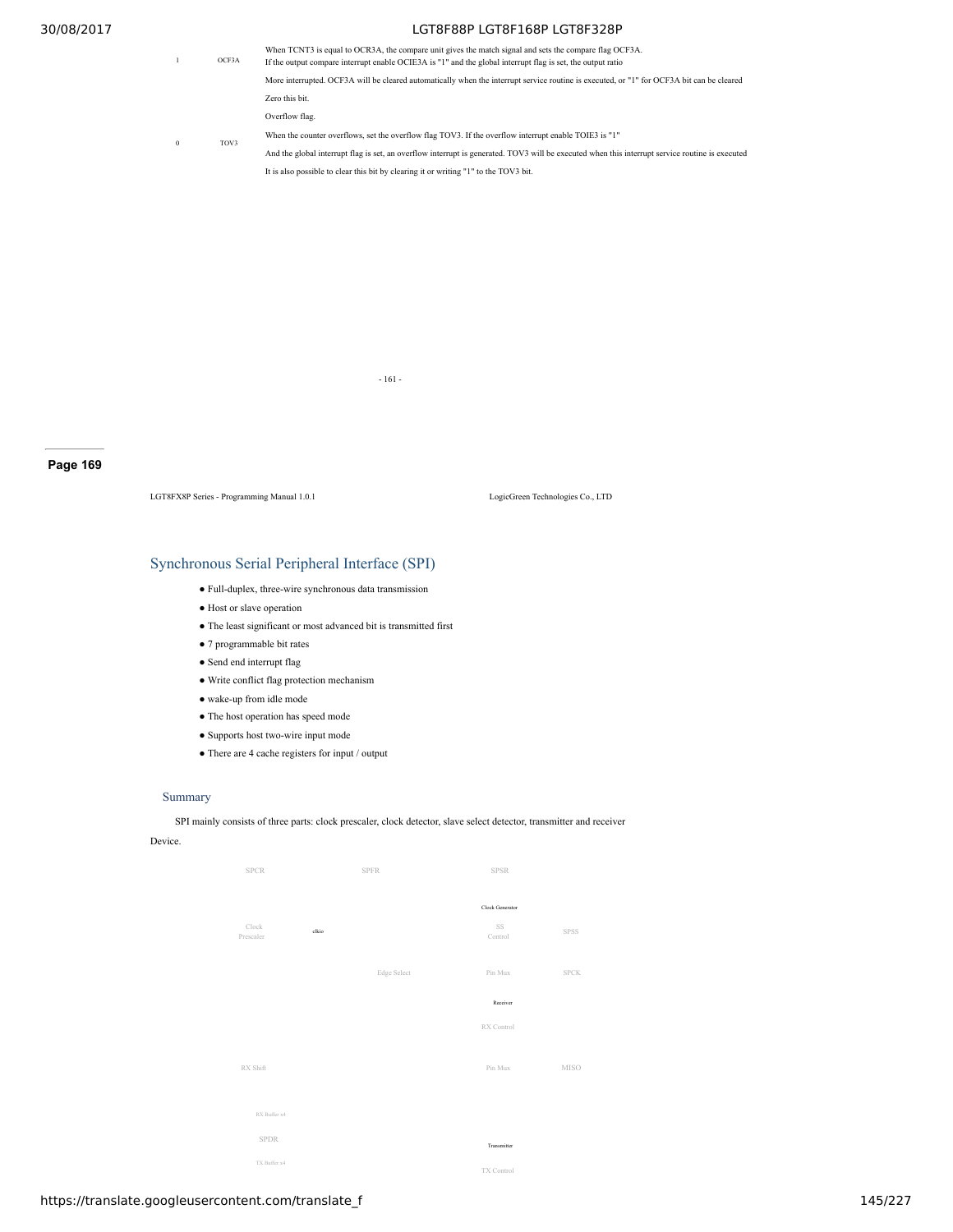| | | |
|---|---|---|
| 1 | OCF3A | When TCNT3 is equal to OCR3A, the compare unit gives the match signal and sets the compare flag OCF3A. If the output compare interrupt enable OCIE3A is "1" and the global interrupt flag is set, the output ratio More interrupted. OCF3A will be cleared automatically when the interrupt service routine is executed, or "1" for OCF3A bit can be cleared Zero this bit. |
| 0 | TOV3 | Overflow flag. When the counter overflows, set the overflow flag TOV3. If the overflow interrupt enable TOIE3 is "1" And the global interrupt flag is set, an overflow interrupt is generated. TOV3 will be executed when this interrupt service routine is executed It is also possible to clear this bit by clearing it or writing "1" to the TOV3 bit. |

- 161 -

Page 169

LGT8FX8P Series - Programming Manual 1.0.1 LogicGreen Technologies Co., LTD

# Synchronous Serial Peripheral Interface (SPI)

- Full-duplex, three-wire synchronous data transmission
- Host or slave operation
- The least significant or most advanced bit is transmitted first
- 7 programmable bit rates
- Send end interrupt flag
- Write conflict flag protection mechanism
- wake-up from idle mode
- The host operation has speed mode
- Supports host two-wire input mode
- There are 4 cache registers for input / output

## Summary

SPI mainly consists of three parts: clock prescaler, clock detector, slave select detector, transmitter and receiver Device.

SPCR SPFR SPSR

Clock Generator

Clock Prescaler clkio SS Control SPSS

Edge Select Pin Mux SPCK

Receiver

RX Control

RX Shift Pin Mux MISO

RX Buffer x4

SPDR

Transmitter

TX Buffer x4

TX Control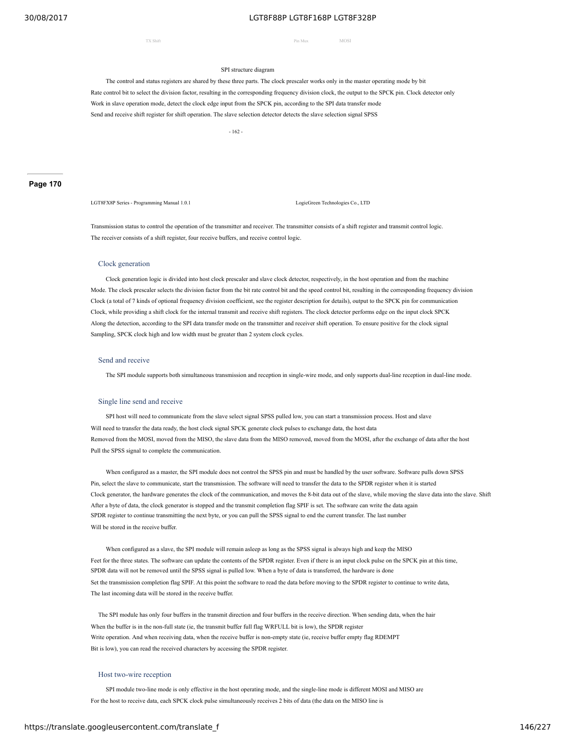TX Shift Pin Mux MOSI

SPI structure diagram

The control and status registers are shared by these three parts. The clock prescaler works only in the master operating mode by bit Rate control bit to select the division factor, resulting in the corresponding frequency division clock, the output to the SPCK pin. Clock detector only Work in slave operation mode, detect the clock edge input from the SPCK pin, according to the SPI data transfer mode Send and receive shift register for shift operation. The slave selection detector detects the slave selection signal SPSS

Transmission status to control the operation of the transmitter and receiver. The transmitter consists of a shift register and transmit control logic. The receiver consists of a shift register, four receive buffers, and receive control logic.

### Clock generation

Clock generation logic is divided into host clock prescaler and slave clock detector, respectively, in the host operation and from the machine Mode. The clock prescaler selects the division factor from the bit rate control bit and the speed control bit, resulting in the corresponding frequency division Clock (a total of 7 kinds of optional frequency division coefficient, see the register description for details), output to the SPCK pin for communication Clock, while providing a shift clock for the internal transmit and receive shift registers. The clock detector performs edge on the input clock SPCK Along the detection, according to the SPI data transfer mode on the transmitter and receiver shift operation. To ensure positive for the clock signal Sampling, SPCK clock high and low width must be greater than 2 system clock cycles.

### Send and receive

The SPI module supports both simultaneous transmission and reception in single-wire mode, and only supports dual-line reception in dual-line mode.

### Single line send and receive

SPI host will need to communicate from the slave select signal SPSS pulled low, you can start a transmission process. Host and slave Will need to transfer the data ready, the host clock signal SPCK generate clock pulses to exchange data, the host data Removed from the MOSI, moved from the MISO, the slave data from the MISO removed, moved from the MOSI, after the exchange of data after the host Pull the SPSS signal to complete the communication.

When configured as a master, the SPI module does not control the SPSS pin and must be handled by the user software. Software pulls down SPSS Pin, select the slave to communicate, start the transmission. The software will need to transfer the data to the SPDR register when it is started Clock generator, the hardware generates the clock of the communication, and moves the 8-bit data out of the slave, while moving the slave data into the slave. Shift After a byte of data, the clock generator is stopped and the transmit completion flag SPIF is set. The software can write the data again SPDR register to continue transmitting the next byte, or you can pull the SPSS signal to end the current transfer. The last number Will be stored in the receive buffer.

When configured as a slave, the SPI module will remain asleep as long as the SPSS signal is always high and keep the MISO Feet for the three states. The software can update the contents of the SPDR register. Even if there is an input clock pulse on the SPCK pin at this time, SPDR data will not be removed until the SPSS signal is pulled low. When a byte of data is transferred, the hardware is done Set the transmission completion flag SPIF. At this point the software to read the data before moving to the SPDR register to continue to write data, The last incoming data will be stored in the receive buffer.

The SPI module has only four buffers in the transmit direction and four buffers in the receive direction. When sending data, when the hair When the buffer is in the non-full state (ie, the transmit buffer full flag WRFULL bit is low), the SPDR register Write operation. And when receiving data, when the receive buffer is non-empty state (ie, receive buffer empty flag RDEMPT Bit is low), you can read the received characters by accessing the SPDR register.

### Host two-wire reception

SPI module two-line mode is only effective in the host operating mode, and the single-line mode is different MOSI and MISO are For the host to receive data, each SPCK clock pulse simultaneously receives 2 bits of data (the data on the MISO line is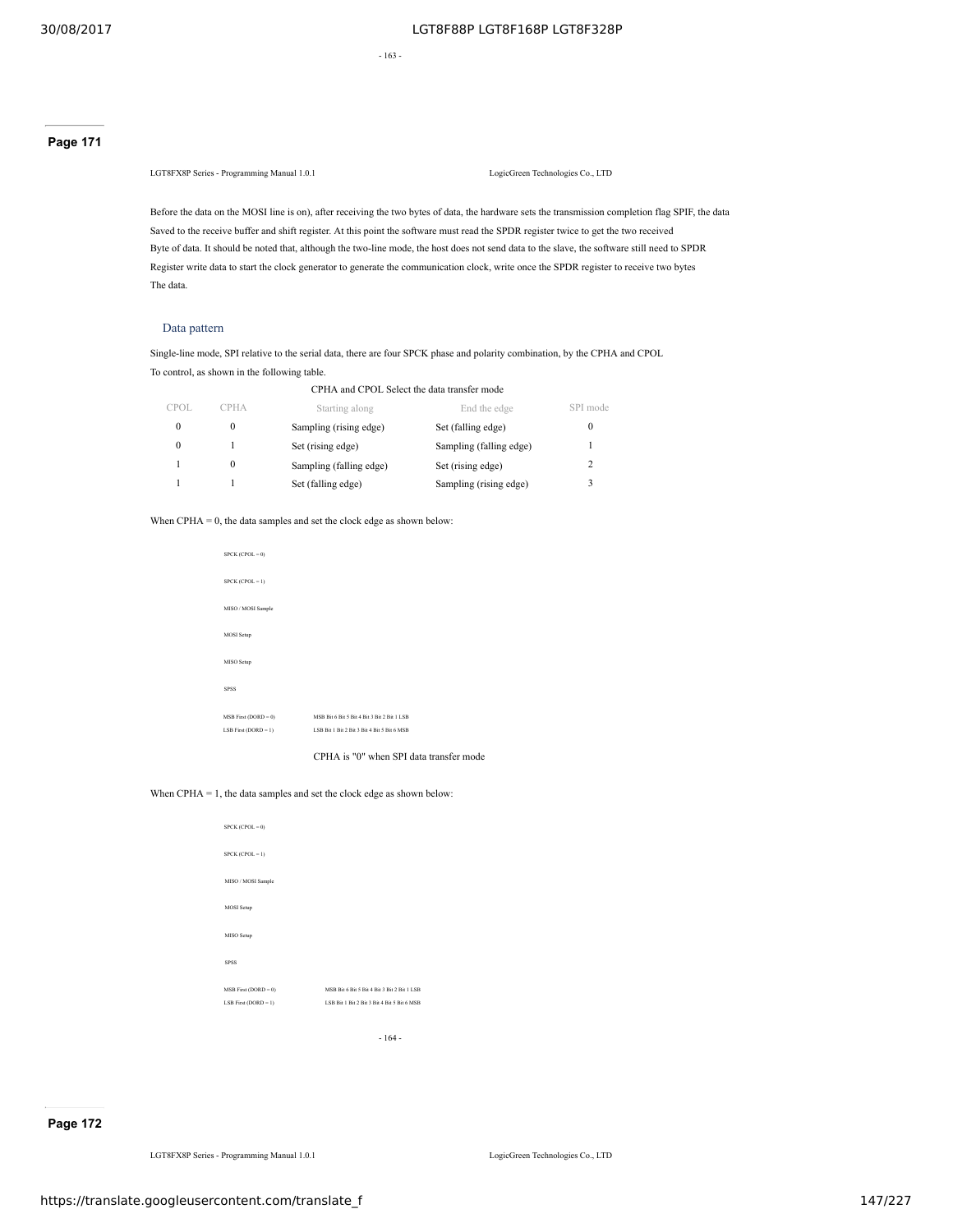Before the data on the MOSI line is on), after receiving the two bytes of data, the hardware sets the transmission completion flag SPIF, the data Saved to the receive buffer and shift register. At this point the software must read the SPDR register twice to get the two received Byte of data. It should be noted that, although the two-line mode, the host does not send data to the slave, the software still need to SPDR Register write data to start the clock generator to generate the communication clock, write once the SPDR register to receive two bytes The data.

### Data pattern

Single-line mode, SPI relative to the serial data, there are four SPCK phase and polarity combination, by the CPHA and CPOL To control, as shown in the following table.

CPHA and CPOL Select the data transfer mode

| CPOL | CPHA | Starting along | End the edge | SPI mode |
|---|---|---|---|---|
| 0 | 0 | Sampling (rising edge) | Set (falling edge) | 0 |
| 0 | 1 | Set (rising edge) | Sampling (falling edge) | 1 |
| 1 | 0 | Sampling (falling edge) | Set (rising edge) | 2 |
| 1 | 1 | Set (falling edge) | Sampling (rising edge) | 3 |

When CPHA = 0, the data samples and set the clock edge as shown below:

SPCK (CPOL = 0)

SPCK (CPOL = 1)

MISO / MOSI Sample

MOSI Setup

MISO Setup

SPSS

MSB First (DORD = 0) MSB Bit 6 Bit 5 Bit 4 Bit 3 Bit 2 Bit 1 LSB

LSB First (DORD = 1) LSB Bit 1 Bit 2 Bit 3 Bit 4 Bit 5 Bit 6 MSB

CPHA is "0" when SPI data transfer mode

When CPHA = 1, the data samples and set the clock edge as shown below:

SPCK (CPOL = 0)

SPCK (CPOL = 1)

MISO / MOSI Sample

MOSI Setup

MISO Setup

SPSS

MSB First (DORD = 0) MSB Bit 6 Bit 5 Bit 4 Bit 3 Bit 2 Bit 1 LSB

LSB First (DORD = 1) LSB Bit 1 Bit 2 Bit 3 Bit 4 Bit 5 Bit 6 MSB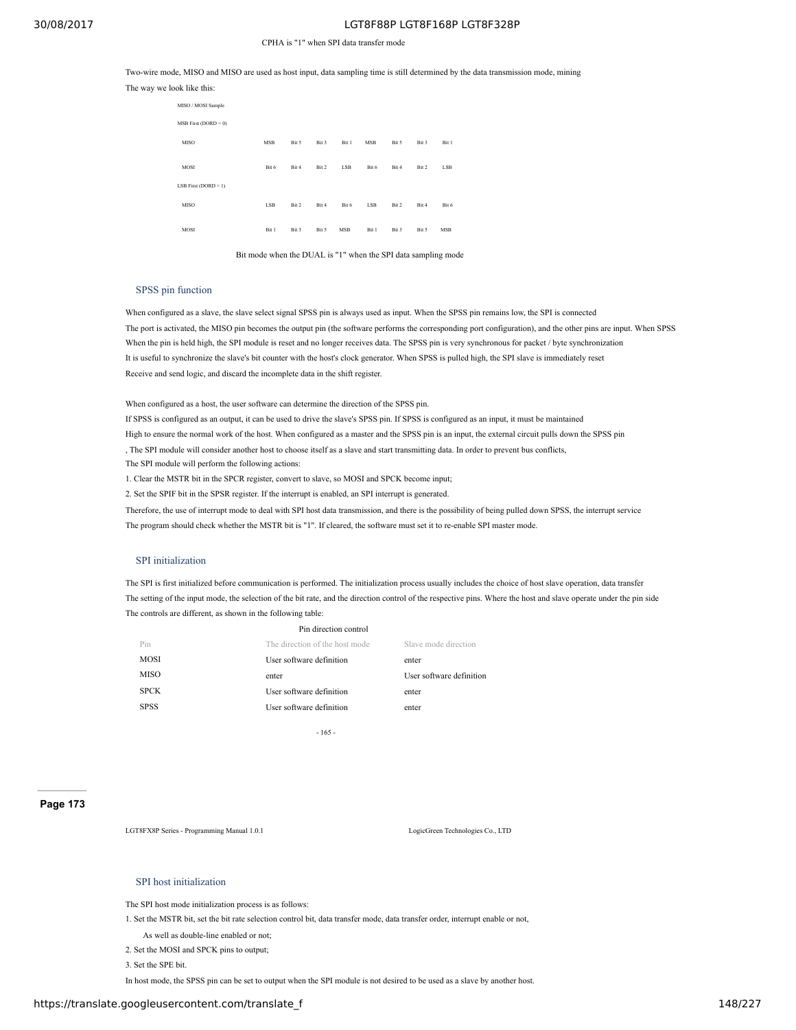CPHA is "1" when SPI data transfer mode

Two-wire mode, MISO and MISO are used as host input, data sampling time is still determined by the data transmission mode, mining

The way we look like this:

| MISO / MOSI Sample | | | | | | | | |
|---|---|---|---|---|---|---|---|---|
| MSB First (DORD = 0) | | | | | | | | |
| MISO | MSB | Bit 5 | Bit 3 | Bit 1 | MSB | Bit 5 | Bit 3 | Bit 1 |
| MOSI | Bit 6 | Bit 4 | Bit 2 | LSB | Bit 6 | Bit 4 | Bit 2 | LSB |
| LSB First (DORD = 1) | | | | | | | | |
| MISO | LSB | Bit 2 | Bit 4 | Bit 6 | LSB | Bit 2 | Bit 4 | Bit 6 |
| MOSI | Bit 1 | Bit 3 | Bit 5 | MSB | Bit 1 | Bit 3 | Bit 5 | MSB |

Bit mode when the DUAL is "1" when the SPI data sampling mode

### SPSS pin function

When configured as a slave, the slave select signal SPSS pin is always used as input. When the SPSS pin remains low, the SPI is connected The port is activated, the MISO pin becomes the output pin (the software performs the corresponding port configuration), and the other pins are input. When SPSS When the pin is held high, the SPI module is reset and no longer receives data. The SPSS pin is very synchronous for packet / byte synchronization It is useful to synchronize the slave's bit counter with the host's clock generator. When SPSS is pulled high, the SPI slave is immediately reset Receive and send logic, and discard the incomplete data in the shift register.

When configured as a host, the user software can determine the direction of the SPSS pin.
If SPSS is configured as an output, it can be used to drive the slave's SPSS pin. If SPSS is configured as an input, it must be maintained High to ensure the normal work of the host. When configured as a master and the SPSS pin is an input, the external circuit pulls down the SPSS pin , The SPI module will consider another host to choose itself as a slave and start transmitting data. In order to prevent bus conflicts, The SPI module will perform the following actions:

1. Clear the MSTR bit in the SPCR register, convert to slave, so MOSI and SPCK become input;
2. Set the SPIF bit in the SPSR register. If the interrupt is enabled, an SPI interrupt is generated.

Therefore, the use of interrupt mode to deal with SPI host data transmission, and there is the possibility of being pulled down SPSS, the interrupt service The program should check whether the MSTR bit is "1". If cleared, the software must set it to re-enable SPI master mode.

### SPI initialization

The SPI is first initialized before communication is performed. The initialization process usually includes the choice of host slave operation, data transfer The setting of the input mode, the selection of the bit rate, and the direction control of the respective pins. Where the host and slave operate under the pin side The controls are different, as shown in the following table:

Pin direction control

| Pin | The direction of the host mode | Slave mode direction |
|---|---|---|
| MOSI | User software definition | enter |
| MISO | enter | User software definition |
| SPCK | User software definition | enter |
| SPSS | User software definition | enter |

### SPI host initialization

The SPI host mode initialization process is as follows:

1. Set the MSTR bit, set the bit rate selection control bit, data transfer mode, data transfer order, interrupt enable or not, As well as double-line enabled or not;
2. Set the MOSI and SPCK pins to output;
3. Set the SPE bit.

In host mode, the SPSS pin can be set to output when the SPI module is not desired to be used as a slave by another host.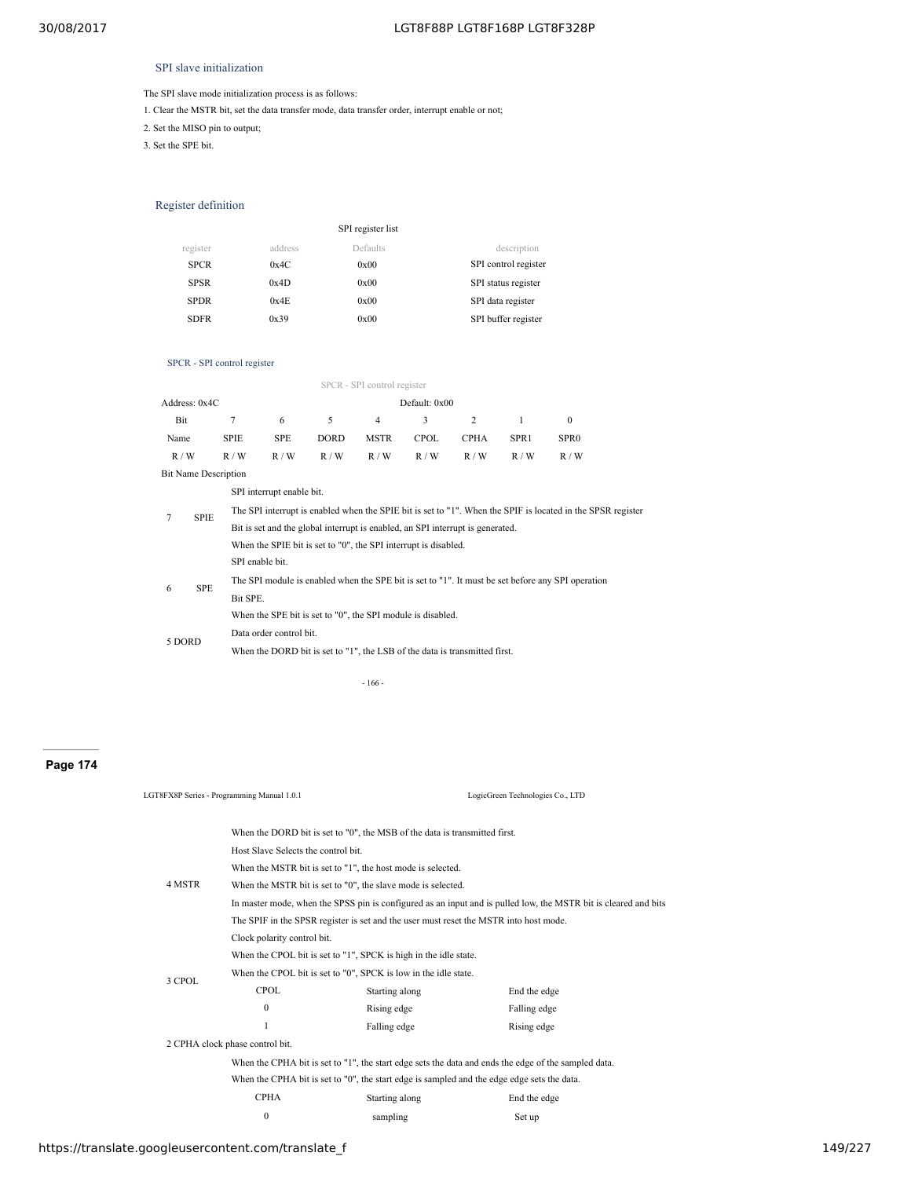### SPI slave initialization

The SPI slave mode initialization process is as follows:

1. Clear the MSTR bit, set the data transfer mode, data transfer order, interrupt enable or not;
2. Set the MISO pin to output;
3. Set the SPE bit.

### Register definition

SPI register list

| register | address | Defaults | description |
|---|---|---|---|
| SPCR | 0x4C | 0x00 | SPI control register |
| SPSR | 0x4D | 0x00 | SPI status register |
| SPDR | 0x4E | 0x00 | SPI data register |
| SDFR | 0x39 | 0x00 | SPI buffer register |

#### SPCR - SPI control register

SPCR - SPI control register

Address: 0x4C Default: 0x00

| Bit | 7 | 6 | 5 | 4 | 3 | 2 | 1 | 0 |
|---|---|---|---|---|---|---|---|---|
| Name | SPIE | SPE | DORD | MSTR | CPOL | CPHA | SPR1 | SPR0 |
| R / W | R / W | R / W | R / W | R / W | R / W | R / W | R / W | R / W |

Bit Name Description

**7 SPIE**

SPI interrupt enable bit.

The SPI interrupt is enabled when the SPIE bit is set to "1". When the SPIF is located in the SPSR register

Bit is set and the global interrupt is enabled, an SPI interrupt is generated.

When the SPIE bit is set to "0", the SPI interrupt is disabled.

**6 SPE**

SPI enable bit.

The SPI module is enabled when the SPE bit is set to "1". It must be set before any SPI operation

Bit SPE.

When the SPE bit is set to "0", the SPI module is disabled.

**5 DORD**

Data order control bit.

When the DORD bit is set to "1", the LSB of the data is transmitted first.

When the DORD bit is set to "0", the MSB of the data is transmitted first.

**4 MSTR**

Host Slave Selects the control bit.

When the MSTR bit is set to "1", the host mode is selected.

When the MSTR bit is set to "0", the slave mode is selected.

In master mode, when the SPSS pin is configured as an input and is pulled low, the MSTR bit is cleared and bits

The SPIF in the SPSR register is set and the user must reset the MSTR into host mode.

**3 CPOL**

Clock polarity control bit.

When the CPOL bit is set to "1", SPCK is high in the idle state.

When the CPOL bit is set to "0", SPCK is low in the idle state.

| CPOL | Starting along | End the edge |
|---|---|---|
| 0 | Rising edge | Falling edge |
| 1 | Falling edge | Rising edge |

**2 CPHA** clock phase control bit.

When the CPHA bit is set to "1", the start edge sets the data and ends the edge of the sampled data.

When the CPHA bit is set to "0", the start edge is sampled and the edge edge sets the data.

| CPHA | Starting along | End the edge |
|---|---|---|
| 0 | sampling | Set up |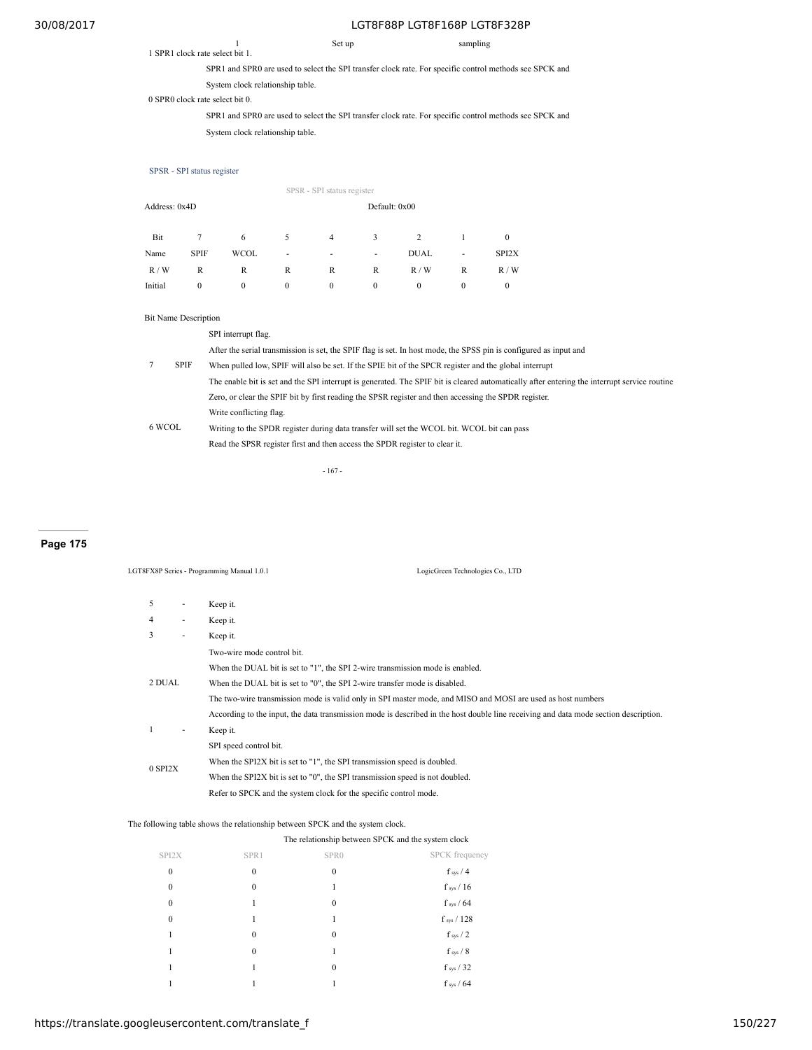| | 1 | Set up | sampling |
|---|---|---|---|

1 SPR1 clock rate select bit 1.

SPR1 and SPR0 are used to select the SPI transfer clock rate. For specific control methods see SPCK and System clock relationship table.

0 SPR0 clock rate select bit 0.

SPR1 and SPR0 are used to select the SPI transfer clock rate. For specific control methods see SPCK and System clock relationship table.

### SPSR - SPI status register

SPSR - SPI status register

Address: 0x4D    Default: 0x00

| Bit | 7 | 6 | 5 | 4 | 3 | 2 | 1 | 0 |
|---|---|---|---|---|---|---|---|---|
| Name | SPIF | WCOL | - | - | - | DUAL | - | SPI2X |
| R / W | R | R | R | R | R | R / W | R | R / W |
| Initial | 0 | 0 | 0 | 0 | 0 | 0 | 0 | 0 |

Bit Name Description

| Bit | Name | Description |
|---|---|---|
| 7 | SPIF | SPI interrupt flag.<br>After the serial transmission is set, the SPIF flag is set. In host mode, the SPSS pin is configured as input and<br>When pulled low, SPIF will also be set. If the SPIE bit of the SPCR register and the global interrupt<br>The enable bit is set and the SPI interrupt is generated. The SPIF bit is cleared automatically after entering the interrupt service routine<br>Zero, or clear the SPIF bit by first reading the SPSR register and then accessing the SPDR register. |
| 6 | WCOL | Write conflicting flag.<br>Writing to the SPDR register during data transfer will set the WCOL bit. WCOL bit can pass<br>Read the SPSR register first and then access the SPDR register to clear it. |
| 5 | - | Keep it. |
| 4 | - | Keep it. |
| 3 | - | Keep it. |
| 2 | DUAL | Two-wire mode control bit.<br>When the DUAL bit is set to "1", the SPI 2-wire transmission mode is enabled.<br>When the DUAL bit is set to "0", the SPI 2-wire transfer mode is disabled.<br>The two-wire transmission mode is valid only in SPI master mode, and MISO and MOSI are used as host numbers<br>According to the input, the data transmission mode is described in the host double line receiving and data mode section description. |
| 1 | - | Keep it. |
| 0 | SPI2X | SPI speed control bit.<br>When the SPI2X bit is set to "1", the SPI transmission speed is doubled.<br>When the SPI2X bit is set to "0", the SPI transmission speed is not doubled.<br>Refer to SPCK and the system clock for the specific control mode. |

The following table shows the relationship between SPCK and the system clock.

The relationship between SPCK and the system clock

| SPI2X | SPR1 | SPR0 | SPCK frequency |
|---|---|---|---|
| 0 | 0 | 0 | $f_{sys} / 4$ |
| 0 | 0 | 1 | $f_{sys} / 16$ |
| 0 | 1 | 0 | $f_{sys} / 64$ |
| 0 | 1 | 1 | $f_{sys} / 128$ |
| 1 | 0 | 0 | $f_{sys} / 2$ |
| 1 | 0 | 1 | $f_{sys} / 8$ |
| 1 | 1 | 0 | $f_{sys} / 32$ |
| 1 | 1 | 1 | $f_{sys} / 64$ |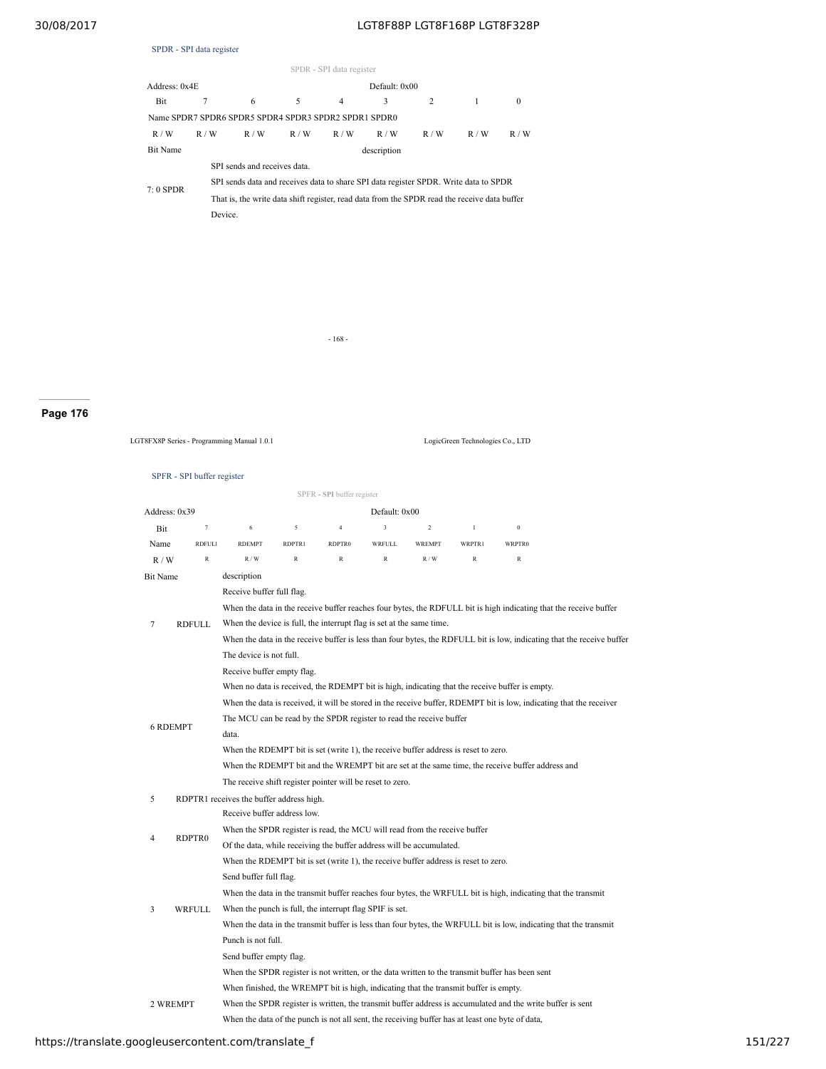### SPDR - SPI data register

SPDR - SPI data register

| Address: 0x4E | | | | | Default: 0x00 | | | |
|---|---|---|---|---|---|---|---|---|
| Bit | 7 | 6 | 5 | 4 | 3 | 2 | 1 | 0 |
| Name | SPDR7 | SPDR6 | SPDR5 | SPDR4 | SPDR3 | SPDR2 | SPDR1 | SPDR0 |
| R / W | R / W | R / W | R / W | R / W | R / W | R / W | R / W | R / W |

| Bit Name | description |
|---|---|
| 7: 0 SPDR | SPI sends and receives data.<br>SPI sends data and receives data to share SPI data register SPDR. Write data to SPDR<br>That is, the write data shift register, read data from the SPDR read the receive data buffer<br>Device. |

- 168 -

**Page 176**

LGT8FX8P Series - Programming Manual 1.0.1 LogicGreen Technologies Co., LTD

### SPFR - SPI buffer register

SPFR - SPI buffer register

| Address: 0x39 | | | | | Default: 0x00 | | | |
|---|---|---|---|---|---|---|---|---|
| Bit | 7 | 6 | 5 | 4 | 3 | 2 | 1 | 0 |
| Name | RDFULL | RDEMPT | RDPTR1 | RDPTR0 | WRFULL | WREMPT | WRPTR1 | WRPTR0 |
| R / W | R | R / W | R | R | R | R / W | R | R |

| Bit | Name | description |
|---|---|---|
| 7 | RDFULL | Receive buffer full flag.<br>When the data in the receive buffer reaches four bytes, the RDFULL bit is high indicating that the receive buffer<br>When the device is full, the interrupt flag is set at the same time.<br>When the data in the receive buffer is less than four bytes, the RDFULL bit is low, indicating that the receive buffer<br>The device is not full. |
| 6 | RDEMPT | Receive buffer empty flag.<br>When no data is received, the RDEMPT bit is high, indicating that the receive buffer is empty.<br>When the data is received, it will be stored in the receive buffer, RDEMPT bit is low, indicating that the receiver<br>The MCU can be read by the SPDR register to read the receive buffer<br>data.<br>When the RDEMPT bit is set (write 1), the receive buffer address is reset to zero.<br>When the RDEMPT bit and the WREMPT bit are set at the same time, the receive buffer address and<br>The receive shift register pointer will be reset to zero. |
| 5 | RDPTR1 | receives the buffer address high. |
| 4 | RDPTR0 | Receive buffer address low.<br>When the SPDR register is read, the MCU will read from the receive buffer<br>Of the data, while receiving the buffer address will be accumulated.<br>When the RDEMPT bit is set (write 1), the receive buffer address is reset to zero. |
| 3 | WRFULL | Send buffer full flag.<br>When the data in the transmit buffer reaches four bytes, the WRFULL bit is high, indicating that the transmit<br>When the punch is full, the interrupt flag SPIF is set.<br>When the data in the transmit buffer is less than four bytes, the WRFULL bit is low, indicating that the transmit<br>Punch is not full. |
| 2 | WREMPT | Send buffer empty flag.<br>When the SPDR register is not written, or the data written to the transmit buffer has been sent<br>When finished, the WREMPT bit is high, indicating that the transmit buffer is empty.<br>When the SPDR register is written, the transmit buffer address is accumulated and the write buffer is sent<br>When the data of the punch is not all sent, the receiving buffer has at least one byte of data, |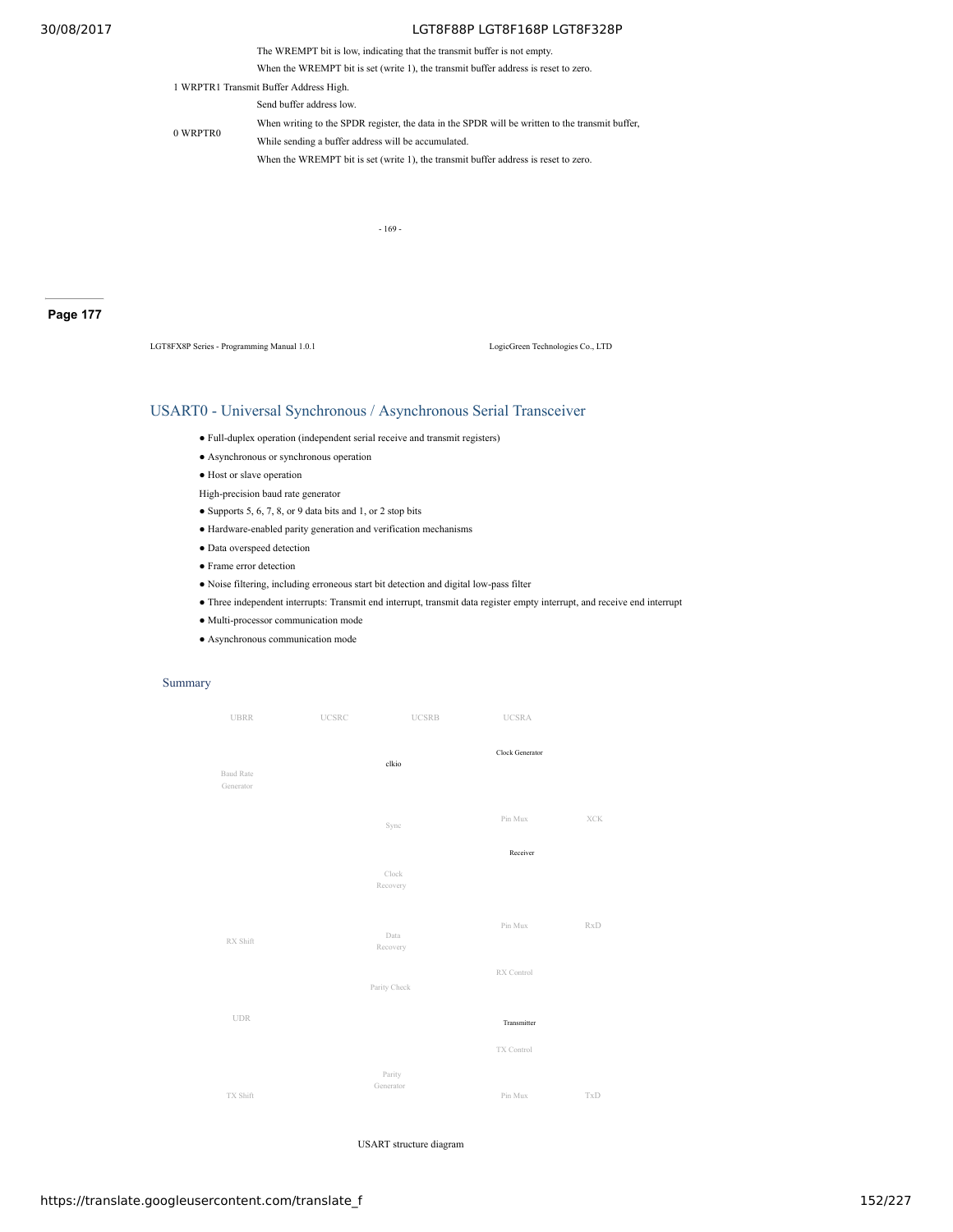The WREMPT bit is low, indicating that the transmit buffer is not empty.

When the WREMPT bit is set (write 1), the transmit buffer address is reset to zero.

| | | |
|---|---|---|
| 1 | WRPTR1 | Transmit Buffer Address High. |
| 0 | WRPTR0 | Send buffer address low.<br>When writing to the SPDR register, the data in the SPDR will be written to the transmit buffer,<br>While sending a buffer address will be accumulated.<br>When the WREMPT bit is set (write 1), the transmit buffer address is reset to zero. |

## USART0 - Universal Synchronous / Asynchronous Serial Transceiver

- Full-duplex operation (independent serial receive and transmit registers)
- Asynchronous or synchronous operation
- Host or slave operation

High-precision baud rate generator

- Supports 5, 6, 7, 8, or 9 data bits and 1, or 2 stop bits
- Hardware-enabled parity generation and verification mechanisms
- Data overspeed detection
- Frame error detection
- Noise filtering, including erroneous start bit detection and digital low-pass filter
- Three independent interrupts: Transmit end interrupt, transmit data register empty interrupt, and receive end interrupt
- Multi-processor communication mode
- Asynchronous communication mode

### Summary

UBRR UCSRC UCSRB UCSRA

Clock Generator

clkio

Baud Rate Generator

Sync

Pin Mux XCK

Receiver

Clock Recovery

Pin Mux RxD

RX Shift

Data Recovery

RX Control

Parity Check

UDR

Transmitter

TX Control

Parity Generator

TX Shift

Pin Mux TxD

USART structure diagram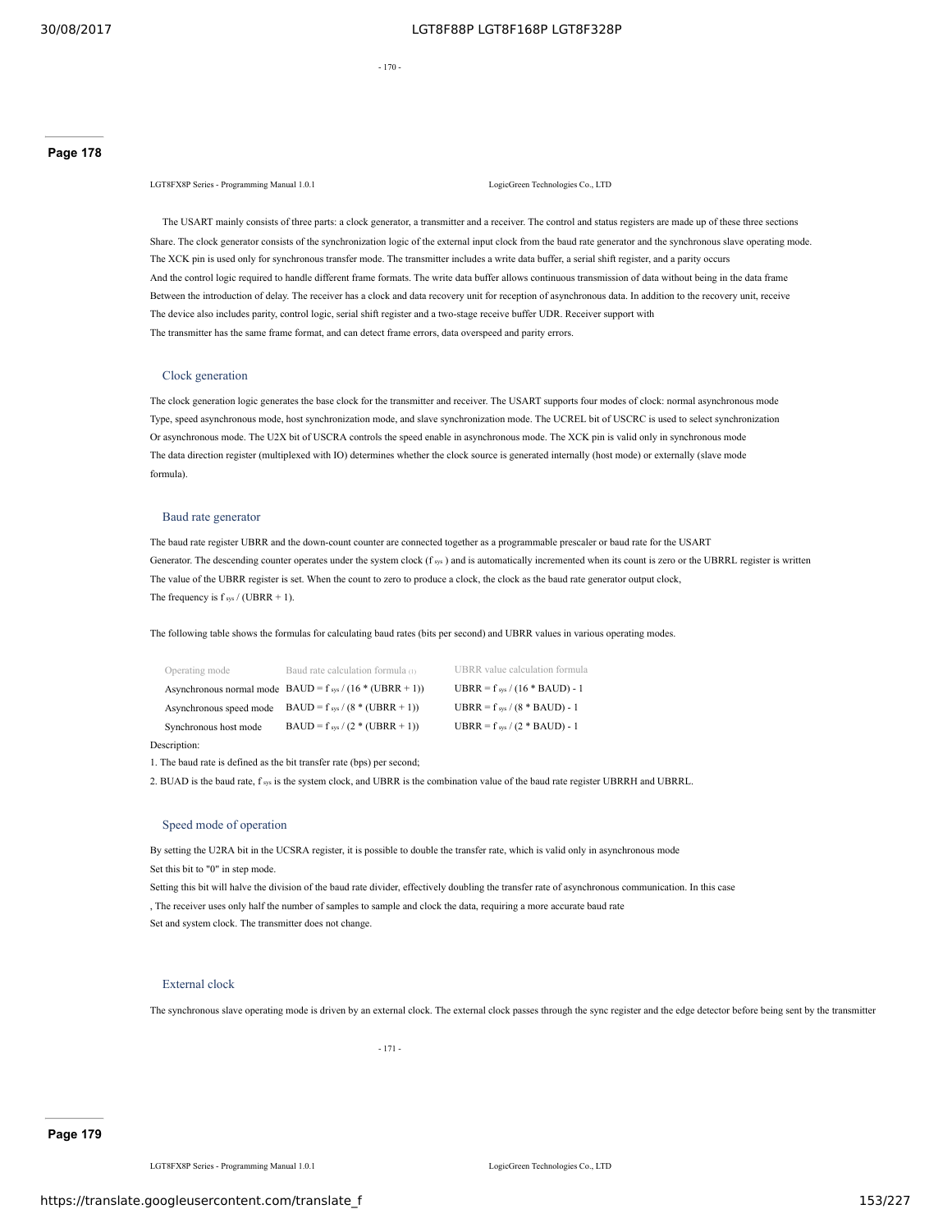The USART mainly consists of three parts: a clock generator, a transmitter and a receiver. The control and status registers are made up of these three sections Share. The clock generator consists of the synchronization logic of the external input clock from the baud rate generator and the synchronous slave operating mode. The XCK pin is used only for synchronous transfer mode. The transmitter includes a write data buffer, a serial shift register, and a parity occurs And the control logic required to handle different frame formats. The write data buffer allows continuous transmission of data without being in the data frame Between the introduction of delay. The receiver has a clock and data recovery unit for reception of asynchronous data. In addition to the recovery unit, receive The device also includes parity, control logic, serial shift register and a two-stage receive buffer UDR. Receiver support with The transmitter has the same frame format, and can detect frame errors, data overspeed and parity errors.

## Clock generation

The clock generation logic generates the base clock for the transmitter and receiver. The USART supports four modes of clock: normal asynchronous mode Type, speed asynchronous mode, host synchronization mode, and slave synchronization mode. The UCREL bit of USCRC is used to select synchronization Or asynchronous mode. The U2X bit of USCRA controls the speed enable in asynchronous mode. The XCK pin is valid only in synchronous mode The data direction register (multiplexed with IO) determines whether the clock source is generated internally (host mode) or externally (slave mode formula).

## Baud rate generator

The baud rate register UBRR and the down-count counter are connected together as a programmable prescaler or baud rate for the USART Generator. The descending counter operates under the system clock ($f_{sys}$) and is automatically incremented when its count is zero or the UBRRL register is written The value of the UBRR register is set. When the count to zero to produce a clock, the clock as the baud rate generator output clock, The frequency is $f_{sys}$ / (UBRR + 1).

The following table shows the formulas for calculating baud rates (bits per second) and UBRR values in various operating modes.

| Operating mode | Baud rate calculation formula (1) | UBRR value calculation formula |
|---|---|---|
| Asynchronous normal mode | BAUD = $f_{sys}$ / (16 * (UBRR + 1)) | UBRR = $f_{sys}$ / (16 * BAUD) - 1 |
| Asynchronous speed mode | BAUD = $f_{sys}$ / (8 * (UBRR + 1)) | UBRR = $f_{sys}$ / (8 * BAUD) - 1 |
| Synchronous host mode | BAUD = $f_{sys}$ / (2 * (UBRR + 1)) | UBRR = $f_{sys}$ / (2 * BAUD) - 1 |

Description:

1. The baud rate is defined as the bit transfer rate (bps) per second;
2. BUAD is the baud rate, $f_{sys}$ is the system clock, and UBRR is the combination value of the baud rate register UBRRH and UBRRL.

## Speed mode of operation

By setting the U2RA bit in the UCSRA register, it is possible to double the transfer rate, which is valid only in asynchronous mode Set this bit to "0" in step mode.

Setting this bit will halve the division of the baud rate divider, effectively doubling the transfer rate of asynchronous communication. In this case , The receiver uses only half the number of samples to sample and clock the data, requiring a more accurate baud rate Set and system clock. The transmitter does not change.

## External clock

The synchronous slave operating mode is driven by an external clock. The external clock passes through the sync register and the edge detector before being sent by the transmitter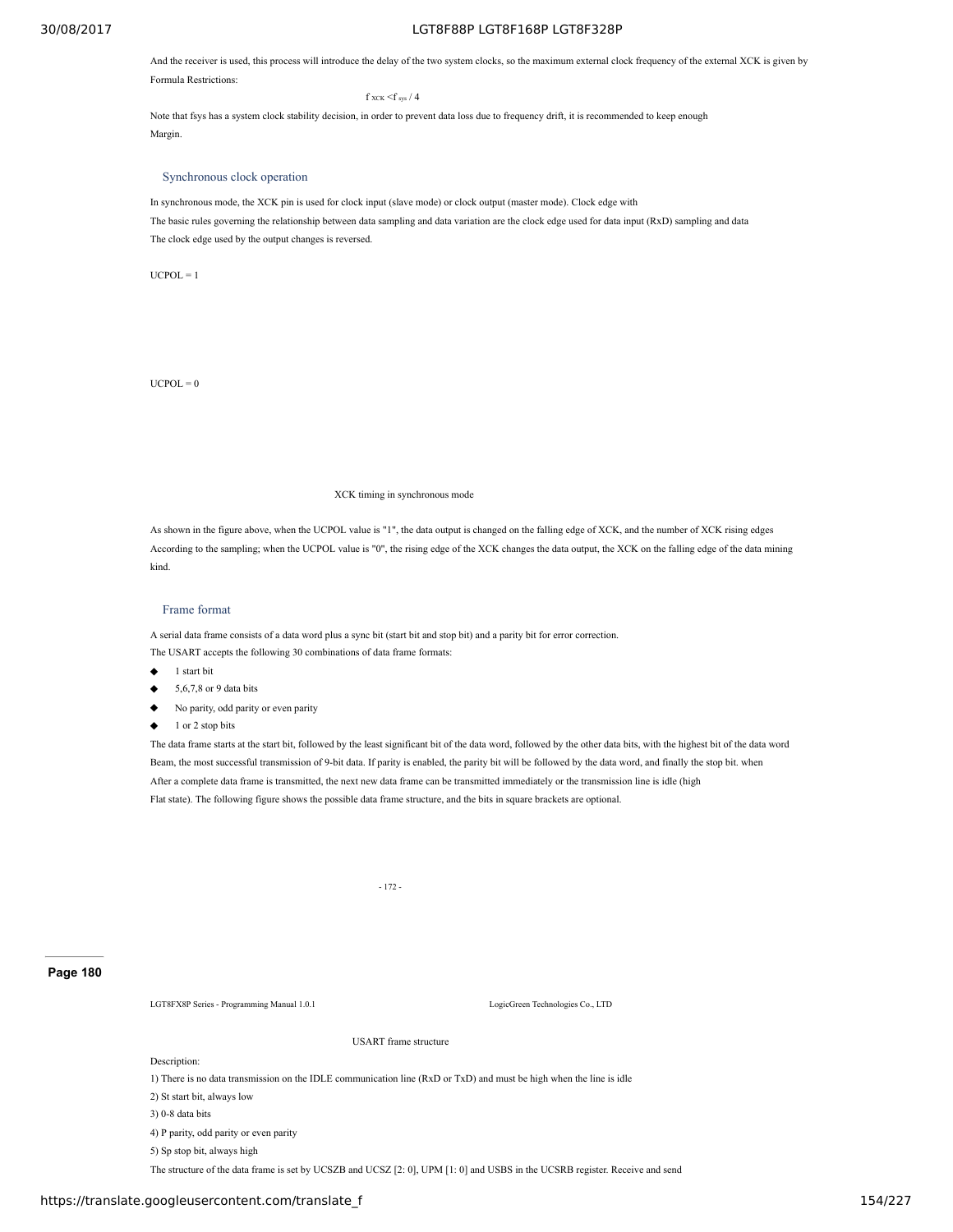And the receiver is used, this process will introduce the delay of the two system clocks, so the maximum external clock frequency of the external XCK is given by Formula Restrictions:

$$f_{XCK} < f_{sys} / 4$$

Note that fsys has a system clock stability decision, in order to prevent data loss due to frequency drift, it is recommended to keep enough Margin.

### Synchronous clock operation

In synchronous mode, the XCK pin is used for clock input (slave mode) or clock output (master mode). Clock edge with The basic rules governing the relationship between data sampling and data variation are the clock edge used for data input (RxD) sampling and data The clock edge used by the output changes is reversed.

UCPOL = 1

UCPOL = 0

XCK timing in synchronous mode

As shown in the figure above, when the UCPOL value is "1", the data output is changed on the falling edge of XCK, and the number of XCK rising edges According to the sampling; when the UCPOL value is "0", the rising edge of the XCK changes the data output, the XCK on the falling edge of the data mining kind.

### Frame format

A serial data frame consists of a data word plus a sync bit (start bit and stop bit) and a parity bit for error correction.
The USART accepts the following 30 combinations of data frame formats:

- 1 start bit
- 5,6,7,8 or 9 data bits
- No parity, odd parity or even parity
- 1 or 2 stop bits

The data frame starts at the start bit, followed by the least significant bit of the data word, followed by the other data bits, with the highest bit of the data word Beam, the most successful transmission of 9-bit data. If parity is enabled, the parity bit will be followed by the data word, and finally the stop bit. when After a complete data frame is transmitted, the next new data frame can be transmitted immediately or the transmission line is idle (high Flat state). The following figure shows the possible data frame structure, and the bits in square brackets are optional.

USART frame structure

Description:

1) There is no data transmission on the IDLE communication line (RxD or TxD) and must be high when the line is idle
2) St start bit, always low
3) 0-8 data bits
4) P parity, odd parity or even parity
5) Sp stop bit, always high

The structure of the data frame is set by UCSZB and UCSZ [2: 0], UPM [1: 0] and USBS in the UCSRB register. Receive and send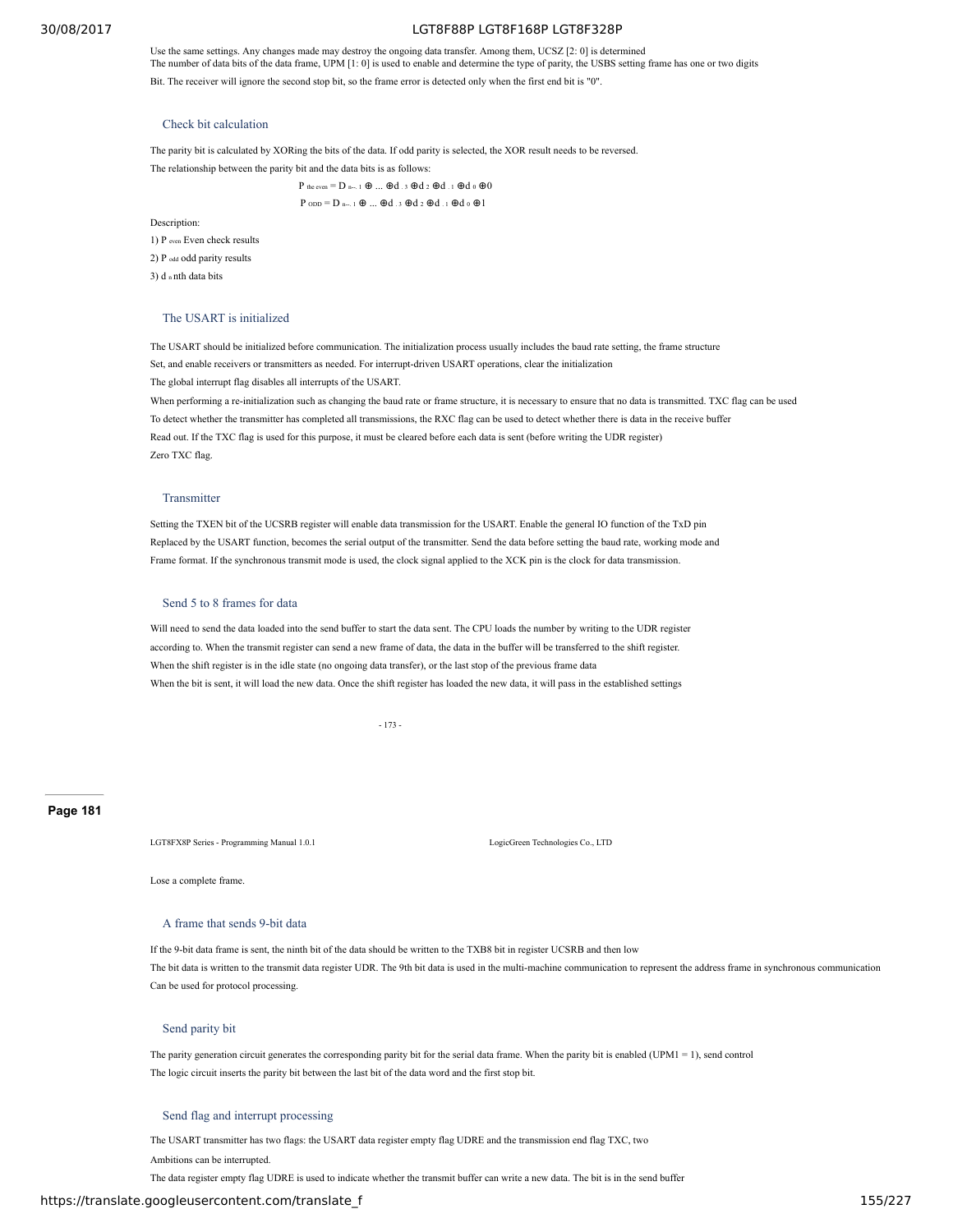Use the same settings. Any changes made may destroy the ongoing data transfer. Among them, UCSZ [2: 0] is determined
The number of data bits of the data frame, UPM [1: 0] is used to enable and determine the type of parity, the USBS setting frame has one or two digits
Bit. The receiver will ignore the second stop bit, so the frame error is detected only when the first end bit is "0".

### Check bit calculation

The parity bit is calculated by XORing the bits of the data. If odd parity is selected, the XOR result needs to be reversed.
The relationship between the parity bit and the data bits is as follows:

$$P_{the\ even} = D_{n-1} \oplus \ldots \oplus d_3 \oplus d_2 \oplus d_1 \oplus d_0 \oplus 0$$

$$P_{ODD} = D_{n-1} \oplus \ldots \oplus d_3 \oplus d_2 \oplus d_1 \oplus d_0 \oplus 1$$

Description:

1) $P_{even}$ Even check results
2) $P_{odd}$ odd parity results
3) $d_n$ nth data bits

### The USART is initialized

The USART should be initialized before communication. The initialization process usually includes the baud rate setting, the frame structure
Set, and enable receivers or transmitters as needed. For interrupt-driven USART operations, clear the initialization
The global interrupt flag disables all interrupts of the USART.
When performing a re-initialization such as changing the baud rate or frame structure, it is necessary to ensure that no data is transmitted. TXC flag can be used
To detect whether the transmitter has completed all transmissions, the RXC flag can be used to detect whether there is data in the receive buffer
Read out. If the TXC flag is used for this purpose, it must be cleared before each data is sent (before writing the UDR register)
Zero TXC flag.

### Transmitter

Setting the TXEN bit of the UCSRB register will enable data transmission for the USART. Enable the general IO function of the TxD pin
Replaced by the USART function, becomes the serial output of the transmitter. Send the data before setting the baud rate, working mode and
Frame format. If the synchronous transmit mode is used, the clock signal applied to the XCK pin is the clock for data transmission.

### Send 5 to 8 frames for data

Will need to send the data loaded into the send buffer to start the data sent. The CPU loads the number by writing to the UDR register
according to. When the transmit register can send a new frame of data, the data in the buffer will be transferred to the shift register.
When the shift register is in the idle state (no ongoing data transfer), or the last stop of the previous frame data
When the bit is sent, it will load the new data. Once the shift register has loaded the new data, it will pass in the established settings

Lose a complete frame.

### A frame that sends 9-bit data

If the 9-bit data frame is sent, the ninth bit of the data should be written to the TXB8 bit in register UCSRB and then low
The bit data is written to the transmit data register UDR. The 9th bit data is used in the multi-machine communication to represent the address frame in synchronous communication
Can be used for protocol processing.

### Send parity bit

The parity generation circuit generates the corresponding parity bit for the serial data frame. When the parity bit is enabled (UPM1 = 1), send control
The logic circuit inserts the parity bit between the last bit of the data word and the first stop bit.

### Send flag and interrupt processing

The USART transmitter has two flags: the USART data register empty flag UDRE and the transmission end flag TXC, two
Ambitions can be interrupted.
The data register empty flag UDRE is used to indicate whether the transmit buffer can write a new data. The bit is in the send buffer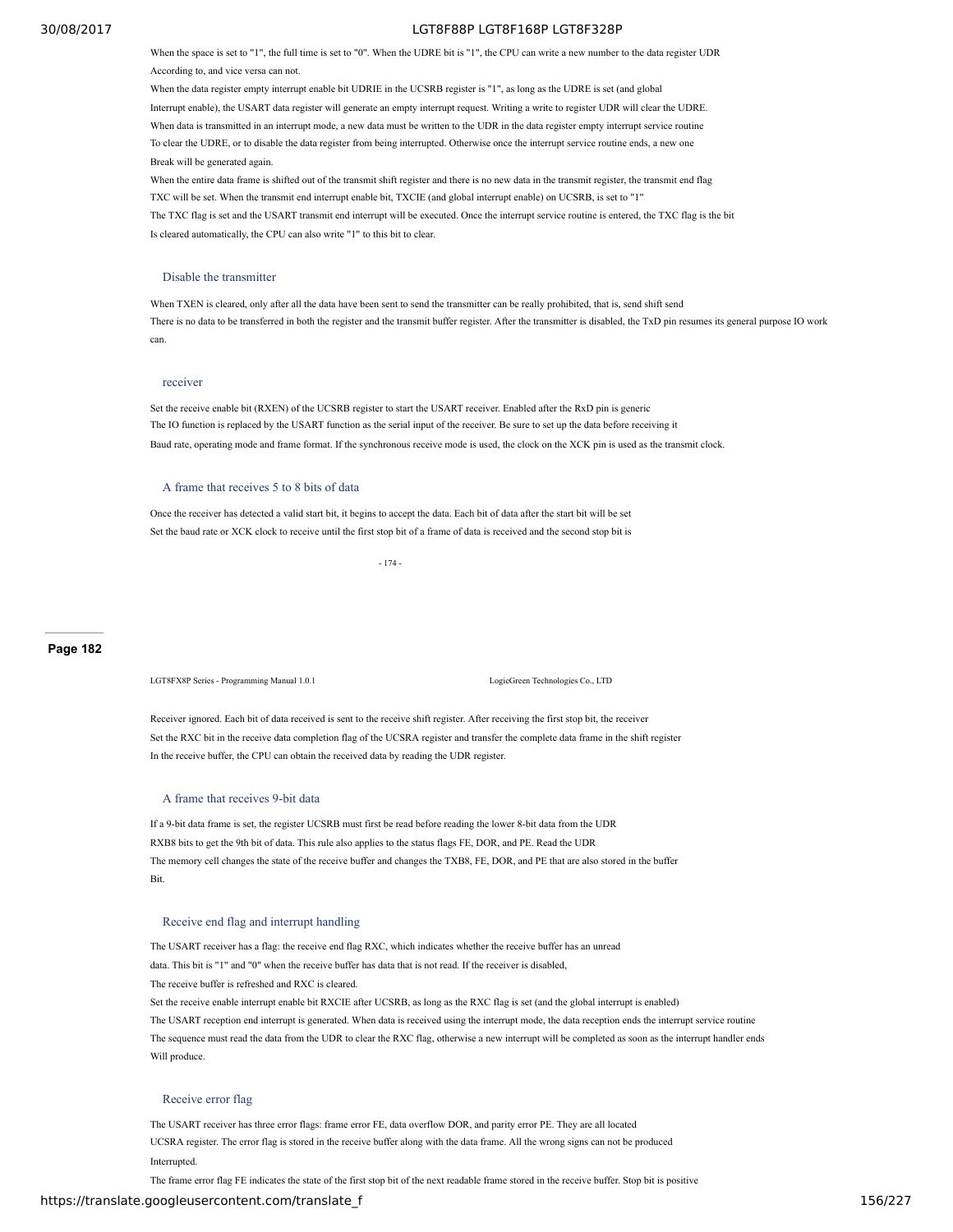When the space is set to "1", the full time is set to "0". When the UDRE bit is "1", the CPU can write a new number to the data register UDR According to, and vice versa can not.

When the data register empty interrupt enable bit UDRIE in the UCSRB register is "1", as long as the UDRE is set (and global Interrupt enable), the USART data register will generate an empty interrupt request. Writing a write to register UDR will clear the UDRE. When data is transmitted in an interrupt mode, a new data must be written to the UDR in the data register empty interrupt service routine To clear the UDRE, or to disable the data register from being interrupted. Otherwise once the interrupt service routine ends, a new one Break will be generated again.

When the entire data frame is shifted out of the transmit shift register and there is no new data in the transmit register, the transmit end flag TXC will be set. When the transmit end interrupt enable bit, TXCIE (and global interrupt enable) on UCSRB, is set to "1" The TXC flag is set and the USART transmit end interrupt will be executed. Once the interrupt service routine is entered, the TXC flag is the bit Is cleared automatically, the CPU can also write "1" to this bit to clear.

### Disable the transmitter

When TXEN is cleared, only after all the data have been sent to send the transmitter can be really prohibited, that is, send shift send There is no data to be transferred in both the register and the transmit buffer register. After the transmitter is disabled, the TxD pin resumes its general purpose IO work can.

### receiver

Set the receive enable bit (RXEN) of the UCSRB register to start the USART receiver. Enabled after the RxD pin is generic The IO function is replaced by the USART function as the serial input of the receiver. Be sure to set up the data before receiving it Baud rate, operating mode and frame format. If the synchronous receive mode is used, the clock on the XCK pin is used as the transmit clock.

### A frame that receives 5 to 8 bits of data

Once the receiver has detected a valid start bit, it begins to accept the data. Each bit of data after the start bit will be set Set the baud rate or XCK clock to receive until the first stop bit of a frame of data is received and the second stop bit is

Receiver ignored. Each bit of data received is sent to the receive shift register. After receiving the first stop bit, the receiver Set the RXC bit in the receive data completion flag of the UCSRA register and transfer the complete data frame in the shift register In the receive buffer, the CPU can obtain the received data by reading the UDR register.

### A frame that receives 9-bit data

If a 9-bit data frame is set, the register UCSRB must first be read before reading the lower 8-bit data from the UDR RXB8 bits to get the 9th bit of data. This rule also applies to the status flags FE, DOR, and PE. Read the UDR The memory cell changes the state of the receive buffer and changes the TXB8, FE, DOR, and PE that are also stored in the buffer Bit.

### Receive end flag and interrupt handling

The USART receiver has a flag: the receive end flag RXC, which indicates whether the receive buffer has an unread data. This bit is "1" and "0" when the receive buffer has data that is not read. If the receiver is disabled, The receive buffer is refreshed and RXC is cleared.

Set the receive enable interrupt enable bit RXCIE after UCSRB, as long as the RXC flag is set (and the global interrupt is enabled) The USART reception end interrupt is generated. When data is received using the interrupt mode, the data reception ends the interrupt service routine The sequence must read the data from the UDR to clear the RXC flag, otherwise a new interrupt will be completed as soon as the interrupt handler ends Will produce.

### Receive error flag

The USART receiver has three error flags: frame error FE, data overflow DOR, and parity error PE. They are all located UCSRA register. The error flag is stored in the receive buffer along with the data frame. All the wrong signs can not be produced Interrupted.

The frame error flag FE indicates the state of the first stop bit of the next readable frame stored in the receive buffer. Stop bit is positive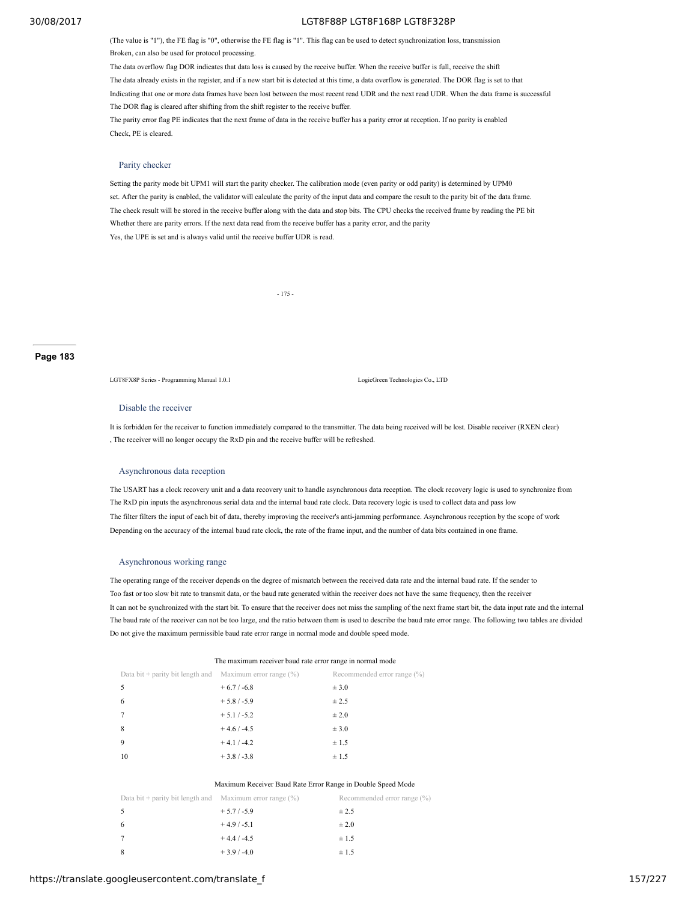(The value is "1"), the FE flag is "0", otherwise the FE flag is "1". This flag can be used to detect synchronization loss, transmission Broken, can also be used for protocol processing.

The data overflow flag DOR indicates that data loss is caused by the receive buffer. When the receive buffer is full, receive the shift The data already exists in the register, and if a new start bit is detected at this time, a data overflow is generated. The DOR flag is set to that Indicating that one or more data frames have been lost between the most recent read UDR and the next read UDR. When the data frame is successful The DOR flag is cleared after shifting from the shift register to the receive buffer.

The parity error flag PE indicates that the next frame of data in the receive buffer has a parity error at reception. If no parity is enabled Check, PE is cleared.

### Parity checker

Setting the parity mode bit UPM1 will start the parity checker. The calibration mode (even parity or odd parity) is determined by UPM0 set. After the parity is enabled, the validator will calculate the parity of the input data and compare the result to the parity bit of the data frame. The check result will be stored in the receive buffer along with the data and stop bits. The CPU checks the received frame by reading the PE bit Whether there are parity errors. If the next data read from the receive buffer has a parity error, and the parity Yes, the UPE is set and is always valid until the receive buffer UDR is read.

### Disable the receiver

It is forbidden for the receiver to function immediately compared to the transmitter. The data being received will be lost. Disable receiver (RXEN clear) , The receiver will no longer occupy the RxD pin and the receive buffer will be refreshed.

### Asynchronous data reception

The USART has a clock recovery unit and a data recovery unit to handle asynchronous data reception. The clock recovery logic is used to synchronize from The RxD pin inputs the asynchronous serial data and the internal baud rate clock. Data recovery logic is used to collect data and pass low The filter filters the input of each bit of data, thereby improving the receiver's anti-jamming performance. Asynchronous reception by the scope of work Depending on the accuracy of the internal baud rate clock, the rate of the frame input, and the number of data bits contained in one frame.

### Asynchronous working range

The operating range of the receiver depends on the degree of mismatch between the received data rate and the internal baud rate. If the sender to Too fast or too slow bit rate to transmit data, or the baud rate generated within the receiver does not have the same frequency, then the receiver It can not be synchronized with the start bit. To ensure that the receiver does not miss the sampling of the next frame start bit, the data input rate and the internal The baud rate of the receiver can not be too large, and the ratio between them is used to describe the baud rate error range. The following two tables are divided Do not give the maximum permissible baud rate error range in normal mode and double speed mode.

The maximum receiver baud rate error range in normal mode

| Data bit + parity bit length and | Maximum error range (%) | Recommended error range (%) |
|---|---|---|
| 5 | + 6.7 / -6.8 | ± 3.0 |
| 6 | + 5.8 / -5.9 | ± 2.5 |
| 7 | + 5.1 / -5.2 | ± 2.0 |
| 8 | + 4.6 / -4.5 | ± 3.0 |
| 9 | + 4.1 / -4.2 | ± 1.5 |
| 10 | + 3.8 / -3.8 | ± 1.5 |

Maximum Receiver Baud Rate Error Range in Double Speed Mode

| Data bit + parity bit length and | Maximum error range (%) | Recommended error range (%) |
|---|---|---|
| 5 | + 5.7 / -5.9 | ± 2.5 |
| 6 | + 4.9 / -5.1 | ± 2.0 |
| 7 | + 4.4 / -4.5 | ± 1.5 |
| 8 | + 3.9 / -4.0 | ± 1.5 |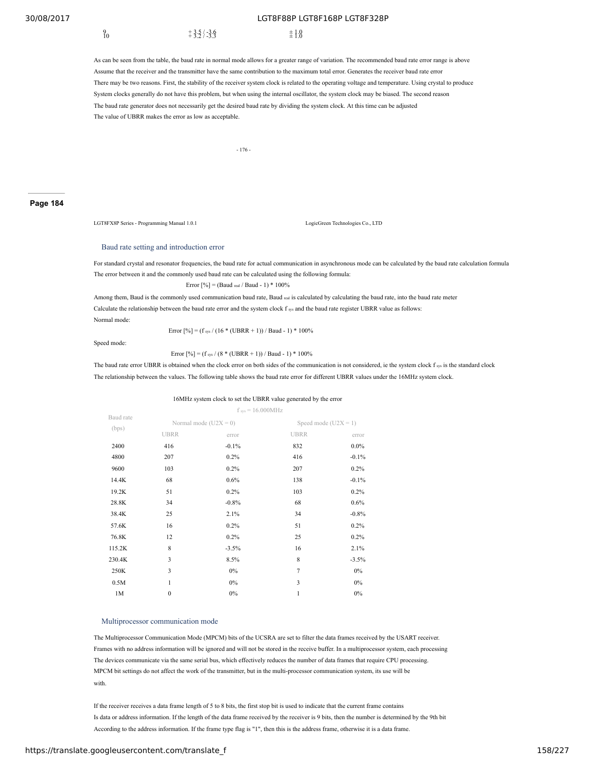| 9 | + 3.5 / -3.6 | ± 1.0 |
|---|---|---|
| 10 | + 3.2 / -3.3 | ± 1.0 |

As can be seen from the table, the baud rate in normal mode allows for a greater range of variation. The recommended baud rate error range is above
Assume that the receiver and the transmitter have the same contribution to the maximum total error. Generates the receiver baud rate error
There may be two reasons. First, the stability of the receiver system clock is related to the operating voltage and temperature. Using crystal to produce
System clocks generally do not have this problem, but when using the internal oscillator, the system clock may be biased. The second reason
The baud rate generator does not necessarily get the desired baud rate by dividing the system clock. At this time can be adjusted
The value of UBRR makes the error as low as acceptable.

### Baud rate setting and introduction error

For standard crystal and resonator frequencies, the baud rate for actual communication in asynchronous mode can be calculated by the baud rate calculation formula
The error between it and the commonly used baud rate can be calculated using the following formula:

$$Error [\%] = (Baud_{real} / Baud - 1) * 100\%$$

Among them, Baud is the commonly used communication baud rate, $Baud_{real}$ is calculated by calculating the baud rate, into the baud rate meter
Calculate the relationship between the baud rate error and the system clock $f_{sys}$ and the baud rate register UBRR value as follows:

Normal mode:

$$Error [\%] = (f_{sys} / (16 * (UBRR + 1)) / Baud - 1) * 100\%$$

Speed mode:

$$Error [\%] = (f_{sys} / (8 * (UBRR + 1)) / Baud - 1) * 100\%$$

The baud rate error UBRR is obtained when the clock error on both sides of the communication is not considered, ie the system clock $f_{sys}$ is the standard clock
The relationship between the values. The following table shows the baud rate error for different UBRR values under the 16MHz system clock.

16MHz system clock to set the UBRR value generated by the error

| Baud rate (bps) | $f_{sys}$ = 16.000MHz | | | |
|---|---|---|---|---|
| | Normal mode (U2X = 0) | | Speed mode (U2X = 1) | |
| | UBRR | error | UBRR | error |
| 2400 | 416 | -0.1% | 832 | 0.0% |
| 4800 | 207 | 0.2% | 416 | -0.1% |
| 9600 | 103 | 0.2% | 207 | 0.2% |
| 14.4K | 68 | 0.6% | 138 | -0.1% |
| 19.2K | 51 | 0.2% | 103 | 0.2% |
| 28.8K | 34 | -0.8% | 68 | 0.6% |
| 38.4K | 25 | 2.1% | 34 | -0.8% |
| 57.6K | 16 | 0.2% | 51 | 0.2% |
| 76.8K | 12 | 0.2% | 25 | 0.2% |
| 115.2K | 8 | -3.5% | 16 | 2.1% |
| 230.4K | 3 | 8.5% | 8 | -3.5% |
| 250K | 3 | 0% | 7 | 0% |
| 0.5M | 1 | 0% | 3 | 0% |
| 1M | 0 | 0% | 1 | 0% |

### Multiprocessor communication mode

The Multiprocessor Communication Mode (MPCM) bits of the UCSRA are set to filter the data frames received by the USART receiver.
Frames with no address information will be ignored and will not be stored in the receive buffer. In a multiprocessor system, each processing
The devices communicate via the same serial bus, which effectively reduces the number of data frames that require CPU processing.
MPCM bit settings do not affect the work of the transmitter, but in the multi-processor communication system, its use will be
with.

If the receiver receives a data frame length of 5 to 8 bits, the first stop bit is used to indicate that the current frame contains
Is data or address information. If the length of the data frame received by the receiver is 9 bits, then the number is determined by the 9th bit
According to the address information. If the frame type flag is "1", then this is the address frame, otherwise it is a data frame.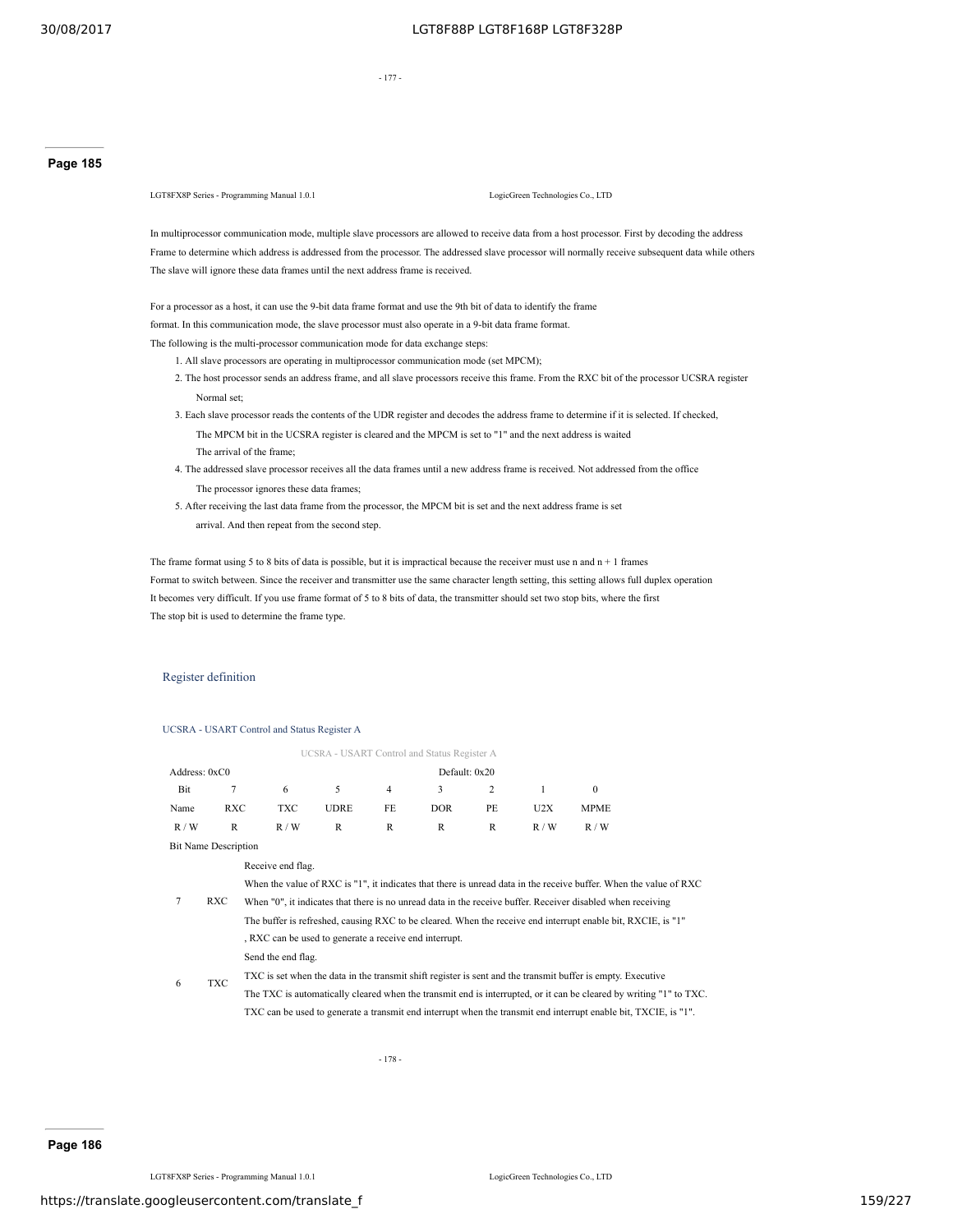In multiprocessor communication mode, multiple slave processors are allowed to receive data from a host processor. First by decoding the address Frame to determine which address is addressed from the processor. The addressed slave processor will normally receive subsequent data while others The slave will ignore these data frames until the next address frame is received.

For a processor as a host, it can use the 9-bit data frame format and use the 9th bit of data to identify the frame format. In this communication mode, the slave processor must also operate in a 9-bit data frame format.
The following is the multi-processor communication mode for data exchange steps:

1. All slave processors are operating in multiprocessor communication mode (set MPCM);
2. The host processor sends an address frame, and all slave processors receive this frame. From the RXC bit of the processor UCSRA register Normal set;
3. Each slave processor reads the contents of the UDR register and decodes the address frame to determine if it is selected. If checked, The MPCM bit in the UCSRA register is cleared and the MPCM is set to "1" and the next address is waited The arrival of the frame;
4. The addressed slave processor receives all the data frames until a new address frame is received. Not addressed from the office The processor ignores these data frames;
5. After receiving the last data frame from the processor, the MPCM bit is set and the next address frame is set arrival. And then repeat from the second step.

The frame format using 5 to 8 bits of data is possible, but it is impractical because the receiver must use n and n + 1 frames Format to switch between. Since the receiver and transmitter use the same character length setting, this setting allows full duplex operation It becomes very difficult. If you use frame format of 5 to 8 bits of data, the transmitter should set two stop bits, where the first The stop bit is used to determine the frame type.

## Register definition

### UCSRA - USART Control and Status Register A

UCSRA - USART Control and Status Register A

| Address: 0xC0 | | | | | Default: 0x20 | | | |
|---|---|---|---|---|---|---|---|---|
| Bit | 7 | 6 | 5 | 4 | 3 | 2 | 1 | 0 |
| Name | RXC | TXC | UDRE | FE | DOR | PE | U2X | MPME |
| R / W | R | R / W | R | R | R | R | R / W | R / W |

| Bit | Name | Description |
|---|---|---|
| 7 | RXC | Receive end flag.<br>When the value of RXC is "1", it indicates that there is unread data in the receive buffer. When the value of RXC When "0", it indicates that there is no unread data in the receive buffer. Receiver disabled when receiving The buffer is refreshed, causing RXC to be cleared. When the receive end interrupt enable bit, RXCIE, is "1" , RXC can be used to generate a receive end interrupt. |
| 6 | TXC | Send the end flag.<br>TXC is set when the data in the transmit shift register is sent and the transmit buffer is empty. Executive The TXC is automatically cleared when the transmit end is interrupted, or it can be cleared by writing "1" to TXC. TXC can be used to generate a transmit end interrupt when the transmit end interrupt enable bit, TXCIE, is "1". |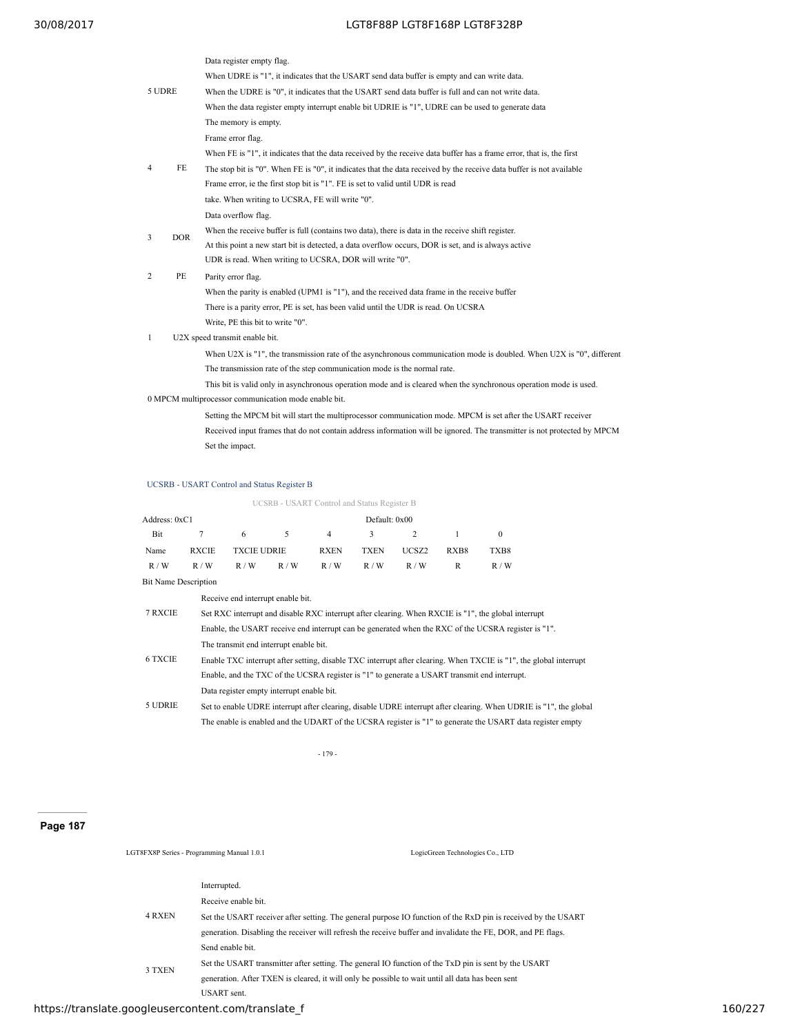| Bit | Name | Description |
|---|---|---|
| 5 | UDRE | Data register empty flag. When UDRE is "1", it indicates that the USART send data buffer is empty and can write data. When the UDRE is "0", it indicates that the USART send data buffer is full and can not write data. When the data register empty interrupt enable bit UDRIE is "1", UDRE can be used to generate data The memory is empty. |
| 4 | FE | Frame error flag. When FE is "1", it indicates that the data received by the receive data buffer has a frame error, that is, the first The stop bit is "0". When FE is "0", it indicates that the data received by the receive data buffer is not available Frame error, ie the first stop bit is "1". FE is set to valid until UDR is read take. When writing to UCSRA, FE will write "0". |
| 3 | DOR | Data overflow flag. When the receive buffer is full (contains two data), there is data in the receive shift register. At this point a new start bit is detected, a data overflow occurs, DOR is set, and is always active UDR is read. When writing to UCSRA, DOR will write "0". |
| 2 | PE | Parity error flag. When the parity is enabled (UPM1 is "1"), and the received data frame in the receive buffer There is a parity error, PE is set, has been valid until the UDR is read. On UCSRA Write, PE this bit to write "0". |
| 1 | U2X | speed transmit enable bit. When U2X is "1", the transmission rate of the asynchronous communication mode is doubled. When U2X is "0", different The transmission rate of the step communication mode is the normal rate. This bit is valid only in asynchronous operation mode and is cleared when the synchronous operation mode is used. |
| 0 | MPCM | multiprocessor communication mode enable bit. Setting the MPCM bit will start the multiprocessor communication mode. MPCM is set after the USART receiver Received input frames that do not contain address information will be ignored. The transmitter is not protected by MPCM Set the impact. |

### UCSRB - USART Control and Status Register B

UCSRB - USART Control and Status Register B

| Address: 0xC1 | | | | | Default: 0x00 | | | |
|---|---|---|---|---|---|---|---|---|
| Bit | 7 | 6 | 5 | 4 | 3 | 2 | 1 | 0 |
| Name | RXCIE | TXCIE | UDRIE | RXEN | TXEN | UCSZ2 | RXB8 | TXB8 |
| R / W | R / W | R / W | R / W | R / W | R / W | R / W | R | R / W |

| Bit | Name | Description |
|---|---|---|
| 7 | RXCIE | Receive end interrupt enable bit. Set RXC interrupt and disable RXC interrupt after clearing. When RXCIE is "1", the global interrupt Enable, the USART receive end interrupt can be generated when the RXC of the UCSRA register is "1". |
| 6 | TXCIE | The transmit end interrupt enable bit. Enable TXC interrupt after setting, disable TXC interrupt after clearing. When TXCIE is "1", the global interrupt Enable, and the TXC of the UCSRA register is "1" to generate a USART transmit end interrupt. |
| 5 | UDRIE | Data register empty interrupt enable bit. Set to enable UDRE interrupt after clearing, disable UDRE interrupt after clearing. When UDRIE is "1", the global The enable is enabled and the UDART of the UCSRA register is "1" to generate the USART data register empty Interrupted. |
| 4 | RXEN | Receive enable bit. Set the USART receiver after setting. The general purpose IO function of the RxD pin is received by the USART generation. Disabling the receiver will refresh the receive buffer and invalidate the FE, DOR, and PE flags. |
| 3 | TXEN | Send enable bit. Set the USART transmitter after setting. The general IO function of the TxD pin is sent by the USART generation. After TXEN is cleared, it will only be possible to wait until all data has been sent USART sent. |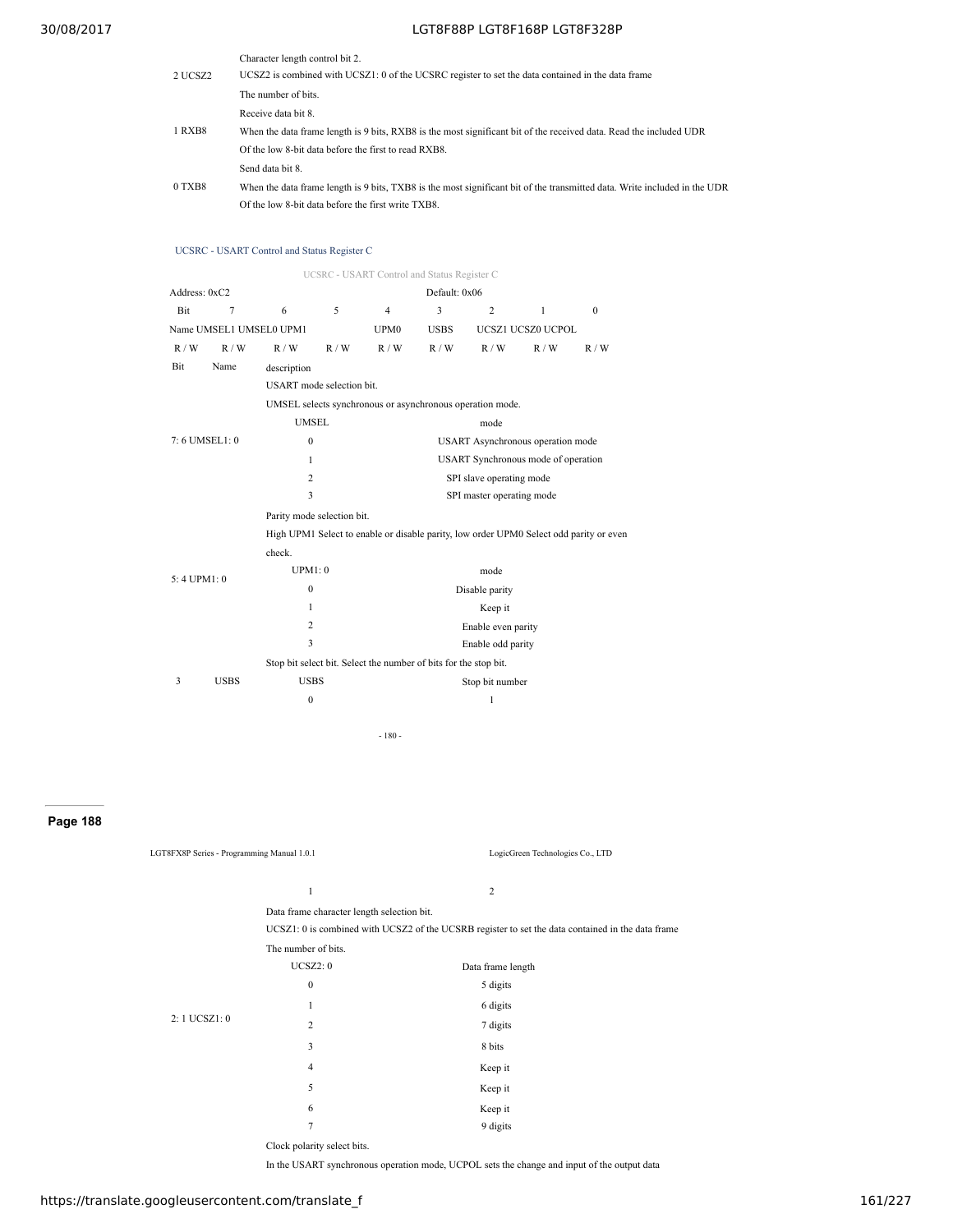| Bit | Name | description |
|---|---|---|
| 2 | UCSZ2 | Character length control bit 2.<br>UCSZ2 is combined with UCSZ1: 0 of the UCSRC register to set the data contained in the data frame<br>The number of bits. |
| 1 | RXB8 | Receive data bit 8.<br>When the data frame length is 9 bits, RXB8 is the most significant bit of the received data. Read the included UDR<br>Of the low 8-bit data before the first to read RXB8. |
| 0 | TXB8 | Send data bit 8.<br>When the data frame length is 9 bits, TXB8 is the most significant bit of the transmitted data. Write included in the UDR<br>Of the low 8-bit data before the first write TXB8. |

### UCSRC - USART Control and Status Register C

UCSRC - USART Control and Status Register C

Address: 0xC2 Default: 0x06

| Bit | 7 | 6 | 5 | 4 | 3 | 2 | 1 | 0 |
|---|---|---|---|---|---|---|---|---|
| Name | UMSEL1 | UMSEL0 | UPM1 | UPM0 | USBS | UCSZ1 | UCSZ0 | UCPOL |
| R / W | R / W | R / W | R / W | R / W | R / W | R / W | R / W | R / W |

| Bit | Name | description |
|---|---|---|
| 7: 6 | UMSEL1: 0 | USART mode selection bit.<br>UMSEL selects synchronous or asynchronous operation mode. |
| 5: 4 | UPM1: 0 | Parity mode selection bit.<br>High UPM1 Select to enable or disable parity, low order UPM0 Select odd parity or even check. |
| 3 | USBS | Stop bit select bit. Select the number of bits for the stop bit. |
| 2: 1 | UCSZ1: 0 | Data frame character length selection bit.<br>UCSZ1: 0 is combined with UCSZ2 of the UCSRB register to set the data contained in the data frame<br>The number of bits. |
| 0 | UCPOL | Clock polarity select bits.<br>In the USART synchronous operation mode, UCPOL sets the change and input of the output data |

| UMSEL | mode |
|---|---|
| 0 | USART Asynchronous operation mode |
| 1 | USART Synchronous mode of operation |
| 2 | SPI slave operating mode |
| 3 | SPI master operating mode |

| UPM1: 0 | mode |
|---|---|
| 0 | Disable parity |
| 1 | Keep it |
| 2 | Enable even parity |
| 3 | Enable odd parity |

| USBS | Stop bit number |
|---|---|
| 0 | 1 |
| 1 | 2 |

| UCSZ2: 0 | Data frame length |
|---|---|
| 0 | 5 digits |
| 1 | 6 digits |
| 2 | 7 digits |
| 3 | 8 bits |
| 4 | Keep it |
| 5 | Keep it |
| 6 | Keep it |
| 7 | 9 digits |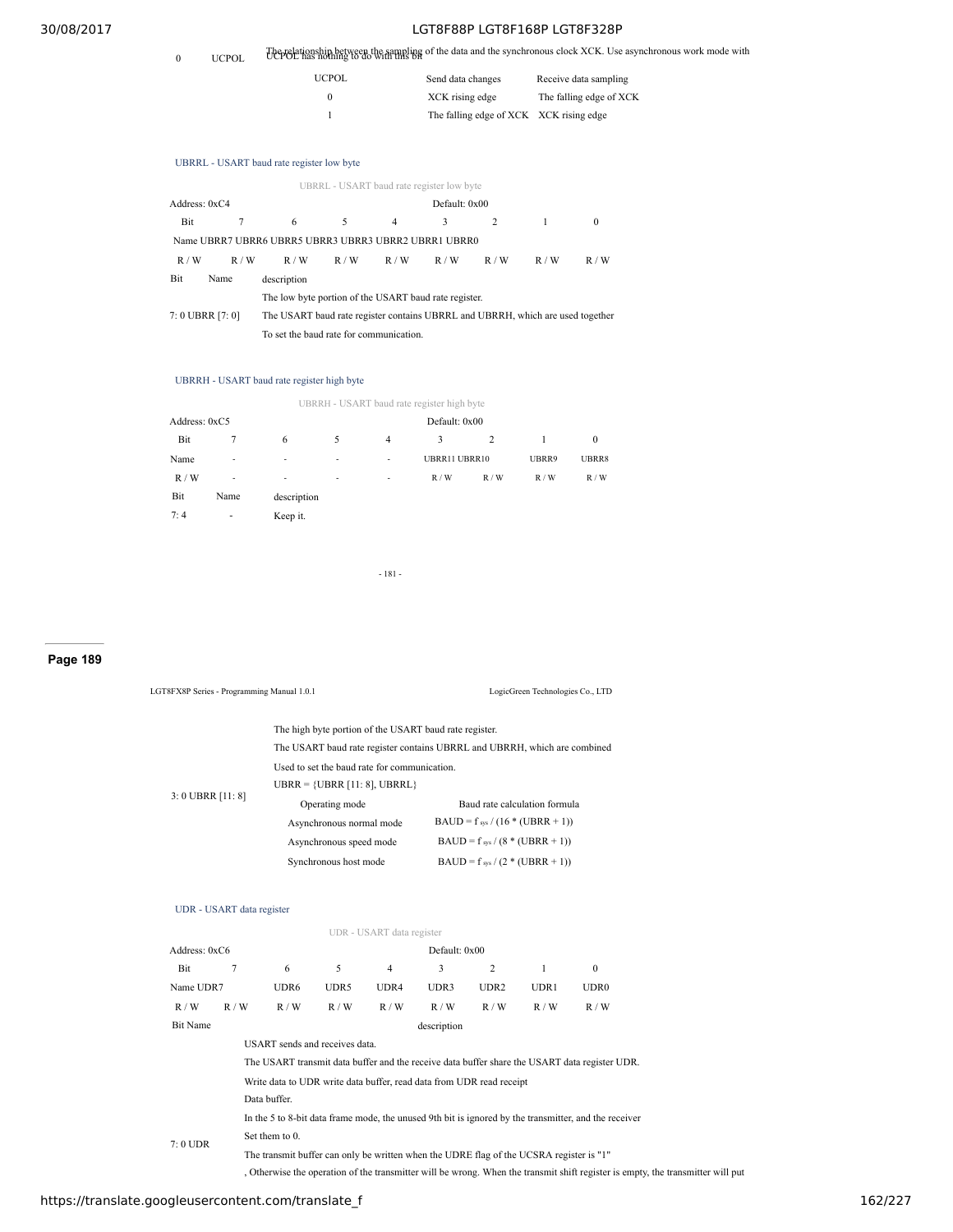| 0 | UCPOL | The relationship between the sampling of the data and the synchronous clock XCK. Use asynchronous work mode with UCPOL has nothing to do with this bit |
|---|---|---|

| UCPOL | Send data changes | Receive data sampling |
|---|---|---|
| 0 | XCK rising edge | The falling edge of XCK |
| 1 | The falling edge of XCK | XCK rising edge |

### UBRRL - USART baud rate register low byte

UBRRL - USART baud rate register low byte

Address: 0xC4 Default: 0x00

| Bit | 7 | 6 | 5 | 4 | 3 | 2 | 1 | 0 |
|---|---|---|---|---|---|---|---|---|
| Name | UBRR7 | UBRR6 | UBRR5 | UBRR3 | UBRR3 | UBRR2 | UBRR1 | UBRR0 |
| R / W | R / W | R / W | R / W | R / W | R / W | R / W | R / W | R / W |

| Bit | Name | description |
|---|---|---|
| 7: 0 | UBRR [7: 0] | The low byte portion of the USART baud rate register. The USART baud rate register contains UBRRL and UBRRH, which are used together To set the baud rate for communication. |

### UBRRH - USART baud rate register high byte

UBRRH - USART baud rate register high byte

Address: 0xC5 Default: 0x00

| Bit | 7 | 6 | 5 | 4 | 3 | 2 | 1 | 0 |
|---|---|---|---|---|---|---|---|---|
| Name | - | - | - | - | UBRR11 | UBRR10 | UBRR9 | UBRR8 |
| R / W | - | - | - | - | R / W | R / W | R / W | R / W |

| Bit | Name | description |
|---|---|---|
| 7: 4 | - | Keep it. |
| 3: 0 | UBRR [11: 8] | The high byte portion of the USART baud rate register. The USART baud rate register contains UBRRL and UBRRH, which are combined Used to set the baud rate for communication. UBRR = {UBRR [11: 8], UBRRL} |

| Operating mode | Baud rate calculation formula |
|---|---|
| Asynchronous normal mode | $BAUD = f_{sys} / (16 * (UBRR + 1))$ |
| Asynchronous speed mode | $BAUD = f_{sys} / (8 * (UBRR + 1))$ |
| Synchronous host mode | $BAUD = f_{sys} / (2 * (UBRR + 1))$ |

### UDR - USART data register

UDR - USART data register

Address: 0xC6 Default: 0x00

| Bit | 7 | 6 | 5 | 4 | 3 | 2 | 1 | 0 |
|---|---|---|---|---|---|---|---|---|
| Name | UDR7 | UDR6 | UDR5 | UDR4 | UDR3 | UDR2 | UDR1 | UDR0 |
| R / W | R / W | R / W | R / W | R / W | R / W | R / W | R / W | R / W |

| Bit | Name | description |
|---|---|---|
| 7: 0 | UDR | USART sends and receives data. The USART transmit data buffer and the receive data buffer share the USART data register UDR. Write data to UDR write data buffer, read data from UDR read receipt Data buffer. In the 5 to 8-bit data frame mode, the unused 9th bit is ignored by the transmitter, and the receiver Set them to 0. The transmit buffer can only be written when the UDRE flag of the UCSRA register is "1" , Otherwise the operation of the transmitter will be wrong. When the transmit shift register is empty, the transmitter will put |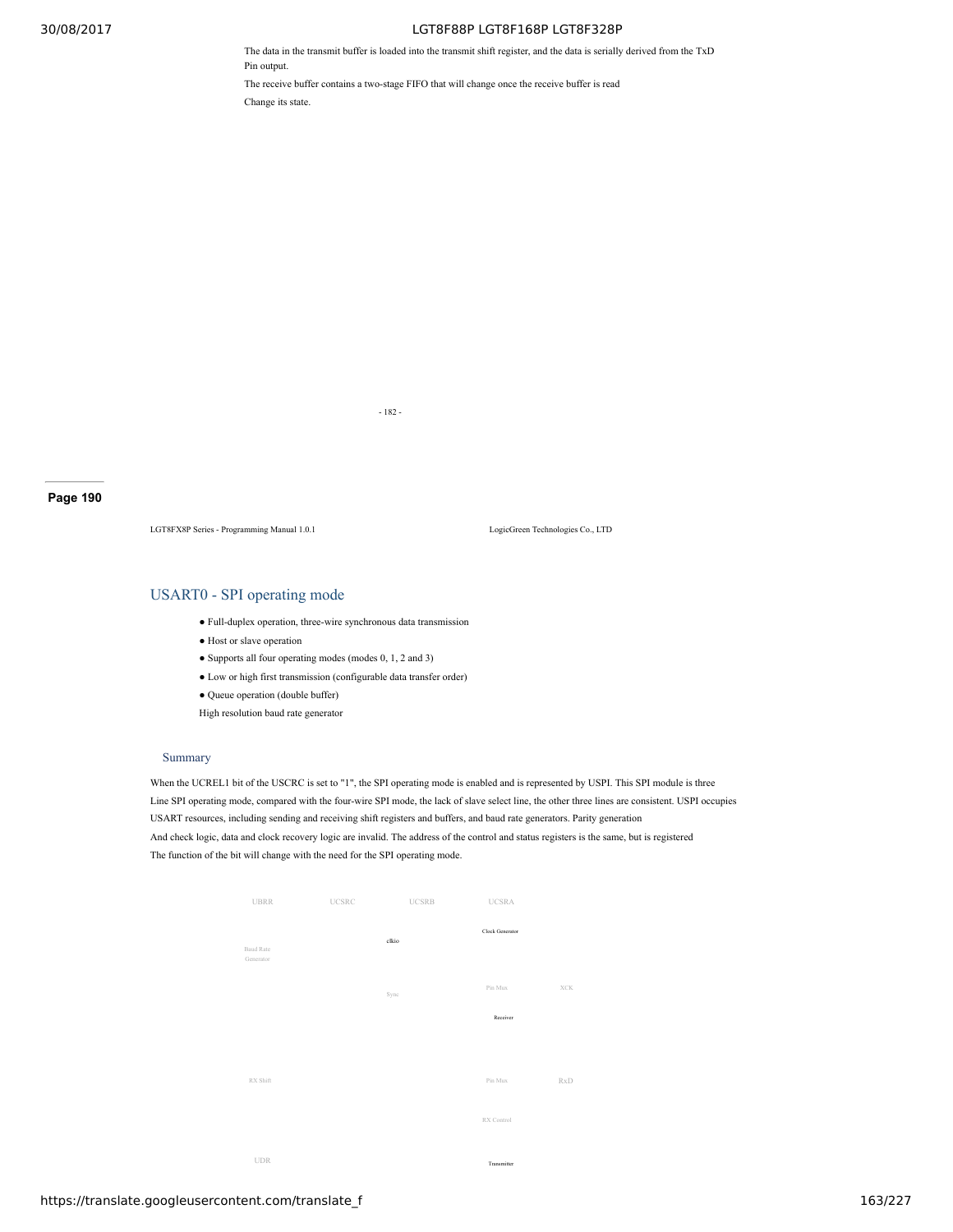The data in the transmit buffer is loaded into the transmit shift register, and the data is serially derived from the TxD Pin output.

The receive buffer contains a two-stage FIFO that will change once the receive buffer is read

Change its state.

LGT8FX8P Series - Programming Manual 1.0.1 LogicGreen Technologies Co., LTD

## USART0 - SPI operating mode

- Full-duplex operation, three-wire synchronous data transmission
- Host or slave operation
- Supports all four operating modes (modes 0, 1, 2 and 3)
- Low or high first transmission (configurable data transfer order)
- Queue operation (double buffer)

High resolution baud rate generator

### Summary

When the UCREL1 bit of the USCRC is set to "1", the SPI operating mode is enabled and is represented by USPI. This SPI module is three Line SPI operating mode, compared with the four-wire SPI mode, the lack of slave select line, the other three lines are consistent. USPI occupies USART resources, including sending and receiving shift registers and buffers, and baud rate generators. Parity generation And check logic, data and clock recovery logic are invalid. The address of the control and status registers is the same, but is registered The function of the bit will change with the need for the SPI operating mode.

UBRR UCSRC UCSRB UCSRA

Clock Generator

clkio

Baud Rate Generator

Sync Pin Mux XCK

Receiver

RX Shift Pin Mux RxD

RX Control

UDR Transmitter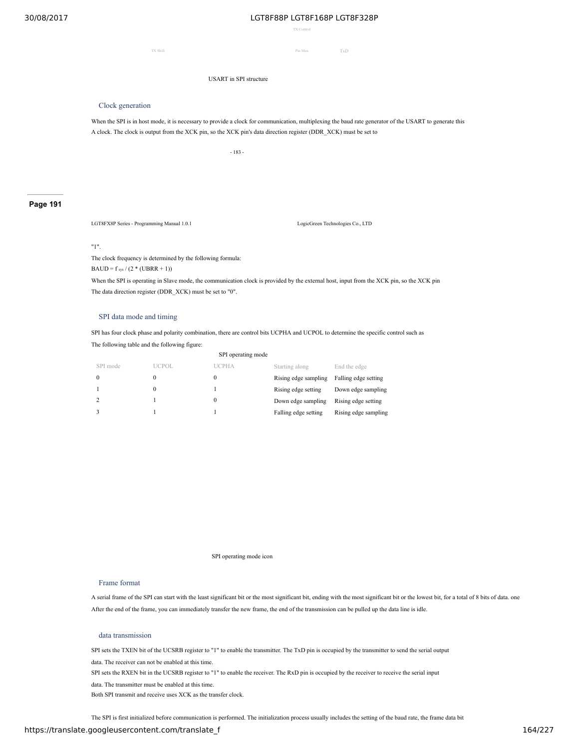TX Control

TX Shift Pin Mux TxD

USART in SPI structure

## Clock generation

When the SPI is in host mode, it is necessary to provide a clock for communication, multiplexing the baud rate generator of the USART to generate this A clock. The clock is output from the XCK pin, so the XCK pin's data direction register (DDR_XCK) must be set to

"1".

The clock frequency is determined by the following formula:

BAUD = $f_{sys}$ / (2 * (UBRR + 1))

When the SPI is operating in Slave mode, the communication clock is provided by the external host, input from the XCK pin, so the XCK pin The data direction register (DDR_XCK) must be set to "0".

## SPI data mode and timing

SPI has four clock phase and polarity combination, there are control bits UCPHA and UCPOL to determine the specific control such as The following table and the following figure:

SPI operating mode

| SPI mode | UCPOL | UCPHA | Starting along | End the edge |
|---|---|---|---|---|
| 0 | 0 | 0 | Rising edge sampling | Falling edge setting |
| 1 | 0 | 1 | Rising edge setting | Down edge sampling |
| 2 | 1 | 0 | Down edge sampling | Rising edge setting |
| 3 | 1 | 1 | Falling edge setting | Rising edge sampling |

SPI operating mode icon

## Frame format

A serial frame of the SPI can start with the least significant bit or the most significant bit, ending with the most significant bit or the lowest bit, for a total of 8 bits of data. one After the end of the frame, you can immediately transfer the new frame, the end of the transmission can be pulled up the data line is idle.

## data transmission

SPI sets the TXEN bit of the UCSRB register to "1" to enable the transmitter. The TxD pin is occupied by the transmitter to send the serial output data. The receiver can not be enabled at this time.

SPI sets the RXEN bit in the UCSRB register to "1" to enable the receiver. The RxD pin is occupied by the receiver to receive the serial input data. The transmitter must be enabled at this time.

Both SPI transmit and receive uses XCK as the transfer clock.

The SPI is first initialized before communication is performed. The initialization process usually includes the setting of the baud rate, the frame data bit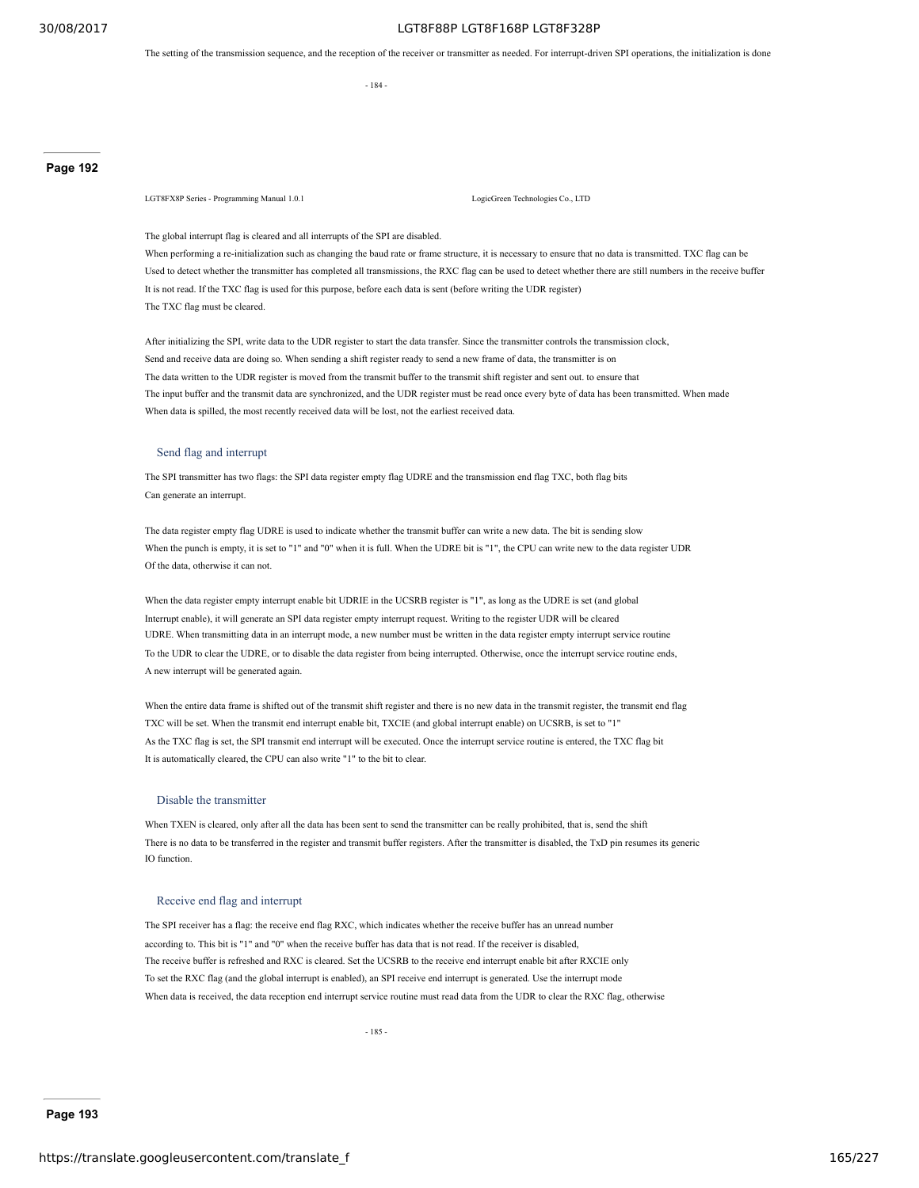The setting of the transmission sequence, and the reception of the receiver or transmitter as needed. For interrupt-driven SPI operations, the initialization is done

The global interrupt flag is cleared and all interrupts of the SPI are disabled.
When performing a re-initialization such as changing the baud rate or frame structure, it is necessary to ensure that no data is transmitted. TXC flag can be Used to detect whether the transmitter has completed all transmissions, the RXC flag can be used to detect whether there are still numbers in the receive buffer It is not read. If the TXC flag is used for this purpose, before each data is sent (before writing the UDR register) The TXC flag must be cleared.

After initializing the SPI, write data to the UDR register to start the data transfer. Since the transmitter controls the transmission clock, Send and receive data are doing so. When sending a shift register ready to send a new frame of data, the transmitter is on The data written to the UDR register is moved from the transmit buffer to the transmit shift register and sent out. to ensure that The input buffer and the transmit data are synchronized, and the UDR register must be read once every byte of data has been transmitted. When made When data is spilled, the most recently received data will be lost, not the earliest received data.

### Send flag and interrupt

The SPI transmitter has two flags: the SPI data register empty flag UDRE and the transmission end flag TXC, both flag bits Can generate an interrupt.

The data register empty flag UDRE is used to indicate whether the transmit buffer can write a new data. The bit is sending slow When the punch is empty, it is set to "1" and "0" when it is full. When the UDRE bit is "1", the CPU can write new to the data register UDR Of the data, otherwise it can not.

When the data register empty interrupt enable bit UDRIE in the UCSRB register is "1", as long as the UDRE is set (and global Interrupt enable), it will generate an SPI data register empty interrupt request. Writing to the register UDR will be cleared UDRE. When transmitting data in an interrupt mode, a new number must be written in the data register empty interrupt service routine To the UDR to clear the UDRE, or to disable the data register from being interrupted. Otherwise, once the interrupt service routine ends, A new interrupt will be generated again.

When the entire data frame is shifted out of the transmit shift register and there is no new data in the transmit register, the transmit end flag TXC will be set. When the transmit end interrupt enable bit, TXCIE (and global interrupt enable) on UCSRB, is set to "1" As the TXC flag is set, the SPI transmit end interrupt will be executed. Once the interrupt service routine is entered, the TXC flag bit It is automatically cleared, the CPU can also write "1" to the bit to clear.

### Disable the transmitter

When TXEN is cleared, only after all the data has been sent to send the transmitter can be really prohibited, that is, send the shift There is no data to be transferred in the register and transmit buffer registers. After the transmitter is disabled, the TxD pin resumes its generic IO function.

### Receive end flag and interrupt

The SPI receiver has a flag: the receive end flag RXC, which indicates whether the receive buffer has an unread number according to. This bit is "1" and "0" when the receive buffer has data that is not read. If the receiver is disabled, The receive buffer is refreshed and RXC is cleared. Set the UCSRB to the receive end interrupt enable bit after RXCIE only To set the RXC flag (and the global interrupt is enabled), an SPI receive end interrupt is generated. Use the interrupt mode When data is received, the data reception end interrupt service routine must read data from the UDR to clear the RXC flag, otherwise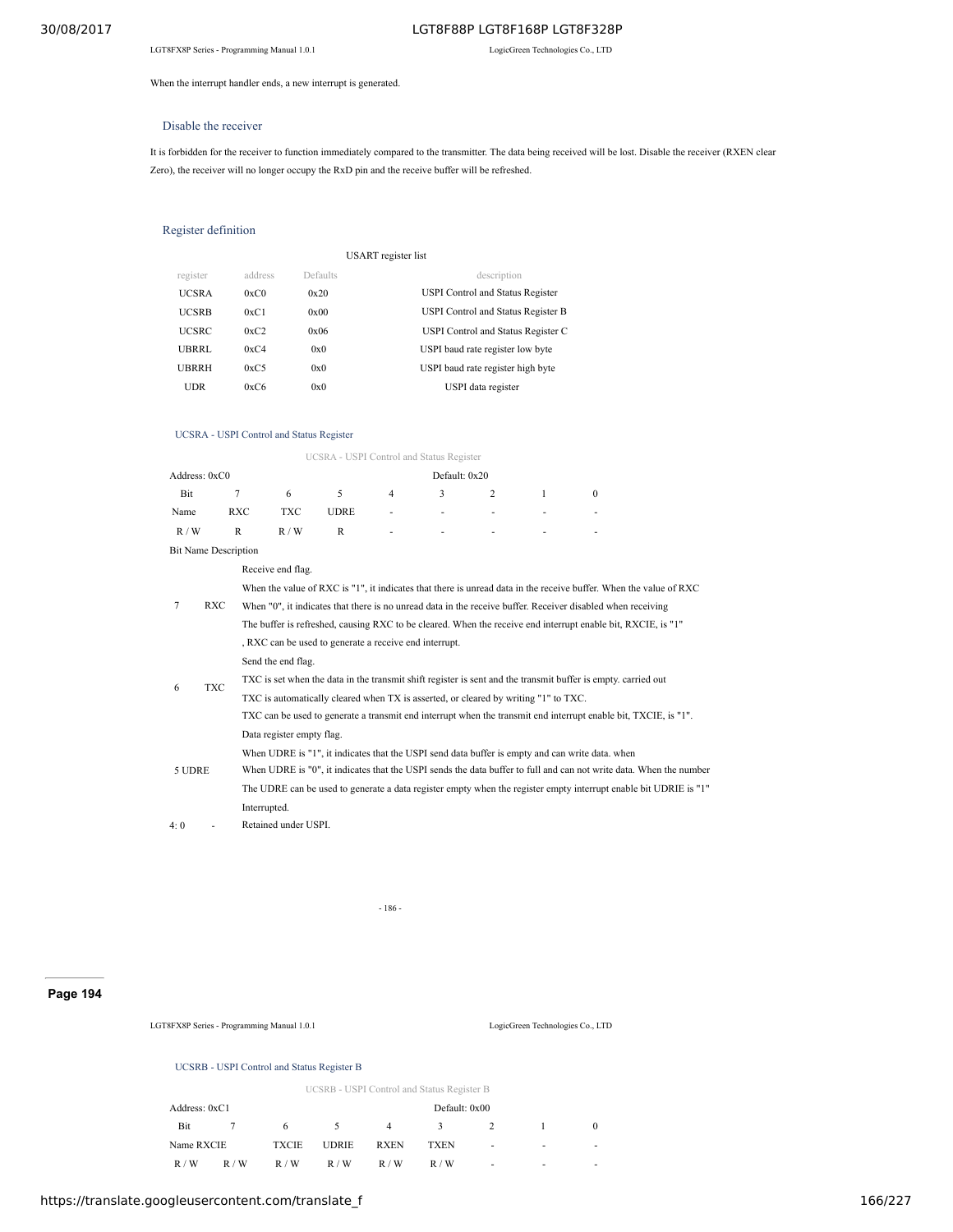When the interrupt handler ends, a new interrupt is generated.

### Disable the receiver

It is forbidden for the receiver to function immediately compared to the transmitter. The data being received will be lost. Disable the receiver (RXEN clear Zero), the receiver will no longer occupy the RxD pin and the receive buffer will be refreshed.

### Register definition

USART register list

| register | address | Defaults | description |
|---|---|---|---|
| UCSRA | 0xC0 | 0x20 | USPI Control and Status Register |
| UCSRB | 0xC1 | 0x00 | USPI Control and Status Register B |
| UCSRC | 0xC2 | 0x06 | USPI Control and Status Register C |
| UBRRL | 0xC4 | 0x0 | USPI baud rate register low byte |
| UBRRH | 0xC5 | 0x0 | USPI baud rate register high byte |
| UDR | 0xC6 | 0x0 | USPI data register |

#### UCSRA - USPI Control and Status Register

UCSRA - USPI Control and Status Register

Address: 0xC0 Default: 0x20

| Bit | 7 | 6 | 5 | 4 | 3 | 2 | 1 | 0 |
|---|---|---|---|---|---|---|---|---|
| Name | RXC | TXC | UDRE | - | - | - | - | - |
| R / W | R | R / W | R | - | - | - | - | - |

| Bit | Name | Description |
|---|---|---|
| 7 | RXC | Receive end flag. When the value of RXC is "1", it indicates that there is unread data in the receive buffer. When the value of RXC When "0", it indicates that there is no unread data in the receive buffer. Receiver disabled when receiving The buffer is refreshed, causing RXC to be cleared. When the receive end interrupt enable bit, RXCIE, is "1" , RXC can be used to generate a receive end interrupt. |
| 6 | TXC | Send the end flag. TXC is set when the data in the transmit shift register is sent and the transmit buffer is empty. carried out TXC is automatically cleared when TX is asserted, or cleared by writing "1" to TXC. TXC can be used to generate a transmit end interrupt when the transmit end interrupt enable bit, TXCIE, is "1". |
| 5 | UDRE | Data register empty flag. When UDRE is "1", it indicates that the USPI send data buffer is empty and can write data. when When UDRE is "0", it indicates that the USPI sends the data buffer to full and can not write data. When the number The UDRE can be used to generate a data register empty when the register empty interrupt enable bit UDRIE is "1" Interrupted. |
| 4: 0 | - | Retained under USPI. |

#### UCSRB - USPI Control and Status Register B

UCSRB - USPI Control and Status Register B

Address: 0xC1 Default: 0x00

| Bit | 7 | 6 | 5 | 4 | 3 | 2 | 1 | 0 |
|---|---|---|---|---|---|---|---|---|
| Name | RXCIE | TXCIE | UDRIE | RXEN | TXEN | - | - | - |
| R / W | R / W | R / W | R / W | R / W | R / W | - | - | - |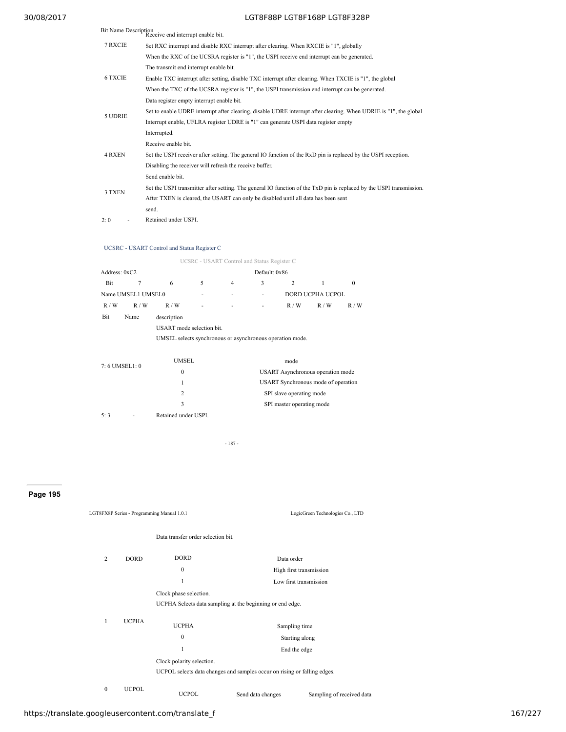| Bit | Name | Description |
|---|---|---|
| 7 | RXCIE | Receive end interrupt enable bit.<br>Set RXC interrupt and disable RXC interrupt after clearing. When RXCIE is "1", globally<br>When the RXC of the UCSRA register is "1", the USPI receive end interrupt can be generated. |
| 6 | TXCIE | The transmit end interrupt enable bit.<br>Enable TXC interrupt after setting, disable TXC interrupt after clearing. When TXCIE is "1", the global<br>When the TXC of the UCSRA register is "1", the USPI transmission end interrupt can be generated. |
| 5 | UDRIE | Data register empty interrupt enable bit.<br>Set to enable UDRE interrupt after clearing, disable UDRE interrupt after clearing. When UDRIE is "1", the global<br>Interrupt enable, UFLRA register UDRE is "1" can generate USPI data register empty<br>Interrupted. |
| 4 | RXEN | Receive enable bit.<br>Set the USPI receiver after setting. The general IO function of the RxD pin is replaced by the USPI reception.<br>Disabling the receiver will refresh the receive buffer. |
| 3 | TXEN | Send enable bit.<br>Set the USPI transmitter after setting. The general IO function of the TxD pin is replaced by the USPI transmission.<br>After TXEN is cleared, the USART can only be disabled until all data has been sent<br>send. |
| 2: 0 | - | Retained under USPI. |

### UCSRC - USART Control and Status Register C

UCSRC - USART Control and Status Register C

Address: 0xC2 Default: 0x86

| Bit | 7 | 6 | 5 | 4 | 3 | 2 | 1 | 0 |
|---|---|---|---|---|---|---|---|---|
| Name | UMSEL1 | UMSEL0 | - | - | - | DORD | UCPHA | UCPOL |
| R / W | R / W | R / W | - | - | - | R / W | R / W | R / W |

| Bit | Name | description |
|---|---|---|
| 7: 6 | UMSEL1: 0 | USART mode selection bit.<br>UMSEL selects synchronous or asynchronous operation mode. |

| UMSEL | mode |
|---|---|
| 0 | USART Asynchronous operation mode |
| 1 | USART Synchronous mode of operation |
| 2 | SPI slave operating mode |
| 3 | SPI master operating mode |

| Bit | Name | description |
|---|---|---|
| 5: 3 | - | Retained under USPI. |
| 2 | DORD | Data transfer order selection bit. |

| DORD | Data order |
|---|---|
| 0 | High first transmission |
| 1 | Low first transmission |

| Bit | Name | description |
|---|---|---|
| 1 | UCPHA | Clock phase selection.<br>UCPHA Selects data sampling at the beginning or end edge. |

| UCPHA | Sampling time |
|---|---|
| 0 | Starting along |
| 1 | End the edge |

| Bit | Name | description |
|---|---|---|
| 0 | UCPOL | Clock polarity selection.<br>UCPOL selects data changes and samples occur on rising or falling edges. |

| UCPOL | Send data changes | Sampling of received data |
|---|---|---|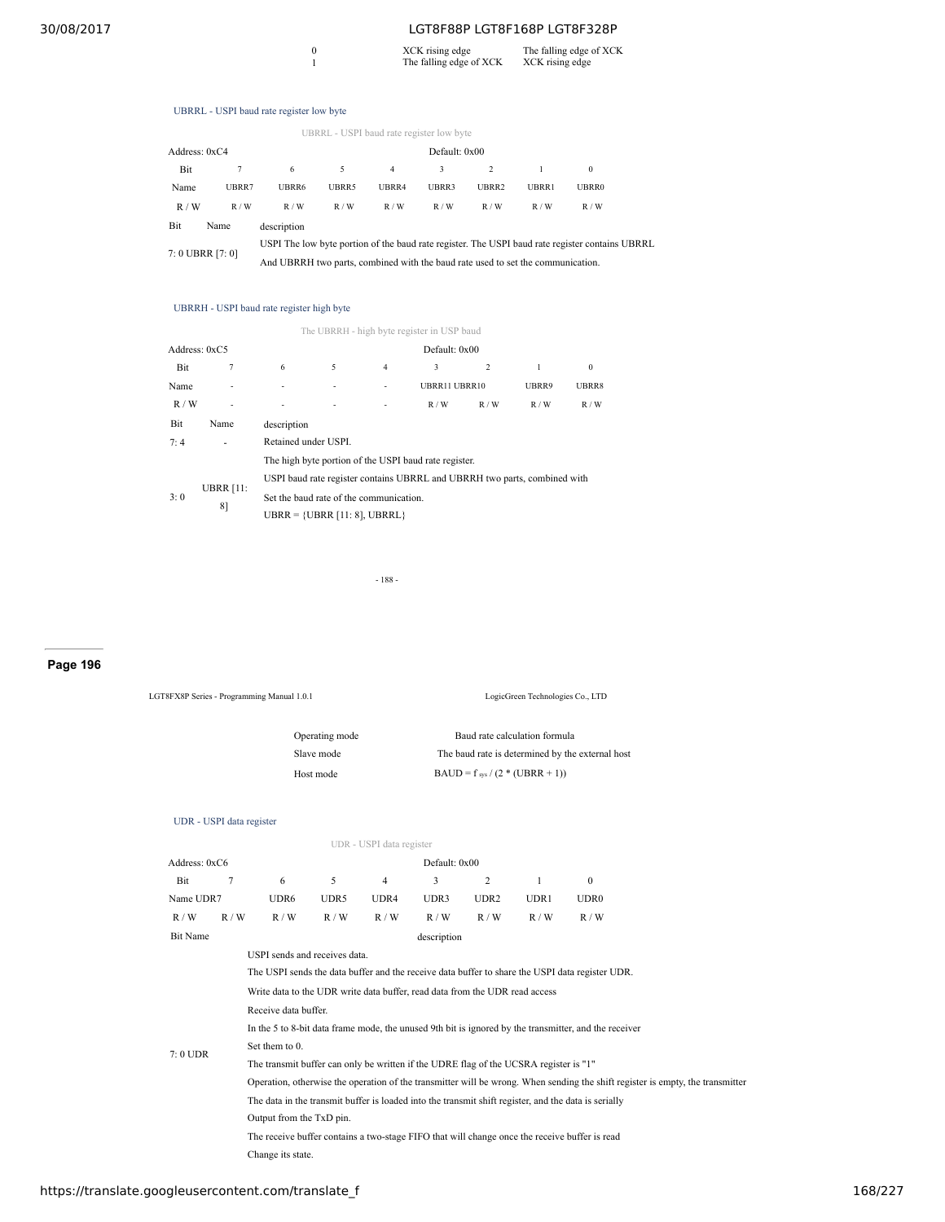| | | |
|---|---|---|
| 0 | XCK rising edge | The falling edge of XCK |
| 1 | The falling edge of XCK | XCK rising edge |

### UBRRL - USPI baud rate register low byte

UBRRL - USPI baud rate register low byte

Address: 0xC4 Default: 0x00

| Bit | 7 | 6 | 5 | 4 | 3 | 2 | 1 | 0 |
|---|---|---|---|---|---|---|---|---|
| Name | UBRR7 | UBRR6 | UBRR5 | UBRR4 | UBRR3 | UBRR2 | UBRR1 | UBRR0 |
| R / W | R / W | R / W | R / W | R / W | R / W | R / W | R / W | R / W |

| Bit | Name | description |
|---|---|---|
| 7: 0 | UBRR [7: 0] | USPI The low byte portion of the baud rate register. The USPI baud rate register contains UBRRL And UBRRH two parts, combined with the baud rate used to set the communication. |

### UBRRH - USPI baud rate register high byte

The UBRRH - high byte register in USP baud

Address: 0xC5 Default: 0x00

| Bit | 7 | 6 | 5 | 4 | 3 | 2 | 1 | 0 |
|---|---|---|---|---|---|---|---|---|
| Name | - | - | - | - | UBRR11 | UBRR10 | UBRR9 | UBRR8 |
| R / W | - | - | - | - | R / W | R / W | R / W | R / W |

| Bit | Name | description |
|---|---|---|
| 7: 4 | - | Retained under USPI. |
| 3: 0 | UBRR [11: 8] | The high byte portion of the USPI baud rate register.<br>USPI baud rate register contains UBRRL and UBRRH two parts, combined with<br>Set the baud rate of the communication.<br>UBRR = {UBRR [11: 8], UBRRL} |

- 188 -

LGT8FX8P Series - Programming Manual 1.0.1 LogicGreen Technologies Co., LTD

| Operating mode | Baud rate calculation formula |
|---|---|
| Slave mode | The baud rate is determined by the external host |
| Host mode | BAUD = $f_{sys}$ / (2 * (UBRR + 1)) |

### UDR - USPI data register

UDR - USPI data register

Address: 0xC6 Default: 0x00

| Bit | 7 | 6 | 5 | 4 | 3 | 2 | 1 | 0 |
|---|---|---|---|---|---|---|---|---|
| Name | UDR7 | UDR6 | UDR5 | UDR4 | UDR3 | UDR2 | UDR1 | UDR0 |
| R / W | R / W | R / W | R / W | R / W | R / W | R / W | R / W | R / W |

| Bit | Name | description |
|---|---|---|
| 7: 0 | UDR | USPI sends and receives data.<br>The USPI sends the data buffer and the receive data buffer to share the USPI data register UDR.<br>Write data to the UDR write data buffer, read data from the UDR read access<br>Receive data buffer.<br>In the 5 to 8-bit data frame mode, the unused 9th bit is ignored by the transmitter, and the receiver<br>Set them to 0.<br>The transmit buffer can only be written if the UDRE flag of the UCSRA register is "1"<br>Operation, otherwise the operation of the transmitter will be wrong. When sending the shift register is empty, the transmitter<br>The data in the transmit buffer is loaded into the transmit shift register, and the data is serially<br>Output from the TxD pin.<br>The receive buffer contains a two-stage FIFO that will change once the receive buffer is read<br>Change its state. |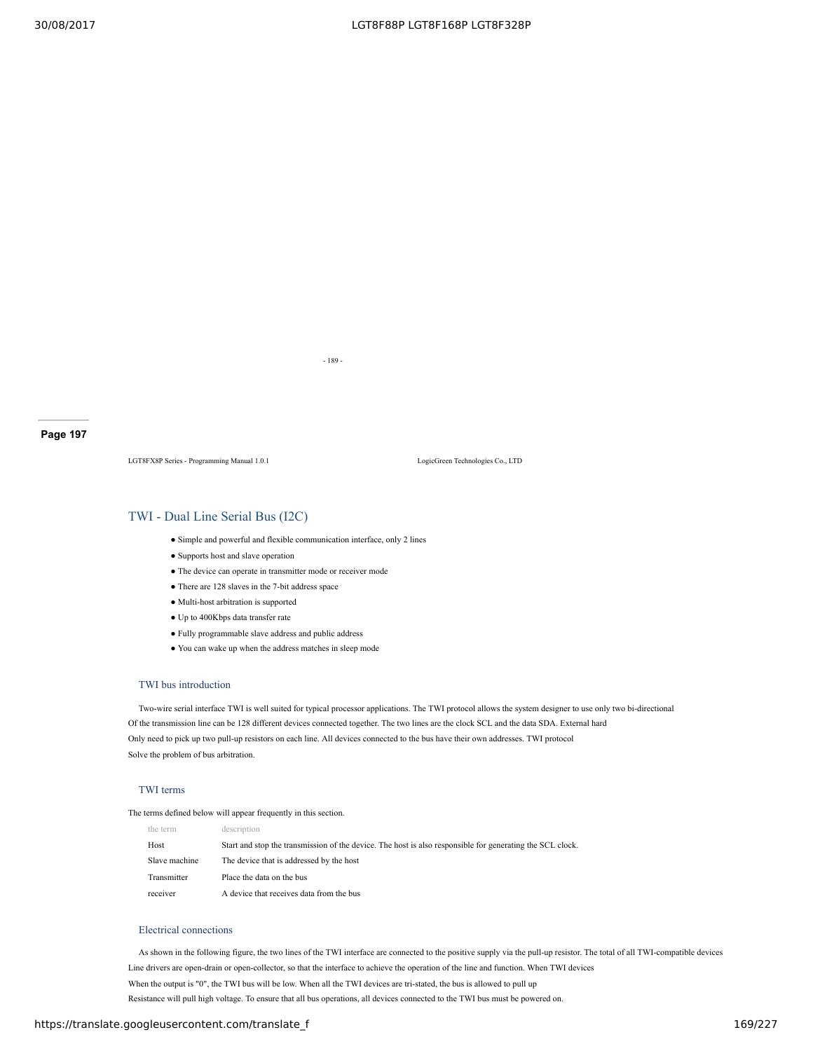# TWI - Dual Line Serial Bus (I2C)

- Simple and powerful and flexible communication interface, only 2 lines
- Supports host and slave operation
- The device can operate in transmitter mode or receiver mode
- There are 128 slaves in the 7-bit address space
- Multi-host arbitration is supported
- Up to 400Kbps data transfer rate
- Fully programmable slave address and public address
- You can wake up when the address matches in sleep mode

## TWI bus introduction

Two-wire serial interface TWI is well suited for typical processor applications. The TWI protocol allows the system designer to use only two bi-directional Of the transmission line can be 128 different devices connected together. The two lines are the clock SCL and the data SDA. External hard Only need to pick up two pull-up resistors on each line. All devices connected to the bus have their own addresses. TWI protocol Solve the problem of bus arbitration.

## TWI terms

The terms defined below will appear frequently in this section.

| the term | description |
| --- | --- |
| Host | Start and stop the transmission of the device. The host is also responsible for generating the SCL clock. |
| Slave machine | The device that is addressed by the host |
| Transmitter | Place the data on the bus |
| receiver | A device that receives data from the bus |

## Electrical connections

As shown in the following figure, the two lines of the TWI interface are connected to the positive supply via the pull-up resistor. The total of all TWI-compatible devices Line drivers are open-drain or open-collector, so that the interface to achieve the operation of the line and function. When TWI devices When the output is "0", the TWI bus will be low. When all the TWI devices are tri-stated, the bus is allowed to pull up Resistance will pull high voltage. To ensure that all bus operations, all devices connected to the TWI bus must be powered on.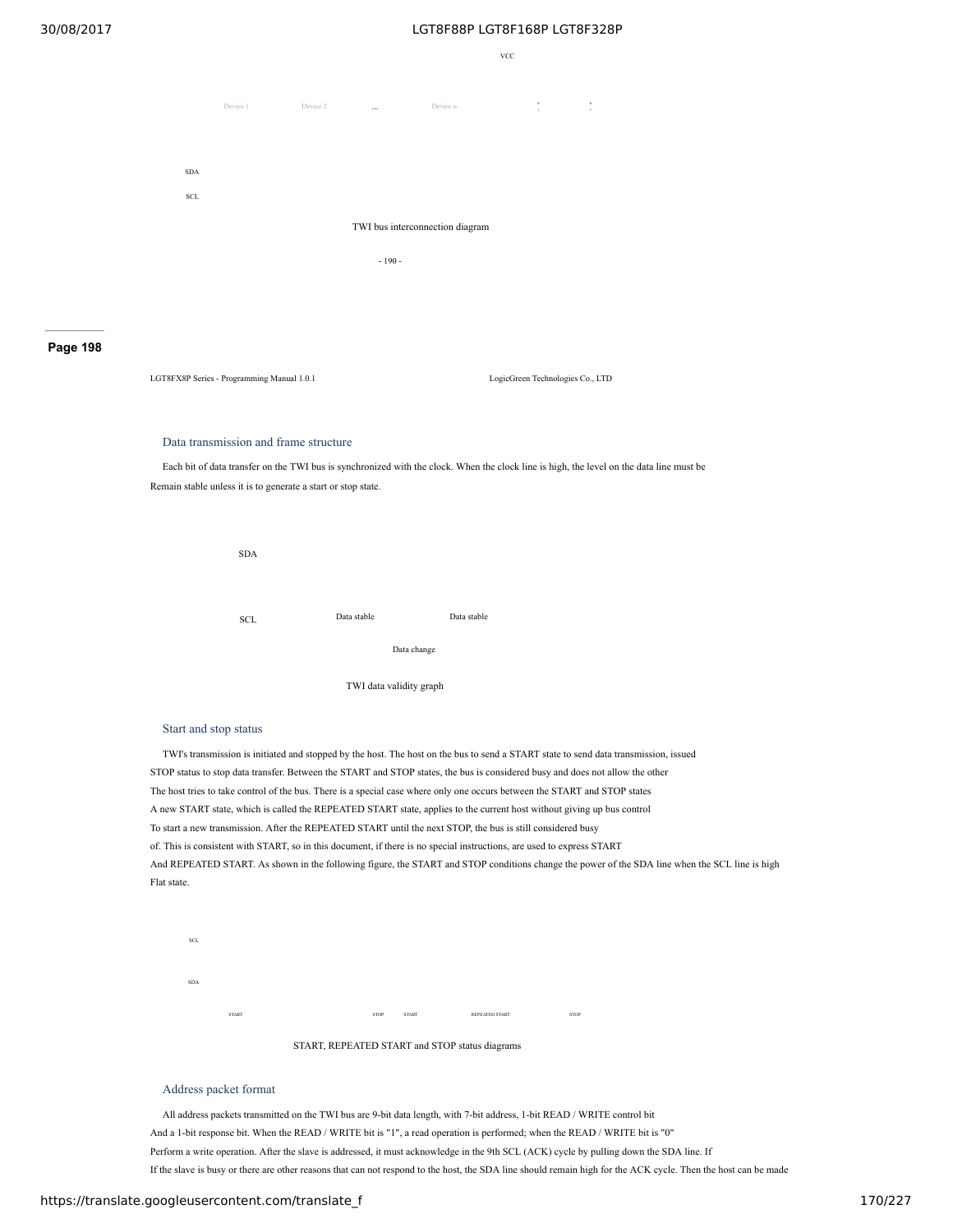VCC

Device 1 Device 2 ... Device n

SDA

SCL

TWI bus interconnection diagram

LGT8FX8P Series - Programming Manual 1.0.1 LogicGreen Technologies Co., LTD

### Data transmission and frame structure

Each bit of data transfer on the TWI bus is synchronized with the clock. When the clock line is high, the level on the data line must be Remain stable unless it is to generate a start or stop state.

SDA

SCL Data stable Data stable

Data change

TWI data validity graph

### Start and stop status

TWI's transmission is initiated and stopped by the host. The host on the bus to send a START state to send data transmission, issued STOP status to stop data transfer. Between the START and STOP states, the bus is considered busy and does not allow the other The host tries to take control of the bus. There is a special case where only one occurs between the START and STOP states A new START state, which is called the REPEATED START state, applies to the current host without giving up bus control To start a new transmission. After the REPEATED START until the next STOP, the bus is still considered busy of. This is consistent with START, so in this document, if there is no special instructions, are used to express START And REPEATED START. As shown in the following figure, the START and STOP conditions change the power of the SDA line when the SCL line is high Flat state.

SCL

SDA

START STOP START REPEATED START STOP

START, REPEATED START and STOP status diagrams

### Address packet format

All address packets transmitted on the TWI bus are 9-bit data length, with 7-bit address, 1-bit READ / WRITE control bit And a 1-bit response bit. When the READ / WRITE bit is "1", a read operation is performed; when the READ / WRITE bit is "0" Perform a write operation. After the slave is addressed, it must acknowledge in the 9th SCL (ACK) cycle by pulling down the SDA line. If If the slave is busy or there are other reasons that can not respond to the host, the SDA line should remain high for the ACK cycle. Then the host can be made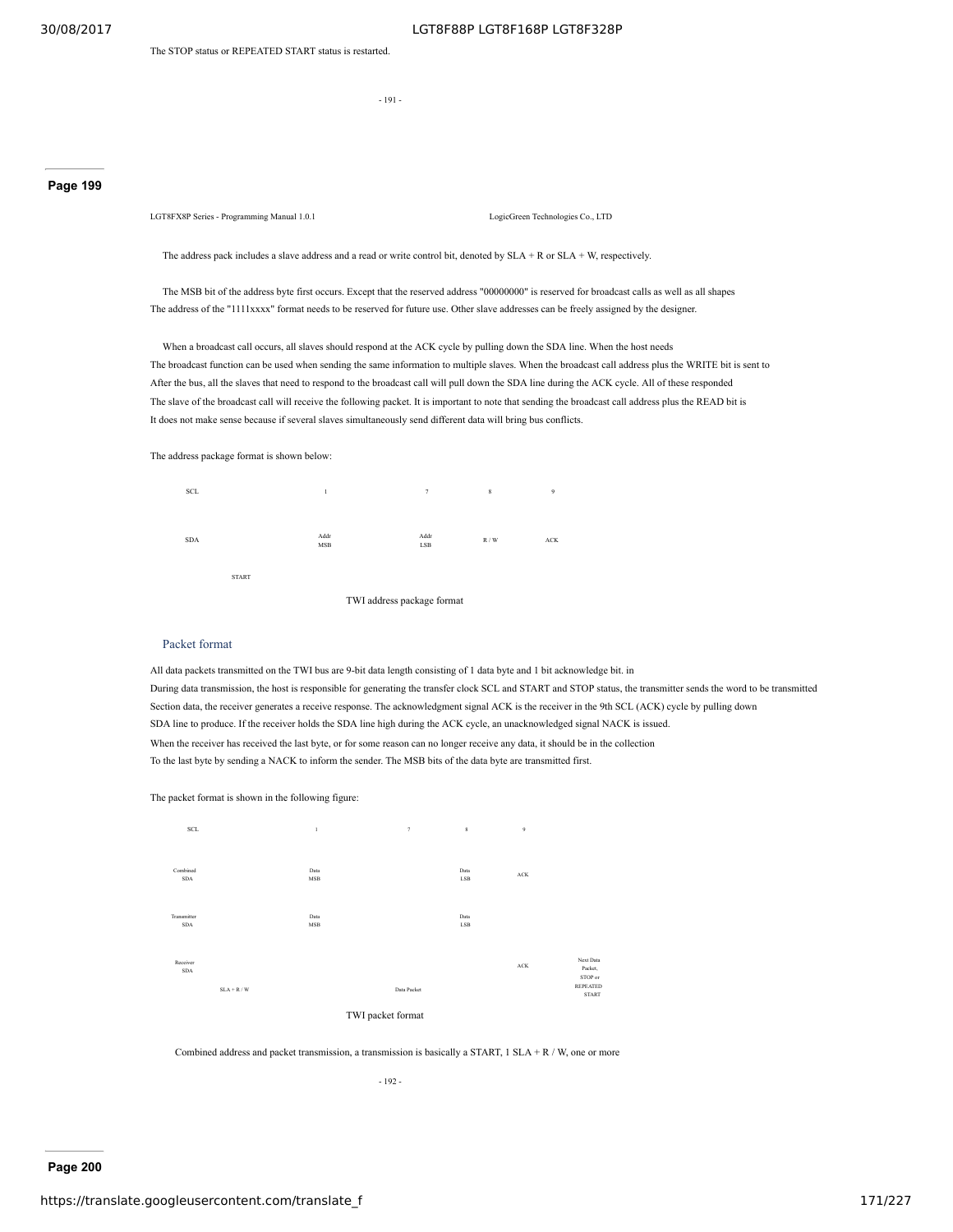The STOP status or REPEATED START status is restarted.

The address pack includes a slave address and a read or write control bit, denoted by SLA + R or SLA + W, respectively.

The MSB bit of the address byte first occurs. Except that the reserved address "00000000" is reserved for broadcast calls as well as all shapes
The address of the "1111xxxx" format needs to be reserved for future use. Other slave addresses can be freely assigned by the designer.

When a broadcast call occurs, all slaves should respond at the ACK cycle by pulling down the SDA line. When the host needs
The broadcast function can be used when sending the same information to multiple slaves. When the broadcast call address plus the WRITE bit is sent to
After the bus, all the slaves that need to respond to the broadcast call will pull down the SDA line during the ACK cycle. All of these responded
The slave of the broadcast call will receive the following packet. It is important to note that sending the broadcast call address plus the READ bit is
It does not make sense because if several slaves simultaneously send different data will bring bus conflicts.

The address package format is shown below:

SCL 1 7 8 9

SDA Addr MSB Addr LSB R / W ACK

START

TWI address package format

### Packet format

All data packets transmitted on the TWI bus are 9-bit data length consisting of 1 data byte and 1 bit acknowledge bit. in
During data transmission, the host is responsible for generating the transfer clock SCL and START and STOP status, the transmitter sends the word to be transmitted
Section data, the receiver generates a receive response. The acknowledgment signal ACK is the receiver in the 9th SCL (ACK) cycle by pulling down
SDA line to produce. If the receiver holds the SDA line high during the ACK cycle, an unacknowledged signal NACK is issued.
When the receiver has received the last byte, or for some reason can no longer receive any data, it should be in the collection
To the last byte by sending a NACK to inform the sender. The MSB bits of the data byte are transmitted first.

The packet format is shown in the following figure:

SCL 1 7 8 9

Combined SDA Data MSB Data LSB ACK

Transmitter SDA Data MSB Data LSB

Receiver SDA ACK Next Data Packet, STOP or REPEATED START

SLA + R / W Data Packet

TWI packet format

Combined address and packet transmission, a transmission is basically a START, 1 SLA + R / W, one or more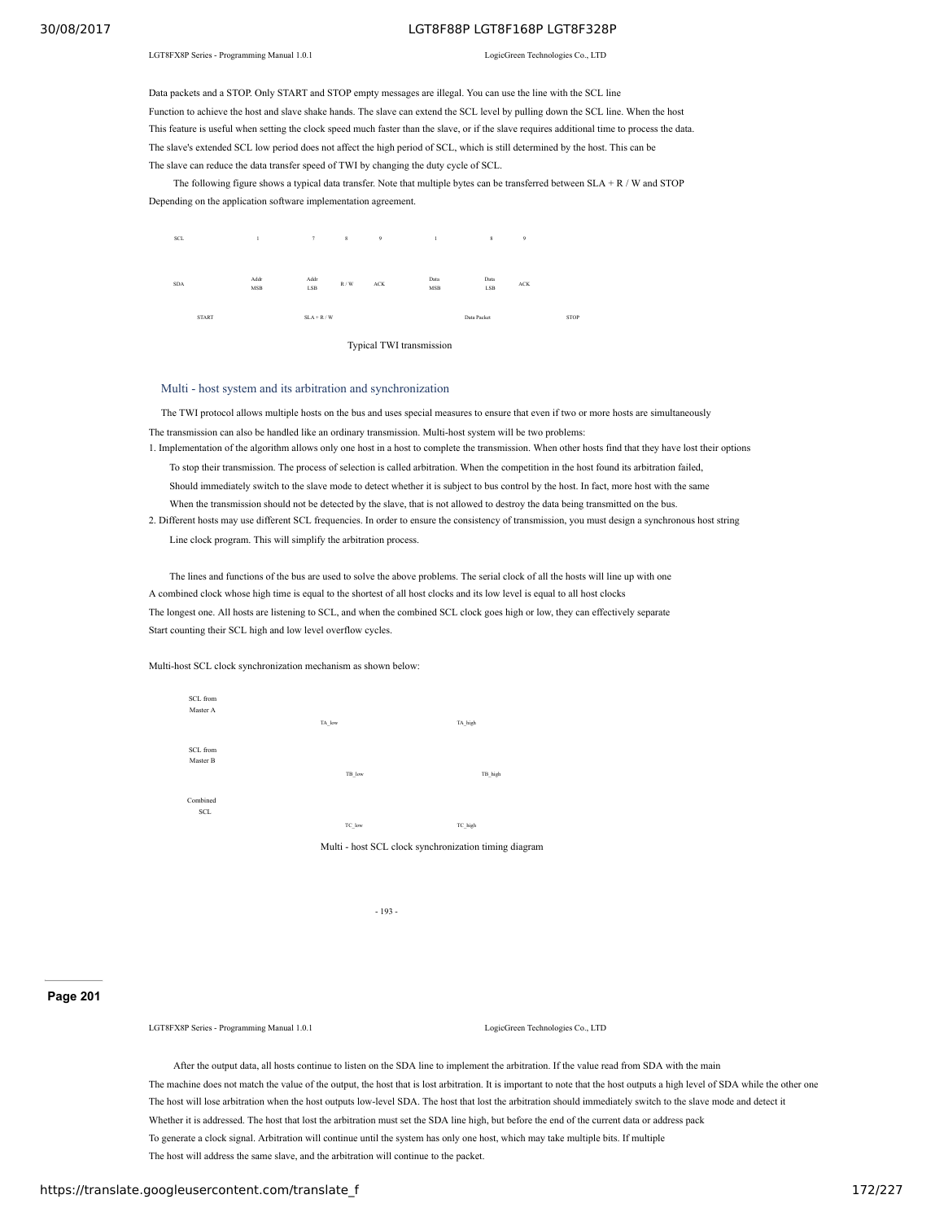Data packets and a STOP. Only START and STOP empty messages are illegal. You can use the line with the SCL line
Function to achieve the host and slave shake hands. The slave can extend the SCL level by pulling down the SCL line. When the host
This feature is useful when setting the clock speed much faster than the slave, or if the slave requires additional time to process the data.
The slave's extended SCL low period does not affect the high period of SCL, which is still determined by the host. This can be
The slave can reduce the data transfer speed of TWI by changing the duty cycle of SCL.

The following figure shows a typical data transfer. Note that multiple bytes can be transferred between SLA + R / W and STOP
Depending on the application software implementation agreement.

SCL 1 7 8 9 1 8 9

SDA Addr MSB Addr LSB R / W ACK Data MSB Data LSB ACK

START SLA + R / W Data Packet STOP

Typical TWI transmission

## Multi - host system and its arbitration and synchronization

The TWI protocol allows multiple hosts on the bus and uses special measures to ensure that even if two or more hosts are simultaneously
The transmission can also be handled like an ordinary transmission. Multi-host system will be two problems:

1. Implementation of the algorithm allows only one host in a host to complete the transmission. When other hosts find that they have lost their options
   To stop their transmission. The process of selection is called arbitration. When the competition in the host found its arbitration failed,
   Should immediately switch to the slave mode to detect whether it is subject to bus control by the host. In fact, more host with the same
   When the transmission should not be detected by the slave, that is not allowed to destroy the data being transmitted on the bus.
2. Different hosts may use different SCL frequencies. In order to ensure the consistency of transmission, you must design a synchronous host string
   Line clock program. This will simplify the arbitration process.

The lines and functions of the bus are used to solve the above problems. The serial clock of all the hosts will line up with one
A combined clock whose high time is equal to the shortest of all host clocks and its low level is equal to all host clocks
The longest one. All hosts are listening to SCL, and when the combined SCL clock goes high or low, they can effectively separate
Start counting their SCL high and low level overflow cycles.

Multi-host SCL clock synchronization mechanism as shown below:

SCL from Master A TA_low TA_high

SCL from Master B TB_low TB_high

Combined SCL TC_low TC_high

Multi - host SCL clock synchronization timing diagram

After the output data, all hosts continue to listen on the SDA line to implement the arbitration. If the value read from SDA with the main
The machine does not match the value of the output, the host that is lost arbitration. It is important to note that the host outputs a high level of SDA while the other one
The host will lose arbitration when the host outputs low-level SDA. The host that lost the arbitration should immediately switch to the slave mode and detect it
Whether it is addressed. The host that lost the arbitration must set the SDA line high, but before the end of the current data or address pack
To generate a clock signal. Arbitration will continue until the system has only one host, which may take multiple bits. If multiple
The host will address the same slave, and the arbitration will continue to the packet.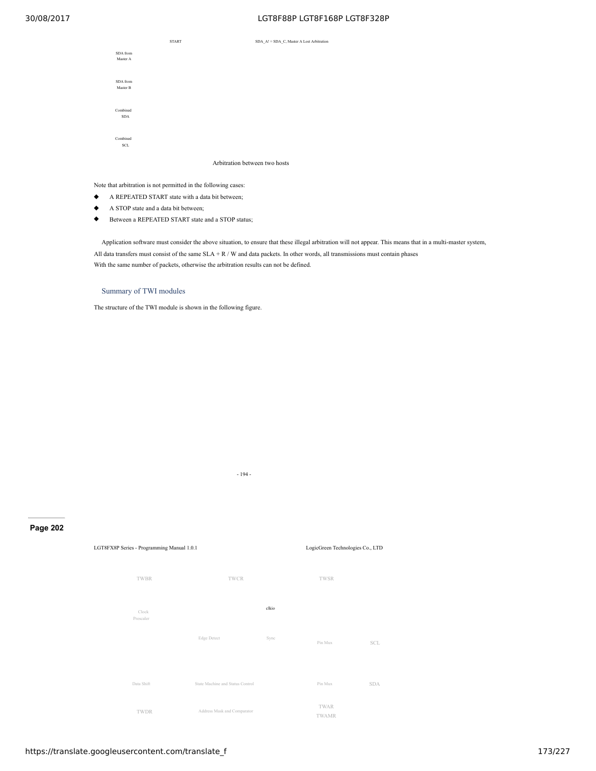START

SDA_A! = SDA_C, Master A Lost Arbitration

SDA from Master A

SDA from Master B

Combined SDA

Combined SCL

Arbitration between two hosts

Note that arbitration is not permitted in the following cases:

- A REPEATED START state with a data bit between;
- A STOP state and a data bit between;
- Between a REPEATED START state and a STOP status;

Application software must consider the above situation, to ensure that these illegal arbitration will not appear. This means that in a multi-master system, All data transfers must consist of the same SLA + R / W and data packets. In other words, all transmissions must contain phases With the same number of packets, otherwise the arbitration results can not be defined.

## Summary of TWI modules

The structure of the TWI module is shown in the following figure.

TWBR TWCR TWSR

Clock Prescaler

clkio

Edge Detect Sync Pin Mux SCL

Data Shift State Machine and Status Control Pin Mux SDA

TWDR Address Mask and Comparator TWAR TWAMR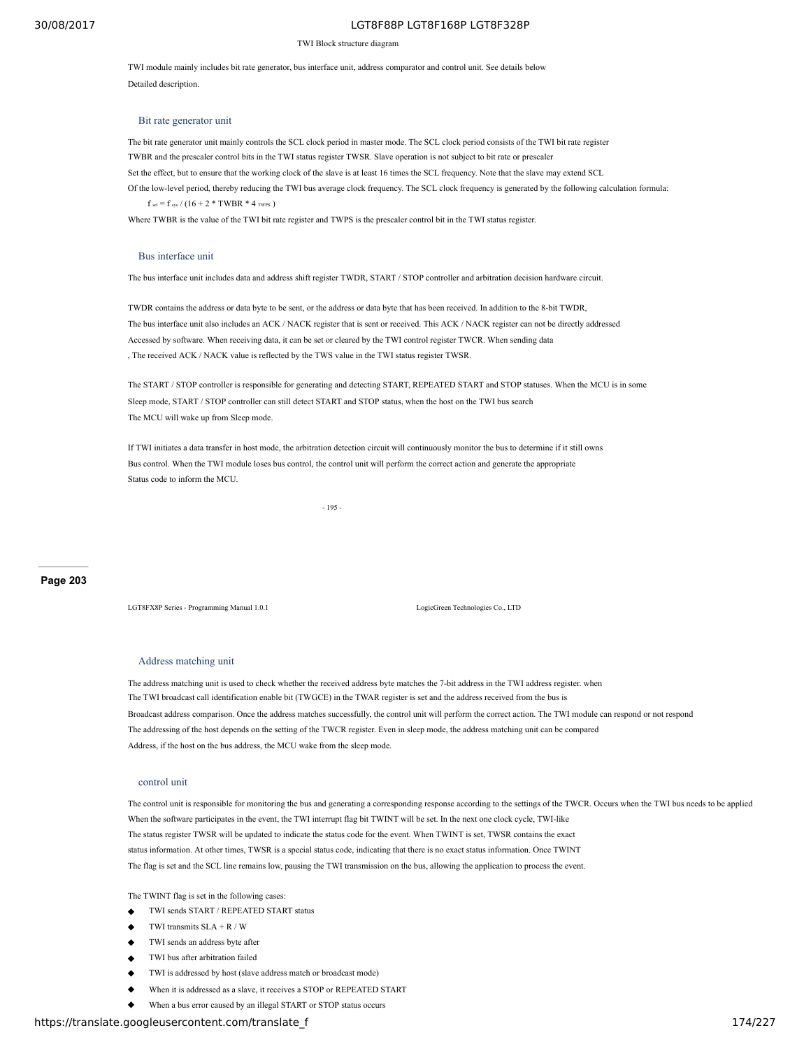TWI Block structure diagram

TWI module mainly includes bit rate generator, bus interface unit, address comparator and control unit. See details below

Detailed description.

### Bit rate generator unit

The bit rate generator unit mainly controls the SCL clock period in master mode. The SCL clock period consists of the TWI bit rate register TWBR and the prescaler control bits in the TWI status register TWSR. Slave operation is not subject to bit rate or prescaler

Set the effect, but to ensure that the working clock of the slave is at least 16 times the SCL frequency. Note that the slave may extend SCL

Of the low-level period, thereby reducing the TWI bus average clock frequency. The SCL clock frequency is generated by the following calculation formula:

$$f_{scl} = f_{sys} / (16 + 2 * TWBR * 4^{TWPS})$$

Where TWBR is the value of the TWI bit rate register and TWPS is the prescaler control bit in the TWI status register.

### Bus interface unit

The bus interface unit includes data and address shift register TWDR, START / STOP controller and arbitration decision hardware circuit.

TWDR contains the address or data byte to be sent, or the address or data byte that has been received. In addition to the 8-bit TWDR, The bus interface unit also includes an ACK / NACK register that is sent or received. This ACK / NACK register can not be directly addressed Accessed by software. When receiving data, it can be set or cleared by the TWI control register TWCR. When sending data , The received ACK / NACK value is reflected by the TWS value in the TWI status register TWSR.

The START / STOP controller is responsible for generating and detecting START, REPEATED START and STOP statuses. When the MCU is in some Sleep mode, START / STOP controller can still detect START and STOP status, when the host on the TWI bus search The MCU will wake up from Sleep mode.

If TWI initiates a data transfer in host mode, the arbitration detection circuit will continuously monitor the bus to determine if it still owns Bus control. When the TWI module loses bus control, the control unit will perform the correct action and generate the appropriate Status code to inform the MCU.

### Address matching unit

The address matching unit is used to check whether the received address byte matches the 7-bit address in the TWI address register. when The TWI broadcast call identification enable bit (TWGCE) in the TWAR register is set and the address received from the bus is Broadcast address comparison. Once the address matches successfully, the control unit will perform the correct action. The TWI module can respond or not respond The addressing of the host depends on the setting of the TWCR register. Even in sleep mode, the address matching unit can be compared Address, if the host on the bus address, the MCU wake from the sleep mode.

### control unit

The control unit is responsible for monitoring the bus and generating a corresponding response according to the settings of the TWCR. Occurs when the TWI bus needs to be applied When the software participates in the event, the TWI interrupt flag bit TWINT will be set. In the next one clock cycle, TWI-like The status register TWSR will be updated to indicate the status code for the event. When TWINT is set, TWSR contains the exact status information. At other times, TWSR is a special status code, indicating that there is no exact status information. Once TWINT The flag is set and the SCL line remains low, pausing the TWI transmission on the bus, allowing the application to process the event.

The TWINT flag is set in the following cases:

- TWI sends START / REPEATED START status
- TWI transmits SLA + R / W
- TWI sends an address byte after
- TWI bus after arbitration failed
- TWI is addressed by host (slave address match or broadcast mode)
- When it is addressed as a slave, it receives a STOP or REPEATED START
- When a bus error caused by an illegal START or STOP status occurs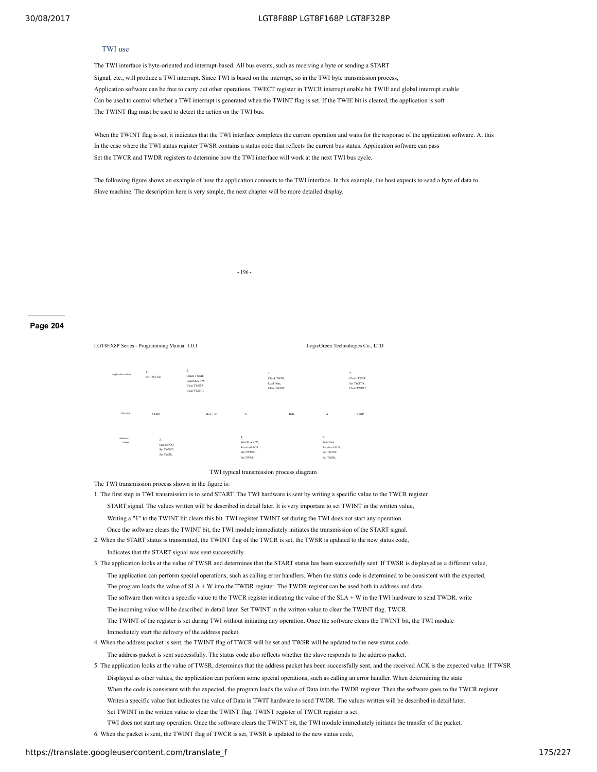### TWI use

The TWI interface is byte-oriented and interrupt-based. All bus events, such as receiving a byte or sending a START Signal, etc., will produce a TWI interrupt. Since TWI is based on the interrupt, so in the TWI byte transmission process, Application software can be free to carry out other operations. TWECT register in TWCR interrupt enable bit TWIE and global interrupt enable Can be used to control whether a TWI interrupt is generated when the TWINT flag is set. If the TWIE bit is cleared, the application is soft The TWINT flag must be used to detect the action on the TWI bus.

When the TWINT flag is set, it indicates that the TWI interface completes the current operation and waits for the response of the application software. At this In the case where the TWI status register TWSR contains a status code that reflects the current bus status. Application software can pass Set the TWCR and TWDR registers to determine how the TWI interface will work at the next TWI bus cycle.

The following figure shows an example of how the application connects to the TWI interface. In this example, the host expects to send a byte of data to Slave machine. The description here is very simple, the next chapter will be more detailed display.

| | | | | | | | |
|---|---|---|---|---|---|---|---|
| Application Action | 1. Set TWSTA; | 3. Check TWSR; Load SLA + W; Clear TWSTA; Clear TWINT; | | 5. Check TWSR; Load Data; Clear TWINT; | | 7. Check TWSR; Set TWSTO; Clear TWINT; |
| TWI BUS | START | SLA + W | A | Data | A | STOP |
| Hardware Action | 2. Sent START Set TWINT; Set TWSR; | | 4. Sent SLA + W; Received ACK; Set TWINT; Set TWSR; | | 6. Sent Data Received ACK; Set TWINT; Set TWSR; | |

TWI typical transmission process diagram

The TWI transmission process shown in the figure is:

1. The first step in TWI transmission is to send START. The TWI hardware is sent by writing a specific value to the TWCR register START signal. The values written will be described in detail later. It is very important to set TWINT in the written value, Writing a "1" to the TWINT bit clears this bit. TWI register TWINT set during the TWI does not start any operation. Once the software clears the TWINT bit, the TWI module immediately initiates the transmission of the START signal.
2. When the START status is transmitted, the TWINT flag of the TWCR is set, the TWSR is updated to the new status code, Indicates that the START signal was sent successfully.
3. The application looks at the value of TWSR and determines that the START status has been successfully sent. If TWSR is displayed as a different value, The application can perform special operations, such as calling error handlers. When the status code is determined to be consistent with the expected, The program loads the value of SLA + W into the TWDR register. The TWDR register can be used both in address and data. The software then writes a specific value to the TWCR register indicating the value of the SLA + W in the TWI hardware to send TWDR. write The incoming value will be described in detail later. Set TWINT in the written value to clear the TWINT flag. TWCR The TWINT of the register is set during TWI without initiating any operation. Once the software clears the TWINT bit, the TWI module Immediately start the delivery of the address packet.
4. When the address packet is sent, the TWINT flag of TWCR will be set and TWSR will be updated to the new status code. The address packet is sent successfully. The status code also reflects whether the slave responds to the address packet.
5. The application looks at the value of TWSR, determines that the address packet has been successfully sent, and the received ACK is the expected value. If TWSR Displayed as other values, the application can perform some special operations, such as calling an error handler. When determining the state When the code is consistent with the expected, the program loads the value of Data into the TWDR register. Then the software goes to the TWCR register Writes a specific value that indicates the value of Data in TWIT hardware to send TWDR. The values written will be described in detail later. Set TWINT in the written value to clear the TWINT flag. TWINT register of TWCR register is set TWI does not start any operation. Once the software clears the TWINT bit, the TWI module immediately initiates the transfer of the packet.
6. When the packet is sent, the TWINT flag of TWCR is set, TWSR is updated to the new status code,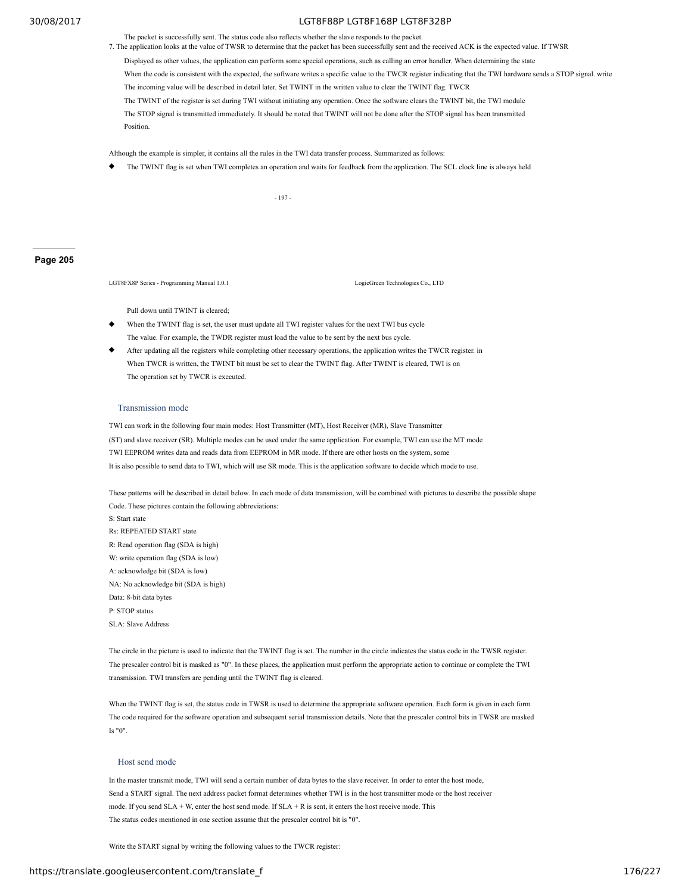The packet is successfully sent. The status code also reflects whether the slave responds to the packet.

7. The application looks at the value of TWSR to determine that the packet has been successfully sent and the received ACK is the expected value. If TWSR Displayed as other values, the application can perform some special operations, such as calling an error handler. When determining the state When the code is consistent with the expected, the software writes a specific value to the TWCR register indicating that the TWI hardware sends a STOP signal. write The incoming value will be described in detail later. Set TWINT in the written value to clear the TWINT flag. TWCR The TWINT of the register is set during TWI without initiating any operation. Once the software clears the TWINT bit, the TWI module The STOP signal is transmitted immediately. It should be noted that TWINT will not be done after the STOP signal has been transmitted Position.

Although the example is simpler, it contains all the rules in the TWI data transfer process. Summarized as follows:

- The TWINT flag is set when TWI completes an operation and waits for feedback from the application. The SCL clock line is always held Pull down until TWINT is cleared;
- When the TWINT flag is set, the user must update all TWI register values for the next TWI bus cycle The value. For example, the TWDR register must load the value to be sent by the next bus cycle.
- After updating all the registers while completing other necessary operations, the application writes the TWCR register. in When TWCR is written, the TWINT bit must be set to clear the TWINT flag. After TWINT is cleared, TWI is on The operation set by TWCR is executed.

### Transmission mode

TWI can work in the following four main modes: Host Transmitter (MT), Host Receiver (MR), Slave Transmitter (ST) and slave receiver (SR). Multiple modes can be used under the same application. For example, TWI can use the MT mode TWI EEPROM writes data and reads data from EEPROM in MR mode. If there are other hosts on the system, some It is also possible to send data to TWI, which will use SR mode. This is the application software to decide which mode to use.

These patterns will be described in detail below. In each mode of data transmission, will be combined with pictures to describe the possible shape Code. These pictures contain the following abbreviations:

S: Start state
Rs: REPEATED START state
R: Read operation flag (SDA is high)
W: write operation flag (SDA is low)
A: acknowledge bit (SDA is low)
NA: No acknowledge bit (SDA is high)
Data: 8-bit data bytes
P: STOP status
SLA: Slave Address

The circle in the picture is used to indicate that the TWINT flag is set. The number in the circle indicates the status code in the TWSR register. The prescaler control bit is masked as "0". In these places, the application must perform the appropriate action to continue or complete the TWI transmission. TWI transfers are pending until the TWINT flag is cleared.

When the TWINT flag is set, the status code in TWSR is used to determine the appropriate software operation. Each form is given in each form The code required for the software operation and subsequent serial transmission details. Note that the prescaler control bits in TWSR are masked Is "0".

### Host send mode

In the master transmit mode, TWI will send a certain number of data bytes to the slave receiver. In order to enter the host mode, Send a START signal. The next address packet format determines whether TWI is in the host transmitter mode or the host receiver mode. If you send SLA + W, enter the host send mode. If SLA + R is sent, it enters the host receive mode. This The status codes mentioned in one section assume that the prescaler control bit is "0".

Write the START signal by writing the following values to the TWCR register: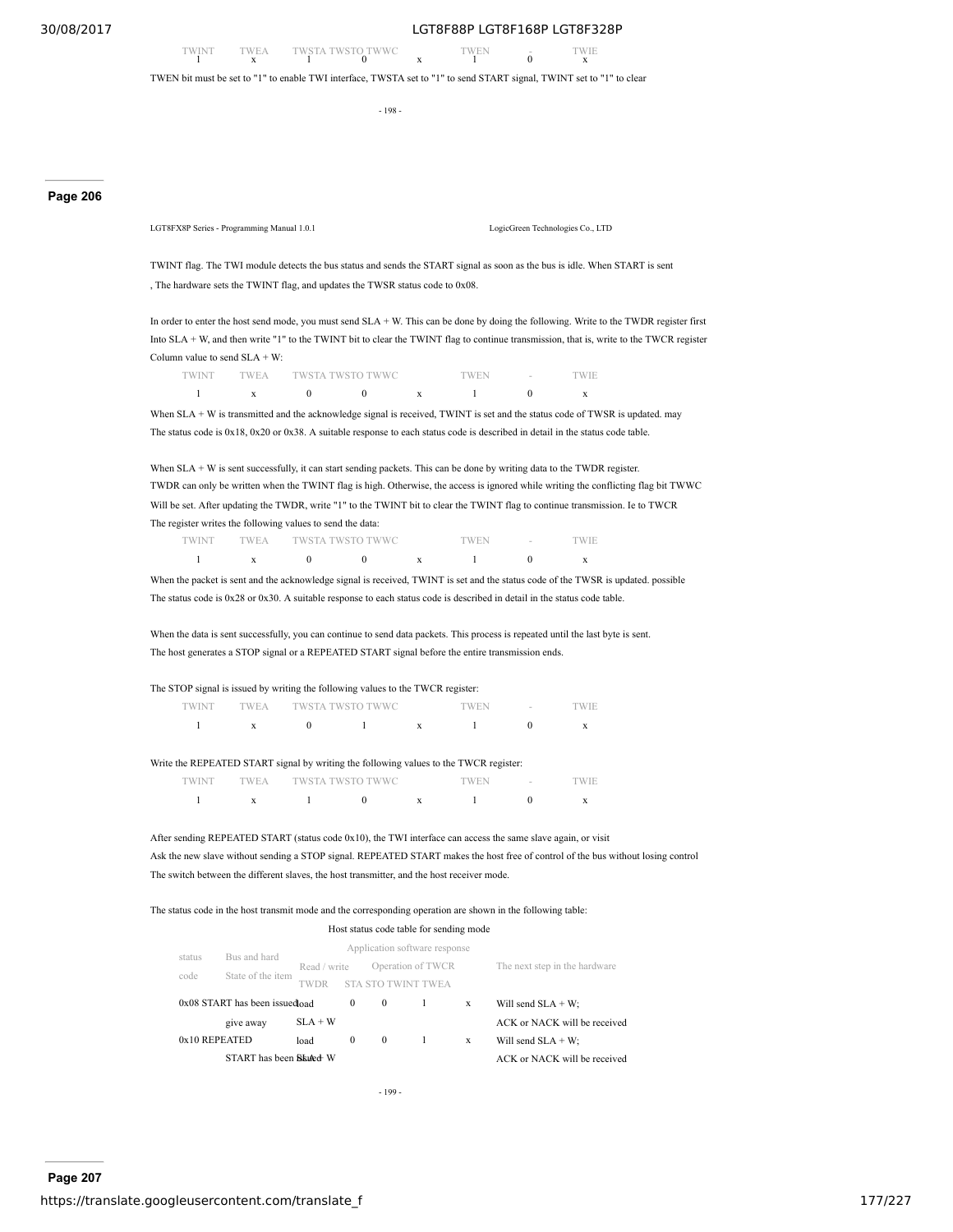| TWINT | TWEA | TWSTA | TWSTO | TWWC | | TWEN | - | TWIE |
|---|---|---|---|---|---|---|---|---|
| 1 | x | 1 | 0 | x | | 1 | 0 | x |

TWEN bit must be set to "1" to enable TWI interface, TWSTA set to "1" to send START signal, TWINT set to "1" to clear

**Page 206**

TWINT flag. The TWI module detects the bus status and sends the START signal as soon as the bus is idle. When START is sent , The hardware sets the TWINT flag, and updates the TWSR status code to 0x08.

In order to enter the host send mode, you must send SLA + W. This can be done by doing the following. Write to the TWDR register first Into SLA + W, and then write "1" to the TWINT bit to clear the TWINT flag to continue transmission, that is, write to the TWCR register Column value to send SLA + W:

| TWINT | TWEA | TWSTA | TWSTO | TWWC | TWEN | - | TWIE |
|---|---|---|---|---|---|---|---|
| 1 | x | 0 | 0 | x | 1 | 0 | x |

When SLA + W is transmitted and the acknowledge signal is received, TWINT is set and the status code of TWSR is updated. may The status code is 0x18, 0x20 or 0x38. A suitable response to each status code is described in detail in the status code table.

When SLA + W is sent successfully, it can start sending packets. This can be done by writing data to the TWDR register. TWDR can only be written when the TWINT flag is high. Otherwise, the access is ignored while writing the conflicting flag bit TWWC Will be set. After updating the TWDR, write "1" to the TWINT bit to clear the TWINT flag to continue transmission. Ie to TWCR The register writes the following values to send the data:

| TWINT | TWEA | TWSTA | TWSTO | TWWC | TWEN | - | TWIE |
|---|---|---|---|---|---|---|---|
| 1 | x | 0 | 0 | x | 1 | 0 | x |

When the packet is sent and the acknowledge signal is received, TWINT is set and the status code of the TWSR is updated. possible The status code is 0x28 or 0x30. A suitable response to each status code is described in detail in the status code table.

When the data is sent successfully, you can continue to send data packets. This process is repeated until the last byte is sent. The host generates a STOP signal or a REPEATED START signal before the entire transmission ends.

The STOP signal is issued by writing the following values to the TWCR register:

| TWINT | TWEA | TWSTA | TWSTO | TWWC | TWEN | - | TWIE |
|---|---|---|---|---|---|---|---|
| 1 | x | 0 | 1 | x | 1 | 0 | x |

Write the REPEATED START signal by writing the following values to the TWCR register:

| TWINT | TWEA | TWSTA | TWSTO | TWWC | TWEN | - | TWIE |
|---|---|---|---|---|---|---|---|
| 1 | x | 1 | 0 | x | 1 | 0 | x |

After sending REPEATED START (status code 0x10), the TWI interface can access the same slave again, or visit Ask the new slave without sending a STOP signal. REPEATED START makes the host free of control of the bus without losing control The switch between the different slaves, the host transmitter, and the host receiver mode.

The status code in the host transmit mode and the corresponding operation are shown in the following table:

Host status code table for sending mode

| status code | Bus and hard State of the item | Application software response: Read / write TWDR | Operation of TWCR: STA | STO | TWINT | TWEA | The next step in the hardware |
|---|---|---|---|---|---|---|---|
| 0x08 | START has been issued give away | load SLA + W | 0 | 0 | 1 | x | Will send SLA + W; ACK or NACK will be received |
| 0x10 | REPEATED START has been issued | load SLA + W | 0 | 0 | 1 | x | Will send SLA + W; ACK or NACK will be received |

**Page 207**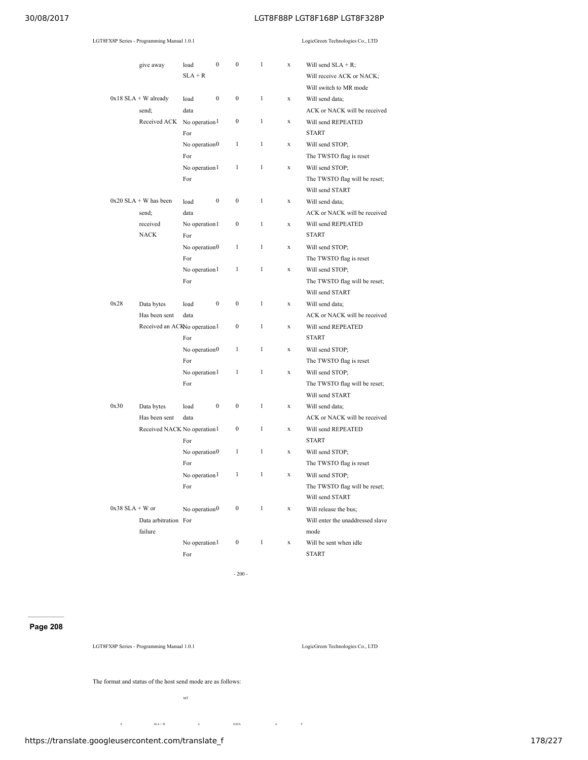| Status | Description | Operation | STA | STO | TWINT | TWEA | Next action |
|---|---|---|---|---|---|---|---|
| | give away | load SLA + R | 0 | 0 | 1 | x | Will send SLA + R; Will receive ACK or NACK; Will switch to MR mode |
| 0x18 | SLA + W already send; Received ACK | load data | 0 | 0 | 1 | x | Will send data; ACK or NACK will be received |
| | | No operation For | 1 | 0 | 1 | x | Will send REPEATED START |
| | | No operation For | 0 | 1 | 1 | x | Will send STOP; The TWSTO flag is reset |
| | | No operation For | 1 | 1 | 1 | x | Will send STOP; The TWSTO flag will be reset; Will send START |
| 0x20 | SLA + W has been send; received NACK | load data | 0 | 0 | 1 | x | Will send data; ACK or NACK will be received |
| | | No operation For | 1 | 0 | 1 | x | Will send REPEATED START |
| | | No operation For | 0 | 1 | 1 | x | Will send STOP; The TWSTO flag is reset |
| | | No operation For | 1 | 1 | 1 | x | Will send STOP; The TWSTO flag will be reset; Will send START |
| 0x28 | Data bytes Has been sent Received an ACK | load data | 0 | 0 | 1 | x | Will send data; ACK or NACK will be received |
| | | No operation For | 1 | 0 | 1 | x | Will send REPEATED START |
| | | No operation For | 0 | 1 | 1 | x | Will send STOP; The TWSTO flag is reset |
| | | No operation For | 1 | 1 | 1 | x | Will send STOP; The TWSTO flag will be reset; Will send START |
| 0x30 | Data bytes Has been sent Received NACK | load data | 0 | 0 | 1 | x | Will send data; ACK or NACK will be received |
| | | No operation For | 1 | 0 | 1 | x | Will send REPEATED START |
| | | No operation For | 0 | 1 | 1 | x | Will send STOP; The TWSTO flag is reset |
| | | No operation For | 1 | 1 | 1 | x | Will send STOP; The TWSTO flag will be reset; Will send START |
| 0x38 | SLA + W or Data arbitration failure | No operation For | 0 | 0 | 1 | x | Will release the bus; Will enter the unaddressed slave mode |
| | | No operation For | 1 | 0 | 1 | x | Will be sent when idle START |

The format and status of the host send mode are as follows:

MT

S SLA + W A DATA A P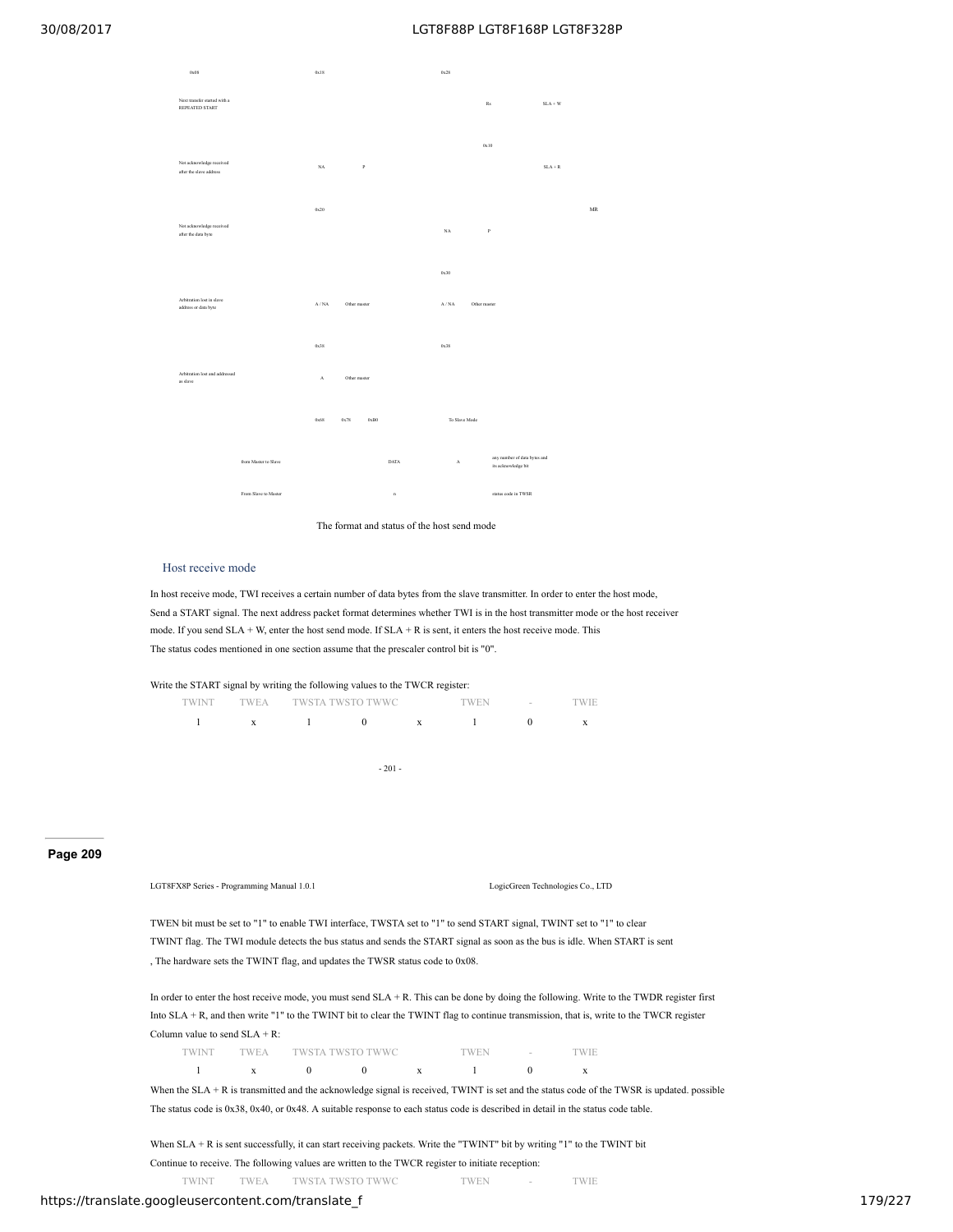0x08 0x18 0x28

Next transfer started with a REPEATED START — Rs — SLA + W

0x10

Not acknowledge received after the slave address — NA — P — SLA + R

0x20 — MR

Not acknowledge received after the data byte — NA — P

0x30

Arbitration lost in slave address or data byte — A / NA — Other master — A / NA — Other master

0x38 — 0x38

Arbitration lost and addressed as slave — A — Other master

0x68 0x78 0xB0 — To Slave Mode

from Master to Slave — DATA — A — any number of data bytes and its acknowledge bit

From Slave to Master — n — status code in TWSR

The format and status of the host send mode

## Host receive mode

In host receive mode, TWI receives a certain number of data bytes from the slave transmitter. In order to enter the host mode, Send a START signal. The next address packet format determines whether TWI is in the host transmitter mode or the host receiver mode. If you send SLA + W, enter the host send mode. If SLA + R is sent, it enters the host receive mode. This The status codes mentioned in one section assume that the prescaler control bit is "0".

Write the START signal by writing the following values to the TWCR register:

| TWINT | TWEA | TWSTA | TWSTO | TWWC | TWEN | - | TWIE |
|---|---|---|---|---|---|---|---|
| 1 | x | 1 | 0 | x | 1 | 0 | x |

TWEN bit must be set to "1" to enable TWI interface, TWSTA set to "1" to send START signal, TWINT set to "1" to clear TWINT flag. The TWI module detects the bus status and sends the START signal as soon as the bus is idle. When START is sent , The hardware sets the TWINT flag, and updates the TWSR status code to 0x08.

In order to enter the host receive mode, you must send SLA + R. This can be done by doing the following. Write to the TWDR register first Into SLA + R, and then write "1" to the TWINT bit to clear the TWINT flag to continue transmission, that is, write to the TWCR register Column value to send SLA + R:

| TWINT | TWEA | TWSTA | TWSTO | TWWC | TWEN | - | TWIE |
|---|---|---|---|---|---|---|---|
| 1 | x | 0 | 0 | x | 1 | 0 | x |

When the SLA + R is transmitted and the acknowledge signal is received, TWINT is set and the status code of the TWSR is updated. possible The status code is 0x38, 0x40, or 0x48. A suitable response to each status code is described in detail in the status code table.

When SLA + R is sent successfully, it can start receiving packets. Write the "TWINT" bit by writing "1" to the TWINT bit Continue to receive. The following values are written to the TWCR register to initiate reception:

| TWINT | TWEA | TWSTA | TWSTO | TWWC | TWEN | - | TWIE |
|---|---|---|---|---|---|---|---|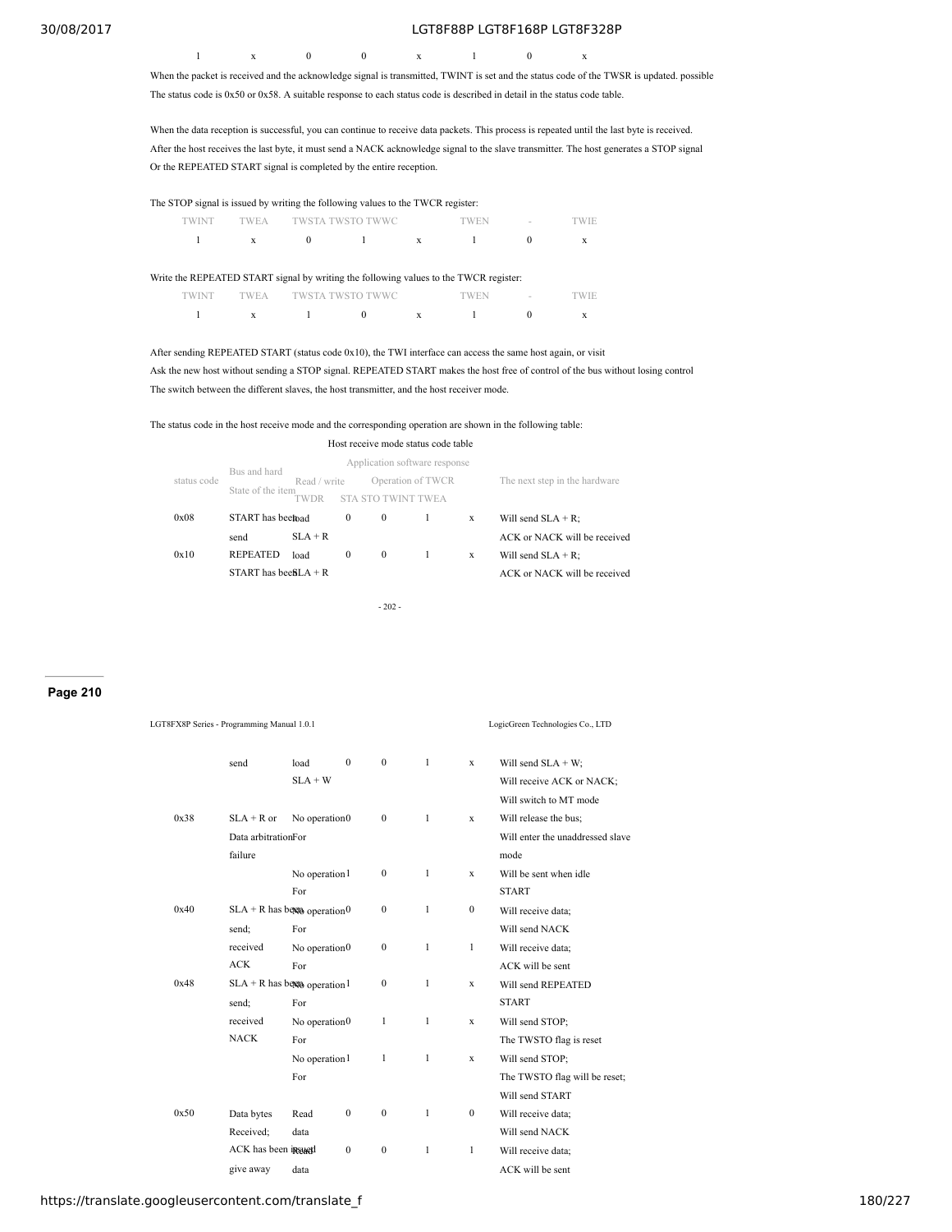| 1 | x | 0 | 0 | x | 1 | 0 | x |
|---|---|---|---|---|---|---|---|

When the packet is received and the acknowledge signal is transmitted, TWINT is set and the status code of the TWSR is updated. possible The status code is 0x50 or 0x58. A suitable response to each status code is described in detail in the status code table.

When the data reception is successful, you can continue to receive data packets. This process is repeated until the last byte is received. After the host receives the last byte, it must send a NACK acknowledge signal to the slave transmitter. The host generates a STOP signal Or the REPEATED START signal is completed by the entire reception.

The STOP signal is issued by writing the following values to the TWCR register:

| TWINT | TWEA | TWSTA | TWSTO | TWWC | TWEN | - | TWIE |
|---|---|---|---|---|---|---|---|
| 1 | x | 0 | 1 | x | 1 | 0 | x |

Write the REPEATED START signal by writing the following values to the TWCR register:

| TWINT | TWEA | TWSTA | TWSTO | TWWC | TWEN | - | TWIE |
|---|---|---|---|---|---|---|---|
| 1 | x | 1 | 0 | x | 1 | 0 | x |

After sending REPEATED START (status code 0x10), the TWI interface can access the same host again, or visit Ask the new host without sending a STOP signal. REPEATED START makes the host free of control of the bus without losing control The switch between the different slaves, the host transmitter, and the host receiver mode.

The status code in the host receive mode and the corresponding operation are shown in the following table:

Host receive mode status code table

| status code | Bus and hard State of the item | Application software response Read / write TWDR | Operation of TWCR STA | STO | TWINT | TWEA | The next step in the hardware |
|---|---|---|---|---|---|---|---|
| 0x08 | START has been send | load SLA + R | 0 | 0 | 1 | x | Will send SLA + R; ACK or NACK will be received |
| 0x10 | REPEATED START has been send | load SLA + R | 0 | 0 | 1 | x | Will send SLA + R; ACK or NACK will be received |
| | | load SLA + W | 0 | 0 | 1 | x | Will send SLA + W; Will receive ACK or NACK; Will switch to MT mode |
| 0x38 | SLA + R or Data arbitration failure | No operation For | 0 | 0 | 1 | x | Will release the bus; Will enter the unaddressed slave mode |
| | | No operation For | 1 | 0 | 1 | x | Will be sent when idle START |
| 0x40 | SLA + R has been send; received ACK | No operation For | 0 | 0 | 1 | 0 | Will receive data; Will send NACK |
| | | No operation For | 0 | 0 | 1 | 1 | Will receive data; ACK will be sent |
| 0x48 | SLA + R has been send; received NACK | No operation For | 1 | 0 | 1 | x | Will send REPEATED START |
| | | No operation For | 0 | 1 | 1 | x | Will send STOP; The TWSTO flag is reset |
| | | No operation For | 1 | 1 | 1 | x | Will send STOP; The TWSTO flag will be reset; Will send START |
| 0x50 | Data bytes Received; ACK has been issued give away | Read data | 0 | 0 | 1 | 0 | Will receive data; Will send NACK |
| | | Read data | 0 | 0 | 1 | 1 | Will receive data; ACK will be sent |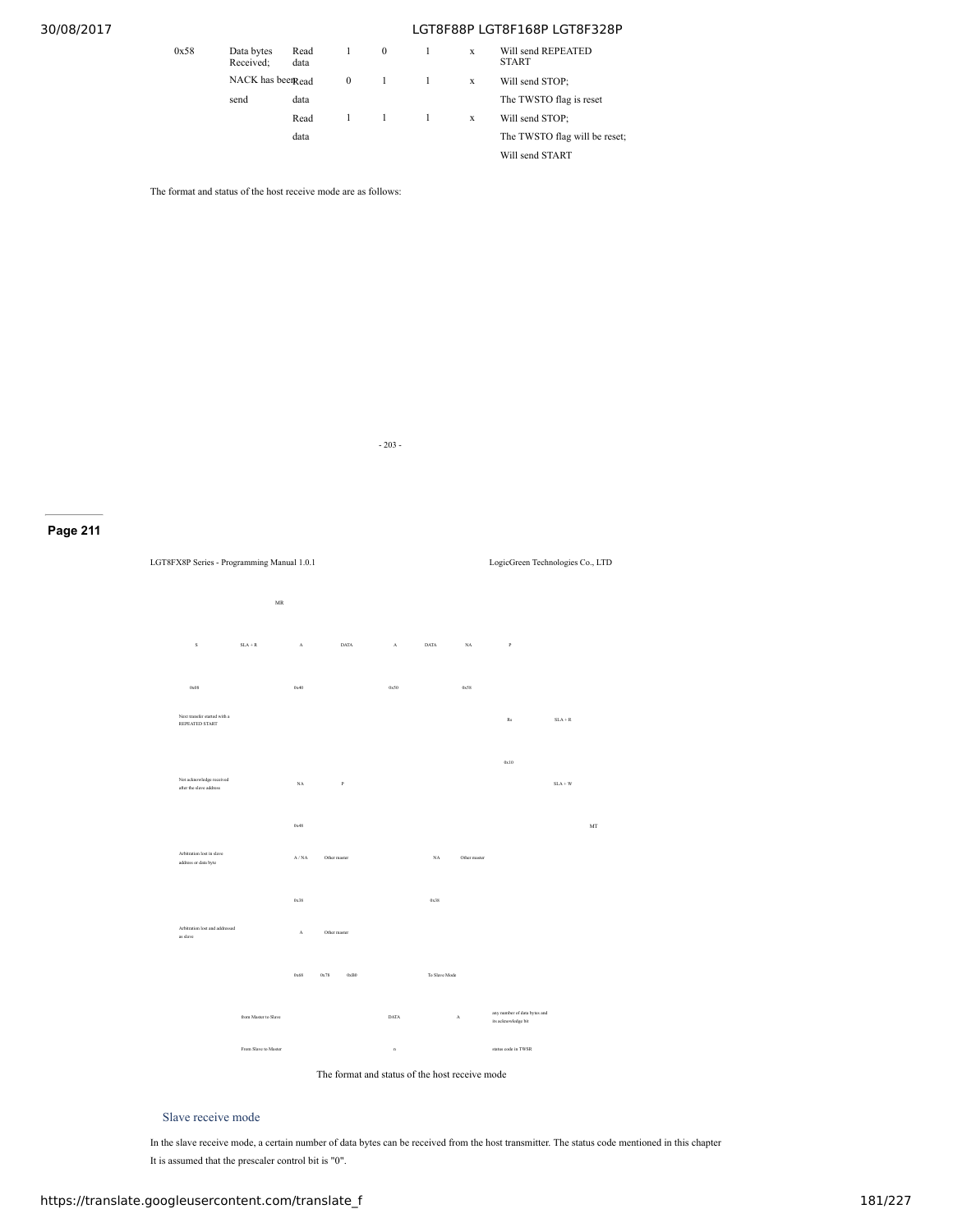| 0x58 | Data bytes Received; | Read data | 1 | 0 | 1 | x | Will send REPEATED START |
|---|---|---|---|---|---|---|---|
| | NACK has been send | Read data | 0 | 1 | 1 | x | Will send STOP; The TWSTO flag is reset |
| | | Read data | 1 | 1 | 1 | x | Will send STOP; The TWSTO flag will be reset; Will send START |

The format and status of the host receive mode are as follows:

MR

S SLA + R A DATA A DATA NA P

0x08 0x40 0x50 0x58

Next transfer started with a REPEATED START Rs SLA + R

0x10

Not acknowledge received after the slave address NA P SLA + W

0x48 MT

Arbitration lost in slave address or data byte A / NA Other master NA Other master

0x38 0x38

Arbitration lost and addressed as slave A Other master

0x68 0x78 0xB0 To Slave Mode

from Master to Slave DATA A any number of data bytes and its acknowledge bit

From Slave to Master n status code in TWSR

The format and status of the host receive mode

## Slave receive mode

In the slave receive mode, a certain number of data bytes can be received from the host transmitter. The status code mentioned in this chapter It is assumed that the prescaler control bit is "0".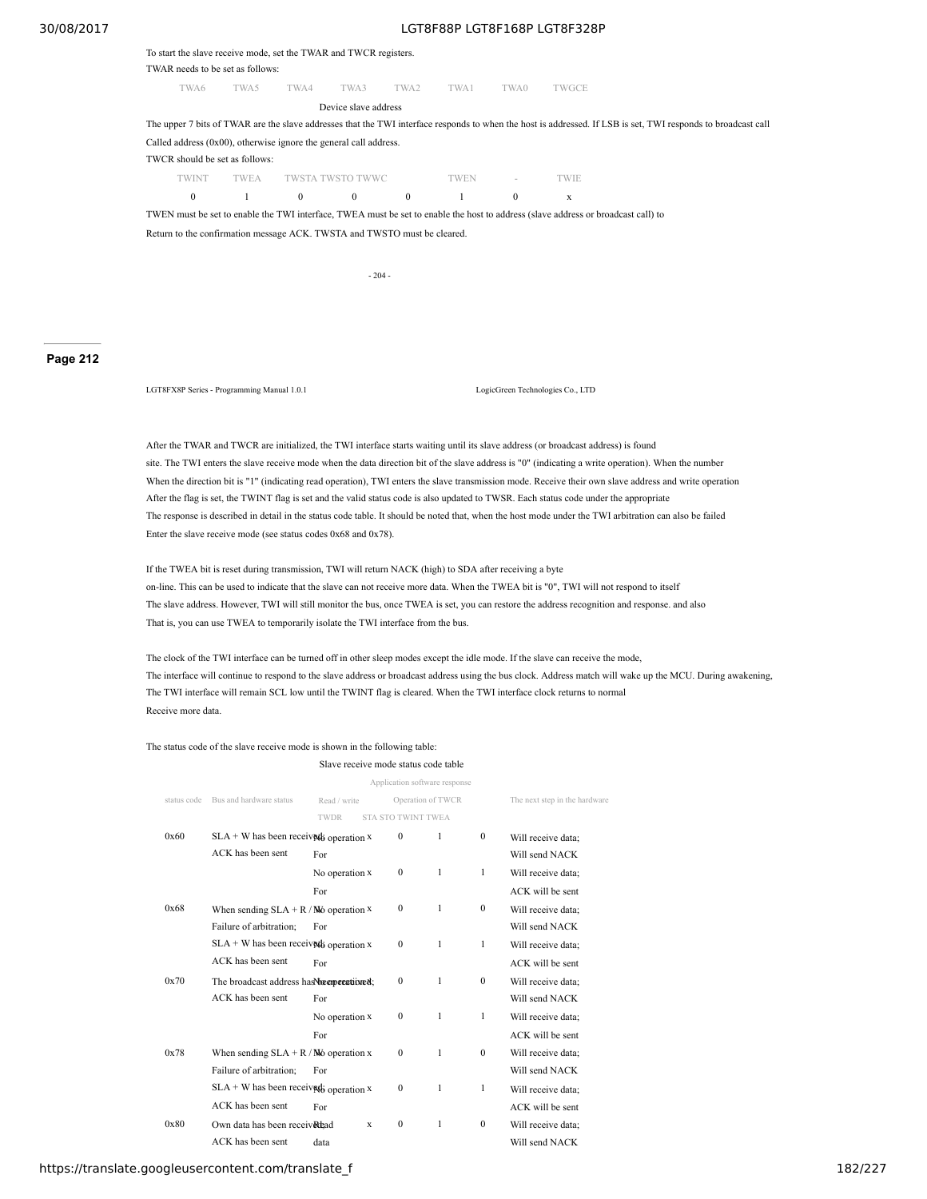To start the slave receive mode, set the TWAR and TWCR registers.

TWAR needs to be set as follows:

| TWA6 | TWA5 | TWA4 | TWA3 | TWA2 | TWA1 | TWA0 | TWGCE |
|---|---|---|---|---|---|---|---|
| Device slave address | | | | | | | |

The upper 7 bits of TWAR are the slave addresses that the TWI interface responds to when the host is addressed. If LSB is set, TWI responds to broadcast call

Called address (0x00), otherwise ignore the general call address.

TWCR should be set as follows:

| TWINT | TWEA | TWSTA | TWSTO | TWWC | TWEN | - | TWIE |
|---|---|---|---|---|---|---|---|
| 0 | 1 | 0 | 0 | 0 | 1 | 0 | x |

TWEN must be set to enable the TWI interface, TWEA must be set to enable the host to address (slave address or broadcast call) to

Return to the confirmation message ACK. TWSTA and TWSTO must be cleared.

After the TWAR and TWCR are initialized, the TWI interface starts waiting until its slave address (or broadcast address) is found site. The TWI enters the slave receive mode when the data direction bit of the slave address is "0" (indicating a write operation). When the number When the direction bit is "1" (indicating read operation), TWI enters the slave transmission mode. Receive their own slave address and write operation After the flag is set, the TWINT flag is set and the valid status code is also updated to TWSR. Each status code under the appropriate The response is described in detail in the status code table. It should be noted that, when the host mode under the TWI arbitration can also be failed Enter the slave receive mode (see status codes 0x68 and 0x78).

If the TWEA bit is reset during transmission, TWI will return NACK (high) to SDA after receiving a byte on-line. This can be used to indicate that the slave can not receive more data. When the TWEA bit is "0", TWI will not respond to itself The slave address. However, TWI will still monitor the bus, once TWEA is set, you can restore the address recognition and response. and also That is, you can use TWEA to temporarily isolate the TWI interface from the bus.

The clock of the TWI interface can be turned off in other sleep modes except the idle mode. If the slave can receive the mode, The interface will continue to respond to the slave address or broadcast address using the bus clock. Address match will wake up the MCU. During awakening, The TWI interface will remain SCL low until the TWINT flag is cleared. When the TWI interface clock returns to normal Receive more data.

The status code of the slave receive mode is shown in the following table:

Slave receive mode status code table

| status code | Bus and hardware status | Application software response: Read / write TWDR | STA | STO | TWINT | TWEA | The next step in the hardware |
|---|---|---|---|---|---|---|---|
| 0x60 | SLA + W has been received; ACK has been sent | No operation For | x | 0 | 1 | 0 | Will receive data; Will send NACK |
| | | No operation For | x | 0 | 1 | 1 | Will receive data; ACK will be sent |
| 0x68 | When sending SLA + R / W Failure of arbitration; | No operation For | x | 0 | 1 | 0 | Will receive data; Will send NACK |
| | SLA + W has been received; ACK has been sent | No operation For | x | 0 | 1 | 1 | Will receive data; ACK will be sent |
| 0x70 | The broadcast address has been received; ACK has been sent | No operation For | x | 0 | 1 | 0 | Will receive data; Will send NACK |
| | | No operation For | x | 0 | 1 | 1 | Will receive data; ACK will be sent |
| 0x78 | When sending SLA + R / W Failure of arbitration; | No operation For | x | 0 | 1 | 0 | Will receive data; Will send NACK |
| | SLA + W has been received; ACK has been sent | No operation For | x | 0 | 1 | 1 | Will receive data; ACK will be sent |
| 0x80 | Own data has been received; ACK has been sent | Read data | x | 0 | 1 | 0 | Will receive data; Will send NACK |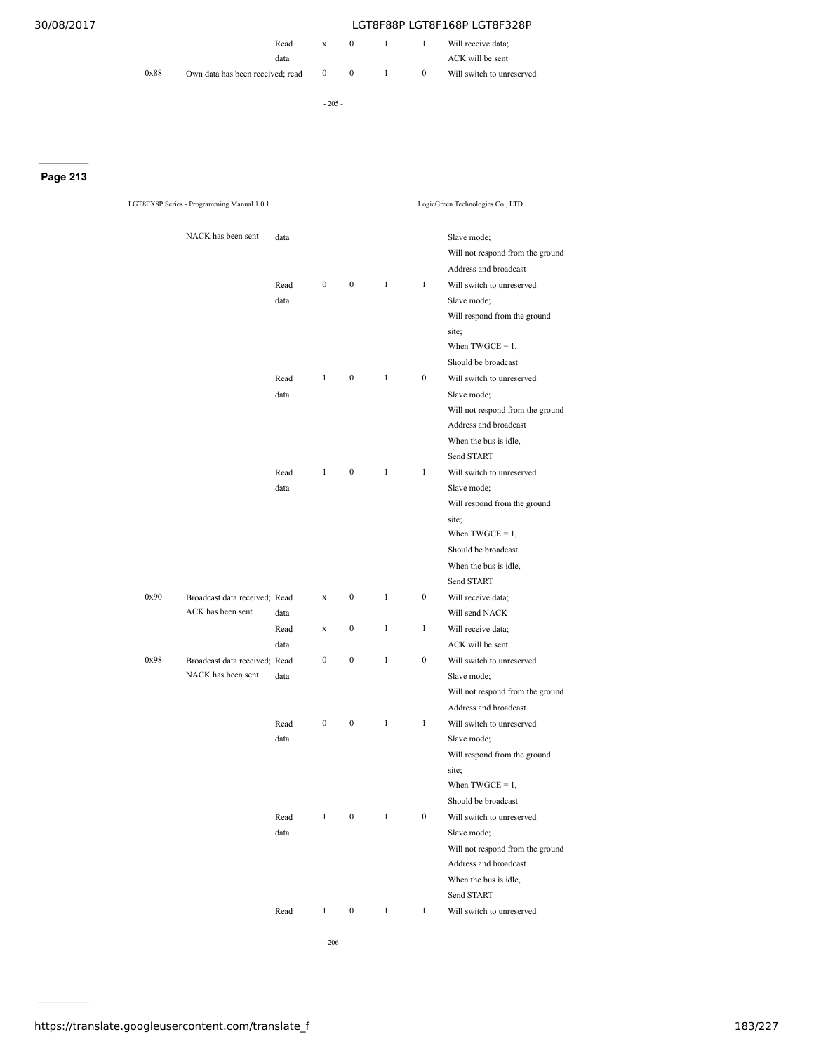| | | Read data | x | 0 | 1 | 1 | Will receive data; ACK will be sent |
|---|---|---|---|---|---|---|---|
| 0x88 | Own data has been received; read | | 0 | 0 | 1 | 0 | Will switch to unreserved |

**Page 213**

LGT8FX8P Series - Programming Manual 1.0.1 LogicGreen Technologies Co., LTD

| | | | | | | | |
|---|---|---|---|---|---|---|---|
| | NACK has been sent | data | | | | | Slave mode; Will not respond from the ground Address and broadcast |
| | | Read data | 0 | 0 | 1 | 1 | Will switch to unreserved Slave mode; Will respond from the ground site; When TWGCE = 1, Should be broadcast |
| | | Read data | 1 | 0 | 1 | 0 | Will switch to unreserved Slave mode; Will not respond from the ground Address and broadcast When the bus is idle, Send START |
| | | Read data | 1 | 0 | 1 | 1 | Will switch to unreserved Slave mode; Will respond from the ground site; When TWGCE = 1, Should be broadcast When the bus is idle, Send START |
| 0x90 | Broadcast data received; ACK has been sent | Read data | x | 0 | 1 | 0 | Will receive data; Will send NACK |
| | | Read data | x | 0 | 1 | 1 | Will receive data; ACK will be sent |
| 0x98 | Broadcast data received; NACK has been sent | Read data | 0 | 0 | 1 | 0 | Will switch to unreserved Slave mode; Will not respond from the ground Address and broadcast |
| | | Read data | 0 | 0 | 1 | 1 | Will switch to unreserved Slave mode; Will respond from the ground site; When TWGCE = 1, Should be broadcast |
| | | Read data | 1 | 0 | 1 | 0 | Will switch to unreserved Slave mode; Will not respond from the ground Address and broadcast When the bus is idle, Send START |
| | | Read | 1 | 0 | 1 | 1 | Will switch to unreserved |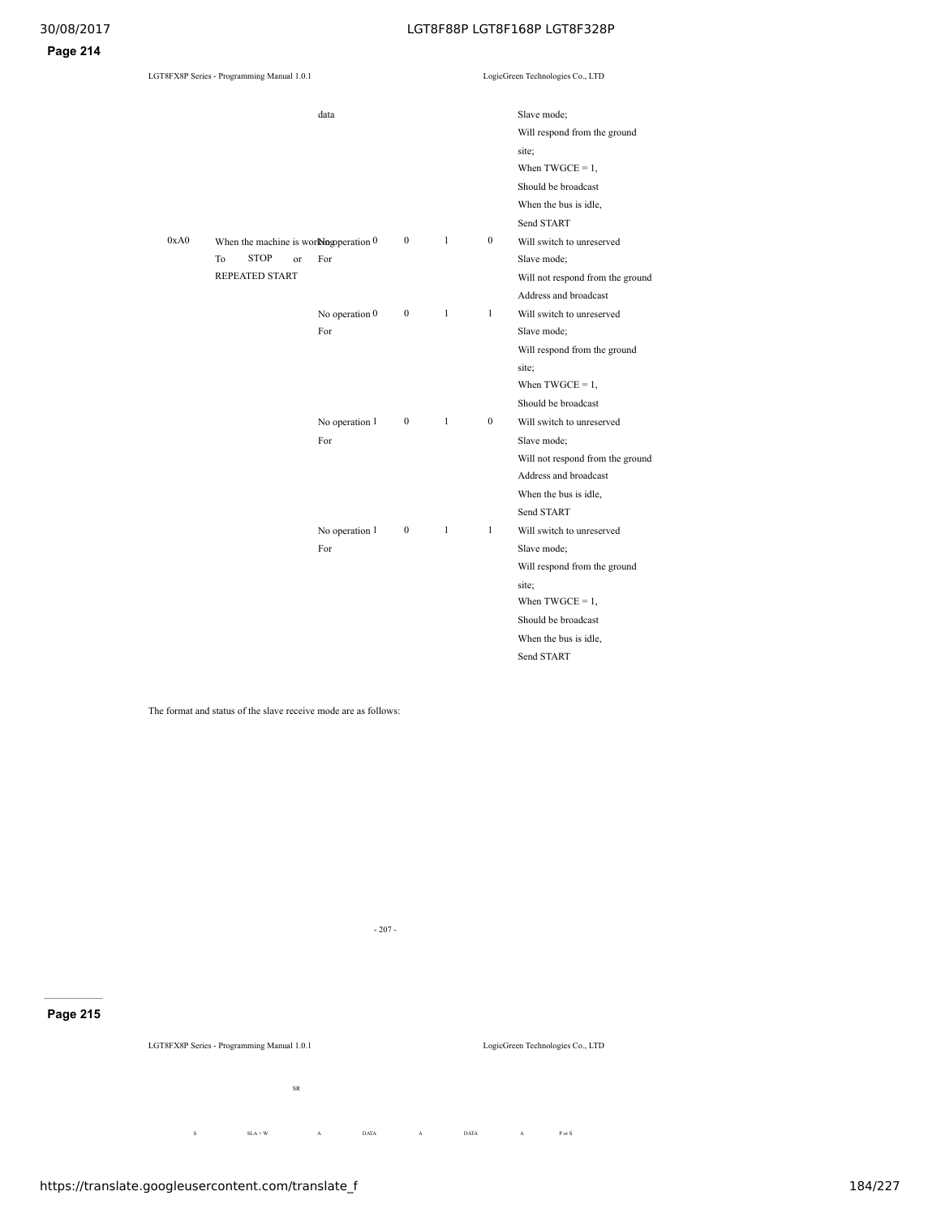| | | data | | | | | Slave mode; Will respond from the ground site; When TWGCE = 1, Should be broadcast When the bus is idle, Send START |
|---|---|---|---|---|---|---|---|
| 0xA0 | When the machine is working To STOP or REPEATED START | No operation For | 0 | 0 | 1 | 0 | Will switch to unreserved Slave mode; Will not respond from the ground Address and broadcast |
| | | No operation For | 0 | 0 | 1 | 1 | Will switch to unreserved Slave mode; Will respond from the ground site; When TWGCE = 1, Should be broadcast |
| | | No operation For | 1 | 0 | 1 | 0 | Will switch to unreserved Slave mode; Will not respond from the ground Address and broadcast When the bus is idle, Send START |
| | | No operation For | 1 | 0 | 1 | 1 | Will switch to unreserved Slave mode; Will respond from the ground site; When TWGCE = 1, Should be broadcast When the bus is idle, Send START |

The format and status of the slave receive mode are as follows:

SR

S SLA + W A DATA A DATA A P or S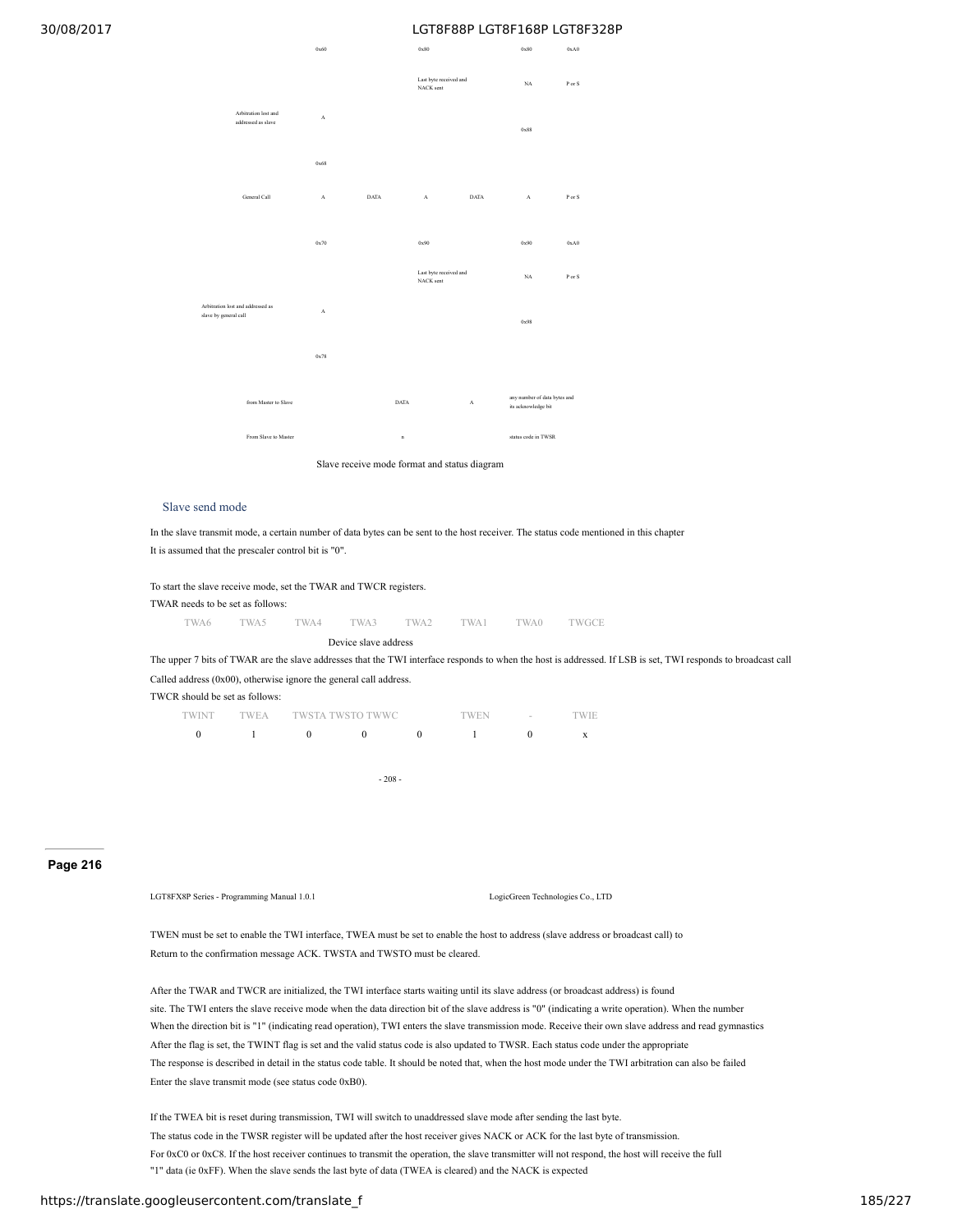| | 0x60 | | 0x80 | | 0x80 | 0xA0 |
|---|---|---|---|---|---|---|
| | | | Last byte received and NACK sent | | NA | P or S |
| Arbitration lost and addressed as slave | A | | | | | |
| | | | | | 0x88 | |
| | 0x68 | | | | | |
| General Call | A | DATA | A | DATA | A | P or S |
| | 0x70 | | 0x90 | | 0x90 | 0xA0 |
| | | | Last byte received and NACK sent | | NA | P or S |
| Arbitration lost and addressed as slave by general call | A | | | | | |
| | | | | | 0x98 | |
| | 0x78 | | | | | |

| | | |
|---|---|---|
| from Master to Slave | DATA A | any number of data bytes and its acknowledge bit |
| From Slave to Master | n | status code in TWSR |

Slave receive mode format and status diagram

### Slave send mode

In the slave transmit mode, a certain number of data bytes can be sent to the host receiver. The status code mentioned in this chapter It is assumed that the prescaler control bit is "0".

To start the slave receive mode, set the TWAR and TWCR registers.
TWAR needs to be set as follows:

| TWA6 | TWA5 | TWA4 | TWA3 | TWA2 | TWA1 | TWA0 | TWGCE |
|---|---|---|---|---|---|---|---|
| Device slave address | | | | | | | |

The upper 7 bits of TWAR are the slave addresses that the TWI interface responds to when the host is addressed. If LSB is set, TWI responds to broadcast call Called address (0x00), otherwise ignore the general call address.
TWCR should be set as follows:

| TWINT | TWEA | TWSTA | TWSTO | TWWC | TWEN | - | TWIE |
|---|---|---|---|---|---|---|---|
| 0 | 1 | 0 | 0 | 0 | 1 | 0 | x |

TWEN must be set to enable the TWI interface, TWEA must be set to enable the host to address (slave address or broadcast call) to Return to the confirmation message ACK. TWSTA and TWSTO must be cleared.

After the TWAR and TWCR are initialized, the TWI interface starts waiting until its slave address (or broadcast address) is found site. The TWI enters the slave receive mode when the data direction bit of the slave address is "0" (indicating a write operation). When the number When the direction bit is "1" (indicating read operation), TWI enters the slave transmission mode. Receive their own slave address and read gymnastics After the flag is set, the TWINT flag is set and the valid status code is also updated to TWSR. Each status code under the appropriate The response is described in detail in the status code table. It should be noted that, when the host mode under the TWI arbitration can also be failed Enter the slave transmit mode (see status code 0xB0).

If the TWEA bit is reset during transmission, TWI will switch to unaddressed slave mode after sending the last byte. The status code in the TWSR register will be updated after the host receiver gives NACK or ACK for the last byte of transmission. For 0xC0 or 0xC8. If the host receiver continues to transmit the operation, the slave transmitter will not respond, the host will receive the full "1" data (ie 0xFF). When the slave sends the last byte of data (TWEA is cleared) and the NACK is expected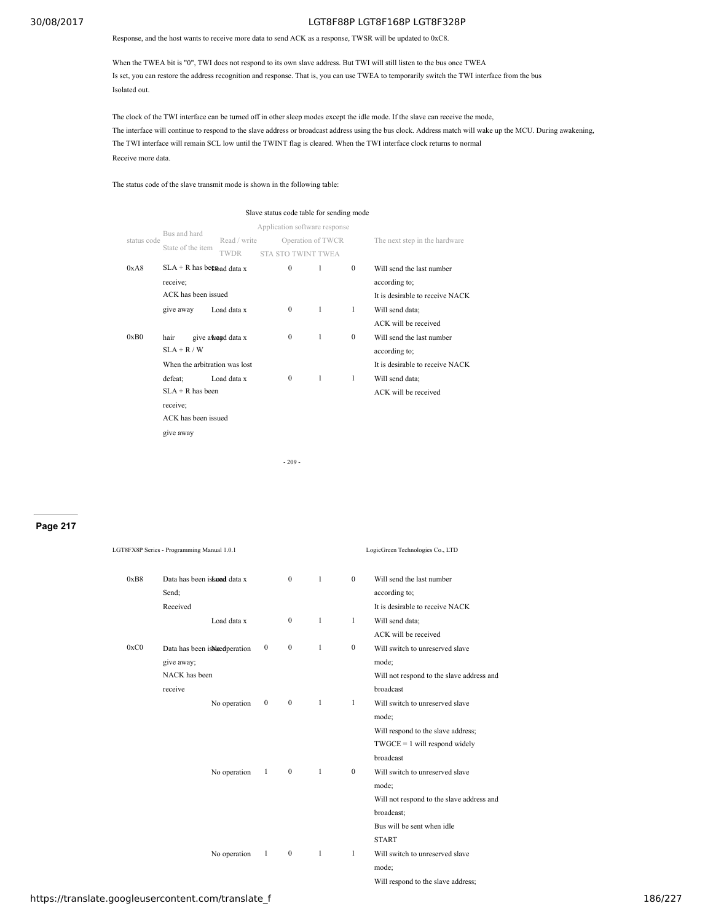Response, and the host wants to receive more data to send ACK as a response, TWSR will be updated to 0xC8.

When the TWEA bit is "0", TWI does not respond to its own slave address. But TWI will still listen to the bus once TWEA Is set, you can restore the address recognition and response. That is, you can use TWEA to temporarily switch the TWI interface from the bus Isolated out.

The clock of the TWI interface can be turned off in other sleep modes except the idle mode. If the slave can receive the mode, The interface will continue to respond to the slave address or broadcast address using the bus clock. Address match will wake up the MCU. During awakening, The TWI interface will remain SCL low until the TWINT flag is cleared. When the TWI interface clock returns to normal Receive more data.

The status code of the slave transmit mode is shown in the following table:

Slave status code table for sending mode

| status code | Bus and hard State of the item | Read / write TWDR | Application software response Operation of TWCR STA | STO | TWINT | TWEA | The next step in the hardware |
|---|---|---|---|---|---|---|---|
| 0xA8 | SLA + R has been receive; ACK has been issued give away | Load data x | | 0 | 1 | 0 | Will send the last number according to; It is desirable to receive NACK |
| | | Load data x | | 0 | 1 | 1 | Will send data; ACK will be received |
| 0xB0 | hair give away SLA + R / W When the arbitration was lost defeat; SLA + R has been receive; ACK has been issued give away | Load data x | | 0 | 1 | 0 | Will send the last number according to; It is desirable to receive NACK |
| | | Load data x | | 0 | 1 | 1 | Will send data; ACK will be received |
| 0xB8 | Data has been issued Send; Received | Load data x | | 0 | 1 | 0 | Will send the last number according to; It is desirable to receive NACK |
| | | Load data x | | 0 | 1 | 1 | Will send data; ACK will be received |
| 0xC0 | Data has been issued give away; NACK has been receive | No operation | 0 | 0 | 1 | 0 | Will switch to unreserved slave mode; Will not respond to the slave address and broadcast |
| | | No operation | 0 | 0 | 1 | 1 | Will switch to unreserved slave mode; Will respond to the slave address; TWGCE = 1 will respond widely broadcast |
| | | No operation | 1 | 0 | 1 | 0 | Will switch to unreserved slave mode; Will not respond to the slave address and broadcast; Bus will be sent when idle START |
| | | No operation | 1 | 0 | 1 | 1 | Will switch to unreserved slave mode; Will respond to the slave address; |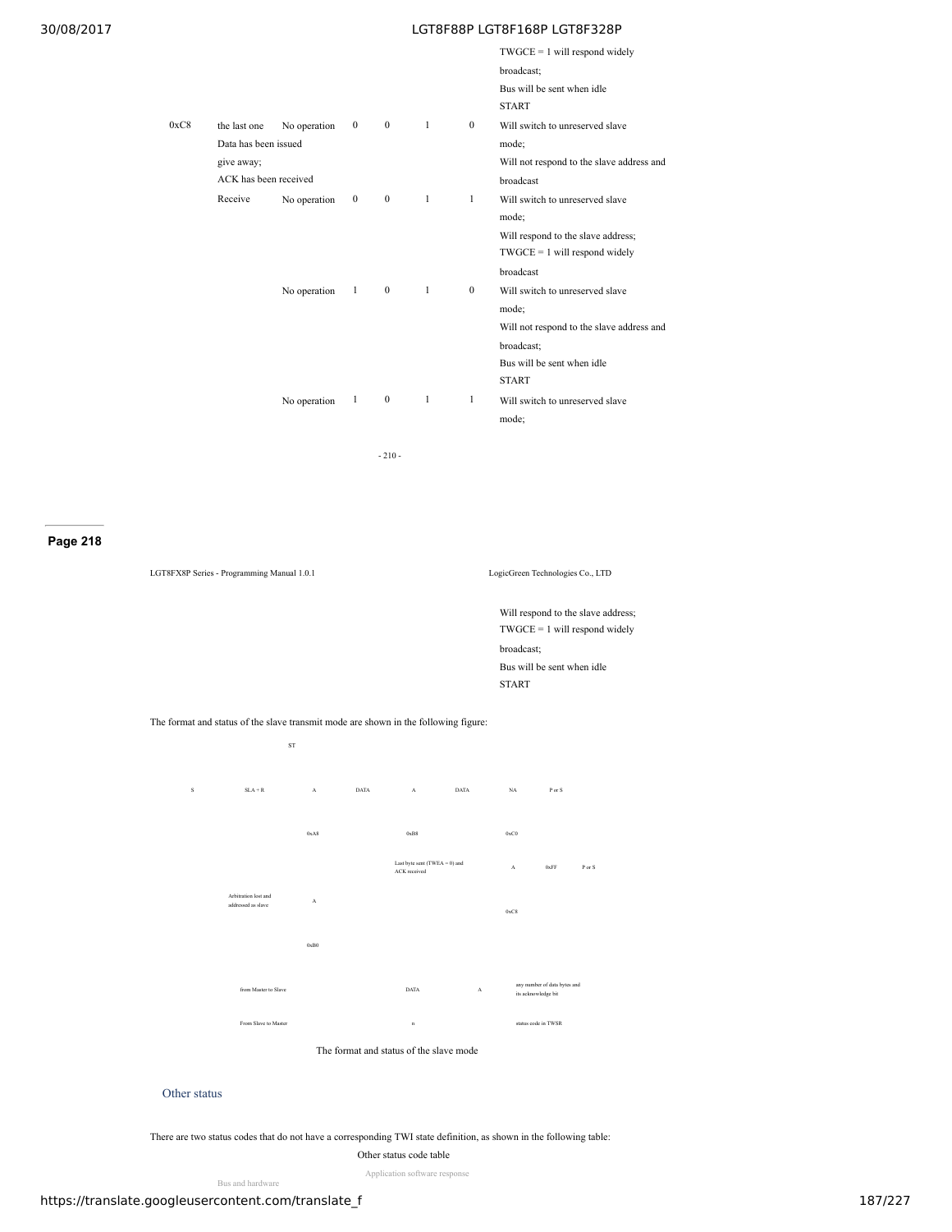| | | | | | | | |
|---|---|---|---|---|---|---|---|
| | | | | | | | TWGCE = 1 will respond widely broadcast; Bus will be sent when idle START |
| 0xC8 | the last one Data has been issued give away; ACK has been received | No operation | 0 | 0 | 1 | 0 | Will switch to unreserved slave mode; Will not respond to the slave address and broadcast |
| | Receive | No operation | 0 | 0 | 1 | 1 | Will switch to unreserved slave mode; Will respond to the slave address; TWGCE = 1 will respond widely broadcast |
| | | No operation | 1 | 0 | 1 | 0 | Will switch to unreserved slave mode; Will not respond to the slave address and broadcast; Bus will be sent when idle START |
| | | No operation | 1 | 0 | 1 | 1 | Will switch to unreserved slave mode; Will respond to the slave address; TWGCE = 1 will respond widely broadcast; Bus will be sent when idle START |

The format and status of the slave transmit mode are shown in the following figure:

ST

S SLA + R A DATA A DATA NA P or S

0xA8 0xB8 0xC0

Last byte sent (TWEA = 0) and ACK received A 0xFF P or S

Arbitration lost and addressed as slave A 0xC8

0xB0

from Master to Slave DATA A any number of data bytes and its acknowledge bit

From Slave to Master n status code in TWSR

The format and status of the slave mode

## Other status

There are two status codes that do not have a corresponding TWI state definition, as shown in the following table:

Other status code table

Application software response

Bus and hardware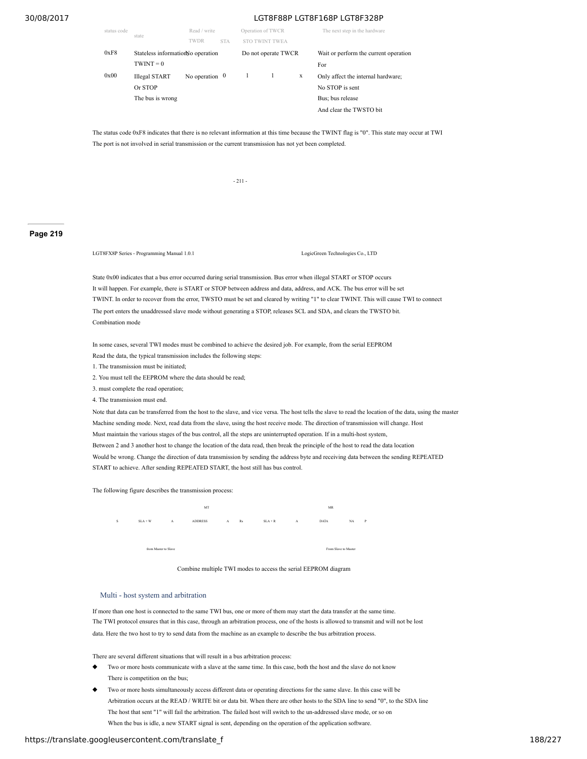| status code | state | Read / write TWDR | STA | Operation of TWCR STO | TWINT | TWEA | The next step in the hardware |
|---|---|---|---|---|---|---|---|
| 0xF8 | Stateless information TWINT = 0 | No operation | | Do not operate TWCR | | | Wait or perform the current operation For |
| 0x00 | Illegal START Or STOP The bus is wrong | No operation | 0 | 1 | 1 | x | Only affect the internal hardware; No STOP is sent Bus; bus release And clear the TWSTO bit |

The status code 0xF8 indicates that there is no relevant information at this time because the TWINT flag is "0". This state may occur at TWI The port is not involved in serial transmission or the current transmission has not yet been completed.

State 0x00 indicates that a bus error occurred during serial transmission. Bus error when illegal START or STOP occurs It will happen. For example, there is START or STOP between address and data, address, and ACK. The bus error will be set TWINT. In order to recover from the error, TWSTO must be set and cleared by writing "1" to clear TWINT. This will cause TWI to connect The port enters the unaddressed slave mode without generating a STOP, releases SCL and SDA, and clears the TWSTO bit.

Combination mode

In some cases, several TWI modes must be combined to achieve the desired job. For example, from the serial EEPROM Read the data, the typical transmission includes the following steps:

1. The transmission must be initiated;
2. You must tell the EEPROM where the data should be read;
3. must complete the read operation;
4. The transmission must end.

Note that data can be transferred from the host to the slave, and vice versa. The host tells the slave to read the location of the data, using the master Machine sending mode. Next, read data from the slave, using the host receive mode. The direction of transmission will change. Host Must maintain the various stages of the bus control, all the steps are uninterrupted operation. If in a multi-host system, Between 2 and 3 another host to change the location of the data read, then break the principle of the host to read the data location Would be wrong. Change the direction of data transmission by sending the address byte and receiving data between the sending REPEATED START to achieve. After sending REPEATED START, the host still has bus control.

The following figure describes the transmission process:

| | | MT | | | | | MR | | |
|---|---|---|---|---|---|---|---|---|---|
| S | SLA + W | A | ADDRESS | A | Rs | SLA + R | A | DATA | NA | P |

from Master to Slave — From Slave to Master

Combine multiple TWI modes to access the serial EEPROM diagram

## Multi - host system and arbitration

If more than one host is connected to the same TWI bus, one or more of them may start the data transfer at the same time. The TWI protocol ensures that in this case, through an arbitration process, one of the hosts is allowed to transmit and will not be lost data. Here the two host to try to send data from the machine as an example to describe the bus arbitration process.

There are several different situations that will result in a bus arbitration process:

- Two or more hosts communicate with a slave at the same time. In this case, both the host and the slave do not know There is competition on the bus;
- Two or more hosts simultaneously access different data or operating directions for the same slave. In this case will be Arbitration occurs at the READ / WRITE bit or data bit. When there are other hosts to the SDA line to send "0", to the SDA line The host that sent "1" will fail the arbitration. The failed host will switch to the un-addressed slave mode, or so on When the bus is idle, a new START signal is sent, depending on the operation of the application software.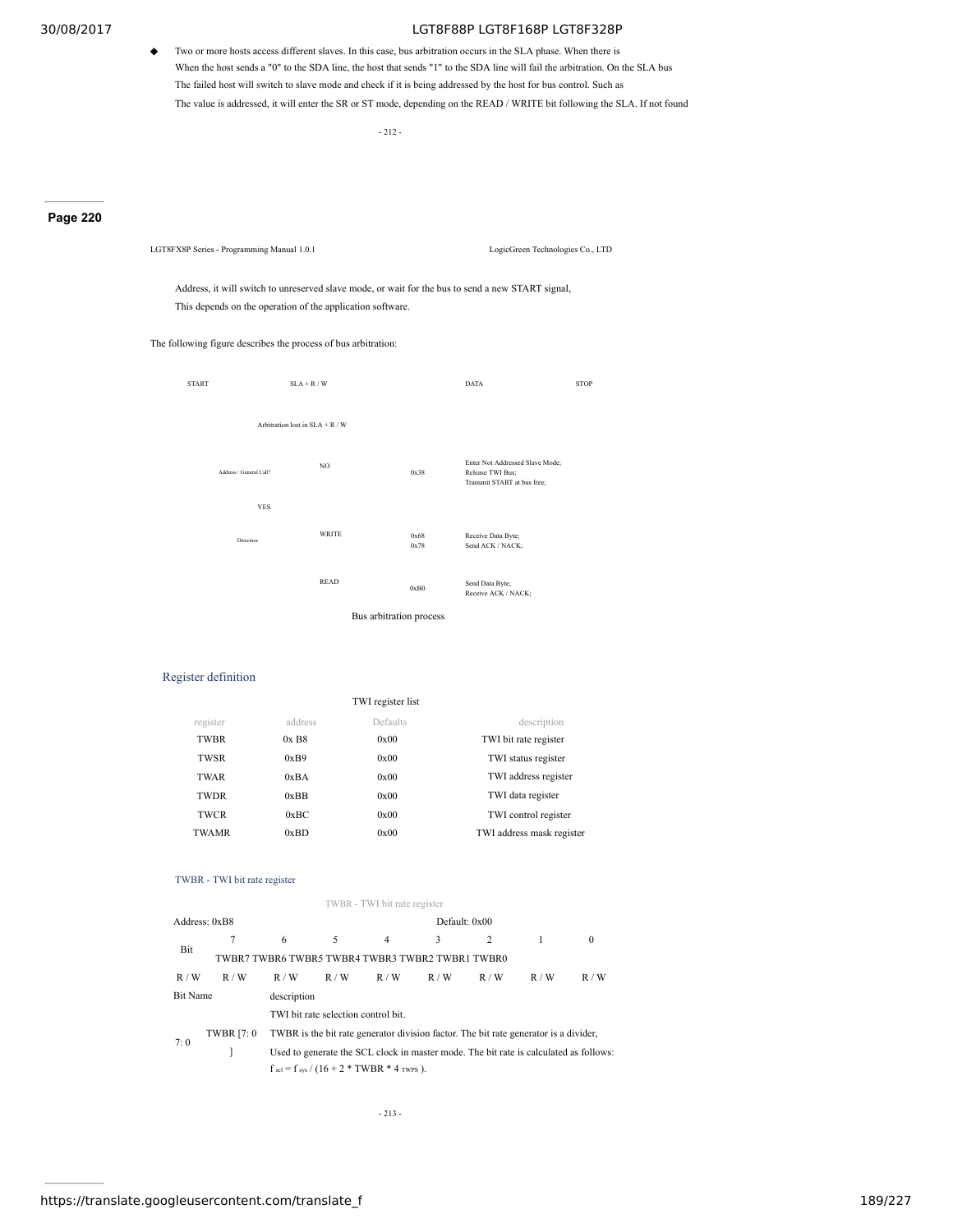- Two or more hosts access different slaves. In this case, bus arbitration occurs in the SLA phase. When there is When the host sends a "0" to the SDA line, the host that sends "1" to the SDA line will fail the arbitration. On the SLA bus The failed host will switch to slave mode and check if it is being addressed by the host for bus control. Such as The value is addressed, it will enter the SR or ST mode, depending on the READ / WRITE bit following the SLA. If not found

Address, it will switch to unreserved slave mode, or wait for the bus to send a new START signal, This depends on the operation of the application software.

The following figure describes the process of bus arbitration:

START SLA + R / W DATA STOP

Arbitration lost in SLA + R / W

Address / General Call? NO 0x38 Enter Not Addressed Slave Mode; Release TWI Bus; Transmit START at bus free;

YES

Direction WRITE 0x68 0x78 Receive Data Byte; Send ACK / NACK;

READ 0xB0 Send Data Byte; Receive ACK / NACK;

Bus arbitration process

## Register definition

TWI register list

| register | address | Defaults | description |
|---|---|---|---|
| TWBR | 0x B8 | 0x00 | TWI bit rate register |
| TWSR | 0xB9 | 0x00 | TWI status register |
| TWAR | 0xBA | 0x00 | TWI address register |
| TWDR | 0xBB | 0x00 | TWI data register |
| TWCR | 0xBC | 0x00 | TWI control register |
| TWAMR | 0xBD | 0x00 | TWI address mask register |

### TWBR - TWI bit rate register

TWBR - TWI bit rate register

| Address: 0xB8 | | | | | Default: 0x00 | | |
|---|---|---|---|---|---|---|---|
| Bit 7 | 6 | 5 | 4 | 3 | 2 | 1 | 0 |
| TWBR7 | TWBR6 | TWBR5 | TWBR4 | TWBR3 | TWBR2 | TWBR1 | TWBR0 |
| R / W | R / W | R / W | R / W | R / W | R / W | R / W | R / W |

| Bit | Name | description |
|---|---|---|
| 7: 0 | TWBR [7: 0] | TWI bit rate selection control bit. TWBR is the bit rate generator division factor. The bit rate generator is a divider, Used to generate the SCL clock in master mode. The bit rate is calculated as follows: $f_{scl} = f_{sys} / (16 + 2 * TWBR * 4^{TWPS})$. |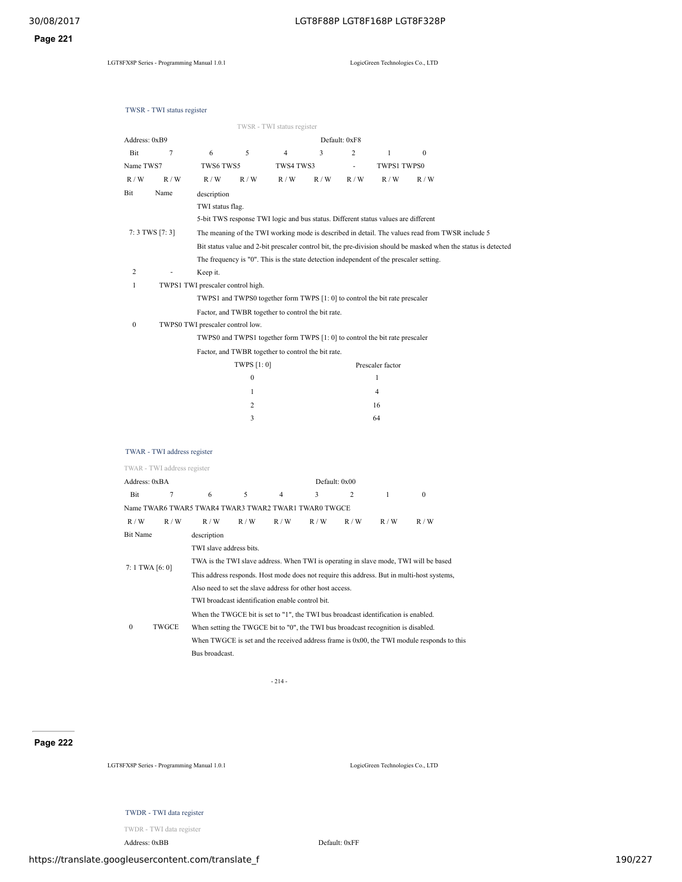### TWSR - TWI status register

TWSR - TWI status register

| Address: 0xB9 | | | | | Default: 0xF8 | | | |
|---|---|---|---|---|---|---|---|---|
| Bit | 7 | 6 | 5 | 4 | 3 | 2 | 1 | 0 |
| Name | TWS7 | TWS6 | TWS5 | TWS4 | TWS3 | - | TWPS1 | TWPS0 |
| R / W | R / W | R / W | R / W | R / W | R / W | R / W | R / W | R / W |

| Bit | Name | description |
|---|---|---|
| 7: 3 | TWS [7: 3] | TWI status flag. 5-bit TWS response TWI logic and bus status. Different status values are different The meaning of the TWI working mode is described in detail. The values read from TWSR include 5 Bit status value and 2-bit prescaler control bit, the pre-division should be masked when the status is detected The frequency is "0". This is the state detection independent of the prescaler setting. |
| 2 | - | Keep it. |
| 1 | TWPS1 | TWI prescaler control high. TWPS1 and TWPS0 together form TWPS [1: 0] to control the bit rate prescaler Factor, and TWBR together to control the bit rate. |
| 0 | TWPS0 | TWI prescaler control low. TWPS0 and TWPS1 together form TWPS [1: 0] to control the bit rate prescaler Factor, and TWBR together to control the bit rate. |

| TWPS [1: 0] | Prescaler factor |
|---|---|
| 0 | 1 |
| 1 | 4 |
| 2 | 16 |
| 3 | 64 |

### TWAR - TWI address register

TWAR - TWI address register

| Address: 0xBA | | | | | Default: 0x00 | | | |
|---|---|---|---|---|---|---|---|---|
| Bit | 7 | 6 | 5 | 4 | 3 | 2 | 1 | 0 |
| Name | TWAR6 | TWAR5 | TWAR4 | TWAR3 | TWAR2 | TWAR1 | TWAR0 | TWGCE |
| R / W | R / W | R / W | R / W | R / W | R / W | R / W | R / W | R / W |

| Bit | Name | description |
|---|---|---|
| 7: 1 | TWA [6: 0] | TWI slave address bits. TWA is the TWI slave address. When TWI is operating in slave mode, TWI will be based This address responds. Host mode does not require this address. But in multi-host systems, Also need to set the slave address for other host access. |
| 0 | TWGCE | TWI broadcast identification enable control bit. When the TWGCE bit is set to "1", the TWI bus broadcast identification is enabled. When setting the TWGCE bit to "0", the TWI bus broadcast recognition is disabled. When TWGCE is set and the received address frame is 0x00, the TWI module responds to this Bus broadcast. |

### TWDR - TWI data register

TWDR - TWI data register

Address: 0xBB Default: 0xFF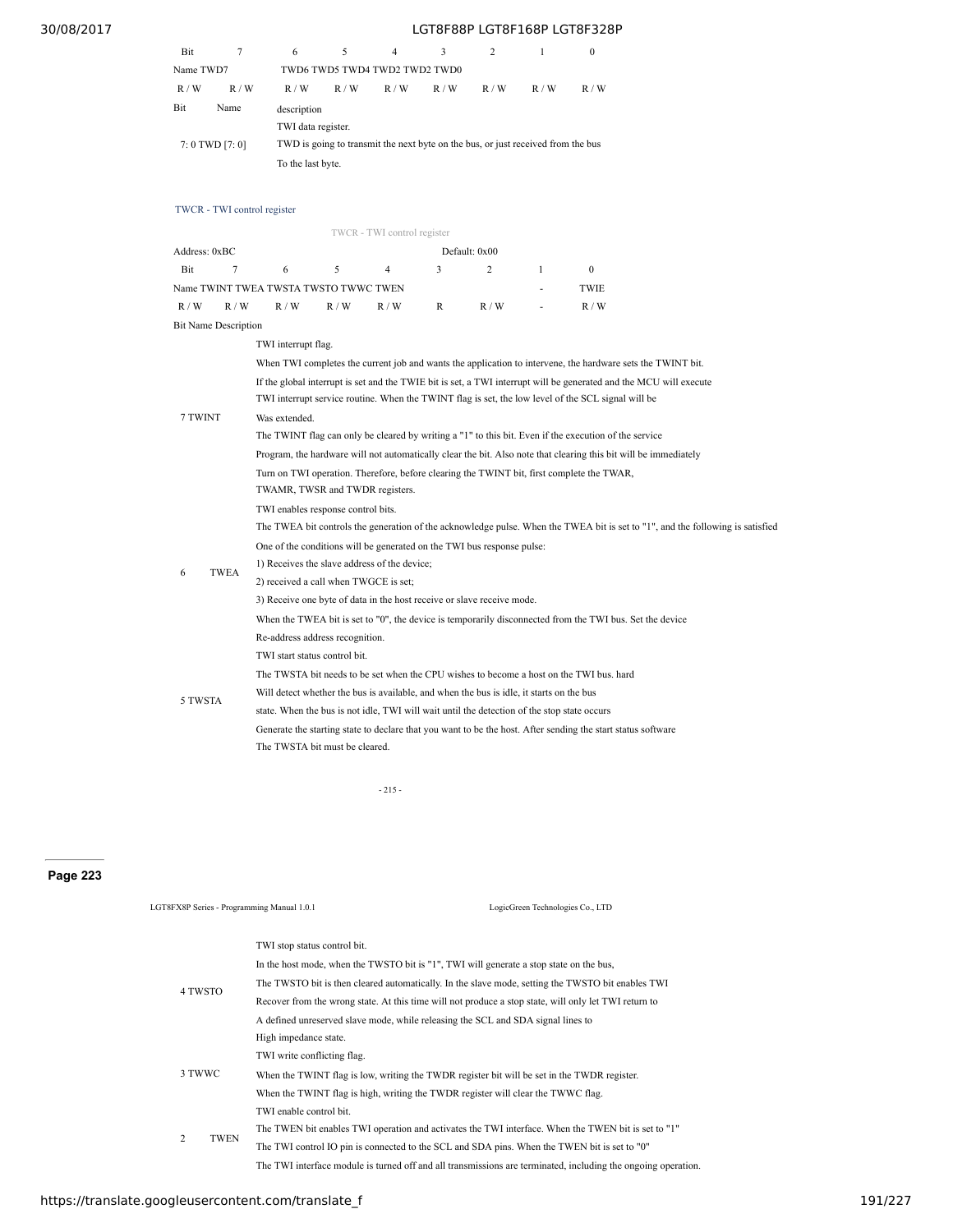| Bit | 7 | 6 | 5 | 4 | 3 | 2 | 1 | 0 |
|---|---|---|---|---|---|---|---|---|
| Name | TWD7 | TWD6 | TWD5 | TWD4 | TWD2 | TWD2 | TWD0 | |
| R / W | R / W | R / W | R / W | R / W | R / W | R / W | R / W | R / W |

| Bit | Name | description |
|---|---|---|
| 7: 0 | TWD [7: 0] | TWI data register.<br>TWD is going to transmit the next byte on the bus, or just received from the bus<br>To the last byte. |

### TWCR - TWI control register

TWCR - TWI control register

Address: 0xBC Default: 0x00

| Bit | 7 | 6 | 5 | 4 | 3 | 2 | 1 | 0 |
|---|---|---|---|---|---|---|---|---|
| Name | TWINT | TWEA | TWSTA | TWSTO | TWWC | TWEN | - | TWIE |
| R / W | R / W | R / W | R / W | R / W | R | R / W | - | R / W |

| Bit | Name | Description |
|---|---|---|
| 7 | TWINT | TWI interrupt flag.<br>When TWI completes the current job and wants the application to intervene, the hardware sets the TWINT bit.<br>If the global interrupt is set and the TWIE bit is set, a TWI interrupt will be generated and the MCU will execute<br>TWI interrupt service routine. When the TWINT flag is set, the low level of the SCL signal will be<br>Was extended.<br>The TWINT flag can only be cleared by writing a "1" to this bit. Even if the execution of the service<br>Program, the hardware will not automatically clear the bit. Also note that clearing this bit will be immediately<br>Turn on TWI operation. Therefore, before clearing the TWINT bit, first complete the TWAR,<br>TWAMR, TWSR and TWDR registers. |
| 6 | TWEA | TWI enables response control bits.<br>The TWEA bit controls the generation of the acknowledge pulse. When the TWEA bit is set to "1", and the following is satisfied<br>One of the conditions will be generated on the TWI bus response pulse:<br>1) Receives the slave address of the device;<br>2) received a call when TWGCE is set;<br>3) Receive one byte of data in the host receive or slave receive mode.<br>When the TWEA bit is set to "0", the device is temporarily disconnected from the TWI bus. Set the device<br>Re-address address recognition. |
| 5 | TWSTA | TWI start status control bit.<br>The TWSTA bit needs to be set when the CPU wishes to become a host on the TWI bus. hard<br>Will detect whether the bus is available, and when the bus is idle, it starts on the bus<br>state. When the bus is not idle, TWI will wait until the detection of the stop state occurs<br>Generate the starting state to declare that you want to be the host. After sending the start status software<br>The TWSTA bit must be cleared. |
| 4 | TWSTO | TWI stop status control bit.<br>In the host mode, when the TWSTO bit is "1", TWI will generate a stop state on the bus,<br>The TWSTO bit is then cleared automatically. In the slave mode, setting the TWSTO bit enables TWI<br>Recover from the wrong state. At this time will not produce a stop state, will only let TWI return to<br>A defined unreserved slave mode, while releasing the SCL and SDA signal lines to<br>High impedance state. |
| 3 | TWWC | TWI write conflicting flag.<br>When the TWINT flag is low, writing the TWDR register bit will be set in the TWDR register.<br>When the TWINT flag is high, writing the TWDR register will clear the TWWC flag. |
| 2 | TWEN | TWI enable control bit.<br>The TWEN bit enables TWI operation and activates the TWI interface. When the TWEN bit is set to "1"<br>The TWI control IO pin is connected to the SCL and SDA pins. When the TWEN bit is set to "0"<br>The TWI interface module is turned off and all transmissions are terminated, including the ongoing operation. |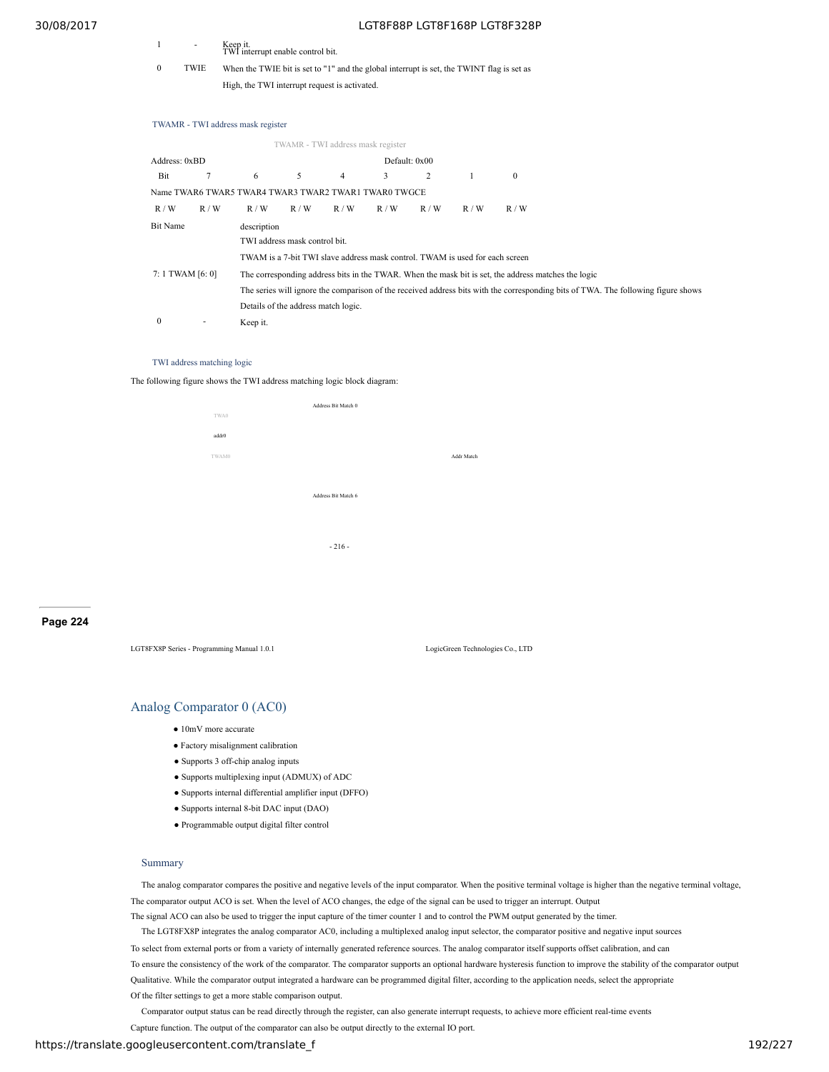| 1 | - | Keep it. |
|---|---|---|
| 0 | TWIE | TWI interrupt enable control bit. When the TWIE bit is set to "1" and the global interrupt is set, the TWINT flag is set as High, the TWI interrupt request is activated. |

### TWAMR - TWI address mask register

TWAMR - TWI address mask register

| Address: 0xBD | | | | | Default: 0x00 | | | |
|---|---|---|---|---|---|---|---|---|
| Bit | 7 | 6 | 5 | 4 | 3 | 2 | 1 | 0 |
| Name | TWAR6 | TWAR5 | TWAR4 | TWAR3 | TWAR2 | TWAR1 | TWAR0 | TWGCE |
| R / W | R / W | R / W | R / W | R / W | R / W | R / W | R / W | R / W |

| Bit | Name | description |
|---|---|---|
| 7: 1 | TWAM [6: 0] | TWI address mask control bit. TWAM is a 7-bit TWI slave address mask control. TWAM is used for each screen The corresponding address bits in the TWAR. When the mask bit is set, the address matches the logic The series will ignore the comparison of the received address bits with the corresponding bits of TWA. The following figure shows Details of the address match logic. |
| 0 | - | Keep it. |

### TWI address matching logic

The following figure shows the TWI address matching logic block diagram:

Address Bit Match 0

TWA0

addr0

TWAM0

Addr Match

Address Bit Match 6

LGT8FX8P Series - Programming Manual 1.0.1 LogicGreen Technologies Co., LTD

## Analog Comparator 0 (AC0)

- 10mV more accurate
- Factory misalignment calibration
- Supports 3 off-chip analog inputs
- Supports multiplexing input (ADMUX) of ADC
- Supports internal differential amplifier input (DFFO)
- Supports internal 8-bit DAC input (DAO)
- Programmable output digital filter control

### Summary

The analog comparator compares the positive and negative levels of the input comparator. When the positive terminal voltage is higher than the negative terminal voltage, The comparator output ACO is set. When the level of ACO changes, the edge of the signal can be used to trigger an interrupt. Output The signal ACO can also be used to trigger the input capture of the timer counter 1 and to control the PWM output generated by the timer.

The LGT8FX8P integrates the analog comparator AC0, including a multiplexed analog input selector, the comparator positive and negative input sources To select from external ports or from a variety of internally generated reference sources. The analog comparator itself supports offset calibration, and can To ensure the consistency of the work of the comparator. The comparator supports an optional hardware hysteresis function to improve the stability of the comparator output Qualitative. While the comparator output integrated a hardware can be programmed digital filter, according to the application needs, select the appropriate Of the filter settings to get a more stable comparison output.

Comparator output status can be read directly through the register, can also generate interrupt requests, to achieve more efficient real-time events Capture function. The output of the comparator can also be output directly to the external IO port.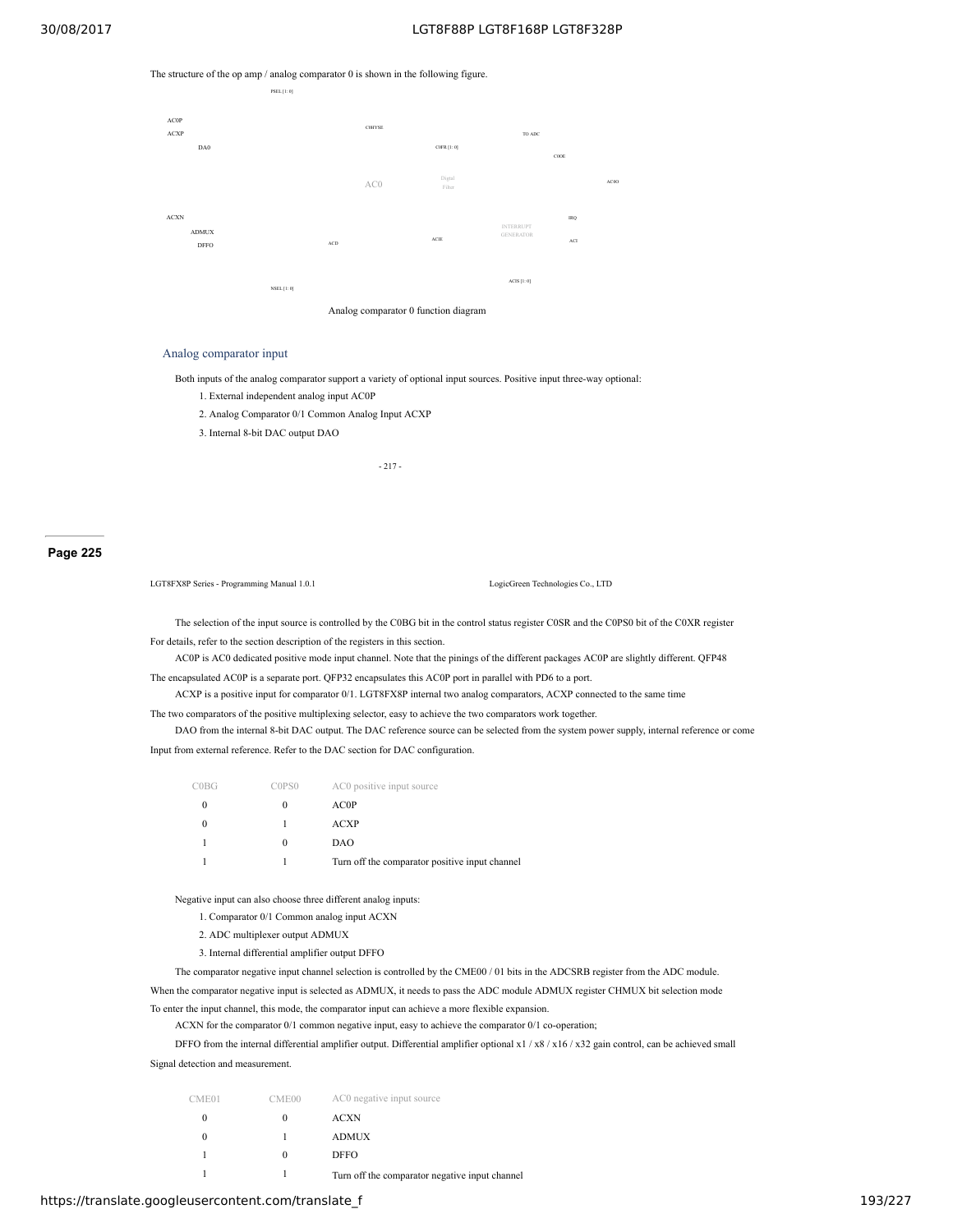The structure of the op amp / analog comparator 0 is shown in the following figure.

PSEL [1: 0]

AC0P

ACXP

DA0

C0HYSE

TO ADC

C0FR [1: 0]

C0OE

AC0

Digital Filter

AC0O

ACXN

IRQ

ADMUX

INTERRUPT GENERATOR

DFFO

ACD

ACIE

ACI

ACIS [1: 0]

NSEL [1: 0]

Analog comparator 0 function diagram

### Analog comparator input

Both inputs of the analog comparator support a variety of optional input sources. Positive input three-way optional:

1. External independent analog input AC0P
2. Analog Comparator 0/1 Common Analog Input ACXP
3. Internal 8-bit DAC output DAO

The selection of the input source is controlled by the C0BG bit in the control status register C0SR and the C0PS0 bit of the C0XR register For details, refer to the section description of the registers in this section.

AC0P is AC0 dedicated positive mode input channel. Note that the pinings of the different packages AC0P are slightly different. QFP48 The encapsulated AC0P is a separate port. QFP32 encapsulates this AC0P port in parallel with PD6 to a port.

ACXP is a positive input for comparator 0/1. LGT8FX8P internal two analog comparators, ACXP connected to the same time The two comparators of the positive multiplexing selector, easy to achieve the two comparators work together.

DAO from the internal 8-bit DAC output. The DAC reference source can be selected from the system power supply, internal reference or come Input from external reference. Refer to the DAC section for DAC configuration.

| C0BG | C0PS0 | AC0 positive input source |
|---|---|---|
| 0 | 0 | AC0P |
| 0 | 1 | ACXP |
| 1 | 0 | DAO |
| 1 | 1 | Turn off the comparator positive input channel |

Negative input can also choose three different analog inputs:

1. Comparator 0/1 Common analog input ACXN
2. ADC multiplexer output ADMUX
3. Internal differential amplifier output DFFO

The comparator negative input channel selection is controlled by the CME00 / 01 bits in the ADCSRB register from the ADC module. When the comparator negative input is selected as ADMUX, it needs to pass the ADC module ADMUX register CHMUX bit selection mode To enter the input channel, this mode, the comparator input can achieve a more flexible expansion.

ACXN for the comparator 0/1 common negative input, easy to achieve the comparator 0/1 co-operation;

DFFO from the internal differential amplifier output. Differential amplifier optional x1 / x8 / x16 / x32 gain control, can be achieved small Signal detection and measurement.

| CME01 | CME00 | AC0 negative input source |
|---|---|---|
| 0 | 0 | ACXN |
| 0 | 1 | ADMUX |
| 1 | 0 | DFFO |
| 1 | 1 | Turn off the comparator negative input channel |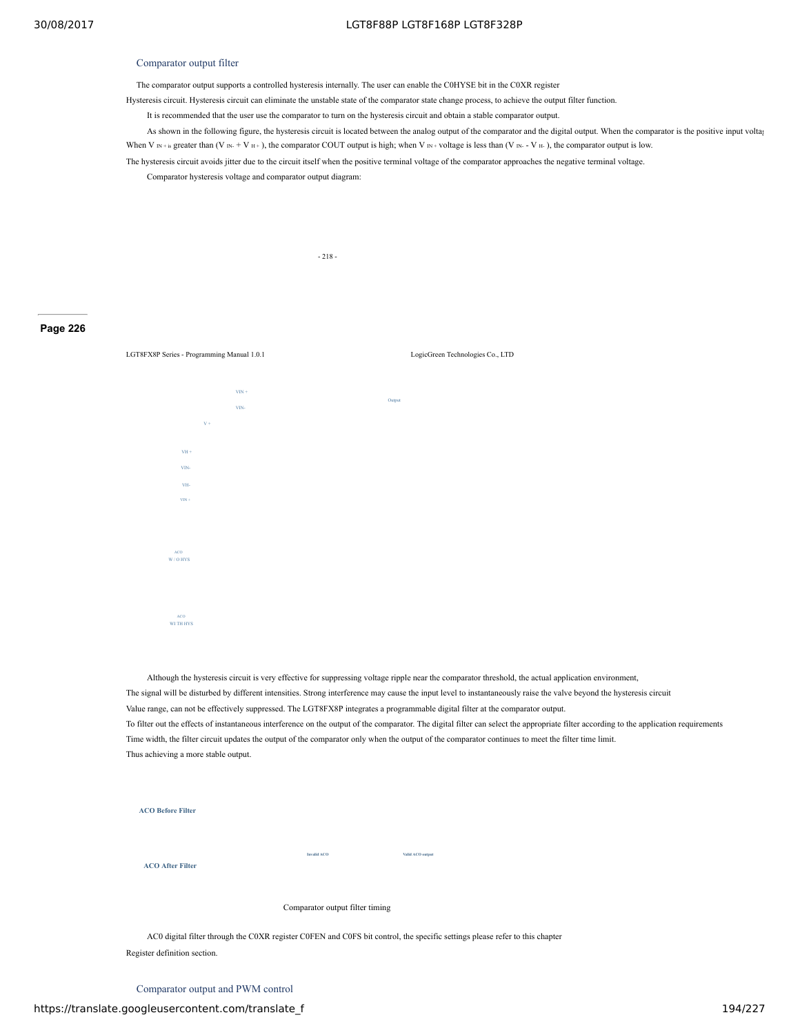### Comparator output filter

The comparator output supports a controlled hysteresis internally. The user can enable the C0HYSE bit in the C0XR register

Hysteresis circuit. Hysteresis circuit can eliminate the unstable state of the comparator state change process, to achieve the output filter function.

It is recommended that the user use the comparator to turn on the hysteresis circuit and obtain a stable comparator output.

As shown in the following figure, the hysteresis circuit is located between the analog output of the comparator and the digital output. When the comparator is the positive input voltag

When $V_{IN+}$ is greater than ($V_{IN-} + V_{H+}$), the comparator COUT output is high; when $V_{IN+}$ voltage is less than ($V_{IN-} - V_{H-}$), the comparator output is low.

The hysteresis circuit avoids jitter due to the circuit itself when the positive terminal voltage of the comparator approaches the negative terminal voltage.

Comparator hysteresis voltage and comparator output diagram:

VIN +

VIN-

Output

V +

VH +

VIN-

VH-

VIN +

ACO
W / O HYS

ACO
WI TH HYS

Although the hysteresis circuit is very effective for suppressing voltage ripple near the comparator threshold, the actual application environment,

The signal will be disturbed by different intensities. Strong interference may cause the input level to instantaneously raise the valve beyond the hysteresis circuit

Value range, can not be effectively suppressed. The LGT8FX8P integrates a programmable digital filter at the comparator output.

To filter out the effects of instantaneous interference on the output of the comparator. The digital filter can select the appropriate filter according to the application requirements

Time width, the filter circuit updates the output of the comparator only when the output of the comparator continues to meet the filter time limit.

Thus achieving a more stable output.

**ACO Before Filter**

Invalid ACO

Valid ACO output

**ACO After Filter**

Comparator output filter timing

AC0 digital filter through the C0XR register C0FEN and C0FS bit control, the specific settings please refer to this chapter

Register definition section.

### Comparator output and PWM control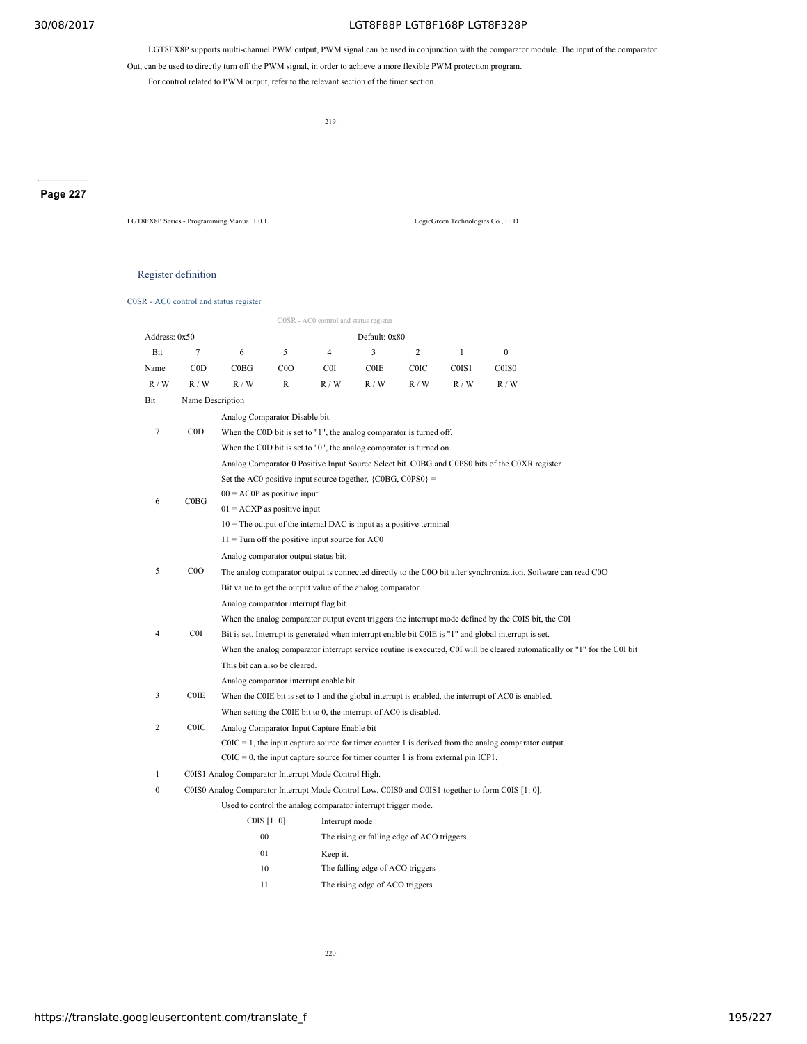LGT8FX8P supports multi-channel PWM output, PWM signal can be used in conjunction with the comparator module. The input of the comparator Out, can be used to directly turn off the PWM signal, in order to achieve a more flexible PWM protection program.

For control related to PWM output, refer to the relevant section of the timer section.

**Page 227**

LGT8FX8P Series - Programming Manual 1.0.1 LogicGreen Technologies Co., LTD

## Register definition

### C0SR - AC0 control and status register

C0SR - AC0 control and status register

| Address: 0x50 | | | | | Default: 0x80 | | | |
|---|---|---|---|---|---|---|---|---|
| Bit | 7 | 6 | 5 | 4 | 3 | 2 | 1 | 0 |
| Name | C0D | C0BG | C0O | C0I | C0IE | C0IC | C0IS1 | C0IS0 |
| R / W | R / W | R / W | R | R / W | R / W | R / W | R / W | R / W |

| Bit | Name | Description |
|---|---|---|
| 7 | C0D | Analog Comparator Disable bit.<br>When the C0D bit is set to "1", the analog comparator is turned off.<br>When the C0D bit is set to "0", the analog comparator is turned on. |
| 6 | C0BG | Analog Comparator 0 Positive Input Source Select bit. C0BG and C0PS0 bits of the C0XR register<br>Set the AC0 positive input source together, {C0BG, C0PS0} =<br>00 = AC0P as positive input<br>01 = ACXP as positive input<br>10 = The output of the internal DAC is input as a positive terminal<br>11 = Turn off the positive input source for AC0 |
| 5 | C0O | Analog comparator output status bit.<br>The analog comparator output is connected directly to the C0O bit after synchronization. Software can read C0O<br>Bit value to get the output value of the analog comparator. |
| 4 | C0I | Analog comparator interrupt flag bit.<br>When the analog comparator output event triggers the interrupt mode defined by the C0IS bit, the C0I<br>Bit is set. Interrupt is generated when interrupt enable bit C0IE is "1" and global interrupt is set.<br>When the analog comparator interrupt service routine is executed, C0I will be cleared automatically or "1" for the C0I bit<br>This bit can also be cleared. |
| 3 | C0IE | Analog comparator interrupt enable bit.<br>When the C0IE bit is set to 1 and the global interrupt is enabled, the interrupt of AC0 is enabled.<br>When setting the C0IE bit to 0, the interrupt of AC0 is disabled. |
| 2 | C0IC | Analog Comparator Input Capture Enable bit<br>C0IC = 1, the input capture source for timer counter 1 is derived from the analog comparator output.<br>C0IC = 0, the input capture source for timer counter 1 is from external pin ICP1. |
| 1 | C0IS1 | Analog Comparator Interrupt Mode Control High. |
| 0 | C0IS0 | Analog Comparator Interrupt Mode Control Low. C0IS0 and C0IS1 together to form C0IS [1: 0],<br>Used to control the analog comparator interrupt trigger mode. |

| C0IS [1: 0] | Interrupt mode |
|---|---|
| 00 | The rising or falling edge of ACO triggers |
| 01 | Keep it. |
| 10 | The falling edge of ACO triggers |
| 11 | The rising edge of ACO triggers |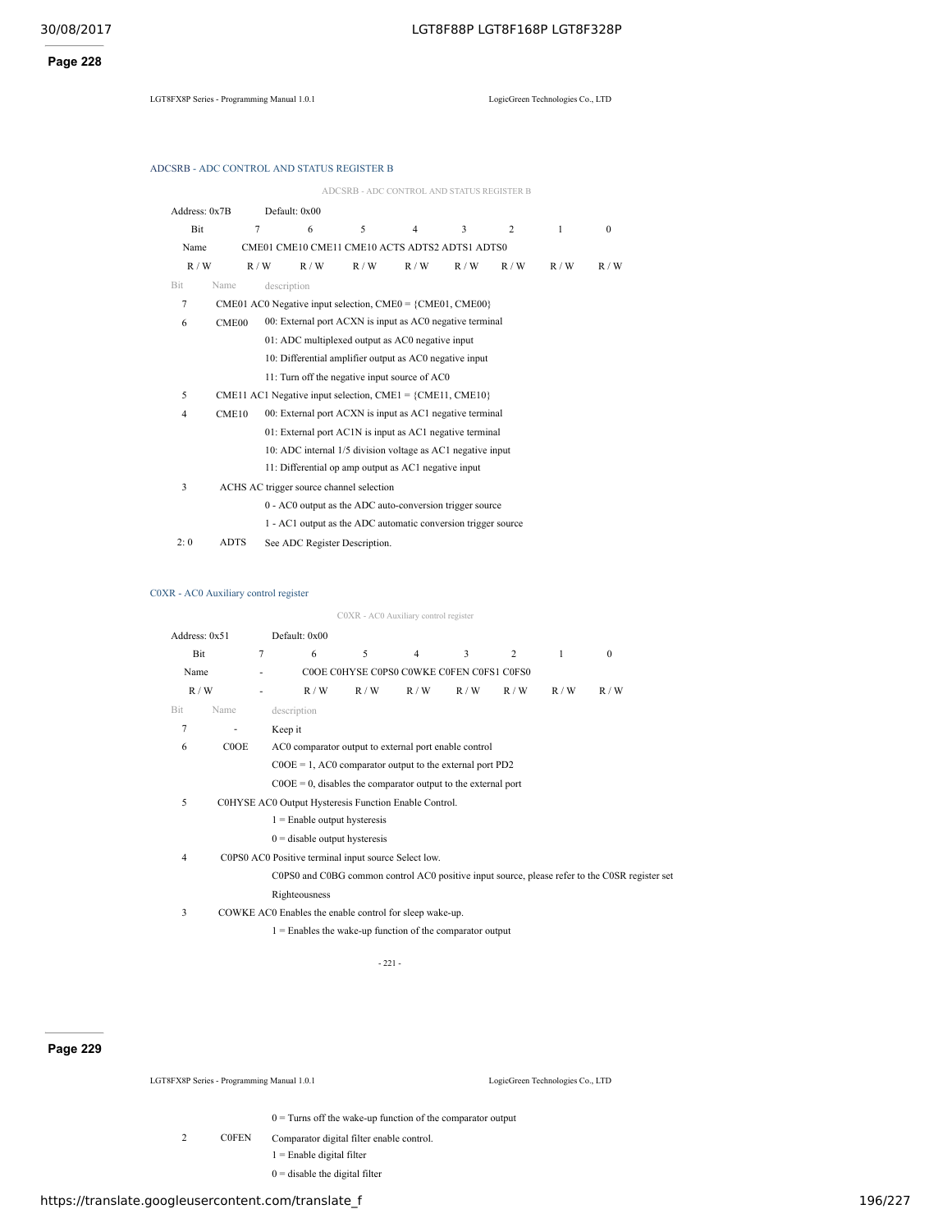## ADCSRB - ADC CONTROL AND STATUS REGISTER B

ADCSRB - ADC CONTROL AND STATUS REGISTER B

| Address: 0x7B | Default: 0x00 | | | | | | | |
|---|---|---|---|---|---|---|---|---|
| Bit | 7 | 6 | 5 | 4 | 3 | 2 | 1 | 0 |
| Name | CME01 | CME10 | CME11 | CME10 | ACTS | ADTS2 | ADTS1 | ADTS0 |
| R / W | R / W | R / W | R / W | R / W | R / W | R / W | R / W | R / W |

| Bit | Name | description |
|---|---|---|
| 7 | CME01 | AC0 Negative input selection, CME0 = {CME01, CME00} |
| 6 | CME00 | 00: External port ACXN is input as AC0 negative terminal |
| | | 01: ADC multiplexed output as AC0 negative input |
| | | 10: Differential amplifier output as AC0 negative input |
| | | 11: Turn off the negative input source of AC0 |
| 5 | CME11 | AC1 Negative input selection, CME1 = {CME11, CME10} |
| 4 | CME10 | 00: External port ACXN is input as AC1 negative terminal |
| | | 01: External port AC1N is input as AC1 negative terminal |
| | | 10: ADC internal 1/5 division voltage as AC1 negative input |
| | | 11: Differential op amp output as AC1 negative input |
| 3 | ACHS | AC trigger source channel selection |
| | | 0 - AC0 output as the ADC auto-conversion trigger source |
| | | 1 - AC1 output as the ADC automatic conversion trigger source |
| 2: 0 | ADTS | See ADC Register Description. |

## C0XR - AC0 Auxiliary control register

C0XR - AC0 Auxiliary control register

| Address: 0x51 | Default: 0x00 | | | | | | | |
|---|---|---|---|---|---|---|---|---|
| Bit | 7 | 6 | 5 | 4 | 3 | 2 | 1 | 0 |
| Name | - | C0OE | C0HYSE | C0PS0 | C0WKE | C0FEN | C0FS1 | C0FS0 |
| R / W | - | R / W | R / W | R / W | R / W | R / W | R / W | R / W |

| Bit | Name | description |
|---|---|---|
| 7 | - | Keep it |
| 6 | C0OE | AC0 comparator output to external port enable control |
| | | C0OE = 1, AC0 comparator output to the external port PD2 |
| | | C0OE = 0, disables the comparator output to the external port |
| 5 | C0HYSE | AC0 Output Hysteresis Function Enable Control. |
| | | 1 = Enable output hysteresis |
| | | 0 = disable output hysteresis |
| 4 | C0PS0 | AC0 Positive terminal input source Select low. |
| | | C0PS0 and C0BG common control AC0 positive input source, please refer to the C0SR register set Righteousness |
| 3 | C0WKE | AC0 Enables the enable control for sleep wake-up. |
| | | 1 = Enables the wake-up function of the comparator output |
| | | 0 = Turns off the wake-up function of the comparator output |
| 2 | C0FEN | Comparator digital filter enable control. |
| | | 1 = Enable digital filter |
| | | 0 = disable the digital filter |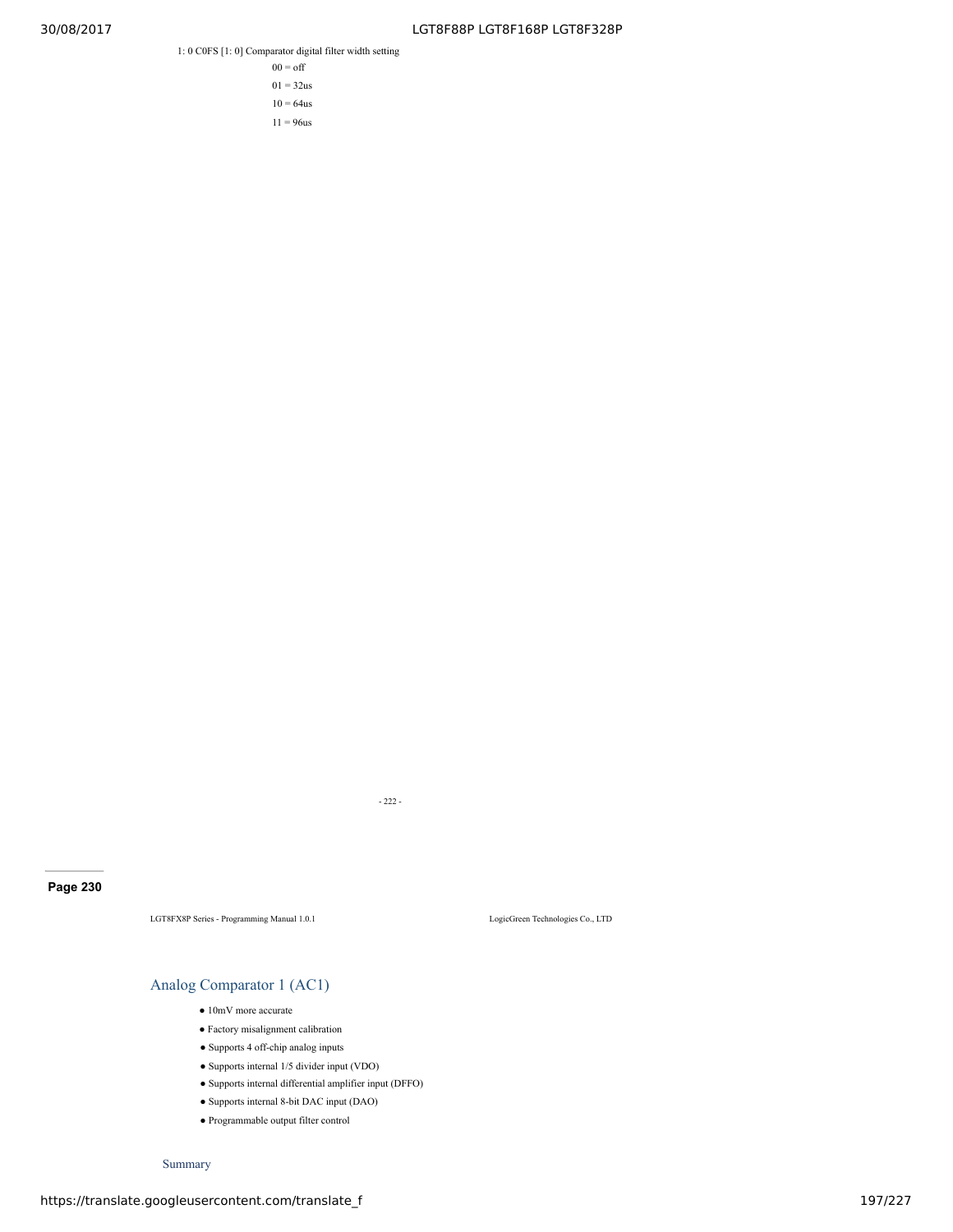1: 0 C0FS [1: 0] Comparator digital filter width setting

00 = off

01 = 32us

10 = 64us

11 = 96us

## Analog Comparator 1 (AC1)

- 10mV more accurate
- Factory misalignment calibration
- Supports 4 off-chip analog inputs
- Supports internal 1/5 divider input (VDO)
- Supports internal differential amplifier input (DFFO)
- Supports internal 8-bit DAC input (DAO)
- Programmable output filter control

### Summary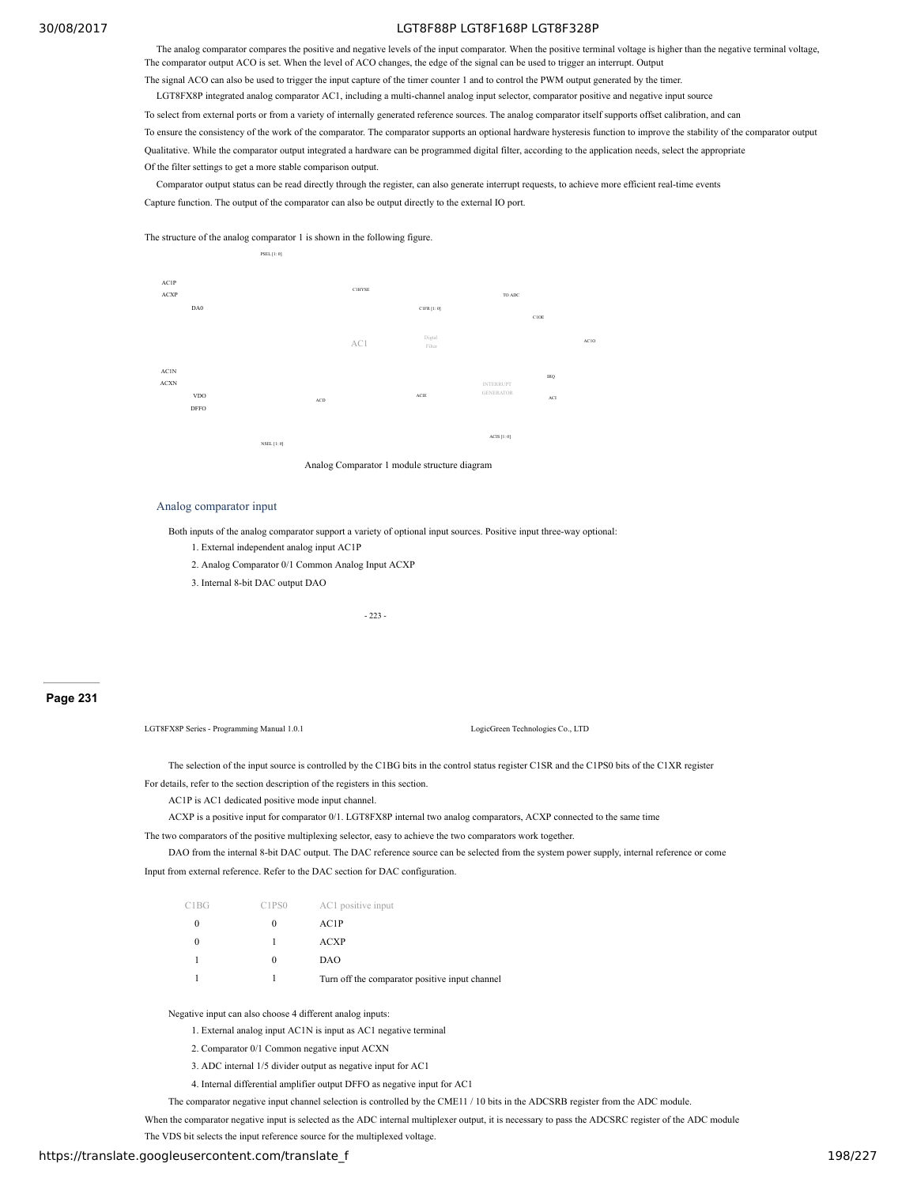The analog comparator compares the positive and negative levels of the input comparator. When the positive terminal voltage is higher than the negative terminal voltage, The comparator output ACO is set. When the level of ACO changes, the edge of the signal can be used to trigger an interrupt. Output

The signal ACO can also be used to trigger the input capture of the timer counter 1 and to control the PWM output generated by the timer.

LGT8FX8P integrated analog comparator AC1, including a multi-channel analog input selector, comparator positive and negative input source

To select from external ports or from a variety of internally generated reference sources. The analog comparator itself supports offset calibration, and can

To ensure the consistency of the work of the comparator. The comparator supports an optional hardware hysteresis function to improve the stability of the comparator output

Qualitative. While the comparator output integrated a hardware can be programmed digital filter, according to the application needs, select the appropriate

Of the filter settings to get a more stable comparison output.

Comparator output status can be read directly through the register, can also generate interrupt requests, to achieve more efficient real-time events

Capture function. The output of the comparator can also be output directly to the external IO port.

The structure of the analog comparator 1 is shown in the following figure.

PSEL [1: 0]

AC1P
ACXP
DA0

C1HYSE

C1FR [1: 0]

TO ADC

C1OE

AC1

Digital Filter

AC1O

AC1N
ACXN
VDO
DFFO

ACD

ACIE

INTERRUPT GENERATOR

IRQ

ACI

ACIS [1: 0]

NSEL [1: 0]

Analog Comparator 1 module structure diagram

## Analog comparator input

Both inputs of the analog comparator support a variety of optional input sources. Positive input three-way optional:

1. External independent analog input AC1P
2. Analog Comparator 0/1 Common Analog Input ACXP
3. Internal 8-bit DAC output DAO

The selection of the input source is controlled by the C1BG bits in the control status register C1SR and the C1PS0 bits of the C1XR register

For details, refer to the section description of the registers in this section.

AC1P is AC1 dedicated positive mode input channel.

ACXP is a positive input for comparator 0/1. LGT8FX8P internal two analog comparators, ACXP connected to the same time

The two comparators of the positive multiplexing selector, easy to achieve the two comparators work together.

DAO from the internal 8-bit DAC output. The DAC reference source can be selected from the system power supply, internal reference or come

Input from external reference. Refer to the DAC section for DAC configuration.

| C1BG | C1PS0 | AC1 positive input |
|---|---|---|
| 0 | 0 | AC1P |
| 0 | 1 | ACXP |
| 1 | 0 | DAO |
| 1 | 1 | Turn off the comparator positive input channel |

Negative input can also choose 4 different analog inputs:

1. External analog input AC1N is input as AC1 negative terminal
2. Comparator 0/1 Common negative input ACXN
3. ADC internal 1/5 divider output as negative input for AC1
4. Internal differential amplifier output DFFO as negative input for AC1

The comparator negative input channel selection is controlled by the CME11 / 10 bits in the ADCSRB register from the ADC module.

When the comparator negative input is selected as the ADC internal multiplexer output, it is necessary to pass the ADCSRC register of the ADC module

The VDS bit selects the input reference source for the multiplexed voltage.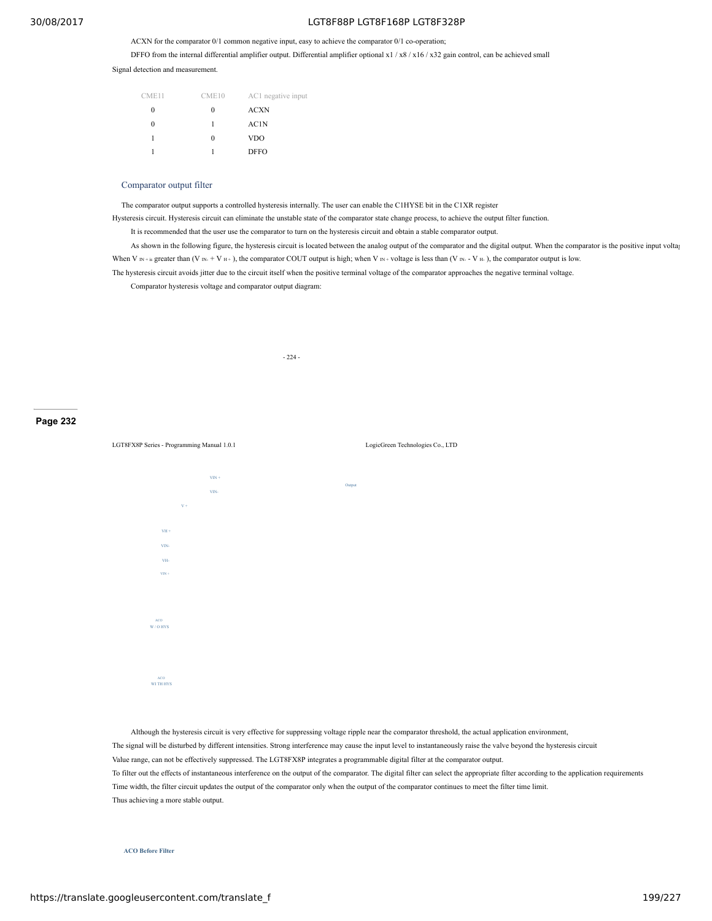ACXN for the comparator 0/1 common negative input, easy to achieve the comparator 0/1 co-operation;

DFFO from the internal differential amplifier output. Differential amplifier optional x1 / x8 / x16 / x32 gain control, can be achieved small Signal detection and measurement.

| CME11 | CME10 | AC1 negative input |
|---|---|---|
| 0 | 0 | ACXN |
| 0 | 1 | AC1N |
| 1 | 0 | VDO |
| 1 | 1 | DFFO |

### Comparator output filter

The comparator output supports a controlled hysteresis internally. The user can enable the C1HYSE bit in the C1XR register Hysteresis circuit. Hysteresis circuit can eliminate the unstable state of the comparator state change process, to achieve the output filter function.

It is recommended that the user use the comparator to turn on the hysteresis circuit and obtain a stable comparator output.

As shown in the following figure, the hysteresis circuit is located between the analog output of the comparator and the digital output. When the comparator is the positive input voltag When $V_{IN+}$ is greater than ($V_{IN-} + V_{H+}$), the comparator COUT output is high; when $V_{IN+}$ voltage is less than ($V_{IN-} - V_{H-}$), the comparator output is low.

The hysteresis circuit avoids jitter due to the circuit itself when the positive terminal voltage of the comparator approaches the negative terminal voltage.

Comparator hysteresis voltage and comparator output diagram:

VIN +

VIN-

Output

V +

VH +

VIN-

VH-

VIN +

ACO
W / O HYS

ACO
WI TH HYS

Although the hysteresis circuit is very effective for suppressing voltage ripple near the comparator threshold, the actual application environment, The signal will be disturbed by different intensities. Strong interference may cause the input level to instantaneously raise the valve beyond the hysteresis circuit Value range, can not be effectively suppressed. The LGT8FX8P integrates a programmable digital filter at the comparator output. To filter out the effects of instantaneous interference on the output of the comparator. The digital filter can select the appropriate filter according to the application requirements Time width, the filter circuit updates the output of the comparator only when the output of the comparator continues to meet the filter time limit. Thus achieving a more stable output.

**ACO Before Filter**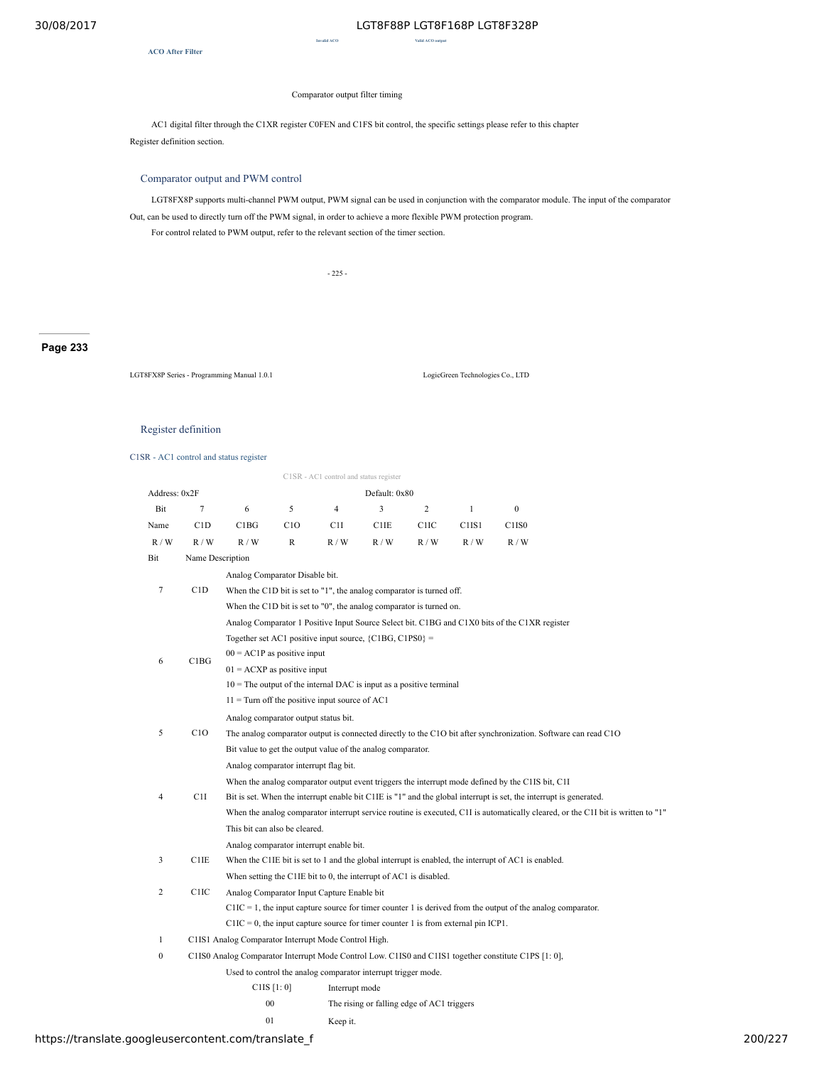ACO After Filter

Invalid ACO Valid ACO output

Comparator output filter timing

AC1 digital filter through the C1XR register C0FEN and C1FS bit control, the specific settings please refer to this chapter Register definition section.

## Comparator output and PWM control

LGT8FX8P supports multi-channel PWM output, PWM signal can be used in conjunction with the comparator module. The input of the comparator Out, can be used to directly turn off the PWM signal, in order to achieve a more flexible PWM protection program.

For control related to PWM output, refer to the relevant section of the timer section.

## Register definition

### C1SR - AC1 control and status register

C1SR - AC1 control and status register

| Address: 0x2F | | | | | Default: 0x80 | | | |
|---|---|---|---|---|---|---|---|---|
| Bit | 7 | 6 | 5 | 4 | 3 | 2 | 1 | 0 |
| Name | C1D | C1BG | C1O | C1I | C1IE | C1IC | C1IS1 | C1IS0 |
| R / W | R / W | R / W | R | R / W | R / W | R / W | R / W | R / W |

| Bit | Name | Description |
|---|---|---|
| 7 | C1D | Analog Comparator Disable bit.<br>When the C1D bit is set to "1", the analog comparator is turned off.<br>When the C1D bit is set to "0", the analog comparator is turned on. |
| 6 | C1BG | Analog Comparator 1 Positive Input Source Select bit. C1BG and C1X0 bits of the C1XR register<br>Together set AC1 positive input source, {C1BG, C1PS0} =<br>00 = AC1P as positive input<br>01 = ACXP as positive input<br>10 = The output of the internal DAC is input as a positive terminal<br>11 = Turn off the positive input source of AC1 |
| 5 | C1O | Analog comparator output status bit.<br>The analog comparator output is connected directly to the C1O bit after synchronization. Software can read C1O<br>Bit value to get the output value of the analog comparator. |
| 4 | C1I | Analog comparator interrupt flag bit.<br>When the analog comparator output event triggers the interrupt mode defined by the C1IS bit, C1I<br>Bit is set. When the interrupt enable bit C1IE is "1" and the global interrupt is set, the interrupt is generated.<br>When the analog comparator interrupt service routine is executed, C1I is automatically cleared, or the C1I bit is written to "1"<br>This bit can also be cleared. |
| 3 | C1IE | Analog comparator interrupt enable bit.<br>When the C1IE bit is set to 1 and the global interrupt is enabled, the interrupt of AC1 is enabled.<br>When setting the C1IE bit to 0, the interrupt of AC1 is disabled. |
| 2 | C1IC | Analog Comparator Input Capture Enable bit<br>C1IC = 1, the input capture source for timer counter 1 is derived from the output of the analog comparator.<br>C1IC = 0, the input capture source for timer counter 1 is from external pin ICP1. |
| 1 | C1IS1 | Analog Comparator Interrupt Mode Control High. |
| 0 | C1IS0 | Analog Comparator Interrupt Mode Control Low. C1IS0 and C1IS1 together constitute C1PS [1: 0],<br>Used to control the analog comparator interrupt trigger mode. |

| C1IS [1: 0] | Interrupt mode |
|---|---|
| 00 | The rising or falling edge of AC1 triggers |
| 01 | Keep it. |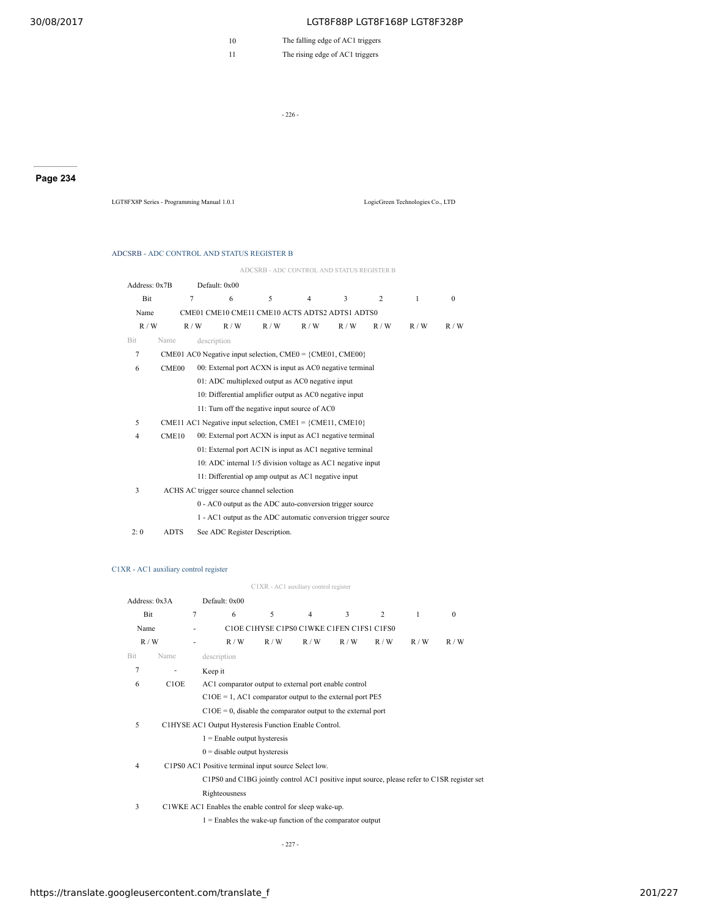| | |
|---|---|
| 10 | The falling edge of AC1 triggers |
| 11 | The rising edge of AC1 triggers |

### ADCSRB - ADC CONTROL AND STATUS REGISTER B

ADCSRB - ADC CONTROL AND STATUS REGISTER B

Address: 0x7B    Default: 0x00

| Bit | 7 | 6 | 5 | 4 | 3 | 2 | 1 | 0 |
|---|---|---|---|---|---|---|---|---|
| Name | CME01 | CME10 | CME11 | CME10 | ACTS | ADTS2 | ADTS1 | ADTS0 |
| R / W | R / W | R / W | R / W | R / W | R / W | R / W | R / W | R / W |

| Bit | Name | description |
|---|---|---|
| 7 | CME01 | AC0 Negative input selection, CME0 = {CME01, CME00} |
| 6 | CME00 | 00: External port ACXN is input as AC0 negative terminal |
| | | 01: ADC multiplexed output as AC0 negative input |
| | | 10: Differential amplifier output as AC0 negative input |
| | | 11: Turn off the negative input source of AC0 |
| 5 | CME11 | AC1 Negative input selection, CME1 = {CME11, CME10} |
| 4 | CME10 | 00: External port ACXN is input as AC1 negative terminal |
| | | 01: External port AC1N is input as AC1 negative terminal |
| | | 10: ADC internal 1/5 division voltage as AC1 negative input |
| | | 11: Differential op amp output as AC1 negative input |
| 3 | ACHS | AC trigger source channel selection |
| | | 0 - AC0 output as the ADC auto-conversion trigger source |
| | | 1 - AC1 output as the ADC automatic conversion trigger source |
| 2: 0 | ADTS | See ADC Register Description. |

### C1XR - AC1 auxiliary control register

C1XR - AC1 auxiliary control register

Address: 0x3A    Default: 0x00

| Bit | 7 | 6 | 5 | 4 | 3 | 2 | 1 | 0 |
|---|---|---|---|---|---|---|---|---|
| Name | - | C1OE | C1HYSE | C1PS0 | C1WKE | C1FEN | C1FS1 | C1FS0 |
| R / W | - | R / W | R / W | R / W | R / W | R / W | R / W | R / W |

| Bit | Name | description |
|---|---|---|
| 7 | - | Keep it |
| 6 | C1OE | AC1 comparator output to external port enable control |
| | | C1OE = 1, AC1 comparator output to the external port PE5 |
| | | C1OE = 0, disable the comparator output to the external port |
| 5 | C1HYSE | AC1 Output Hysteresis Function Enable Control. |
| | | 1 = Enable output hysteresis |
| | | 0 = disable output hysteresis |
| 4 | C1PS0 | AC1 Positive terminal input source Select low. |
| | | C1PS0 and C1BG jointly control AC1 positive input source, please refer to C1SR register set Righteousness |
| 3 | C1WKE | AC1 Enables the enable control for sleep wake-up. |
| | | 1 = Enables the wake-up function of the comparator output |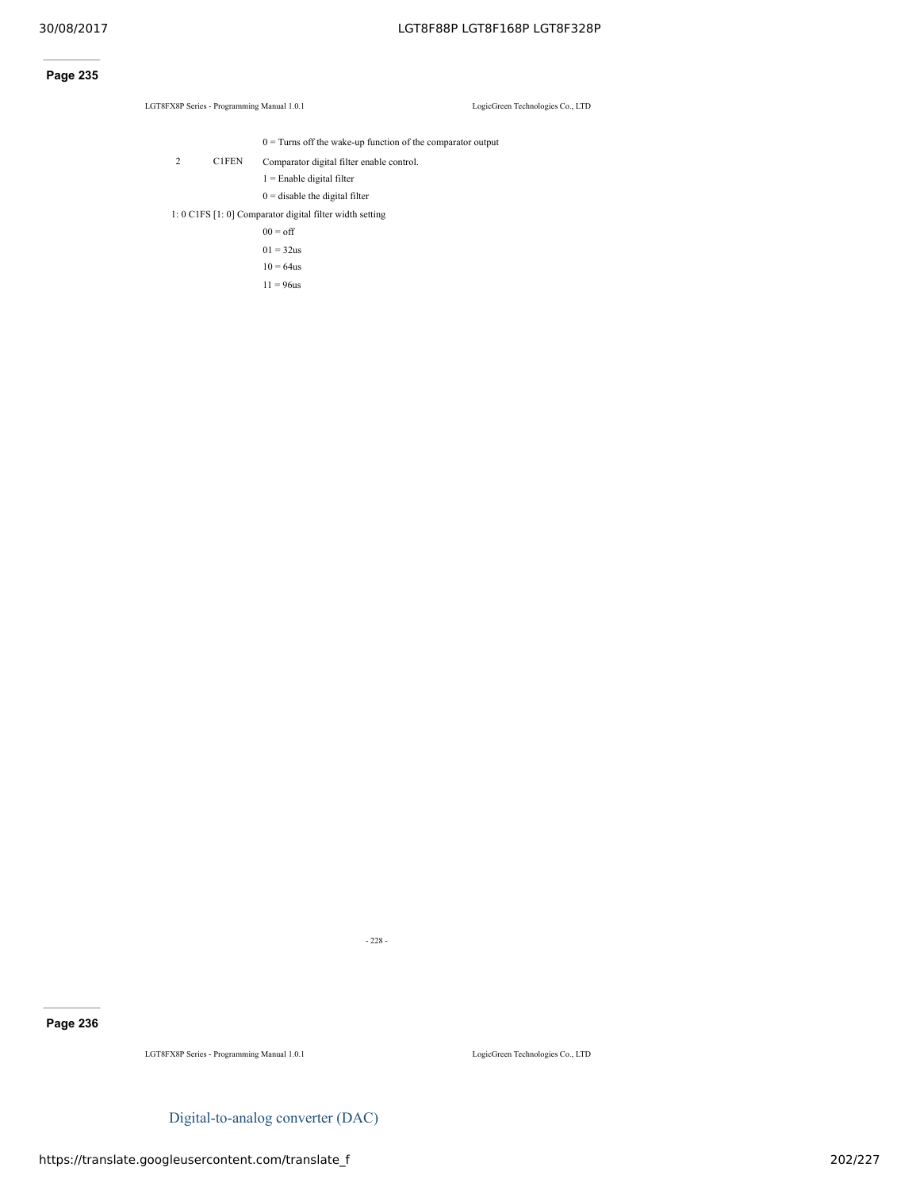0 = Turns off the wake-up function of the comparator output

2 C1FEN Comparator digital filter enable control.

1 = Enable digital filter

0 = disable the digital filter

1: 0 C1FS [1: 0] Comparator digital filter width setting

00 = off

01 = 32us

10 = 64us

11 = 96us

## Digital-to-analog converter (DAC)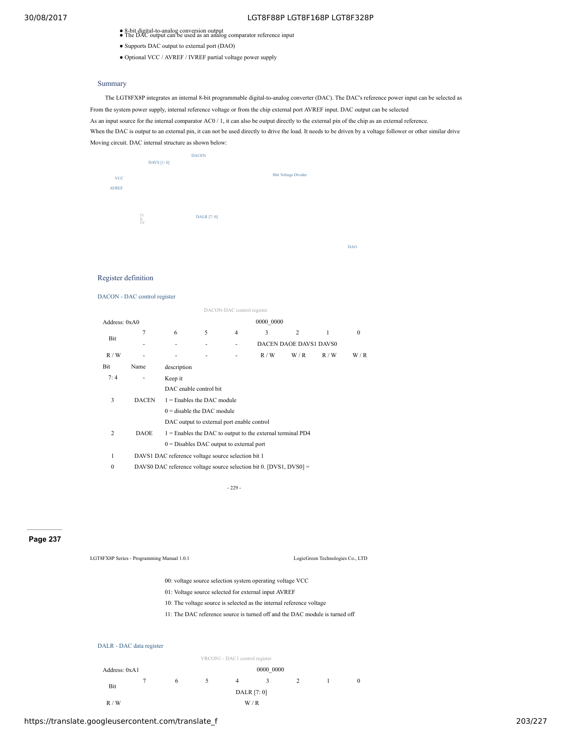- 8-bit digital-to-analog conversion output
- The DAC output can be used as an analog comparator reference input
- Supports DAC output to external port (DAO)
- Optional VCC / AVREF / IVREF partial voltage power supply

## Summary

The LGT8FX8P integrates an internal 8-bit programmable digital-to-analog converter (DAC). The DAC's reference power input can be selected as From the system power supply, internal reference voltage or from the chip external port AVREF input. DAC output can be selected As an input source for the internal comparator AC0 / 1, it can also be output directly to the external pin of the chip as an external reference. When the DAC is output to an external pin, it can not be used directly to drive the load. It needs to be driven by a voltage follower or other similar drive Moving circuit. DAC internal structure as shown below:

DACEN
DAVS [1: 0]
VCC
AVREF
IVREF
8bit Voltage Divider
DALR [7: 0]
DAO

## Register definition

### DACON - DAC control register

DACON-DAC control register

| Address: 0xA0 | | | | | 0000_0000 | | | |
|---|---|---|---|---|---|---|---|---|
| Bit | 7 | 6 | 5 | 4 | 3 | 2 | 1 | 0 |
| | - | - | - | - | DACEN | DAOE | DAVS1 | DAVS0 |
| R / W | - | - | - | - | R / W | W / R | R / W | W / R |

| Bit | Name | description |
|---|---|---|
| 7: 4 | - | Keep it |
| 3 | DACEN | DAC enable control bit<br>1 = Enables the DAC module<br>0 = disable the DAC module |
| 2 | DAOE | DAC output to external port enable control<br>1 = Enables the DAC to output to the external terminal PD4<br>0 = Disables DAC output to external port |
| 1 | DAVS1 | DAC reference voltage source selection bit 1 |
| 0 | DAVS0 | DAC reference voltage source selection bit 0. [DVS1, DVS0] =<br>00: voltage source selection system operating voltage VCC<br>01: Voltage source selected for external input AVREF<br>10: The voltage source is selected as the internal reference voltage<br>11: The DAC reference source is turned off and the DAC module is turned off |

### DALR - DAC data register

VRCON1 - DAC1 control register

| Address: 0xA1 | | | | | 0000_0000 | | | |
|---|---|---|---|---|---|---|---|---|
| Bit | 7 | 6 | 5 | 4 | 3 | 2 | 1 | 0 |
| | DALR [7: 0] | | | | | | | |
| R / W | W / R | | | | | | | |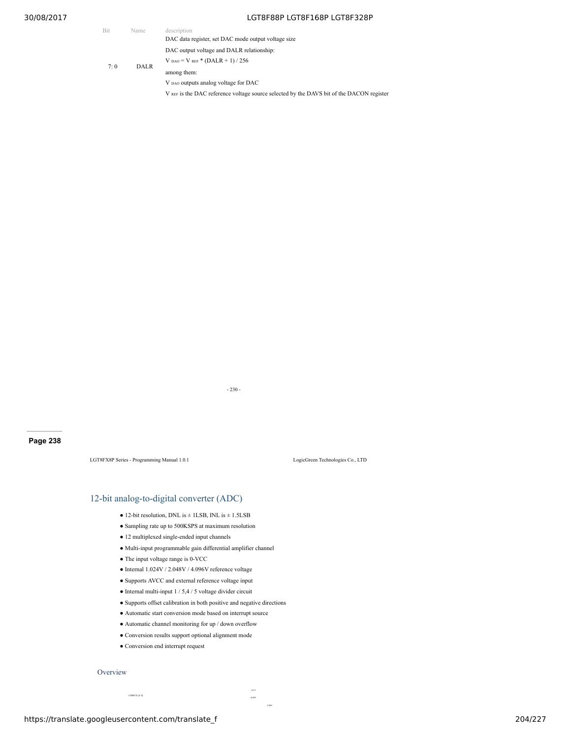| Bit | Name | description |
| --- | --- | --- |
| 7: 0 | DALR | DAC data register, set DAC mode output voltage size<br>DAC output voltage and DALR relationship:<br>$V_{DAO} = V_{REF} * (DALR + 1) / 256$<br>among them:<br>$V_{DAO}$ outputs analog voltage for DAC<br>$V_{REF}$ is the DAC reference voltage source selected by the DAVS bit of the DACON register |

## 12-bit analog-to-digital converter (ADC)

- 12-bit resolution, DNL is ± 1LSB, INL is ± 1.5LSB
- Sampling rate up to 500KSPS at maximum resolution
- 12 multiplexed single-ended input channels
- Multi-input programmable gain differential amplifier channel
- The input voltage range is 0-VCC
- Internal 1.024V / 2.048V / 4.096V reference voltage
- Supports AVCC and external reference voltage input
- Internal multi-input 1 / 5,4 / 5 voltage divider circuit
- Supports offset calibration in both positive and negative directions
- Automatic start conversion mode based on interrupt source
- Automatic channel monitoring for up / down overflow
- Conversion results support optional alignment mode
- Conversion end interrupt request

### Overview

CHMUX [4: 0]

AVCC

AVREF

IVREF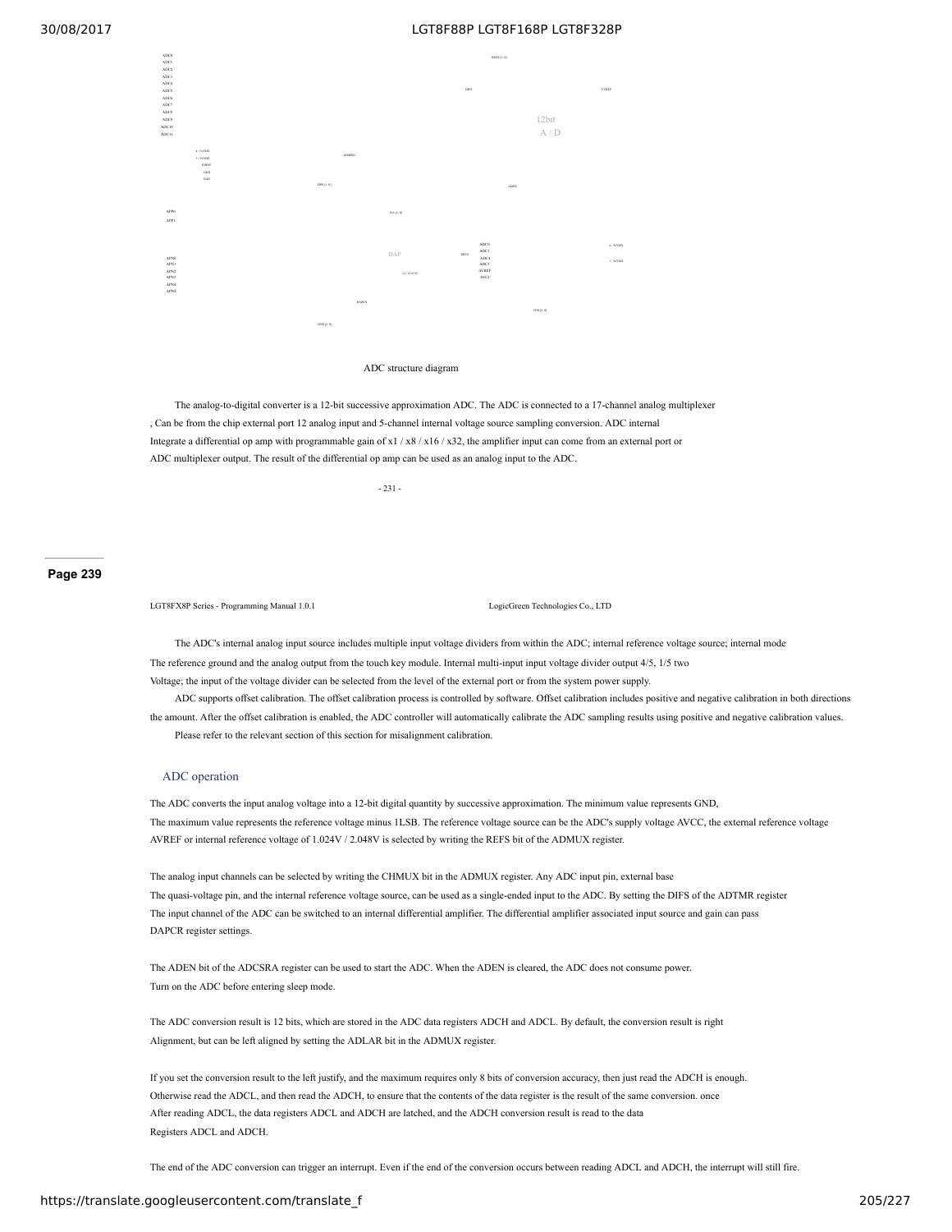ADC0
ADC1
ADC2
ADC3
ADC4
ADC5
ADC6
ADC7
ADC8
ADC9
ADC10
ADC11

REFS [1: 0]

DIFS

CVREF

12bit
A / D

4 / 5VDO
1 / 5VDO
IVREF
GND
DAO

ADMUX

DFS [1: 0]

ADEN

APP0
APP1

GA [1: 0]

APN0
APN1
APN2
APN3
APN4
APN5

DAP

REFS

ADC0
ADC1
ADC4
ADC5
AVREF
AVCC

4 / 5VDS
1 / 5VDS

x1 / 8/16/32

DAPEN

VDS [2: 0]

DNS [2: 0]

ADC structure diagram

The analog-to-digital converter is a 12-bit successive approximation ADC. The ADC is connected to a 17-channel analog multiplexer , Can be from the chip external port 12 analog input and 5-channel internal voltage source sampling conversion. ADC internal Integrate a differential op amp with programmable gain of x1 / x8 / x16 / x32, the amplifier input can come from an external port or ADC multiplexer output. The result of the differential op amp can be used as an analog input to the ADC.

- 231 -

Page 239

LGT8FX8P Series - Programming Manual 1.0.1 LogicGreen Technologies Co., LTD

The ADC's internal analog input source includes multiple input voltage dividers from within the ADC; internal reference voltage source; internal mode The reference ground and the analog output from the touch key module. Internal multi-input input voltage divider output 4/5, 1/5 two Voltage; the input of the voltage divider can be selected from the level of the external port or from the system power supply.

ADC supports offset calibration. The offset calibration process is controlled by software. Offset calibration includes positive and negative calibration in both directions the amount. After the offset calibration is enabled, the ADC controller will automatically calibrate the ADC sampling results using positive and negative calibration values. Please refer to the relevant section of this section for misalignment calibration.

## ADC operation

The ADC converts the input analog voltage into a 12-bit digital quantity by successive approximation. The minimum value represents GND, The maximum value represents the reference voltage minus 1LSB. The reference voltage source can be the ADC's supply voltage AVCC, the external reference voltage AVREF or internal reference voltage of 1.024V / 2.048V is selected by writing the REFS bit of the ADMUX register.

The analog input channels can be selected by writing the CHMUX bit in the ADMUX register. Any ADC input pin, external base The quasi-voltage pin, and the internal reference voltage source, can be used as a single-ended input to the ADC. By setting the DIFS of the ADTMR register The input channel of the ADC can be switched to an internal differential amplifier. The differential amplifier associated input source and gain can pass DAPCR register settings.

The ADEN bit of the ADCSRA register can be used to start the ADC. When the ADEN is cleared, the ADC does not consume power. Turn on the ADC before entering sleep mode.

The ADC conversion result is 12 bits, which are stored in the ADC data registers ADCH and ADCL. By default, the conversion result is right Alignment, but can be left aligned by setting the ADLAR bit in the ADMUX register.

If you set the conversion result to the left justify, and the maximum requires only 8 bits of conversion accuracy, then just read the ADCH is enough. Otherwise read the ADCL, and then read the ADCH, to ensure that the contents of the data register is the result of the same conversion. once After reading ADCL, the data registers ADCL and ADCH are latched, and the ADCH conversion result is read to the data Registers ADCL and ADCH.

The end of the ADC conversion can trigger an interrupt. Even if the end of the conversion occurs between reading ADCL and ADCH, the interrupt will still fire.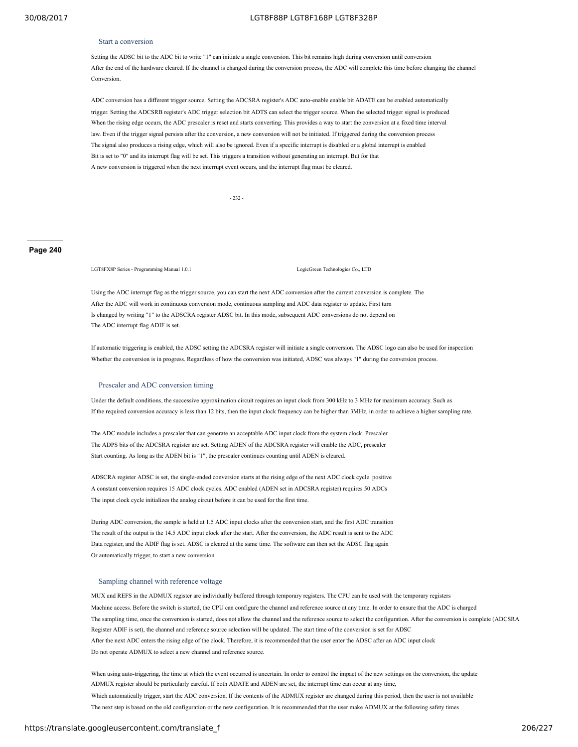### Start a conversion

Setting the ADSC bit to the ADC bit to write "1" can initiate a single conversion. This bit remains high during conversion until conversion After the end of the hardware cleared. If the channel is changed during the conversion process, the ADC will complete this time before changing the channel Conversion.

ADC conversion has a different trigger source. Setting the ADCSRA register's ADC auto-enable enable bit ADATE can be enabled automatically trigger. Setting the ADCSRB register's ADC trigger selection bit ADTS can select the trigger source. When the selected trigger signal is produced When the rising edge occurs, the ADC prescaler is reset and starts converting. This provides a way to start the conversion at a fixed time interval law. Even if the trigger signal persists after the conversion, a new conversion will not be initiated. If triggered during the conversion process The signal also produces a rising edge, which will also be ignored. Even if a specific interrupt is disabled or a global interrupt is enabled Bit is set to "0" and its interrupt flag will be set. This triggers a transition without generating an interrupt. But for that A new conversion is triggered when the next interrupt event occurs, and the interrupt flag must be cleared.

Using the ADC interrupt flag as the trigger source, you can start the next ADC conversion after the current conversion is complete. The After the ADC will work in continuous conversion mode, continuous sampling and ADC data register to update. First turn Is changed by writing "1" to the ADSCRA register ADSC bit. In this mode, subsequent ADC conversions do not depend on The ADC interrupt flag ADIF is set.

If automatic triggering is enabled, the ADSC setting the ADCSRA register will initiate a single conversion. The ADSC logo can also be used for inspection Whether the conversion is in progress. Regardless of how the conversion was initiated, ADSC was always "1" during the conversion process.

### Prescaler and ADC conversion timing

Under the default conditions, the successive approximation circuit requires an input clock from 300 kHz to 3 MHz for maximum accuracy. Such as If the required conversion accuracy is less than 12 bits, then the input clock frequency can be higher than 3MHz, in order to achieve a higher sampling rate.

The ADC module includes a prescaler that can generate an acceptable ADC input clock from the system clock. Prescaler The ADPS bits of the ADCSRA register are set. Setting ADEN of the ADCSRA register will enable the ADC, prescaler Start counting. As long as the ADEN bit is "1", the prescaler continues counting until ADEN is cleared.

ADSCRA register ADSC is set, the single-ended conversion starts at the rising edge of the next ADC clock cycle. positive A constant conversion requires 15 ADC clock cycles. ADC enabled (ADEN set in ADCSRA register) requires 50 ADCs The input clock cycle initializes the analog circuit before it can be used for the first time.

During ADC conversion, the sample is held at 1.5 ADC input clocks after the conversion start, and the first ADC transition The result of the output is the 14.5 ADC input clock after the start. After the conversion, the ADC result is sent to the ADC Data register, and the ADIF flag is set. ADSC is cleared at the same time. The software can then set the ADSC flag again Or automatically trigger, to start a new conversion.

### Sampling channel with reference voltage

MUX and REFS in the ADMUX register are individually buffered through temporary registers. The CPU can be used with the temporary registers Machine access. Before the switch is started, the CPU can configure the channel and reference source at any time. In order to ensure that the ADC is charged The sampling time, once the conversion is started, does not allow the channel and the reference source to select the configuration. After the conversion is complete (ADCSRA Register ADIF is set), the channel and reference source selection will be updated. The start time of the conversion is set for ADSC After the next ADC enters the rising edge of the clock. Therefore, it is recommended that the user enter the ADSC after an ADC input clock Do not operate ADMUX to select a new channel and reference source.

When using auto-triggering, the time at which the event occurred is uncertain. In order to control the impact of the new settings on the conversion, the update ADMUX register should be particularly careful. If both ADATE and ADEN are set, the interrupt time can occur at any time, Which automatically trigger, start the ADC conversion. If the contents of the ADMUX register are changed during this period, then the user is not available The next step is based on the old configuration or the new configuration. It is recommended that the user make ADMUX at the following safety times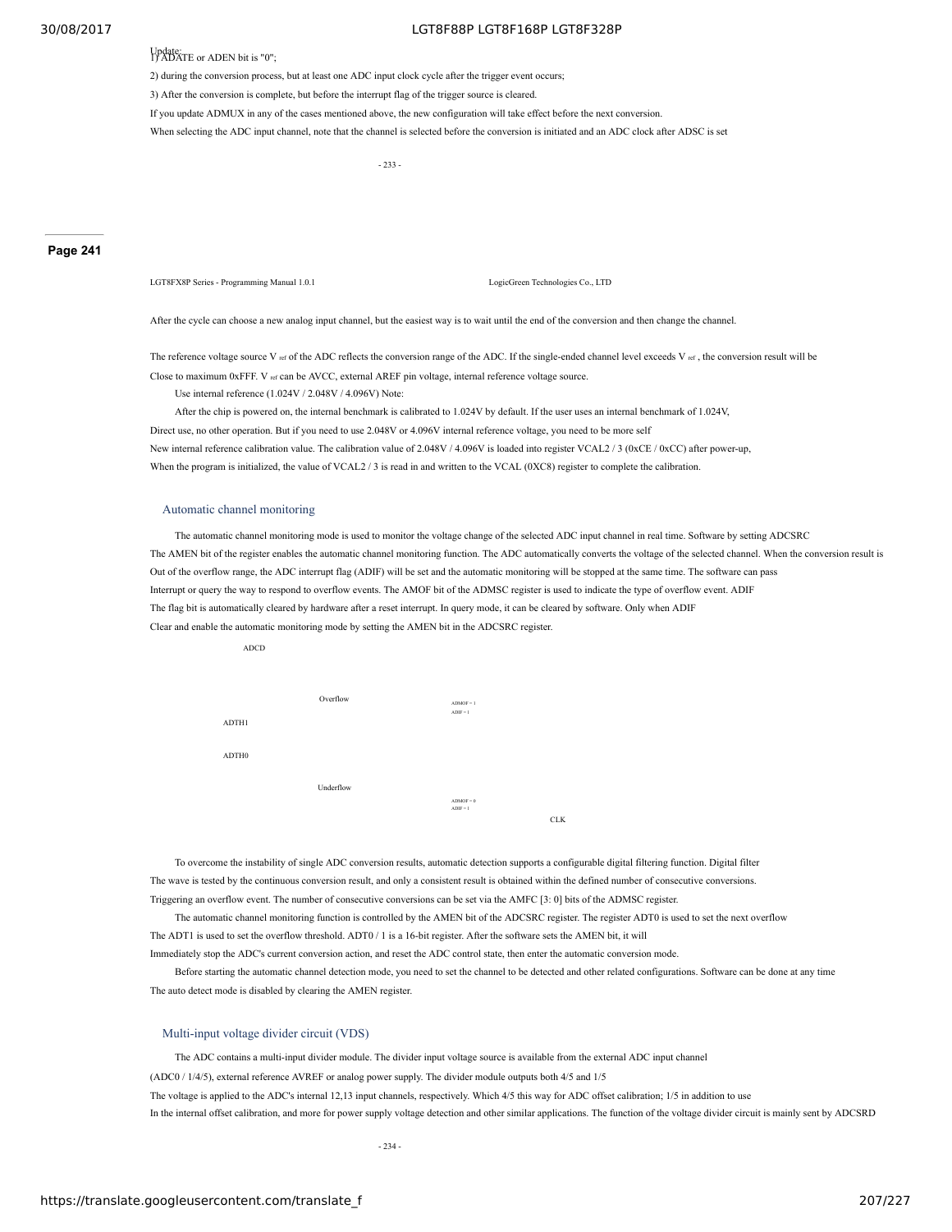Update:
1) ADATE or ADEN bit is "0";

2) during the conversion process, but at least one ADC input clock cycle after the trigger event occurs;

3) After the conversion is complete, but before the interrupt flag of the trigger source is cleared.

If you update ADMUX in any of the cases mentioned above, the new configuration will take effect before the next conversion.

When selecting the ADC input channel, note that the channel is selected before the conversion is initiated and an ADC clock after ADSC is set

After the cycle can choose a new analog input channel, but the easiest way is to wait until the end of the conversion and then change the channel.

The reference voltage source $V_{ref}$ of the ADC reflects the conversion range of the ADC. If the single-ended channel level exceeds $V_{ref}$, the conversion result will be Close to maximum 0xFFF. $V_{ref}$ can be AVCC, external AREF pin voltage, internal reference voltage source.

Use internal reference (1.024V / 2.048V / 4.096V) Note:

After the chip is powered on, the internal benchmark is calibrated to 1.024V by default. If the user uses an internal benchmark of 1.024V, Direct use, no other operation. But if you need to use 2.048V or 4.096V internal reference voltage, you need to be more self New internal reference calibration value. The calibration value of 2.048V / 4.096V is loaded into register VCAL2 / 3 (0xCE / 0xCC) after power-up, When the program is initialized, the value of VCAL2 / 3 is read in and written to the VCAL (0XC8) register to complete the calibration.

### Automatic channel monitoring

The automatic channel monitoring mode is used to monitor the voltage change of the selected ADC input channel in real time. Software by setting ADCSRC The AMEN bit of the register enables the automatic channel monitoring function. The ADC automatically converts the voltage of the selected channel. When the conversion result is Out of the overflow range, the ADC interrupt flag (ADIF) will be set and the automatic monitoring will be stopped at the same time. The software can pass Interrupt or query the way to respond to overflow events. The AMOF bit of the ADMSC register is used to indicate the type of overflow event. ADIF The flag bit is automatically cleared by hardware after a reset interrupt. In query mode, it can be cleared by software. Only when ADIF Clear and enable the automatic monitoring mode by setting the AMEN bit in the ADCSRC register.

ADCD

Overflow

ADMOF = 1
ADIF = 1

ADTH1

ADTH0

Underflow

ADMOF = 0
ADIF = 1

CLK

To overcome the instability of single ADC conversion results, automatic detection supports a configurable digital filtering function. Digital filter The wave is tested by the continuous conversion result, and only a consistent result is obtained within the defined number of consecutive conversions. Triggering an overflow event. The number of consecutive conversions can be set via the AMFC [3: 0] bits of the ADMSC register.

The automatic channel monitoring function is controlled by the AMEN bit of the ADCSRC register. The register ADT0 is used to set the next overflow The ADT1 is used to set the overflow threshold. ADT0 / 1 is a 16-bit register. After the software sets the AMEN bit, it will Immediately stop the ADC's current conversion action, and reset the ADC control state, then enter the automatic conversion mode.

Before starting the automatic channel detection mode, you need to set the channel to be detected and other related configurations. Software can be done at any time The auto detect mode is disabled by clearing the AMEN register.

### Multi-input voltage divider circuit (VDS)

The ADC contains a multi-input divider module. The divider input voltage source is available from the external ADC input channel (ADC0 / 1/4/5), external reference AVREF or analog power supply. The divider module outputs both 4/5 and 1/5 The voltage is applied to the ADC's internal 12,13 input channels, respectively. Which 4/5 this way for ADC offset calibration; 1/5 in addition to use In the internal offset calibration, and more for power supply voltage detection and other similar applications. The function of the voltage divider circuit is mainly sent by ADCSRD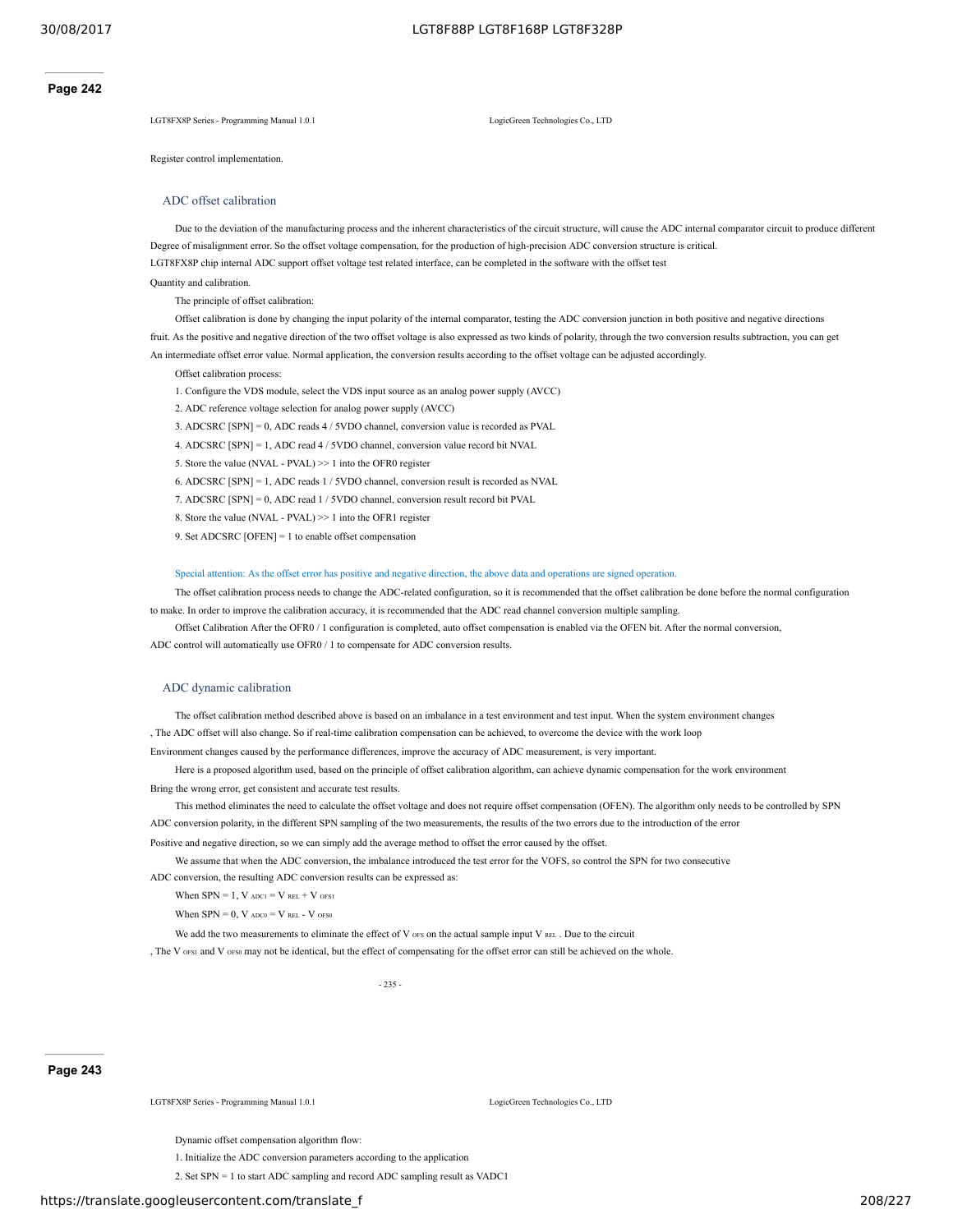Register control implementation.

## ADC offset calibration

Due to the deviation of the manufacturing process and the inherent characteristics of the circuit structure, will cause the ADC internal comparator circuit to produce different Degree of misalignment error. So the offset voltage compensation, for the production of high-precision ADC conversion structure is critical. LGT8FX8P chip internal ADC support offset voltage test related interface, can be completed in the software with the offset test Quantity and calibration.

The principle of offset calibration:

Offset calibration is done by changing the input polarity of the internal comparator, testing the ADC conversion junction in both positive and negative directions fruit. As the positive and negative direction of the two offset voltage is also expressed as two kinds of polarity, through the two conversion results subtraction, you can get An intermediate offset error value. Normal application, the conversion results according to the offset voltage can be adjusted accordingly.

Offset calibration process:

1. Configure the VDS module, select the VDS input source as an analog power supply (AVCC)
2. ADC reference voltage selection for analog power supply (AVCC)
3. ADCSRC [SPN] = 0, ADC reads 4 / 5VDO channel, conversion value is recorded as PVAL
4. ADCSRC [SPN] = 1, ADC read 4 / 5VDO channel, conversion value record bit NVAL
5. Store the value (NVAL - PVAL) >> 1 into the OFR0 register
6. ADCSRC [SPN] = 1, ADC reads 1 / 5VDO channel, conversion result is recorded as NVAL
7. ADCSRC [SPN] = 0, ADC read 1 / 5VDO channel, conversion result record bit PVAL
8. Store the value (NVAL - PVAL) >> 1 into the OFR1 register
9. Set ADCSRC [OFEN] = 1 to enable offset compensation

Special attention: As the offset error has positive and negative direction, the above data and operations are signed operation.

The offset calibration process needs to change the ADC-related configuration, so it is recommended that the offset calibration be done before the normal configuration to make. In order to improve the calibration accuracy, it is recommended that the ADC read channel conversion multiple sampling.

Offset Calibration After the OFR0 / 1 configuration is completed, auto offset compensation is enabled via the OFEN bit. After the normal conversion, ADC control will automatically use OFR0 / 1 to compensate for ADC conversion results.

## ADC dynamic calibration

The offset calibration method described above is based on an imbalance in a test environment and test input. When the system environment changes , The ADC offset will also change. So if real-time calibration compensation can be achieved, to overcome the device with the work loop Environment changes caused by the performance differences, improve the accuracy of ADC measurement, is very important.

Here is a proposed algorithm used, based on the principle of offset calibration algorithm, can achieve dynamic compensation for the work environment Bring the wrong error, get consistent and accurate test results.

This method eliminates the need to calculate the offset voltage and does not require offset compensation (OFEN). The algorithm only needs to be controlled by SPN ADC conversion polarity, in the different SPN sampling of the two measurements, the results of the two errors due to the introduction of the error Positive and negative direction, so we can simply add the average method to offset the error caused by the offset.

We assume that when the ADC conversion, the imbalance introduced the test error for the VOFS, so control the SPN for two consecutive ADC conversion, the resulting ADC conversion results can be expressed as:

When SPN = 1, $V_{ADC1} = V_{REL} + V_{OFS1}$

When SPN = 0, $V_{ADC0} = V_{REL} - V_{OFS0}$

We add the two measurements to eliminate the effect of $V_{OFS}$ on the actual sample input $V_{REL}$ . Due to the circuit , The $V_{OFS1}$ and $V_{OFS0}$ may not be identical, but the effect of compensating for the offset error can still be achieved on the whole.

Dynamic offset compensation algorithm flow:

1. Initialize the ADC conversion parameters according to the application
2. Set SPN = 1 to start ADC sampling and record ADC sampling result as VADC1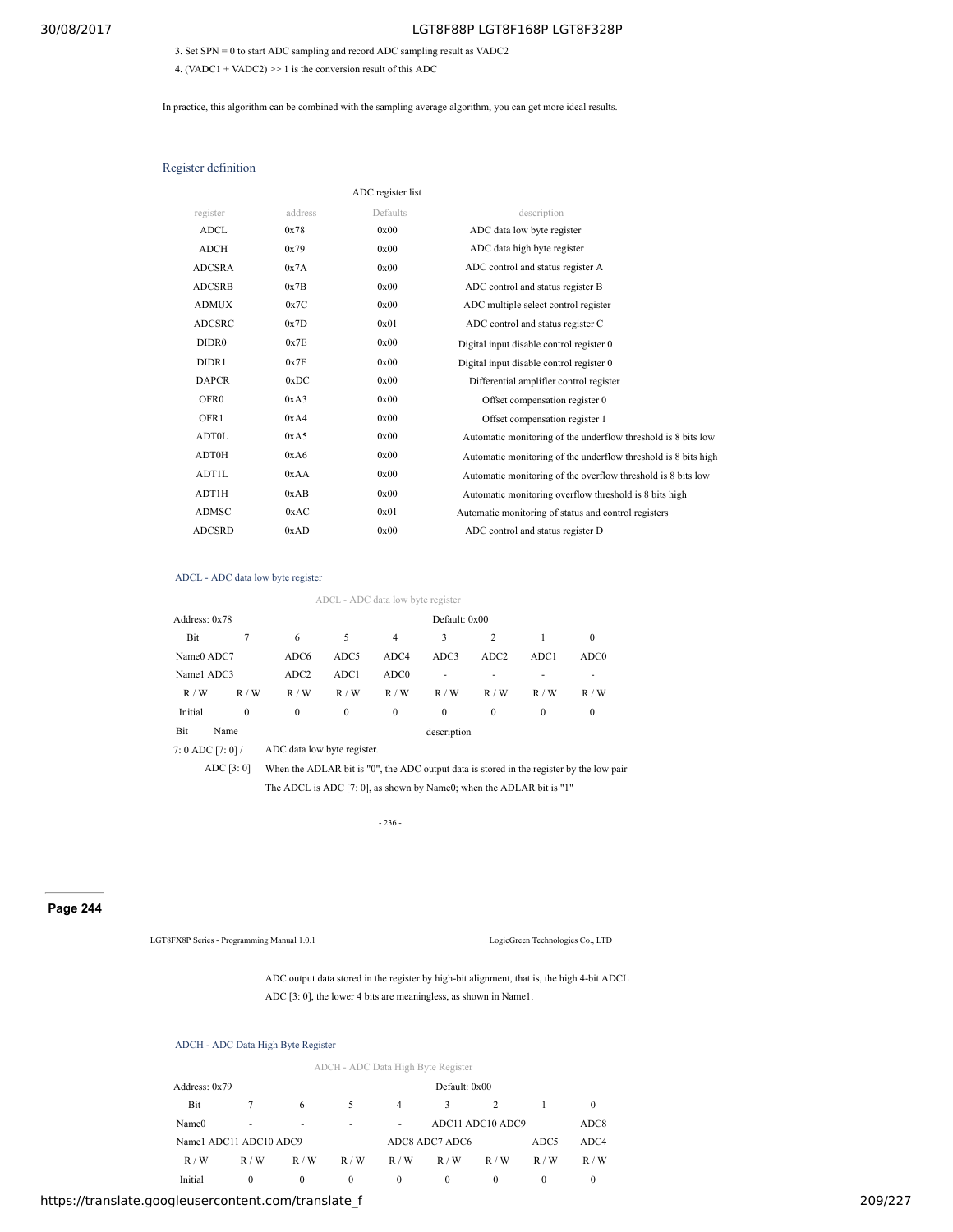3. Set SPN = 0 to start ADC sampling and record ADC sampling result as VADC2
4. (VADC1 + VADC2) >> 1 is the conversion result of this ADC

In practice, this algorithm can be combined with the sampling average algorithm, you can get more ideal results.

## Register definition

ADC register list

| register | address | Defaults | description |
|---|---|---|---|
| ADCL | 0x78 | 0x00 | ADC data low byte register |
| ADCH | 0x79 | 0x00 | ADC data high byte register |
| ADCSRA | 0x7A | 0x00 | ADC control and status register A |
| ADCSRB | 0x7B | 0x00 | ADC control and status register B |
| ADMUX | 0x7C | 0x00 | ADC multiple select control register |
| ADCSRC | 0x7D | 0x01 | ADC control and status register C |
| DIDR0 | 0x7E | 0x00 | Digital input disable control register 0 |
| DIDR1 | 0x7F | 0x00 | Digital input disable control register 0 |
| DAPCR | 0xDC | 0x00 | Differential amplifier control register |
| OFR0 | 0xA3 | 0x00 | Offset compensation register 0 |
| OFR1 | 0xA4 | 0x00 | Offset compensation register 1 |
| ADT0L | 0xA5 | 0x00 | Automatic monitoring of the underflow threshold is 8 bits low |
| ADT0H | 0xA6 | 0x00 | Automatic monitoring of the underflow threshold is 8 bits high |
| ADT1L | 0xAA | 0x00 | Automatic monitoring of the overflow threshold is 8 bits low |
| ADT1H | 0xAB | 0x00 | Automatic monitoring overflow threshold is 8 bits high |
| ADMSC | 0xAC | 0x01 | Automatic monitoring of status and control registers |
| ADCSRD | 0xAD | 0x00 | ADC control and status register D |

### ADCL - ADC data low byte register

ADCL - ADC data low byte register

| Address: 0x78 | | | | | Default: 0x00 | | | |
|---|---|---|---|---|---|---|---|---|
| Bit | 7 | 6 | 5 | 4 | 3 | 2 | 1 | 0 |
| Name0 | ADC7 | ADC6 | ADC5 | ADC4 | ADC3 | ADC2 | ADC1 | ADC0 |
| Name1 | ADC3 | ADC2 | ADC1 | ADC0 | - | - | - | - |
| R / W | R / W | R / W | R / W | R / W | R / W | R / W | R / W | R / W |
| Initial | 0 | 0 | 0 | 0 | 0 | 0 | 0 | 0 |

| Bit | Name | description |
|---|---|---|
| 7: 0 | ADC [7: 0] / ADC [3: 0] | ADC data low byte register. When the ADLAR bit is "0", the ADC output data is stored in the register by the low pair The ADCL is ADC [7: 0], as shown by Name0; when the ADLAR bit is "1" ADC output data stored in the register by high-bit alignment, that is, the high 4-bit ADCL ADC [3: 0], the lower 4 bits are meaningless, as shown in Name1. |

### ADCH - ADC Data High Byte Register

ADCH - ADC Data High Byte Register

| Address: 0x79 | | | | | Default: 0x00 | | | |
|---|---|---|---|---|---|---|---|---|
| Bit | 7 | 6 | 5 | 4 | 3 | 2 | 1 | 0 |
| Name0 | - | - | - | - | ADC11 | ADC10 | ADC9 | ADC8 |
| Name1 | ADC11 | ADC10 | ADC9 | ADC8 | ADC7 | ADC6 | ADC5 | ADC4 |
| R / W | R / W | R / W | R / W | R / W | R / W | R / W | R / W | R / W |
| Initial | 0 | 0 | 0 | 0 | 0 | 0 | 0 | 0 |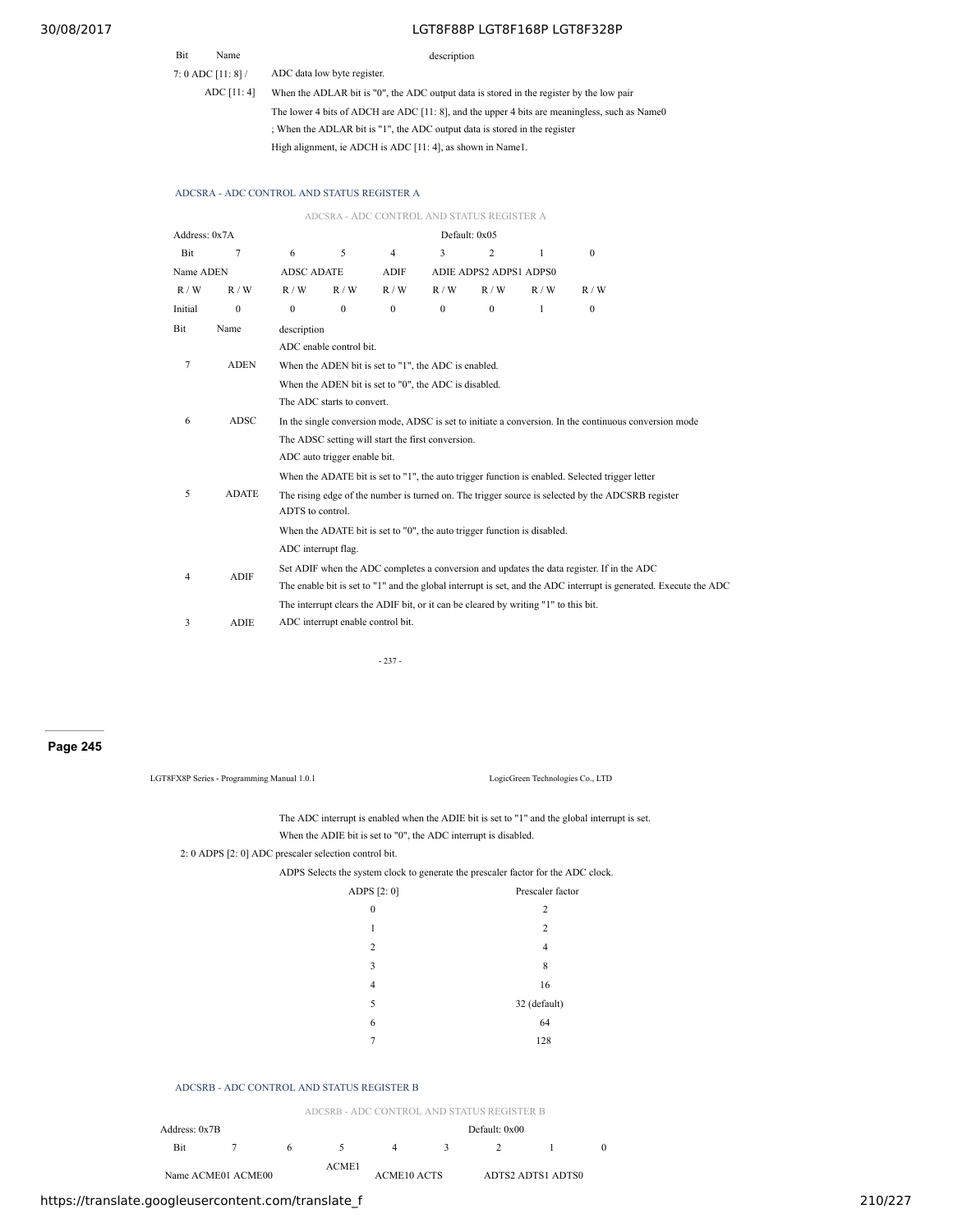| Bit | Name | description |
|---|---|---|
| 7: 0 | ADC [11: 8] / ADC [11: 4] | ADC data low byte register. When the ADLAR bit is "0", the ADC output data is stored in the register by the low pair The lower 4 bits of ADCH are ADC [11: 8], and the upper 4 bits are meaningless, such as Name0 ; When the ADLAR bit is "1", the ADC output data is stored in the register High alignment, ie ADCH is ADC [11: 4], as shown in Name1. |

### ADCSRA - ADC CONTROL AND STATUS REGISTER A

ADCSRA - ADC CONTROL AND STATUS REGISTER A

Address: 0x7A Default: 0x05

| Bit | 7 | 6 | 5 | 4 | 3 | 2 | 1 | 0 |
|---|---|---|---|---|---|---|---|---|
| Name | ADEN | ADSC | ADATE | ADIF | ADIE | ADPS2 | ADPS1 | ADPS0 |
| R / W | R / W | R / W | R / W | R / W | R / W | R / W | R / W | R / W |
| Initial | 0 | 0 | 0 | 0 | 0 | 0 | 1 | 0 |

| Bit | Name | description |
|---|---|---|
| 7 | ADEN | ADC enable control bit. When the ADEN bit is set to "1", the ADC is enabled. When the ADEN bit is set to "0", the ADC is disabled. |
| 6 | ADSC | The ADC starts to convert. In the single conversion mode, ADSC is set to initiate a conversion. In the continuous conversion mode The ADSC setting will start the first conversion. |
| 5 | ADATE | ADC auto trigger enable bit. When the ADATE bit is set to "1", the auto trigger function is enabled. Selected trigger letter The rising edge of the number is turned on. The trigger source is selected by the ADCSRB register ADTS to control. When the ADATE bit is set to "0", the auto trigger function is disabled. |
| 4 | ADIF | ADC interrupt flag. Set ADIF when the ADC completes a conversion and updates the data register. If in the ADC The enable bit is set to "1" and the global interrupt is set, and the ADC interrupt is generated. Execute the ADC The interrupt clears the ADIF bit, or it can be cleared by writing "1" to this bit. |
| 3 | ADIE | ADC interrupt enable control bit. The ADC interrupt is enabled when the ADIE bit is set to "1" and the global interrupt is set. When the ADIE bit is set to "0", the ADC interrupt is disabled. |
| 2: 0 | ADPS [2: 0] | ADC prescaler selection control bit. ADPS Selects the system clock to generate the prescaler factor for the ADC clock. |

| ADPS [2: 0] | Prescaler factor |
|---|---|
| 0 | 2 |
| 1 | 2 |
| 2 | 4 |
| 3 | 8 |
| 4 | 16 |
| 5 | 32 (default) |
| 6 | 64 |
| 7 | 128 |

### ADCSRB - ADC CONTROL AND STATUS REGISTER B

ADCSRB - ADC CONTROL AND STATUS REGISTER B

Address: 0x7B Default: 0x00

| Bit | 7 | 6 | 5 | 4 | 3 | 2 | 1 | 0 |
|---|---|---|---|---|---|---|---|---|
| Name | ACME01 | ACME00 | ACME1 | ACME10 | ACTS | ADTS2 | ADTS1 | ADTS0 |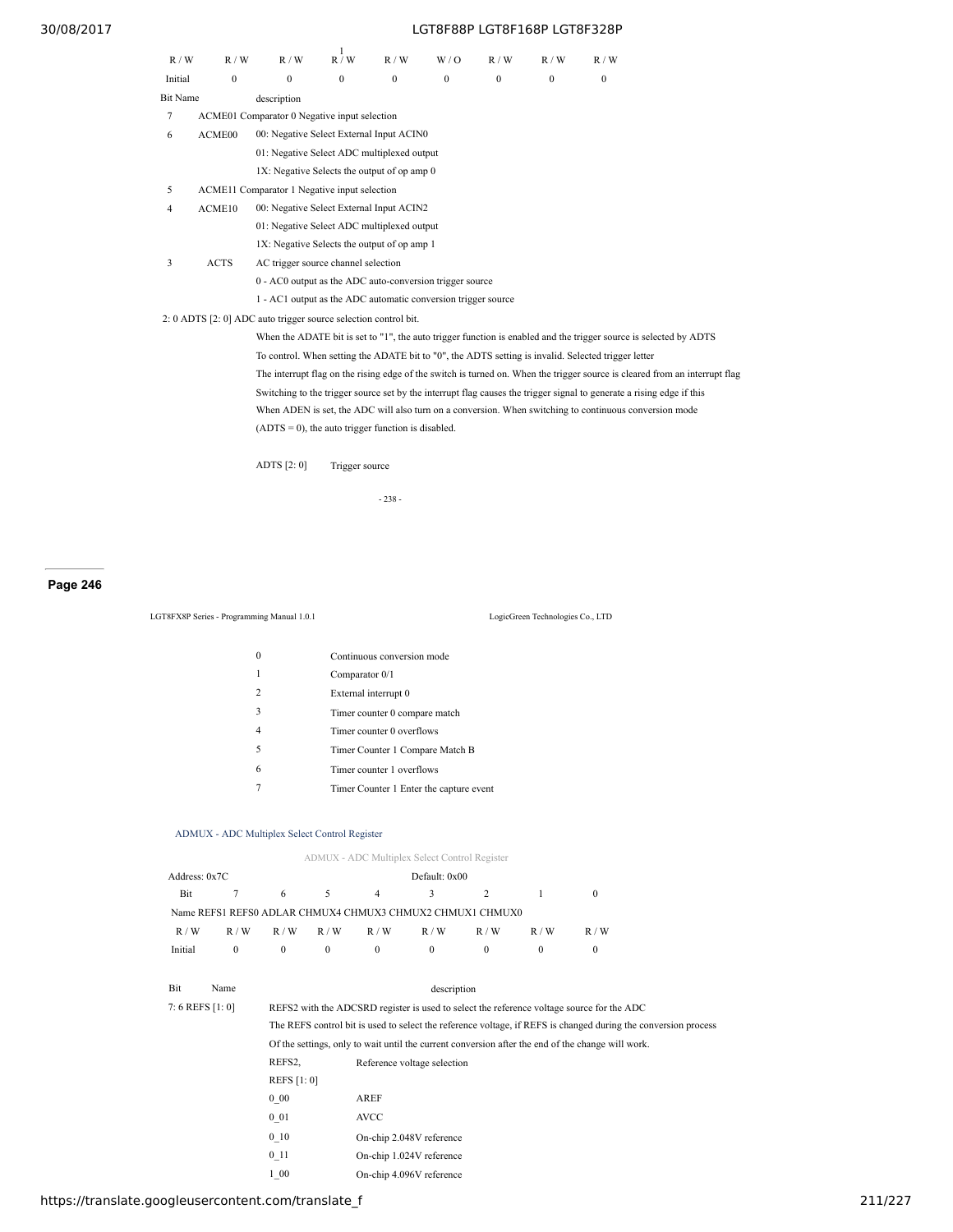| R / W | R / W | R / W | R / W | R / W | W / O | R / W | R / W | R / W |
|---|---|---|---|---|---|---|---|---|
| Initial | 0 | 0 | 0 | 0 | 0 | 0 | 0 | 0 |

| Bit | Name | description |
|---|---|---|
| 7 | ACME01 | Comparator 0 Negative input selection |
| 6 | ACME00 | 00: Negative Select External Input ACIN0 |
| | | 01: Negative Select ADC multiplexed output |
| | | 1X: Negative Selects the output of op amp 0 |
| 5 | ACME11 | Comparator 1 Negative input selection |
| 4 | ACME10 | 00: Negative Select External Input ACIN2 |
| | | 01: Negative Select ADC multiplexed output |
| | | 1X: Negative Selects the output of op amp 1 |
| 3 | ACTS | AC trigger source channel selection |
| | | 0 - AC0 output as the ADC auto-conversion trigger source |
| | | 1 - AC1 output as the ADC automatic conversion trigger source |

2: 0 ADTS [2: 0] ADC auto trigger source selection control bit.

When the ADATE bit is set to "1", the auto trigger function is enabled and the trigger source is selected by ADTS To control. When setting the ADATE bit to "0", the ADTS setting is invalid. Selected trigger letter The interrupt flag on the rising edge of the switch is turned on. When the trigger source is cleared from an interrupt flag Switching to the trigger source set by the interrupt flag causes the trigger signal to generate a rising edge if this When ADEN is set, the ADC will also turn on a conversion. When switching to continuous conversion mode (ADTS = 0), the auto trigger function is disabled.

| ADTS [2: 0] | Trigger source |
|---|---|
| 0 | Continuous conversion mode |
| 1 | Comparator 0/1 |
| 2 | External interrupt 0 |
| 3 | Timer counter 0 compare match |
| 4 | Timer counter 0 overflows |
| 5 | Timer Counter 1 Compare Match B |
| 6 | Timer counter 1 overflows |
| 7 | Timer Counter 1 Enter the capture event |

### ADMUX - ADC Multiplex Select Control Register

ADMUX - ADC Multiplex Select Control Register

Address: 0x7C Default: 0x00

| Bit | 7 | 6 | 5 | 4 | 3 | 2 | 1 | 0 |
|---|---|---|---|---|---|---|---|---|
| Name | REFS1 | REFS0 | ADLAR | CHMUX4 | CHMUX3 | CHMUX2 | CHMUX1 | CHMUX0 |
| R / W | R / W | R / W | R / W | R / W | R / W | R / W | R / W | R / W |
| Initial | 0 | 0 | 0 | 0 | 0 | 0 | 0 | 0 |

| Bit | Name | description |
|---|---|---|
| 7: 6 | REFS [1: 0] | REFS2 with the ADCSRD register is used to select the reference voltage source for the ADC The REFS control bit is used to select the reference voltage, if REFS is changed during the conversion process Of the settings, only to wait until the current conversion after the end of the change will work. |

| REFS2, REFS [1: 0] | Reference voltage selection |
|---|---|
| 0_00 | AREF |
| 0_01 | AVCC |
| 0_10 | On-chip 2.048V reference |
| 0_11 | On-chip 1.024V reference |
| 1_00 | On-chip 4.096V reference |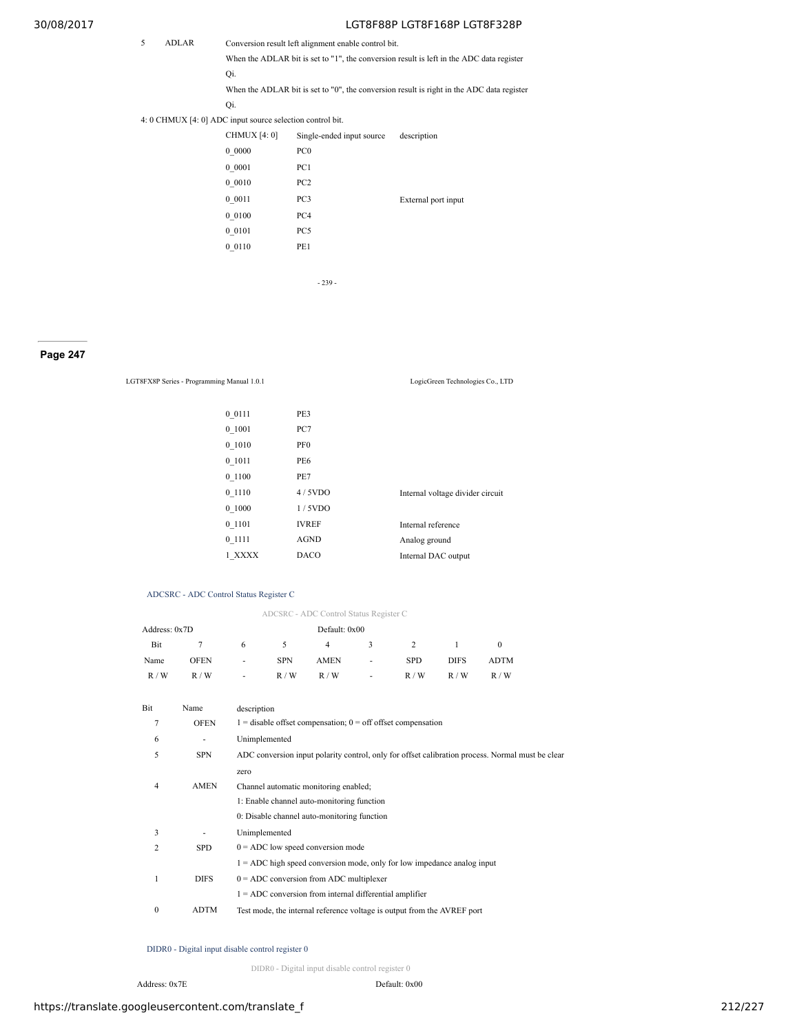| Bit | Name | description |
|---|---|---|
| 5 | ADLAR | Conversion result left alignment enable control bit.<br>When the ADLAR bit is set to "1", the conversion result is left in the ADC data register Qi.<br>When the ADLAR bit is set to "0", the conversion result is right in the ADC data register Qi. |

4: 0 CHMUX [4: 0] ADC input source selection control bit.

| CHMUX [4: 0] | Single-ended input source | description |
|---|---|---|
| 0_0000 | PC0 | |
| 0_0001 | PC1 | |
| 0_0010 | PC2 | |
| 0_0011 | PC3 | External port input |
| 0_0100 | PC4 | |
| 0_0101 | PC5 | |
| 0_0110 | PE1 | |
| 0_0111 | PE3 | |
| 0_1001 | PC7 | |
| 0_1010 | PF0 | |
| 0_1011 | PE6 | |
| 0_1100 | PE7 | |
| 0_1110 | 4 / 5VDO | Internal voltage divider circuit |
| 0_1000 | 1 / 5VDO | |
| 0_1101 | IVREF | Internal reference |
| 0_1111 | AGND | Analog ground |
| 1_XXXX | DACO | Internal DAC output |

### ADCSRC - ADC Control Status Register C

ADCSRC - ADC Control Status Register C

Address: 0x7D Default: 0x00

| Bit | 7 | 6 | 5 | 4 | 3 | 2 | 1 | 0 |
|---|---|---|---|---|---|---|---|---|
| Name | OFEN | - | SPN | AMEN | - | SPD | DIFS | ADTM |
| R / W | R / W | - | R / W | R / W | - | R / W | R / W | R / W |

| Bit | Name | description |
|---|---|---|
| 7 | OFEN | 1 = disable offset compensation; 0 = off offset compensation |
| 6 | - | Unimplemented |
| 5 | SPN | ADC conversion input polarity control, only for offset calibration process. Normal must be clear zero |
| 4 | AMEN | Channel automatic monitoring enabled;<br>1: Enable channel auto-monitoring function<br>0: Disable channel auto-monitoring function |
| 3 | - | Unimplemented |
| 2 | SPD | 0 = ADC low speed conversion mode<br>1 = ADC high speed conversion mode, only for low impedance analog input |
| 1 | DIFS | 0 = ADC conversion from ADC multiplexer<br>1 = ADC conversion from internal differential amplifier |
| 0 | ADTM | Test mode, the internal reference voltage is output from the AVREF port |

### DIDR0 - Digital input disable control register 0

DIDR0 - Digital input disable control register 0

Address: 0x7E Default: 0x00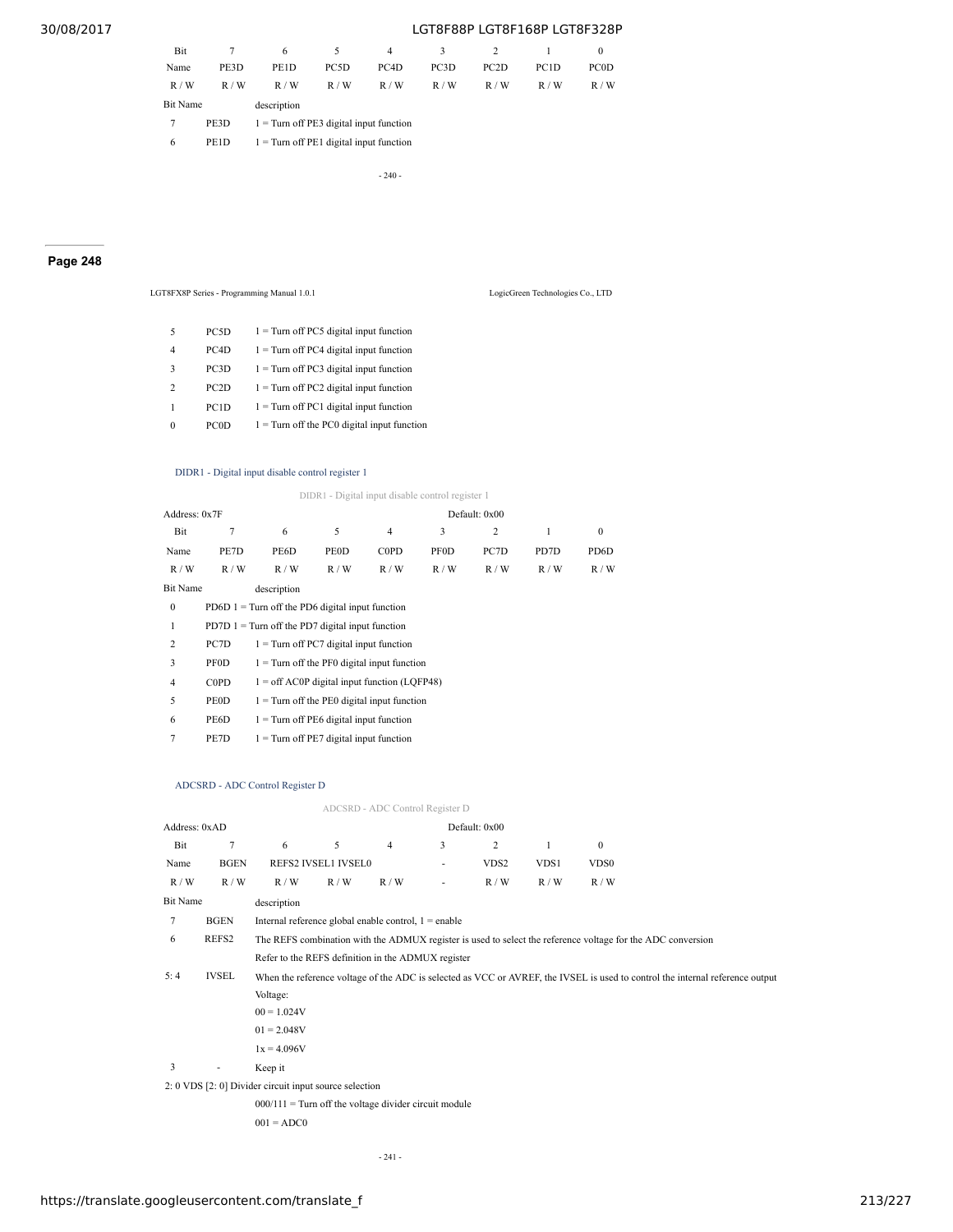| Bit | 7 | 6 | 5 | 4 | 3 | 2 | 1 | 0 |
|---|---|---|---|---|---|---|---|---|
| Name | PE3D | PE1D | PC5D | PC4D | PC3D | PC2D | PC1D | PC0D |
| R / W | R / W | R / W | R / W | R / W | R / W | R / W | R / W | R / W |

| Bit | Name | description |
|---|---|---|
| 7 | PE3D | 1 = Turn off PE3 digital input function |
| 6 | PE1D | 1 = Turn off PE1 digital input function |
| 5 | PC5D | 1 = Turn off PC5 digital input function |
| 4 | PC4D | 1 = Turn off PC4 digital input function |
| 3 | PC3D | 1 = Turn off PC3 digital input function |
| 2 | PC2D | 1 = Turn off PC2 digital input function |
| 1 | PC1D | 1 = Turn off PC1 digital input function |
| 0 | PC0D | 1 = Turn off the PC0 digital input function |

### DIDR1 - Digital input disable control register 1

DIDR1 - Digital input disable control register 1

Address: 0x7F Default: 0x00

| Bit | 7 | 6 | 5 | 4 | 3 | 2 | 1 | 0 |
|---|---|---|---|---|---|---|---|---|
| Name | PE7D | PE6D | PE0D | C0PD | PF0D | PC7D | PD7D | PD6D |
| R / W | R / W | R / W | R / W | R / W | R / W | R / W | R / W | R / W |

| Bit | Name | description |
|---|---|---|
| 0 | PD6D | 1 = Turn off the PD6 digital input function |
| 1 | PD7D | 1 = Turn off the PD7 digital input function |
| 2 | PC7D | 1 = Turn off PC7 digital input function |
| 3 | PF0D | 1 = Turn off the PF0 digital input function |
| 4 | C0PD | 1 = off AC0P digital input function (LQFP48) |
| 5 | PE0D | 1 = Turn off the PE0 digital input function |
| 6 | PE6D | 1 = Turn off PE6 digital input function |
| 7 | PE7D | 1 = Turn off PE7 digital input function |

### ADCSRD - ADC Control Register D

ADCSRD - ADC Control Register D

Address: 0xAD Default: 0x00

| Bit | 7 | 6 | 5 | 4 | 3 | 2 | 1 | 0 |
|---|---|---|---|---|---|---|---|---|
| Name | BGEN | REFS2 | IVSEL1 | IVSEL0 | - | VDS2 | VDS1 | VDS0 |
| R / W | R / W | R / W | R / W | R / W | - | R / W | R / W | R / W |

| Bit | Name | description |
|---|---|---|
| 7 | BGEN | Internal reference global enable control, 1 = enable |
| 6 | REFS2 | The REFS combination with the ADMUX register is used to select the reference voltage for the ADC conversion<br>Refer to the REFS definition in the ADMUX register |
| 5: 4 | IVSEL | When the reference voltage of the ADC is selected as VCC or AVREF, the IVSEL is used to control the internal reference output Voltage:<br>00 = 1.024V<br>01 = 2.048V<br>1x = 4.096V |
| 3 | - | Keep it |
| 2: 0 | VDS [2: 0] | Divider circuit input source selection<br>000/111 = Turn off the voltage divider circuit module<br>001 = ADC0 |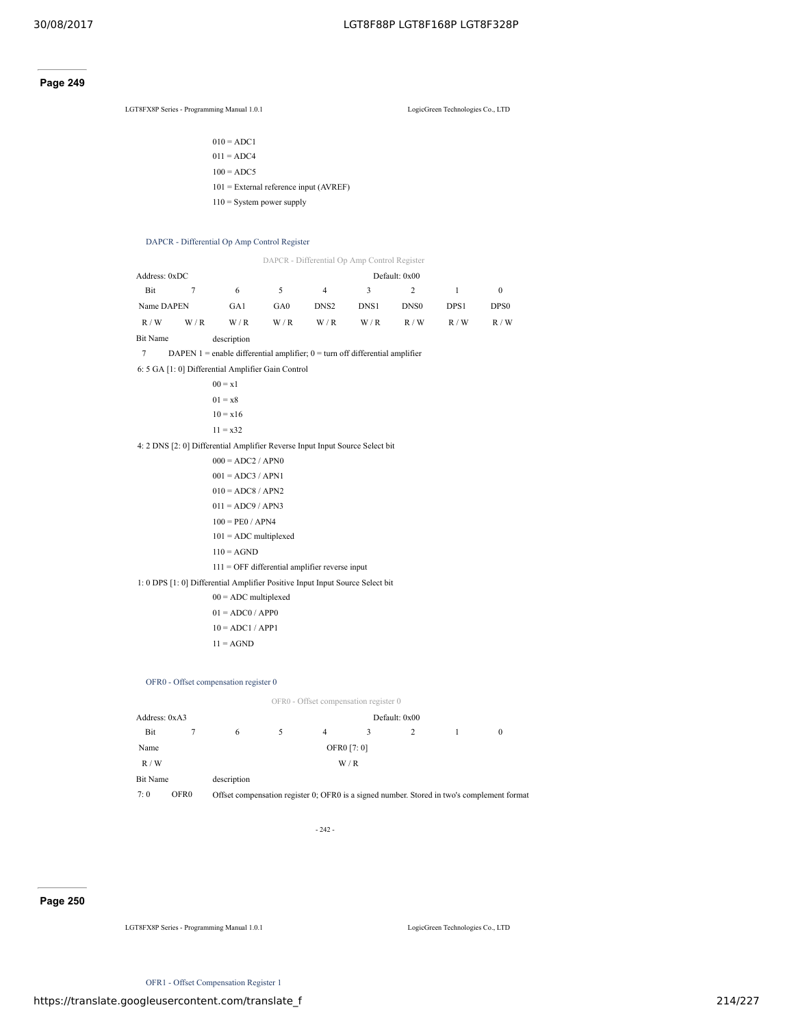**Page 249**

010 = ADC1

011 = ADC4

100 = ADC5

101 = External reference input (AVREF)

110 = System power supply

### DAPCR - Differential Op Amp Control Register

DAPCR - Differential Op Amp Control Register

| Address: 0xDC | | | | | Default: 0x00 | | | |
|---|---|---|---|---|---|---|---|---|
| Bit | 7 | 6 | 5 | 4 | 3 | 2 | 1 | 0 |
| Name | DAPEN | GA1 | GA0 | DNS2 | DNS1 | DNS0 | DPS1 | DPS0 |
| R / W | W / R | W / R | W / R | W / R | W / R | R / W | R / W | R / W |

| Bit | Name | description |
|---|---|---|
| 7 | DAPEN | 1 = enable differential amplifier; 0 = turn off differential amplifier |
| 6: 5 | GA [1: 0] | Differential Amplifier Gain Control<br>00 = x1<br>01 = x8<br>10 = x16<br>11 = x32 |
| 4: 2 | DNS [2: 0] | Differential Amplifier Reverse Input Input Source Select bit<br>000 = ADC2 / APN0<br>001 = ADC3 / APN1<br>010 = ADC8 / APN2<br>011 = ADC9 / APN3<br>100 = PE0 / APN4<br>101 = ADC multiplexed<br>110 = AGND<br>111 = OFF differential amplifier reverse input |
| 1: 0 | DPS [1: 0] | Differential Amplifier Positive Input Input Source Select bit<br>00 = ADC multiplexed<br>01 = ADC0 / APP0<br>10 = ADC1 / APP1<br>11 = AGND |

### OFR0 - Offset compensation register 0

OFR0 - Offset compensation register 0

| Address: 0xA3 | | | | | Default: 0x00 | | | |
|---|---|---|---|---|---|---|---|---|
| Bit | 7 | 6 | 5 | 4 | 3 | 2 | 1 | 0 |
| Name | OFR0 [7: 0] | | | | | | | |
| R / W | W / R | | | | | | | |

| Bit | Name | description |
|---|---|---|
| 7: 0 | OFR0 | Offset compensation register 0; OFR0 is a signed number. Stored in two's complement format |

**Page 250**

### OFR1 - Offset Compensation Register 1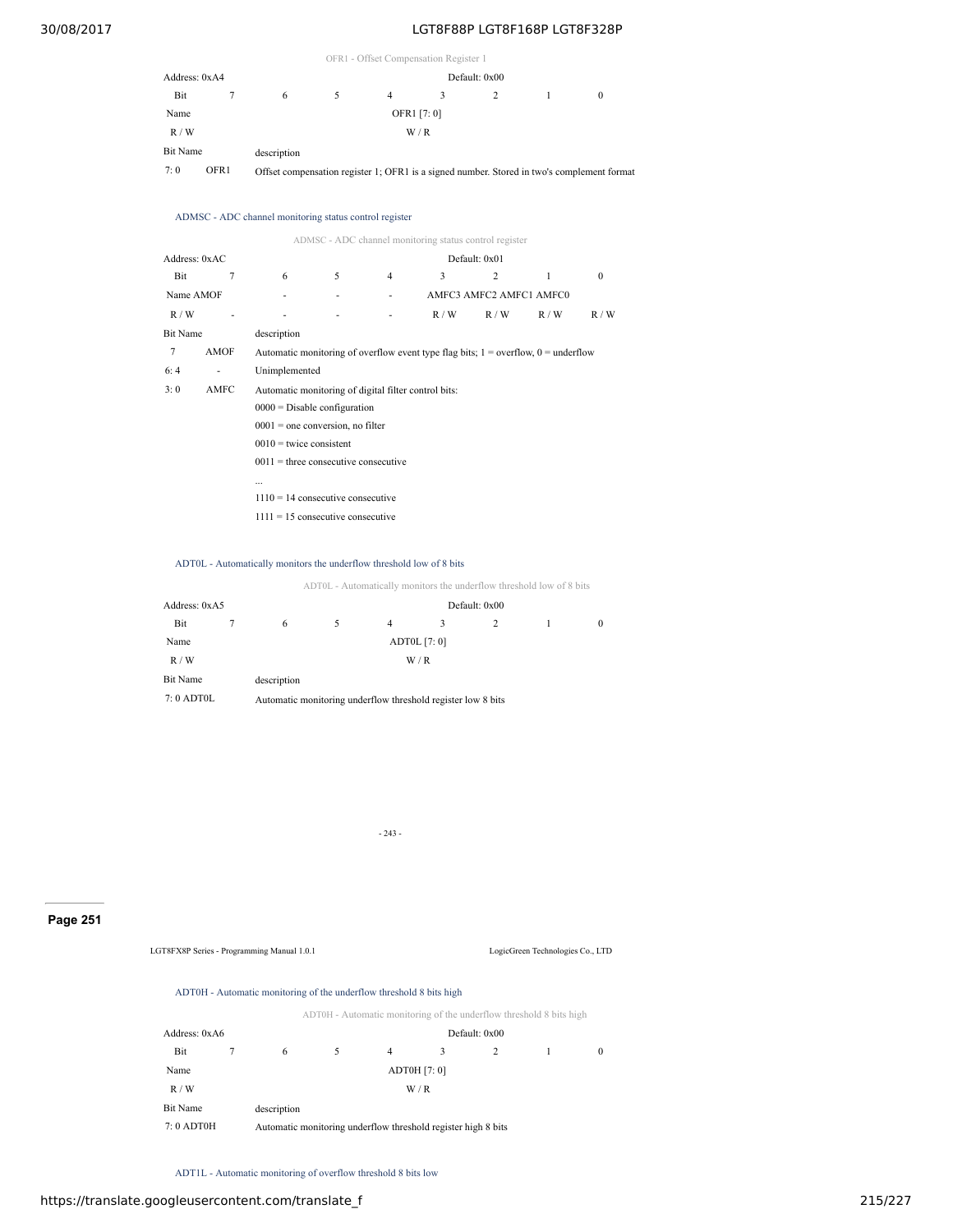OFR1 - Offset Compensation Register 1

| Address: 0xA4 | | | | | Default: 0x00 | | | |
|---|---|---|---|---|---|---|---|---|
| Bit | 7 | 6 | 5 | 4 | 3 | 2 | 1 | 0 |
| Name | OFR1 [7: 0] | | | | | | | |
| R / W | W / R | | | | | | | |

| Bit | Name | description |
|---|---|---|
| 7: 0 | OFR1 | Offset compensation register 1; OFR1 is a signed number. Stored in two's complement format |

### ADMSC - ADC channel monitoring status control register

ADMSC - ADC channel monitoring status control register

| Address: 0xAC | | | | | Default: 0x01 | | | |
|---|---|---|---|---|---|---|---|---|
| Bit | 7 | 6 | 5 | 4 | 3 | 2 | 1 | 0 |
| Name | AMOF | - | - | - | AMFC3 | AMFC2 | AMFC1 | AMFC0 |
| R / W | - | - | - | - | R / W | R / W | R / W | R / W |

| Bit | Name | description |
|---|---|---|
| 7 | AMOF | Automatic monitoring of overflow event type flag bits; 1 = overflow, 0 = underflow |
| 6: 4 | - | Unimplemented |
| 3: 0 | AMFC | Automatic monitoring of digital filter control bits:<br>0000 = Disable configuration<br>0001 = one conversion, no filter<br>0010 = twice consistent<br>0011 = three consecutive consecutive<br>...<br>1110 = 14 consecutive consecutive<br>1111 = 15 consecutive consecutive |

### ADT0L - Automatically monitors the underflow threshold low of 8 bits

ADT0L - Automatically monitors the underflow threshold low of 8 bits

| Address: 0xA5 | | | | | Default: 0x00 | | | |
|---|---|---|---|---|---|---|---|---|
| Bit | 7 | 6 | 5 | 4 | 3 | 2 | 1 | 0 |
| Name | ADT0L [7: 0] | | | | | | | |
| R / W | W / R | | | | | | | |

| Bit | Name | description |
|---|---|---|
| 7: 0 | ADT0L | Automatic monitoring underflow threshold register low 8 bits |

### ADT0H - Automatic monitoring of the underflow threshold 8 bits high

ADT0H - Automatic monitoring of the underflow threshold 8 bits high

| Address: 0xA6 | | | | | Default: 0x00 | | | |
|---|---|---|---|---|---|---|---|---|
| Bit | 7 | 6 | 5 | 4 | 3 | 2 | 1 | 0 |
| Name | ADT0H [7: 0] | | | | | | | |
| R / W | W / R | | | | | | | |

| Bit | Name | description |
|---|---|---|
| 7: 0 | ADT0H | Automatic monitoring underflow threshold register high 8 bits |

### ADT1L - Automatic monitoring of overflow threshold 8 bits low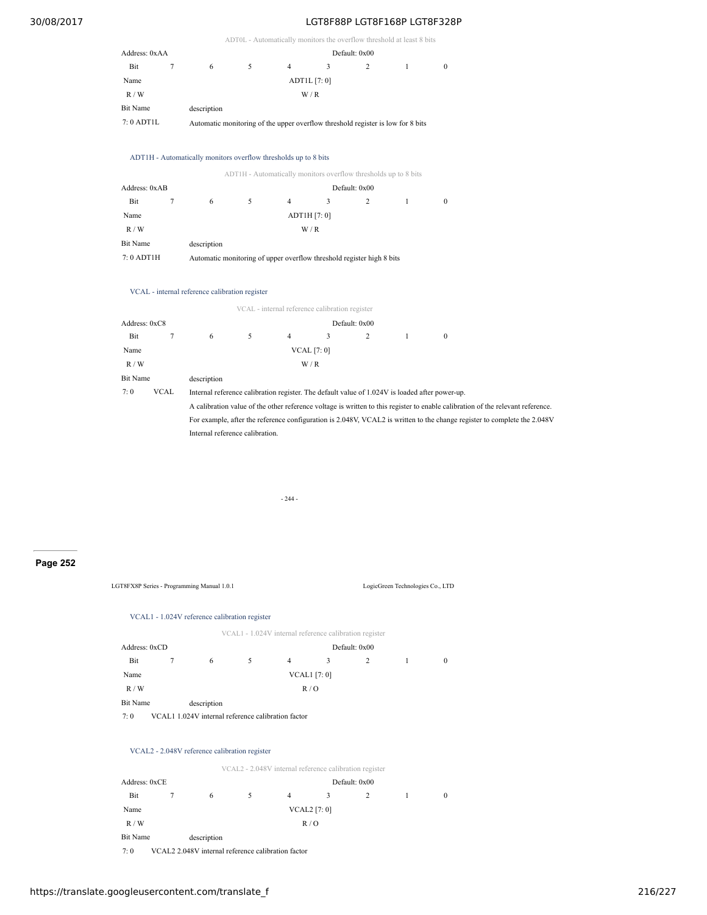ADT0L - Automatically monitors the overflow threshold at least 8 bits

| Address: 0xAA | | | | | | Default: 0x00 | | |
|---|---|---|---|---|---|---|---|---|
| Bit | 7 | 6 | 5 | 4 | 3 | 2 | 1 | 0 |
| Name | ADT1L [7: 0] | | | | | | | |
| R / W | W / R | | | | | | | |

| Bit Name | description |
|---|---|
| 7: 0 ADT1L | Automatic monitoring of the upper overflow threshold register is low for 8 bits |

### ADT1H - Automatically monitors overflow thresholds up to 8 bits

ADT1H - Automatically monitors overflow thresholds up to 8 bits

| Address: 0xAB | | | | | | Default: 0x00 | | |
|---|---|---|---|---|---|---|---|---|
| Bit | 7 | 6 | 5 | 4 | 3 | 2 | 1 | 0 |
| Name | ADT1H [7: 0] | | | | | | | |
| R / W | W / R | | | | | | | |

| Bit Name | description |
|---|---|
| 7: 0 ADT1H | Automatic monitoring of upper overflow threshold register high 8 bits |

### VCAL - internal reference calibration register

VCAL - internal reference calibration register

| Address: 0xC8 | | | | | | Default: 0x00 | | |
|---|---|---|---|---|---|---|---|---|
| Bit | 7 | 6 | 5 | 4 | 3 | 2 | 1 | 0 |
| Name | VCAL [7: 0] | | | | | | | |
| R / W | W / R | | | | | | | |

| Bit Name | | description |
|---|---|---|
| 7: 0 | VCAL | Internal reference calibration register. The default value of 1.024V is loaded after power-up. A calibration value of the other reference voltage is written to this register to enable calibration of the relevant reference. For example, after the reference configuration is 2.048V, VCAL2 is written to the change register to complete the 2.048V Internal reference calibration. |

- 244 -

**Page 252**

LGT8FX8P Series - Programming Manual 1.0.1 LogicGreen Technologies Co., LTD

### VCAL1 - 1.024V reference calibration register

VCAL1 - 1.024V internal reference calibration register

| Address: 0xCD | | | | | | Default: 0x00 | | |
|---|---|---|---|---|---|---|---|---|
| Bit | 7 | 6 | 5 | 4 | 3 | 2 | 1 | 0 |
| Name | VCAL1 [7: 0] | | | | | | | |
| R / W | R / O | | | | | | | |

| Bit Name | description |
|---|---|
| 7: 0 | VCAL1 1.024V internal reference calibration factor |

### VCAL2 - 2.048V reference calibration register

VCAL2 - 2.048V internal reference calibration register

| Address: 0xCE | | | | | | Default: 0x00 | | |
|---|---|---|---|---|---|---|---|---|
| Bit | 7 | 6 | 5 | 4 | 3 | 2 | 1 | 0 |
| Name | VCAL2 [7: 0] | | | | | | | |
| R / W | R / O | | | | | | | |

| Bit Name | description |
|---|---|
| 7: 0 | VCAL2 2.048V internal reference calibration factor |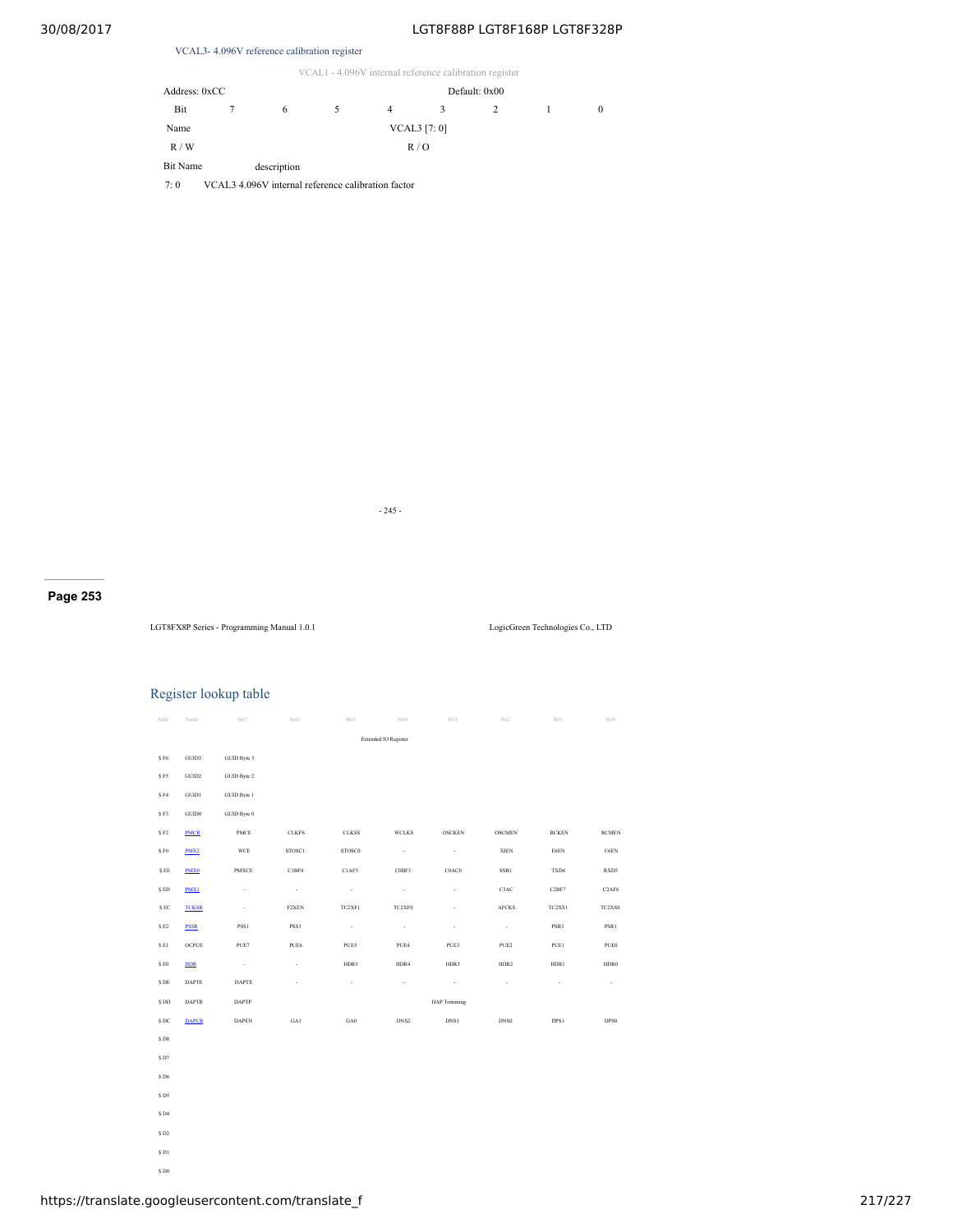VCAL3- 4.096V reference calibration register

VCAL1 - 4.096V internal reference calibration register

| Address: 0xCC | | | | | | Default: 0x00 | | |
|---|---|---|---|---|---|---|---|---|
| Bit | 7 | 6 | 5 | 4 | 3 | 2 | 1 | 0 |
| Name | VCAL3 [7: 0] | | | | | | | |
| R / W | R / O | | | | | | | |

| Bit Name | description |
|---|---|
| 7: 0 | VCAL3 4.096V internal reference calibration factor |

- 245 -

**Page 253**

LGT8FX8P Series - Programming Manual 1.0.1 LogicGreen Technologies Co., LTD

## Register lookup table

| Addr | Name | Bit7 | Bit6 | Bit5 | Bit4 | Bit3 | Bit2 | Bit1 | Bit0 |
|---|---|---|---|---|---|---|---|---|---|
| | | | | | Extended IO Register | | | | |
| $ F6 | GUID3 | GUID Byte 3 | | | | | | | |
| $ F5 | GUID2 | GUID Byte 2 | | | | | | | |
| $ F4 | GUID1 | GUID Byte 1 | | | | | | | |
| $ F3 | GUID0 | GUID Byte 0 | | | | | | | |
| $ F2 | PMCR | PMCE | CLKFS | CLKSS | WCLKS | OSCKEN | OSCMEN | RCKEN | RCMEN |
| $ F0 | PMX2 | WCE | STOSC1 | STOSC0 | - | - | XIEN | E6EN | C6EN |
| $ EE | PMX0 | PMXCE | C1BF4 | C1AF5 | C0BF3 | C0AC0 | SSB1 | TXD6 | RXD5 |
| $ ED | PMX1 | - | - | - | - | - | C3AC | C2BF7 | C2AF6 |
| $ EC | TCKSR | - | F2XEN | TC2XF1 | TC2XF0 | - | AFCKS | TC2XS1 | TC2XS0 |
| $ E2 | PSSR | PSS1 | PSS3 | - | - | - | - | PSR3 | PSR1 |
| $ E1 | OCPUE | PUE7 | PUE6 | PUE5 | PUE4 | PUE3 | PUE2 | PUE1 | PUE0 |
| $ E0 | HDR | - | - | HDR5 | HDR4 | HDR3 | HDR2 | HDR1 | HDR0 |
| $ DE | DAPTE | DAPTE | - | - | - | - | - | - | - |
| $ DD | DAPTR | DAPTP | | | | DAP Trimming | | | |
| $ DC | DAPCR | DAPEN | GA1 | GA0 | DNS2 | DNS1 | DNS0 | DPS1 | DPS0 |
| $ D8 | | | | | | | | | |
| $ D7 | | | | | | | | | |
| $ D6 | | | | | | | | | |
| $ D5 | | | | | | | | | |
| $ D4 | | | | | | | | | |
| $ D2 | | | | | | | | | |
| $ D1 | | | | | | | | | |
| $ D0 | | | | | | | | | |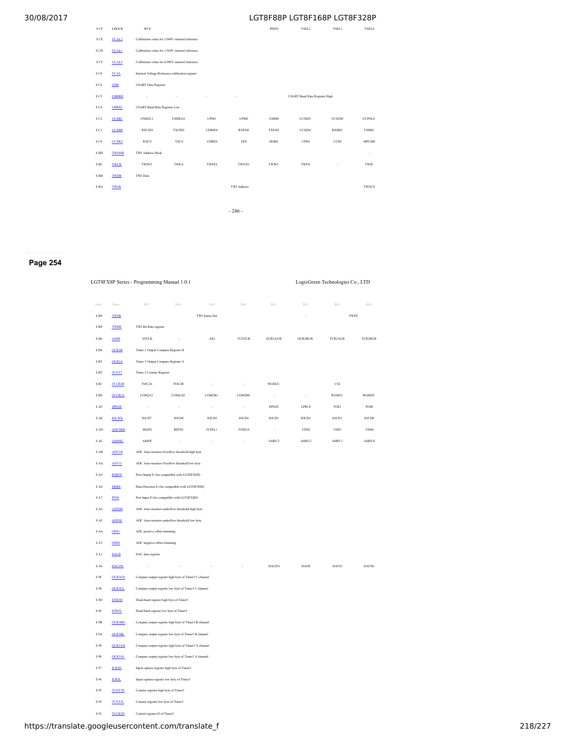| | | | | | | | | | |
|---|---|---|---|---|---|---|---|---|---|
| $ CF | LDOCR | WCE | | | | PDEN | VSEL2 | VSEL1 | VSEL0 |
| $ CE | VCAL2 | Calibration value for 2.048V internal reference | | | | | | | |
| $ CD | VCAL1 | Calibration value for 1.024V internal reference | | | | | | | |
| $ CC | VCAL3 | Calibration value for 4.096V internal reference | | | | | | | |
| $ C8 | VCAL | Internal Voltage Reference calibration register | | | | | | | |
| $ C6 | UDR | USART Data Register | | | | | | | |
| $ C5 | UBRRH | - | - | - | - | | USART Baud Rate Register High | | |
| $ C4 | UBRRL | USART Baud Rate Register Low | | | | | | | |
| $ C2 | UCSRC | UMSEL1 | UMSEL0 | UPM1 | UPM0 | USBS0 | UCSZ01 | UCSZ00 | UCPOL0 |
| $ C1 | UCSRB | RXCIE0 | TXCIE0 | UDRIE0 | RXEN0 | TXEN0 | UCSZ02 | RXB80 | TXB80 |
| $ C0 | UCSRA | RXC0 | TXC0 | UDRE0 | FE0 | DOR0 | UPE0 | U2X0 | MPCM0 |
| $ BD | TWAMR | TWI Address Mask | | | | | | | - |
| $ BC | TWCR | TWINT | TWEA | TWSTA | TWSTO | TWWC | TWEN | - | TWIE |
| $ BB | TWDR | TWI Data | | | | | | | |
| $ BA | TWAR | | | | TWI Address | | | | TWGCE |

## Page 254

LGT8FX8P Series - Programming Manual 1.0.1 LogicGreen Technologies Co., LTD

| Addr | Name | Bit7 | Bit6 | Bit5 | Bit4 | Bit3 | Bit2 | Bit1 | Bit0 |
|---|---|---|---|---|---|---|---|---|---|
| $ B9 | TWSR | | | TWI Status bits | | | - | TWPS | |
| $ B8 | TWBR | TWI Bit Rate register | | | | | | | |
| $ B6 | ASSR | INTCK | - | AS2 | TCN2UB | OCR2AUB | OCR2BUB | TCR2AUB | TCR2BUB |
| $ B4 | OCR2B | Timer 2 Output Compare Register B | | | | | | | |
| $ B3 | OCR2A | Timer 2 Output Compare Register A | | | | | | | |
| $ B2 | TCNT2 | Timer 2 Counter Register | | | | | | | |
| $ B1 | TCCR2B | FOC2A | FOC2B | - | - | WGM22 | | CS2 | |
| $ B0 | TCCR2A | COM2A1 | COM2A0 | COM2B1 | COM2B0 | - | - | WGM21 | WGM20 |
| $ AF | DPS2R | - | - | - | - | DPS2E | LPRCE | TOS1 | TOS0 |
| $ AE | IOCWK | IOCD7 | IOCD6 | IOCD5 | IOCD4 | IOCD3 | IOCD2 | IOCD1 | IOCD0 |
| $ AD | ADCSRD | BGEN | REFS2 | IVSEL1 | IVSEL0 | - | VDS2 | VDS1 | VDS0 |
| $ AC | ADMSC | AMOF | - | - | - | AMFC3 | AMFC2 | AMFC1 | AMFC0 |
| $ AB | ADT1H | ADC Auto-monitor Overflow threshold high byte | | | | | | | |
| $ AA | ADT1L | ADC Auto-monitor Overflow threshold low byte | | | | | | | |
| $ A9 | PORTE | Port Output E (for compatible with LGT8FX8D) | | | | | | | |
| $ A8 | DDRE | Data Direction E (for compatible with LGT8FX8D) | | | | | | | |
| $ A7 | PINE | Port Input E (for compatible with LGT8FX8D) | | | | | | | |
| $ A6 | ADT0H | ADC Auto-monitor underflow threshold high byte | | | | | | | |
| $ A5 | ADT0L | ADC Auto-monitor underflow threshold low byte | | | | | | | |
| $ A4 | OFR1 | ADC positive offset trimming | | | | | | | |
| $ A3 | OFR0 | ADC negative offset trimming | | | | | | | |
| $ A1 | DALR | DAC data register | | | | | | | |
| $ A0 | DACON | - | - | - | - | DACEN | DAOE | DAVS1 | DAVS0 |
| $ 9F | OCR3CH | Compare output register high byte of Timer3 C channel | | | | | | | |
| $ 9E | OCR3CL | Compare output register low byte of Timer3 C channel | | | | | | | |
| $ 9D | DTR3H | Dead-band register high byte of Timer3 | | | | | | | |
| $ 9C | DTR3L | Dead-band register low byte of Timer3 | | | | | | | |
| $ 9B | OCR3BH | Compare output register high byte of Timer3 B channel | | | | | | | |
| $ 9A | OCR3BL | Compare output register low byte of Timer3 B channel | | | | | | | |
| $ 99 | OCR3AH | Compare output register high byte of Timer3 A channel | | | | | | | |
| $ 98 | OCR3AL | Compare output register low byte of Timer3 A channel | | | | | | | |
| $ 97 | ICR3H | Input capture register high byte of Timer3 | | | | | | | |
| $ 96 | ICR3L | Input capture register low byte of Timer3 | | | | | | | |
| $ 95 | TCNT3H | Counter register high byte of Timer3 | | | | | | | |
| $ 94 | TCNT3L | Counter register low byte of Timer3 | | | | | | | |
| $ 93 | TCCR3D | Control register D of Timer3 | | | | | | | |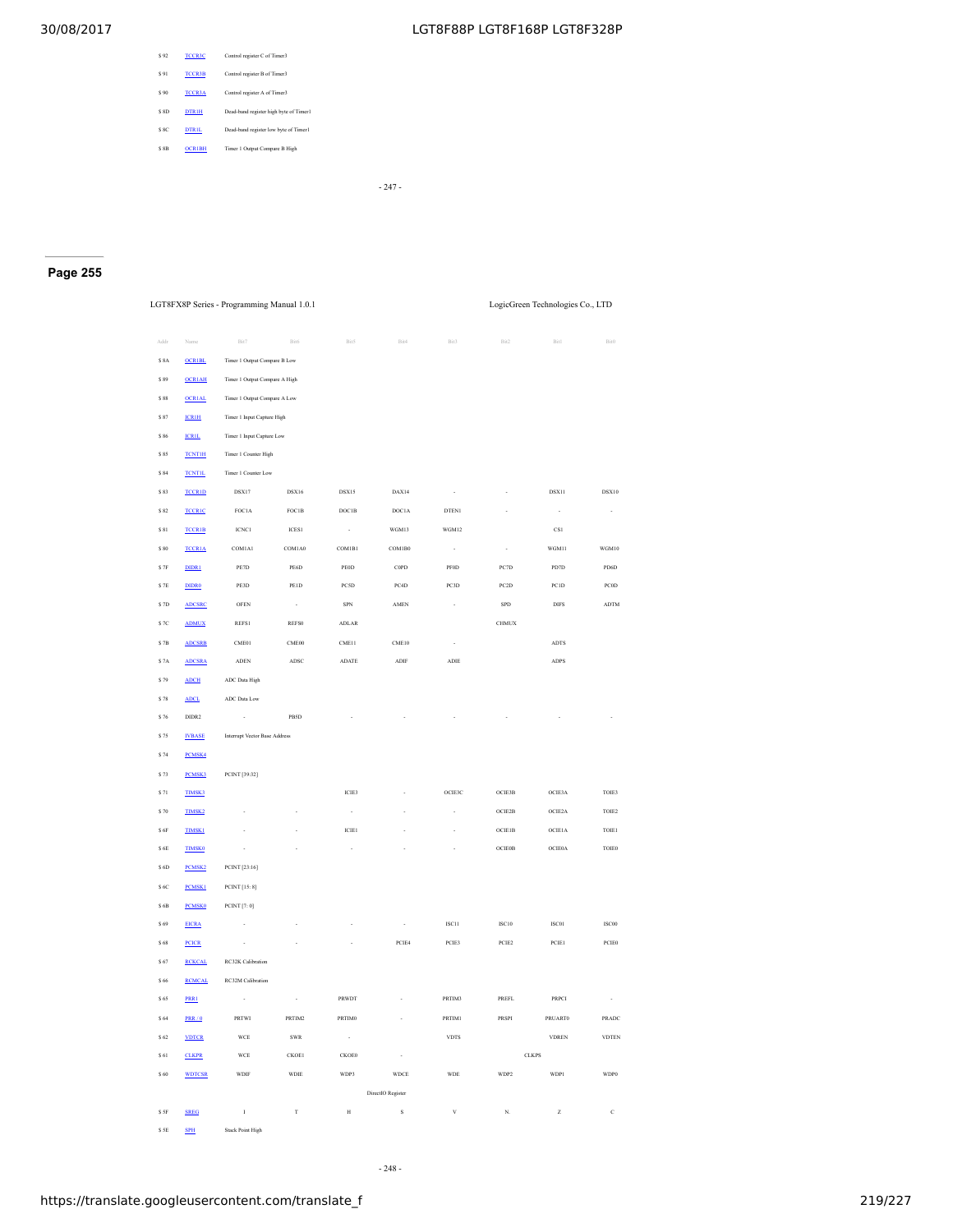| Addr | Name | Bit7 | Bit6 | Bit5 | Bit4 | Bit3 | Bit2 | Bit1 | Bit0 |
|---|---|---|---|---|---|---|---|---|---|
| $ 92 | TCCR3C | Control register C of Timer3 | | | | | | | |
| $ 91 | TCCR3B | Control register B of Timer3 | | | | | | | |
| $ 90 | TCCR3A | Control register A of Timer3 | | | | | | | |
| $ 8D | DTR1H | Dead-band register high byte of Timer1 | | | | | | | |
| $ 8C | DTR1L | Dead-band register low byte of Timer1 | | | | | | | |
| $ 8B | OCR1BH | Timer 1 Output Compare B High | | | | | | | |
| $ 8A | OCR1BL | Timer 1 Output Compare B Low | | | | | | | |
| $ 89 | OCR1AH | Timer 1 Output Compare A High | | | | | | | |
| $ 88 | OCR1AL | Timer 1 Output Compare A Low | | | | | | | |
| $ 87 | ICR1H | Timer 1 Input Capture High | | | | | | | |
| $ 86 | ICR1L | Timer 1 Input Capture Low | | | | | | | |
| $ 85 | TCNT1H | Timer 1 Counter High | | | | | | | |
| $ 84 | TCNT1L | Timer 1 Counter Low | | | | | | | |
| $ 83 | TCCR1D | DSX17 | DSX16 | DSX15 | DAX14 | - | - | DSX11 | DSX10 |
| $ 82 | TCCR1C | FOC1A | FOC1B | DOC1B | DOC1A | DTEN1 | - | - | - |
| $ 81 | TCCR1B | ICNC1 | ICES1 | - | WGM13 | WGM12 | | CS1 | |
| $ 80 | TCCR1A | COM1A1 | COM1A0 | COM1B1 | COM1B0 | - | - | WGM11 | WGM10 |
| $ 7F | DIDR1 | PE7D | PE6D | PE0D | C0PD | PF0D | PC7D | PD7D | PD6D |
| $ 7E | DIDR0 | PE3D | PE1D | PC5D | PC4D | PC3D | PC2D | PC1D | PC0D |
| $ 7D | ADCSRC | OFEN | - | SPN | AMEN | - | SPD | DIFS | ADTM |
| $ 7C | ADMUX | REFS1 | REFS0 | ADLAR | | | CHMUX | | |
| $ 7B | ADCSRB | CME01 | CME00 | CME11 | CME10 | - | | ADTS | |
| $ 7A | ADCSRA | ADEN | ADSC | ADATE | ADIF | ADIE | | ADPS | |
| $ 79 | ADCH | ADC Data High | | | | | | | |
| $ 78 | ADCL | ADC Data Low | | | | | | | |
| $ 76 | DIDR2 | - | PB5D | - | - | - | - | - | - |
| $ 75 | IVBASE | Interrupt Vector Base Address | | | | | | | |
| $ 74 | PCMSK4 | | | | | | | | |
| $ 73 | PCMSK3 | PCINT [39:32] | | | | | | | |
| $ 71 | TIMSK3 | | | ICIE3 | - | OCIE3C | OCIE3B | OCIE3A | TOIE3 |
| $ 70 | TIMSK2 | - | - | - | - | - | OCIE2B | OCIE2A | TOIE2 |
| $ 6F | TIMSK1 | - | - | ICIE1 | - | - | OCIE1B | OCIE1A | TOIE1 |
| $ 6E | TIMSK0 | - | - | - | - | - | OCIE0B | OCIE0A | TOIE0 |
| $ 6D | PCMSK2 | PCINT [23:16] | | | | | | | |
| $ 6C | PCMSK1 | PCINT [15: 8] | | | | | | | |
| $ 6B | PCMSK0 | PCINT [7: 0] | | | | | | | |
| $ 69 | EICRA | - | - | - | - | ISC11 | ISC10 | ISC01 | ISC00 |
| $ 68 | PCICR | - | - | - | PCIE4 | PCIE3 | PCIE2 | PCIE1 | PCIE0 |
| $ 67 | RCKCAL | RC32K Calibration | | | | | | | |
| $ 66 | RCMCAL | RC32M Calibration | | | | | | | |
| $ 65 | PRR1 | - | - | PRWDT | - | PRTIM3 | PREFL | PRPCI | - |
| $ 64 | PRR / 0 | PRTWI | PRTIM2 | PRTIM0 | - | PRTIM1 | PRSPI | PRUART0 | PRADC |
| $ 62 | VDTCR | WCE | SWR | - | | VDTS | | VDREN | VDTEN |
| $ 61 | CLKPR | WCE | CKOE1 | CKOE0 | - | | CLKPS | | |
| $ 60 | WDTCSR | WDIF | WDIE | WDP3 | WDCE | WDE | WDP2 | WDP1 | WDP0 |
| | | | | | DirectIO Register | | | | |
| $ 5F | SREG | I | T | H | S | V | N. | Z | C |
| $ 5E | SPH | Stack Point High | | | | | | | |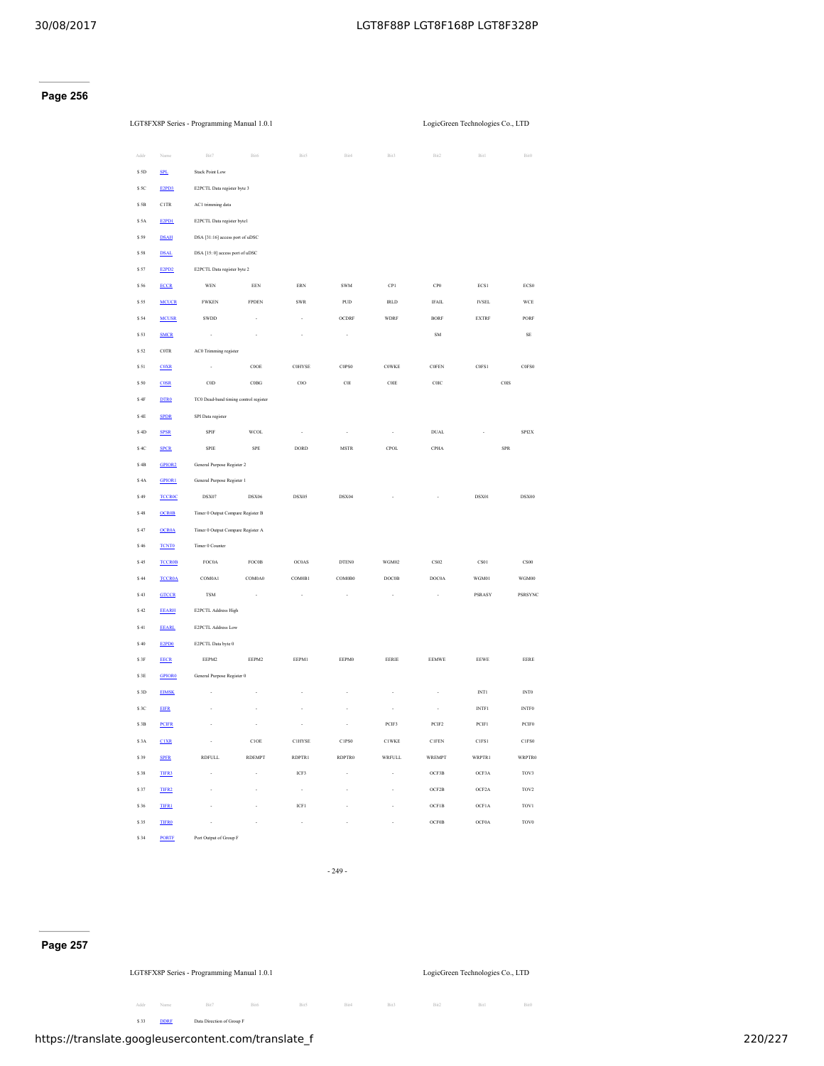## Page 256

| Addr | Name | Bit7 | Bit6 | Bit5 | Bit4 | Bit3 | Bit2 | Bit1 | Bit0 |
|---|---|---|---|---|---|---|---|---|---|
| $ 5D | SPL | Stack Point Low | | | | | | | |
| $ 5C | E2PD3 | E2PCTL Data register byte 3 | | | | | | | |
| $ 5B | C1TR | AC1 trimming data | | | | | | | |
| $ 5A | E2PD1 | E2PCTL Data register byte1 | | | | | | | |
| $ 59 | DSAH | DSA [31:16] access port of uDSC | | | | | | | |
| $ 58 | DSAL | DSA [15: 0] access port of uDSC | | | | | | | |
| $ 57 | E2PD2 | E2PCTL Data register byte 2 | | | | | | | |
| $ 56 | ECCR | WEN | EEN | ERN | SWM | CP1 | CP0 | ECS1 | ECS0 |
| $ 55 | MCUCR | FWKEN | FPDEN | SWR | PUD | IRLD | IFAIL | IVSEL | WCE |
| $ 54 | MCUSR | SWDD | - | - | OCDRF | WDRF | BORF | EXTRF | PORF |
| $ 53 | SMCR | - | - | - | - | | SM | | SE |
| $ 52 | C0TR | AC0 Trimming register | | | | | | | |
| $ 51 | C0XR | - | C0OE | C0HYSE | C0PS0 | C0WKE | C0FEN | C0FS1 | C0FS0 |
| $ 50 | C0SR | C0D | C0BG | C0O | C0I | C0IE | C0IC | C0IS | |
| $ 4F | DTR0 | TC0 Dead-band timing control register | | | | | | | |
| $ 4E | SPDR | SPI Data register | | | | | | | |
| $ 4D | SPSR | SPIF | WCOL | - | - | - | DUAL | - | SPI2X |
| $ 4C | SPCR | SPIE | SPE | DORD | MSTR | CPOL | CPHA | SPR | |
| $ 4B | GPIOR2 | General Purpose Register 2 | | | | | | | |
| $ 4A | GPIOR1 | General Purpose Register 1 | | | | | | | |
| $ 49 | TCCR0C | DSX07 | DSX06 | DSX05 | DSX04 | - | - | DSX01 | DSX00 |
| $ 48 | OCR0B | Timer 0 Output Compare Register B | | | | | | | |
| $ 47 | OCR0A | Timer 0 Output Compare Register A | | | | | | | |
| $ 46 | TCNT0 | Timer 0 Counter | | | | | | | |
| $ 45 | TCCR0B | FOC0A | FOC0B | OC0AS | DTEN0 | WGM02 | CS02 | CS01 | CS00 |
| $ 44 | TCCR0A | COM0A1 | COM0A0 | COM0B1 | COM0B0 | DOC0B | DOC0A | WGM01 | WGM00 |
| $ 43 | GTCCR | TSM | - | - | - | - | - | PSRASY | PSRSYNC |
| $ 42 | EEARH | E2PCTL Address High | | | | | | | |
| $ 41 | EEARL | E2PCTL Address Low | | | | | | | |
| $ 40 | E2PD0 | E2PCTL Data byte 0 | | | | | | | |
| $ 3F | EECR | EEPM3 | EEPM2 | EEPM1 | EEPM0 | EERIE | EEMWE | EEWE | EERE |
| $ 3E | GPIOR0 | General Purpose Register 0 | | | | | | | |
| $ 3D | EIMSK | - | - | - | - | - | - | INT1 | INT0 |
| $ 3C | EIFR | - | - | - | - | - | - | INTF1 | INTF0 |
| $ 3B | PCIFR | - | - | - | - | PCIF3 | PCIF2 | PCIF1 | PCIF0 |
| $ 3A | C1XR | - | C1OE | C1HYSE | C1PS0 | C1WKE | C1FEN | C1FS1 | C1FS0 |
| $ 39 | SPFR | RDFULL | RDEMPT | RDPTR1 | RDPTR0 | WRFULL | WREMPT | WRPTR1 | WRPTR0 |
| $ 38 | TIFR3 | - | - | ICF3 | - | - | OCF3B | OCF3A | TOV3 |
| $ 37 | TIFR2 | - | - | - | - | - | OCF2B | OCF2A | TOV2 |
| $ 36 | TIFR1 | - | - | ICF1 | - | - | OCF1B | OCF1A | TOV1 |
| $ 35 | TIFR0 | - | - | - | - | - | OCF0B | OCF0A | TOV0 |
| $ 34 | PORTF | Port Output of Group F | | | | | | | |

## Page 257

| Addr | Name | Bit7 | Bit6 | Bit5 | Bit4 | Bit3 | Bit2 | Bit1 | Bit0 |
|---|---|---|---|---|---|---|---|---|---|
| $ 33 | DDRF | Data Direction of Group F | | | | | | | |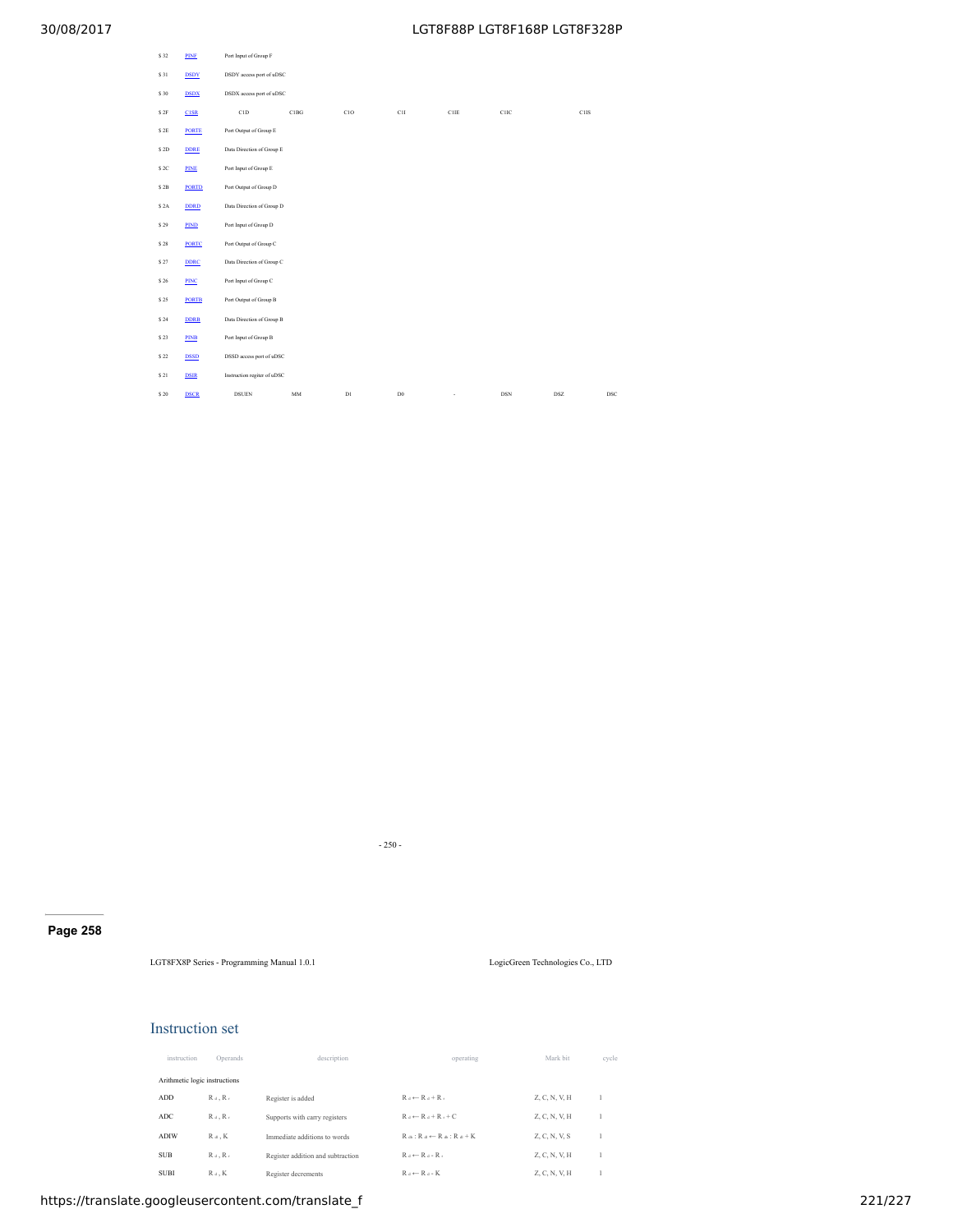| | | | | | | | | | |
|---|---|---|---|---|---|---|---|---|---|
| $ 32 | PINF | Port Input of Group F | | | | | | | |
| $ 31 | DSDY | DSDY access port of uDSC | | | | | | | |
| $ 30 | DSDX | DSDX access port of uDSC | | | | | | | |
| $ 2F | C1SR | C1D | C1BG | C1O | C1I | C1IE | C1IC | | C1IS |
| $ 2E | PORTE | Port Output of Group E | | | | | | | |
| $ 2D | DDRE | Data Direction of Group E | | | | | | | |
| $ 2C | PINE | Port Input of Group E | | | | | | | |
| $ 2B | PORTD | Port Output of Group D | | | | | | | |
| $ 2A | DDRD | Data Direction of Group D | | | | | | | |
| $ 29 | PIND | Port Input of Group D | | | | | | | |
| $ 28 | PORTC | Port Output of Group C | | | | | | | |
| $ 27 | DDRC | Data Direction of Group C | | | | | | | |
| $ 26 | PINC | Port Input of Group C | | | | | | | |
| $ 25 | PORTB | Port Output of Group B | | | | | | | |
| $ 24 | DDRB | Data Direction of Group B | | | | | | | |
| $ 23 | PINB | Port Input of Group B | | | | | | | |
| $ 22 | DSSD | DSSD access port of uDSC | | | | | | | |
| $ 21 | DSIR | Instruction regiter of uDSC | | | | | | | |
| $ 20 | DSCR | DSUEN | MM | D1 | D0 | - | DSN | DSZ | DSC |

- 250 -

**Page 258**

LGT8FX8P Series - Programming Manual 1.0.1 LogicGreen Technologies Co., LTD

## Instruction set

| instruction | Operands | description | operating | Mark bit | cycle |
|---|---|---|---|---|---|
| Arithmetic logic instructions | | | | | |
| ADD | $R_d$ , $R_r$ | Register is added | $R_d \leftarrow R_d + R_r$ | Z, C, N, V, H | 1 |
| ADC | $R_d$ , $R_r$ | Supports with carry registers | $R_d \leftarrow R_d + R_r + C$ | Z, C, N, V, H | 1 |
| ADIW | $R_d$ , K | Immediate additions to words | $R_{dh} : R_{dl} \leftarrow R_{dh} : R_{dl} + K$ | Z, C, N, V, S | 1 |
| SUB | $R_d$ , $R_r$ | Register addition and subtraction | $R_d \leftarrow R_d - R_r$ | Z, C, N, V, H | 1 |
| SUBI | $R_d$ , K | Register decrements | $R_d \leftarrow R_d - K$ | Z, C, N, V, H | 1 |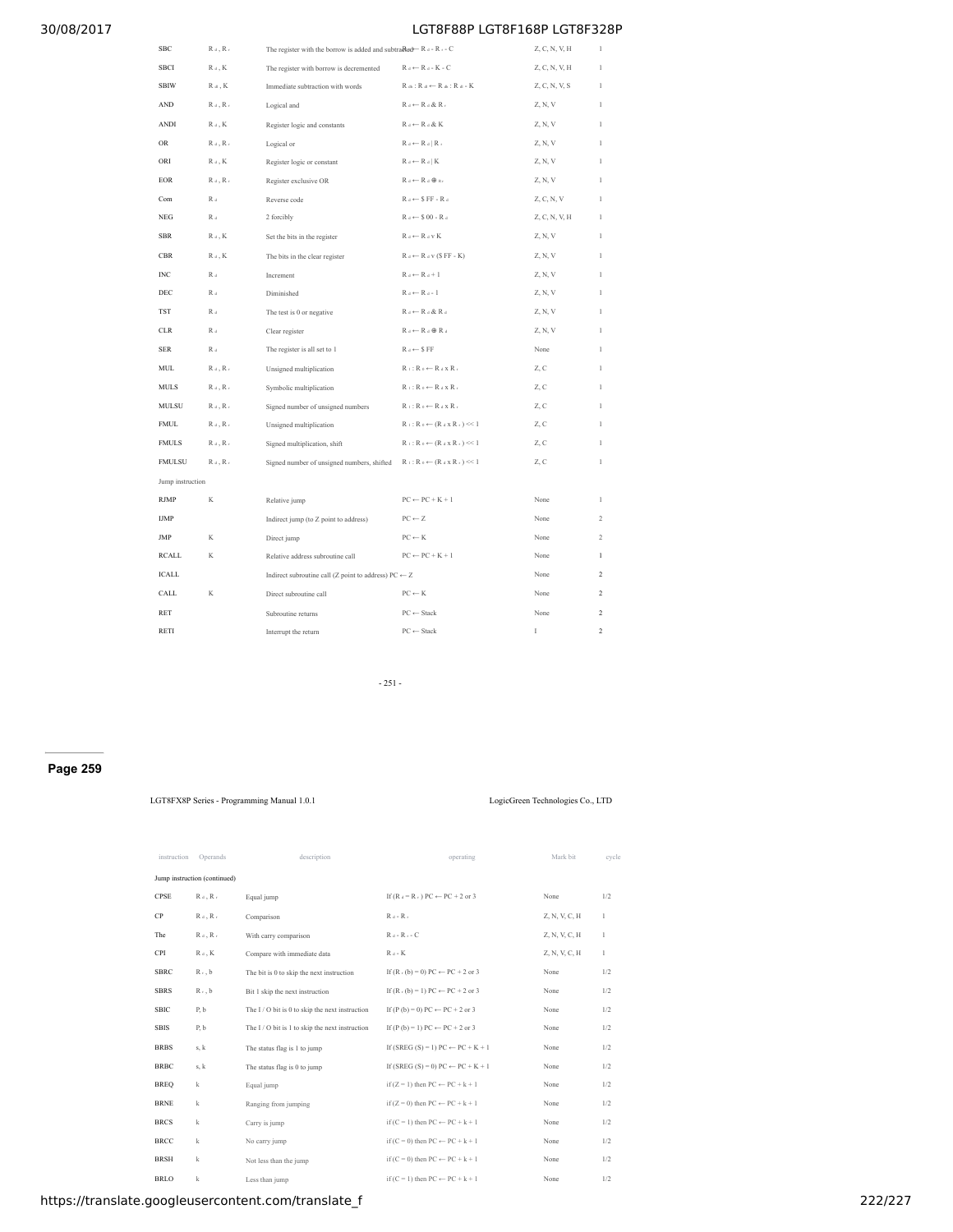| SBC | $R_d$, $R_r$ | The register with the borrow is added and subtracted | $R_d \leftarrow R_d - R_r - C$ | Z, C, N, V, H | 1 |
|---|---|---|---|---|---|
| SBCI | $R_d$, K | The register with borrow is decremented | $R_d \leftarrow R_d - K - C$ | Z, C, N, V, H | 1 |
| SBIW | $R_d$, K | Immediate subtraction with words | $R_{dh} : R_{dl} \leftarrow R_{dh} : R_{dl} - K$ | Z, C, N, V, S | 1 |
| AND | $R_d$, $R_r$ | Logical and | $R_d \leftarrow R_d \& R_r$ | Z, N, V | 1 |
| ANDI | $R_d$, K | Register logic and constants | $R_d \leftarrow R_d \& K$ | Z, N, V | 1 |
| OR | $R_d$, $R_r$ | Logical or | $R_d \leftarrow R_d \mid R_r$ | Z, N, V | 1 |
| ORI | $R_d$, K | Register logic or constant | $R_d \leftarrow R_d \mid K$ | Z, N, V | 1 |
| EOR | $R_d$, $R_r$ | Register exclusive OR | $R_d \leftarrow R_d \oplus R_r$ | Z, N, V | 1 |
| Com | $R_d$ | Reverse code | $R_d \leftarrow \$FF - R_d$ | Z, C, N, V | 1 |
| NEG | $R_d$ | 2 forcibly | $R_d \leftarrow \$00 - R_d$ | Z, C, N, V, H | 1 |
| SBR | $R_d$, K | Set the bits in the register | $R_d \leftarrow R_d \vee K$ | Z, N, V | 1 |
| CBR | $R_d$, K | The bits in the clear register | $R_d \leftarrow R_d \vee (\$FF - K)$ | Z, N, V | 1 |
| INC | $R_d$ | Increment | $R_d \leftarrow R_d + 1$ | Z, N, V | 1 |
| DEC | $R_d$ | Diminished | $R_d \leftarrow R_d - 1$ | Z, N, V | 1 |
| TST | $R_d$ | The test is 0 or negative | $R_d \leftarrow R_d \& R_d$ | Z, N, V | 1 |
| CLR | $R_d$ | Clear register | $R_d \leftarrow R_d \oplus R_d$ | Z, N, V | 1 |
| SER | $R_d$ | The register is all set to 1 | $R_d \leftarrow \$FF$ | None | 1 |
| MUL | $R_d$, $R_r$ | Unsigned multiplication | $R_1 : R_0 \leftarrow R_d \times R_r$ | Z, C | 1 |
| MULS | $R_d$, $R_r$ | Symbolic multiplication | $R_1 : R_0 \leftarrow R_d \times R_r$ | Z, C | 1 |
| MULSU | $R_d$, $R_r$ | Signed number of unsigned numbers | $R_1 : R_0 \leftarrow R_d \times R_r$ | Z, C | 1 |
| FMUL | $R_d$, $R_r$ | Unsigned multiplication | $R_1 : R_0 \leftarrow (R_d \times R_r) << 1$ | Z, C | 1 |
| FMULS | $R_d$, $R_r$ | Signed multiplication, shift | $R_1 : R_0 \leftarrow (R_d \times R_r) << 1$ | Z, C | 1 |
| FMULSU | $R_d$, $R_r$ | Signed number of unsigned numbers, shifted | $R_1 : R_0 \leftarrow (R_d \times R_r) << 1$ | Z, C | 1 |
| Jump instruction | | | | | |
| RJMP | K | Relative jump | $PC \leftarrow PC + K + 1$ | None | 1 |
| IJMP | | Indirect jump (to Z point to address) | $PC \leftarrow Z$ | None | 2 |
| JMP | K | Direct jump | $PC \leftarrow K$ | None | 2 |
| RCALL | K | Relative address subroutine call | $PC \leftarrow PC + K + 1$ | None | 1 |
| ICALL | | Indirect subroutine call (Z point to address) | $PC \leftarrow Z$ | None | 2 |
| CALL | K | Direct subroutine call | $PC \leftarrow K$ | None | 2 |
| RET | | Subroutine returns | $PC \leftarrow$ Stack | None | 2 |
| RETI | | Interrupt the return | $PC \leftarrow$ Stack | I | 2 |

- 251 -

**Page 259**

LGT8FX8P Series - Programming Manual 1.0.1 LogicGreen Technologies Co., LTD

| instruction | Operands | description | operating | Mark bit | cycle |
|---|---|---|---|---|---|
| Jump instruction (continued) | | | | | |
| CPSE | $R_d$, $R_r$ | Equal jump | If ($R_d = R_r$) $PC \leftarrow PC + 2$ or 3 | None | 1/2 |
| CP | $R_d$, $R_r$ | Comparison | $R_d - R_r$ | Z, N, V, C, H | 1 |
| The | $R_d$, $R_r$ | With carry comparison | $R_d - R_r - C$ | Z, N, V, C, H | 1 |
| CPI | $R_d$, K | Compare with immediate data | $R_d - K$ | Z, N, V, C, H | 1 |
| SBRC | $R_r$, b | The bit is 0 to skip the next instruction | If ($R_r$ (b) = 0) $PC \leftarrow PC + 2$ or 3 | None | 1/2 |
| SBRS | $R_r$, b | Bit 1 skip the next instruction | If ($R_r$ (b) = 1) $PC \leftarrow PC + 2$ or 3 | None | 1/2 |
| SBIC | P, b | The I / O bit is 0 to skip the next instruction | If (P (b) = 0) $PC \leftarrow PC + 2$ or 3 | None | 1/2 |
| SBIS | P, b | The I / O bit is 1 to skip the next instruction | If (P (b) = 1) $PC \leftarrow PC + 2$ or 3 | None | 1/2 |
| BRBS | s, k | The status flag is 1 to jump | If (SREG (S) = 1) $PC \leftarrow PC + K + 1$ | None | 1/2 |
| BRBC | s, k | The status flag is 0 to jump | If (SREG (S) = 0) $PC \leftarrow PC + K + 1$ | None | 1/2 |
| BREQ | k | Equal jump | if (Z = 1) then $PC \leftarrow PC + k + 1$ | None | 1/2 |
| BRNE | k | Ranging from jumping | if (Z = 0) then $PC \leftarrow PC + k + 1$ | None | 1/2 |
| BRCS | k | Carry is jump | if (C = 1) then $PC \leftarrow PC + k + 1$ | None | 1/2 |
| BRCC | k | No carry jump | if (C = 0) then $PC \leftarrow PC + k + 1$ | None | 1/2 |
| BRSH | k | Not less than the jump | if (C = 0) then $PC \leftarrow PC + k + 1$ | None | 1/2 |
| BRLO | k | Less than jump | if (C = 1) then $PC \leftarrow PC + k + 1$ | None | 1/2 |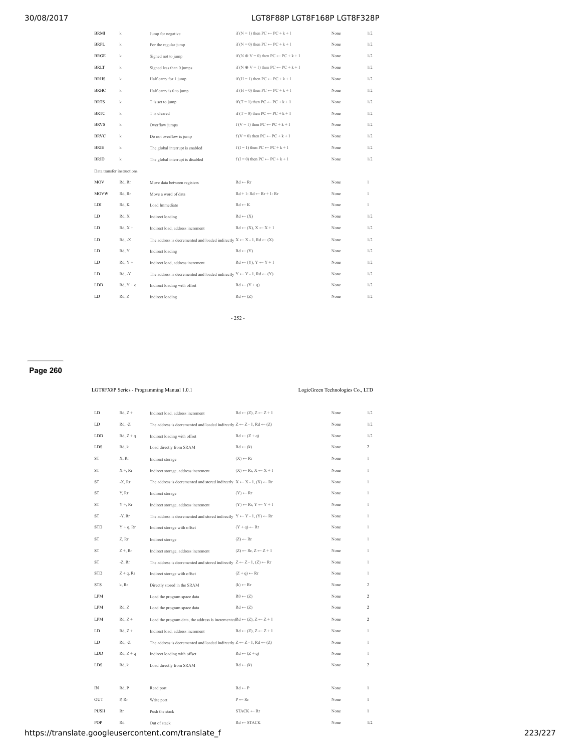| | | | | | |
|---|---|---|---|---|---|
| BRMI | k | Jump for negative | if (N = 1) then PC ← PC + k + 1 | None | 1/2 |
| BRPL | k | For the regular jump | if (N = 0) then PC ← PC + k + 1 | None | 1/2 |
| BRGE | k | Signed not to jump | if (N ⊕ V = 0) then PC ← PC + k + 1 | None | 1/2 |
| BRLT | k | Signed less than 0 jumps | if (N ⊕ V = 1) then PC ← PC + k + 1 | None | 1/2 |
| BRHS | k | Half carry for 1 jump | if (H = 1) then PC ← PC + k + 1 | None | 1/2 |
| BRHC | k | Half carry is 0 to jump | if (H = 0) then PC ← PC + k + 1 | None | 1/2 |
| BRTS | k | T is set to jump | if (T = 1) then PC ← PC + k + 1 | None | 1/2 |
| BRTC | k | T is cleared | if (T = 0) then PC ← PC + k + 1 | None | 1/2 |
| BRVS | k | Overflow jumps | f (V = 1) then PC ← PC + k + 1 | None | 1/2 |
| BRVC | k | Do not overflow is jump | f (V = 0) then PC ← PC + k + 1 | None | 1/2 |
| BRIE | k | The global interrupt is enabled | f (I = 1) then PC ← PC + k + 1 | None | 1/2 |
| BRID | k | The global interrupt is disabled | f (I = 0) then PC ← PC + k + 1 | None | 1/2 |
| Data transfer instructions | | | | | |
| MOV | Rd, Rr | Move data between registers | Rd ← Rr | None | 1 |
| MOVW | Rd, Rr | Move a word of data | Rd + 1: Rd ← Rr + 1: Rr | None | 1 |
| LDI | Rd, K | Load Immediate | Rd ← K | None | 1 |
| LD | Rd, X | Indirect loading | Rd ← (X) | None | 1/2 |
| LD | Rd, X + | Indirect load, address increment | Rd ← (X), X ← X + 1 | None | 1/2 |
| LD | Rd, -X | The address is decremented and loaded indirectly | X ← X - 1, Rd ← (X) | None | 1/2 |
| LD | Rd, Y | Indirect loading | Rd ← (Y) | None | 1/2 |
| LD | Rd, Y + | Indirect load, address increment | Rd ← (Y), Y ← Y + 1 | None | 1/2 |
| LD | Rd, -Y | The address is decremented and loaded indirectly | Y ← Y - 1, Rd ← (Y) | None | 1/2 |
| LDD | Rd, Y + q | Indirect loading with offset | Rd ← (Y + q) | None | 1/2 |
| LD | Rd, Z | Indirect loading | Rd ← (Z) | None | 1/2 |

## Page 260

LGT8FX8P Series - Programming Manual 1.0.1 LogicGreen Technologies Co., LTD

| | | | | | |
|---|---|---|---|---|---|
| LD | Rd, Z + | Indirect load, address increment | Rd ← (Z), Z ← Z + 1 | None | 1/2 |
| LD | Rd, -Z | The address is decremented and loaded indirectly | Z ← Z - 1, Rd ← (Z) | None | 1/2 |
| LDD | Rd, Z + q | Indirect loading with offset | Rd ← (Z + q) | None | 1/2 |
| LDS | Rd, k | Load directly from SRAM | Rd ← (k) | None | 2 |
| ST | X, Rr | Indirect storage | (X) ← Rr | None | 1 |
| ST | X +, Rr | Indirect storage, address increment | (X) ← Rr, X ← X + 1 | None | 1 |
| ST | -X, Rr | The address is decremented and stored indirectly | X ← X - 1, (X) ← Rr | None | 1 |
| ST | Y, Rr | Indirect storage | (Y) ← Rr | None | 1 |
| ST | Y +, Rr | Indirect storage, address increment | (Y) ← Rr, Y ← Y + 1 | None | 1 |
| ST | -Y, Rr | The address is decremented and stored indirectly | Y ← Y - 1, (Y) ← Rr | None | 1 |
| STD | Y + q, Rr | Indirect storage with offset | (Y + q) ← Rr | None | 1 |
| ST | Z, Rr | Indirect storage | (Z) ← Rr | None | 1 |
| ST | Z +, Rr | Indirect storage, address increment | (Z) ← Rr, Z ← Z + 1 | None | 1 |
| ST | -Z, Rr | The address is decremented and stored indirectly | Z ← Z - 1, (Z) ← Rr | None | 1 |
| STD | Z + q, Rr | Indirect storage with offset | (Z + q) ← Rr | None | 1 |
| STS | k, Rr | Directly stored in the SRAM | (k) ← Rr | None | 2 |
| LPM | | Load the program space data | R0 ← (Z) | None | 2 |
| LPM | Rd, Z | Load the program space data | Rd ← (Z) | None | 2 |
| LPM | Rd, Z + | Load the program data, the address is incremented | Rd ← (Z), Z ← Z + 1 | None | 2 |
| LD | Rd, Z + | Indirect load, address increment | Rd ← (Z), Z ← Z + 1 | None | 1 |
| LD | Rd, -Z | The address is decremented and loaded indirectly | Z ← Z - 1, Rd ← (Z) | None | 1 |
| LDD | Rd, Z + q | Indirect loading with offset | Rd ← (Z + q) | None | 1 |
| LDS | Rd, k | Load directly from SRAM | Rd ← (k) | None | 2 |
| | | | | | |
| IN | Rd, P | Read port | Rd ← P | None | 1 |
| OUT | P, Rr | Write port | P ← Rr | None | 1 |
| PUSH | Rr | Push the stack | STACK ← Rr | None | 1 |
| POP | Rd | Out of stack | Rd ← STACK | None | 1/2 |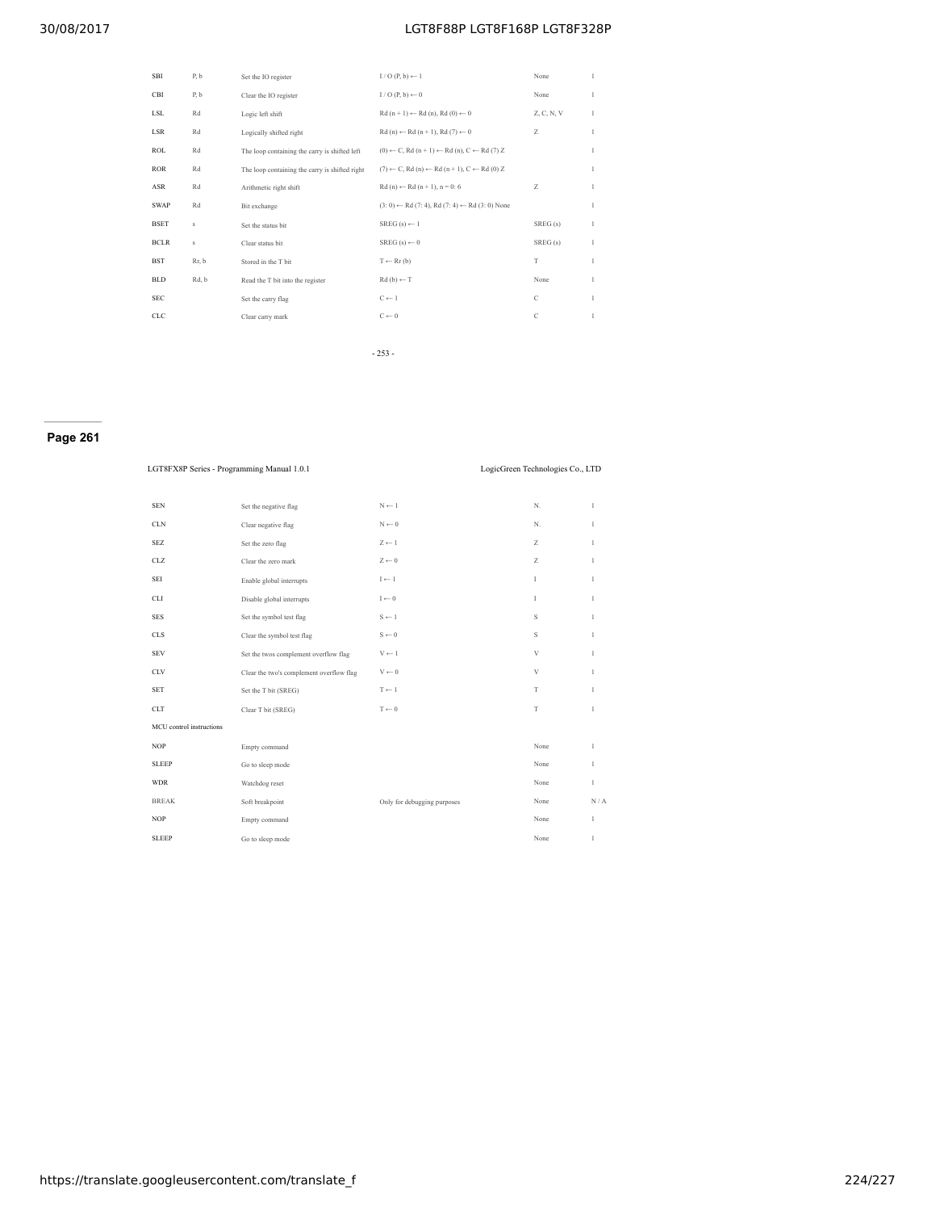| | | | | | |
|---|---|---|---|---|---|
| SBI | P, b | Set the IO register | I / O (P, b) ← 1 | None | 1 |
| CBI | P, b | Clear the IO register | I / O (P, b) ← 0 | None | 1 |
| LSL | Rd | Logic left shift | Rd (n + 1) ← Rd (n), Rd (0) ← 0 | Z, C, N, V | 1 |
| LSR | Rd | Logically shifted right | Rd (n) ← Rd (n + 1), Rd (7) ← 0 | Z | 1 |
| ROL | Rd | The loop containing the carry is shifted left | (0) ← C, Rd (n + 1) ← Rd (n), C ← Rd (7) Z | | 1 |
| ROR | Rd | The loop containing the carry is shifted right | (7) ← C, Rd (n) ← Rd (n + 1), C ← Rd (0) Z | | 1 |
| ASR | Rd | Arithmetic right shift | Rd (n) ← Rd (n + 1), n = 0: 6 | Z | 1 |
| SWAP | Rd | Bit exchange | (3: 0) ← Rd (7: 4), Rd (7: 4) ← Rd (3: 0) None | | 1 |
| BSET | s | Set the status bit | SREG (s) ← 1 | SREG (s) | 1 |
| BCLR | s | Clear status bit | SREG (s) ← 0 | SREG (s) | 1 |
| BST | Rr, b | Stored in the T bit | T ← Rr (b) | T | 1 |
| BLD | Rd, b | Read the T bit into the register | Rd (b) ← T | None | 1 |
| SEC | | Set the carry flag | C ← 1 | C | 1 |
| CLC | | Clear carry mark | C ← 0 | C | 1 |

## Page 261

LGT8FX8P Series - Programming Manual 1.0.1 LogicGreen Technologies Co., LTD

| | | | | |
|---|---|---|---|---|
| SEN | Set the negative flag | N ← 1 | N. | 1 |
| CLN | Clear negative flag | N ← 0 | N. | 1 |
| SEZ | Set the zero flag | Z ← 1 | Z | 1 |
| CLZ | Clear the zero mark | Z ← 0 | Z | 1 |
| SEI | Enable global interrupts | I ← 1 | I | 1 |
| CLI | Disable global interrupts | I ← 0 | I | 1 |
| SES | Set the symbol test flag | S ← 1 | S | 1 |
| CLS | Clear the symbol test flag | S ← 0 | S | 1 |
| SEV | Set the twos complement overflow flag | V ← 1 | V | 1 |
| CLV | Clear the two's complement overflow flag | V ← 0 | V | 1 |
| SET | Set the T bit (SREG) | T ← 1 | T | 1 |
| CLT | Clear T bit (SREG) | T ← 0 | T | 1 |
| MCU control instructions | | | | |
| NOP | Empty command | | None | 1 |
| SLEEP | Go to sleep mode | | None | 1 |
| WDR | Watchdog reset | | None | 1 |
| BREAK | Soft breakpoint | Only for debugging purposes | None | N / A |
| NOP | Empty command | | None | 1 |
| SLEEP | Go to sleep mode | | None | 1 |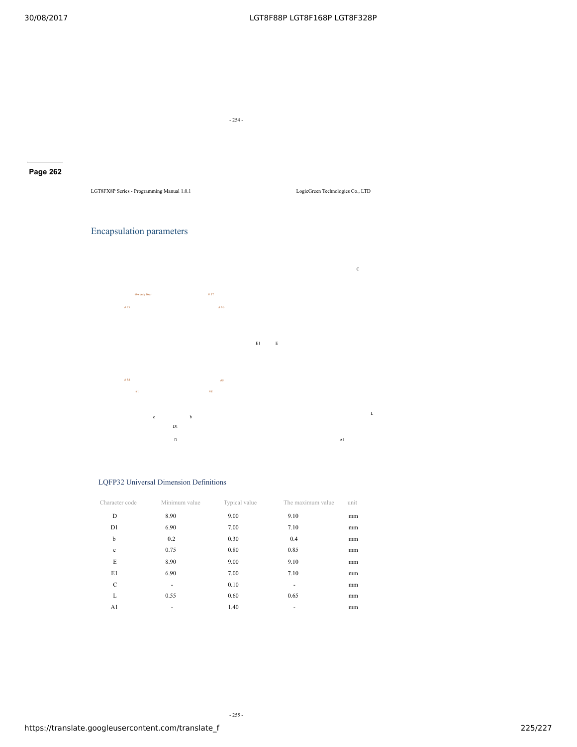## Encapsulation parameters

C

#twenty four # 17

# 25 # 16

E1 E

# 32 #8

#1 #8

L

e b

D1

D A1

### LQFP32 Universal Dimension Definitions

| Character code | Minimum value | Typical value | The maximum value | unit |
|---|---|---|---|---|
| D | 8.90 | 9.00 | 9.10 | mm |
| D1 | 6.90 | 7.00 | 7.10 | mm |
| b | 0.2 | 0.30 | 0.4 | mm |
| e | 0.75 | 0.80 | 0.85 | mm |
| E | 8.90 | 9.00 | 9.10 | mm |
| E1 | 6.90 | 7.00 | 7.10 | mm |
| C | - | 0.10 | - | mm |
| L | 0.55 | 0.60 | 0.65 | mm |
| A1 | - | 1.40 | - | mm |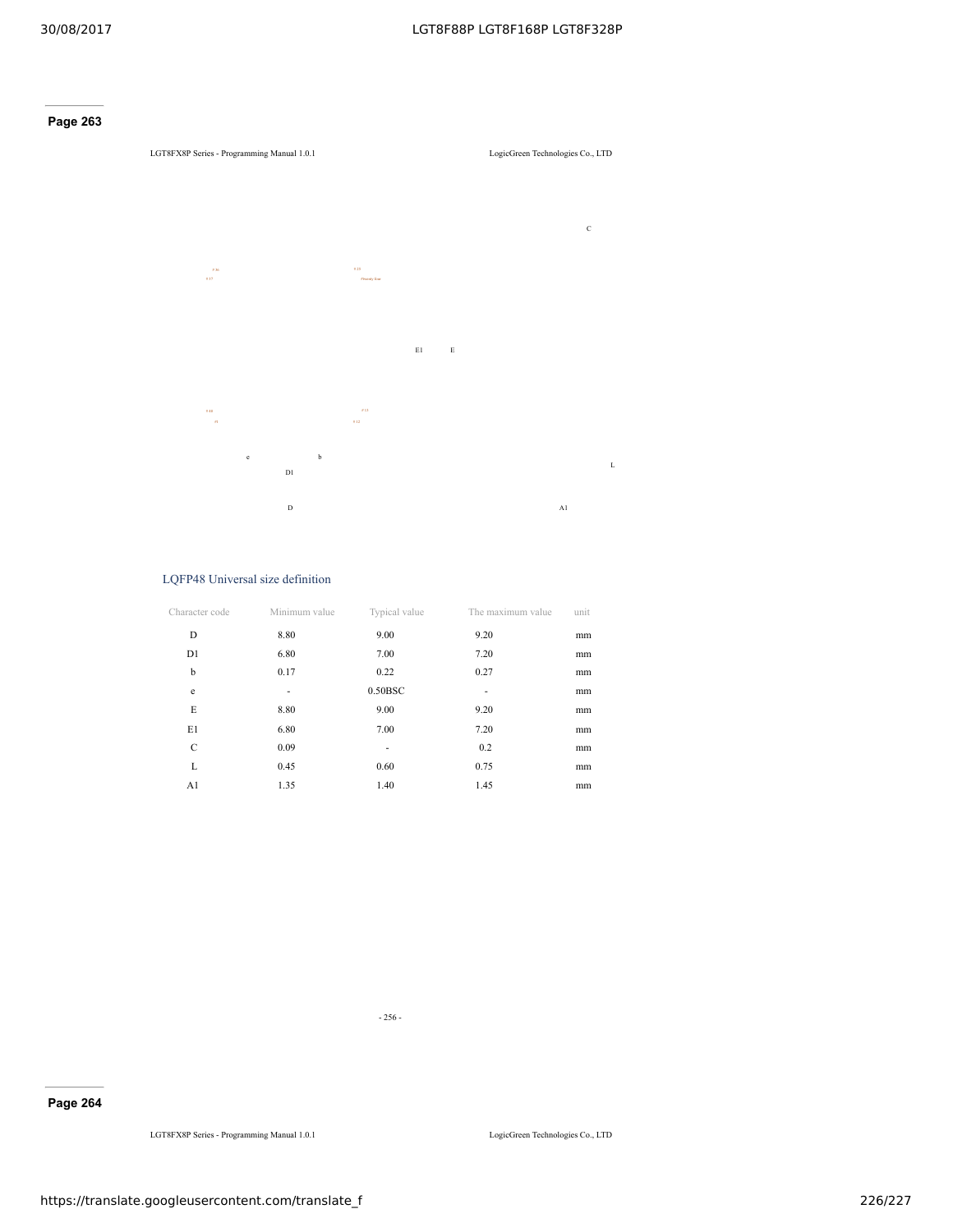**Page 263**

C

E1 E

e b

D1

L

D A1

## LQFP48 Universal size definition

| Character code | Minimum value | Typical value | The maximum value | unit |
|---|---|---|---|---|
| D | 8.80 | 9.00 | 9.20 | mm |
| D1 | 6.80 | 7.00 | 7.20 | mm |
| b | 0.17 | 0.22 | 0.27 | mm |
| e | - | 0.50BSC | - | mm |
| E | 8.80 | 9.00 | 9.20 | mm |
| E1 | 6.80 | 7.00 | 7.20 | mm |
| C | 0.09 | - | 0.2 | mm |
| L | 0.45 | 0.60 | 0.75 | mm |
| A1 | 1.35 | 1.40 | 1.45 | mm |

**Page 264**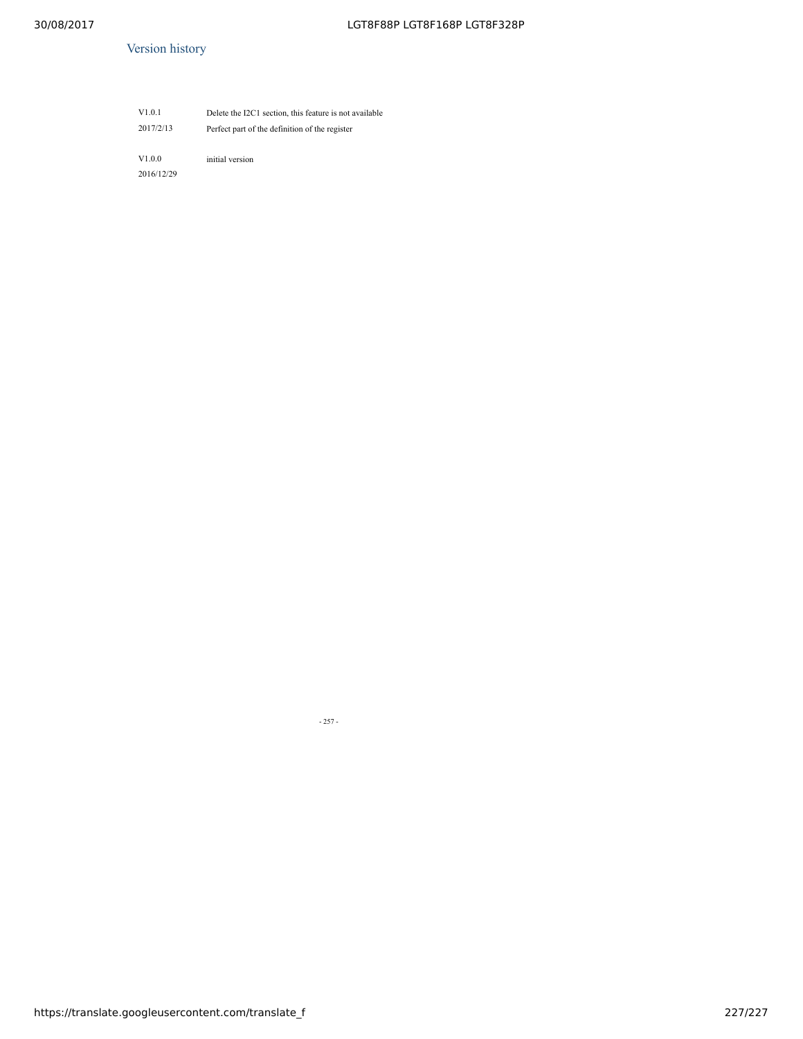## Version history

| | |
|---|---|
| V1.0.1<br>2017/2/13 | Delete the I2C1 section, this feature is not available<br>Perfect part of the definition of the register |
| V1.0.0<br>2016/12/29 | initial version |